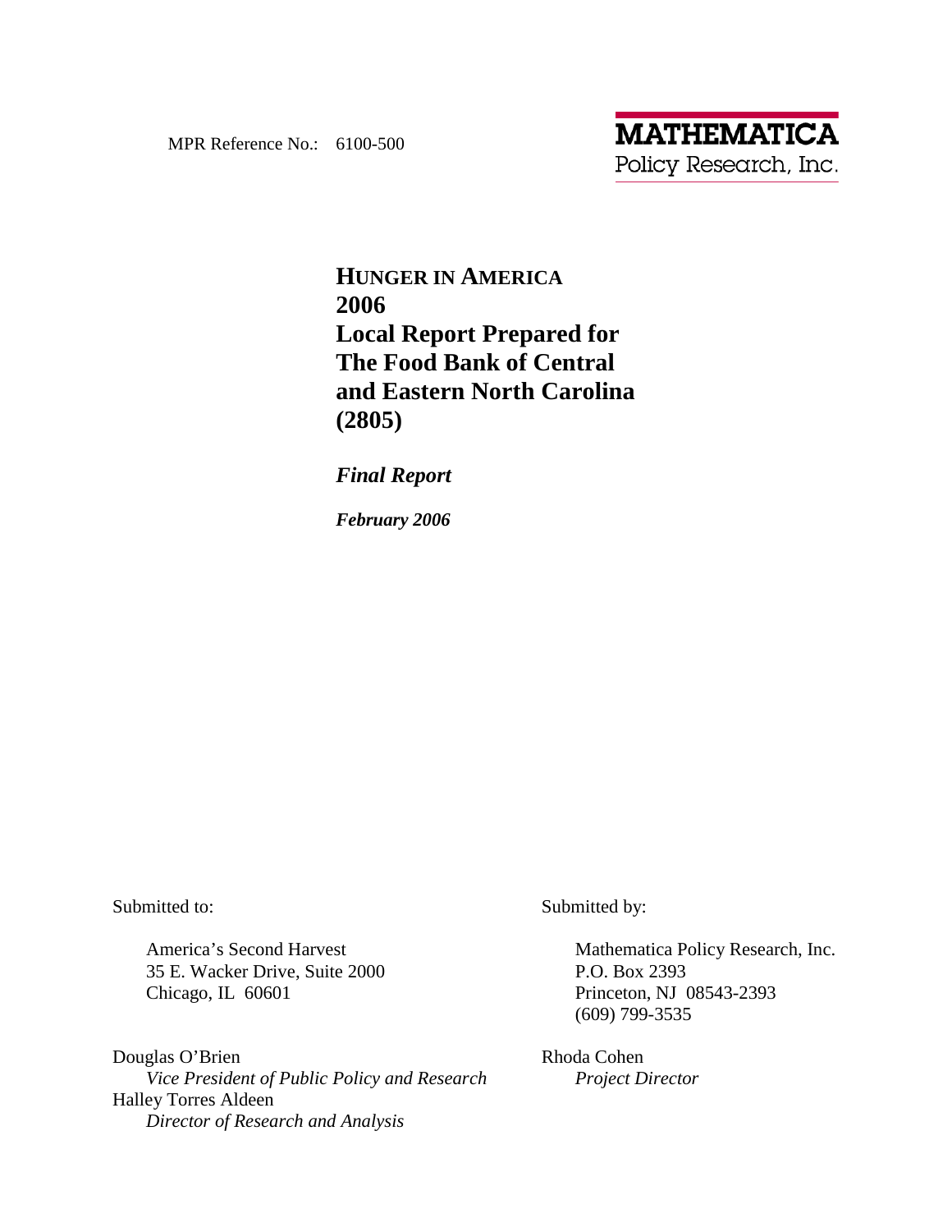MPR Reference No.: 6100-500

**MATHEMATICA**
Policy Research, Inc.

# HUNGER IN AMERICA 2006 Local Report Prepared for The Food Bank of Central and Eastern North Carolina (2805)

***Final Report***

***February 2006***

Submitted to:

America's Second Harvest
35 E. Wacker Drive, Suite 2000
Chicago, IL 60601

Douglas O'Brien
*Vice President of Public Policy and Research*
Halley Torres Aldeen
*Director of Research and Analysis*

Submitted by:

Mathematica Policy Research, Inc.
P.O. Box 2393
Princeton, NJ 08543-2393
(609) 799-3535

Rhoda Cohen
*Project Director*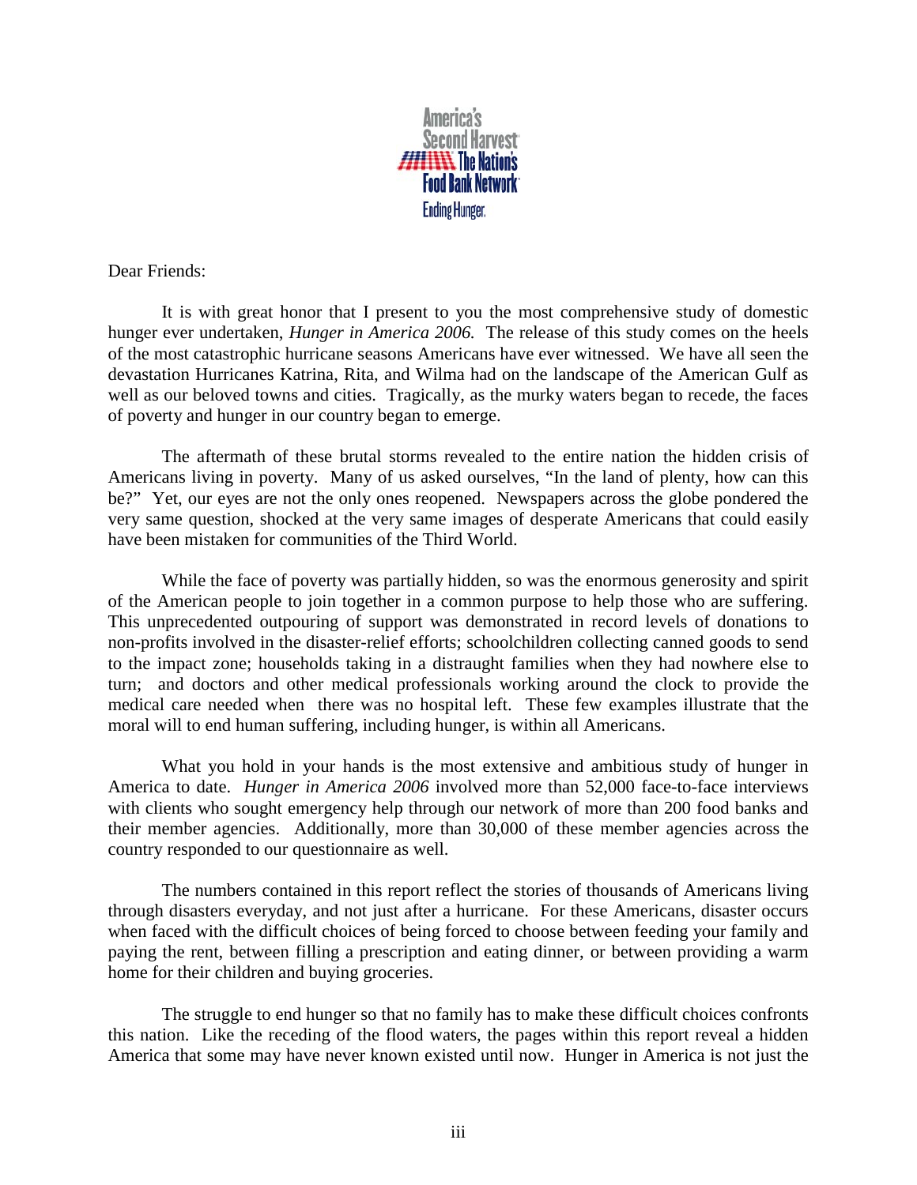America's Second Harvest The Nation's Food Bank Network Ending Hunger.

Dear Friends:

It is with great honor that I present to you the most comprehensive study of domestic hunger ever undertaken, *Hunger in America 2006.* The release of this study comes on the heels of the most catastrophic hurricane seasons Americans have ever witnessed. We have all seen the devastation Hurricanes Katrina, Rita, and Wilma had on the landscape of the American Gulf as well as our beloved towns and cities. Tragically, as the murky waters began to recede, the faces of poverty and hunger in our country began to emerge.

The aftermath of these brutal storms revealed to the entire nation the hidden crisis of Americans living in poverty. Many of us asked ourselves, "In the land of plenty, how can this be?" Yet, our eyes are not the only ones reopened. Newspapers across the globe pondered the very same question, shocked at the very same images of desperate Americans that could easily have been mistaken for communities of the Third World.

While the face of poverty was partially hidden, so was the enormous generosity and spirit of the American people to join together in a common purpose to help those who are suffering. This unprecedented outpouring of support was demonstrated in record levels of donations to non-profits involved in the disaster-relief efforts; schoolchildren collecting canned goods to send to the impact zone; households taking in a distraught families when they had nowhere else to turn; and doctors and other medical professionals working around the clock to provide the medical care needed when there was no hospital left. These few examples illustrate that the moral will to end human suffering, including hunger, is within all Americans.

What you hold in your hands is the most extensive and ambitious study of hunger in America to date. *Hunger in America 2006* involved more than 52,000 face-to-face interviews with clients who sought emergency help through our network of more than 200 food banks and their member agencies. Additionally, more than 30,000 of these member agencies across the country responded to our questionnaire as well.

The numbers contained in this report reflect the stories of thousands of Americans living through disasters everyday, and not just after a hurricane. For these Americans, disaster occurs when faced with the difficult choices of being forced to choose between feeding your family and paying the rent, between filling a prescription and eating dinner, or between providing a warm home for their children and buying groceries.

The struggle to end hunger so that no family has to make these difficult choices confronts this nation. Like the receding of the flood waters, the pages within this report reveal a hidden America that some may have never known existed until now. Hunger in America is not just the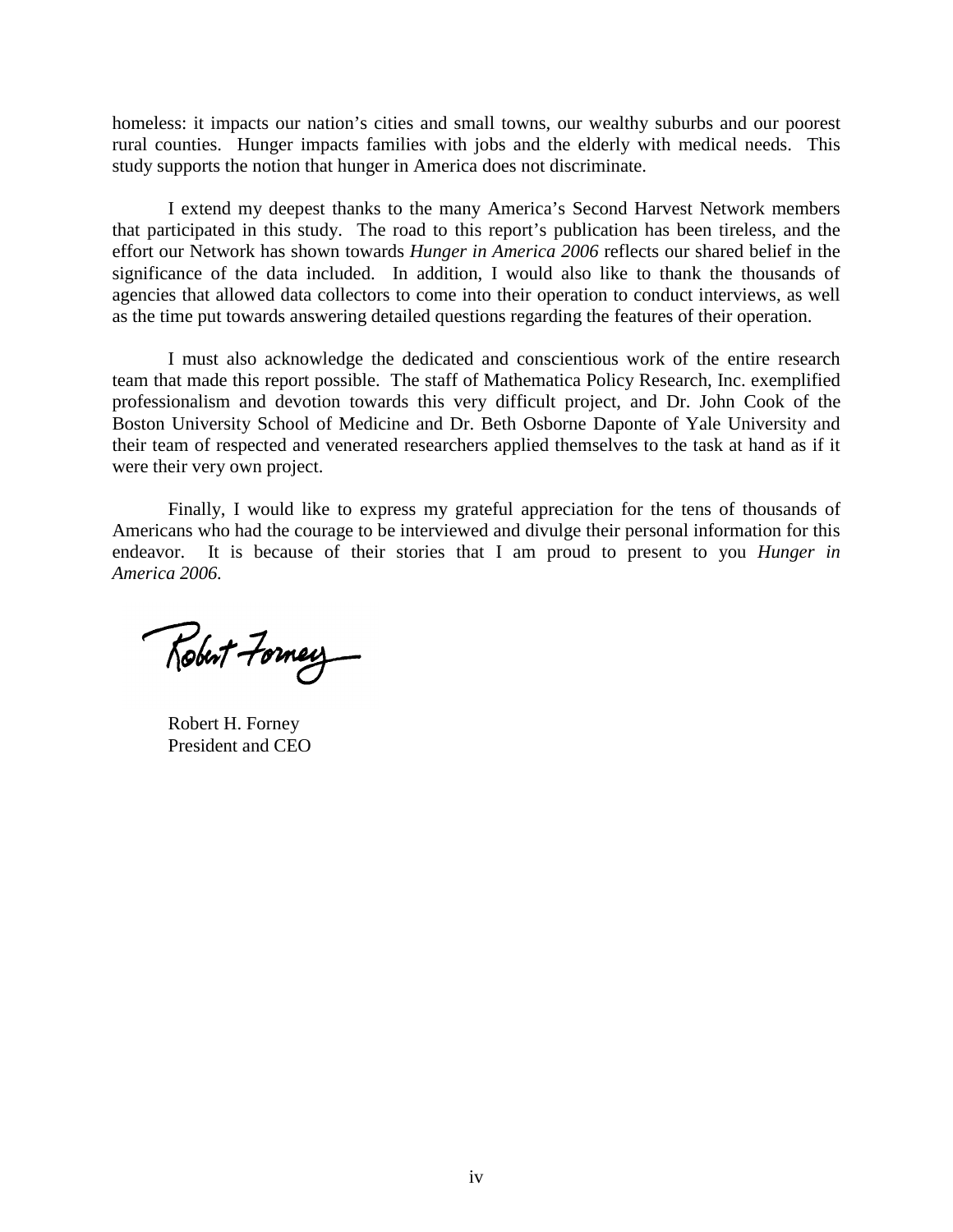homeless: it impacts our nation's cities and small towns, our wealthy suburbs and our poorest rural counties. Hunger impacts families with jobs and the elderly with medical needs. This study supports the notion that hunger in America does not discriminate.

I extend my deepest thanks to the many America's Second Harvest Network members that participated in this study. The road to this report's publication has been tireless, and the effort our Network has shown towards *Hunger in America 2006* reflects our shared belief in the significance of the data included. In addition, I would also like to thank the thousands of agencies that allowed data collectors to come into their operation to conduct interviews, as well as the time put towards answering detailed questions regarding the features of their operation.

I must also acknowledge the dedicated and conscientious work of the entire research team that made this report possible. The staff of Mathematica Policy Research, Inc. exemplified professionalism and devotion towards this very difficult project, and Dr. John Cook of the Boston University School of Medicine and Dr. Beth Osborne Daponte of Yale University and their team of respected and venerated researchers applied themselves to the task at hand as if it were their very own project.

Finally, I would like to express my grateful appreciation for the tens of thousands of Americans who had the courage to be interviewed and divulge their personal information for this endeavor. It is because of their stories that I am proud to present to you *Hunger in America 2006.*

Robert Forney

Robert H. Forney
President and CEO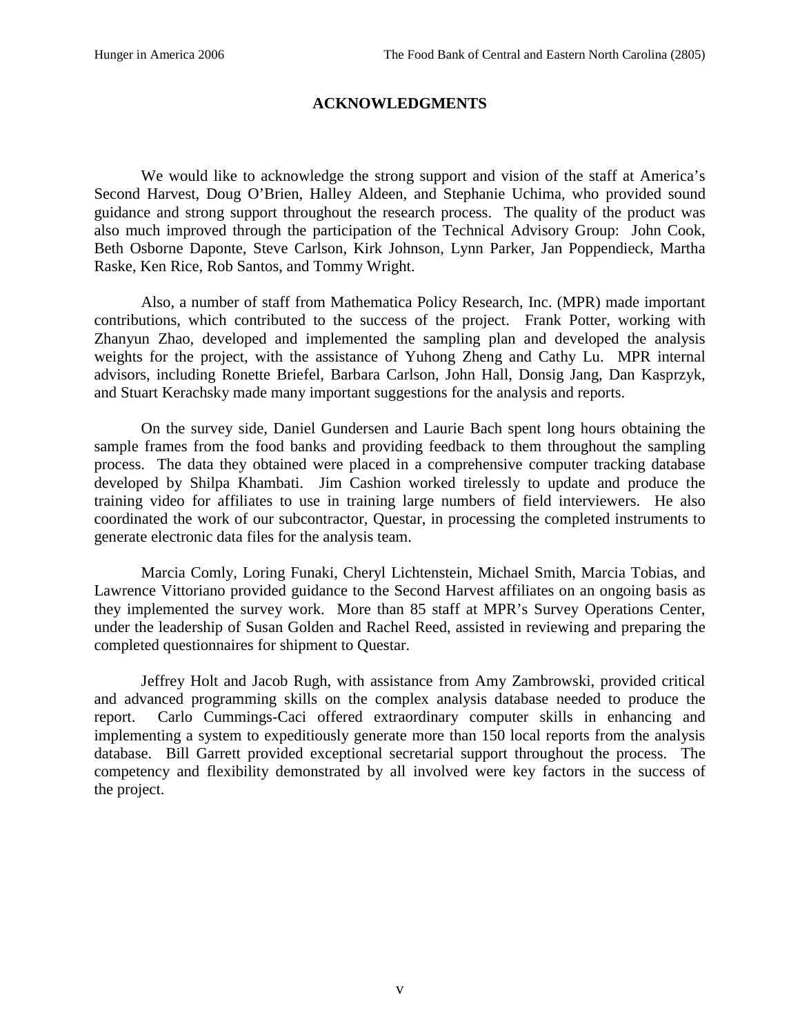# ACKNOWLEDGMENTS

We would like to acknowledge the strong support and vision of the staff at America's Second Harvest, Doug O'Brien, Halley Aldeen, and Stephanie Uchima, who provided sound guidance and strong support throughout the research process. The quality of the product was also much improved through the participation of the Technical Advisory Group: John Cook, Beth Osborne Daponte, Steve Carlson, Kirk Johnson, Lynn Parker, Jan Poppendieck, Martha Raske, Ken Rice, Rob Santos, and Tommy Wright.

Also, a number of staff from Mathematica Policy Research, Inc. (MPR) made important contributions, which contributed to the success of the project. Frank Potter, working with Zhanyun Zhao, developed and implemented the sampling plan and developed the analysis weights for the project, with the assistance of Yuhong Zheng and Cathy Lu. MPR internal advisors, including Ronette Briefel, Barbara Carlson, John Hall, Donsig Jang, Dan Kasprzyk, and Stuart Kerachsky made many important suggestions for the analysis and reports.

On the survey side, Daniel Gundersen and Laurie Bach spent long hours obtaining the sample frames from the food banks and providing feedback to them throughout the sampling process. The data they obtained were placed in a comprehensive computer tracking database developed by Shilpa Khambati. Jim Cashion worked tirelessly to update and produce the training video for affiliates to use in training large numbers of field interviewers. He also coordinated the work of our subcontractor, Questar, in processing the completed instruments to generate electronic data files for the analysis team.

Marcia Comly, Loring Funaki, Cheryl Lichtenstein, Michael Smith, Marcia Tobias, and Lawrence Vittoriano provided guidance to the Second Harvest affiliates on an ongoing basis as they implemented the survey work. More than 85 staff at MPR's Survey Operations Center, under the leadership of Susan Golden and Rachel Reed, assisted in reviewing and preparing the completed questionnaires for shipment to Questar.

Jeffrey Holt and Jacob Rugh, with assistance from Amy Zambrowski, provided critical and advanced programming skills on the complex analysis database needed to produce the report. Carlo Cummings-Caci offered extraordinary computer skills in enhancing and implementing a system to expeditiously generate more than 150 local reports from the analysis database. Bill Garrett provided exceptional secretarial support throughout the process. The competency and flexibility demonstrated by all involved were key factors in the success of the project.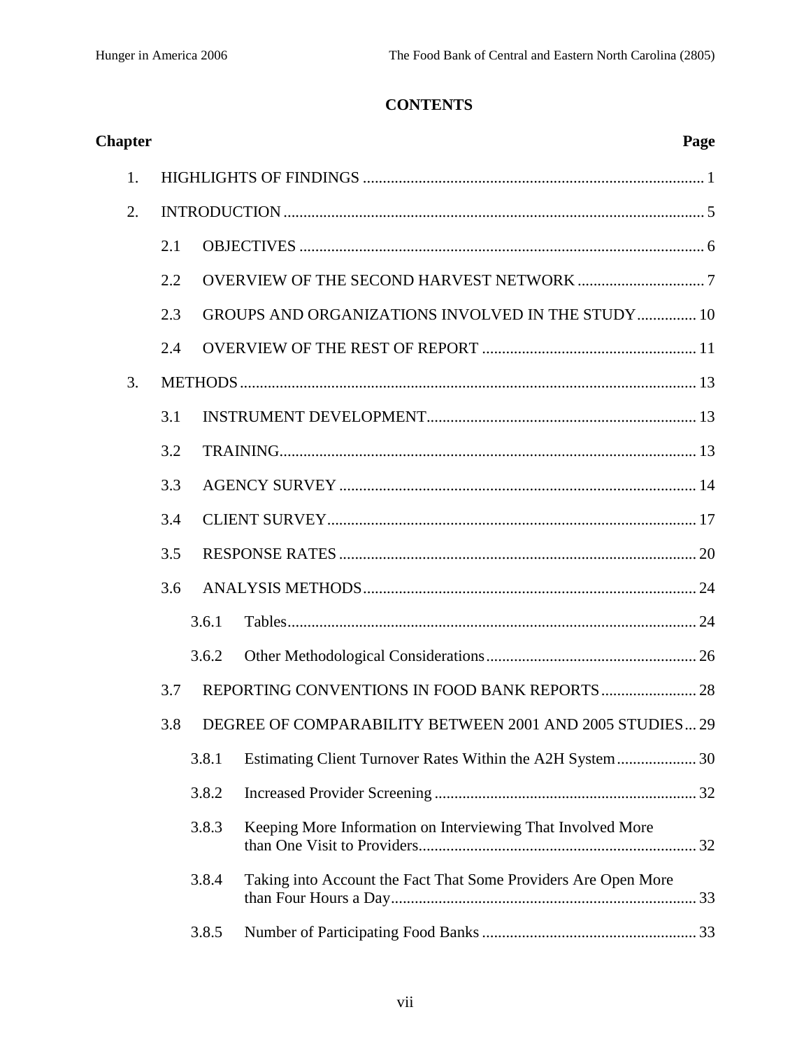**CONTENTS**

| Chapter | | | Page |
|---|---|---|---|
| 1. | HIGHLIGHTS OF FINDINGS | | 1 |
| 2. | INTRODUCTION | | 5 |
| | 2.1 | OBJECTIVES | 6 |
| | 2.2 | OVERVIEW OF THE SECOND HARVEST NETWORK | 7 |
| | 2.3 | GROUPS AND ORGANIZATIONS INVOLVED IN THE STUDY | 10 |
| | 2.4 | OVERVIEW OF THE REST OF REPORT | 11 |
| 3. | METHODS | | 13 |
| | 3.1 | INSTRUMENT DEVELOPMENT | 13 |
| | 3.2 | TRAINING | 13 |
| | 3.3 | AGENCY SURVEY | 14 |
| | 3.4 | CLIENT SURVEY | 17 |
| | 3.5 | RESPONSE RATES | 20 |
| | 3.6 | ANALYSIS METHODS | 24 |
| | | 3.6.1 Tables | 24 |
| | | 3.6.2 Other Methodological Considerations | 26 |
| | 3.7 | REPORTING CONVENTIONS IN FOOD BANK REPORTS | 28 |
| | 3.8 | DEGREE OF COMPARABILITY BETWEEN 2001 AND 2005 STUDIES | 29 |
| | | 3.8.1 Estimating Client Turnover Rates Within the A2H System | 30 |
| | | 3.8.2 Increased Provider Screening | 32 |
| | | 3.8.3 Keeping More Information on Interviewing That Involved More than One Visit to Providers | 32 |
| | | 3.8.4 Taking into Account the Fact That Some Providers Are Open More than Four Hours a Day | 33 |
| | | 3.8.5 Number of Participating Food Banks | 33 |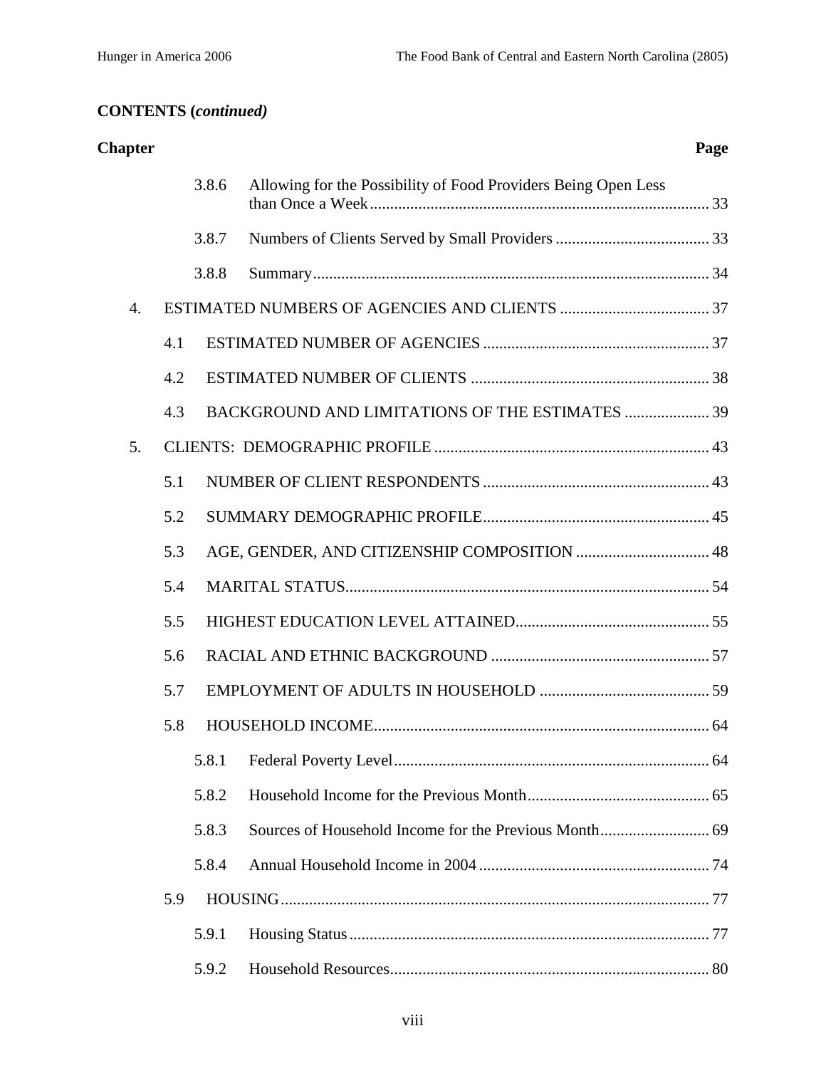**CONTENTS (*continued*)**

**Chapter** **Page**

- 3.8.6 Allowing for the Possibility of Food Providers Being Open Less than Once a Week ... 33
- 3.8.7 Numbers of Clients Served by Small Providers ... 33
- 3.8.8 Summary ... 34

4. ESTIMATED NUMBERS OF AGENCIES AND CLIENTS ... 37
   - 4.1 ESTIMATED NUMBER OF AGENCIES ... 37
   - 4.2 ESTIMATED NUMBER OF CLIENTS ... 38
   - 4.3 BACKGROUND AND LIMITATIONS OF THE ESTIMATES ... 39

5. CLIENTS: DEMOGRAPHIC PROFILE ... 43
   - 5.1 NUMBER OF CLIENT RESPONDENTS ... 43
   - 5.2 SUMMARY DEMOGRAPHIC PROFILE ... 45
   - 5.3 AGE, GENDER, AND CITIZENSHIP COMPOSITION ... 48
   - 5.4 MARITAL STATUS ... 54
   - 5.5 HIGHEST EDUCATION LEVEL ATTAINED ... 55
   - 5.6 RACIAL AND ETHNIC BACKGROUND ... 57
   - 5.7 EMPLOYMENT OF ADULTS IN HOUSEHOLD ... 59
   - 5.8 HOUSEHOLD INCOME ... 64
     - 5.8.1 Federal Poverty Level ... 64
     - 5.8.2 Household Income for the Previous Month ... 65
     - 5.8.3 Sources of Household Income for the Previous Month ... 69
     - 5.8.4 Annual Household Income in 2004 ... 74
   - 5.9 HOUSING ... 77
     - 5.9.1 Housing Status ... 77
     - 5.9.2 Household Resources ... 80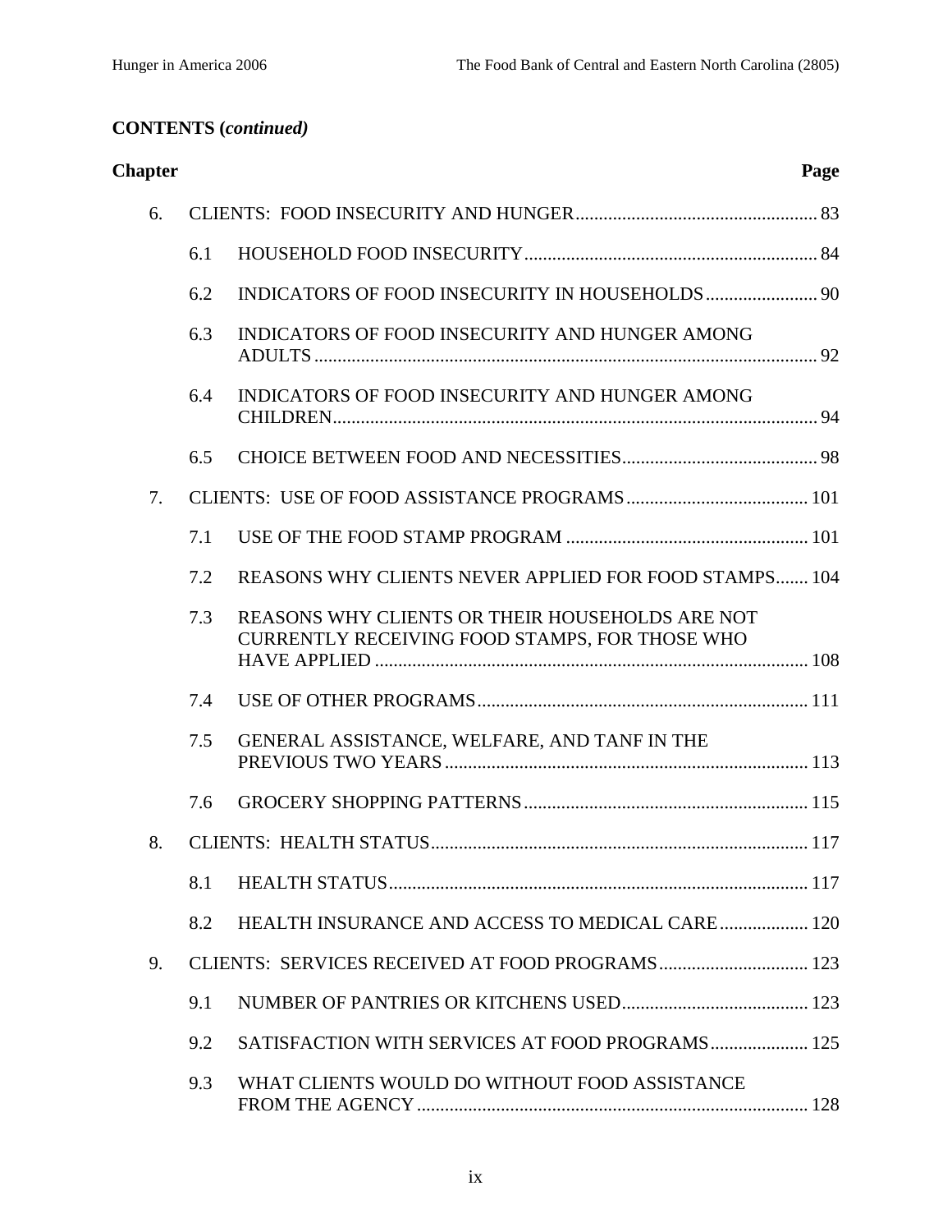**CONTENTS (*continued*)**

| Chapter | | | Page |
|---|---|---|---|
| 6. | CLIENTS: FOOD INSECURITY AND HUNGER | | 83 |
| | 6.1 | HOUSEHOLD FOOD INSECURITY | 84 |
| | 6.2 | INDICATORS OF FOOD INSECURITY IN HOUSEHOLDS | 90 |
| | 6.3 | INDICATORS OF FOOD INSECURITY AND HUNGER AMONG ADULTS | 92 |
| | 6.4 | INDICATORS OF FOOD INSECURITY AND HUNGER AMONG CHILDREN | 94 |
| | 6.5 | CHOICE BETWEEN FOOD AND NECESSITIES | 98 |
| 7. | CLIENTS: USE OF FOOD ASSISTANCE PROGRAMS | | 101 |
| | 7.1 | USE OF THE FOOD STAMP PROGRAM | 101 |
| | 7.2 | REASONS WHY CLIENTS NEVER APPLIED FOR FOOD STAMPS | 104 |
| | 7.3 | REASONS WHY CLIENTS OR THEIR HOUSEHOLDS ARE NOT CURRENTLY RECEIVING FOOD STAMPS, FOR THOSE WHO HAVE APPLIED | 108 |
| | 7.4 | USE OF OTHER PROGRAMS | 111 |
| | 7.5 | GENERAL ASSISTANCE, WELFARE, AND TANF IN THE PREVIOUS TWO YEARS | 113 |
| | 7.6 | GROCERY SHOPPING PATTERNS | 115 |
| 8. | CLIENTS: HEALTH STATUS | | 117 |
| | 8.1 | HEALTH STATUS | 117 |
| | 8.2 | HEALTH INSURANCE AND ACCESS TO MEDICAL CARE | 120 |
| 9. | CLIENTS: SERVICES RECEIVED AT FOOD PROGRAMS | | 123 |
| | 9.1 | NUMBER OF PANTRIES OR KITCHENS USED | 123 |
| | 9.2 | SATISFACTION WITH SERVICES AT FOOD PROGRAMS | 125 |
| | 9.3 | WHAT CLIENTS WOULD DO WITHOUT FOOD ASSISTANCE FROM THE AGENCY | 128 |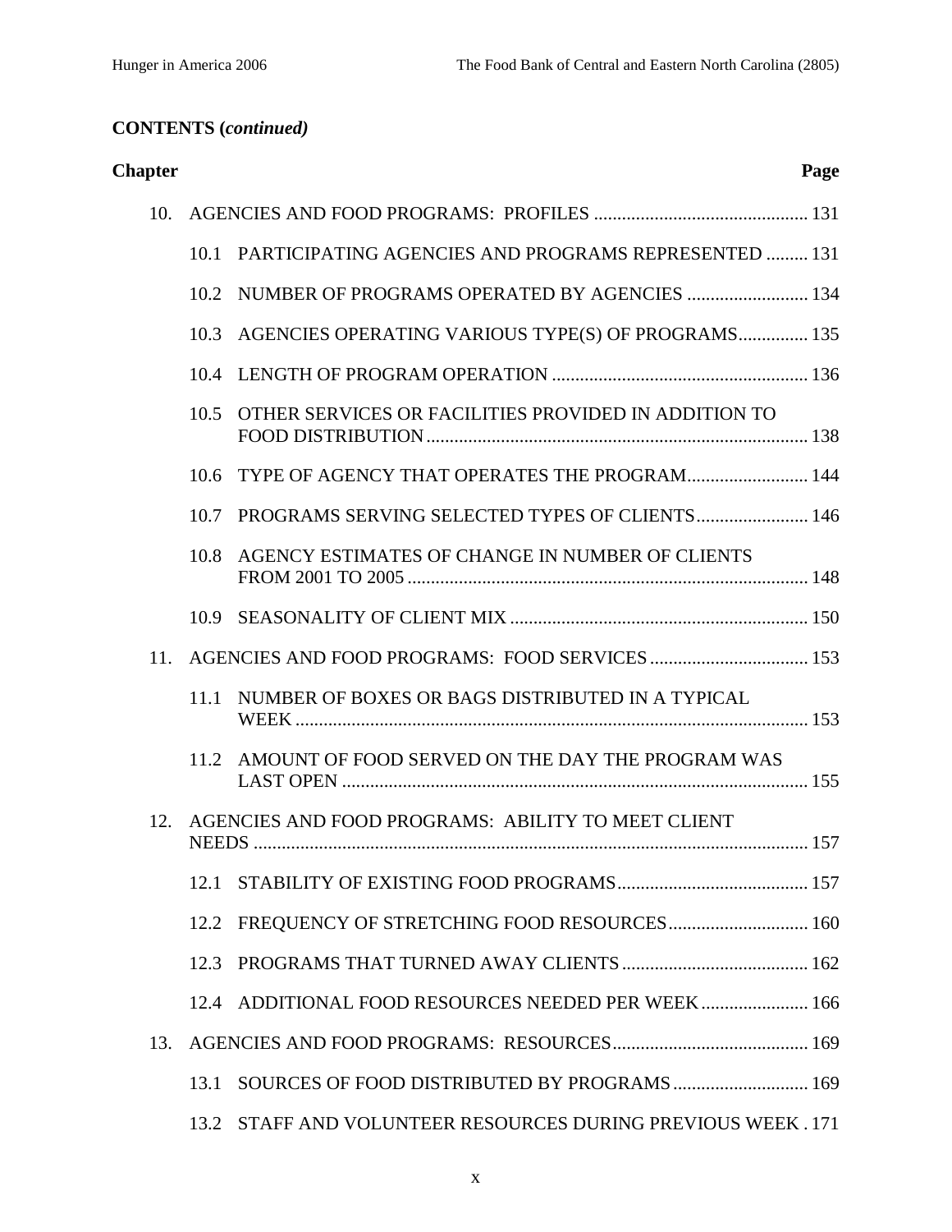**CONTENTS (*continued*)**

| Chapter | | | Page |
|---|---|---|---|
| 10. | AGENCIES AND FOOD PROGRAMS: PROFILES | | 131 |
| | 10.1 | PARTICIPATING AGENCIES AND PROGRAMS REPRESENTED | 131 |
| | 10.2 | NUMBER OF PROGRAMS OPERATED BY AGENCIES | 134 |
| | 10.3 | AGENCIES OPERATING VARIOUS TYPE(S) OF PROGRAMS | 135 |
| | 10.4 | LENGTH OF PROGRAM OPERATION | 136 |
| | 10.5 | OTHER SERVICES OR FACILITIES PROVIDED IN ADDITION TO FOOD DISTRIBUTION | 138 |
| | 10.6 | TYPE OF AGENCY THAT OPERATES THE PROGRAM | 144 |
| | 10.7 | PROGRAMS SERVING SELECTED TYPES OF CLIENTS | 146 |
| | 10.8 | AGENCY ESTIMATES OF CHANGE IN NUMBER OF CLIENTS FROM 2001 TO 2005 | 148 |
| | 10.9 | SEASONALITY OF CLIENT MIX | 150 |
| 11. | AGENCIES AND FOOD PROGRAMS: FOOD SERVICES | | 153 |
| | 11.1 | NUMBER OF BOXES OR BAGS DISTRIBUTED IN A TYPICAL WEEK | 153 |
| | 11.2 | AMOUNT OF FOOD SERVED ON THE DAY THE PROGRAM WAS LAST OPEN | 155 |
| 12. | AGENCIES AND FOOD PROGRAMS: ABILITY TO MEET CLIENT NEEDS | | 157 |
| | 12.1 | STABILITY OF EXISTING FOOD PROGRAMS | 157 |
| | 12.2 | FREQUENCY OF STRETCHING FOOD RESOURCES | 160 |
| | 12.3 | PROGRAMS THAT TURNED AWAY CLIENTS | 162 |
| | 12.4 | ADDITIONAL FOOD RESOURCES NEEDED PER WEEK | 166 |
| 13. | AGENCIES AND FOOD PROGRAMS: RESOURCES | | 169 |
| | 13.1 | SOURCES OF FOOD DISTRIBUTED BY PROGRAMS | 169 |
| | 13.2 | STAFF AND VOLUNTEER RESOURCES DURING PREVIOUS WEEK | 171 |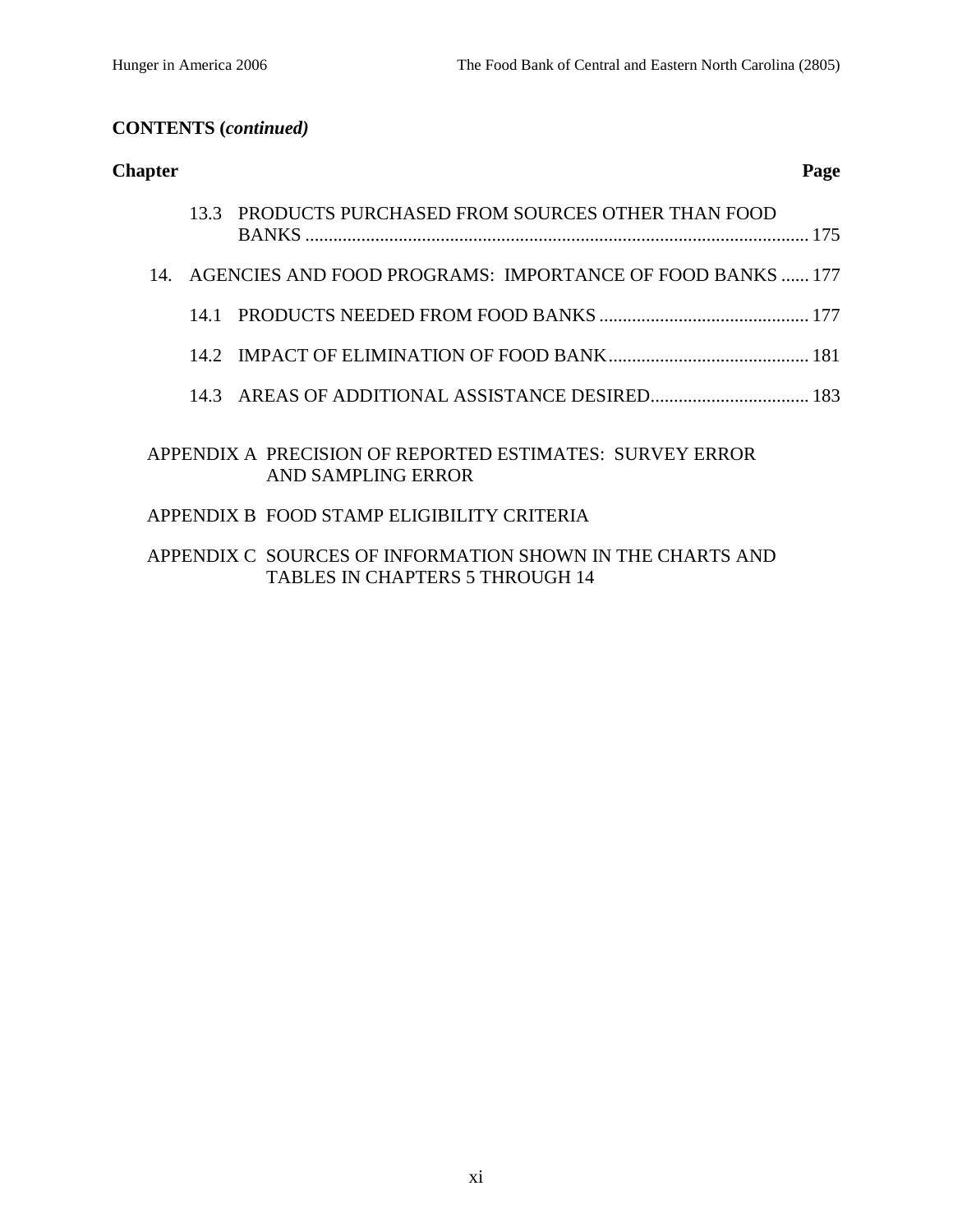**CONTENTS (*continued*)**

| Chapter | | Page |
|---|---|---|
| | 13.3 PRODUCTS PURCHASED FROM SOURCES OTHER THAN FOOD BANKS | 175 |
| 14. | AGENCIES AND FOOD PROGRAMS: IMPORTANCE OF FOOD BANKS | 177 |
| | 14.1 PRODUCTS NEEDED FROM FOOD BANKS | 177 |
| | 14.2 IMPACT OF ELIMINATION OF FOOD BANK | 181 |
| | 14.3 AREAS OF ADDITIONAL ASSISTANCE DESIRED | 183 |

APPENDIX A PRECISION OF REPORTED ESTIMATES: SURVEY ERROR AND SAMPLING ERROR

APPENDIX B FOOD STAMP ELIGIBILITY CRITERIA

APPENDIX C SOURCES OF INFORMATION SHOWN IN THE CHARTS AND TABLES IN CHAPTERS 5 THROUGH 14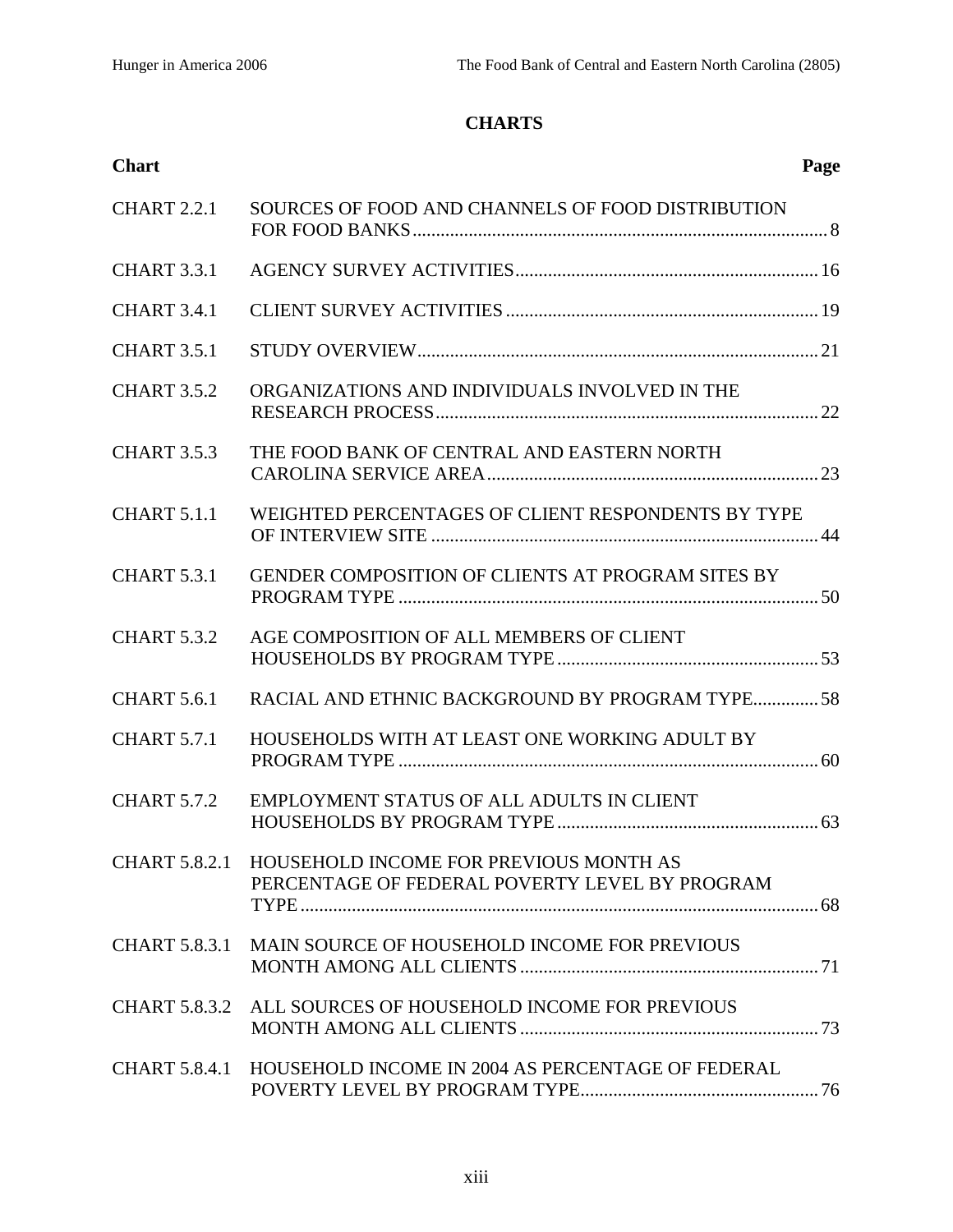# CHARTS

| Chart | | Page |
|---|---|---|
| CHART 2.2.1 | SOURCES OF FOOD AND CHANNELS OF FOOD DISTRIBUTION FOR FOOD BANKS | 8 |
| CHART 3.3.1 | AGENCY SURVEY ACTIVITIES | 16 |
| CHART 3.4.1 | CLIENT SURVEY ACTIVITIES | 19 |
| CHART 3.5.1 | STUDY OVERVIEW | 21 |
| CHART 3.5.2 | ORGANIZATIONS AND INDIVIDUALS INVOLVED IN THE RESEARCH PROCESS | 22 |
| CHART 3.5.3 | THE FOOD BANK OF CENTRAL AND EASTERN NORTH CAROLINA SERVICE AREA | 23 |
| CHART 5.1.1 | WEIGHTED PERCENTAGES OF CLIENT RESPONDENTS BY TYPE OF INTERVIEW SITE | 44 |
| CHART 5.3.1 | GENDER COMPOSITION OF CLIENTS AT PROGRAM SITES BY PROGRAM TYPE | 50 |
| CHART 5.3.2 | AGE COMPOSITION OF ALL MEMBERS OF CLIENT HOUSEHOLDS BY PROGRAM TYPE | 53 |
| CHART 5.6.1 | RACIAL AND ETHNIC BACKGROUND BY PROGRAM TYPE | 58 |
| CHART 5.7.1 | HOUSEHOLDS WITH AT LEAST ONE WORKING ADULT BY PROGRAM TYPE | 60 |
| CHART 5.7.2 | EMPLOYMENT STATUS OF ALL ADULTS IN CLIENT HOUSEHOLDS BY PROGRAM TYPE | 63 |
| CHART 5.8.2.1 | HOUSEHOLD INCOME FOR PREVIOUS MONTH AS PERCENTAGE OF FEDERAL POVERTY LEVEL BY PROGRAM TYPE | 68 |
| CHART 5.8.3.1 | MAIN SOURCE OF HOUSEHOLD INCOME FOR PREVIOUS MONTH AMONG ALL CLIENTS | 71 |
| CHART 5.8.3.2 | ALL SOURCES OF HOUSEHOLD INCOME FOR PREVIOUS MONTH AMONG ALL CLIENTS | 73 |
| CHART 5.8.4.1 | HOUSEHOLD INCOME IN 2004 AS PERCENTAGE OF FEDERAL POVERTY LEVEL BY PROGRAM TYPE | 76 |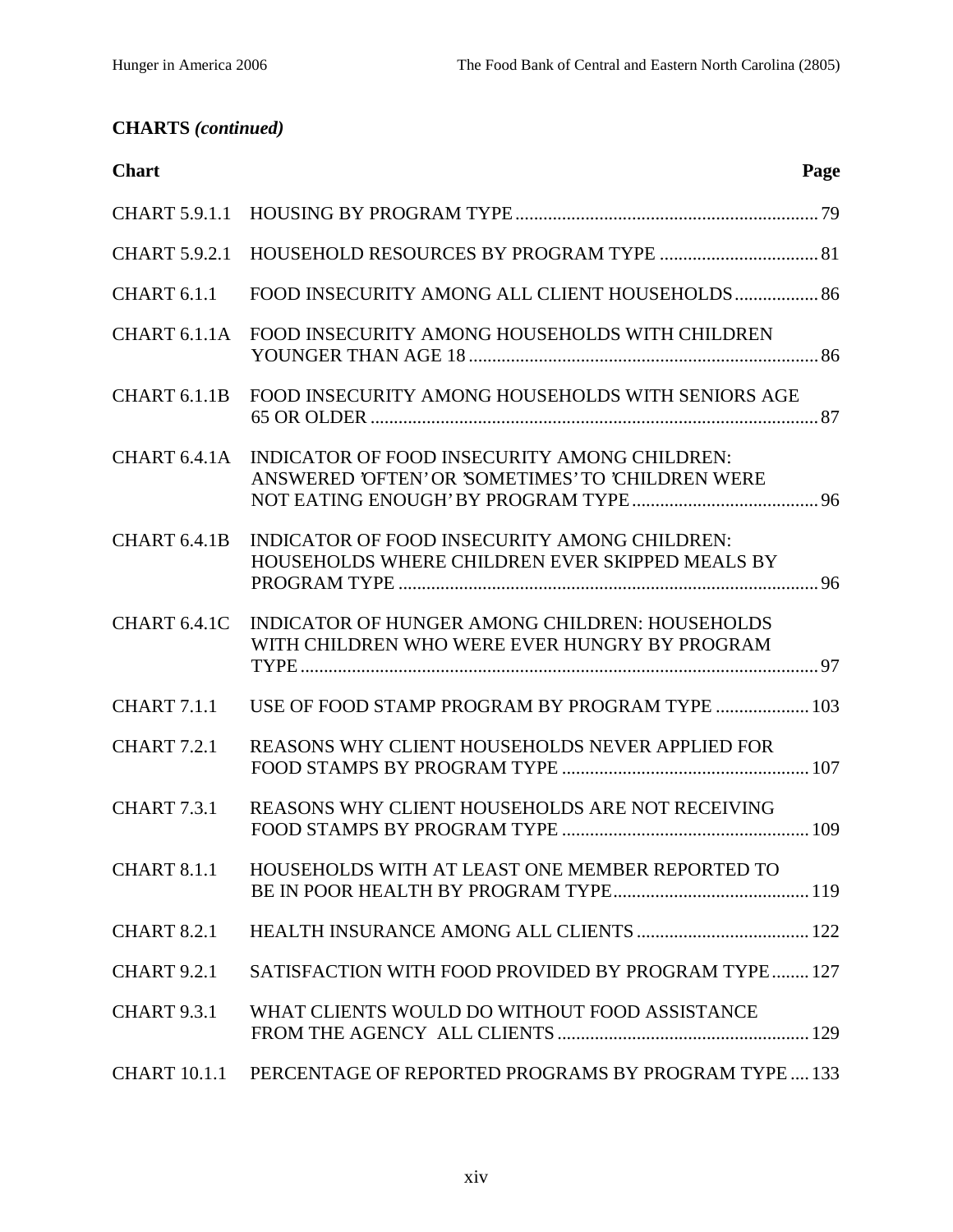**CHARTS *(continued)***

| Chart | | Page |
|---|---|---|
| CHART 5.9.1.1 | HOUSING BY PROGRAM TYPE | 79 |
| CHART 5.9.2.1 | HOUSEHOLD RESOURCES BY PROGRAM TYPE | 81 |
| CHART 6.1.1 | FOOD INSECURITY AMONG ALL CLIENT HOUSEHOLDS | 86 |
| CHART 6.1.1A | FOOD INSECURITY AMONG HOUSEHOLDS WITH CHILDREN YOUNGER THAN AGE 18 | 86 |
| CHART 6.1.1B | FOOD INSECURITY AMONG HOUSEHOLDS WITH SENIORS AGE 65 OR OLDER | 87 |
| CHART 6.4.1A | INDICATOR OF FOOD INSECURITY AMONG CHILDREN: ANSWERED 'OFTEN' OR 'SOMETIMES' TO 'CHILDREN WERE NOT EATING ENOUGH' BY PROGRAM TYPE | 96 |
| CHART 6.4.1B | INDICATOR OF FOOD INSECURITY AMONG CHILDREN: HOUSEHOLDS WHERE CHILDREN EVER SKIPPED MEALS BY PROGRAM TYPE | 96 |
| CHART 6.4.1C | INDICATOR OF HUNGER AMONG CHILDREN: HOUSEHOLDS WITH CHILDREN WHO WERE EVER HUNGRY BY PROGRAM TYPE | 97 |
| CHART 7.1.1 | USE OF FOOD STAMP PROGRAM BY PROGRAM TYPE | 103 |
| CHART 7.2.1 | REASONS WHY CLIENT HOUSEHOLDS NEVER APPLIED FOR FOOD STAMPS BY PROGRAM TYPE | 107 |
| CHART 7.3.1 | REASONS WHY CLIENT HOUSEHOLDS ARE NOT RECEIVING FOOD STAMPS BY PROGRAM TYPE | 109 |
| CHART 8.1.1 | HOUSEHOLDS WITH AT LEAST ONE MEMBER REPORTED TO BE IN POOR HEALTH BY PROGRAM TYPE | 119 |
| CHART 8.2.1 | HEALTH INSURANCE AMONG ALL CLIENTS | 122 |
| CHART 9.2.1 | SATISFACTION WITH FOOD PROVIDED BY PROGRAM TYPE | 127 |
| CHART 9.3.1 | WHAT CLIENTS WOULD DO WITHOUT FOOD ASSISTANCE FROM THE AGENCY ALL CLIENTS | 129 |
| CHART 10.1.1 | PERCENTAGE OF REPORTED PROGRAMS BY PROGRAM TYPE | 133 |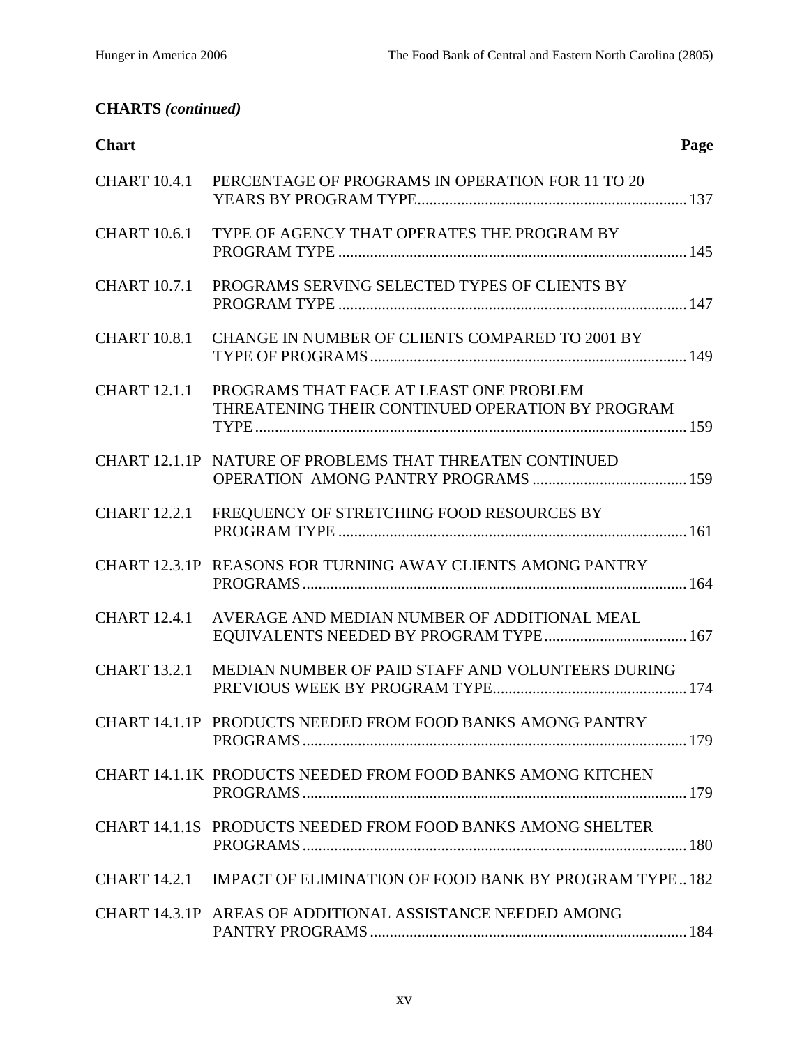**CHARTS *(continued)***

| Chart | | Page |
|---|---|---|
| CHART 10.4.1 | PERCENTAGE OF PROGRAMS IN OPERATION FOR 11 TO 20 YEARS BY PROGRAM TYPE | 137 |
| CHART 10.6.1 | TYPE OF AGENCY THAT OPERATES THE PROGRAM BY PROGRAM TYPE | 145 |
| CHART 10.7.1 | PROGRAMS SERVING SELECTED TYPES OF CLIENTS BY PROGRAM TYPE | 147 |
| CHART 10.8.1 | CHANGE IN NUMBER OF CLIENTS COMPARED TO 2001 BY TYPE OF PROGRAMS | 149 |
| CHART 12.1.1 | PROGRAMS THAT FACE AT LEAST ONE PROBLEM THREATENING THEIR CONTINUED OPERATION BY PROGRAM TYPE | 159 |
| CHART 12.1.1P | NATURE OF PROBLEMS THAT THREATEN CONTINUED OPERATION AMONG PANTRY PROGRAMS | 159 |
| CHART 12.2.1 | FREQUENCY OF STRETCHING FOOD RESOURCES BY PROGRAM TYPE | 161 |
| CHART 12.3.1P | REASONS FOR TURNING AWAY CLIENTS AMONG PANTRY PROGRAMS | 164 |
| CHART 12.4.1 | AVERAGE AND MEDIAN NUMBER OF ADDITIONAL MEAL EQUIVALENTS NEEDED BY PROGRAM TYPE | 167 |
| CHART 13.2.1 | MEDIAN NUMBER OF PAID STAFF AND VOLUNTEERS DURING PREVIOUS WEEK BY PROGRAM TYPE | 174 |
| CHART 14.1.1P | PRODUCTS NEEDED FROM FOOD BANKS AMONG PANTRY PROGRAMS | 179 |
| CHART 14.1.1K | PRODUCTS NEEDED FROM FOOD BANKS AMONG KITCHEN PROGRAMS | 179 |
| CHART 14.1.1S | PRODUCTS NEEDED FROM FOOD BANKS AMONG SHELTER PROGRAMS | 180 |
| CHART 14.2.1 | IMPACT OF ELIMINATION OF FOOD BANK BY PROGRAM TYPE | 182 |
| CHART 14.3.1P | AREAS OF ADDITIONAL ASSISTANCE NEEDED AMONG PANTRY PROGRAMS | 184 |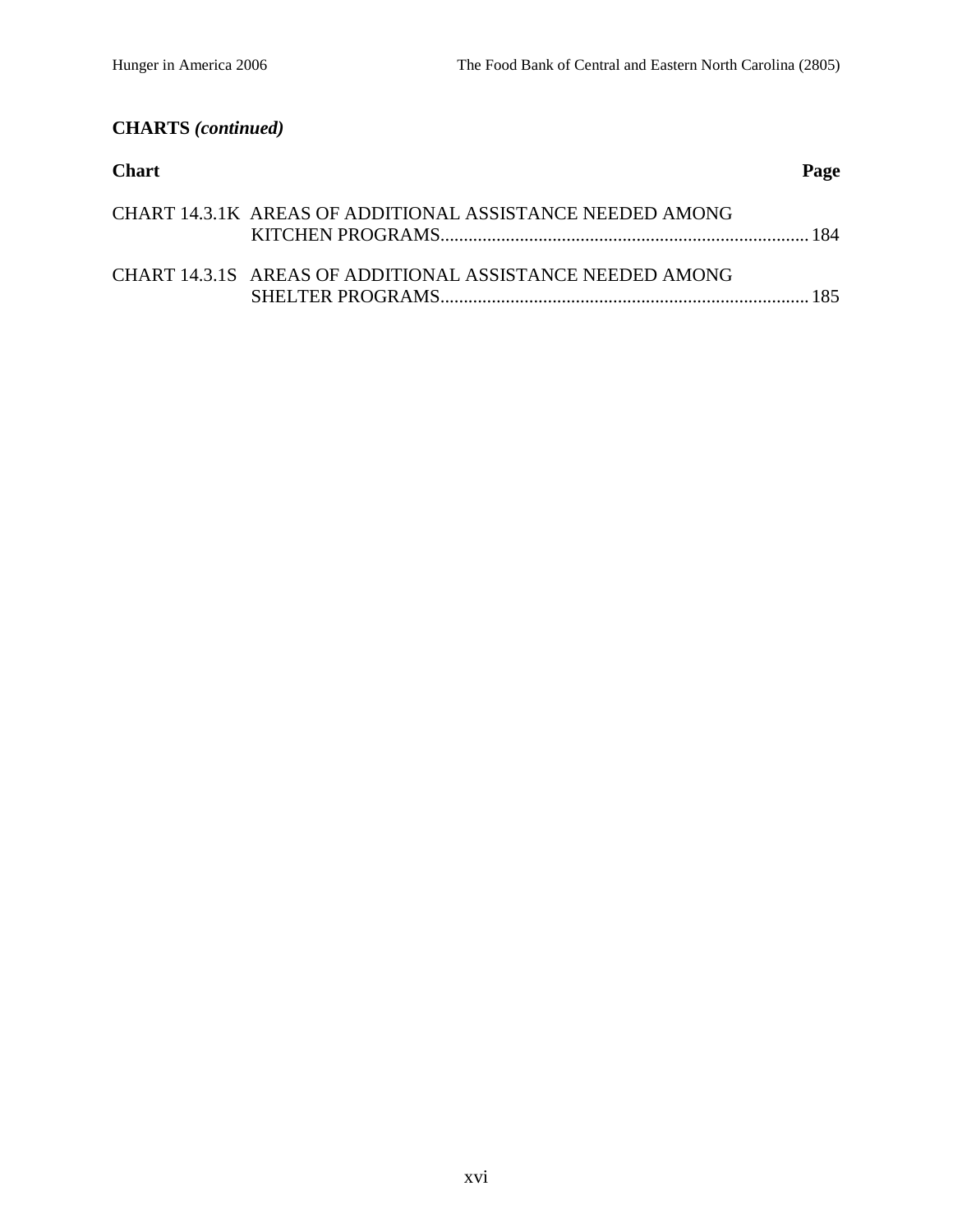**CHARTS *(continued)***

| Chart | | Page |
|---|---|---|
| CHART 14.3.1K | AREAS OF ADDITIONAL ASSISTANCE NEEDED AMONG KITCHEN PROGRAMS | 184 |
| CHART 14.3.1S | AREAS OF ADDITIONAL ASSISTANCE NEEDED AMONG SHELTER PROGRAMS | 185 |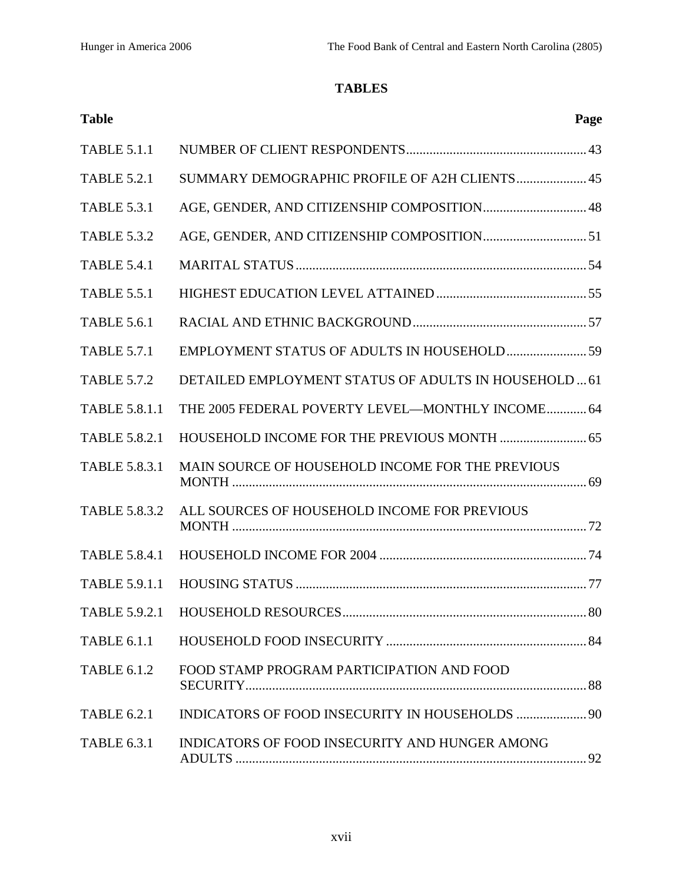## TABLES

| Table | | Page |
|---|---|---|
| TABLE 5.1.1 | NUMBER OF CLIENT RESPONDENTS | 43 |
| TABLE 5.2.1 | SUMMARY DEMOGRAPHIC PROFILE OF A2H CLIENTS | 45 |
| TABLE 5.3.1 | AGE, GENDER, AND CITIZENSHIP COMPOSITION | 48 |
| TABLE 5.3.2 | AGE, GENDER, AND CITIZENSHIP COMPOSITION | 51 |
| TABLE 5.4.1 | MARITAL STATUS | 54 |
| TABLE 5.5.1 | HIGHEST EDUCATION LEVEL ATTAINED | 55 |
| TABLE 5.6.1 | RACIAL AND ETHNIC BACKGROUND | 57 |
| TABLE 5.7.1 | EMPLOYMENT STATUS OF ADULTS IN HOUSEHOLD | 59 |
| TABLE 5.7.2 | DETAILED EMPLOYMENT STATUS OF ADULTS IN HOUSEHOLD | 61 |
| TABLE 5.8.1.1 | THE 2005 FEDERAL POVERTY LEVEL—MONTHLY INCOME | 64 |
| TABLE 5.8.2.1 | HOUSEHOLD INCOME FOR THE PREVIOUS MONTH | 65 |
| TABLE 5.8.3.1 | MAIN SOURCE OF HOUSEHOLD INCOME FOR THE PREVIOUS MONTH | 69 |
| TABLE 5.8.3.2 | ALL SOURCES OF HOUSEHOLD INCOME FOR PREVIOUS MONTH | 72 |
| TABLE 5.8.4.1 | HOUSEHOLD INCOME FOR 2004 | 74 |
| TABLE 5.9.1.1 | HOUSING STATUS | 77 |
| TABLE 5.9.2.1 | HOUSEHOLD RESOURCES | 80 |
| TABLE 6.1.1 | HOUSEHOLD FOOD INSECURITY | 84 |
| TABLE 6.1.2 | FOOD STAMP PROGRAM PARTICIPATION AND FOOD SECURITY | 88 |
| TABLE 6.2.1 | INDICATORS OF FOOD INSECURITY IN HOUSEHOLDS | 90 |
| TABLE 6.3.1 | INDICATORS OF FOOD INSECURITY AND HUNGER AMONG ADULTS | 92 |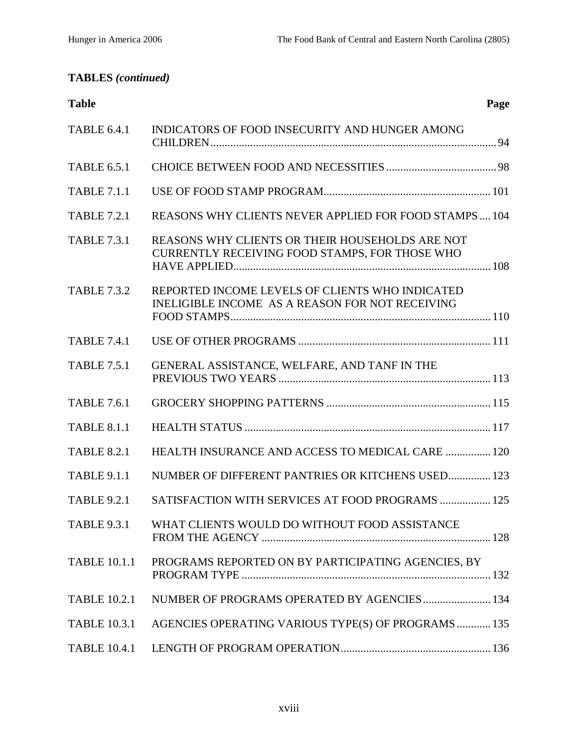**TABLES *(continued)***

| Table | | Page |
|---|---|---|
| TABLE 6.4.1 | INDICATORS OF FOOD INSECURITY AND HUNGER AMONG CHILDREN | 94 |
| TABLE 6.5.1 | CHOICE BETWEEN FOOD AND NECESSITIES | 98 |
| TABLE 7.1.1 | USE OF FOOD STAMP PROGRAM | 101 |
| TABLE 7.2.1 | REASONS WHY CLIENTS NEVER APPLIED FOR FOOD STAMPS | 104 |
| TABLE 7.3.1 | REASONS WHY CLIENTS OR THEIR HOUSEHOLDS ARE NOT CURRENTLY RECEIVING FOOD STAMPS, FOR THOSE WHO HAVE APPLIED | 108 |
| TABLE 7.3.2 | REPORTED INCOME LEVELS OF CLIENTS WHO INDICATED INELIGIBLE INCOME AS A REASON FOR NOT RECEIVING FOOD STAMPS | 110 |
| TABLE 7.4.1 | USE OF OTHER PROGRAMS | 111 |
| TABLE 7.5.1 | GENERAL ASSISTANCE, WELFARE, AND TANF IN THE PREVIOUS TWO YEARS | 113 |
| TABLE 7.6.1 | GROCERY SHOPPING PATTERNS | 115 |
| TABLE 8.1.1 | HEALTH STATUS | 117 |
| TABLE 8.2.1 | HEALTH INSURANCE AND ACCESS TO MEDICAL CARE | 120 |
| TABLE 9.1.1 | NUMBER OF DIFFERENT PANTRIES OR KITCHENS USED | 123 |
| TABLE 9.2.1 | SATISFACTION WITH SERVICES AT FOOD PROGRAMS | 125 |
| TABLE 9.3.1 | WHAT CLIENTS WOULD DO WITHOUT FOOD ASSISTANCE FROM THE AGENCY | 128 |
| TABLE 10.1.1 | PROGRAMS REPORTED ON BY PARTICIPATING AGENCIES, BY PROGRAM TYPE | 132 |
| TABLE 10.2.1 | NUMBER OF PROGRAMS OPERATED BY AGENCIES | 134 |
| TABLE 10.3.1 | AGENCIES OPERATING VARIOUS TYPE(S) OF PROGRAMS | 135 |
| TABLE 10.4.1 | LENGTH OF PROGRAM OPERATION | 136 |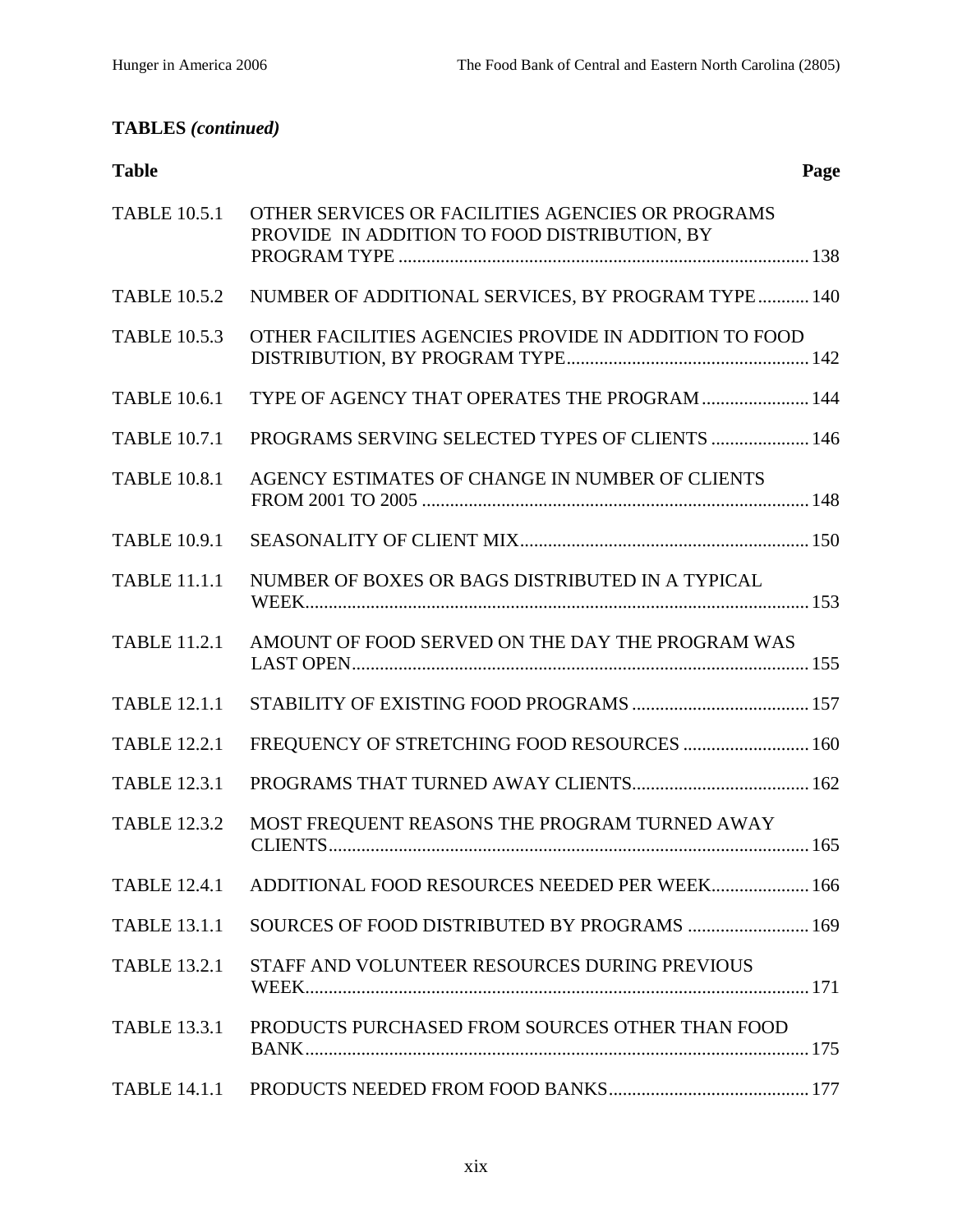**TABLES *(continued)***

| Table | | Page |
|---|---|---|
| TABLE 10.5.1 | OTHER SERVICES OR FACILITIES AGENCIES OR PROGRAMS PROVIDE IN ADDITION TO FOOD DISTRIBUTION, BY PROGRAM TYPE | 138 |
| TABLE 10.5.2 | NUMBER OF ADDITIONAL SERVICES, BY PROGRAM TYPE | 140 |
| TABLE 10.5.3 | OTHER FACILITIES AGENCIES PROVIDE IN ADDITION TO FOOD DISTRIBUTION, BY PROGRAM TYPE | 142 |
| TABLE 10.6.1 | TYPE OF AGENCY THAT OPERATES THE PROGRAM | 144 |
| TABLE 10.7.1 | PROGRAMS SERVING SELECTED TYPES OF CLIENTS | 146 |
| TABLE 10.8.1 | AGENCY ESTIMATES OF CHANGE IN NUMBER OF CLIENTS FROM 2001 TO 2005 | 148 |
| TABLE 10.9.1 | SEASONALITY OF CLIENT MIX | 150 |
| TABLE 11.1.1 | NUMBER OF BOXES OR BAGS DISTRIBUTED IN A TYPICAL WEEK | 153 |
| TABLE 11.2.1 | AMOUNT OF FOOD SERVED ON THE DAY THE PROGRAM WAS LAST OPEN | 155 |
| TABLE 12.1.1 | STABILITY OF EXISTING FOOD PROGRAMS | 157 |
| TABLE 12.2.1 | FREQUENCY OF STRETCHING FOOD RESOURCES | 160 |
| TABLE 12.3.1 | PROGRAMS THAT TURNED AWAY CLIENTS | 162 |
| TABLE 12.3.2 | MOST FREQUENT REASONS THE PROGRAM TURNED AWAY CLIENTS | 165 |
| TABLE 12.4.1 | ADDITIONAL FOOD RESOURCES NEEDED PER WEEK | 166 |
| TABLE 13.1.1 | SOURCES OF FOOD DISTRIBUTED BY PROGRAMS | 169 |
| TABLE 13.2.1 | STAFF AND VOLUNTEER RESOURCES DURING PREVIOUS WEEK | 171 |
| TABLE 13.3.1 | PRODUCTS PURCHASED FROM SOURCES OTHER THAN FOOD BANK | 175 |
| TABLE 14.1.1 | PRODUCTS NEEDED FROM FOOD BANKS | 177 |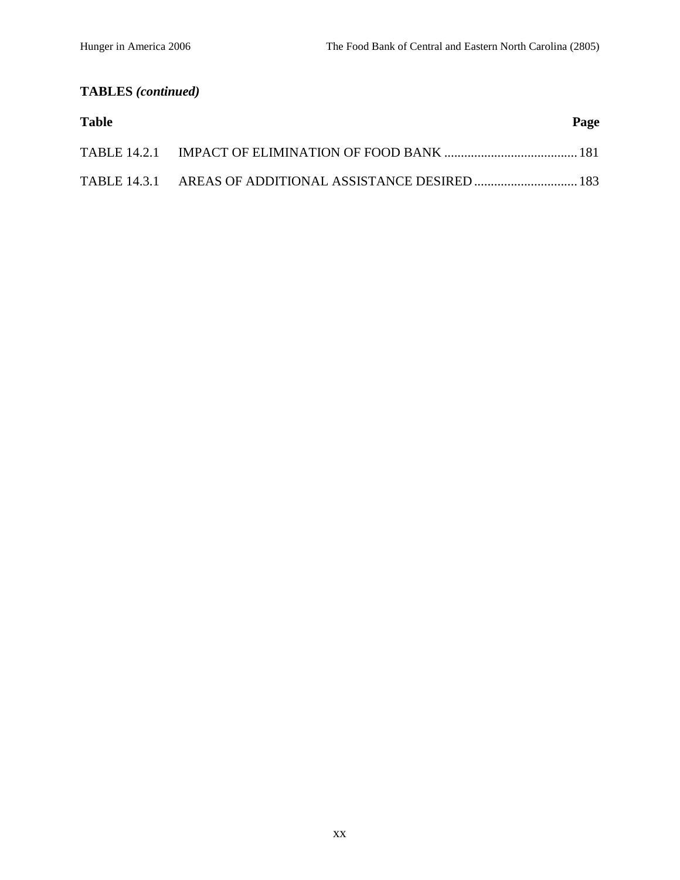**TABLES *(continued)***

| Table | | Page |
|---|---|---|
| TABLE 14.2.1 | IMPACT OF ELIMINATION OF FOOD BANK | 181 |
| TABLE 14.3.1 | AREAS OF ADDITIONAL ASSISTANCE DESIRED | 183 |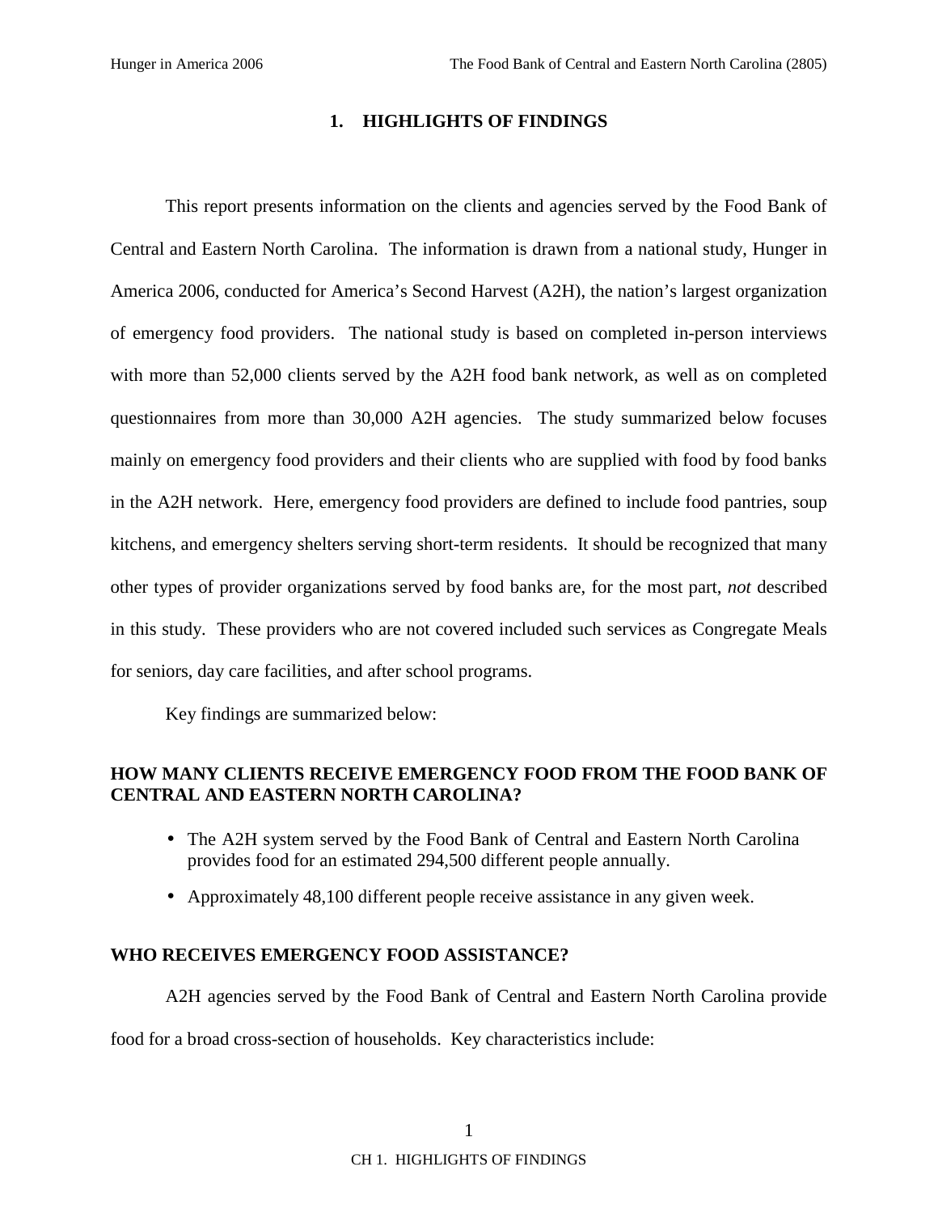# 1. HIGHLIGHTS OF FINDINGS

This report presents information on the clients and agencies served by the Food Bank of Central and Eastern North Carolina. The information is drawn from a national study, Hunger in America 2006, conducted for America's Second Harvest (A2H), the nation's largest organization of emergency food providers. The national study is based on completed in-person interviews with more than 52,000 clients served by the A2H food bank network, as well as on completed questionnaires from more than 30,000 A2H agencies. The study summarized below focuses mainly on emergency food providers and their clients who are supplied with food by food banks in the A2H network. Here, emergency food providers are defined to include food pantries, soup kitchens, and emergency shelters serving short-term residents. It should be recognized that many other types of provider organizations served by food banks are, for the most part, *not* described in this study. These providers who are not covered included such services as Congregate Meals for seniors, day care facilities, and after school programs.

Key findings are summarized below:

### HOW MANY CLIENTS RECEIVE EMERGENCY FOOD FROM THE FOOD BANK OF CENTRAL AND EASTERN NORTH CAROLINA?

- The A2H system served by the Food Bank of Central and Eastern North Carolina provides food for an estimated 294,500 different people annually.
- Approximately 48,100 different people receive assistance in any given week.

### WHO RECEIVES EMERGENCY FOOD ASSISTANCE?

A2H agencies served by the Food Bank of Central and Eastern North Carolina provide food for a broad cross-section of households. Key characteristics include: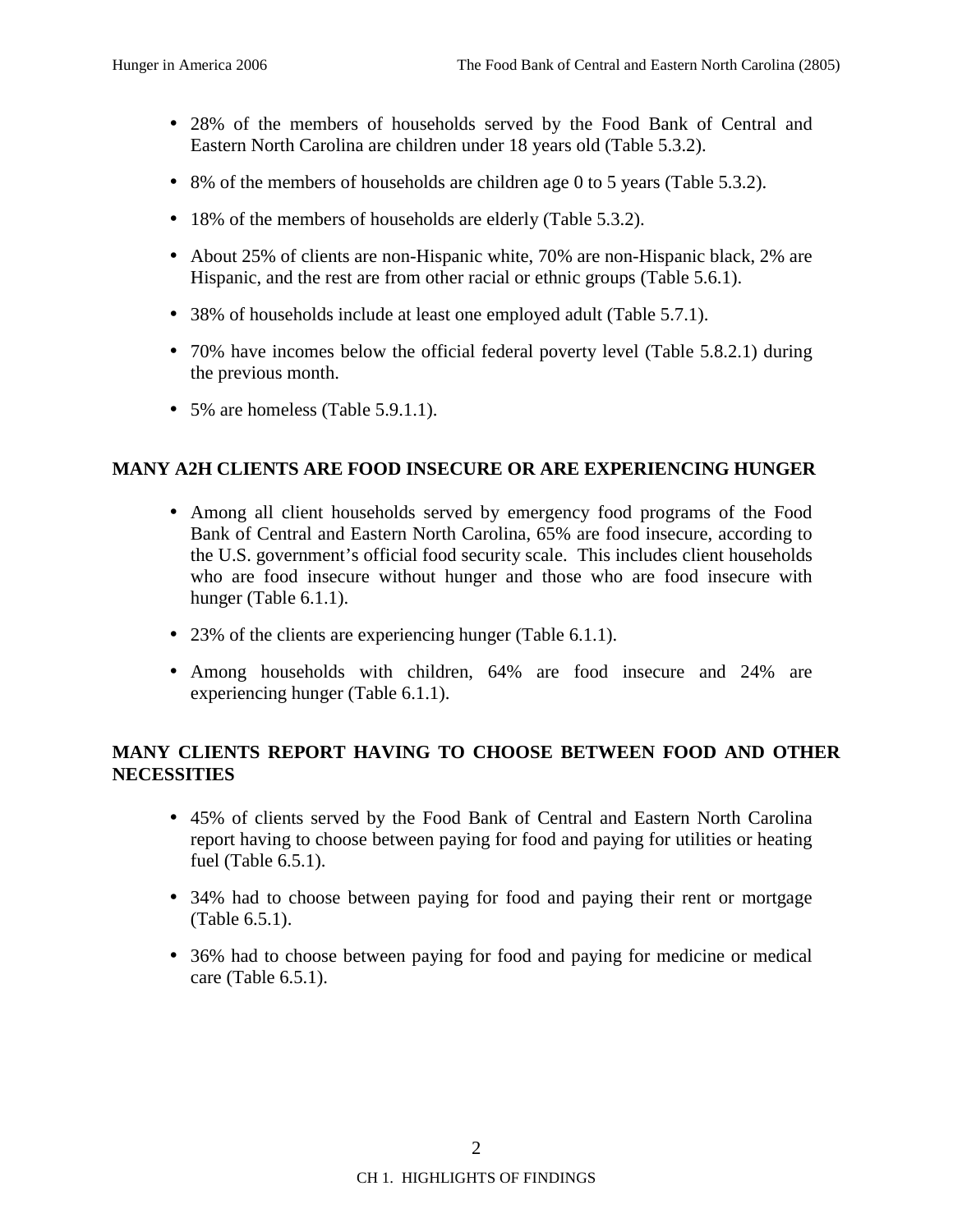- 28% of the members of households served by the Food Bank of Central and Eastern North Carolina are children under 18 years old (Table 5.3.2).
- 8% of the members of households are children age 0 to 5 years (Table 5.3.2).
- 18% of the members of households are elderly (Table 5.3.2).
- About 25% of clients are non-Hispanic white, 70% are non-Hispanic black, 2% are Hispanic, and the rest are from other racial or ethnic groups (Table 5.6.1).
- 38% of households include at least one employed adult (Table 5.7.1).
- 70% have incomes below the official federal poverty level (Table 5.8.2.1) during the previous month.
- 5% are homeless (Table 5.9.1.1).

## MANY A2H CLIENTS ARE FOOD INSECURE OR ARE EXPERIENCING HUNGER

- Among all client households served by emergency food programs of the Food Bank of Central and Eastern North Carolina, 65% are food insecure, according to the U.S. government's official food security scale. This includes client households who are food insecure without hunger and those who are food insecure with hunger (Table 6.1.1).
- 23% of the clients are experiencing hunger (Table 6.1.1).
- Among households with children, 64% are food insecure and 24% are experiencing hunger (Table 6.1.1).

## MANY CLIENTS REPORT HAVING TO CHOOSE BETWEEN FOOD AND OTHER NECESSITIES

- 45% of clients served by the Food Bank of Central and Eastern North Carolina report having to choose between paying for food and paying for utilities or heating fuel (Table 6.5.1).
- 34% had to choose between paying for food and paying their rent or mortgage (Table 6.5.1).
- 36% had to choose between paying for food and paying for medicine or medical care (Table 6.5.1).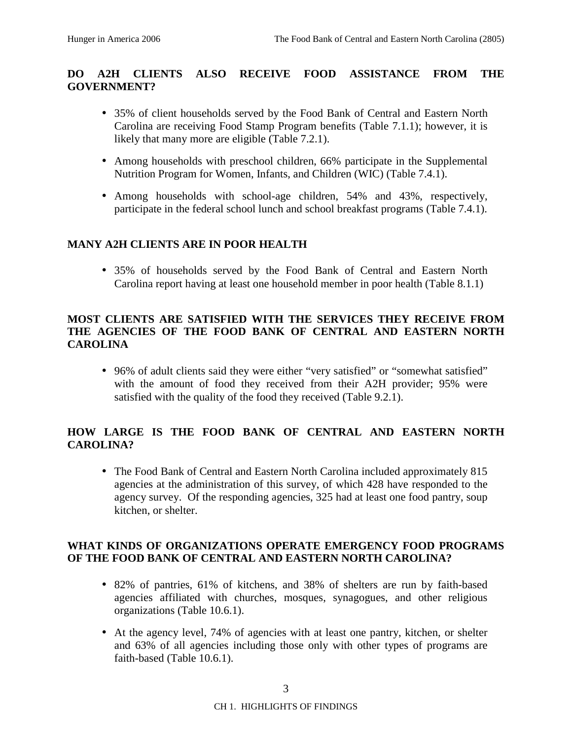**DO A2H CLIENTS ALSO RECEIVE FOOD ASSISTANCE FROM THE GOVERNMENT?**

- 35% of client households served by the Food Bank of Central and Eastern North Carolina are receiving Food Stamp Program benefits (Table 7.1.1); however, it is likely that many more are eligible (Table 7.2.1).
- Among households with preschool children, 66% participate in the Supplemental Nutrition Program for Women, Infants, and Children (WIC) (Table 7.4.1).
- Among households with school-age children, 54% and 43%, respectively, participate in the federal school lunch and school breakfast programs (Table 7.4.1).

**MANY A2H CLIENTS ARE IN POOR HEALTH**

- 35% of households served by the Food Bank of Central and Eastern North Carolina report having at least one household member in poor health (Table 8.1.1)

**MOST CLIENTS ARE SATISFIED WITH THE SERVICES THEY RECEIVE FROM THE AGENCIES OF THE FOOD BANK OF CENTRAL AND EASTERN NORTH CAROLINA**

- 96% of adult clients said they were either "very satisfied" or "somewhat satisfied" with the amount of food they received from their A2H provider; 95% were satisfied with the quality of the food they received (Table 9.2.1).

**HOW LARGE IS THE FOOD BANK OF CENTRAL AND EASTERN NORTH CAROLINA?**

- The Food Bank of Central and Eastern North Carolina included approximately 815 agencies at the administration of this survey, of which 428 have responded to the agency survey. Of the responding agencies, 325 had at least one food pantry, soup kitchen, or shelter.

**WHAT KINDS OF ORGANIZATIONS OPERATE EMERGENCY FOOD PROGRAMS OF THE FOOD BANK OF CENTRAL AND EASTERN NORTH CAROLINA?**

- 82% of pantries, 61% of kitchens, and 38% of shelters are run by faith-based agencies affiliated with churches, mosques, synagogues, and other religious organizations (Table 10.6.1).
- At the agency level, 74% of agencies with at least one pantry, kitchen, or shelter and 63% of all agencies including those only with other types of programs are faith-based (Table 10.6.1).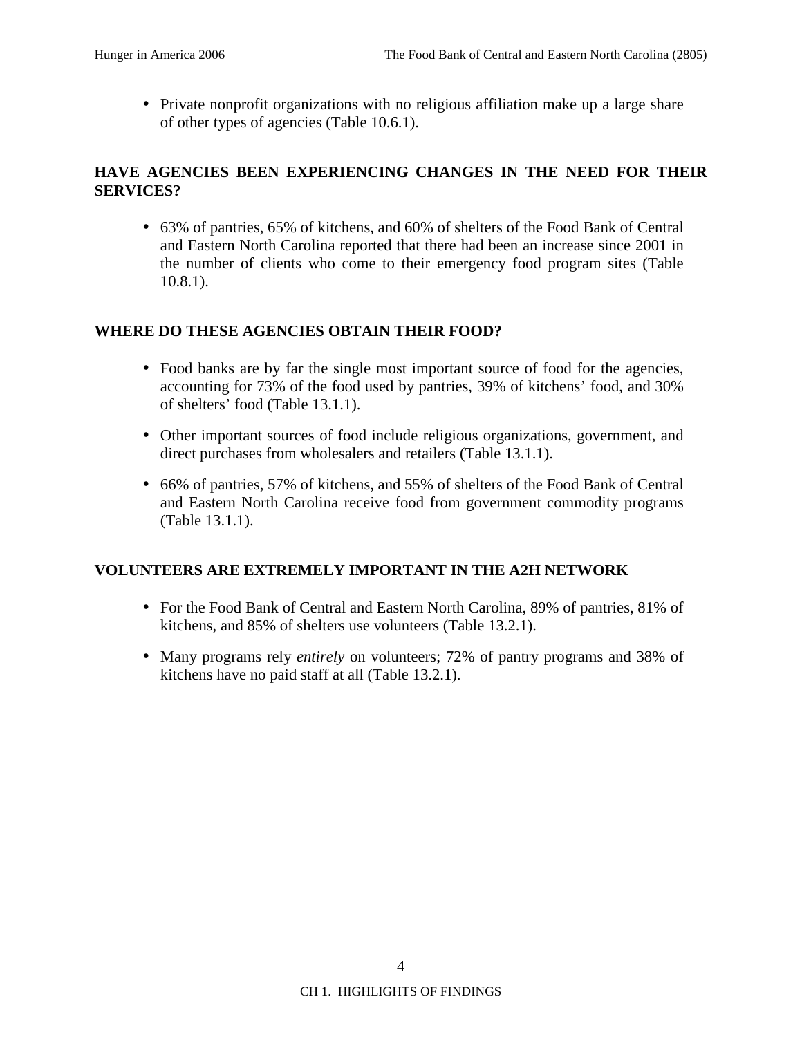- Private nonprofit organizations with no religious affiliation make up a large share of other types of agencies (Table 10.6.1).

## HAVE AGENCIES BEEN EXPERIENCING CHANGES IN THE NEED FOR THEIR SERVICES?

- 63% of pantries, 65% of kitchens, and 60% of shelters of the Food Bank of Central and Eastern North Carolina reported that there had been an increase since 2001 in the number of clients who come to their emergency food program sites (Table 10.8.1).

## WHERE DO THESE AGENCIES OBTAIN THEIR FOOD?

- Food banks are by far the single most important source of food for the agencies, accounting for 73% of the food used by pantries, 39% of kitchens' food, and 30% of shelters' food (Table 13.1.1).
- Other important sources of food include religious organizations, government, and direct purchases from wholesalers and retailers (Table 13.1.1).
- 66% of pantries, 57% of kitchens, and 55% of shelters of the Food Bank of Central and Eastern North Carolina receive food from government commodity programs (Table 13.1.1).

## VOLUNTEERS ARE EXTREMELY IMPORTANT IN THE A2H NETWORK

- For the Food Bank of Central and Eastern North Carolina, 89% of pantries, 81% of kitchens, and 85% of shelters use volunteers (Table 13.2.1).
- Many programs rely *entirely* on volunteers; 72% of pantry programs and 38% of kitchens have no paid staff at all (Table 13.2.1).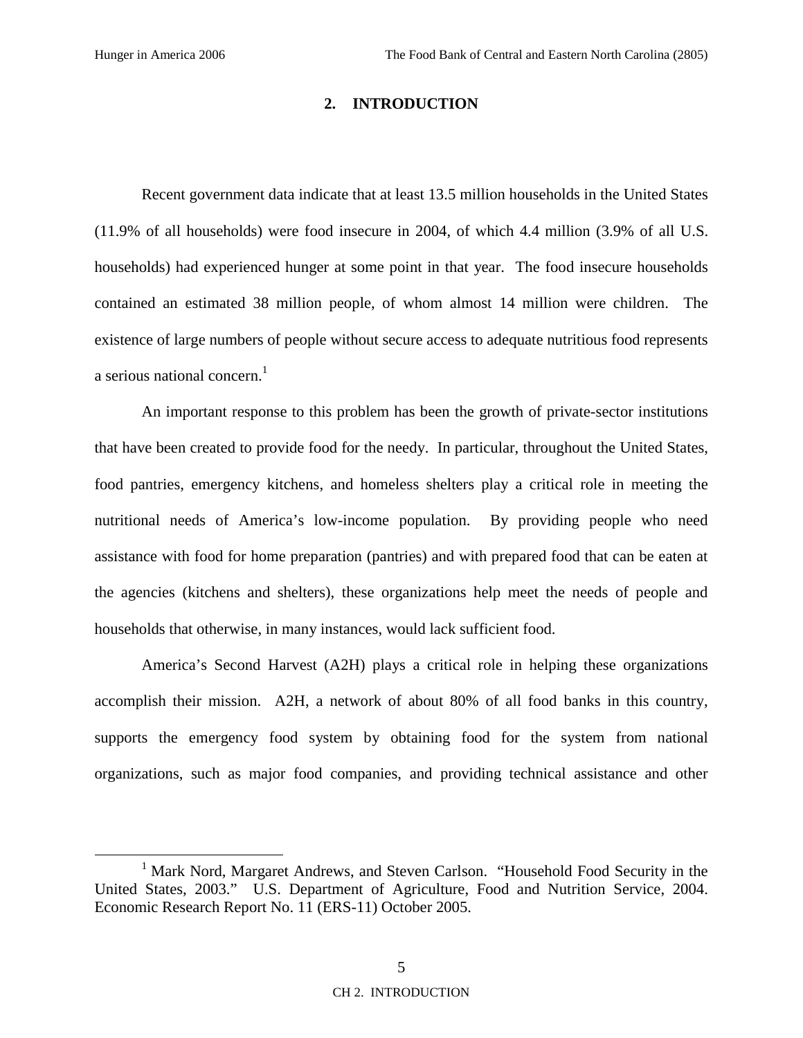# 2. INTRODUCTION

Recent government data indicate that at least 13.5 million households in the United States (11.9% of all households) were food insecure in 2004, of which 4.4 million (3.9% of all U.S. households) had experienced hunger at some point in that year. The food insecure households contained an estimated 38 million people, of whom almost 14 million were children. The existence of large numbers of people without secure access to adequate nutritious food represents a serious national concern.[1]

An important response to this problem has been the growth of private-sector institutions that have been created to provide food for the needy. In particular, throughout the United States, food pantries, emergency kitchens, and homeless shelters play a critical role in meeting the nutritional needs of America's low-income population. By providing people who need assistance with food for home preparation (pantries) and with prepared food that can be eaten at the agencies (kitchens and shelters), these organizations help meet the needs of people and households that otherwise, in many instances, would lack sufficient food.

America's Second Harvest (A2H) plays a critical role in helping these organizations accomplish their mission. A2H, a network of about 80% of all food banks in this country, supports the emergency food system by obtaining food for the system from national organizations, such as major food companies, and providing technical assistance and other

---

[1] Mark Nord, Margaret Andrews, and Steven Carlson. "Household Food Security in the United States, 2003." U.S. Department of Agriculture, Food and Nutrition Service, 2004. Economic Research Report No. 11 (ERS-11) October 2005.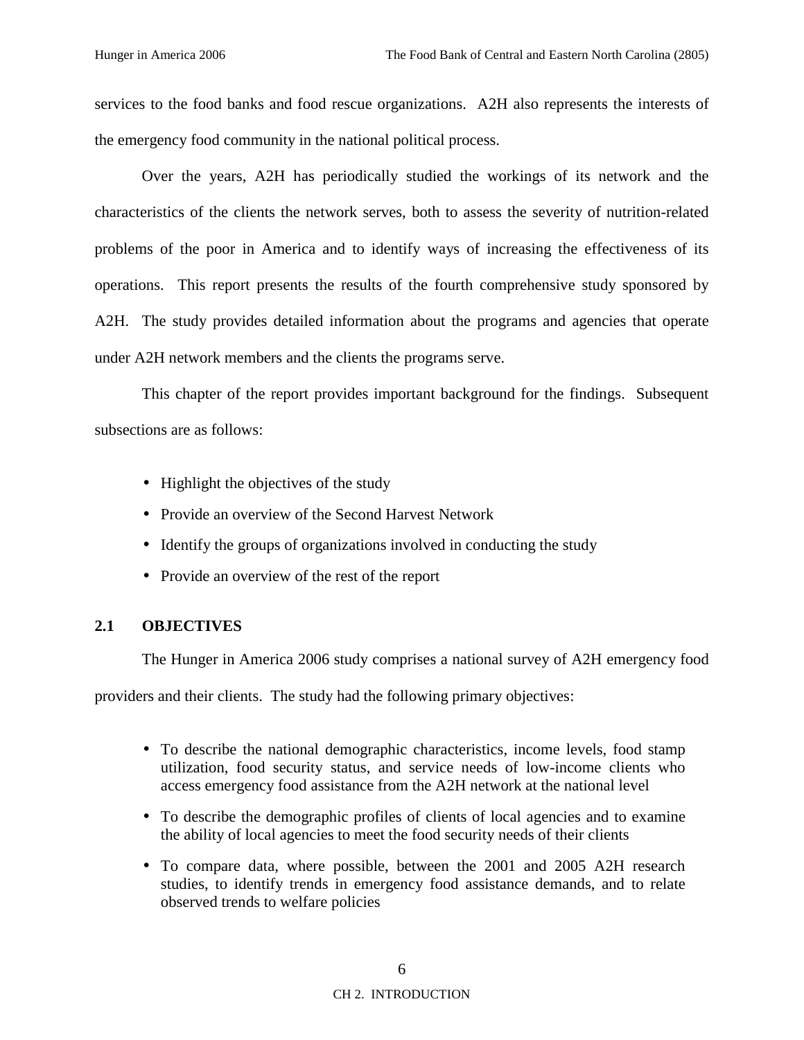services to the food banks and food rescue organizations. A2H also represents the interests of the emergency food community in the national political process.

Over the years, A2H has periodically studied the workings of its network and the characteristics of the clients the network serves, both to assess the severity of nutrition-related problems of the poor in America and to identify ways of increasing the effectiveness of its operations. This report presents the results of the fourth comprehensive study sponsored by A2H. The study provides detailed information about the programs and agencies that operate under A2H network members and the clients the programs serve.

This chapter of the report provides important background for the findings. Subsequent subsections are as follows:

- Highlight the objectives of the study
- Provide an overview of the Second Harvest Network
- Identify the groups of organizations involved in conducting the study
- Provide an overview of the rest of the report

## 2.1 OBJECTIVES

The Hunger in America 2006 study comprises a national survey of A2H emergency food providers and their clients. The study had the following primary objectives:

- To describe the national demographic characteristics, income levels, food stamp utilization, food security status, and service needs of low-income clients who access emergency food assistance from the A2H network at the national level
- To describe the demographic profiles of clients of local agencies and to examine the ability of local agencies to meet the food security needs of their clients
- To compare data, where possible, between the 2001 and 2005 A2H research studies, to identify trends in emergency food assistance demands, and to relate observed trends to welfare policies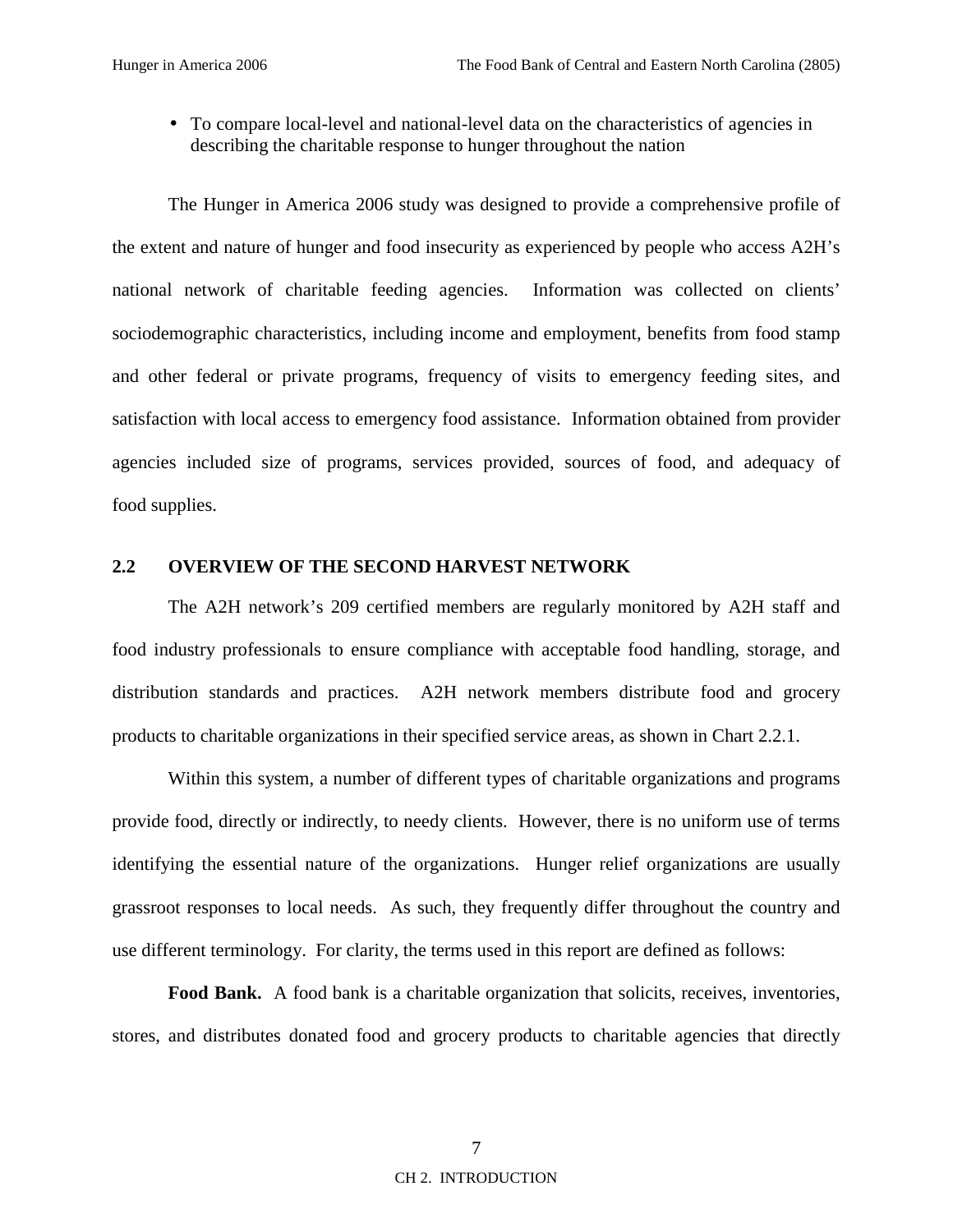- To compare local-level and national-level data on the characteristics of agencies in describing the charitable response to hunger throughout the nation

The Hunger in America 2006 study was designed to provide a comprehensive profile of the extent and nature of hunger and food insecurity as experienced by people who access A2H's national network of charitable feeding agencies. Information was collected on clients' sociodemographic characteristics, including income and employment, benefits from food stamp and other federal or private programs, frequency of visits to emergency feeding sites, and satisfaction with local access to emergency food assistance. Information obtained from provider agencies included size of programs, services provided, sources of food, and adequacy of food supplies.

## 2.2 OVERVIEW OF THE SECOND HARVEST NETWORK

The A2H network's 209 certified members are regularly monitored by A2H staff and food industry professionals to ensure compliance with acceptable food handling, storage, and distribution standards and practices. A2H network members distribute food and grocery products to charitable organizations in their specified service areas, as shown in Chart 2.2.1.

Within this system, a number of different types of charitable organizations and programs provide food, directly or indirectly, to needy clients. However, there is no uniform use of terms identifying the essential nature of the organizations. Hunger relief organizations are usually grassroot responses to local needs. As such, they frequently differ throughout the country and use different terminology. For clarity, the terms used in this report are defined as follows:

**Food Bank.** A food bank is a charitable organization that solicits, receives, inventories, stores, and distributes donated food and grocery products to charitable agencies that directly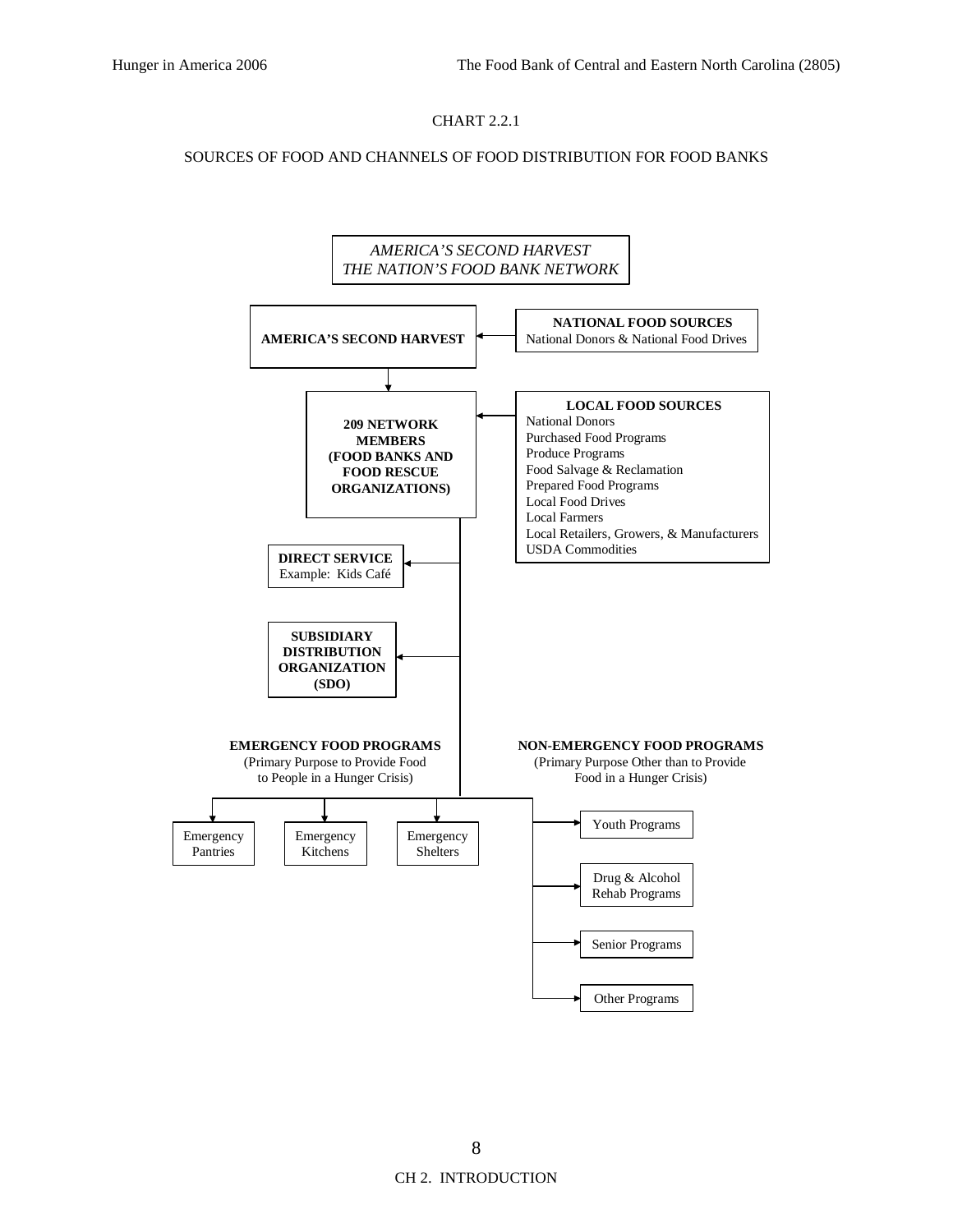CHART 2.2.1

SOURCES OF FOOD AND CHANNELS OF FOOD DISTRIBUTION FOR FOOD BANKS

*AMERICA'S SECOND HARVEST*
*THE NATION'S FOOD BANK NETWORK*

**AMERICA'S SECOND HARVEST**

**NATIONAL FOOD SOURCES**
National Donors & National Food Drives

**209 NETWORK MEMBERS (FOOD BANKS AND FOOD RESCUE ORGANIZATIONS)**

**LOCAL FOOD SOURCES**
- National Donors
- Purchased Food Programs
- Produce Programs
- Food Salvage & Reclamation
- Prepared Food Programs
- Local Food Drives
- Local Farmers
- Local Retailers, Growers, & Manufacturers
- USDA Commodities

**DIRECT SERVICE**
Example: Kids Café

**SUBSIDIARY DISTRIBUTION ORGANIZATION (SDO)**

**EMERGENCY FOOD PROGRAMS**
(Primary Purpose to Provide Food to People in a Hunger Crisis)

- Emergency Pantries
- Emergency Kitchens
- Emergency Shelters

**NON-EMERGENCY FOOD PROGRAMS**
(Primary Purpose Other than to Provide Food in a Hunger Crisis)

- Youth Programs
- Drug & Alcohol Rehab Programs
- Senior Programs
- Other Programs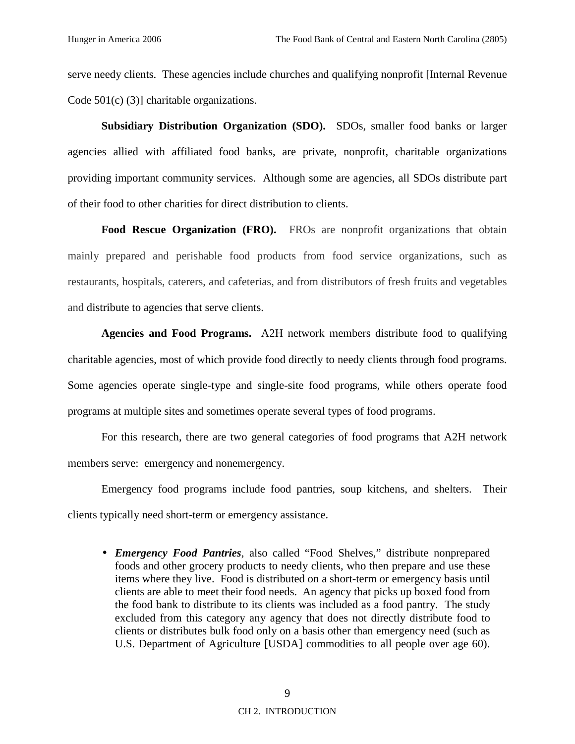serve needy clients. These agencies include churches and qualifying nonprofit [Internal Revenue Code 501(c) (3)] charitable organizations.

**Subsidiary Distribution Organization (SDO).** SDOs, smaller food banks or larger agencies allied with affiliated food banks, are private, nonprofit, charitable organizations providing important community services. Although some are agencies, all SDOs distribute part of their food to other charities for direct distribution to clients.

**Food Rescue Organization (FRO).** FROs are nonprofit organizations that obtain mainly prepared and perishable food products from food service organizations, such as restaurants, hospitals, caterers, and cafeterias, and from distributors of fresh fruits and vegetables and distribute to agencies that serve clients.

**Agencies and Food Programs.** A2H network members distribute food to qualifying charitable agencies, most of which provide food directly to needy clients through food programs. Some agencies operate single-type and single-site food programs, while others operate food programs at multiple sites and sometimes operate several types of food programs.

For this research, there are two general categories of food programs that A2H network members serve: emergency and nonemergency.

Emergency food programs include food pantries, soup kitchens, and shelters. Their clients typically need short-term or emergency assistance.

- ***Emergency Food Pantries***, also called "Food Shelves," distribute nonprepared foods and other grocery products to needy clients, who then prepare and use these items where they live. Food is distributed on a short-term or emergency basis until clients are able to meet their food needs. An agency that picks up boxed food from the food bank to distribute to its clients was included as a food pantry. The study excluded from this category any agency that does not directly distribute food to clients or distributes bulk food only on a basis other than emergency need (such as U.S. Department of Agriculture [USDA] commodities to all people over age 60).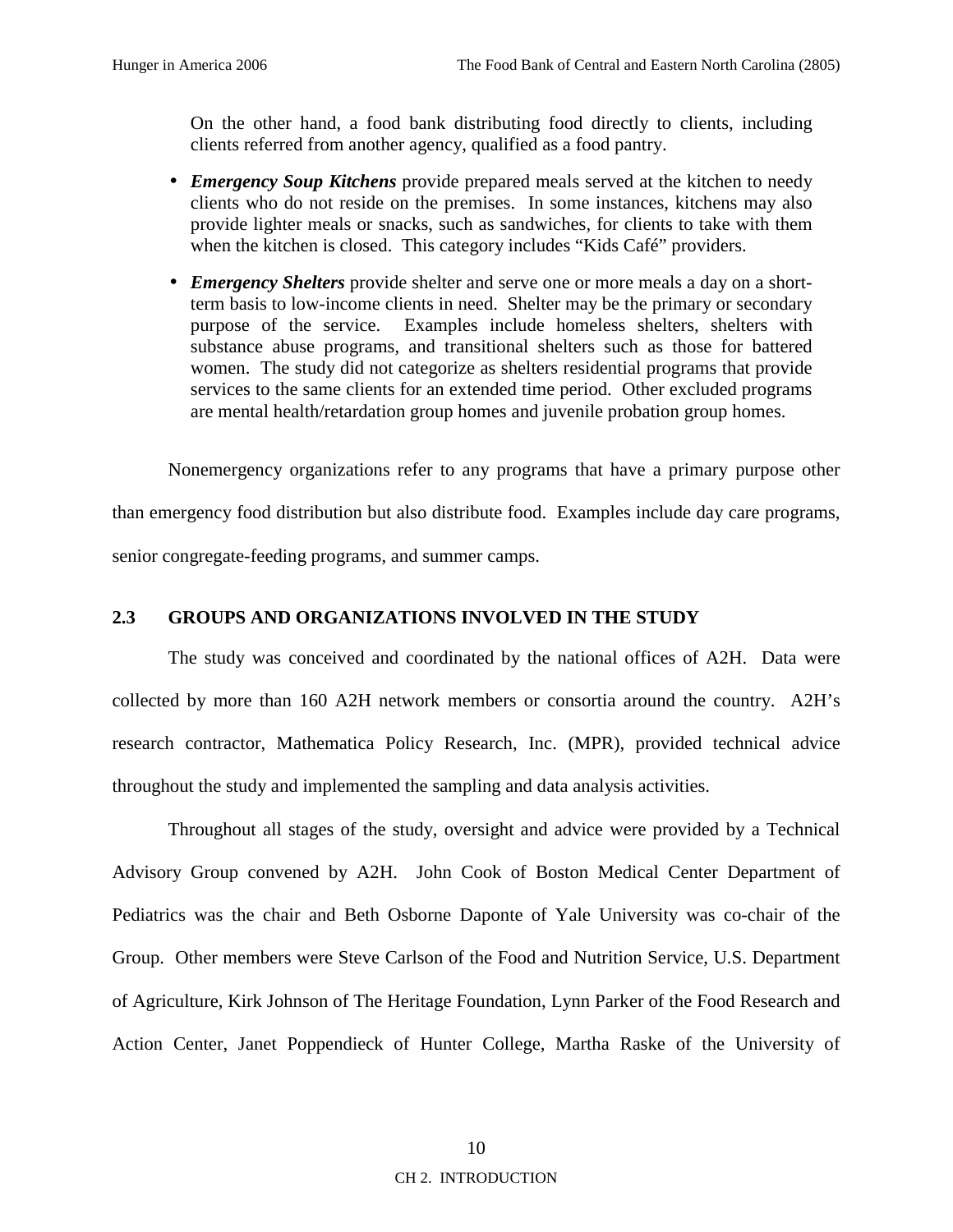On the other hand, a food bank distributing food directly to clients, including clients referred from another agency, qualified as a food pantry.

- ***Emergency Soup Kitchens*** provide prepared meals served at the kitchen to needy clients who do not reside on the premises. In some instances, kitchens may also provide lighter meals or snacks, such as sandwiches, for clients to take with them when the kitchen is closed. This category includes "Kids Café" providers.

- ***Emergency Shelters*** provide shelter and serve one or more meals a day on a short-term basis to low-income clients in need. Shelter may be the primary or secondary purpose of the service. Examples include homeless shelters, shelters with substance abuse programs, and transitional shelters such as those for battered women. The study did not categorize as shelters residential programs that provide services to the same clients for an extended time period. Other excluded programs are mental health/retardation group homes and juvenile probation group homes.

Nonemergency organizations refer to any programs that have a primary purpose other than emergency food distribution but also distribute food. Examples include day care programs, senior congregate-feeding programs, and summer camps.

## 2.3 GROUPS AND ORGANIZATIONS INVOLVED IN THE STUDY

The study was conceived and coordinated by the national offices of A2H. Data were collected by more than 160 A2H network members or consortia around the country. A2H's research contractor, Mathematica Policy Research, Inc. (MPR), provided technical advice throughout the study and implemented the sampling and data analysis activities.

Throughout all stages of the study, oversight and advice were provided by a Technical Advisory Group convened by A2H. John Cook of Boston Medical Center Department of Pediatrics was the chair and Beth Osborne Daponte of Yale University was co-chair of the Group. Other members were Steve Carlson of the Food and Nutrition Service, U.S. Department of Agriculture, Kirk Johnson of The Heritage Foundation, Lynn Parker of the Food Research and Action Center, Janet Poppendieck of Hunter College, Martha Raske of the University of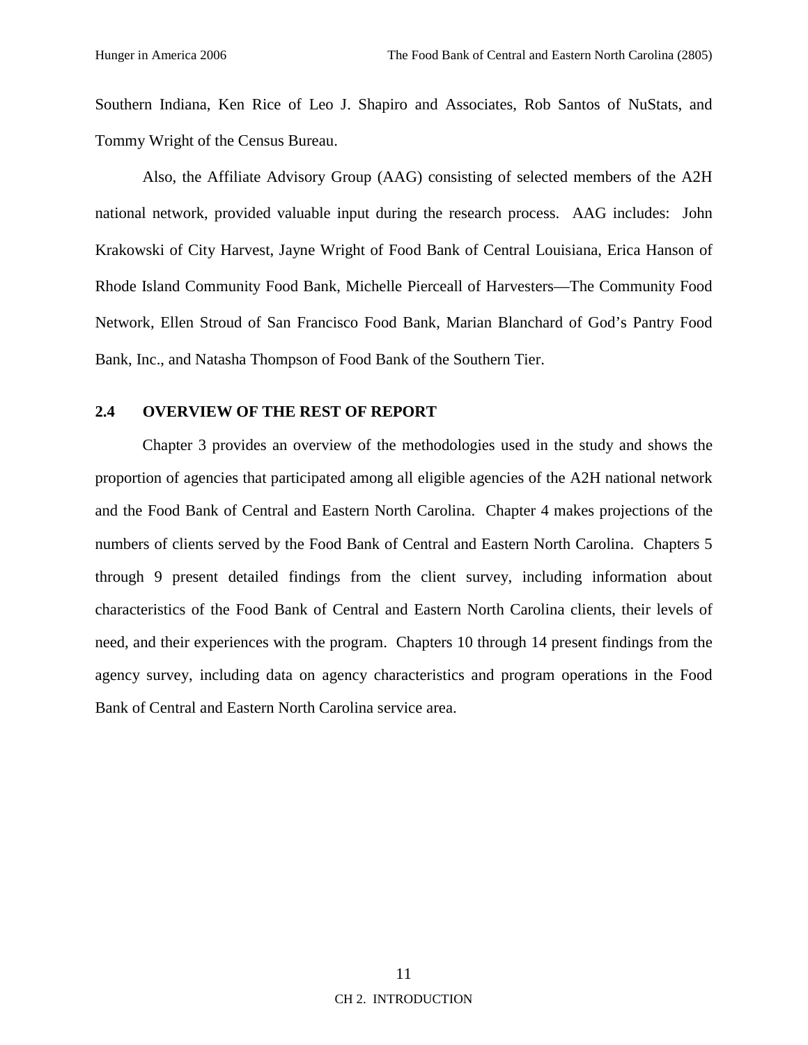Southern Indiana, Ken Rice of Leo J. Shapiro and Associates, Rob Santos of NuStats, and Tommy Wright of the Census Bureau.

Also, the Affiliate Advisory Group (AAG) consisting of selected members of the A2H national network, provided valuable input during the research process. AAG includes: John Krakowski of City Harvest, Jayne Wright of Food Bank of Central Louisiana, Erica Hanson of Rhode Island Community Food Bank, Michelle Pierceall of Harvesters—The Community Food Network, Ellen Stroud of San Francisco Food Bank, Marian Blanchard of God's Pantry Food Bank, Inc., and Natasha Thompson of Food Bank of the Southern Tier.

## 2.4 OVERVIEW OF THE REST OF REPORT

Chapter 3 provides an overview of the methodologies used in the study and shows the proportion of agencies that participated among all eligible agencies of the A2H national network and the Food Bank of Central and Eastern North Carolina. Chapter 4 makes projections of the numbers of clients served by the Food Bank of Central and Eastern North Carolina. Chapters 5 through 9 present detailed findings from the client survey, including information about characteristics of the Food Bank of Central and Eastern North Carolina clients, their levels of need, and their experiences with the program. Chapters 10 through 14 present findings from the agency survey, including data on agency characteristics and program operations in the Food Bank of Central and Eastern North Carolina service area.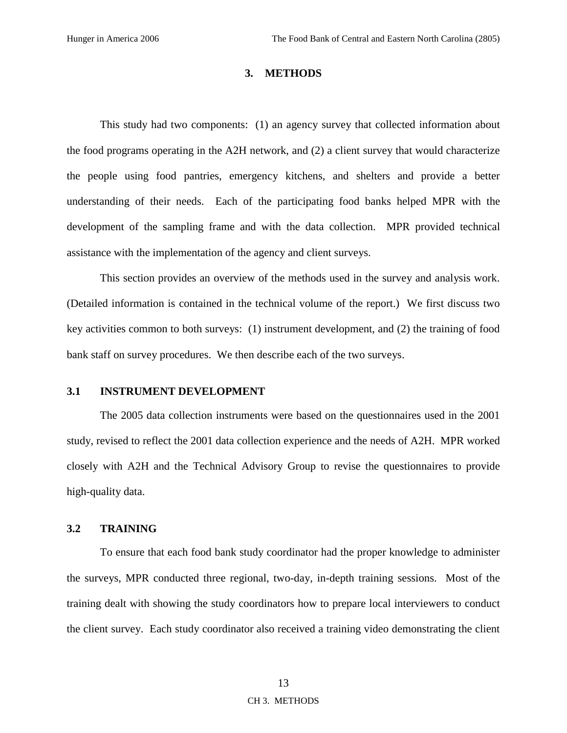# 3. METHODS

This study had two components: (1) an agency survey that collected information about the food programs operating in the A2H network, and (2) a client survey that would characterize the people using food pantries, emergency kitchens, and shelters and provide a better understanding of their needs. Each of the participating food banks helped MPR with the development of the sampling frame and with the data collection. MPR provided technical assistance with the implementation of the agency and client surveys.

This section provides an overview of the methods used in the survey and analysis work. (Detailed information is contained in the technical volume of the report.) We first discuss two key activities common to both surveys: (1) instrument development, and (2) the training of food bank staff on survey procedures. We then describe each of the two surveys.

## 3.1 INSTRUMENT DEVELOPMENT

The 2005 data collection instruments were based on the questionnaires used in the 2001 study, revised to reflect the 2001 data collection experience and the needs of A2H. MPR worked closely with A2H and the Technical Advisory Group to revise the questionnaires to provide high-quality data.

## 3.2 TRAINING

To ensure that each food bank study coordinator had the proper knowledge to administer the surveys, MPR conducted three regional, two-day, in-depth training sessions. Most of the training dealt with showing the study coordinators how to prepare local interviewers to conduct the client survey. Each study coordinator also received a training video demonstrating the client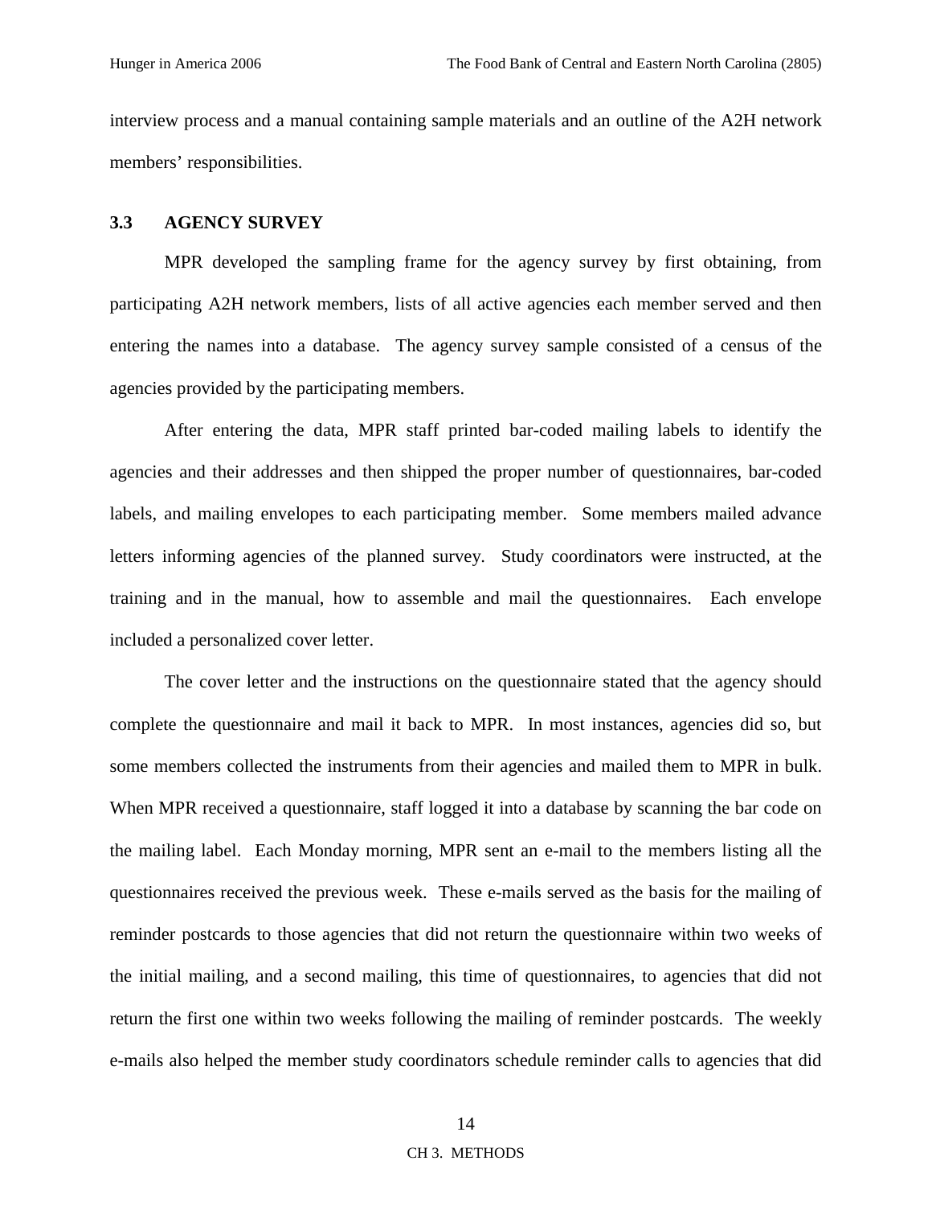interview process and a manual containing sample materials and an outline of the A2H network members' responsibilities.

### 3.3 AGENCY SURVEY

MPR developed the sampling frame for the agency survey by first obtaining, from participating A2H network members, lists of all active agencies each member served and then entering the names into a database. The agency survey sample consisted of a census of the agencies provided by the participating members.

After entering the data, MPR staff printed bar-coded mailing labels to identify the agencies and their addresses and then shipped the proper number of questionnaires, bar-coded labels, and mailing envelopes to each participating member. Some members mailed advance letters informing agencies of the planned survey. Study coordinators were instructed, at the training and in the manual, how to assemble and mail the questionnaires. Each envelope included a personalized cover letter.

The cover letter and the instructions on the questionnaire stated that the agency should complete the questionnaire and mail it back to MPR. In most instances, agencies did so, but some members collected the instruments from their agencies and mailed them to MPR in bulk. When MPR received a questionnaire, staff logged it into a database by scanning the bar code on the mailing label. Each Monday morning, MPR sent an e-mail to the members listing all the questionnaires received the previous week. These e-mails served as the basis for the mailing of reminder postcards to those agencies that did not return the questionnaire within two weeks of the initial mailing, and a second mailing, this time of questionnaires, to agencies that did not return the first one within two weeks following the mailing of reminder postcards. The weekly e-mails also helped the member study coordinators schedule reminder calls to agencies that did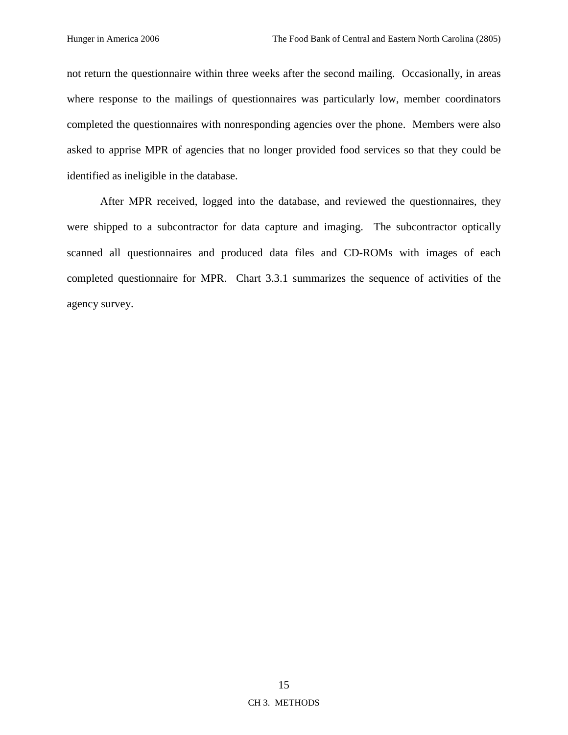not return the questionnaire within three weeks after the second mailing. Occasionally, in areas where response to the mailings of questionnaires was particularly low, member coordinators completed the questionnaires with nonresponding agencies over the phone. Members were also asked to apprise MPR of agencies that no longer provided food services so that they could be identified as ineligible in the database.

After MPR received, logged into the database, and reviewed the questionnaires, they were shipped to a subcontractor for data capture and imaging. The subcontractor optically scanned all questionnaires and produced data files and CD-ROMs with images of each completed questionnaire for MPR. Chart 3.3.1 summarizes the sequence of activities of the agency survey.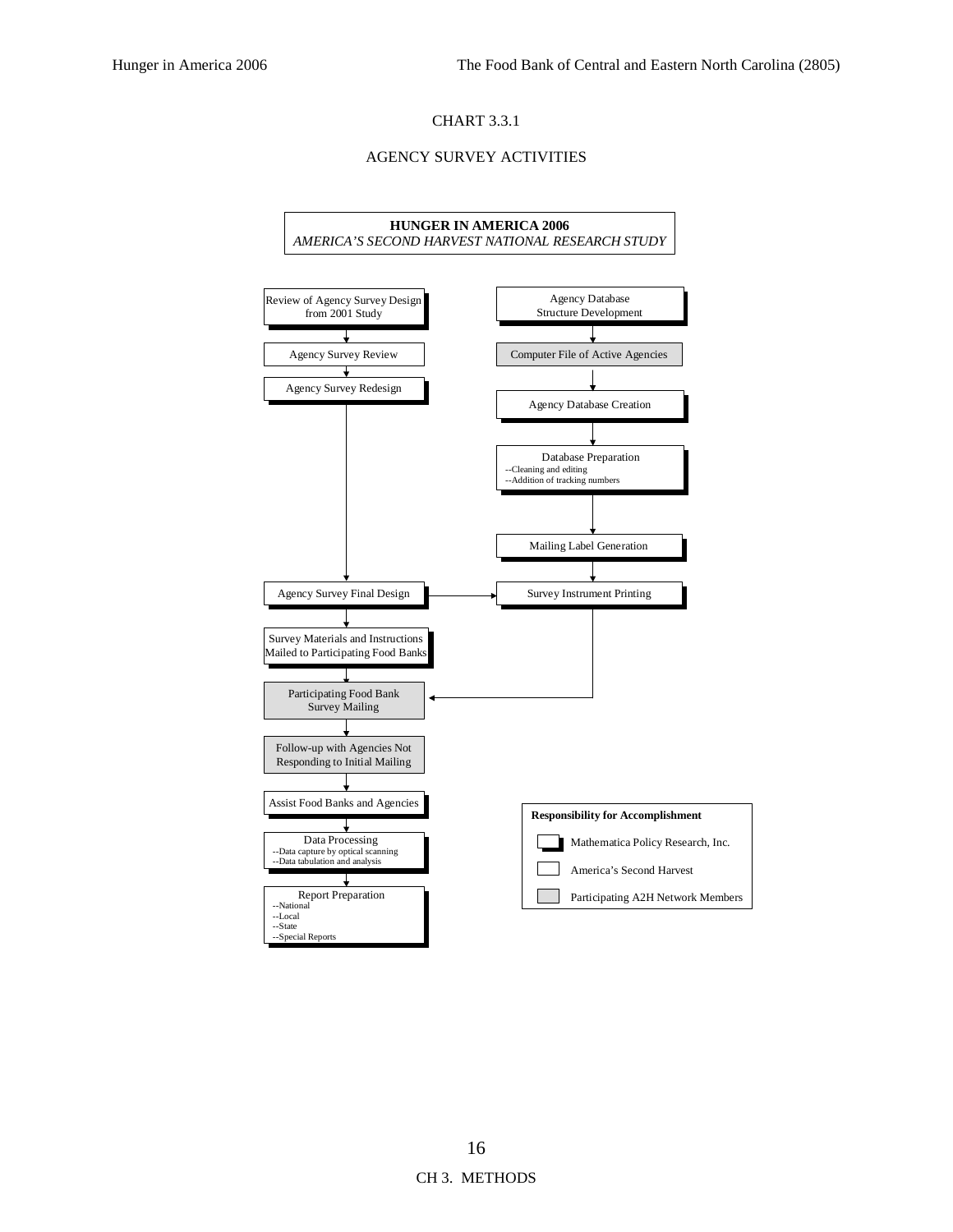CHART 3.3.1

AGENCY SURVEY ACTIVITIES

**HUNGER IN AMERICA 2006**
*AMERICA'S SECOND HARVEST NATIONAL RESEARCH STUDY*

- Review of Agency Survey Design from 2001 Study
- Agency Survey Review
- Agency Survey Redesign
- Agency Database Structure Development
- Computer File of Active Agencies
- Agency Database Creation
- Database Preparation
  - --Cleaning and editing
  - --Addition of tracking numbers
- Mailing Label Generation
- Agency Survey Final Design
- Survey Instrument Printing
- Survey Materials and Instructions Mailed to Participating Food Banks
- Participating Food Bank Survey Mailing
- Follow-up with Agencies Not Responding to Initial Mailing
- Assist Food Banks and Agencies
- Data Processing
  - --Data capture by optical scanning
  - --Data tabulation and analysis
- Report Preparation
  - --National
  - --Local
  - --State
  - --Special Reports

**Responsibility for Accomplishment**

- Mathematica Policy Research, Inc.
- America's Second Harvest
- Participating A2H Network Members

CH 3. METHODS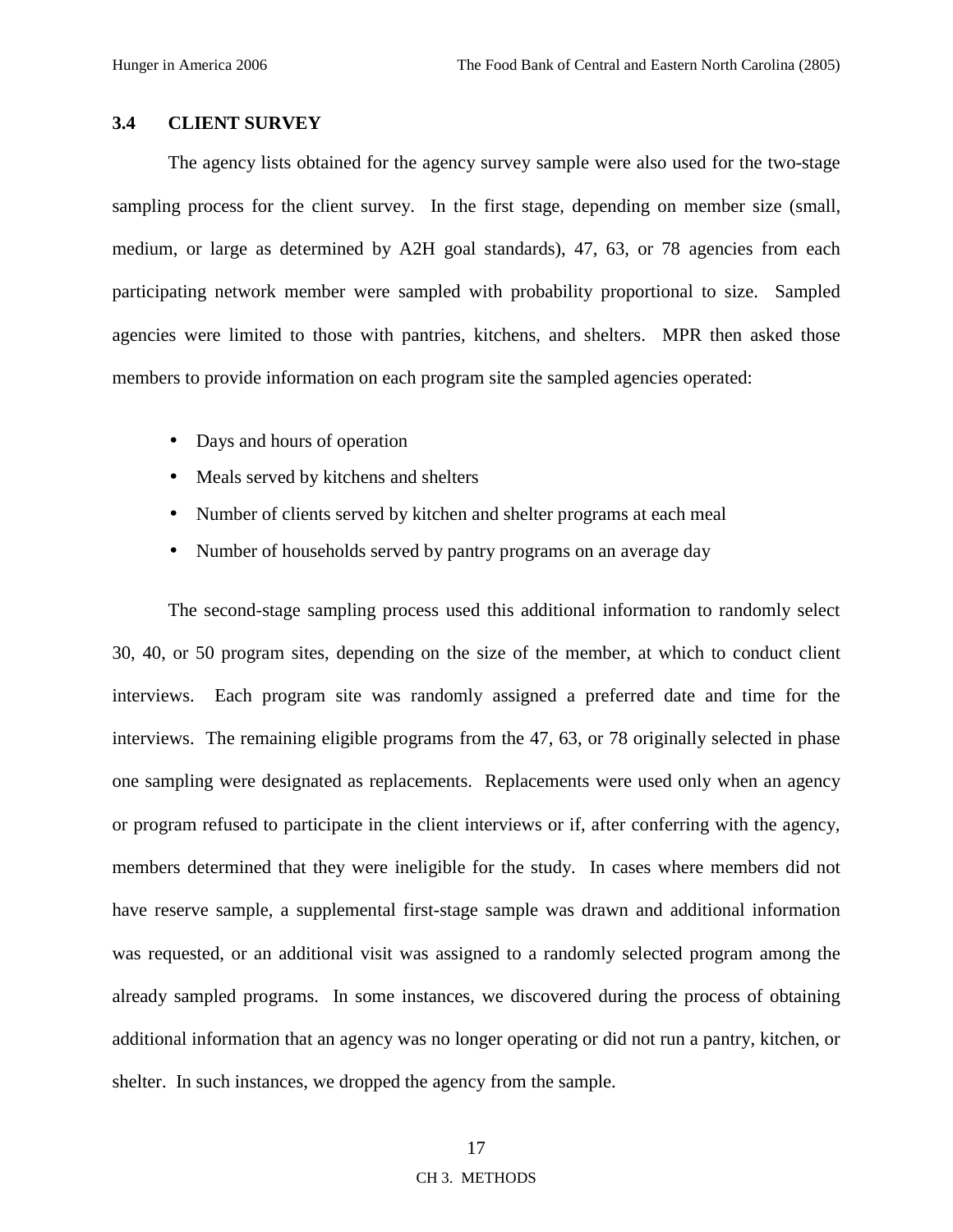### 3.4 CLIENT SURVEY

The agency lists obtained for the agency survey sample were also used for the two-stage sampling process for the client survey. In the first stage, depending on member size (small, medium, or large as determined by A2H goal standards), 47, 63, or 78 agencies from each participating network member were sampled with probability proportional to size. Sampled agencies were limited to those with pantries, kitchens, and shelters. MPR then asked those members to provide information on each program site the sampled agencies operated:

- Days and hours of operation
- Meals served by kitchens and shelters
- Number of clients served by kitchen and shelter programs at each meal
- Number of households served by pantry programs on an average day

The second-stage sampling process used this additional information to randomly select 30, 40, or 50 program sites, depending on the size of the member, at which to conduct client interviews. Each program site was randomly assigned a preferred date and time for the interviews. The remaining eligible programs from the 47, 63, or 78 originally selected in phase one sampling were designated as replacements. Replacements were used only when an agency or program refused to participate in the client interviews or if, after conferring with the agency, members determined that they were ineligible for the study. In cases where members did not have reserve sample, a supplemental first-stage sample was drawn and additional information was requested, or an additional visit was assigned to a randomly selected program among the already sampled programs. In some instances, we discovered during the process of obtaining additional information that an agency was no longer operating or did not run a pantry, kitchen, or shelter. In such instances, we dropped the agency from the sample.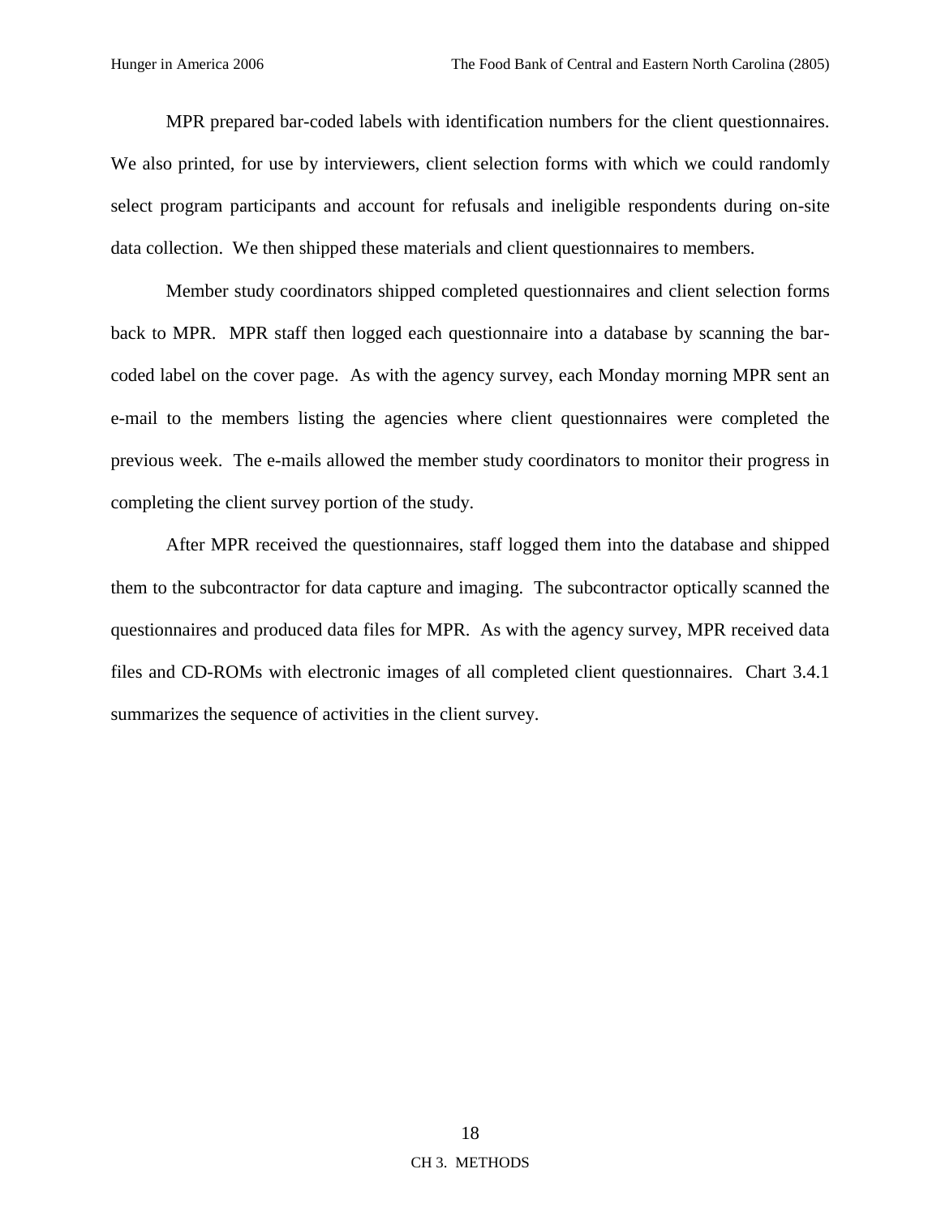MPR prepared bar-coded labels with identification numbers for the client questionnaires. We also printed, for use by interviewers, client selection forms with which we could randomly select program participants and account for refusals and ineligible respondents during on-site data collection. We then shipped these materials and client questionnaires to members.

Member study coordinators shipped completed questionnaires and client selection forms back to MPR. MPR staff then logged each questionnaire into a database by scanning the bar-coded label on the cover page. As with the agency survey, each Monday morning MPR sent an e-mail to the members listing the agencies where client questionnaires were completed the previous week. The e-mails allowed the member study coordinators to monitor their progress in completing the client survey portion of the study.

After MPR received the questionnaires, staff logged them into the database and shipped them to the subcontractor for data capture and imaging. The subcontractor optically scanned the questionnaires and produced data files for MPR. As with the agency survey, MPR received data files and CD-ROMs with electronic images of all completed client questionnaires. Chart 3.4.1 summarizes the sequence of activities in the client survey.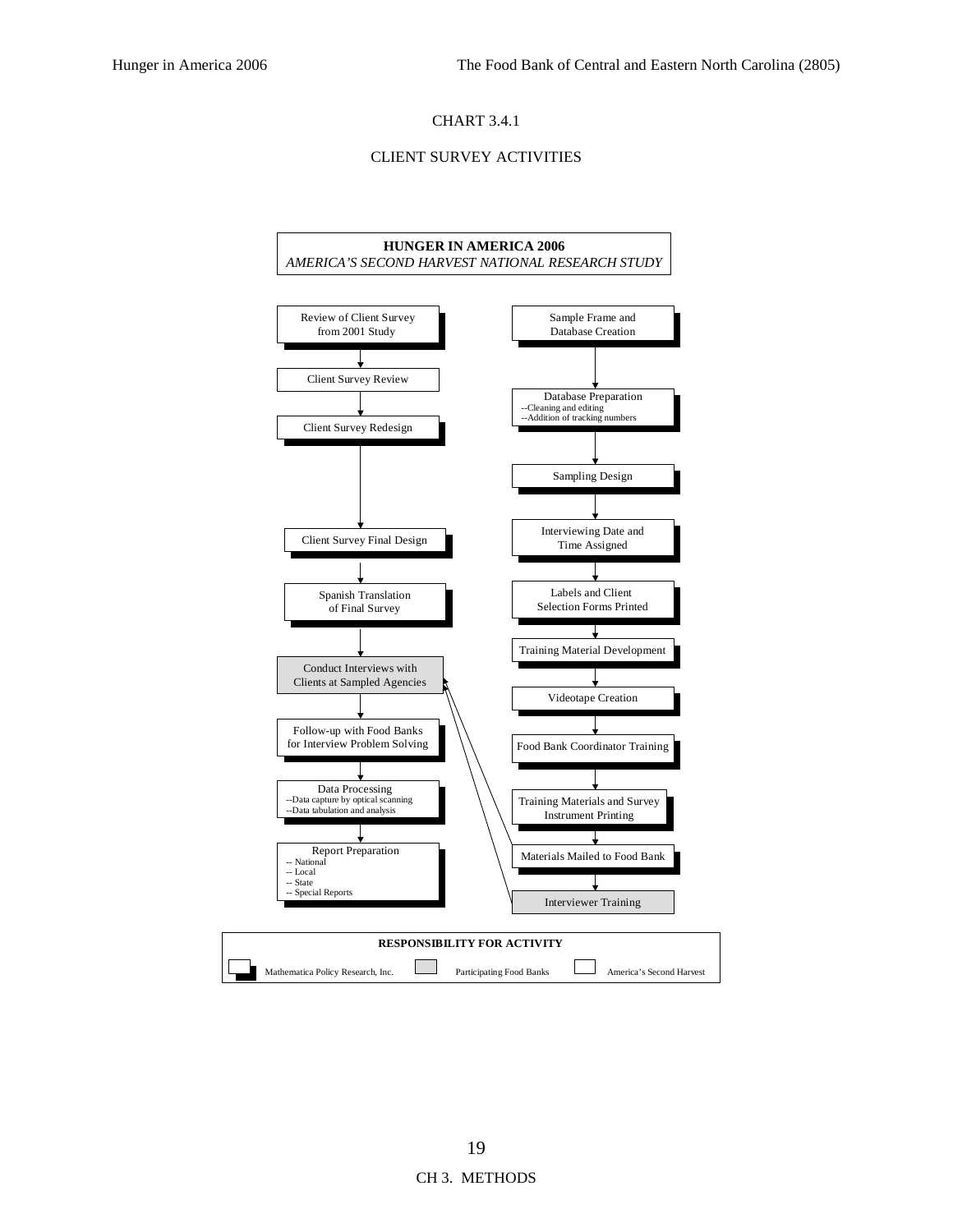CHART 3.4.1

CLIENT SURVEY ACTIVITIES

**HUNGER IN AMERICA 2006**
*AMERICA'S SECOND HARVEST NATIONAL RESEARCH STUDY*

Review of Client Survey from 2001 Study

Client Survey Review

Client Survey Redesign

Client Survey Final Design

Spanish Translation of Final Survey

Conduct Interviews with Clients at Sampled Agencies

Follow-up with Food Banks for Interview Problem Solving

Data Processing
--Data capture by optical scanning
--Data tabulation and analysis

Report Preparation
-- National
-- Local
-- State
-- Special Reports

Sample Frame and Database Creation

Database Preparation
--Cleaning and editing
--Addition of tracking numbers

Sampling Design

Interviewing Date and Time Assigned

Labels and Client Selection Forms Printed

Training Material Development

Videotape Creation

Food Bank Coordinator Training

Training Materials and Survey Instrument Printing

Materials Mailed to Food Bank

Interviewer Training

**RESPONSIBILITY FOR ACTIVITY**

Mathematica Policy Research, Inc. | Participating Food Banks | America's Second Harvest

CH 3. METHODS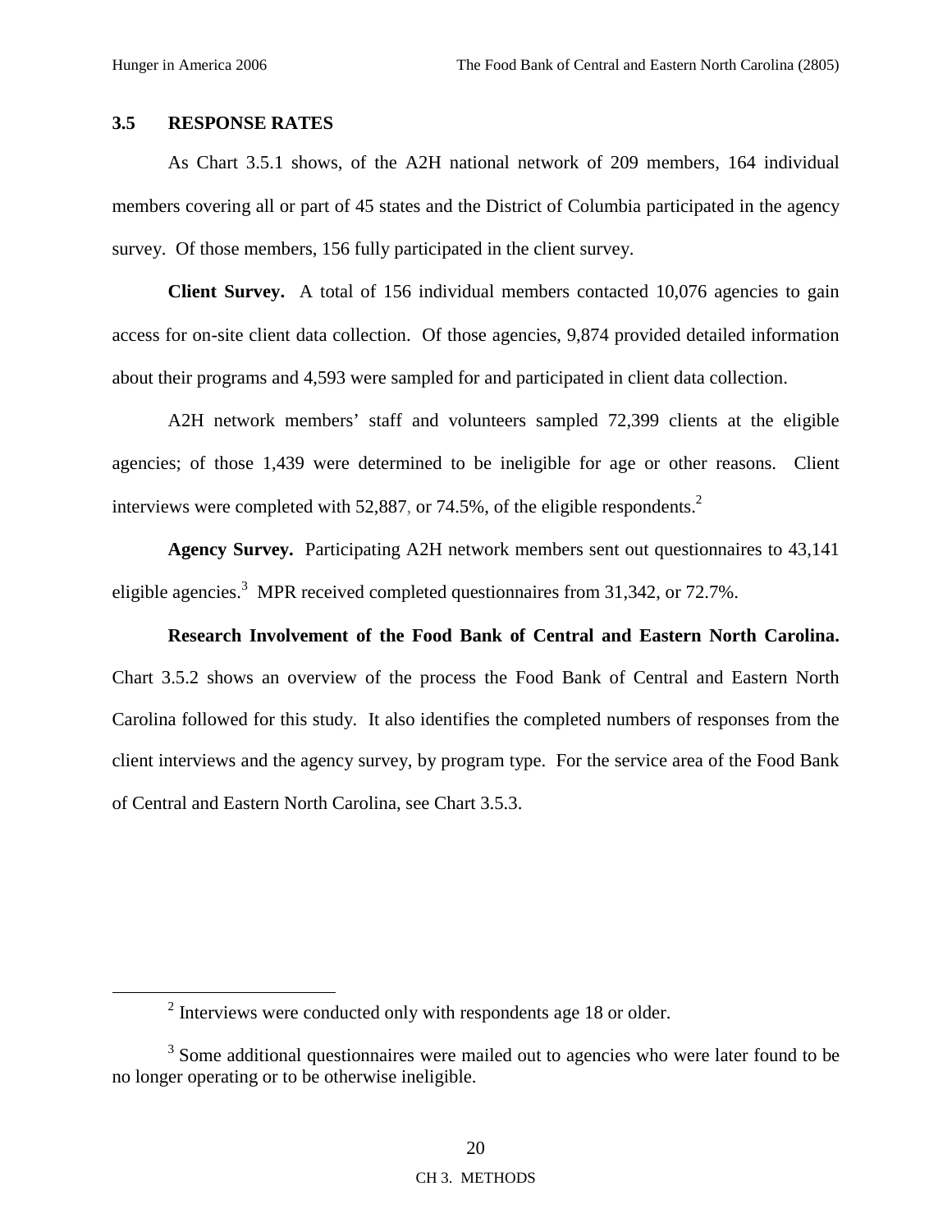## 3.5 RESPONSE RATES

As Chart 3.5.1 shows, of the A2H national network of 209 members, 164 individual members covering all or part of 45 states and the District of Columbia participated in the agency survey. Of those members, 156 fully participated in the client survey.

**Client Survey.** A total of 156 individual members contacted 10,076 agencies to gain access for on-site client data collection. Of those agencies, 9,874 provided detailed information about their programs and 4,593 were sampled for and participated in client data collection.

A2H network members' staff and volunteers sampled 72,399 clients at the eligible agencies; of those 1,439 were determined to be ineligible for age or other reasons. Client interviews were completed with 52,887, or 74.5%, of the eligible respondents.[2]

**Agency Survey.** Participating A2H network members sent out questionnaires to 43,141 eligible agencies.[3] MPR received completed questionnaires from 31,342, or 72.7%.

**Research Involvement of the Food Bank of Central and Eastern North Carolina.** Chart 3.5.2 shows an overview of the process the Food Bank of Central and Eastern North Carolina followed for this study. It also identifies the completed numbers of responses from the client interviews and the agency survey, by program type. For the service area of the Food Bank of Central and Eastern North Carolina, see Chart 3.5.3.

---

[2] Interviews were conducted only with respondents age 18 or older.

[3] Some additional questionnaires were mailed out to agencies who were later found to be no longer operating or to be otherwise ineligible.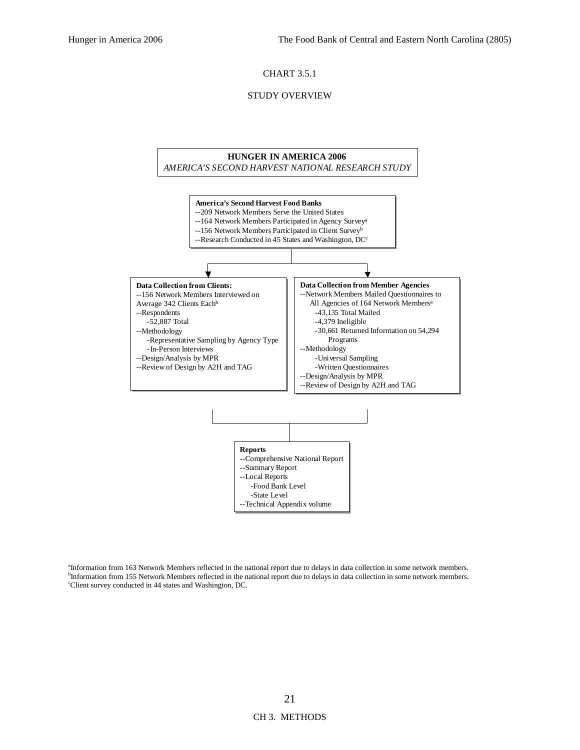CHART 3.5.1

STUDY OVERVIEW

**HUNGER IN AMERICA 2006**
*AMERICA'S SECOND HARVEST NATIONAL RESEARCH STUDY*

**America's Second Harvest Food Banks**
--209 Network Members Serve the United States
--164 Network Members Participated in Agency Survey[a]
--156 Network Members Participated in Client Survey[b]
--Research Conducted in 45 States and Washington, DC[c]

**Data Collection from Clients:**
--156 Network Members Interviewed on Average 342 Clients Each[b]
--Respondents
-52,887 Total
--Methodology
-Representative Sampling by Agency Type
-In-Person Interviews
--Design/Analysis by MPR
--Review of Design by A2H and TAG

**Data Collection from Member Agencies**
--Network Members Mailed Questionnaires to All Agencies of 164 Network Members[a]
-43,135 Total Mailed
-4,379 Ineligible
-30,661 Returned Information on 54,294 Programs
--Methodology
-Universal Sampling
-Written Questionnaires
--Design/Analysis by MPR
--Review of Design by A2H and TAG

**Reports**
--Comprehensive National Report
--Summary Report
--Local Reports
-Food Bank Level
-State Level
--Technical Appendix volume

[a]Information from 163 Network Members reflected in the national report due to delays in data collection in some network members.
[b]Information from 155 Network Members reflected in the national report due to delays in data collection in some network members.
[c]Client survey conducted in 44 states and Washington, DC.

CH 3. METHODS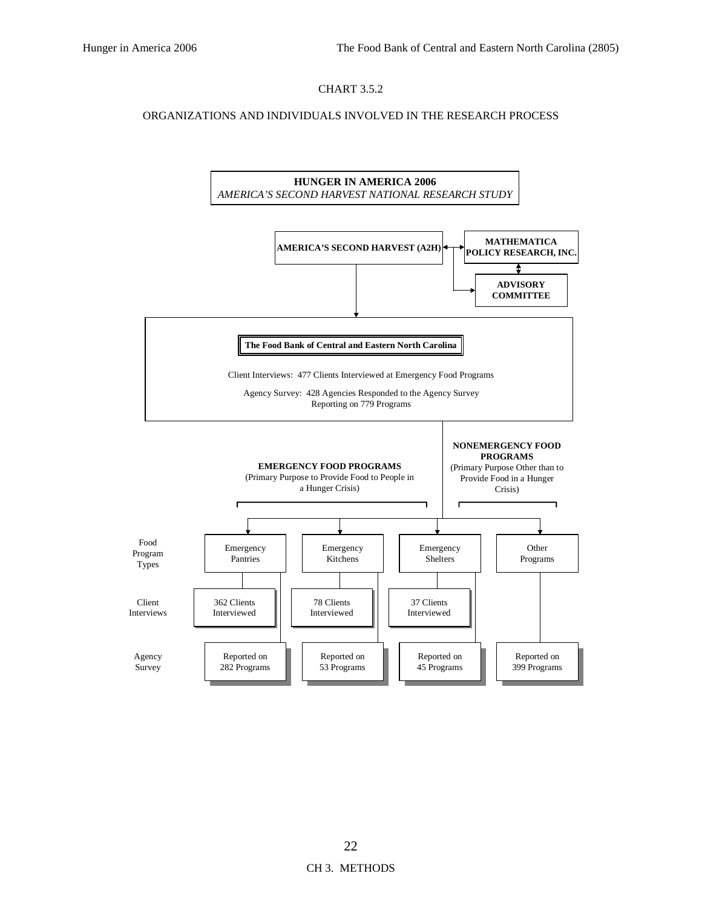CHART 3.5.2

ORGANIZATIONS AND INDIVIDUALS INVOLVED IN THE RESEARCH PROCESS

**HUNGER IN AMERICA 2006**
*AMERICA'S SECOND HARVEST NATIONAL RESEARCH STUDY*

**AMERICA'S SECOND HARVEST (A2H)**

**MATHEMATICA POLICY RESEARCH, INC.**

**ADVISORY COMMITTEE**

**The Food Bank of Central and Eastern North Carolina**

Client Interviews: 477 Clients Interviewed at Emergency Food Programs

Agency Survey: 428 Agencies Responded to the Agency Survey Reporting on 779 Programs

**EMERGENCY FOOD PROGRAMS**
(Primary Purpose to Provide Food to People in a Hunger Crisis)

**NONEMERGENCY FOOD PROGRAMS**
(Primary Purpose Other than to Provide Food in a Hunger Crisis)

| | Emergency Food Programs | | | Nonemergency Food Programs |
|---|---|---|---|---|
| Food Program Types | Emergency Pantries | Emergency Kitchens | Emergency Shelters | Other Programs |
| Client Interviews | 362 Clients Interviewed | 78 Clients Interviewed | 37 Clients Interviewed | |
| Agency Survey | Reported on 282 Programs | Reported on 53 Programs | Reported on 45 Programs | Reported on 399 Programs |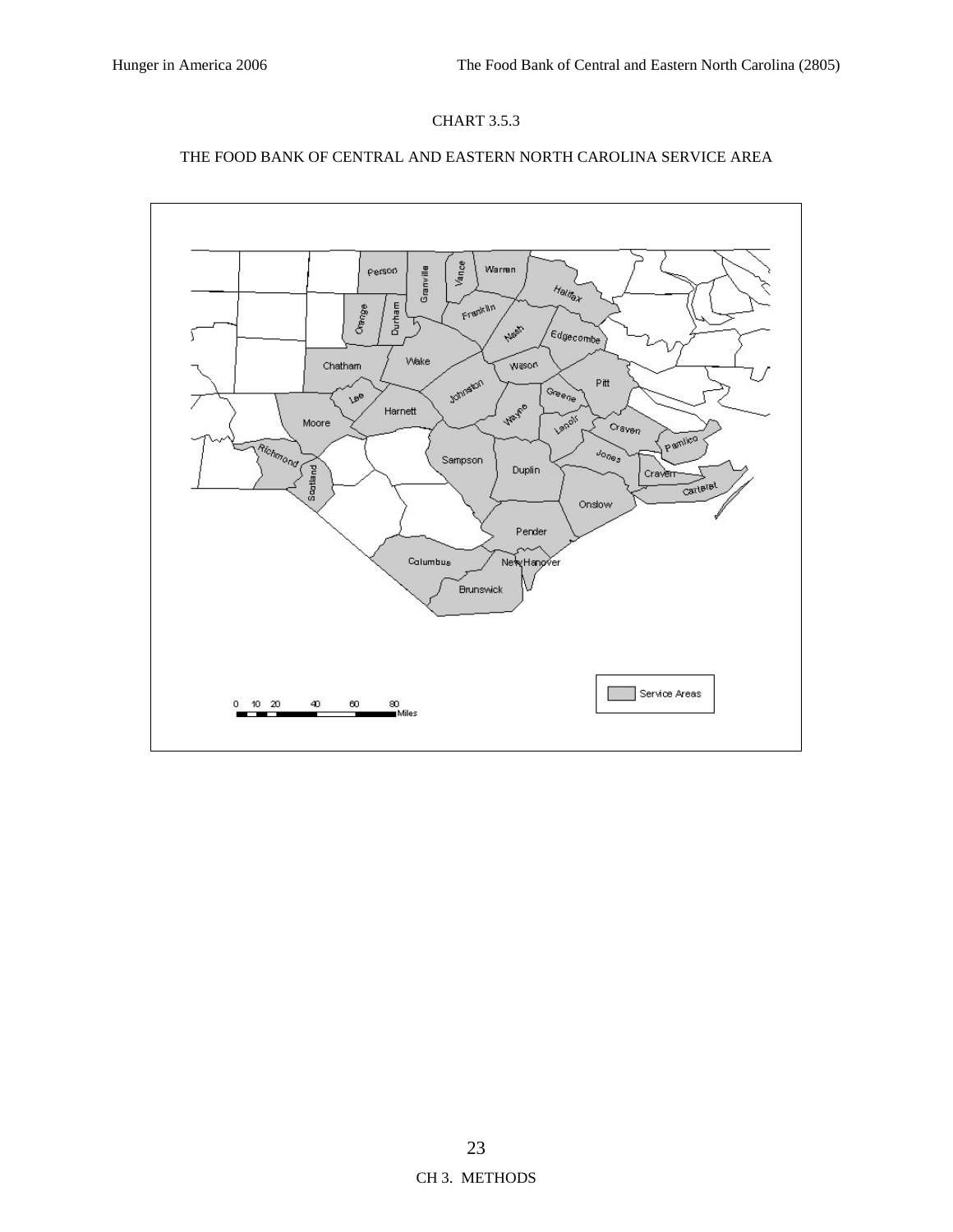CHART 3.5.3

THE FOOD BANK OF CENTRAL AND EASTERN NORTH CAROLINA SERVICE AREA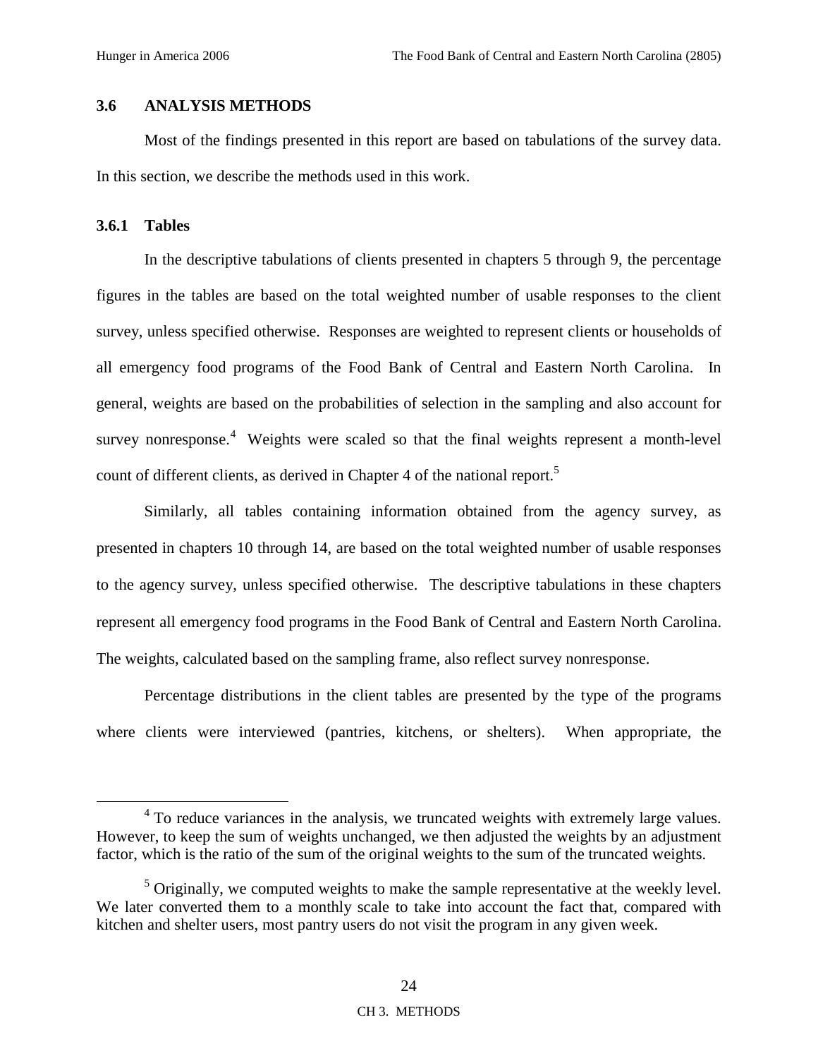### 3.6 ANALYSIS METHODS

Most of the findings presented in this report are based on tabulations of the survey data. In this section, we describe the methods used in this work.

#### 3.6.1 Tables

In the descriptive tabulations of clients presented in chapters 5 through 9, the percentage figures in the tables are based on the total weighted number of usable responses to the client survey, unless specified otherwise. Responses are weighted to represent clients or households of all emergency food programs of the Food Bank of Central and Eastern North Carolina. In general, weights are based on the probabilities of selection in the sampling and also account for survey nonresponse.[4] Weights were scaled so that the final weights represent a month-level count of different clients, as derived in Chapter 4 of the national report.[5]

Similarly, all tables containing information obtained from the agency survey, as presented in chapters 10 through 14, are based on the total weighted number of usable responses to the agency survey, unless specified otherwise. The descriptive tabulations in these chapters represent all emergency food programs in the Food Bank of Central and Eastern North Carolina. The weights, calculated based on the sampling frame, also reflect survey nonresponse.

Percentage distributions in the client tables are presented by the type of the programs where clients were interviewed (pantries, kitchens, or shelters). When appropriate, the

---

[4] To reduce variances in the analysis, we truncated weights with extremely large values. However, to keep the sum of weights unchanged, we then adjusted the weights by an adjustment factor, which is the ratio of the sum of the original weights to the sum of the truncated weights.

[5] Originally, we computed weights to make the sample representative at the weekly level. We later converted them to a monthly scale to take into account the fact that, compared with kitchen and shelter users, most pantry users do not visit the program in any given week.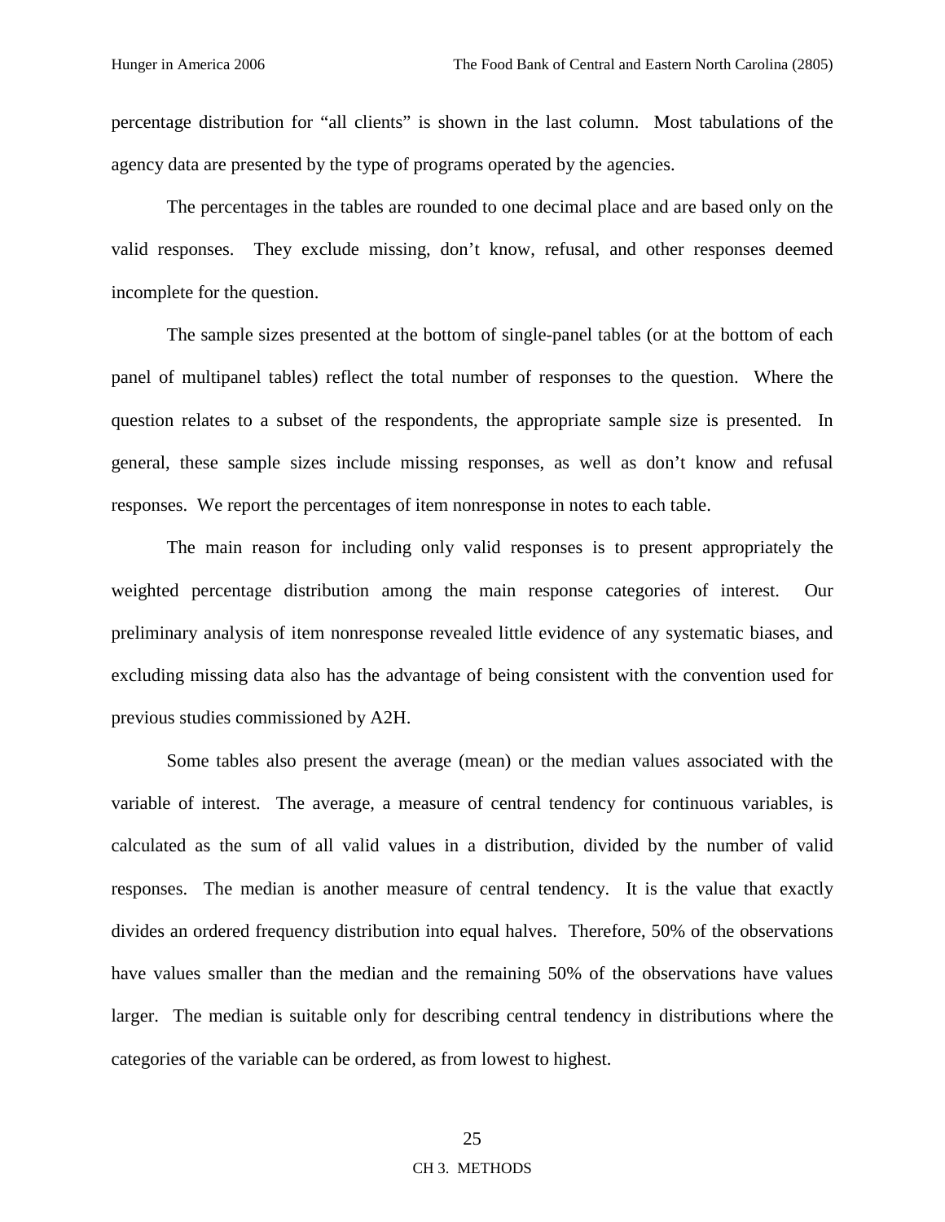percentage distribution for "all clients" is shown in the last column. Most tabulations of the agency data are presented by the type of programs operated by the agencies.

The percentages in the tables are rounded to one decimal place and are based only on the valid responses. They exclude missing, don't know, refusal, and other responses deemed incomplete for the question.

The sample sizes presented at the bottom of single-panel tables (or at the bottom of each panel of multipanel tables) reflect the total number of responses to the question. Where the question relates to a subset of the respondents, the appropriate sample size is presented. In general, these sample sizes include missing responses, as well as don't know and refusal responses. We report the percentages of item nonresponse in notes to each table.

The main reason for including only valid responses is to present appropriately the weighted percentage distribution among the main response categories of interest. Our preliminary analysis of item nonresponse revealed little evidence of any systematic biases, and excluding missing data also has the advantage of being consistent with the convention used for previous studies commissioned by A2H.

Some tables also present the average (mean) or the median values associated with the variable of interest. The average, a measure of central tendency for continuous variables, is calculated as the sum of all valid values in a distribution, divided by the number of valid responses. The median is another measure of central tendency. It is the value that exactly divides an ordered frequency distribution into equal halves. Therefore, 50% of the observations have values smaller than the median and the remaining 50% of the observations have values larger. The median is suitable only for describing central tendency in distributions where the categories of the variable can be ordered, as from lowest to highest.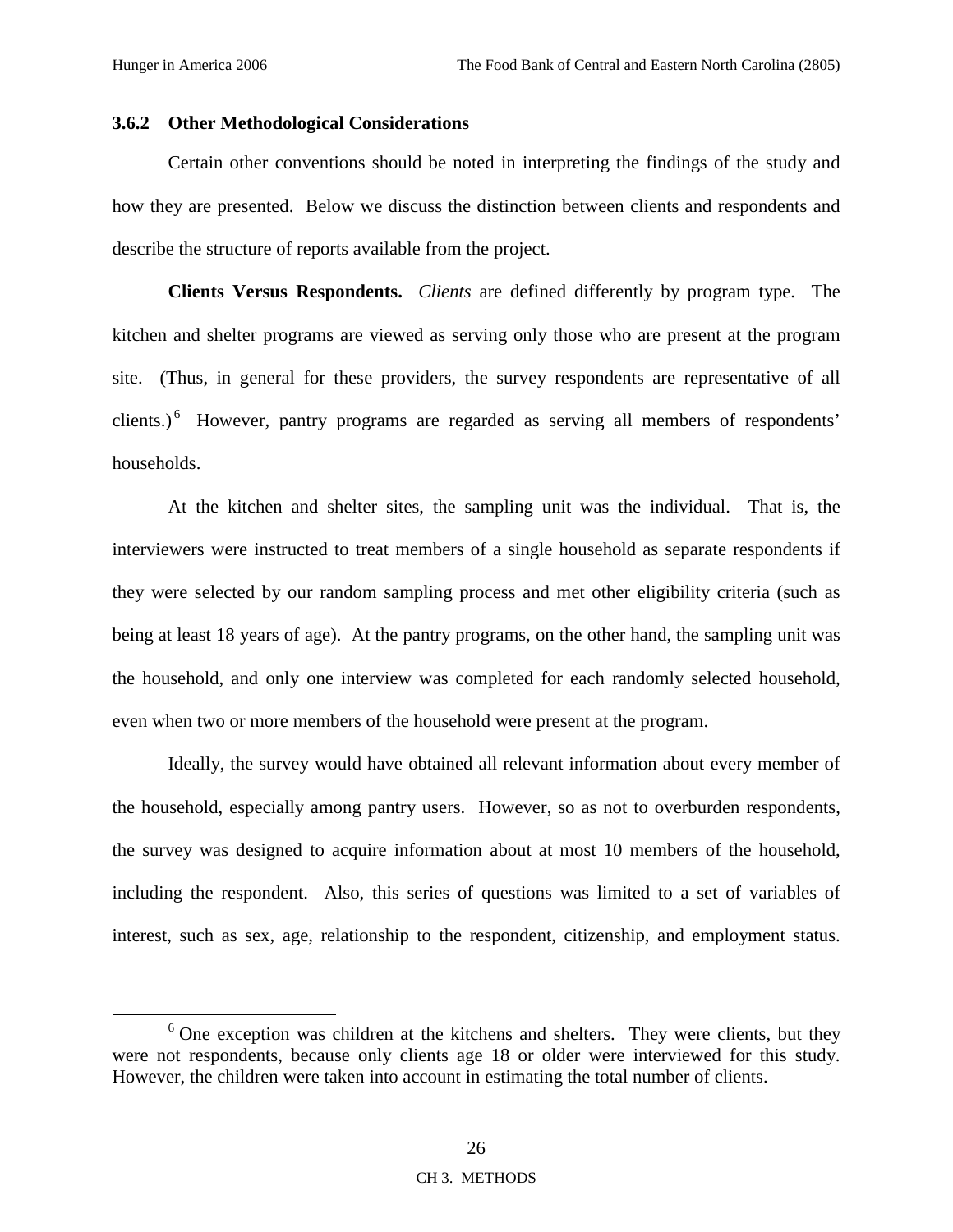### 3.6.2 Other Methodological Considerations

Certain other conventions should be noted in interpreting the findings of the study and how they are presented. Below we discuss the distinction between clients and respondents and describe the structure of reports available from the project.

**Clients Versus Respondents.** *Clients* are defined differently by program type. The kitchen and shelter programs are viewed as serving only those who are present at the program site. (Thus, in general for these providers, the survey respondents are representative of all clients.)[6] However, pantry programs are regarded as serving all members of respondents' households.

At the kitchen and shelter sites, the sampling unit was the individual. That is, the interviewers were instructed to treat members of a single household as separate respondents if they were selected by our random sampling process and met other eligibility criteria (such as being at least 18 years of age). At the pantry programs, on the other hand, the sampling unit was the household, and only one interview was completed for each randomly selected household, even when two or more members of the household were present at the program.

Ideally, the survey would have obtained all relevant information about every member of the household, especially among pantry users. However, so as not to overburden respondents, the survey was designed to acquire information about at most 10 members of the household, including the respondent. Also, this series of questions was limited to a set of variables of interest, such as sex, age, relationship to the respondent, citizenship, and employment status.

---

[6] One exception was children at the kitchens and shelters. They were clients, but they were not respondents, because only clients age 18 or older were interviewed for this study. However, the children were taken into account in estimating the total number of clients.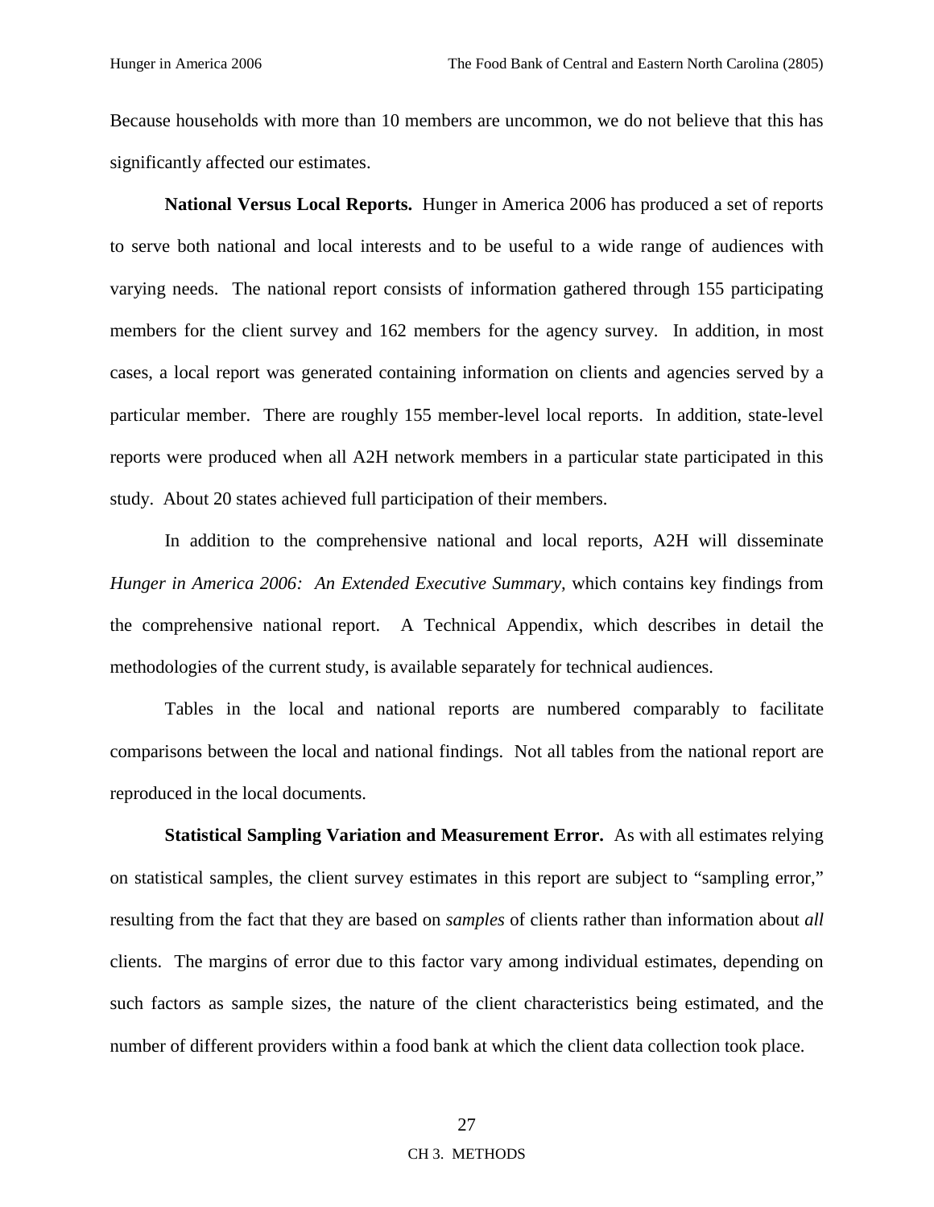Because households with more than 10 members are uncommon, we do not believe that this has significantly affected our estimates.

**National Versus Local Reports.** Hunger in America 2006 has produced a set of reports to serve both national and local interests and to be useful to a wide range of audiences with varying needs. The national report consists of information gathered through 155 participating members for the client survey and 162 members for the agency survey. In addition, in most cases, a local report was generated containing information on clients and agencies served by a particular member. There are roughly 155 member-level local reports. In addition, state-level reports were produced when all A2H network members in a particular state participated in this study. About 20 states achieved full participation of their members.

In addition to the comprehensive national and local reports, A2H will disseminate *Hunger in America 2006: An Extended Executive Summary*, which contains key findings from the comprehensive national report. A Technical Appendix, which describes in detail the methodologies of the current study, is available separately for technical audiences.

Tables in the local and national reports are numbered comparably to facilitate comparisons between the local and national findings. Not all tables from the national report are reproduced in the local documents.

**Statistical Sampling Variation and Measurement Error.** As with all estimates relying on statistical samples, the client survey estimates in this report are subject to "sampling error," resulting from the fact that they are based on *samples* of clients rather than information about *all* clients. The margins of error due to this factor vary among individual estimates, depending on such factors as sample sizes, the nature of the client characteristics being estimated, and the number of different providers within a food bank at which the client data collection took place.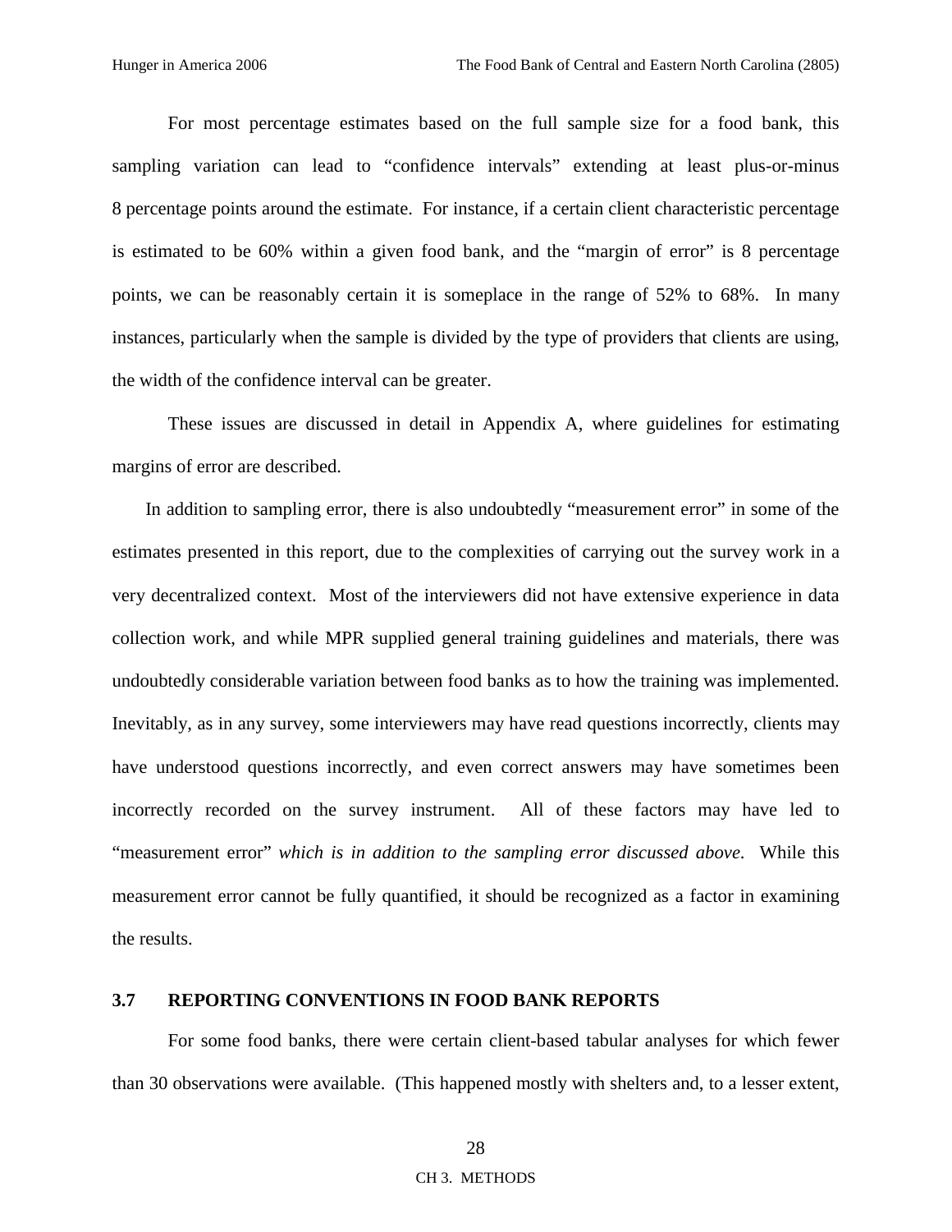For most percentage estimates based on the full sample size for a food bank, this sampling variation can lead to "confidence intervals" extending at least plus-or-minus 8 percentage points around the estimate. For instance, if a certain client characteristic percentage is estimated to be 60% within a given food bank, and the "margin of error" is 8 percentage points, we can be reasonably certain it is someplace in the range of 52% to 68%. In many instances, particularly when the sample is divided by the type of providers that clients are using, the width of the confidence interval can be greater.

These issues are discussed in detail in Appendix A, where guidelines for estimating margins of error are described.

In addition to sampling error, there is also undoubtedly "measurement error" in some of the estimates presented in this report, due to the complexities of carrying out the survey work in a very decentralized context. Most of the interviewers did not have extensive experience in data collection work, and while MPR supplied general training guidelines and materials, there was undoubtedly considerable variation between food banks as to how the training was implemented. Inevitably, as in any survey, some interviewers may have read questions incorrectly, clients may have understood questions incorrectly, and even correct answers may have sometimes been incorrectly recorded on the survey instrument. All of these factors may have led to "measurement error" *which is in addition to the sampling error discussed above.* While this measurement error cannot be fully quantified, it should be recognized as a factor in examining the results.

### 3.7 REPORTING CONVENTIONS IN FOOD BANK REPORTS

For some food banks, there were certain client-based tabular analyses for which fewer than 30 observations were available. (This happened mostly with shelters and, to a lesser extent,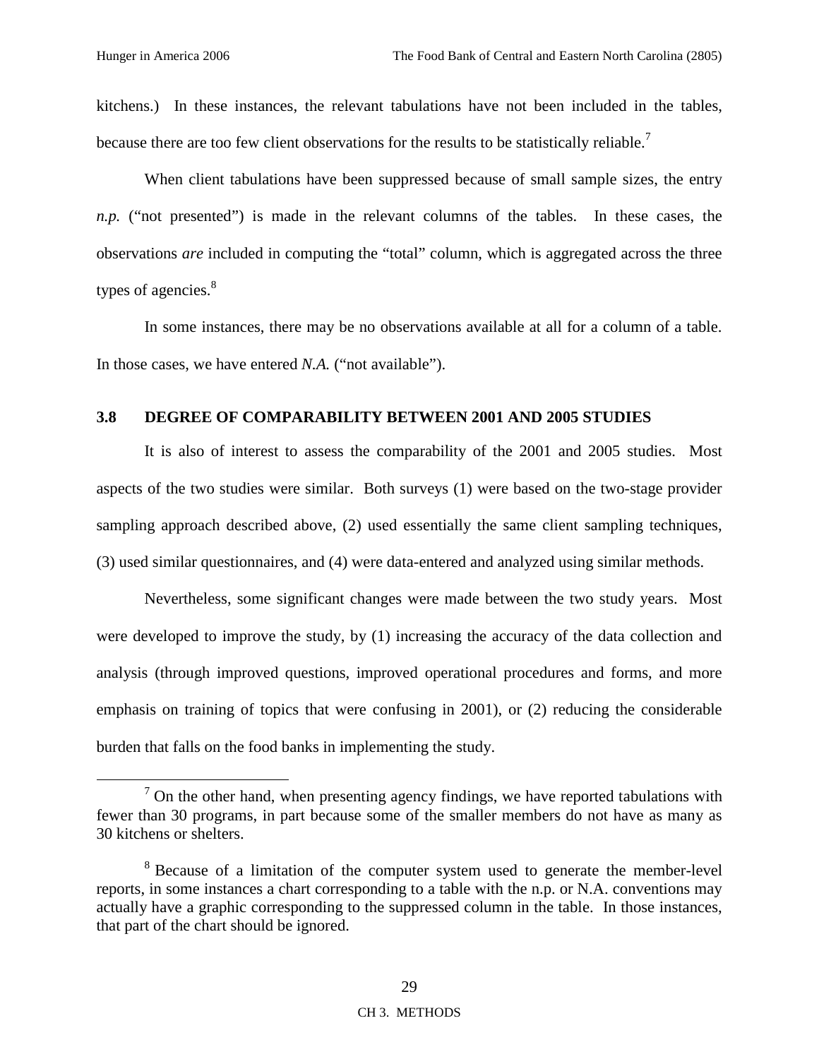kitchens.) In these instances, the relevant tabulations have not been included in the tables, because there are too few client observations for the results to be statistically reliable.[7]

When client tabulations have been suppressed because of small sample sizes, the entry *n.p.* ("not presented") is made in the relevant columns of the tables. In these cases, the observations *are* included in computing the "total" column, which is aggregated across the three types of agencies.[8]

In some instances, there may be no observations available at all for a column of a table. In those cases, we have entered *N.A.* ("not available").

### 3.8 DEGREE OF COMPARABILITY BETWEEN 2001 AND 2005 STUDIES

It is also of interest to assess the comparability of the 2001 and 2005 studies. Most aspects of the two studies were similar. Both surveys (1) were based on the two-stage provider sampling approach described above, (2) used essentially the same client sampling techniques, (3) used similar questionnaires, and (4) were data-entered and analyzed using similar methods.

Nevertheless, some significant changes were made between the two study years. Most were developed to improve the study, by (1) increasing the accuracy of the data collection and analysis (through improved questions, improved operational procedures and forms, and more emphasis on training of topics that were confusing in 2001), or (2) reducing the considerable burden that falls on the food banks in implementing the study.

---

[7] On the other hand, when presenting agency findings, we have reported tabulations with fewer than 30 programs, in part because some of the smaller members do not have as many as 30 kitchens or shelters.

[8] Because of a limitation of the computer system used to generate the member-level reports, in some instances a chart corresponding to a table with the n.p. or N.A. conventions may actually have a graphic corresponding to the suppressed column in the table. In those instances, that part of the chart should be ignored.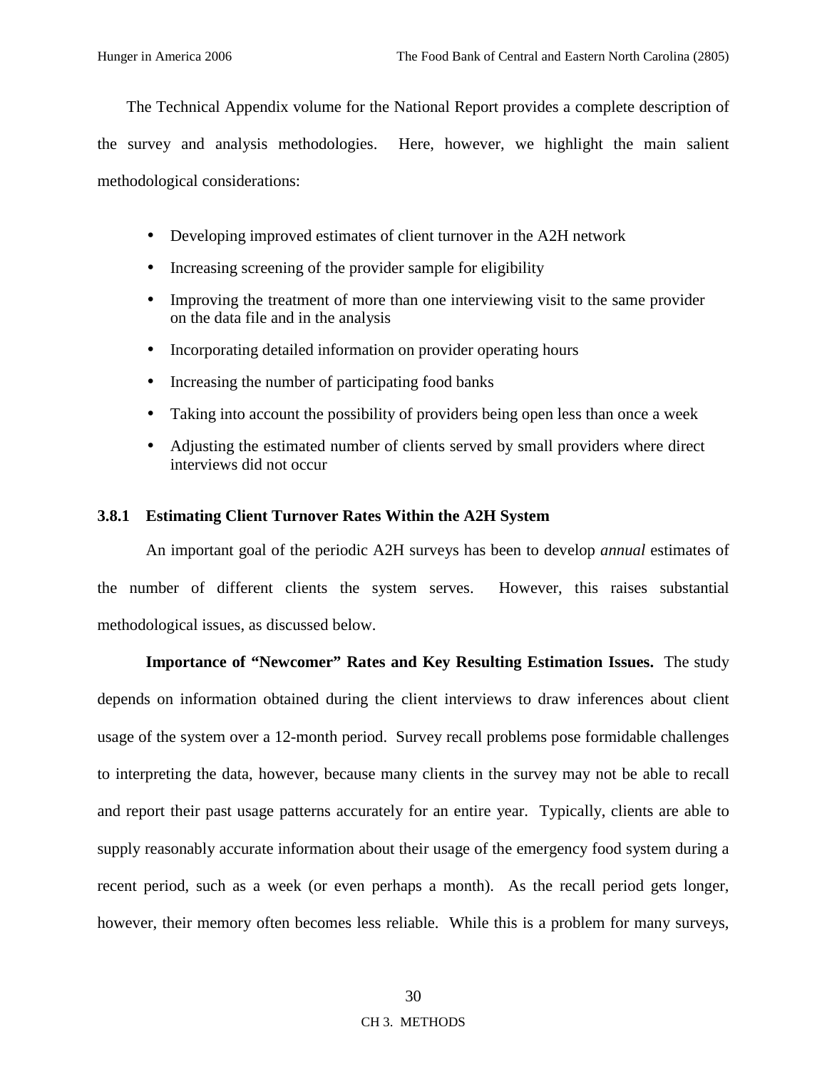The Technical Appendix volume for the National Report provides a complete description of the survey and analysis methodologies. Here, however, we highlight the main salient methodological considerations:

- Developing improved estimates of client turnover in the A2H network
- Increasing screening of the provider sample for eligibility
- Improving the treatment of more than one interviewing visit to the same provider on the data file and in the analysis
- Incorporating detailed information on provider operating hours
- Increasing the number of participating food banks
- Taking into account the possibility of providers being open less than once a week
- Adjusting the estimated number of clients served by small providers where direct interviews did not occur

### 3.8.1 Estimating Client Turnover Rates Within the A2H System

An important goal of the periodic A2H surveys has been to develop *annual* estimates of the number of different clients the system serves. However, this raises substantial methodological issues, as discussed below.

**Importance of "Newcomer" Rates and Key Resulting Estimation Issues.** The study depends on information obtained during the client interviews to draw inferences about client usage of the system over a 12-month period. Survey recall problems pose formidable challenges to interpreting the data, however, because many clients in the survey may not be able to recall and report their past usage patterns accurately for an entire year. Typically, clients are able to supply reasonably accurate information about their usage of the emergency food system during a recent period, such as a week (or even perhaps a month). As the recall period gets longer, however, their memory often becomes less reliable. While this is a problem for many surveys,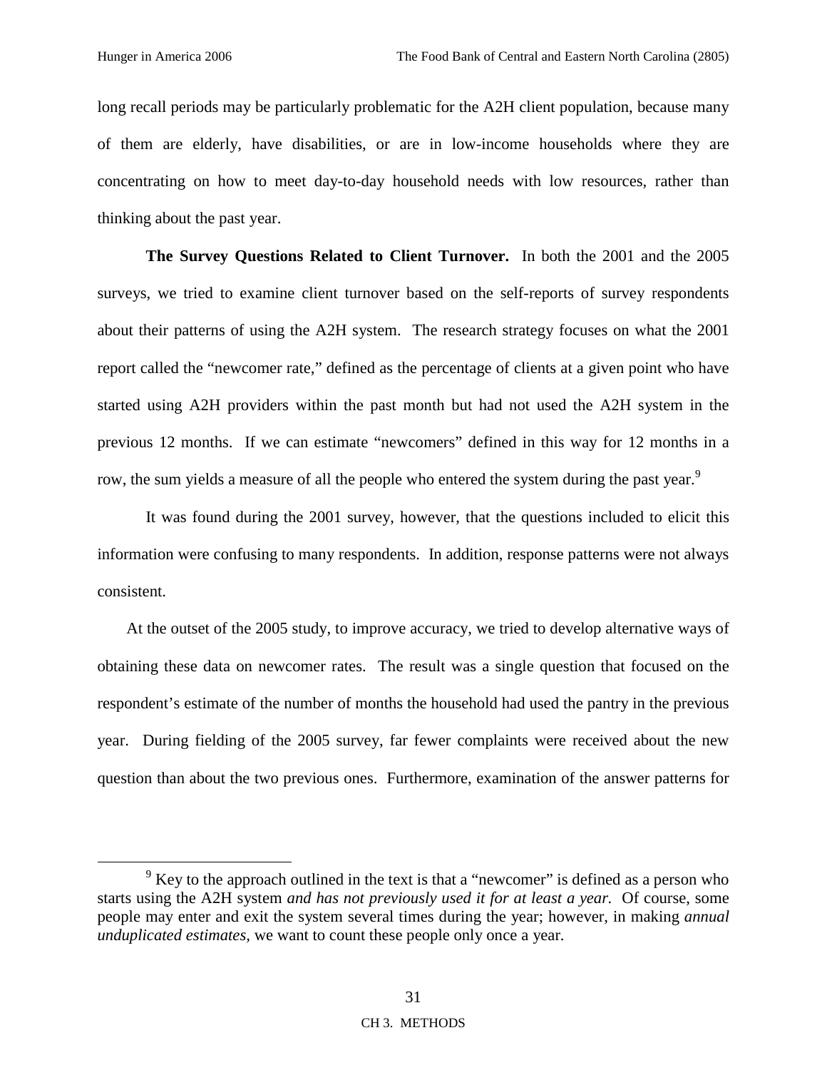long recall periods may be particularly problematic for the A2H client population, because many of them are elderly, have disabilities, or are in low-income households where they are concentrating on how to meet day-to-day household needs with low resources, rather than thinking about the past year.

**The Survey Questions Related to Client Turnover.** In both the 2001 and the 2005 surveys, we tried to examine client turnover based on the self-reports of survey respondents about their patterns of using the A2H system. The research strategy focuses on what the 2001 report called the "newcomer rate," defined as the percentage of clients at a given point who have started using A2H providers within the past month but had not used the A2H system in the previous 12 months. If we can estimate "newcomers" defined in this way for 12 months in a row, the sum yields a measure of all the people who entered the system during the past year.[9]

It was found during the 2001 survey, however, that the questions included to elicit this information were confusing to many respondents. In addition, response patterns were not always consistent.

At the outset of the 2005 study, to improve accuracy, we tried to develop alternative ways of obtaining these data on newcomer rates. The result was a single question that focused on the respondent's estimate of the number of months the household had used the pantry in the previous year. During fielding of the 2005 survey, far fewer complaints were received about the new question than about the two previous ones. Furthermore, examination of the answer patterns for

[9] Key to the approach outlined in the text is that a "newcomer" is defined as a person who starts using the A2H system *and has not previously used it for at least a year.* Of course, some people may enter and exit the system several times during the year; however, in making *annual unduplicated estimates*, we want to count these people only once a year.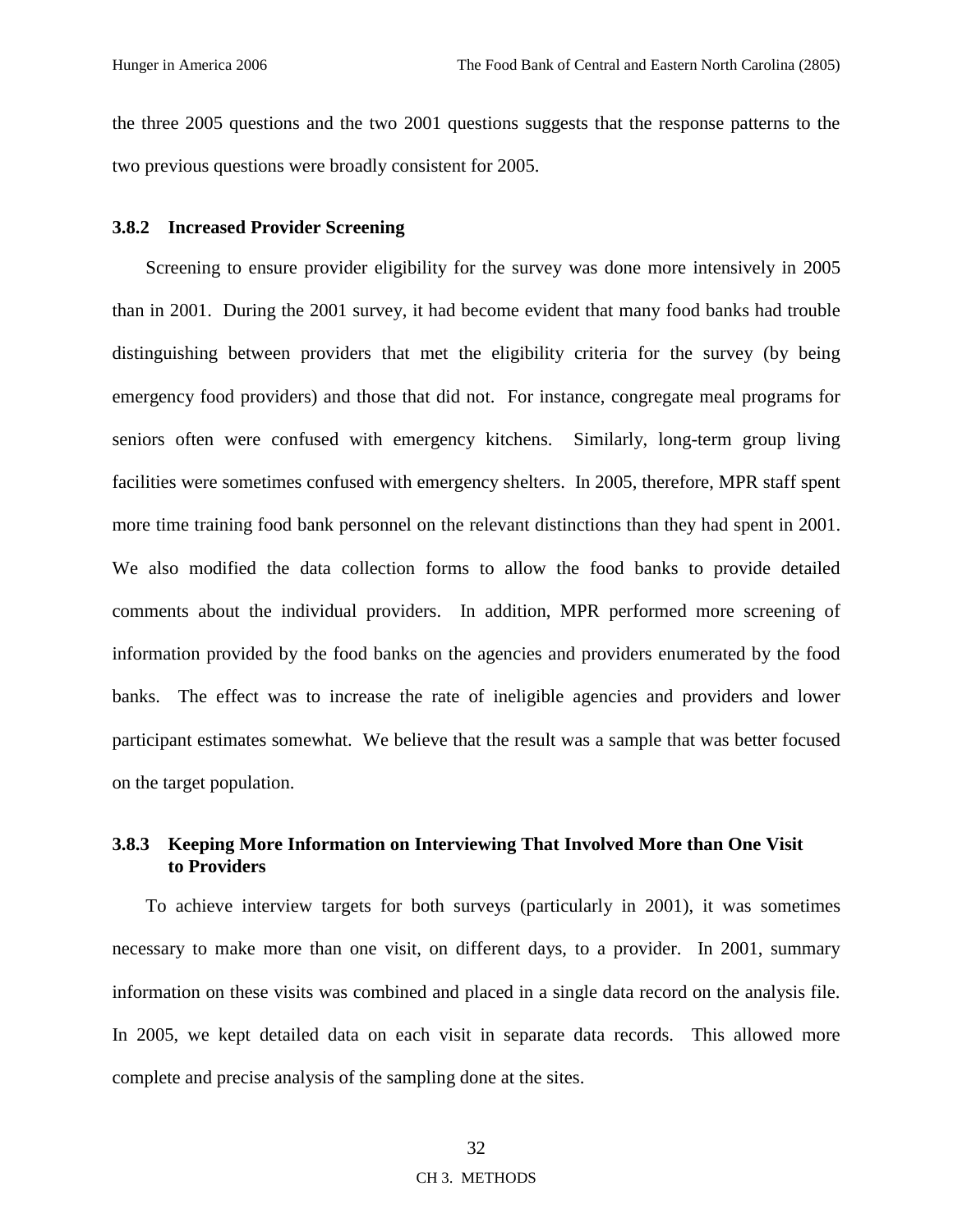the three 2005 questions and the two 2001 questions suggests that the response patterns to the two previous questions were broadly consistent for 2005.

### 3.8.2 Increased Provider Screening

Screening to ensure provider eligibility for the survey was done more intensively in 2005 than in 2001. During the 2001 survey, it had become evident that many food banks had trouble distinguishing between providers that met the eligibility criteria for the survey (by being emergency food providers) and those that did not. For instance, congregate meal programs for seniors often were confused with emergency kitchens. Similarly, long-term group living facilities were sometimes confused with emergency shelters. In 2005, therefore, MPR staff spent more time training food bank personnel on the relevant distinctions than they had spent in 2001. We also modified the data collection forms to allow the food banks to provide detailed comments about the individual providers. In addition, MPR performed more screening of information provided by the food banks on the agencies and providers enumerated by the food banks. The effect was to increase the rate of ineligible agencies and providers and lower participant estimates somewhat. We believe that the result was a sample that was better focused on the target population.

### 3.8.3 Keeping More Information on Interviewing That Involved More than One Visit to Providers

To achieve interview targets for both surveys (particularly in 2001), it was sometimes necessary to make more than one visit, on different days, to a provider. In 2001, summary information on these visits was combined and placed in a single data record on the analysis file. In 2005, we kept detailed data on each visit in separate data records. This allowed more complete and precise analysis of the sampling done at the sites.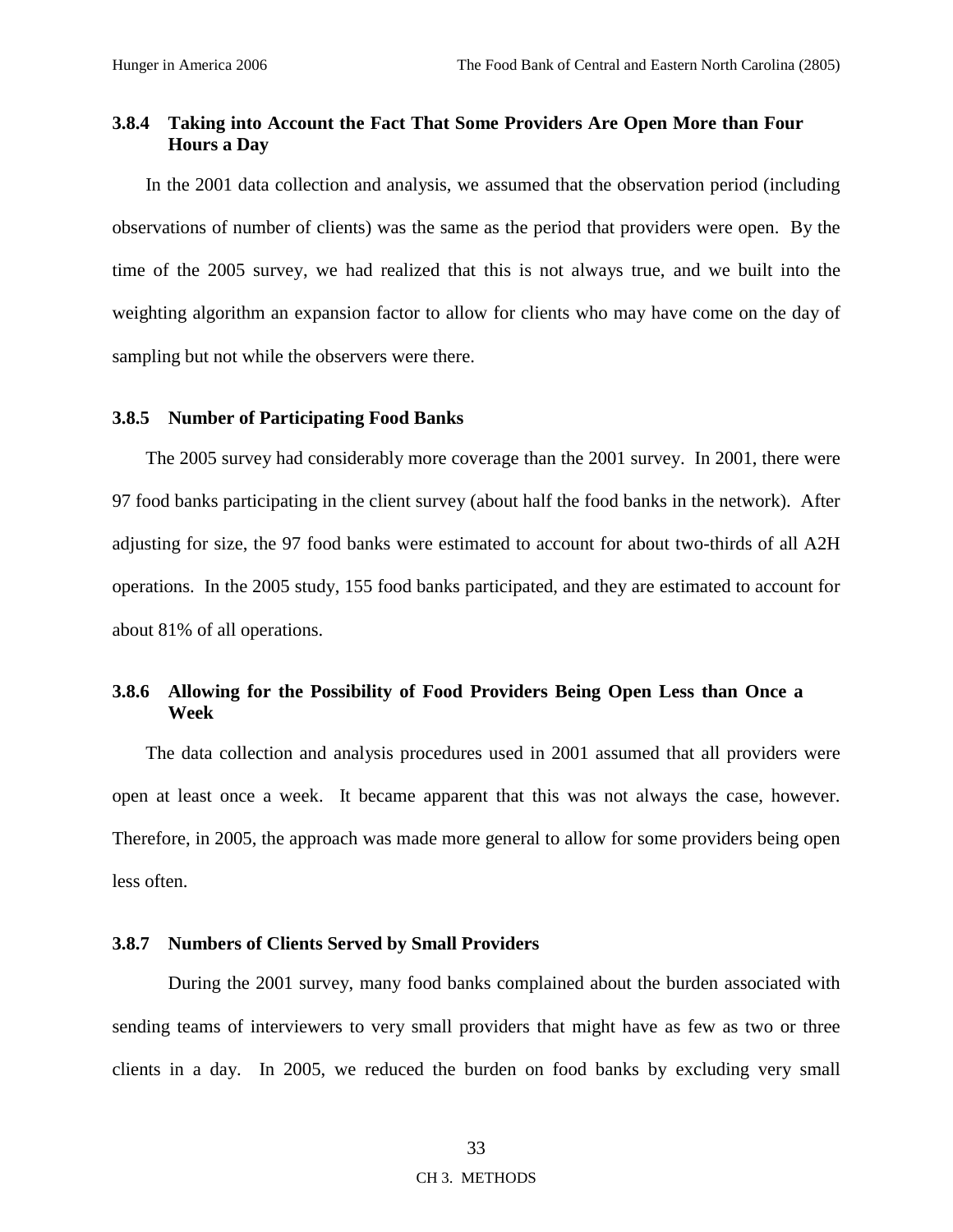### 3.8.4 Taking into Account the Fact That Some Providers Are Open More than Four Hours a Day

In the 2001 data collection and analysis, we assumed that the observation period (including observations of number of clients) was the same as the period that providers were open. By the time of the 2005 survey, we had realized that this is not always true, and we built into the weighting algorithm an expansion factor to allow for clients who may have come on the day of sampling but not while the observers were there.

### 3.8.5 Number of Participating Food Banks

The 2005 survey had considerably more coverage than the 2001 survey. In 2001, there were 97 food banks participating in the client survey (about half the food banks in the network). After adjusting for size, the 97 food banks were estimated to account for about two-thirds of all A2H operations. In the 2005 study, 155 food banks participated, and they are estimated to account for about 81% of all operations.

### 3.8.6 Allowing for the Possibility of Food Providers Being Open Less than Once a Week

The data collection and analysis procedures used in 2001 assumed that all providers were open at least once a week. It became apparent that this was not always the case, however. Therefore, in 2005, the approach was made more general to allow for some providers being open less often.

### 3.8.7 Numbers of Clients Served by Small Providers

During the 2001 survey, many food banks complained about the burden associated with sending teams of interviewers to very small providers that might have as few as two or three clients in a day. In 2005, we reduced the burden on food banks by excluding very small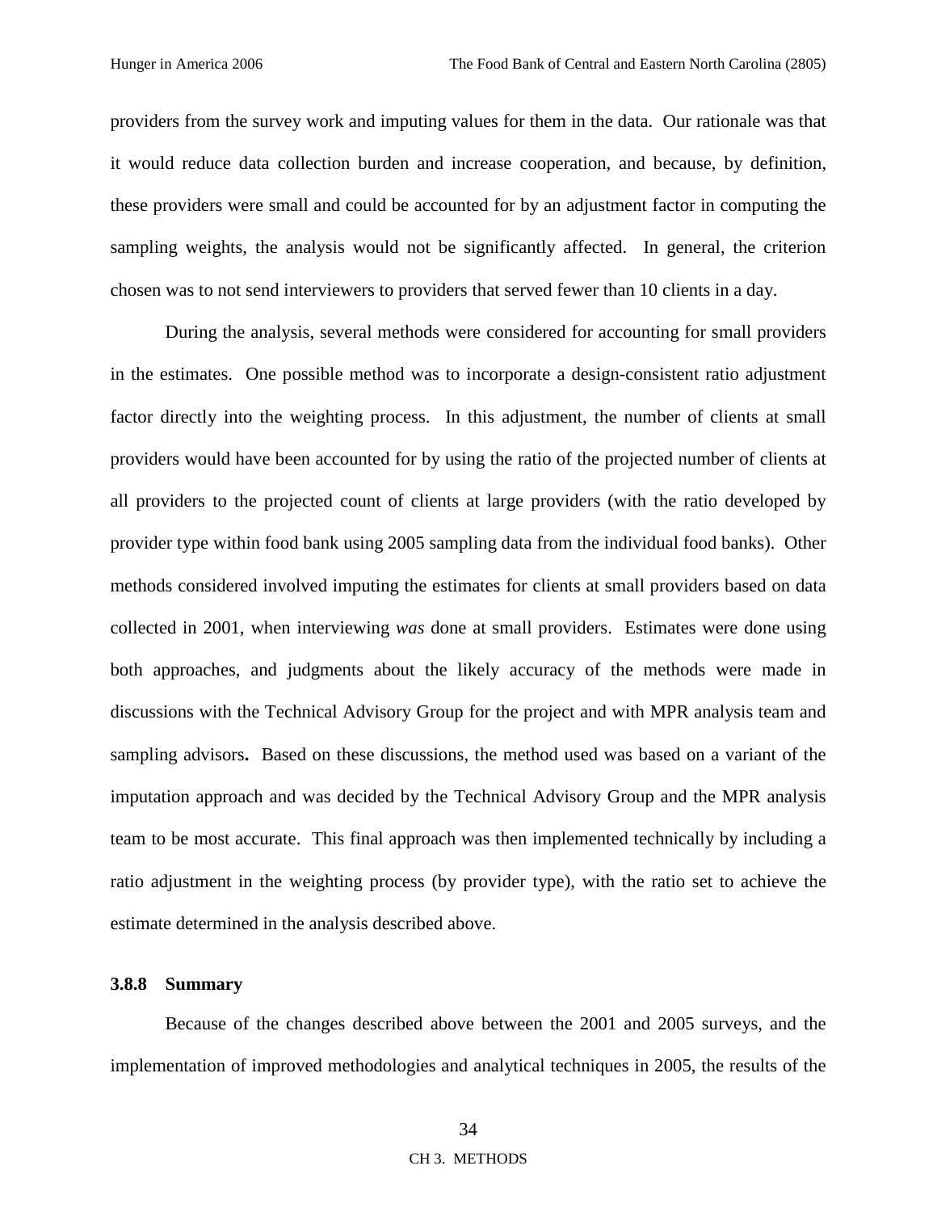providers from the survey work and imputing values for them in the data. Our rationale was that it would reduce data collection burden and increase cooperation, and because, by definition, these providers were small and could be accounted for by an adjustment factor in computing the sampling weights, the analysis would not be significantly affected. In general, the criterion chosen was to not send interviewers to providers that served fewer than 10 clients in a day.

During the analysis, several methods were considered for accounting for small providers in the estimates. One possible method was to incorporate a design-consistent ratio adjustment factor directly into the weighting process. In this adjustment, the number of clients at small providers would have been accounted for by using the ratio of the projected number of clients at all providers to the projected count of clients at large providers (with the ratio developed by provider type within food bank using 2005 sampling data from the individual food banks). Other methods considered involved imputing the estimates for clients at small providers based on data collected in 2001, when interviewing *was* done at small providers. Estimates were done using both approaches, and judgments about the likely accuracy of the methods were made in discussions with the Technical Advisory Group for the project and with MPR analysis team and sampling advisors**.** Based on these discussions, the method used was based on a variant of the imputation approach and was decided by the Technical Advisory Group and the MPR analysis team to be most accurate. This final approach was then implemented technically by including a ratio adjustment in the weighting process (by provider type), with the ratio set to achieve the estimate determined in the analysis described above.

### 3.8.8 Summary

Because of the changes described above between the 2001 and 2005 surveys, and the implementation of improved methodologies and analytical techniques in 2005, the results of the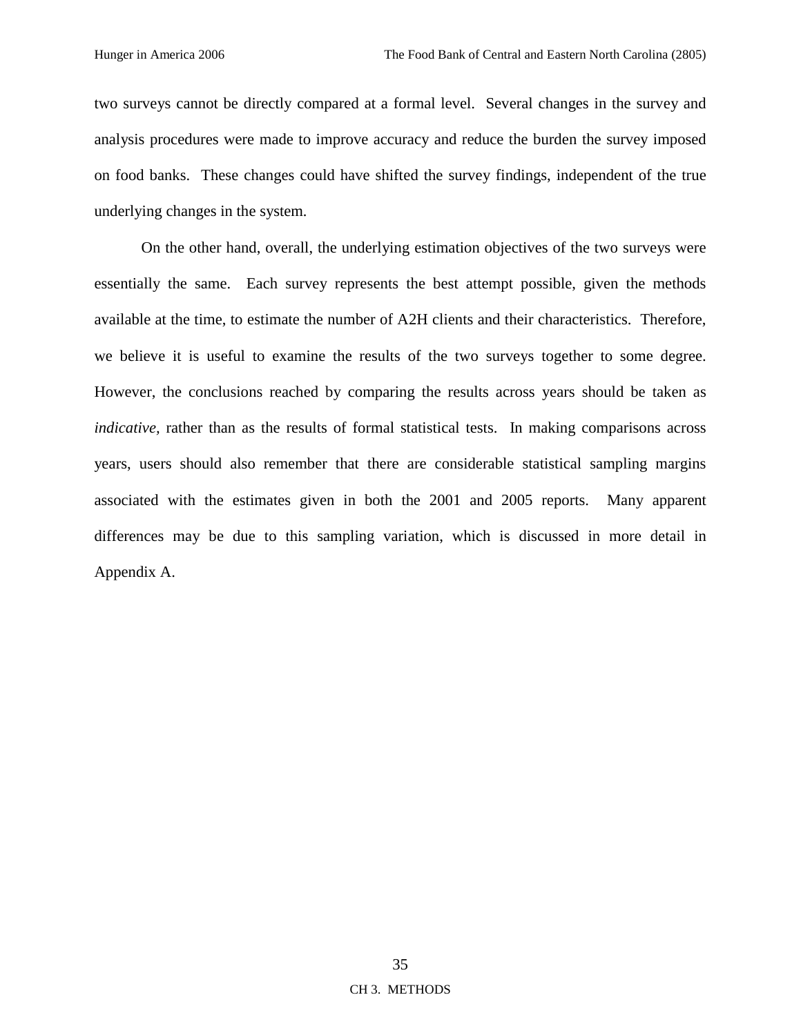two surveys cannot be directly compared at a formal level. Several changes in the survey and analysis procedures were made to improve accuracy and reduce the burden the survey imposed on food banks. These changes could have shifted the survey findings, independent of the true underlying changes in the system.

On the other hand, overall, the underlying estimation objectives of the two surveys were essentially the same. Each survey represents the best attempt possible, given the methods available at the time, to estimate the number of A2H clients and their characteristics. Therefore, we believe it is useful to examine the results of the two surveys together to some degree. However, the conclusions reached by comparing the results across years should be taken as *indicative*, rather than as the results of formal statistical tests. In making comparisons across years, users should also remember that there are considerable statistical sampling margins associated with the estimates given in both the 2001 and 2005 reports. Many apparent differences may be due to this sampling variation, which is discussed in more detail in Appendix A.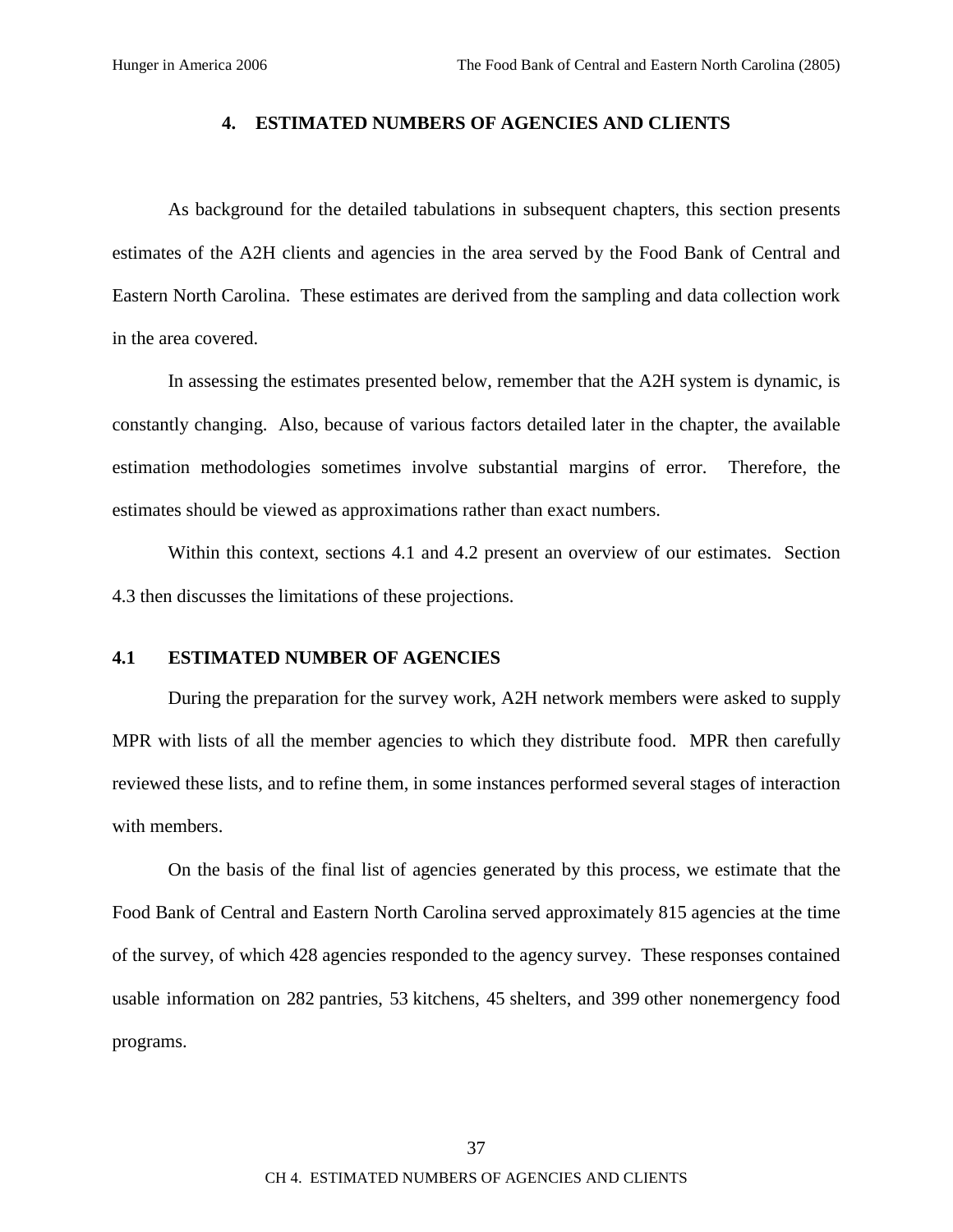# 4. ESTIMATED NUMBERS OF AGENCIES AND CLIENTS

As background for the detailed tabulations in subsequent chapters, this section presents estimates of the A2H clients and agencies in the area served by the Food Bank of Central and Eastern North Carolina. These estimates are derived from the sampling and data collection work in the area covered.

In assessing the estimates presented below, remember that the A2H system is dynamic, is constantly changing. Also, because of various factors detailed later in the chapter, the available estimation methodologies sometimes involve substantial margins of error. Therefore, the estimates should be viewed as approximations rather than exact numbers.

Within this context, sections 4.1 and 4.2 present an overview of our estimates. Section 4.3 then discusses the limitations of these projections.

## 4.1 ESTIMATED NUMBER OF AGENCIES

During the preparation for the survey work, A2H network members were asked to supply MPR with lists of all the member agencies to which they distribute food. MPR then carefully reviewed these lists, and to refine them, in some instances performed several stages of interaction with members.

On the basis of the final list of agencies generated by this process, we estimate that the Food Bank of Central and Eastern North Carolina served approximately 815 agencies at the time of the survey, of which 428 agencies responded to the agency survey. These responses contained usable information on 282 pantries, 53 kitchens, 45 shelters, and 399 other nonemergency food programs.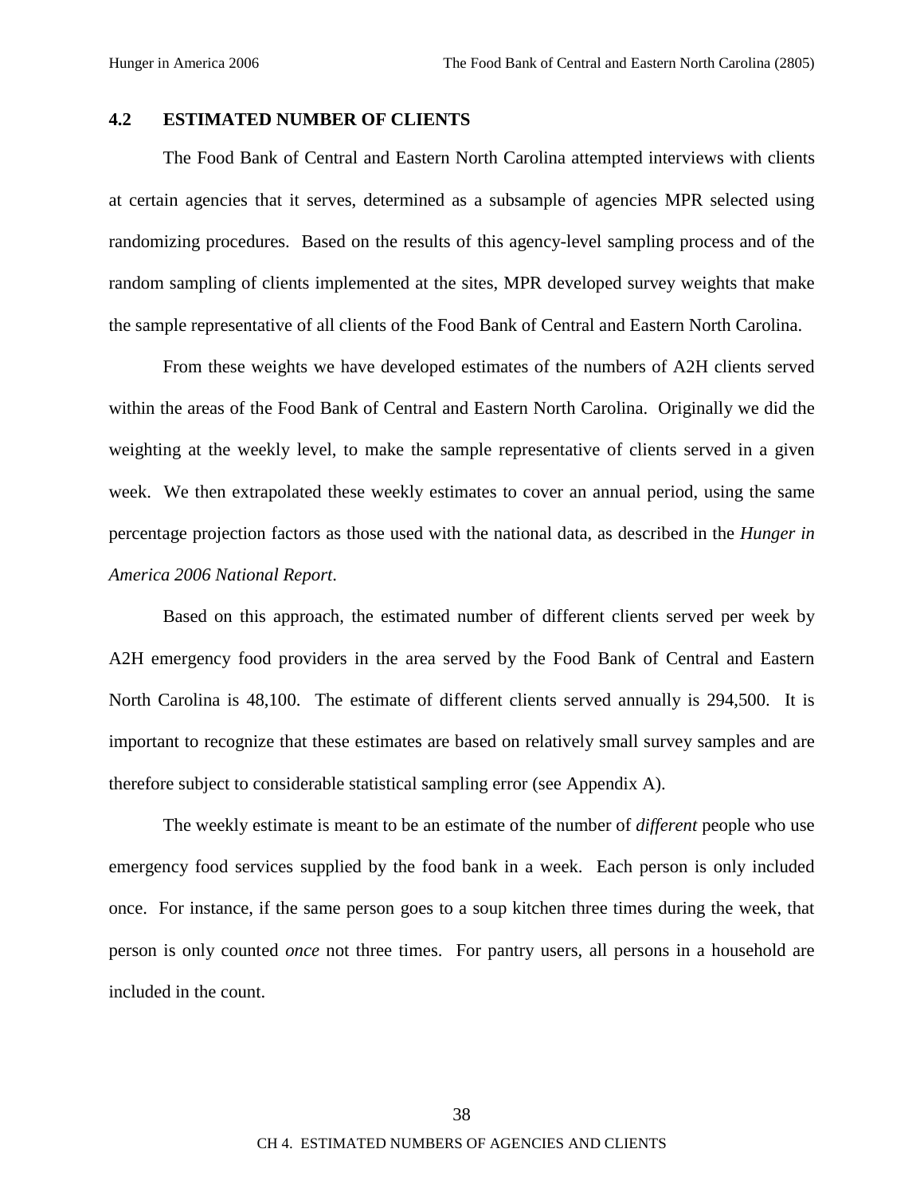## 4.2 ESTIMATED NUMBER OF CLIENTS

The Food Bank of Central and Eastern North Carolina attempted interviews with clients at certain agencies that it serves, determined as a subsample of agencies MPR selected using randomizing procedures. Based on the results of this agency-level sampling process and of the random sampling of clients implemented at the sites, MPR developed survey weights that make the sample representative of all clients of the Food Bank of Central and Eastern North Carolina.

From these weights we have developed estimates of the numbers of A2H clients served within the areas of the Food Bank of Central and Eastern North Carolina. Originally we did the weighting at the weekly level, to make the sample representative of clients served in a given week. We then extrapolated these weekly estimates to cover an annual period, using the same percentage projection factors as those used with the national data, as described in the *Hunger in America 2006 National Report*.

Based on this approach, the estimated number of different clients served per week by A2H emergency food providers in the area served by the Food Bank of Central and Eastern North Carolina is 48,100. The estimate of different clients served annually is 294,500. It is important to recognize that these estimates are based on relatively small survey samples and are therefore subject to considerable statistical sampling error (see Appendix A).

The weekly estimate is meant to be an estimate of the number of *different* people who use emergency food services supplied by the food bank in a week. Each person is only included once. For instance, if the same person goes to a soup kitchen three times during the week, that person is only counted *once* not three times. For pantry users, all persons in a household are included in the count.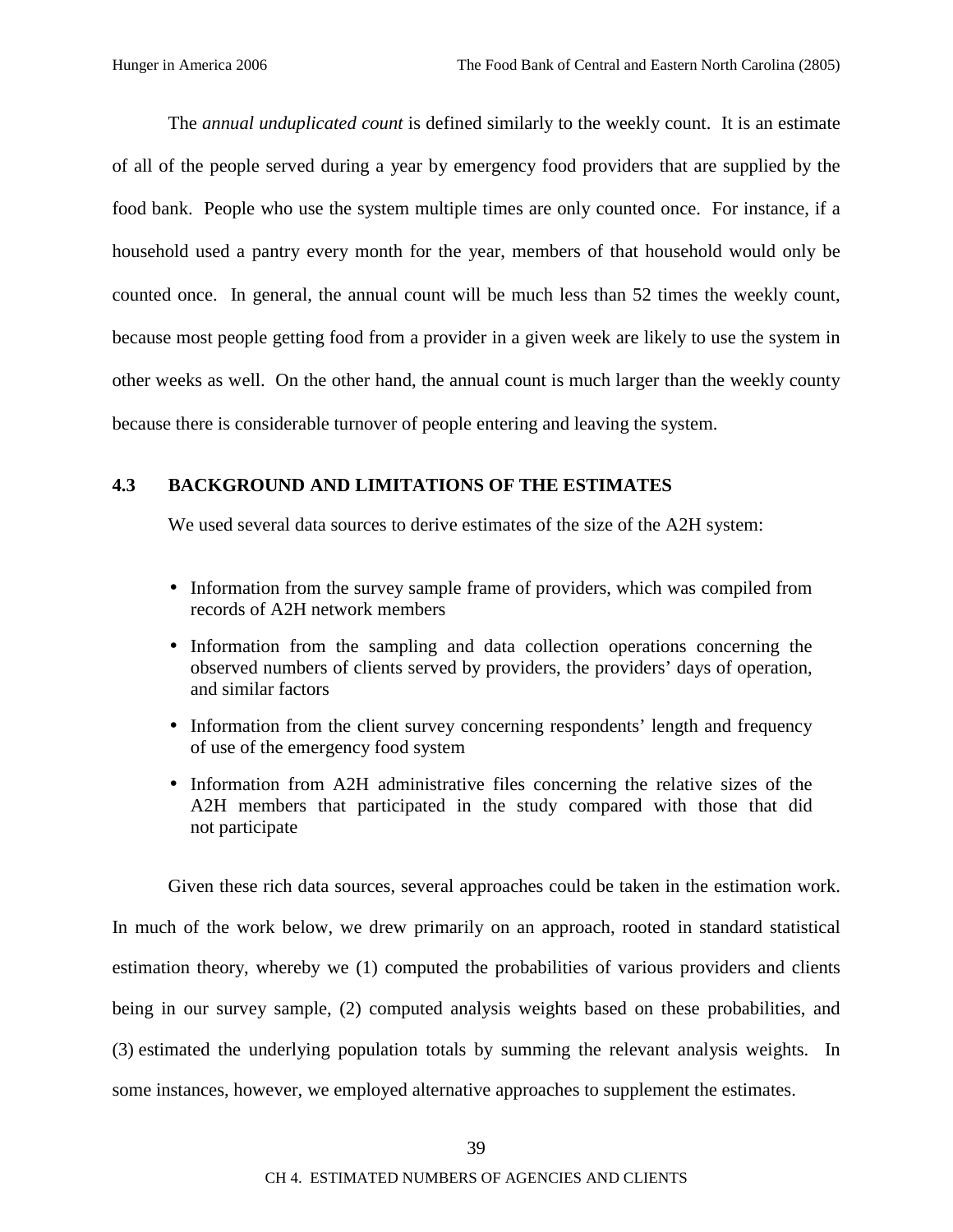The *annual unduplicated count* is defined similarly to the weekly count. It is an estimate of all of the people served during a year by emergency food providers that are supplied by the food bank. People who use the system multiple times are only counted once. For instance, if a household used a pantry every month for the year, members of that household would only be counted once. In general, the annual count will be much less than 52 times the weekly count, because most people getting food from a provider in a given week are likely to use the system in other weeks as well. On the other hand, the annual count is much larger than the weekly county because there is considerable turnover of people entering and leaving the system.

## 4.3 BACKGROUND AND LIMITATIONS OF THE ESTIMATES

We used several data sources to derive estimates of the size of the A2H system:

- Information from the survey sample frame of providers, which was compiled from records of A2H network members
- Information from the sampling and data collection operations concerning the observed numbers of clients served by providers, the providers' days of operation, and similar factors
- Information from the client survey concerning respondents' length and frequency of use of the emergency food system
- Information from A2H administrative files concerning the relative sizes of the A2H members that participated in the study compared with those that did not participate

Given these rich data sources, several approaches could be taken in the estimation work. In much of the work below, we drew primarily on an approach, rooted in standard statistical estimation theory, whereby we (1) computed the probabilities of various providers and clients being in our survey sample, (2) computed analysis weights based on these probabilities, and (3) estimated the underlying population totals by summing the relevant analysis weights. In some instances, however, we employed alternative approaches to supplement the estimates.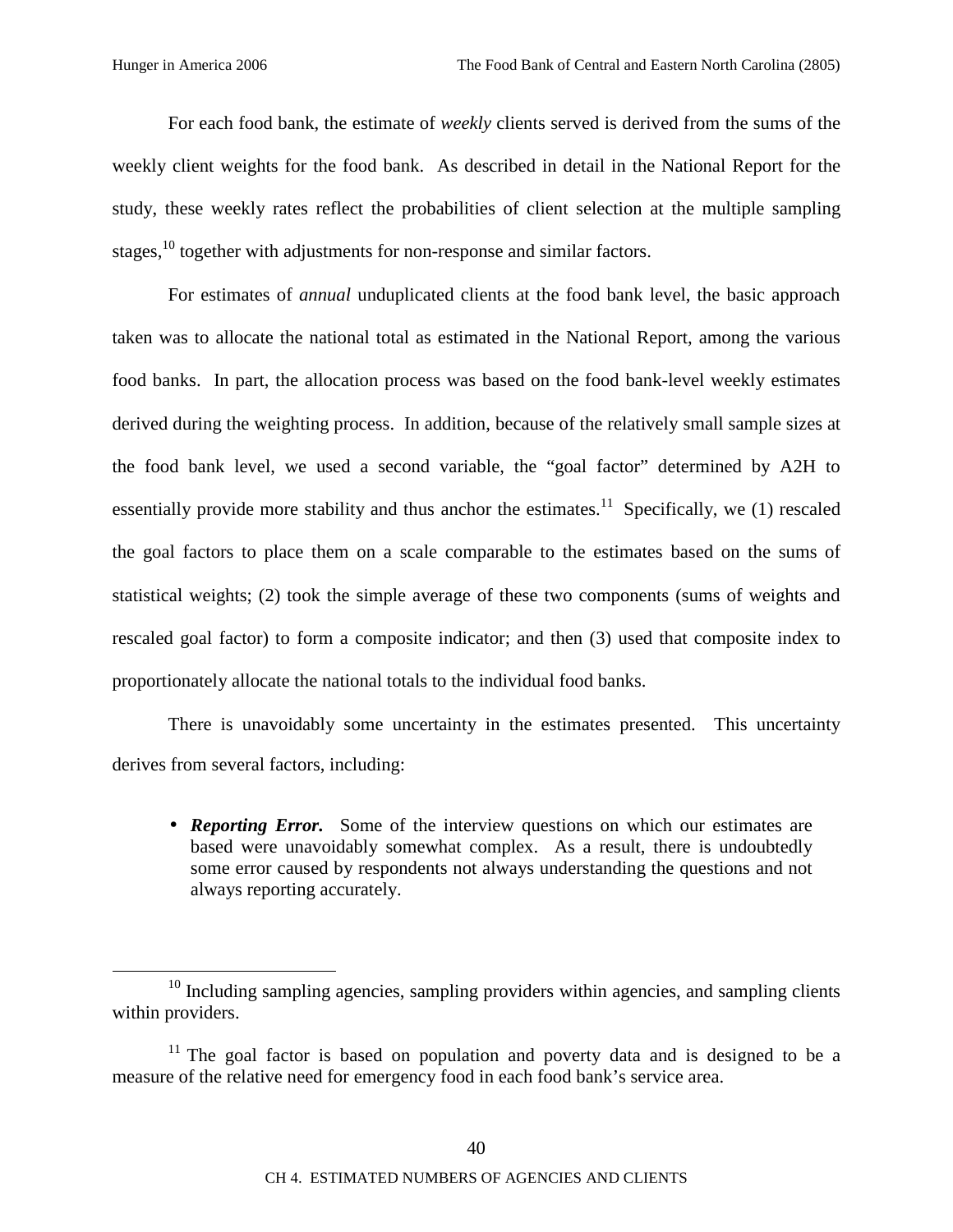For each food bank, the estimate of *weekly* clients served is derived from the sums of the weekly client weights for the food bank. As described in detail in the National Report for the study, these weekly rates reflect the probabilities of client selection at the multiple sampling stages,[10] together with adjustments for non-response and similar factors.

For estimates of *annual* unduplicated clients at the food bank level, the basic approach taken was to allocate the national total as estimated in the National Report, among the various food banks. In part, the allocation process was based on the food bank-level weekly estimates derived during the weighting process. In addition, because of the relatively small sample sizes at the food bank level, we used a second variable, the "goal factor" determined by A2H to essentially provide more stability and thus anchor the estimates.[11] Specifically, we (1) rescaled the goal factors to place them on a scale comparable to the estimates based on the sums of statistical weights; (2) took the simple average of these two components (sums of weights and rescaled goal factor) to form a composite indicator; and then (3) used that composite index to proportionately allocate the national totals to the individual food banks.

There is unavoidably some uncertainty in the estimates presented. This uncertainty derives from several factors, including:

- ***Reporting Error.*** Some of the interview questions on which our estimates are based were unavoidably somewhat complex. As a result, there is undoubtedly some error caused by respondents not always understanding the questions and not always reporting accurately.

---

[10] Including sampling agencies, sampling providers within agencies, and sampling clients within providers.

[11] The goal factor is based on population and poverty data and is designed to be a measure of the relative need for emergency food in each food bank's service area.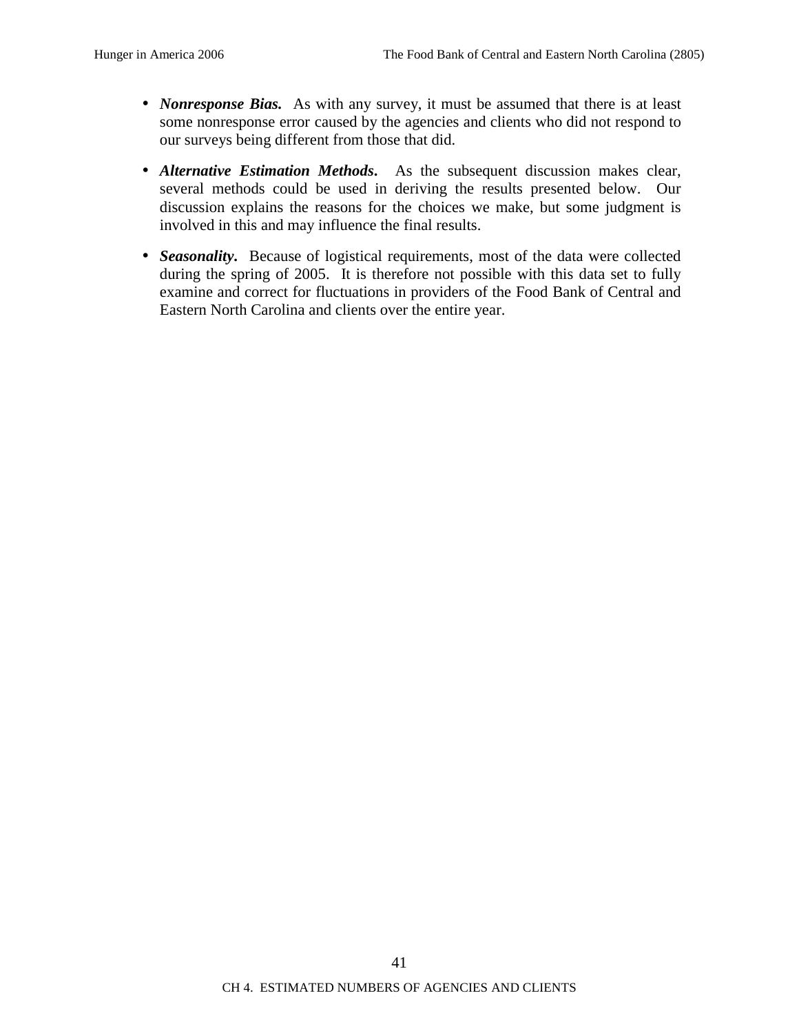- ***Nonresponse Bias.*** As with any survey, it must be assumed that there is at least some nonresponse error caused by the agencies and clients who did not respond to our surveys being different from those that did.

- ***Alternative Estimation Methods.*** As the subsequent discussion makes clear, several methods could be used in deriving the results presented below. Our discussion explains the reasons for the choices we make, but some judgment is involved in this and may influence the final results.

- ***Seasonality.*** Because of logistical requirements, most of the data were collected during the spring of 2005. It is therefore not possible with this data set to fully examine and correct for fluctuations in providers of the Food Bank of Central and Eastern North Carolina and clients over the entire year.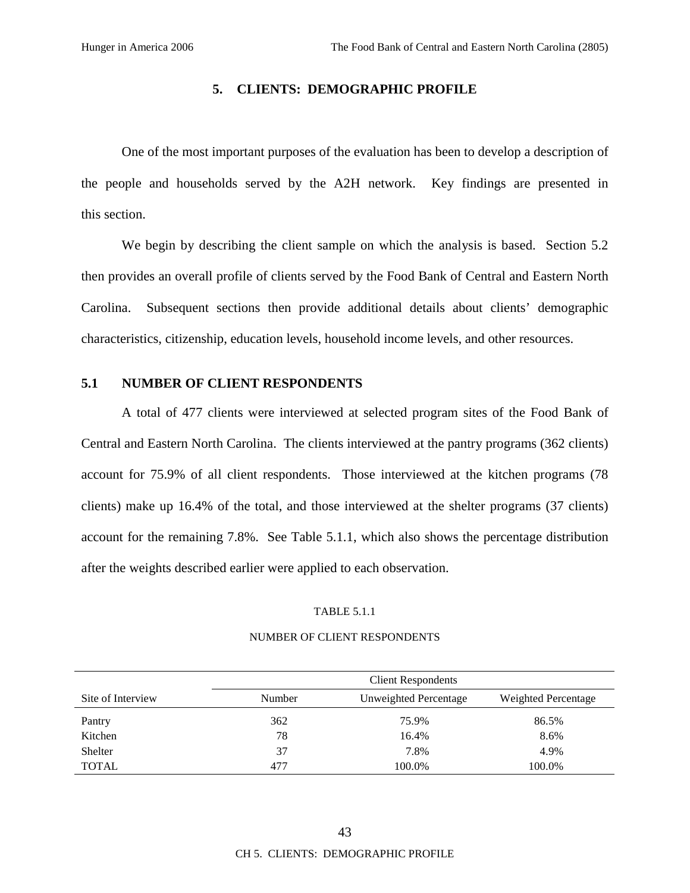# 5. CLIENTS: DEMOGRAPHIC PROFILE

One of the most important purposes of the evaluation has been to develop a description of the people and households served by the A2H network. Key findings are presented in this section.

We begin by describing the client sample on which the analysis is based. Section 5.2 then provides an overall profile of clients served by the Food Bank of Central and Eastern North Carolina. Subsequent sections then provide additional details about clients' demographic characteristics, citizenship, education levels, household income levels, and other resources.

## 5.1 NUMBER OF CLIENT RESPONDENTS

A total of 477 clients were interviewed at selected program sites of the Food Bank of Central and Eastern North Carolina. The clients interviewed at the pantry programs (362 clients) account for 75.9% of all client respondents. Those interviewed at the kitchen programs (78 clients) make up 16.4% of the total, and those interviewed at the shelter programs (37 clients) account for the remaining 7.8%. See Table 5.1.1, which also shows the percentage distribution after the weights described earlier were applied to each observation.

TABLE 5.1.1

NUMBER OF CLIENT RESPONDENTS

| | Client Respondents | | |
|---|---|---|---|
| Site of Interview | Number | Unweighted Percentage | Weighted Percentage |
| Pantry | 362 | 75.9% | 86.5% |
| Kitchen | 78 | 16.4% | 8.6% |
| Shelter | 37 | 7.8% | 4.9% |
| TOTAL | 477 | 100.0% | 100.0% |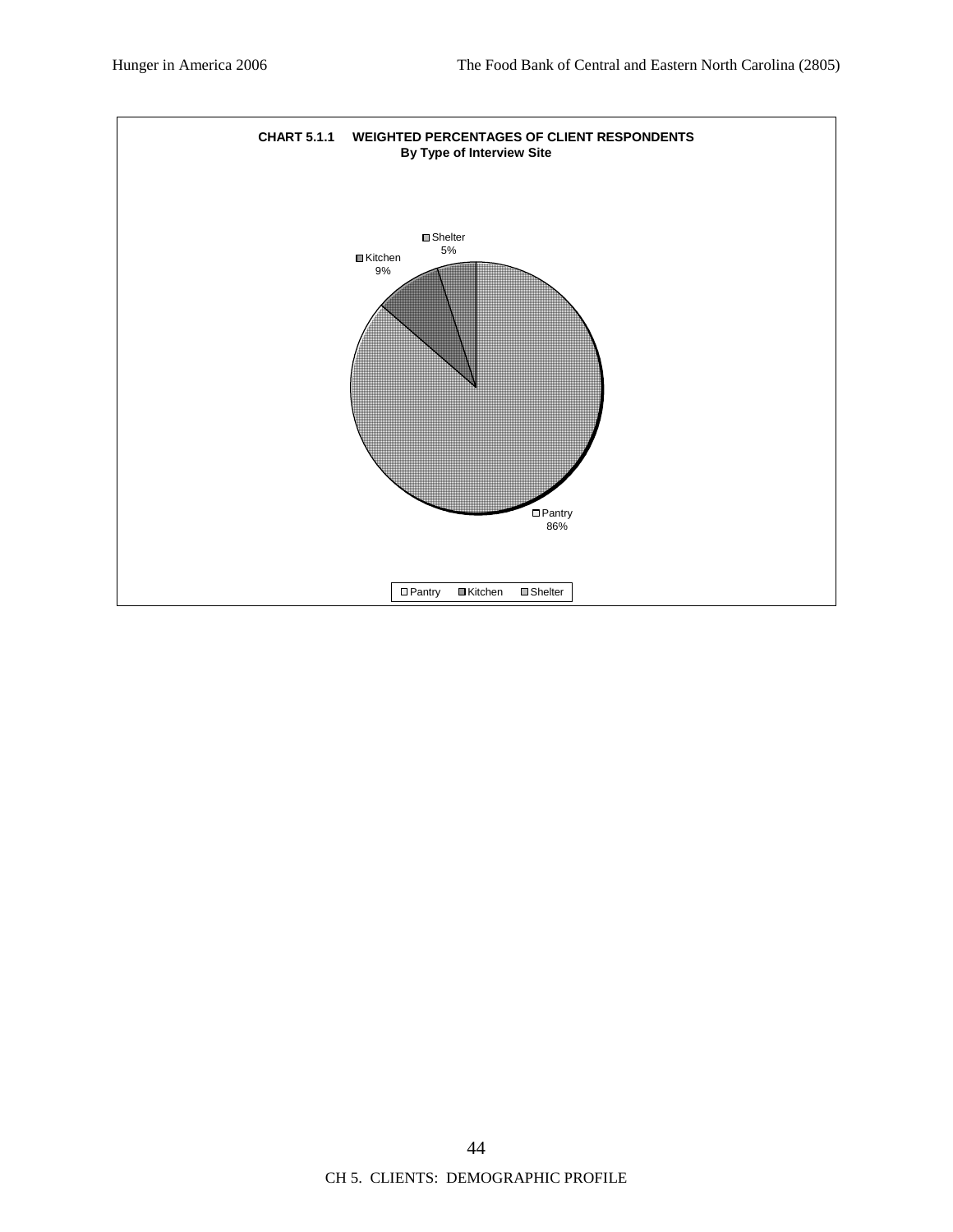**CHART 5.1.1 WEIGHTED PERCENTAGES OF CLIENT RESPONDENTS**
**By Type of Interview Site**

Shelter 5%

Kitchen 9%

Pantry 86%

Pantry | Kitchen | Shelter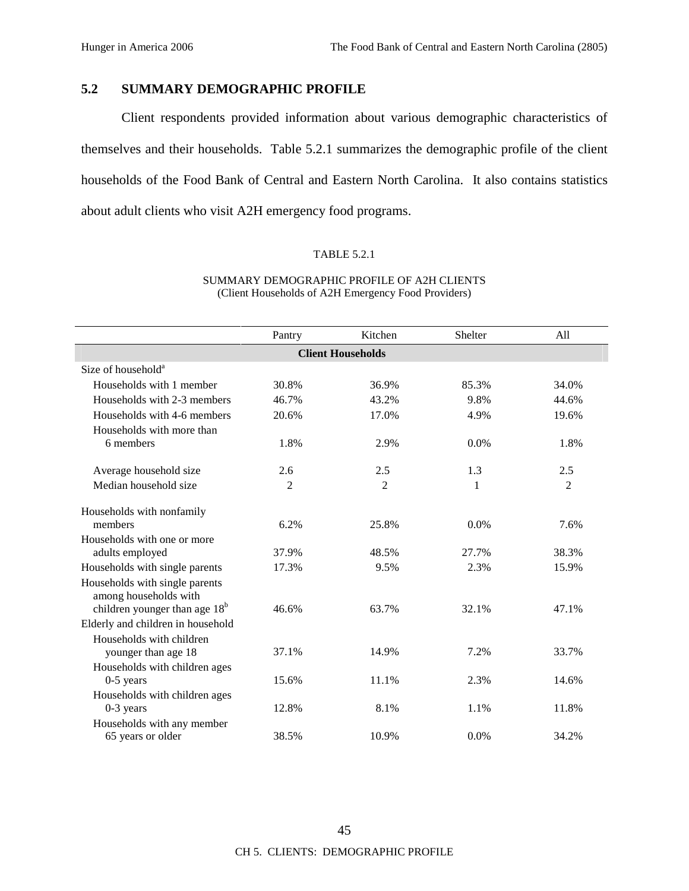## 5.2 SUMMARY DEMOGRAPHIC PROFILE

Client respondents provided information about various demographic characteristics of themselves and their households. Table 5.2.1 summarizes the demographic profile of the client households of the Food Bank of Central and Eastern North Carolina. It also contains statistics about adult clients who visit A2H emergency food programs.

TABLE 5.2.1

SUMMARY DEMOGRAPHIC PROFILE OF A2H CLIENTS
(Client Households of A2H Emergency Food Providers)

| | Pantry | Kitchen | Shelter | All |
|---|---|---|---|---|
| **Client Households** | | | | |
| Size of household[a] | | | | |
| Households with 1 member | 30.8% | 36.9% | 85.3% | 34.0% |
| Households with 2-3 members | 46.7% | 43.2% | 9.8% | 44.6% |
| Households with 4-6 members | 20.6% | 17.0% | 4.9% | 19.6% |
| Households with more than 6 members | 1.8% | 2.9% | 0.0% | 1.8% |
| Average household size | 2.6 | 2.5 | 1.3 | 2.5 |
| Median household size | 2 | 2 | 1 | 2 |
| Households with nonfamily members | 6.2% | 25.8% | 0.0% | 7.6% |
| Households with one or more adults employed | 37.9% | 48.5% | 27.7% | 38.3% |
| Households with single parents | 17.3% | 9.5% | 2.3% | 15.9% |
| Households with single parents among households with children younger than age 18[b] | 46.6% | 63.7% | 32.1% | 47.1% |
| Elderly and children in household | | | | |
| Households with children younger than age 18 | 37.1% | 14.9% | 7.2% | 33.7% |
| Households with children ages 0-5 years | 15.6% | 11.1% | 2.3% | 14.6% |
| Households with children ages 0-3 years | 12.8% | 8.1% | 1.1% | 11.8% |
| Households with any member 65 years or older | 38.5% | 10.9% | 0.0% | 34.2% |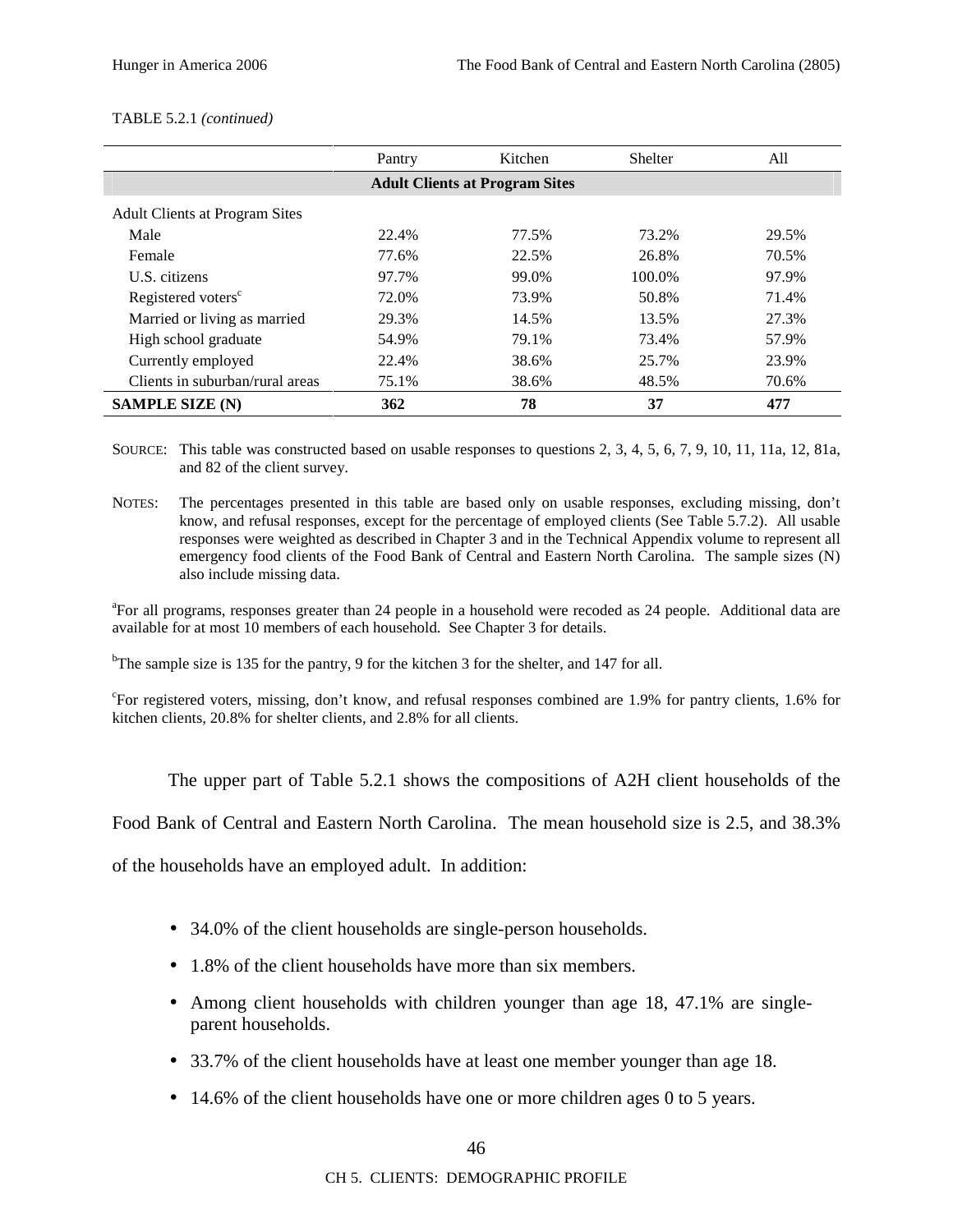TABLE 5.2.1 *(continued)*

| | Pantry | Kitchen | Shelter | All |
|---|---|---|---|---|
| **Adult Clients at Program Sites** | | | | |
| Adult Clients at Program Sites | | | | |
| Male | 22.4% | 77.5% | 73.2% | 29.5% |
| Female | 77.6% | 22.5% | 26.8% | 70.5% |
| U.S. citizens | 97.7% | 99.0% | 100.0% | 97.9% |
| Registered voters[c] | 72.0% | 73.9% | 50.8% | 71.4% |
| Married or living as married | 29.3% | 14.5% | 13.5% | 27.3% |
| High school graduate | 54.9% | 79.1% | 73.4% | 57.9% |
| Currently employed | 22.4% | 38.6% | 25.7% | 23.9% |
| Clients in suburban/rural areas | 75.1% | 38.6% | 48.5% | 70.6% |
| **SAMPLE SIZE (N)** | **362** | **78** | **37** | **477** |

SOURCE: This table was constructed based on usable responses to questions 2, 3, 4, 5, 6, 7, 9, 10, 11, 11a, 12, 81a, and 82 of the client survey.

NOTES: The percentages presented in this table are based only on usable responses, excluding missing, don't know, and refusal responses, except for the percentage of employed clients (See Table 5.7.2). All usable responses were weighted as described in Chapter 3 and in the Technical Appendix volume to represent all emergency food clients of the Food Bank of Central and Eastern North Carolina. The sample sizes (N) also include missing data.

[a]For all programs, responses greater than 24 people in a household were recoded as 24 people. Additional data are available for at most 10 members of each household. See Chapter 3 for details.

[b]The sample size is 135 for the pantry, 9 for the kitchen 3 for the shelter, and 147 for all.

[c]For registered voters, missing, don't know, and refusal responses combined are 1.9% for pantry clients, 1.6% for kitchen clients, 20.8% for shelter clients, and 2.8% for all clients.

The upper part of Table 5.2.1 shows the compositions of A2H client households of the Food Bank of Central and Eastern North Carolina. The mean household size is 2.5, and 38.3% of the households have an employed adult. In addition:

- 34.0% of the client households are single-person households.
- 1.8% of the client households have more than six members.
- Among client households with children younger than age 18, 47.1% are single-parent households.
- 33.7% of the client households have at least one member younger than age 18.
- 14.6% of the client households have one or more children ages 0 to 5 years.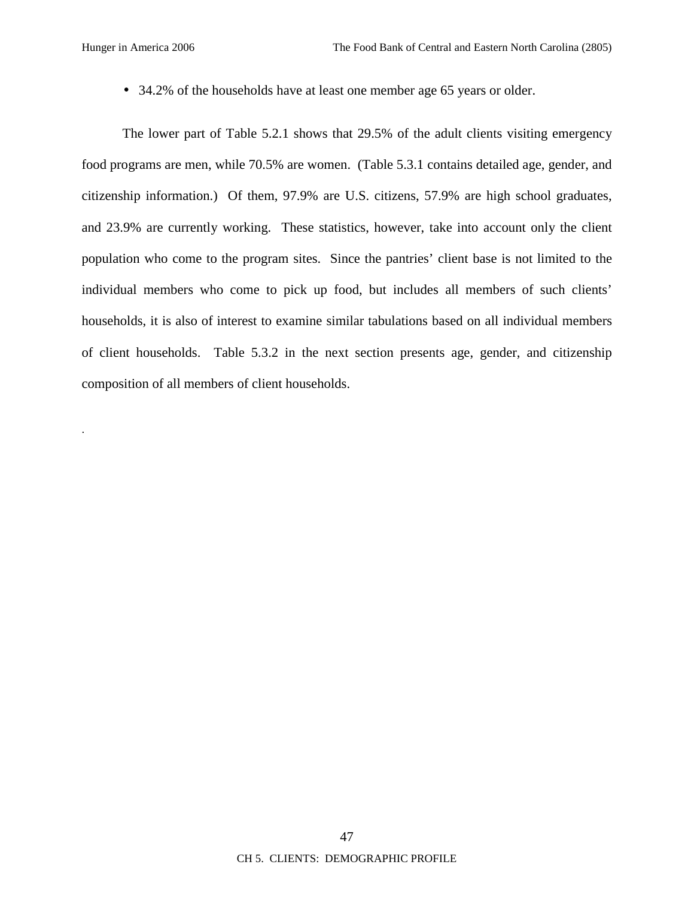- 34.2% of the households have at least one member age 65 years or older.

The lower part of Table 5.2.1 shows that 29.5% of the adult clients visiting emergency food programs are men, while 70.5% are women. (Table 5.3.1 contains detailed age, gender, and citizenship information.) Of them, 97.9% are U.S. citizens, 57.9% are high school graduates, and 23.9% are currently working. These statistics, however, take into account only the client population who come to the program sites. Since the pantries' client base is not limited to the individual members who come to pick up food, but includes all members of such clients' households, it is also of interest to examine similar tabulations based on all individual members of client households. Table 5.3.2 in the next section presents age, gender, and citizenship composition of all members of client households.

.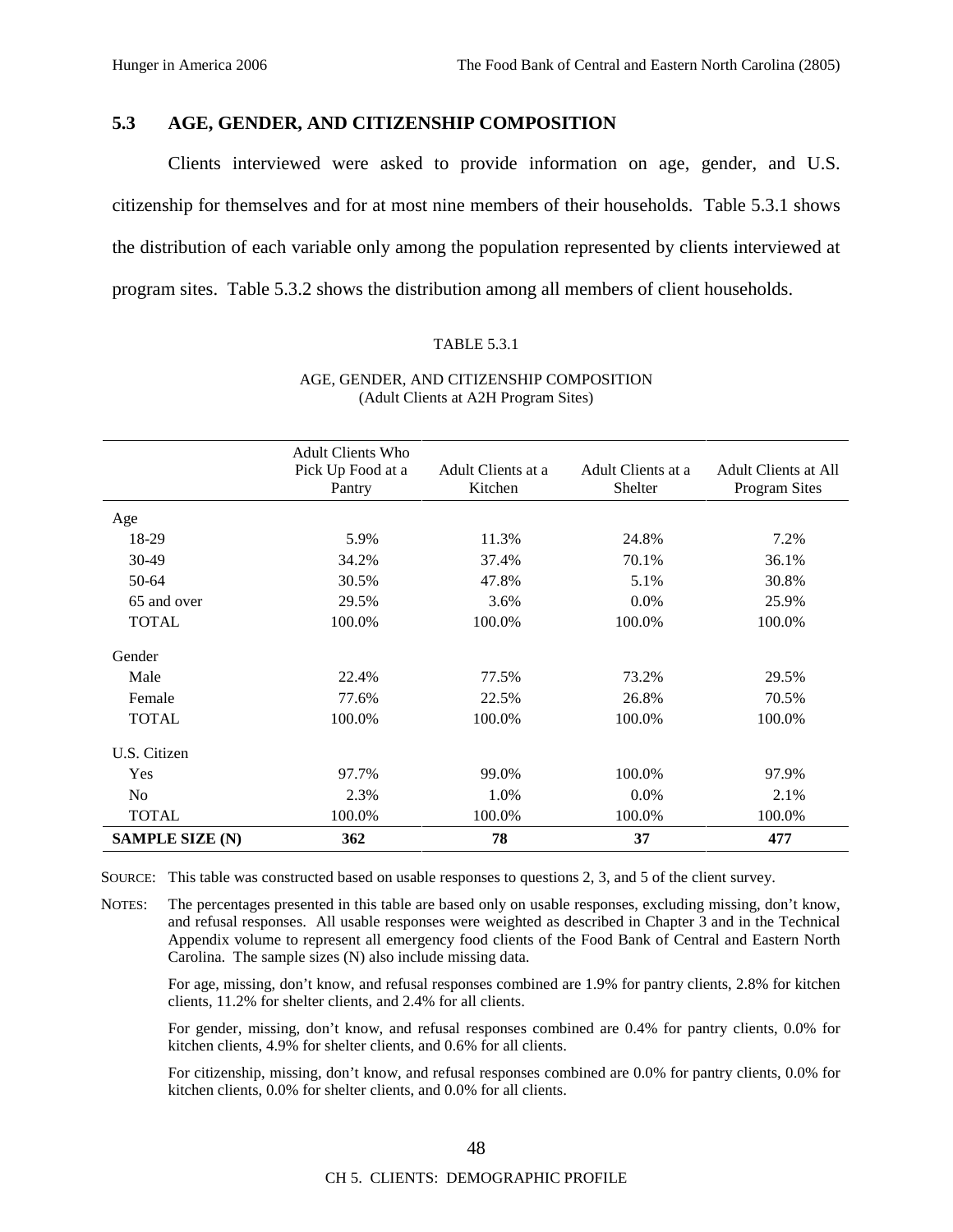## 5.3 AGE, GENDER, AND CITIZENSHIP COMPOSITION

Clients interviewed were asked to provide information on age, gender, and U.S. citizenship for themselves and for at most nine members of their households. Table 5.3.1 shows the distribution of each variable only among the population represented by clients interviewed at program sites. Table 5.3.2 shows the distribution among all members of client households.

TABLE 5.3.1

AGE, GENDER, AND CITIZENSHIP COMPOSITION
(Adult Clients at A2H Program Sites)

| | Adult Clients Who Pick Up Food at a Pantry | Adult Clients at a Kitchen | Adult Clients at a Shelter | Adult Clients at All Program Sites |
|---|---|---|---|---|
| Age | | | | |
| 18-29 | 5.9% | 11.3% | 24.8% | 7.2% |
| 30-49 | 34.2% | 37.4% | 70.1% | 36.1% |
| 50-64 | 30.5% | 47.8% | 5.1% | 30.8% |
| 65 and over | 29.5% | 3.6% | 0.0% | 25.9% |
| TOTAL | 100.0% | 100.0% | 100.0% | 100.0% |
| Gender | | | | |
| Male | 22.4% | 77.5% | 73.2% | 29.5% |
| Female | 77.6% | 22.5% | 26.8% | 70.5% |
| TOTAL | 100.0% | 100.0% | 100.0% | 100.0% |
| U.S. Citizen | | | | |
| Yes | 97.7% | 99.0% | 100.0% | 97.9% |
| No | 2.3% | 1.0% | 0.0% | 2.1% |
| TOTAL | 100.0% | 100.0% | 100.0% | 100.0% |
| **SAMPLE SIZE (N)** | **362** | **78** | **37** | **477** |

SOURCE: This table was constructed based on usable responses to questions 2, 3, and 5 of the client survey.

NOTES: The percentages presented in this table are based only on usable responses, excluding missing, don't know, and refusal responses. All usable responses were weighted as described in Chapter 3 and in the Technical Appendix volume to represent all emergency food clients of the Food Bank of Central and Eastern North Carolina. The sample sizes (N) also include missing data.

For age, missing, don't know, and refusal responses combined are 1.9% for pantry clients, 2.8% for kitchen clients, 11.2% for shelter clients, and 2.4% for all clients.

For gender, missing, don't know, and refusal responses combined are 0.4% for pantry clients, 0.0% for kitchen clients, 4.9% for shelter clients, and 0.6% for all clients.

For citizenship, missing, don't know, and refusal responses combined are 0.0% for pantry clients, 0.0% for kitchen clients, 0.0% for shelter clients, and 0.0% for all clients.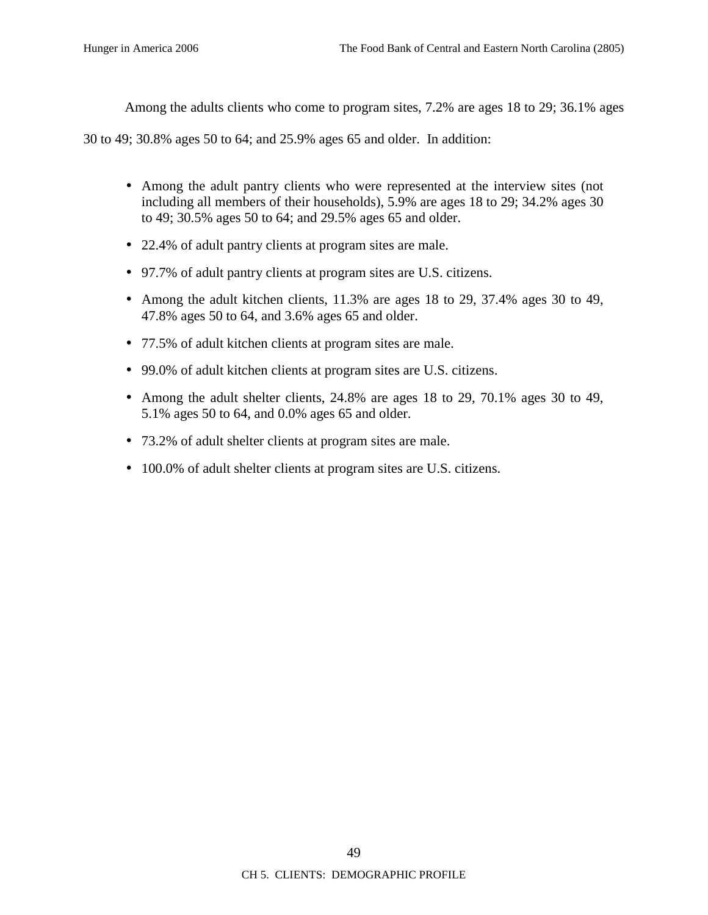Among the adults clients who come to program sites, 7.2% are ages 18 to 29; 36.1% ages 30 to 49; 30.8% ages 50 to 64; and 25.9% ages 65 and older. In addition:

- Among the adult pantry clients who were represented at the interview sites (not including all members of their households), 5.9% are ages 18 to 29; 34.2% ages 30 to 49; 30.5% ages 50 to 64; and 29.5% ages 65 and older.
- 22.4% of adult pantry clients at program sites are male.
- 97.7% of adult pantry clients at program sites are U.S. citizens.
- Among the adult kitchen clients, 11.3% are ages 18 to 29, 37.4% ages 30 to 49, 47.8% ages 50 to 64, and 3.6% ages 65 and older.
- 77.5% of adult kitchen clients at program sites are male.
- 99.0% of adult kitchen clients at program sites are U.S. citizens.
- Among the adult shelter clients, 24.8% are ages 18 to 29, 70.1% ages 30 to 49, 5.1% ages 50 to 64, and 0.0% ages 65 and older.
- 73.2% of adult shelter clients at program sites are male.
- 100.0% of adult shelter clients at program sites are U.S. citizens.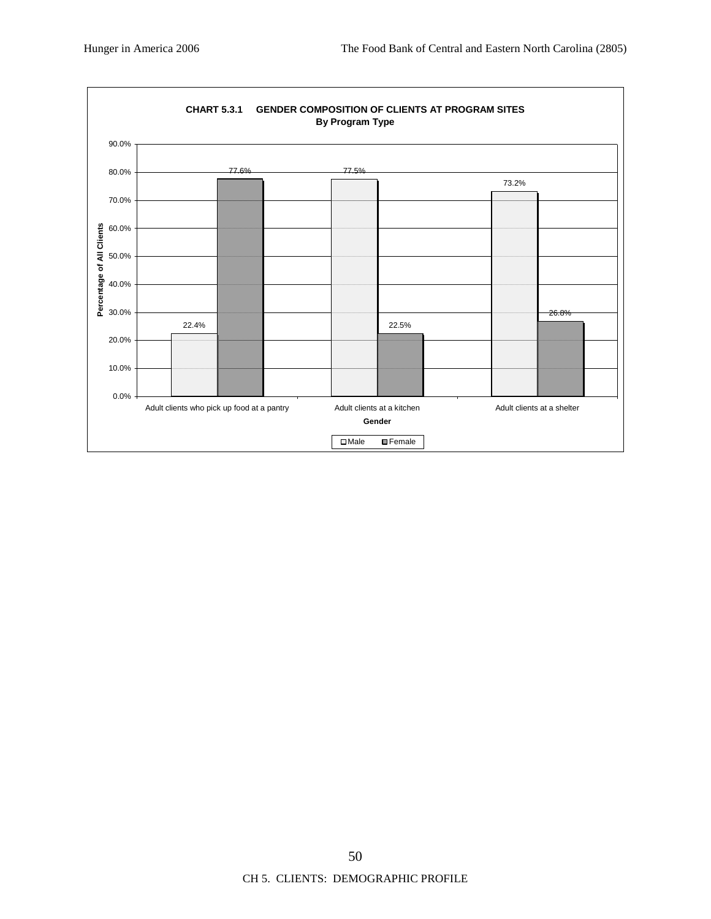**CHART 5.3.1 GENDER COMPOSITION OF CLIENTS AT PROGRAM SITES**
**By Program Type**

| Gender | Male | Female |
|---|---|---|
| Adult clients who pick up food at a pantry | 22.4% | 77.6% |
| Adult clients at a kitchen | 77.5% | 22.5% |
| Adult clients at a shelter | 73.2% | 26.8% |

Y-axis: Percentage of All Clients (0.0% – 90.0%)

X-axis: Gender

Legend: Male, Female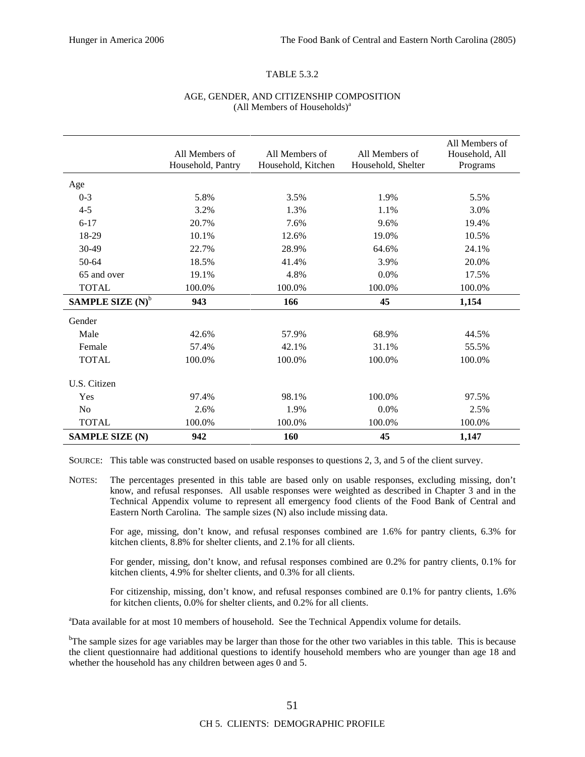TABLE 5.3.2

AGE, GENDER, AND CITIZENSHIP COMPOSITION
(All Members of Households)[a]

| | All Members of Household, Pantry | All Members of Household, Kitchen | All Members of Household, Shelter | All Members of Household, All Programs |
|---|---|---|---|---|
| Age | | | | |
| 0-3 | 5.8% | 3.5% | 1.9% | 5.5% |
| 4-5 | 3.2% | 1.3% | 1.1% | 3.0% |
| 6-17 | 20.7% | 7.6% | 9.6% | 19.4% |
| 18-29 | 10.1% | 12.6% | 19.0% | 10.5% |
| 30-49 | 22.7% | 28.9% | 64.6% | 24.1% |
| 50-64 | 18.5% | 41.4% | 3.9% | 20.0% |
| 65 and over | 19.1% | 4.8% | 0.0% | 17.5% |
| TOTAL | 100.0% | 100.0% | 100.0% | 100.0% |
| **SAMPLE SIZE (N)[b]** | **943** | **166** | **45** | **1,154** |
| Gender | | | | |
| Male | 42.6% | 57.9% | 68.9% | 44.5% |
| Female | 57.4% | 42.1% | 31.1% | 55.5% |
| TOTAL | 100.0% | 100.0% | 100.0% | 100.0% |
| U.S. Citizen | | | | |
| Yes | 97.4% | 98.1% | 100.0% | 97.5% |
| No | 2.6% | 1.9% | 0.0% | 2.5% |
| TOTAL | 100.0% | 100.0% | 100.0% | 100.0% |
| **SAMPLE SIZE (N)** | **942** | **160** | **45** | **1,147** |

SOURCE: This table was constructed based on usable responses to questions 2, 3, and 5 of the client survey.

NOTES: The percentages presented in this table are based only on usable responses, excluding missing, don't know, and refusal responses. All usable responses were weighted as described in Chapter 3 and in the Technical Appendix volume to represent all emergency food clients of the Food Bank of Central and Eastern North Carolina. The sample sizes (N) also include missing data.

For age, missing, don't know, and refusal responses combined are 1.6% for pantry clients, 6.3% for kitchen clients, 8.8% for shelter clients, and 2.1% for all clients.

For gender, missing, don't know, and refusal responses combined are 0.2% for pantry clients, 0.1% for kitchen clients, 4.9% for shelter clients, and 0.3% for all clients.

For citizenship, missing, don't know, and refusal responses combined are 0.1% for pantry clients, 1.6% for kitchen clients, 0.0% for shelter clients, and 0.2% for all clients.

[a]Data available for at most 10 members of household. See the Technical Appendix volume for details.

[b]The sample sizes for age variables may be larger than those for the other two variables in this table. This is because the client questionnaire had additional questions to identify household members who are younger than age 18 and whether the household has any children between ages 0 and 5.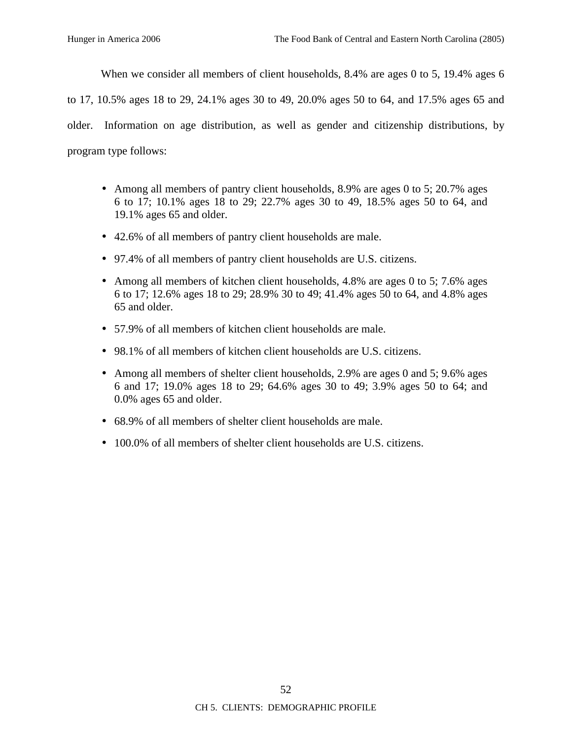When we consider all members of client households, 8.4% are ages 0 to 5, 19.4% ages 6 to 17, 10.5% ages 18 to 29, 24.1% ages 30 to 49, 20.0% ages 50 to 64, and 17.5% ages 65 and older. Information on age distribution, as well as gender and citizenship distributions, by program type follows:

- Among all members of pantry client households, 8.9% are ages 0 to 5; 20.7% ages 6 to 17; 10.1% ages 18 to 29; 22.7% ages 30 to 49, 18.5% ages 50 to 64, and 19.1% ages 65 and older.
- 42.6% of all members of pantry client households are male.
- 97.4% of all members of pantry client households are U.S. citizens.
- Among all members of kitchen client households, 4.8% are ages 0 to 5; 7.6% ages 6 to 17; 12.6% ages 18 to 29; 28.9% 30 to 49; 41.4% ages 50 to 64, and 4.8% ages 65 and older.
- 57.9% of all members of kitchen client households are male.
- 98.1% of all members of kitchen client households are U.S. citizens.
- Among all members of shelter client households, 2.9% are ages 0 and 5; 9.6% ages 6 and 17; 19.0% ages 18 to 29; 64.6% ages 30 to 49; 3.9% ages 50 to 64; and 0.0% ages 65 and older.
- 68.9% of all members of shelter client households are male.
- 100.0% of all members of shelter client households are U.S. citizens.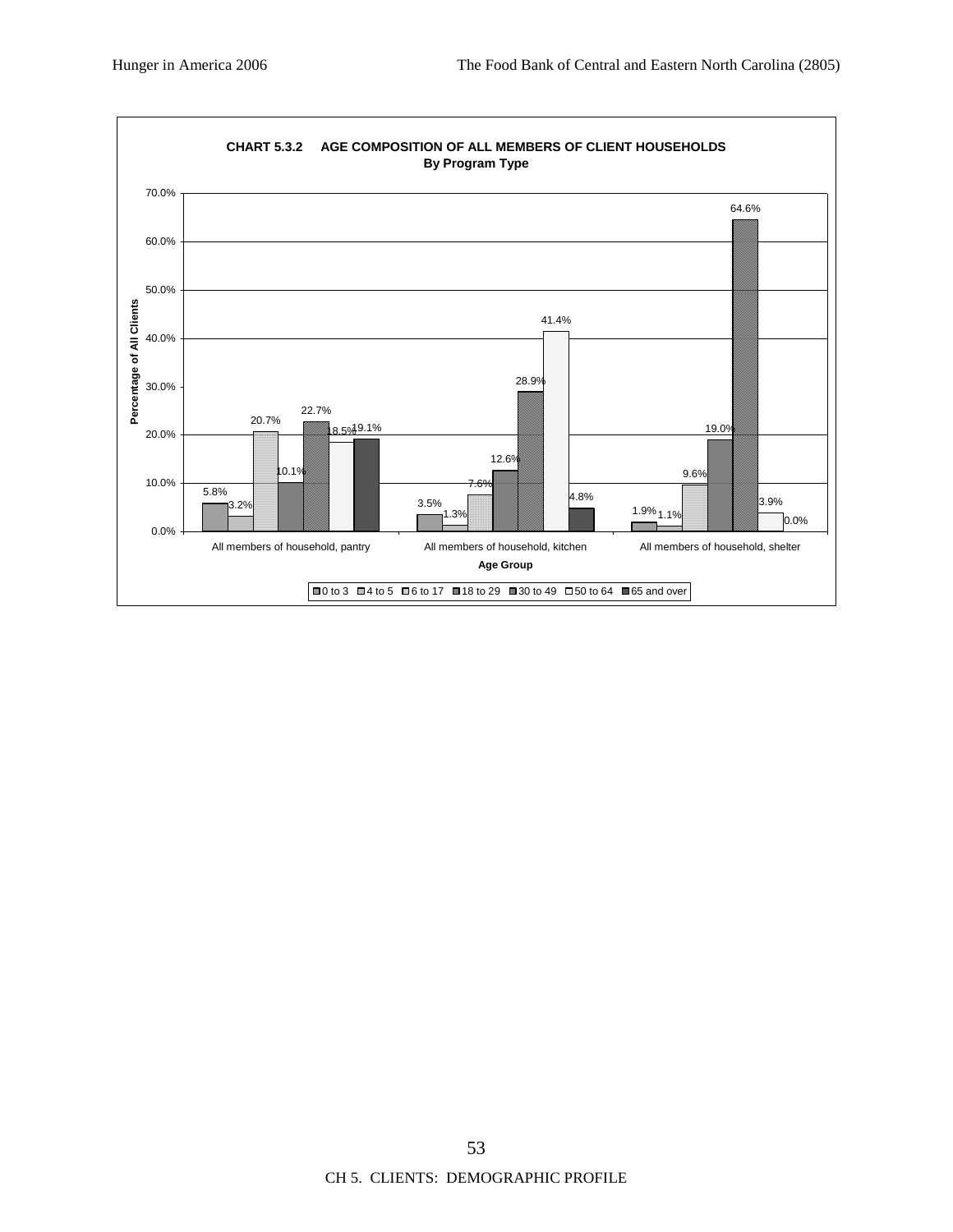**CHART 5.3.2 AGE COMPOSITION OF ALL MEMBERS OF CLIENT HOUSEHOLDS**
**By Program Type**

| Age Group | All members of household, pantry | All members of household, kitchen | All members of household, shelter |
|---|---|---|---|
| 0 to 3 | 5.8% | 3.5% | 1.9% |
| 4 to 5 | 3.2% | 1.3% | 1.1% |
| 6 to 17 | 20.7% | 7.6% | 9.6% |
| 18 to 29 | 10.1% | 12.6% | 19.0% |
| 30 to 49 | 22.7% | 28.9% | 64.6% |
| 50 to 64 | 18.5% | 41.4% | 3.9% |
| 65 and over | 19.1% | 4.8% | 0.0% |

Y-axis: Percentage of All Clients (0.0% to 70.0%)

X-axis: Age Group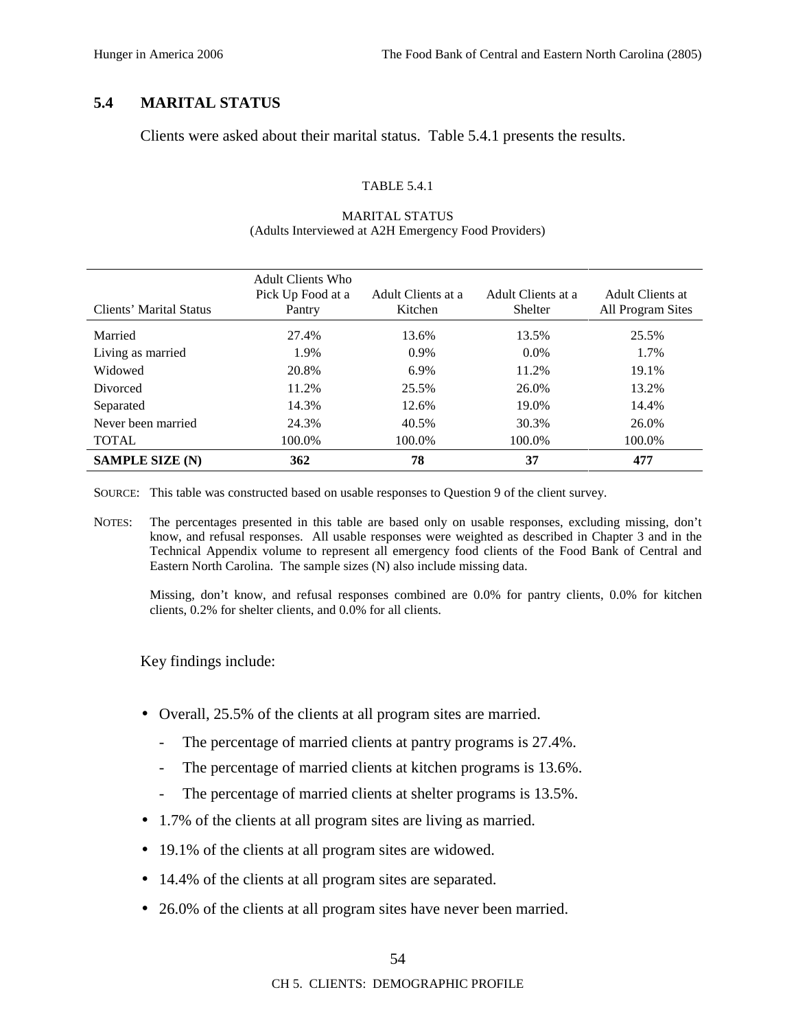## 5.4 MARITAL STATUS

Clients were asked about their marital status. Table 5.4.1 presents the results.

TABLE 5.4.1

MARITAL STATUS
(Adults Interviewed at A2H Emergency Food Providers)

| Clients' Marital Status | Adult Clients Who Pick Up Food at a Pantry | Adult Clients at a Kitchen | Adult Clients at a Shelter | Adult Clients at All Program Sites |
|---|---|---|---|---|
| Married | 27.4% | 13.6% | 13.5% | 25.5% |
| Living as married | 1.9% | 0.9% | 0.0% | 1.7% |
| Widowed | 20.8% | 6.9% | 11.2% | 19.1% |
| Divorced | 11.2% | 25.5% | 26.0% | 13.2% |
| Separated | 14.3% | 12.6% | 19.0% | 14.4% |
| Never been married | 24.3% | 40.5% | 30.3% | 26.0% |
| TOTAL | 100.0% | 100.0% | 100.0% | 100.0% |
| **SAMPLE SIZE (N)** | **362** | **78** | **37** | **477** |

SOURCE: This table was constructed based on usable responses to Question 9 of the client survey.

NOTES: The percentages presented in this table are based only on usable responses, excluding missing, don't know, and refusal responses. All usable responses were weighted as described in Chapter 3 and in the Technical Appendix volume to represent all emergency food clients of the Food Bank of Central and Eastern North Carolina. The sample sizes (N) also include missing data.

Missing, don't know, and refusal responses combined are 0.0% for pantry clients, 0.0% for kitchen clients, 0.2% for shelter clients, and 0.0% for all clients.

Key findings include:

- Overall, 25.5% of the clients at all program sites are married.
  - The percentage of married clients at pantry programs is 27.4%.
  - The percentage of married clients at kitchen programs is 13.6%.
  - The percentage of married clients at shelter programs is 13.5%.
- 1.7% of the clients at all program sites are living as married.
- 19.1% of the clients at all program sites are widowed.
- 14.4% of the clients at all program sites are separated.
- 26.0% of the clients at all program sites have never been married.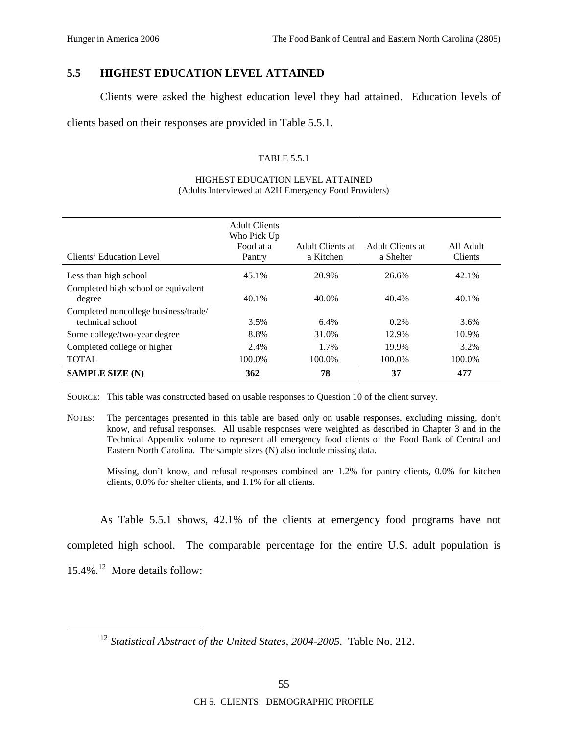## 5.5 HIGHEST EDUCATION LEVEL ATTAINED

Clients were asked the highest education level they had attained. Education levels of clients based on their responses are provided in Table 5.5.1.

TABLE 5.5.1

HIGHEST EDUCATION LEVEL ATTAINED
(Adults Interviewed at A2H Emergency Food Providers)

| Clients' Education Level | Adult Clients Who Pick Up Food at a Pantry | Adult Clients at a Kitchen | Adult Clients at a Shelter | All Adult Clients |
|---|---|---|---|---|
| Less than high school | 45.1% | 20.9% | 26.6% | 42.1% |
| Completed high school or equivalent degree | 40.1% | 40.0% | 40.4% | 40.1% |
| Completed noncollege business/trade/ technical school | 3.5% | 6.4% | 0.2% | 3.6% |
| Some college/two-year degree | 8.8% | 31.0% | 12.9% | 10.9% |
| Completed college or higher | 2.4% | 1.7% | 19.9% | 3.2% |
| TOTAL | 100.0% | 100.0% | 100.0% | 100.0% |
| **SAMPLE SIZE (N)** | **362** | **78** | **37** | **477** |

SOURCE: This table was constructed based on usable responses to Question 10 of the client survey.

NOTES: The percentages presented in this table are based only on usable responses, excluding missing, don't know, and refusal responses. All usable responses were weighted as described in Chapter 3 and in the Technical Appendix volume to represent all emergency food clients of the Food Bank of Central and Eastern North Carolina. The sample sizes (N) also include missing data.

Missing, don't know, and refusal responses combined are 1.2% for pantry clients, 0.0% for kitchen clients, 0.0% for shelter clients, and 1.1% for all clients.

As Table 5.5.1 shows, 42.1% of the clients at emergency food programs have not completed high school. The comparable percentage for the entire U.S. adult population is 15.4%.[12] More details follow:

[12] *Statistical Abstract of the United States, 2004-2005*. Table No. 212.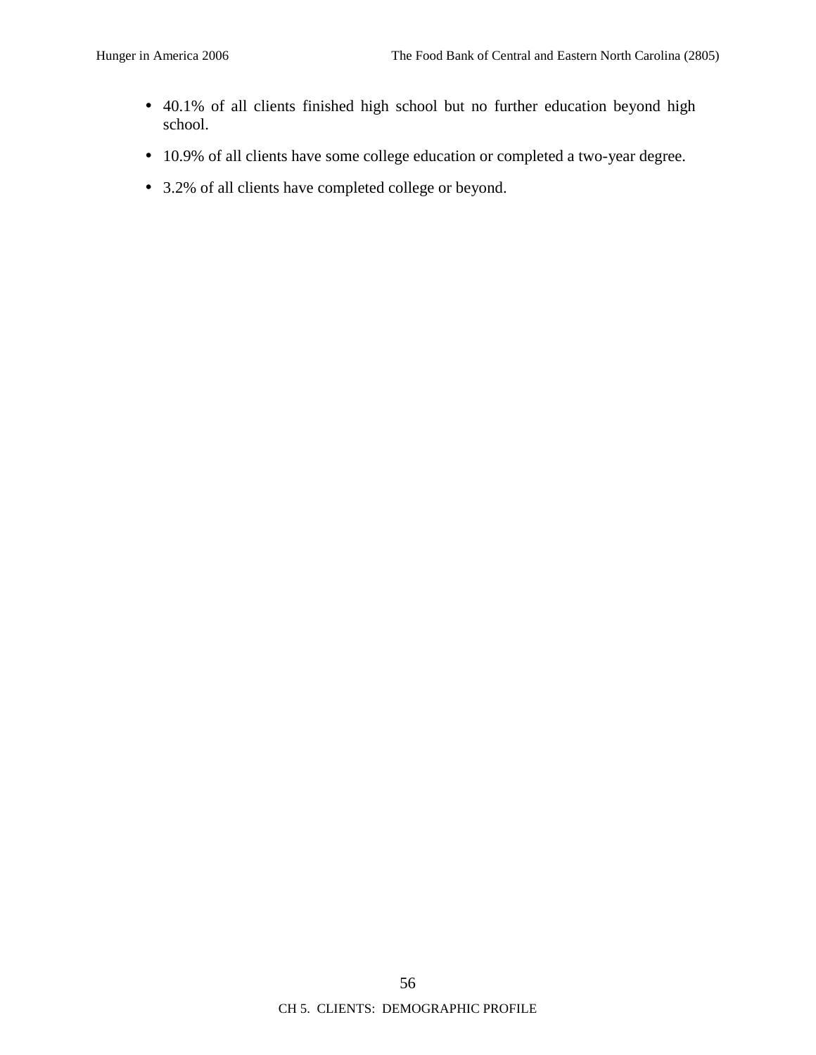- 40.1% of all clients finished high school but no further education beyond high school.
- 10.9% of all clients have some college education or completed a two-year degree.
- 3.2% of all clients have completed college or beyond.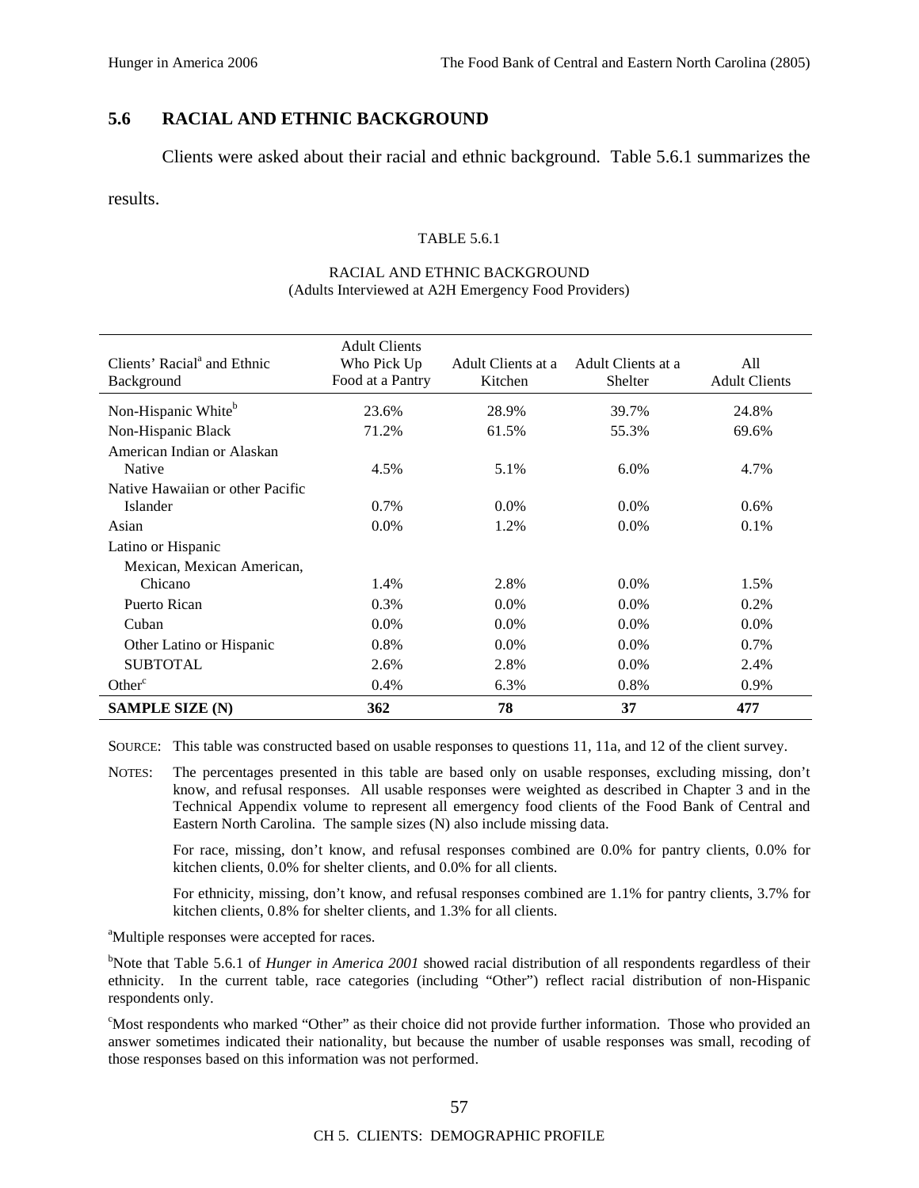## 5.6 RACIAL AND ETHNIC BACKGROUND

Clients were asked about their racial and ethnic background. Table 5.6.1 summarizes the results.

TABLE 5.6.1

RACIAL AND ETHNIC BACKGROUND
(Adults Interviewed at A2H Emergency Food Providers)

| Clients' Racial[a] and Ethnic Background | Adult Clients Who Pick Up Food at a Pantry | Adult Clients at a Kitchen | Adult Clients at a Shelter | All Adult Clients |
|---|---|---|---|---|
| Non-Hispanic White[b] | 23.6% | 28.9% | 39.7% | 24.8% |
| Non-Hispanic Black | 71.2% | 61.5% | 55.3% | 69.6% |
| American Indian or Alaskan Native | 4.5% | 5.1% | 6.0% | 4.7% |
| Native Hawaiian or other Pacific Islander | 0.7% | 0.0% | 0.0% | 0.6% |
| Asian | 0.0% | 1.2% | 0.0% | 0.1% |
| Latino or Hispanic | | | | |
| Mexican, Mexican American, Chicano | 1.4% | 2.8% | 0.0% | 1.5% |
| Puerto Rican | 0.3% | 0.0% | 0.0% | 0.2% |
| Cuban | 0.0% | 0.0% | 0.0% | 0.0% |
| Other Latino or Hispanic | 0.8% | 0.0% | 0.0% | 0.7% |
| SUBTOTAL | 2.6% | 2.8% | 0.0% | 2.4% |
| Other[c] | 0.4% | 6.3% | 0.8% | 0.9% |
| **SAMPLE SIZE (N)** | **362** | **78** | **37** | **477** |

SOURCE: This table was constructed based on usable responses to questions 11, 11a, and 12 of the client survey.

NOTES: The percentages presented in this table are based only on usable responses, excluding missing, don't know, and refusal responses. All usable responses were weighted as described in Chapter 3 and in the Technical Appendix volume to represent all emergency food clients of the Food Bank of Central and Eastern North Carolina. The sample sizes (N) also include missing data.

For race, missing, don't know, and refusal responses combined are 0.0% for pantry clients, 0.0% for kitchen clients, 0.0% for shelter clients, and 0.0% for all clients.

For ethnicity, missing, don't know, and refusal responses combined are 1.1% for pantry clients, 3.7% for kitchen clients, 0.8% for shelter clients, and 1.3% for all clients.

[a]Multiple responses were accepted for races.

[b]Note that Table 5.6.1 of *Hunger in America 2001* showed racial distribution of all respondents regardless of their ethnicity. In the current table, race categories (including "Other") reflect racial distribution of non-Hispanic respondents only.

[c]Most respondents who marked "Other" as their choice did not provide further information. Those who provided an answer sometimes indicated their nationality, but because the number of usable responses was small, recoding of those responses based on this information was not performed.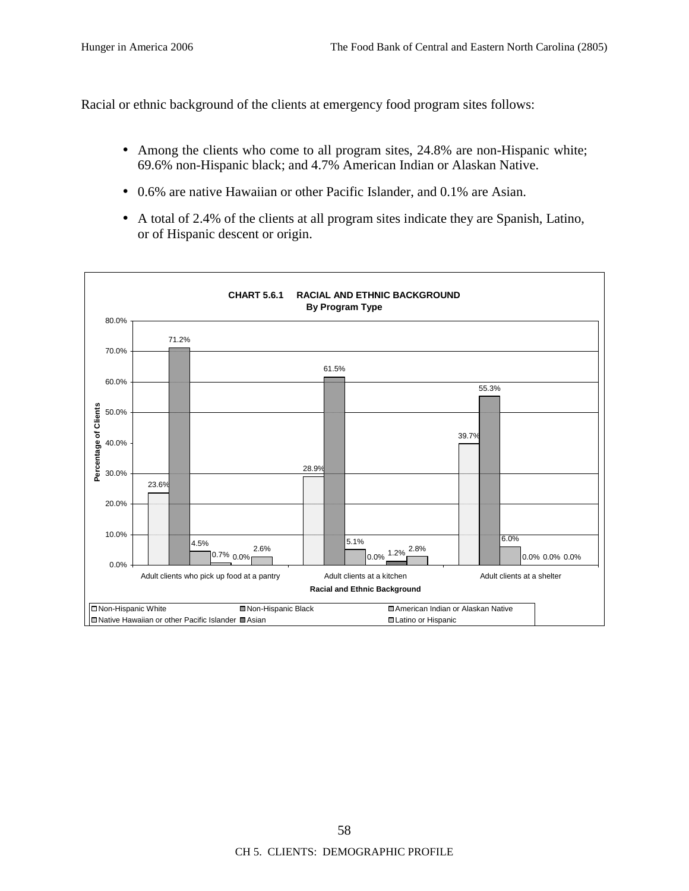Racial or ethnic background of the clients at emergency food program sites follows:

- Among the clients who come to all program sites, 24.8% are non-Hispanic white; 69.6% non-Hispanic black; and 4.7% American Indian or Alaskan Native.
- 0.6% are native Hawaiian or other Pacific Islander, and 0.1% are Asian.
- A total of 2.4% of the clients at all program sites indicate they are Spanish, Latino, or of Hispanic descent or origin.

**CHART 5.6.1 RACIAL AND ETHNIC BACKGROUND**
**By Program Type**

| Racial and Ethnic Background | Adult clients who pick up food at a pantry | Adult clients at a kitchen | Adult clients at a shelter |
|---|---|---|---|
| Non-Hispanic White | 23.6% | 28.9% | 39.7% |
| Non-Hispanic Black | 71.2% | 61.5% | 55.3% |
| American Indian or Alaskan Native | 4.5% | 5.1% | 6.0% |
| Native Hawaiian or other Pacific Islander | 0.7% | 0.0% | 0.0% |
| Asian | 0.0% | 1.2% | 0.0% |
| Latino or Hispanic | 2.6% | 2.8% | 0.0% |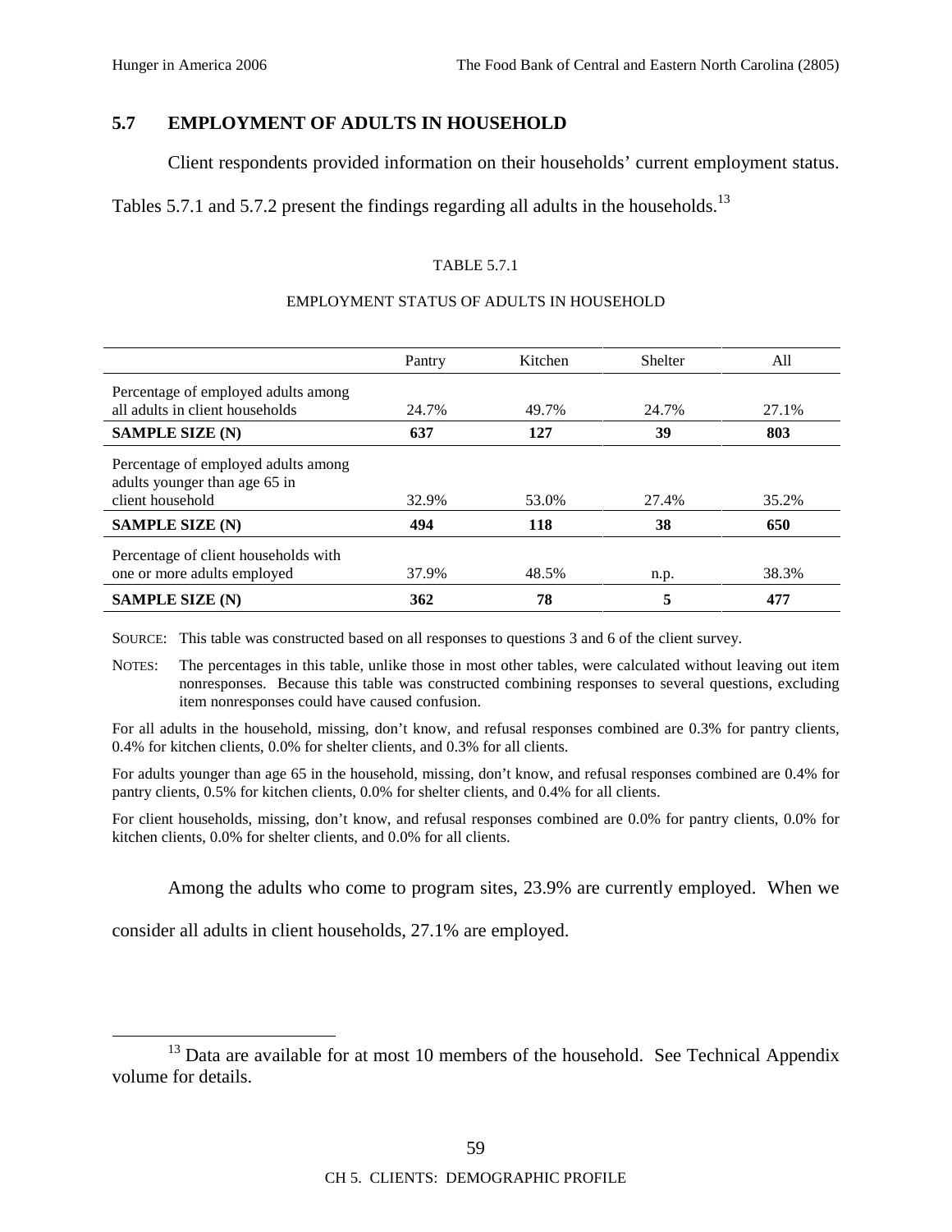## 5.7 EMPLOYMENT OF ADULTS IN HOUSEHOLD

Client respondents provided information on their households' current employment status. Tables 5.7.1 and 5.7.2 present the findings regarding all adults in the households.[13]

TABLE 5.7.1

EMPLOYMENT STATUS OF ADULTS IN HOUSEHOLD

| | Pantry | Kitchen | Shelter | All |
|---|---|---|---|---|
| Percentage of employed adults among all adults in client households | 24.7% | 49.7% | 24.7% | 27.1% |
| **SAMPLE SIZE (N)** | **637** | **127** | **39** | **803** |
| Percentage of employed adults among adults younger than age 65 in client household | 32.9% | 53.0% | 27.4% | 35.2% |
| **SAMPLE SIZE (N)** | **494** | **118** | **38** | **650** |
| Percentage of client households with one or more adults employed | 37.9% | 48.5% | n.p. | 38.3% |
| **SAMPLE SIZE (N)** | **362** | **78** | **5** | **477** |

SOURCE: This table was constructed based on all responses to questions 3 and 6 of the client survey.

NOTES: The percentages in this table, unlike those in most other tables, were calculated without leaving out item nonresponses. Because this table was constructed combining responses to several questions, excluding item nonresponses could have caused confusion.

For all adults in the household, missing, don't know, and refusal responses combined are 0.3% for pantry clients, 0.4% for kitchen clients, 0.0% for shelter clients, and 0.3% for all clients.

For adults younger than age 65 in the household, missing, don't know, and refusal responses combined are 0.4% for pantry clients, 0.5% for kitchen clients, 0.0% for shelter clients, and 0.4% for all clients.

For client households, missing, don't know, and refusal responses combined are 0.0% for pantry clients, 0.0% for kitchen clients, 0.0% for shelter clients, and 0.0% for all clients.

Among the adults who come to program sites, 23.9% are currently employed. When we consider all adults in client households, 27.1% are employed.

[13] Data are available for at most 10 members of the household. See Technical Appendix volume for details.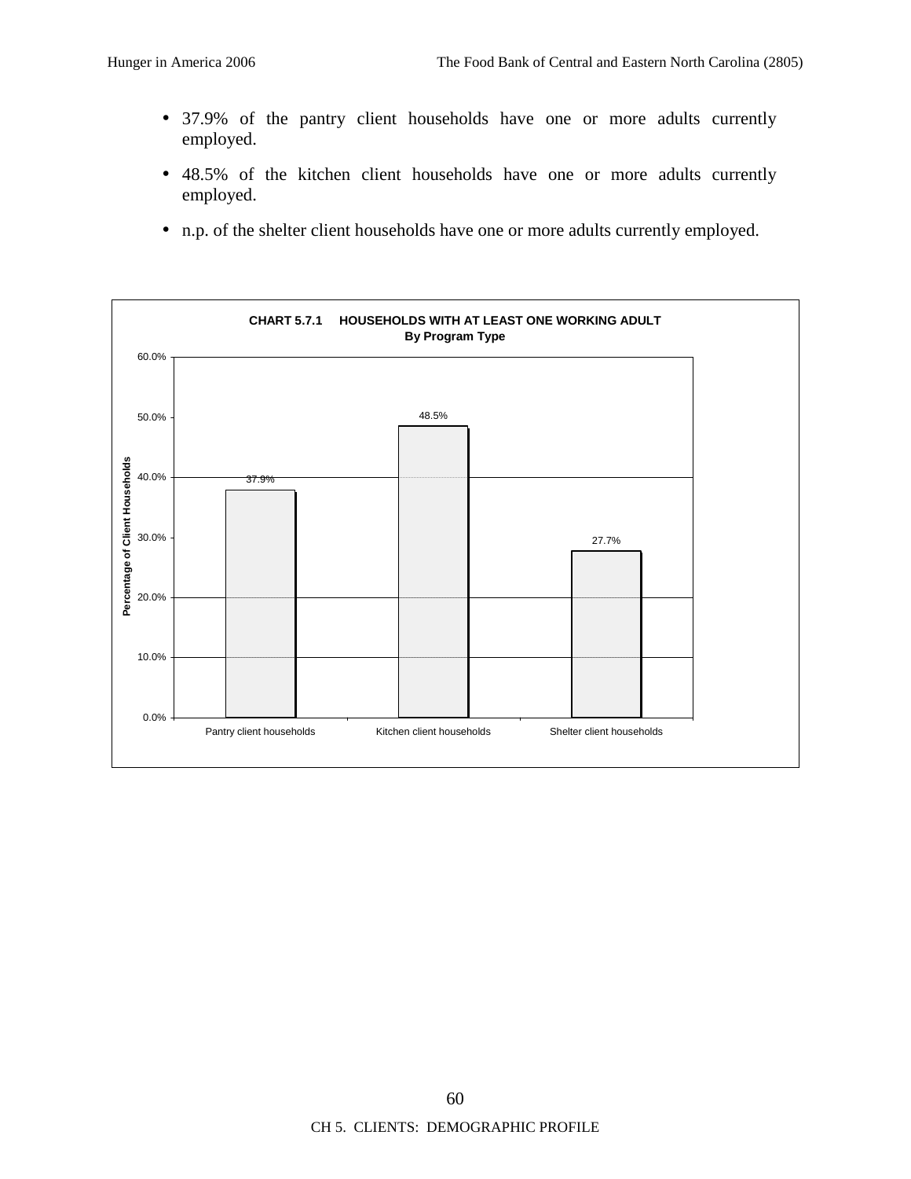- 37.9% of the pantry client households have one or more adults currently employed.
- 48.5% of the kitchen client households have one or more adults currently employed.
- n.p. of the shelter client households have one or more adults currently employed.

**CHART 5.7.1 HOUSEHOLDS WITH AT LEAST ONE WORKING ADULT**
**By Program Type**

| | Percentage of Client Households |
|---|---|
| Pantry client households | 37.9% |
| Kitchen client households | 48.5% |
| Shelter client households | 27.7% |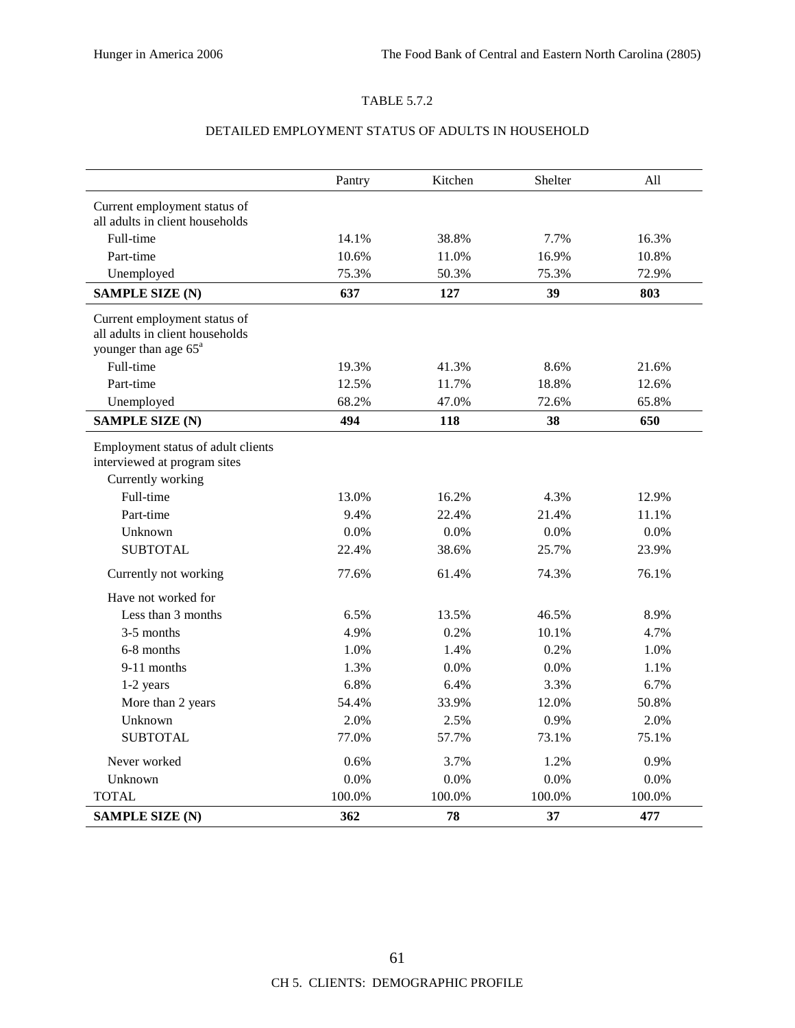TABLE 5.7.2

DETAILED EMPLOYMENT STATUS OF ADULTS IN HOUSEHOLD

| | Pantry | Kitchen | Shelter | All |
|---|---|---|---|---|
| Current employment status of all adults in client households | | | | |
| Full-time | 14.1% | 38.8% | 7.7% | 16.3% |
| Part-time | 10.6% | 11.0% | 16.9% | 10.8% |
| Unemployed | 75.3% | 50.3% | 75.3% | 72.9% |
| **SAMPLE SIZE (N)** | **637** | **127** | **39** | **803** |
| Current employment status of all adults in client households younger than age 65[a] | | | | |
| Full-time | 19.3% | 41.3% | 8.6% | 21.6% |
| Part-time | 12.5% | 11.7% | 18.8% | 12.6% |
| Unemployed | 68.2% | 47.0% | 72.6% | 65.8% |
| **SAMPLE SIZE (N)** | **494** | **118** | **38** | **650** |
| Employment status of adult clients interviewed at program sites | | | | |
| Currently working | | | | |
| Full-time | 13.0% | 16.2% | 4.3% | 12.9% |
| Part-time | 9.4% | 22.4% | 21.4% | 11.1% |
| Unknown | 0.0% | 0.0% | 0.0% | 0.0% |
| SUBTOTAL | 22.4% | 38.6% | 25.7% | 23.9% |
| Currently not working | 77.6% | 61.4% | 74.3% | 76.1% |
| Have not worked for | | | | |
| Less than 3 months | 6.5% | 13.5% | 46.5% | 8.9% |
| 3-5 months | 4.9% | 0.2% | 10.1% | 4.7% |
| 6-8 months | 1.0% | 1.4% | 0.2% | 1.0% |
| 9-11 months | 1.3% | 0.0% | 0.0% | 1.1% |
| 1-2 years | 6.8% | 6.4% | 3.3% | 6.7% |
| More than 2 years | 54.4% | 33.9% | 12.0% | 50.8% |
| Unknown | 2.0% | 2.5% | 0.9% | 2.0% |
| SUBTOTAL | 77.0% | 57.7% | 73.1% | 75.1% |
| Never worked | 0.6% | 3.7% | 1.2% | 0.9% |
| Unknown | 0.0% | 0.0% | 0.0% | 0.0% |
| TOTAL | 100.0% | 100.0% | 100.0% | 100.0% |
| **SAMPLE SIZE (N)** | **362** | **78** | **37** | **477** |

CH 5. CLIENTS: DEMOGRAPHIC PROFILE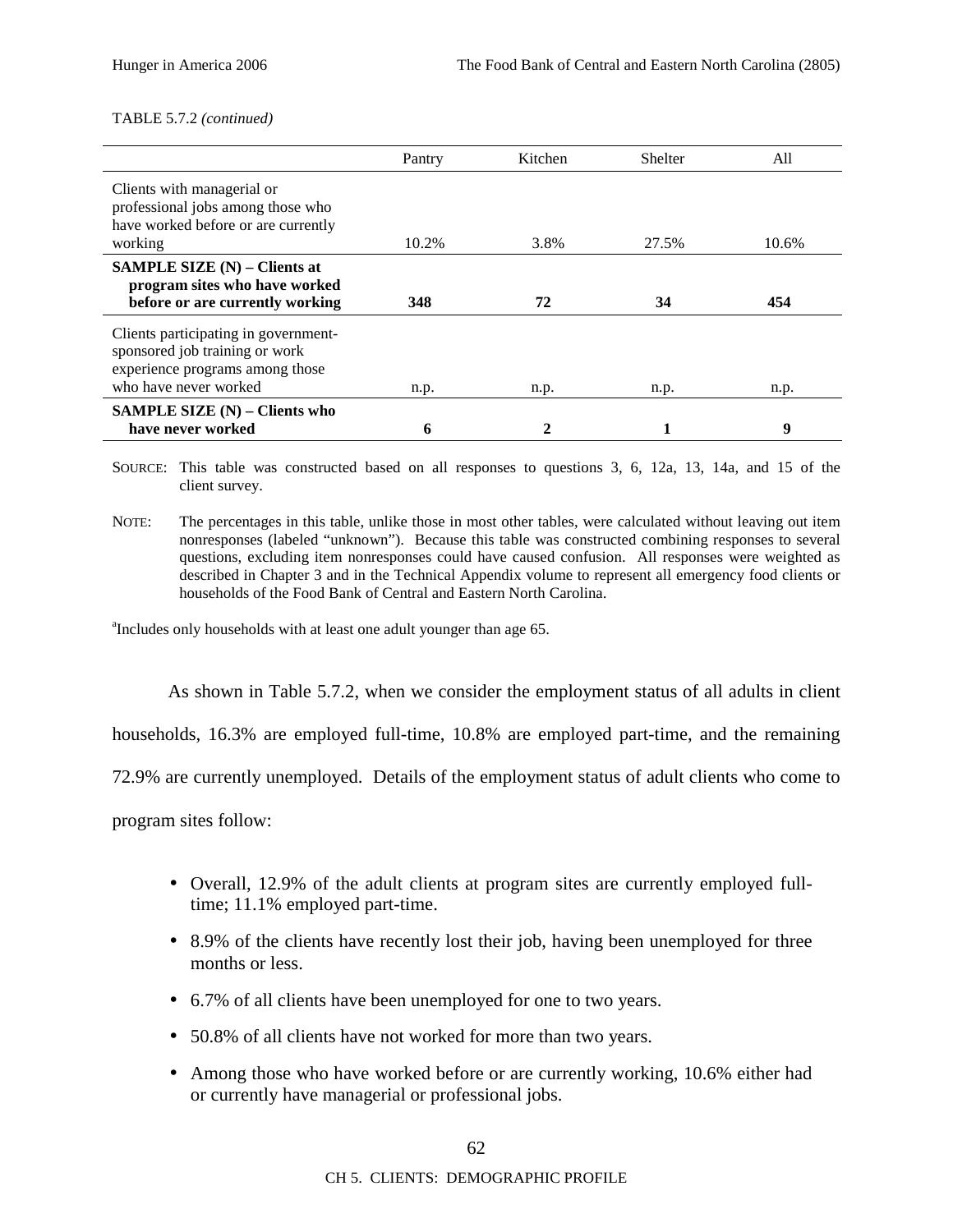TABLE 5.7.2 *(continued)*

| | Pantry | Kitchen | Shelter | All |
|---|---|---|---|---|
| Clients with managerial or professional jobs among those who have worked before or are currently working | 10.2% | 3.8% | 27.5% | 10.6% |
| **SAMPLE SIZE (N) – Clients at program sites who have worked before or are currently working** | **348** | **72** | **34** | **454** |
| Clients participating in government-sponsored job training or work experience programs among those who have never worked | n.p. | n.p. | n.p. | n.p. |
| **SAMPLE SIZE (N) – Clients who have never worked** | **6** | **2** | **1** | **9** |

SOURCE: This table was constructed based on all responses to questions 3, 6, 12a, 13, 14a, and 15 of the client survey.

NOTE: The percentages in this table, unlike those in most other tables, were calculated without leaving out item nonresponses (labeled "unknown"). Because this table was constructed combining responses to several questions, excluding item nonresponses could have caused confusion. All responses were weighted as described in Chapter 3 and in the Technical Appendix volume to represent all emergency food clients or households of the Food Bank of Central and Eastern North Carolina.

[a]Includes only households with at least one adult younger than age 65.

As shown in Table 5.7.2, when we consider the employment status of all adults in client households, 16.3% are employed full-time, 10.8% are employed part-time, and the remaining 72.9% are currently unemployed. Details of the employment status of adult clients who come to program sites follow:

- Overall, 12.9% of the adult clients at program sites are currently employed full-time; 11.1% employed part-time.
- 8.9% of the clients have recently lost their job, having been unemployed for three months or less.
- 6.7% of all clients have been unemployed for one to two years.
- 50.8% of all clients have not worked for more than two years.
- Among those who have worked before or are currently working, 10.6% either had or currently have managerial or professional jobs.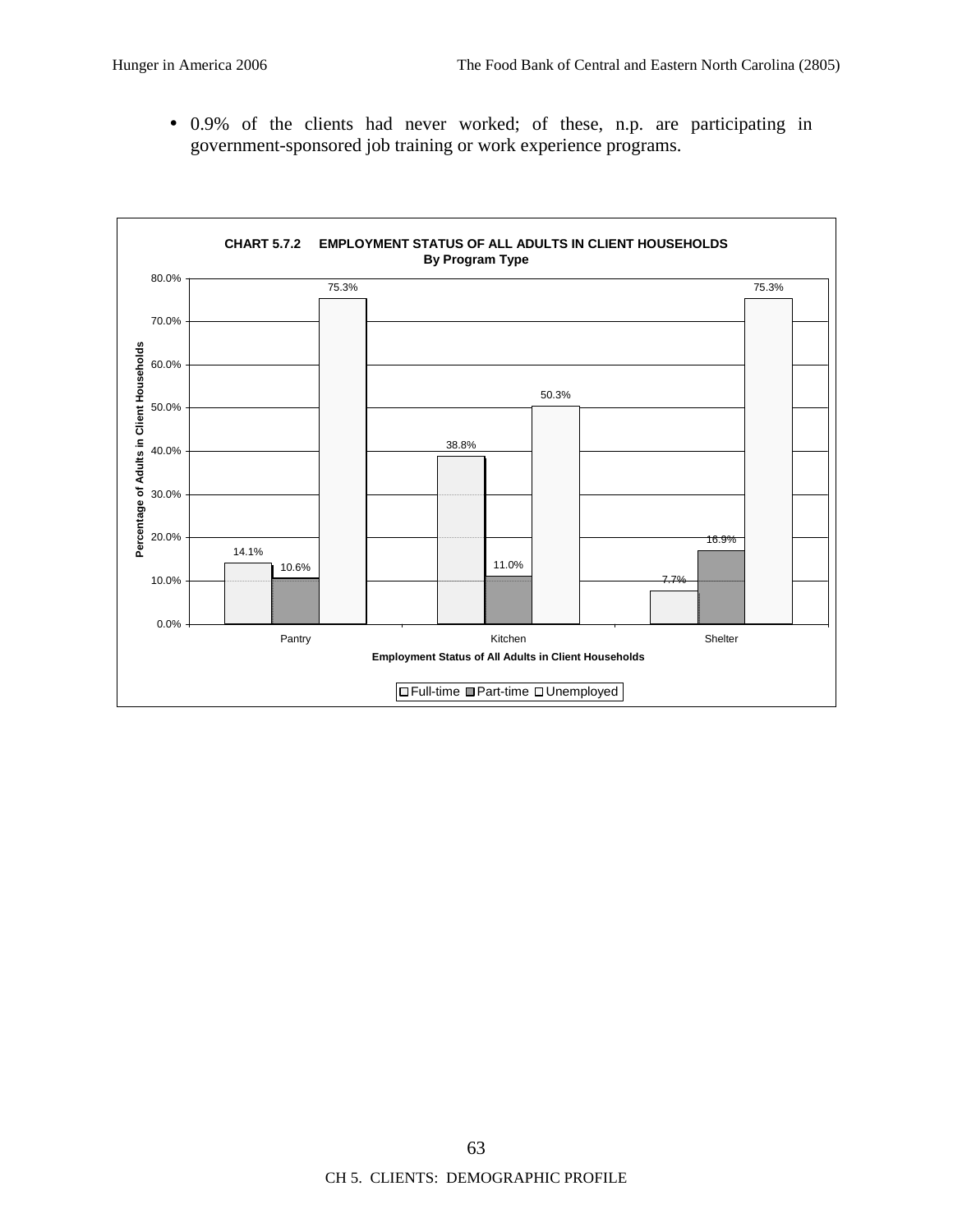- 0.9% of the clients had never worked; of these, n.p. are participating in government-sponsored job training or work experience programs.

**CHART 5.7.2 EMPLOYMENT STATUS OF ALL ADULTS IN CLIENT HOUSEHOLDS**
**By Program Type**

| Employment Status of All Adults in Client Households | Full-time | Part-time | Unemployed |
|---|---|---|---|
| Pantry | 14.1% | 10.6% | 75.3% |
| Kitchen | 38.8% | 11.0% | 50.3% |
| Shelter | 7.7% | 16.9% | 75.3% |

Y-axis: Percentage of Adults in Client Households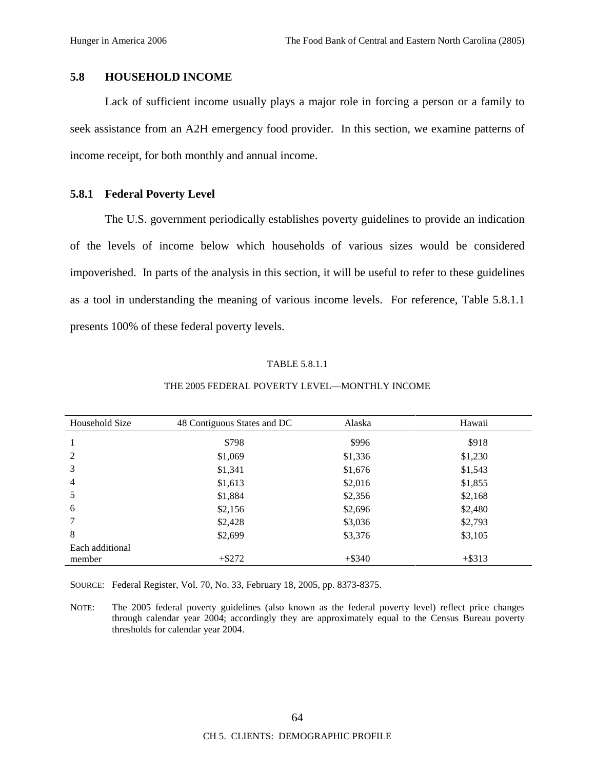## 5.8 HOUSEHOLD INCOME

Lack of sufficient income usually plays a major role in forcing a person or a family to seek assistance from an A2H emergency food provider. In this section, we examine patterns of income receipt, for both monthly and annual income.

### 5.8.1 Federal Poverty Level

The U.S. government periodically establishes poverty guidelines to provide an indication of the levels of income below which households of various sizes would be considered impoverished. In parts of the analysis in this section, it will be useful to refer to these guidelines as a tool in understanding the meaning of various income levels. For reference, Table 5.8.1.1 presents 100% of these federal poverty levels.

TABLE 5.8.1.1

THE 2005 FEDERAL POVERTY LEVEL—MONTHLY INCOME

| Household Size | 48 Contiguous States and DC | Alaska | Hawaii |
|---|---|---|---|
| 1 | $798 | $996 | $918 |
| 2 | $1,069 | $1,336 | $1,230 |
| 3 | $1,341 | $1,676 | $1,543 |
| 4 | $1,613 | $2,016 | $1,855 |
| 5 | $1,884 | $2,356 | $2,168 |
| 6 | $2,156 | $2,696 | $2,480 |
| 7 | $2,428 | $3,036 | $2,793 |
| 8 | $2,699 | $3,376 | $3,105 |
| Each additional member | +$272 | +$340 | +$313 |

SOURCE: Federal Register, Vol. 70, No. 33, February 18, 2005, pp. 8373-8375.

NOTE: The 2005 federal poverty guidelines (also known as the federal poverty level) reflect price changes through calendar year 2004; accordingly they are approximately equal to the Census Bureau poverty thresholds for calendar year 2004.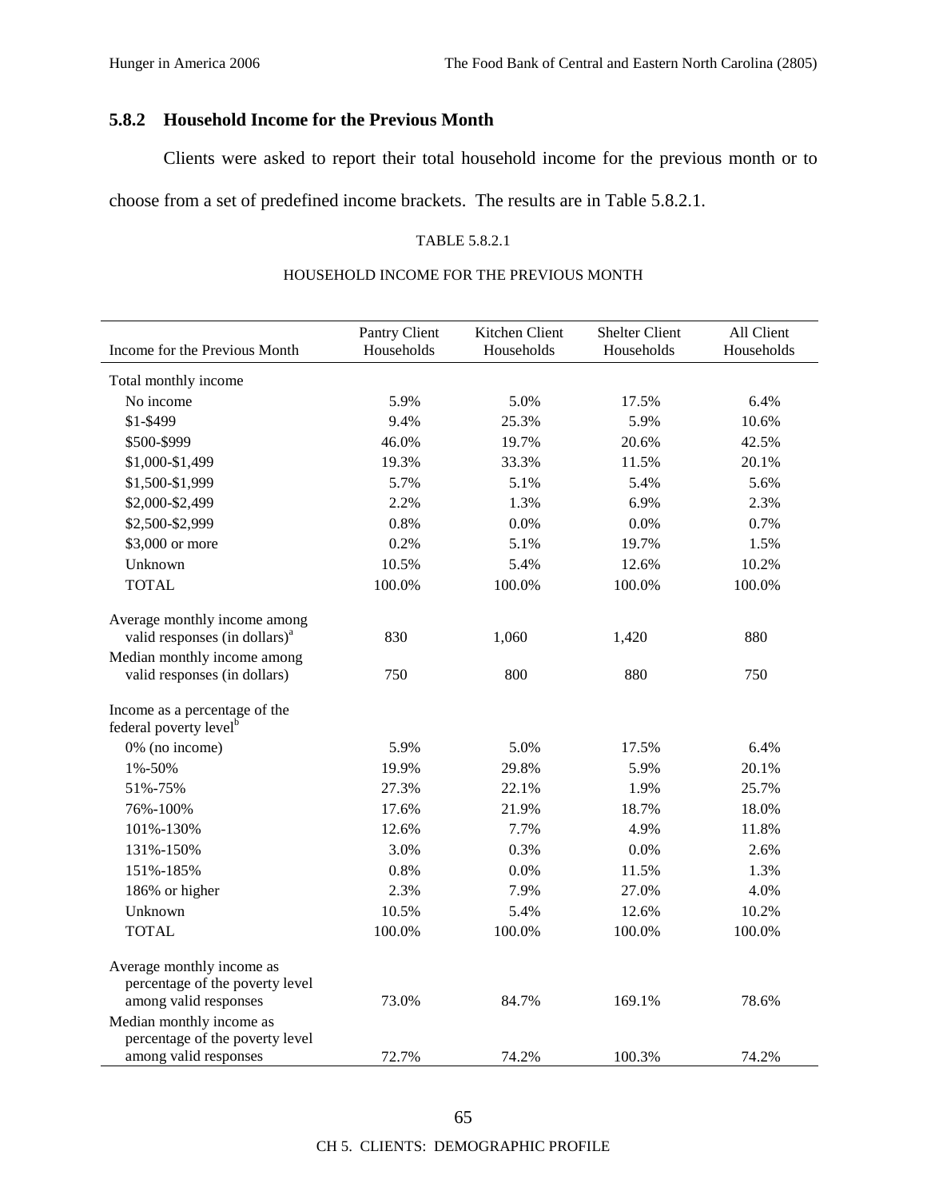### 5.8.2 Household Income for the Previous Month

Clients were asked to report their total household income for the previous month or to choose from a set of predefined income brackets. The results are in Table 5.8.2.1.

TABLE 5.8.2.1

HOUSEHOLD INCOME FOR THE PREVIOUS MONTH

| Income for the Previous Month | Pantry Client Households | Kitchen Client Households | Shelter Client Households | All Client Households |
|---|---|---|---|---|
| Total monthly income | | | | |
| No income | 5.9% | 5.0% | 17.5% | 6.4% |
| $1-$499 | 9.4% | 25.3% | 5.9% | 10.6% |
| $500-$999 | 46.0% | 19.7% | 20.6% | 42.5% |
| $1,000-$1,499 | 19.3% | 33.3% | 11.5% | 20.1% |
| $1,500-$1,999 | 5.7% | 5.1% | 5.4% | 5.6% |
| $2,000-$2,499 | 2.2% | 1.3% | 6.9% | 2.3% |
| $2,500-$2,999 | 0.8% | 0.0% | 0.0% | 0.7% |
| $3,000 or more | 0.2% | 5.1% | 19.7% | 1.5% |
| Unknown | 10.5% | 5.4% | 12.6% | 10.2% |
| TOTAL | 100.0% | 100.0% | 100.0% | 100.0% |
| Average monthly income among valid responses (in dollars)[a] | 830 | 1,060 | 1,420 | 880 |
| Median monthly income among valid responses (in dollars) | 750 | 800 | 880 | 750 |
| Income as a percentage of the federal poverty level[b] | | | | |
| 0% (no income) | 5.9% | 5.0% | 17.5% | 6.4% |
| 1%-50% | 19.9% | 29.8% | 5.9% | 20.1% |
| 51%-75% | 27.3% | 22.1% | 1.9% | 25.7% |
| 76%-100% | 17.6% | 21.9% | 18.7% | 18.0% |
| 101%-130% | 12.6% | 7.7% | 4.9% | 11.8% |
| 131%-150% | 3.0% | 0.3% | 0.0% | 2.6% |
| 151%-185% | 0.8% | 0.0% | 11.5% | 1.3% |
| 186% or higher | 2.3% | 7.9% | 27.0% | 4.0% |
| Unknown | 10.5% | 5.4% | 12.6% | 10.2% |
| TOTAL | 100.0% | 100.0% | 100.0% | 100.0% |
| Average monthly income as percentage of the poverty level among valid responses | 73.0% | 84.7% | 169.1% | 78.6% |
| Median monthly income as percentage of the poverty level among valid responses | 72.7% | 74.2% | 100.3% | 74.2% |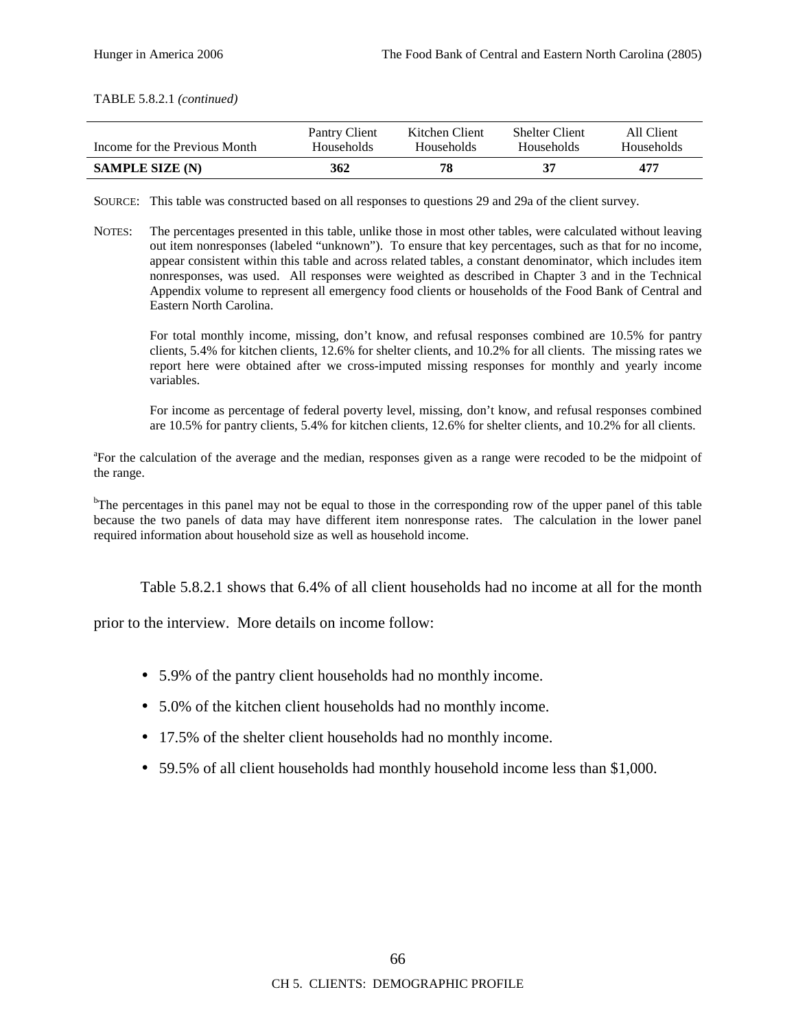TABLE 5.8.2.1 *(continued)*

| Income for the Previous Month | Pantry Client Households | Kitchen Client Households | Shelter Client Households | All Client Households |
|---|---|---|---|---|
| **SAMPLE SIZE (N)** | **362** | **78** | **37** | **477** |

SOURCE: This table was constructed based on all responses to questions 29 and 29a of the client survey.

NOTES: The percentages presented in this table, unlike those in most other tables, were calculated without leaving out item nonresponses (labeled "unknown"). To ensure that key percentages, such as that for no income, appear consistent within this table and across related tables, a constant denominator, which includes item nonresponses, was used. All responses were weighted as described in Chapter 3 and in the Technical Appendix volume to represent all emergency food clients or households of the Food Bank of Central and Eastern North Carolina.

For total monthly income, missing, don't know, and refusal responses combined are 10.5% for pantry clients, 5.4% for kitchen clients, 12.6% for shelter clients, and 10.2% for all clients. The missing rates we report here were obtained after we cross-imputed missing responses for monthly and yearly income variables.

For income as percentage of federal poverty level, missing, don't know, and refusal responses combined are 10.5% for pantry clients, 5.4% for kitchen clients, 12.6% for shelter clients, and 10.2% for all clients.

[a]For the calculation of the average and the median, responses given as a range were recoded to be the midpoint of the range.

[b]The percentages in this panel may not be equal to those in the corresponding row of the upper panel of this table because the two panels of data may have different item nonresponse rates. The calculation in the lower panel required information about household size as well as household income.

Table 5.8.2.1 shows that 6.4% of all client households had no income at all for the month prior to the interview. More details on income follow:

- 5.9% of the pantry client households had no monthly income.
- 5.0% of the kitchen client households had no monthly income.
- 17.5% of the shelter client households had no monthly income.
- 59.5% of all client households had monthly household income less than $1,000.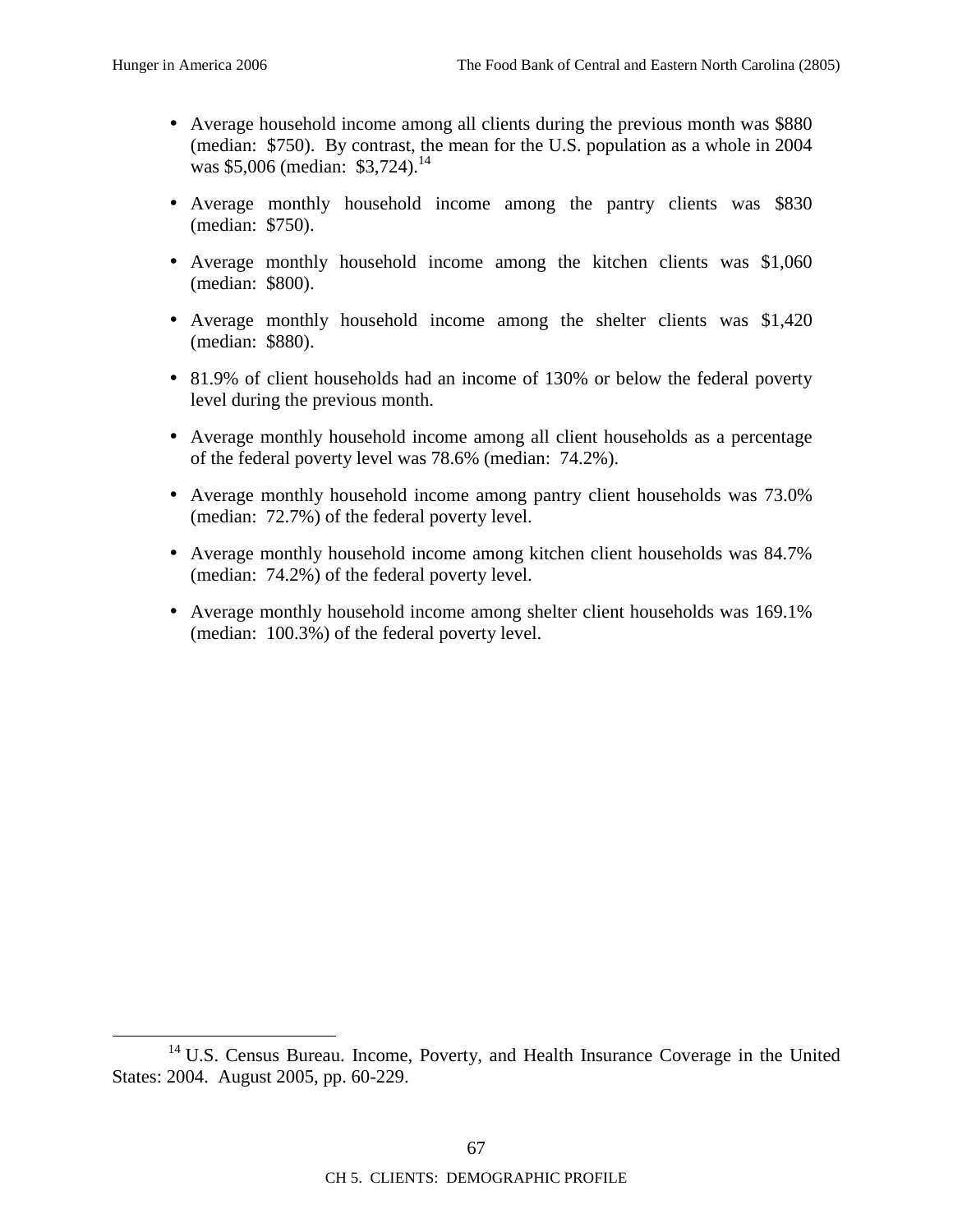- Average household income among all clients during the previous month was \$880 (median: \$750). By contrast, the mean for the U.S. population as a whole in 2004 was \$5,006 (median: \$3,724).[14]

- Average monthly household income among the pantry clients was \$830 (median: \$750).

- Average monthly household income among the kitchen clients was \$1,060 (median: \$800).

- Average monthly household income among the shelter clients was \$1,420 (median: \$880).

- 81.9% of client households had an income of 130% or below the federal poverty level during the previous month.

- Average monthly household income among all client households as a percentage of the federal poverty level was 78.6% (median: 74.2%).

- Average monthly household income among pantry client households was 73.0% (median: 72.7%) of the federal poverty level.

- Average monthly household income among kitchen client households was 84.7% (median: 74.2%) of the federal poverty level.

- Average monthly household income among shelter client households was 169.1% (median: 100.3%) of the federal poverty level.

---

[14] U.S. Census Bureau. Income, Poverty, and Health Insurance Coverage in the United States: 2004. August 2005, pp. 60-229.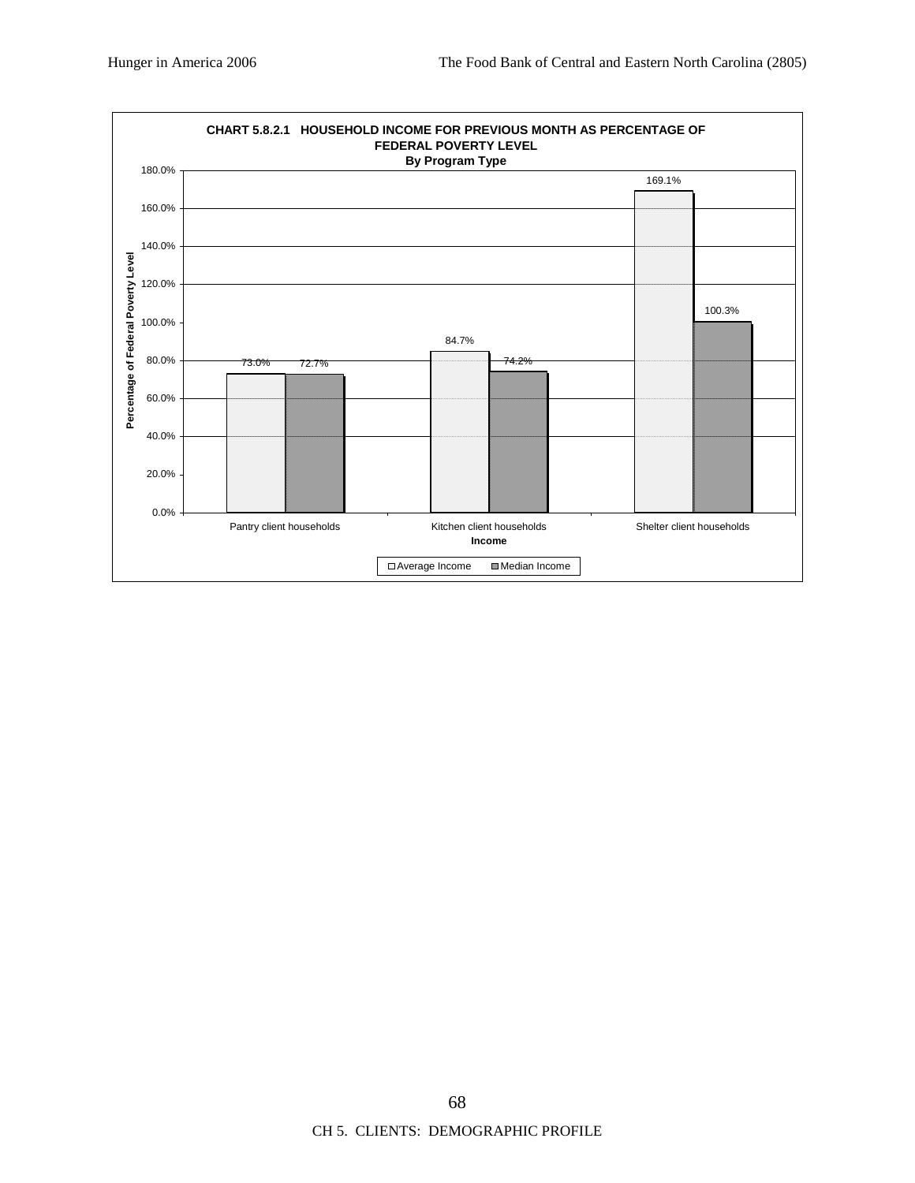**CHART 5.8.2.1 HOUSEHOLD INCOME FOR PREVIOUS MONTH AS PERCENTAGE OF FEDERAL POVERTY LEVEL**

**By Program Type**

| Income | Average Income | Median Income |
|---|---|---|
| Pantry client households | 73.0% | 72.7% |
| Kitchen client households | 84.7% | 74.2% |
| Shelter client households | 169.1% | 100.3% |

Y-axis: Percentage of Federal Poverty Level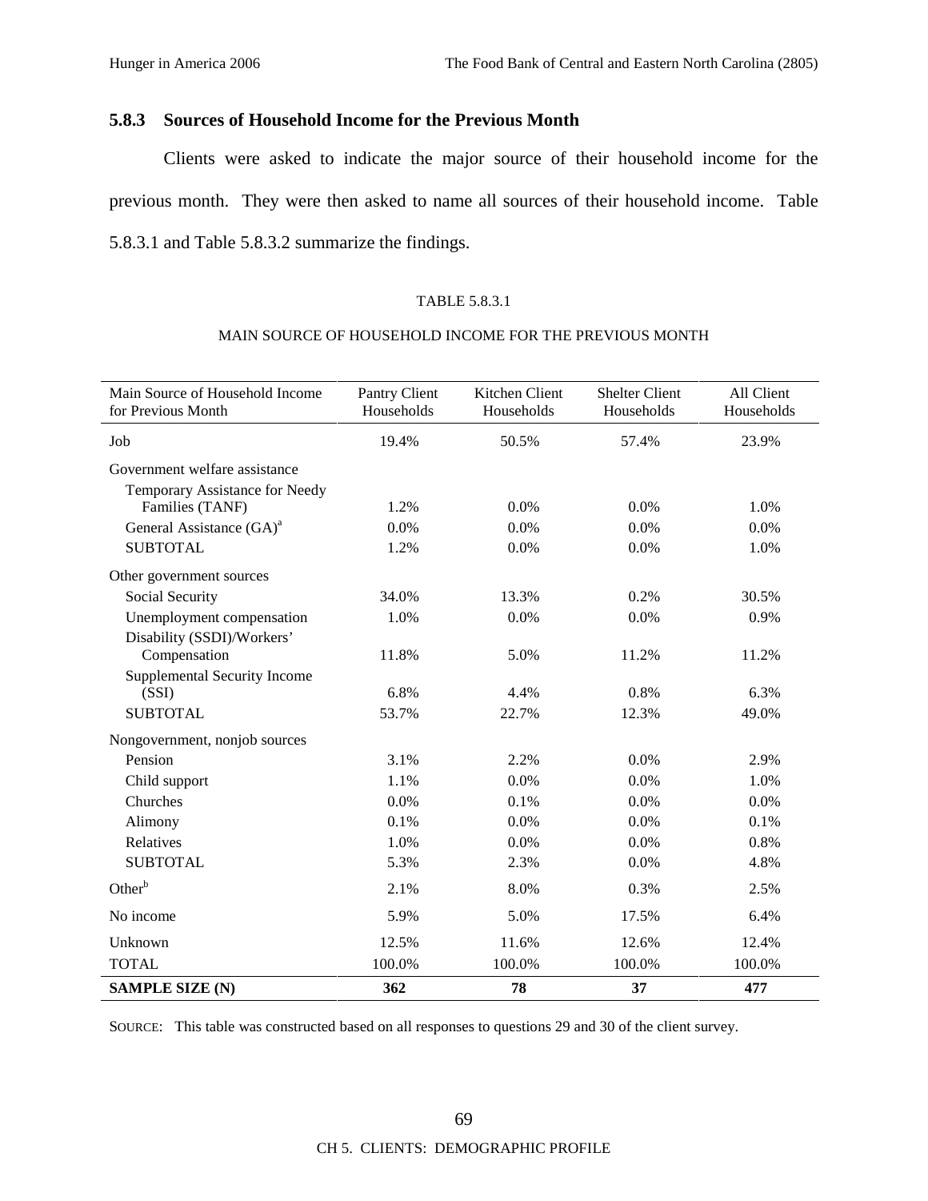### 5.8.3 Sources of Household Income for the Previous Month

Clients were asked to indicate the major source of their household income for the previous month. They were then asked to name all sources of their household income. Table 5.8.3.1 and Table 5.8.3.2 summarize the findings.

TABLE 5.8.3.1

MAIN SOURCE OF HOUSEHOLD INCOME FOR THE PREVIOUS MONTH

| Main Source of Household Income for Previous Month | Pantry Client Households | Kitchen Client Households | Shelter Client Households | All Client Households |
|---|---|---|---|---|
| Job | 19.4% | 50.5% | 57.4% | 23.9% |
| Government welfare assistance | | | | |
| Temporary Assistance for Needy Families (TANF) | 1.2% | 0.0% | 0.0% | 1.0% |
| General Assistance (GA)[a] | 0.0% | 0.0% | 0.0% | 0.0% |
| SUBTOTAL | 1.2% | 0.0% | 0.0% | 1.0% |
| Other government sources | | | | |
| Social Security | 34.0% | 13.3% | 0.2% | 30.5% |
| Unemployment compensation | 1.0% | 0.0% | 0.0% | 0.9% |
| Disability (SSDI)/Workers' Compensation | 11.8% | 5.0% | 11.2% | 11.2% |
| Supplemental Security Income (SSI) | 6.8% | 4.4% | 0.8% | 6.3% |
| SUBTOTAL | 53.7% | 22.7% | 12.3% | 49.0% |
| Nongovernment, nonjob sources | | | | |
| Pension | 3.1% | 2.2% | 0.0% | 2.9% |
| Child support | 1.1% | 0.0% | 0.0% | 1.0% |
| Churches | 0.0% | 0.1% | 0.0% | 0.0% |
| Alimony | 0.1% | 0.0% | 0.0% | 0.1% |
| Relatives | 1.0% | 0.0% | 0.0% | 0.8% |
| SUBTOTAL | 5.3% | 2.3% | 0.0% | 4.8% |
| Other[b] | 2.1% | 8.0% | 0.3% | 2.5% |
| No income | 5.9% | 5.0% | 17.5% | 6.4% |
| Unknown | 12.5% | 11.6% | 12.6% | 12.4% |
| TOTAL | 100.0% | 100.0% | 100.0% | 100.0% |
| **SAMPLE SIZE (N)** | **362** | **78** | **37** | **477** |

SOURCE: This table was constructed based on all responses to questions 29 and 30 of the client survey.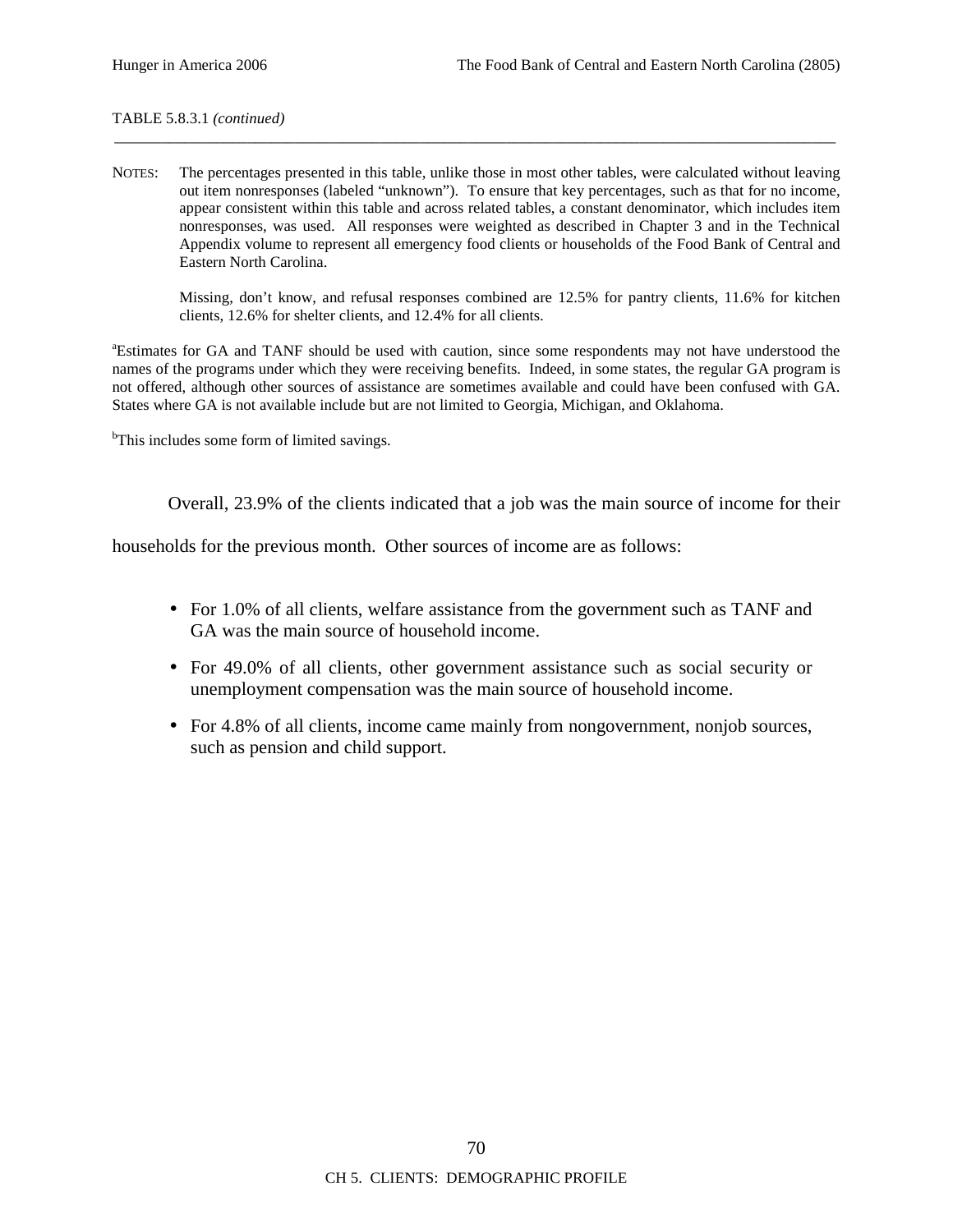TABLE 5.8.3.1 *(continued)*

---

NOTES: The percentages presented in this table, unlike those in most other tables, were calculated without leaving out item nonresponses (labeled "unknown"). To ensure that key percentages, such as that for no income, appear consistent within this table and across related tables, a constant denominator, which includes item nonresponses, was used. All responses were weighted as described in Chapter 3 and in the Technical Appendix volume to represent all emergency food clients or households of the Food Bank of Central and Eastern North Carolina.

Missing, don't know, and refusal responses combined are 12.5% for pantry clients, 11.6% for kitchen clients, 12.6% for shelter clients, and 12.4% for all clients.

[a]Estimates for GA and TANF should be used with caution, since some respondents may not have understood the names of the programs under which they were receiving benefits. Indeed, in some states, the regular GA program is not offered, although other sources of assistance are sometimes available and could have been confused with GA. States where GA is not available include but are not limited to Georgia, Michigan, and Oklahoma.

[b]This includes some form of limited savings.

Overall, 23.9% of the clients indicated that a job was the main source of income for their households for the previous month. Other sources of income are as follows:

- For 1.0% of all clients, welfare assistance from the government such as TANF and GA was the main source of household income.
- For 49.0% of all clients, other government assistance such as social security or unemployment compensation was the main source of household income.
- For 4.8% of all clients, income came mainly from nongovernment, nonjob sources, such as pension and child support.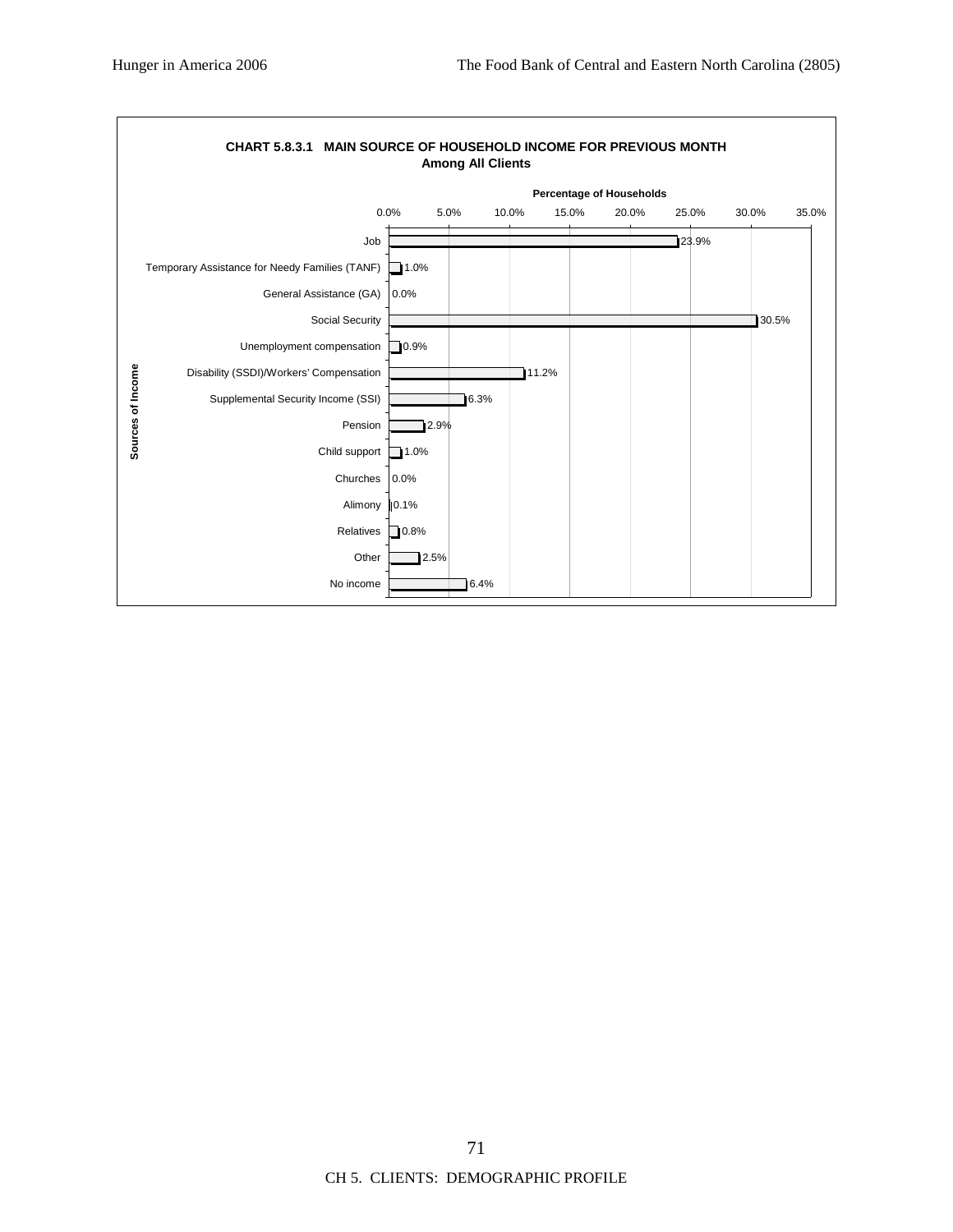**CHART 5.8.3.1 MAIN SOURCE OF HOUSEHOLD INCOME FOR PREVIOUS MONTH**
**Among All Clients**

| Sources of Income | Percentage of Households |
|---|---|
| Job | 23.9% |
| Temporary Assistance for Needy Families (TANF) | 1.0% |
| General Assistance (GA) | 0.0% |
| Social Security | 30.5% |
| Unemployment compensation | 0.9% |
| Disability (SSDI)/Workers' Compensation | 11.2% |
| Supplemental Security Income (SSI) | 6.3% |
| Pension | 2.9% |
| Child support | 1.0% |
| Churches | 0.0% |
| Alimony | 0.1% |
| Relatives | 0.8% |
| Other | 2.5% |
| No income | 6.4% |

CH 5. CLIENTS: DEMOGRAPHIC PROFILE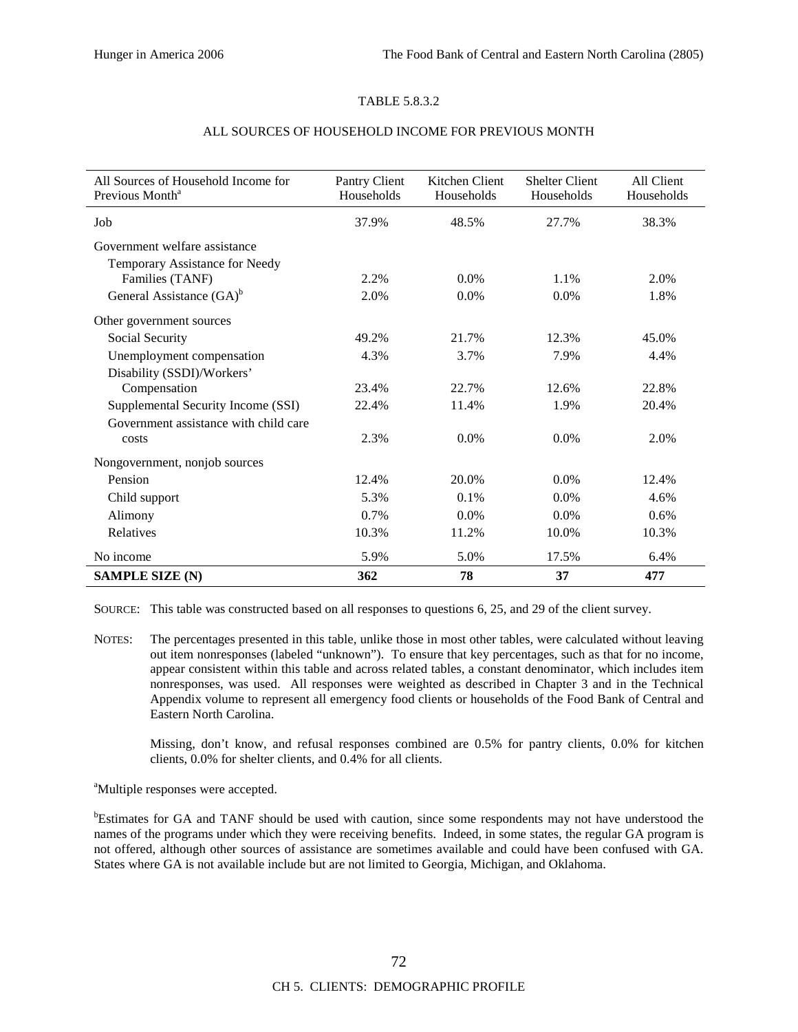TABLE 5.8.3.2

ALL SOURCES OF HOUSEHOLD INCOME FOR PREVIOUS MONTH

| All Sources of Household Income for Previous Month[a] | Pantry Client Households | Kitchen Client Households | Shelter Client Households | All Client Households |
|---|---|---|---|---|
| Job | 37.9% | 48.5% | 27.7% | 38.3% |
| Government welfare assistance | | | | |
| Temporary Assistance for Needy Families (TANF) | 2.2% | 0.0% | 1.1% | 2.0% |
| General Assistance (GA)[b] | 2.0% | 0.0% | 0.0% | 1.8% |
| Other government sources | | | | |
| Social Security | 49.2% | 21.7% | 12.3% | 45.0% |
| Unemployment compensation | 4.3% | 3.7% | 7.9% | 4.4% |
| Disability (SSDI)/Workers' Compensation | 23.4% | 22.7% | 12.6% | 22.8% |
| Supplemental Security Income (SSI) | 22.4% | 11.4% | 1.9% | 20.4% |
| Government assistance with child care costs | 2.3% | 0.0% | 0.0% | 2.0% |
| Nongovernment, nonjob sources | | | | |
| Pension | 12.4% | 20.0% | 0.0% | 12.4% |
| Child support | 5.3% | 0.1% | 0.0% | 4.6% |
| Alimony | 0.7% | 0.0% | 0.0% | 0.6% |
| Relatives | 10.3% | 11.2% | 10.0% | 10.3% |
| No income | 5.9% | 5.0% | 17.5% | 6.4% |
| **SAMPLE SIZE (N)** | **362** | **78** | **37** | **477** |

SOURCE: This table was constructed based on all responses to questions 6, 25, and 29 of the client survey.

NOTES: The percentages presented in this table, unlike those in most other tables, were calculated without leaving out item nonresponses (labeled "unknown"). To ensure that key percentages, such as that for no income, appear consistent within this table and across related tables, a constant denominator, which includes item nonresponses, was used. All responses were weighted as described in Chapter 3 and in the Technical Appendix volume to represent all emergency food clients or households of the Food Bank of Central and Eastern North Carolina.

Missing, don't know, and refusal responses combined are 0.5% for pantry clients, 0.0% for kitchen clients, 0.0% for shelter clients, and 0.4% for all clients.

[a]Multiple responses were accepted.

[b]Estimates for GA and TANF should be used with caution, since some respondents may not have understood the names of the programs under which they were receiving benefits. Indeed, in some states, the regular GA program is not offered, although other sources of assistance are sometimes available and could have been confused with GA. States where GA is not available include but are not limited to Georgia, Michigan, and Oklahoma.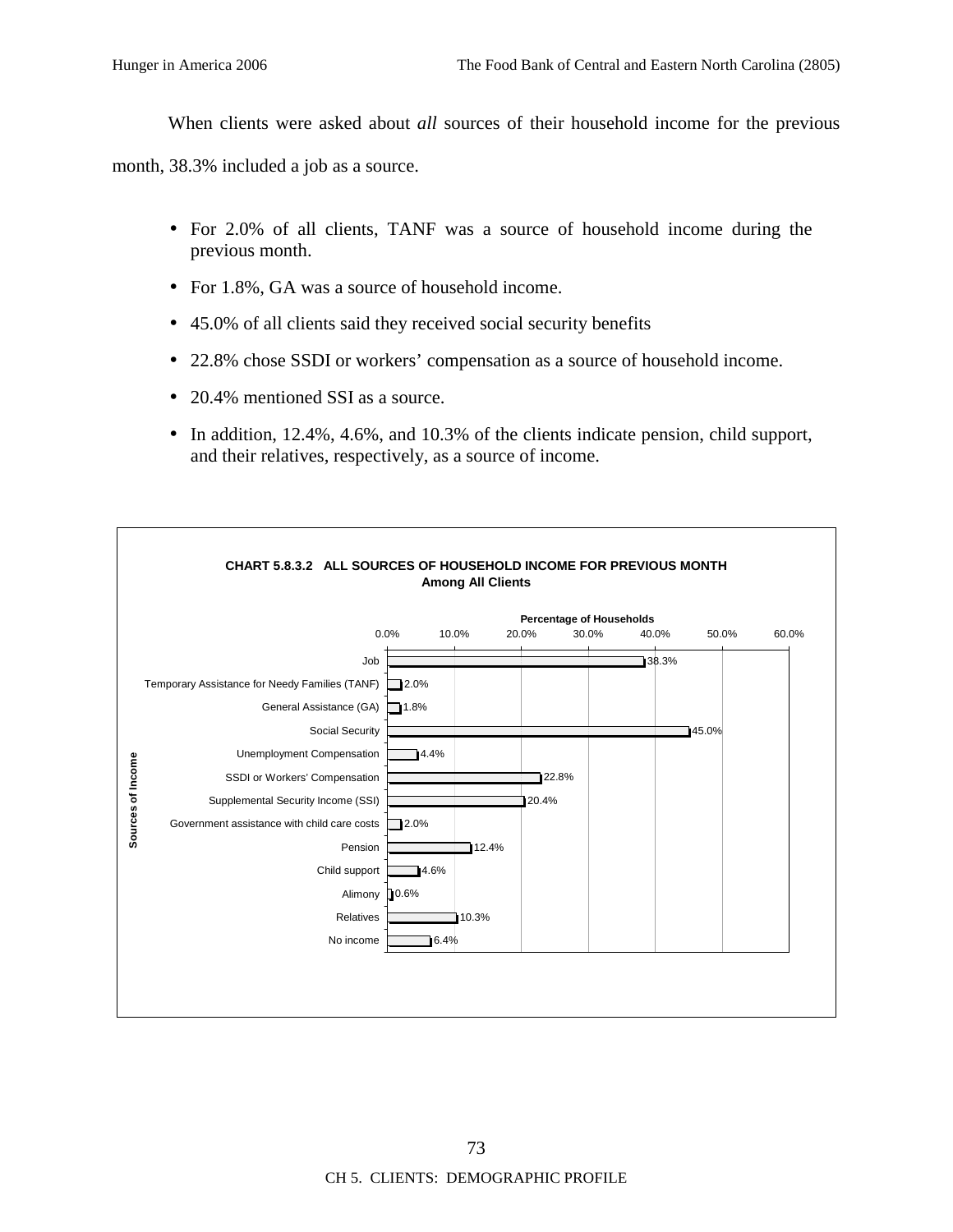When clients were asked about *all* sources of their household income for the previous month, 38.3% included a job as a source.

- For 2.0% of all clients, TANF was a source of household income during the previous month.
- For 1.8%, GA was a source of household income.
- 45.0% of all clients said they received social security benefits
- 22.8% chose SSDI or workers' compensation as a source of household income.
- 20.4% mentioned SSI as a source.
- In addition, 12.4%, 4.6%, and 10.3% of the clients indicate pension, child support, and their relatives, respectively, as a source of income.

**CHART 5.8.3.2 ALL SOURCES OF HOUSEHOLD INCOME FOR PREVIOUS MONTH**
**Among All Clients**

| Sources of Income | Percentage of Households |
|---|---|
| Job | 38.3% |
| Temporary Assistance for Needy Families (TANF) | 2.0% |
| General Assistance (GA) | 1.8% |
| Social Security | 45.0% |
| Unemployment Compensation | 4.4% |
| SSDI or Workers' Compensation | 22.8% |
| Supplemental Security Income (SSI) | 20.4% |
| Government assistance with child care costs | 2.0% |
| Pension | 12.4% |
| Child support | 4.6% |
| Alimony | 0.6% |
| Relatives | 10.3% |
| No income | 6.4% |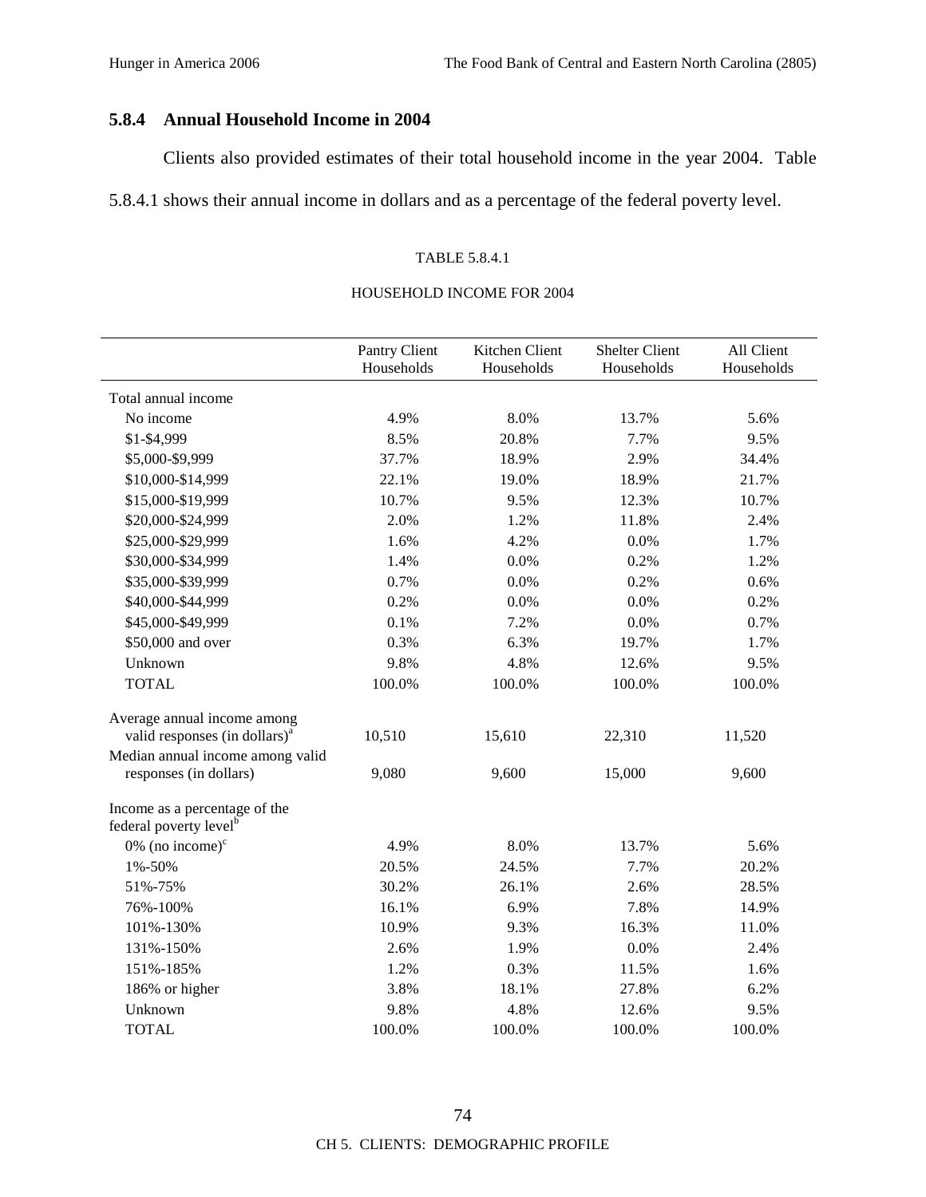### 5.8.4 Annual Household Income in 2004

Clients also provided estimates of their total household income in the year 2004. Table 5.8.4.1 shows their annual income in dollars and as a percentage of the federal poverty level.

TABLE 5.8.4.1

HOUSEHOLD INCOME FOR 2004

| | Pantry Client Households | Kitchen Client Households | Shelter Client Households | All Client Households |
|---|---|---|---|---|
| Total annual income | | | | |
| No income | 4.9% | 8.0% | 13.7% | 5.6% |
| $1-$4,999 | 8.5% | 20.8% | 7.7% | 9.5% |
| $5,000-$9,999 | 37.7% | 18.9% | 2.9% | 34.4% |
| $10,000-$14,999 | 22.1% | 19.0% | 18.9% | 21.7% |
| $15,000-$19,999 | 10.7% | 9.5% | 12.3% | 10.7% |
| $20,000-$24,999 | 2.0% | 1.2% | 11.8% | 2.4% |
| $25,000-$29,999 | 1.6% | 4.2% | 0.0% | 1.7% |
| $30,000-$34,999 | 1.4% | 0.0% | 0.2% | 1.2% |
| $35,000-$39,999 | 0.7% | 0.0% | 0.2% | 0.6% |
| $40,000-$44,999 | 0.2% | 0.0% | 0.0% | 0.2% |
| $45,000-$49,999 | 0.1% | 7.2% | 0.0% | 0.7% |
| $50,000 and over | 0.3% | 6.3% | 19.7% | 1.7% |
| Unknown | 9.8% | 4.8% | 12.6% | 9.5% |
| TOTAL | 100.0% | 100.0% | 100.0% | 100.0% |
| Average annual income among valid responses (in dollars)[a] | 10,510 | 15,610 | 22,310 | 11,520 |
| Median annual income among valid responses (in dollars) | 9,080 | 9,600 | 15,000 | 9,600 |
| Income as a percentage of the federal poverty level[b] | | | | |
| 0% (no income)[c] | 4.9% | 8.0% | 13.7% | 5.6% |
| 1%-50% | 20.5% | 24.5% | 7.7% | 20.2% |
| 51%-75% | 30.2% | 26.1% | 2.6% | 28.5% |
| 76%-100% | 16.1% | 6.9% | 7.8% | 14.9% |
| 101%-130% | 10.9% | 9.3% | 16.3% | 11.0% |
| 131%-150% | 2.6% | 1.9% | 0.0% | 2.4% |
| 151%-185% | 1.2% | 0.3% | 11.5% | 1.6% |
| 186% or higher | 3.8% | 18.1% | 27.8% | 6.2% |
| Unknown | 9.8% | 4.8% | 12.6% | 9.5% |
| TOTAL | 100.0% | 100.0% | 100.0% | 100.0% |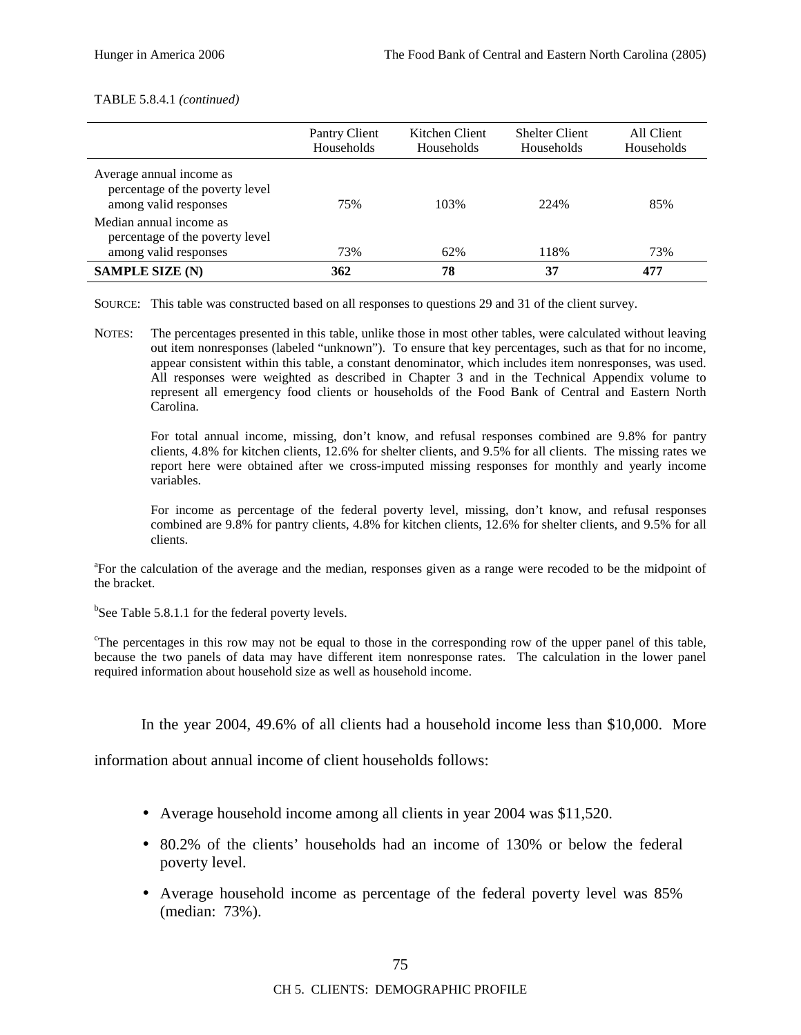TABLE 5.8.4.1 *(continued)*

| | Pantry Client Households | Kitchen Client Households | Shelter Client Households | All Client Households |
|---|---|---|---|---|
| Average annual income as percentage of the poverty level among valid responses | 75% | 103% | 224% | 85% |
| Median annual income as percentage of the poverty level among valid responses | 73% | 62% | 118% | 73% |
| **SAMPLE SIZE (N)** | **362** | **78** | **37** | **477** |

SOURCE: This table was constructed based on all responses to questions 29 and 31 of the client survey.

NOTES: The percentages presented in this table, unlike those in most other tables, were calculated without leaving out item nonresponses (labeled "unknown"). To ensure that key percentages, such as that for no income, appear consistent within this table, a constant denominator, which includes item nonresponses, was used. All responses were weighted as described in Chapter 3 and in the Technical Appendix volume to represent all emergency food clients or households of the Food Bank of Central and Eastern North Carolina.

For total annual income, missing, don't know, and refusal responses combined are 9.8% for pantry clients, 4.8% for kitchen clients, 12.6% for shelter clients, and 9.5% for all clients. The missing rates we report here were obtained after we cross-imputed missing responses for monthly and yearly income variables.

For income as percentage of the federal poverty level, missing, don't know, and refusal responses combined are 9.8% for pantry clients, 4.8% for kitchen clients, 12.6% for shelter clients, and 9.5% for all clients.

[a]For the calculation of the average and the median, responses given as a range were recoded to be the midpoint of the bracket.

[b]See Table 5.8.1.1 for the federal poverty levels.

[c]The percentages in this row may not be equal to those in the corresponding row of the upper panel of this table, because the two panels of data may have different item nonresponse rates. The calculation in the lower panel required information about household size as well as household income.

In the year 2004, 49.6% of all clients had a household income less than $10,000. More information about annual income of client households follows:

- Average household income among all clients in year 2004 was $11,520.
- 80.2% of the clients' households had an income of 130% or below the federal poverty level.
- Average household income as percentage of the federal poverty level was 85% (median: 73%).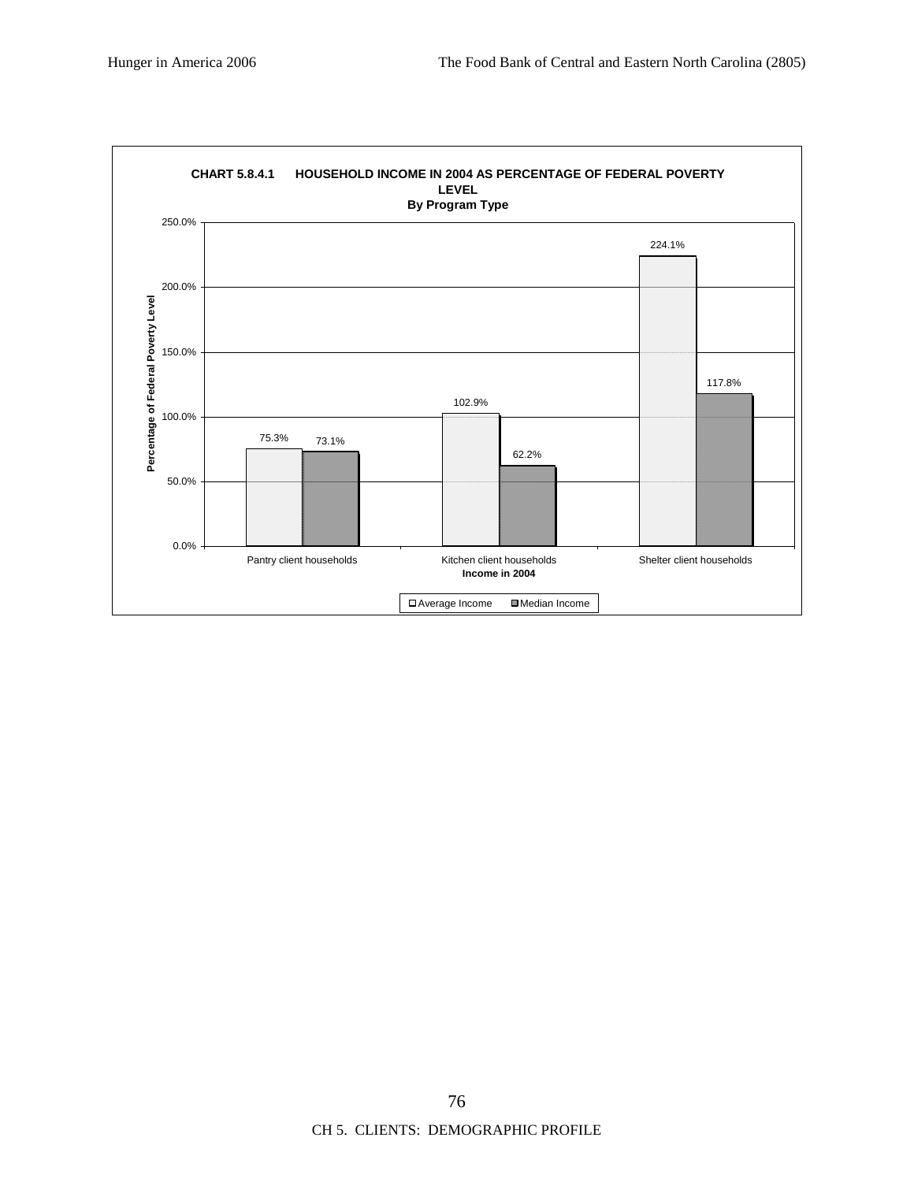**CHART 5.8.4.1 HOUSEHOLD INCOME IN 2004 AS PERCENTAGE OF FEDERAL POVERTY LEVEL**

**By Program Type**

| Income in 2004 | Average Income | Median Income |
|---|---|---|
| Pantry client households | 75.3% | 73.1% |
| Kitchen client households | 102.9% | 62.2% |
| Shelter client households | 224.1% | 117.8% |

Y-axis: Percentage of Federal Poverty Level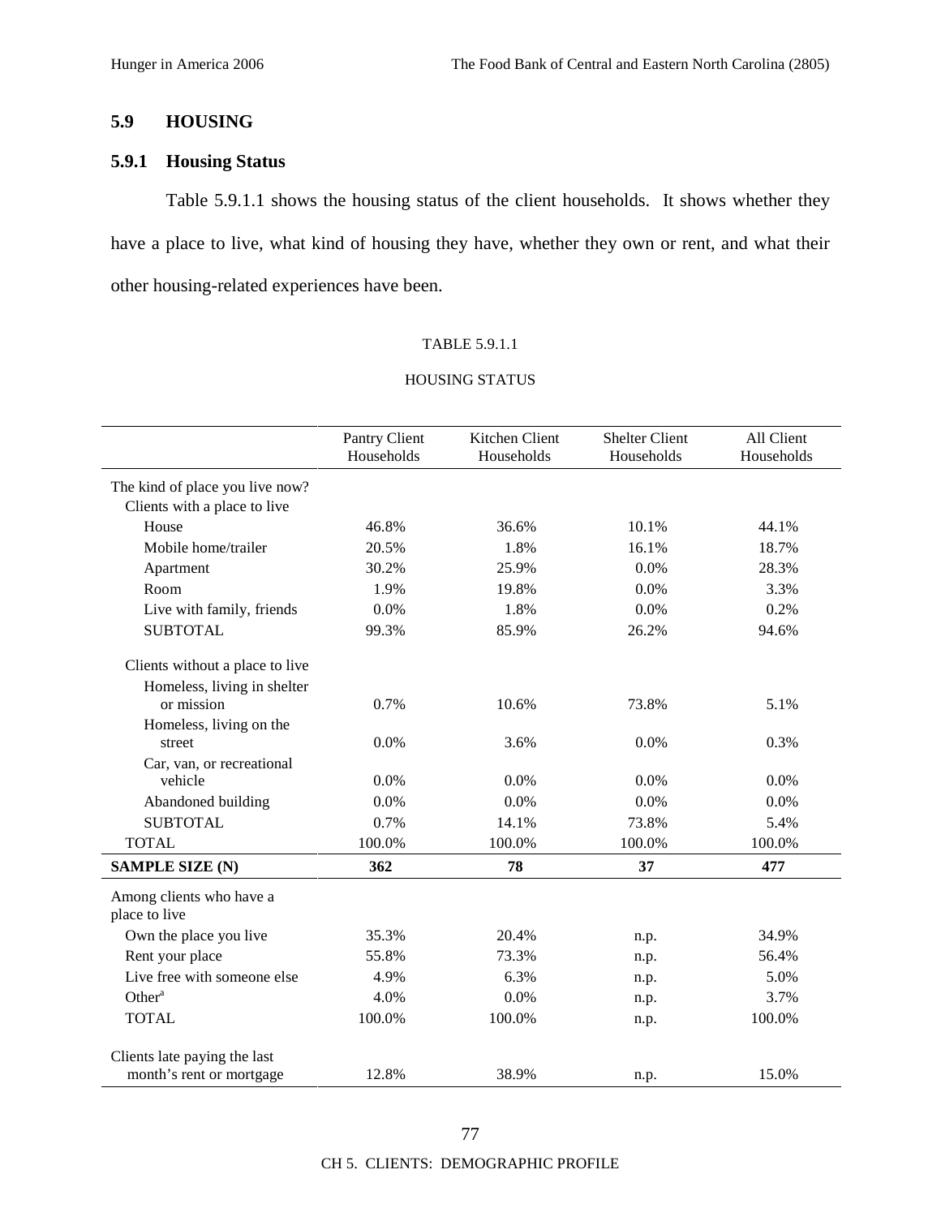## 5.9 HOUSING

### 5.9.1 Housing Status

Table 5.9.1.1 shows the housing status of the client households. It shows whether they have a place to live, what kind of housing they have, whether they own or rent, and what their other housing-related experiences have been.

TABLE 5.9.1.1

HOUSING STATUS

| | Pantry Client Households | Kitchen Client Households | Shelter Client Households | All Client Households |
|---|---|---|---|---|
| The kind of place you live now? | | | | |
| Clients with a place to live | | | | |
| House | 46.8% | 36.6% | 10.1% | 44.1% |
| Mobile home/trailer | 20.5% | 1.8% | 16.1% | 18.7% |
| Apartment | 30.2% | 25.9% | 0.0% | 28.3% |
| Room | 1.9% | 19.8% | 0.0% | 3.3% |
| Live with family, friends | 0.0% | 1.8% | 0.0% | 0.2% |
| SUBTOTAL | 99.3% | 85.9% | 26.2% | 94.6% |
| Clients without a place to live | | | | |
| Homeless, living in shelter or mission | 0.7% | 10.6% | 73.8% | 5.1% |
| Homeless, living on the street | 0.0% | 3.6% | 0.0% | 0.3% |
| Car, van, or recreational vehicle | 0.0% | 0.0% | 0.0% | 0.0% |
| Abandoned building | 0.0% | 0.0% | 0.0% | 0.0% |
| SUBTOTAL | 0.7% | 14.1% | 73.8% | 5.4% |
| TOTAL | 100.0% | 100.0% | 100.0% | 100.0% |
| **SAMPLE SIZE (N)** | **362** | **78** | **37** | **477** |
| Among clients who have a place to live | | | | |
| Own the place you live | 35.3% | 20.4% | n.p. | 34.9% |
| Rent your place | 55.8% | 73.3% | n.p. | 56.4% |
| Live free with someone else | 4.9% | 6.3% | n.p. | 5.0% |
| Other[a] | 4.0% | 0.0% | n.p. | 3.7% |
| TOTAL | 100.0% | 100.0% | n.p. | 100.0% |
| Clients late paying the last month's rent or mortgage | 12.8% | 38.9% | n.p. | 15.0% |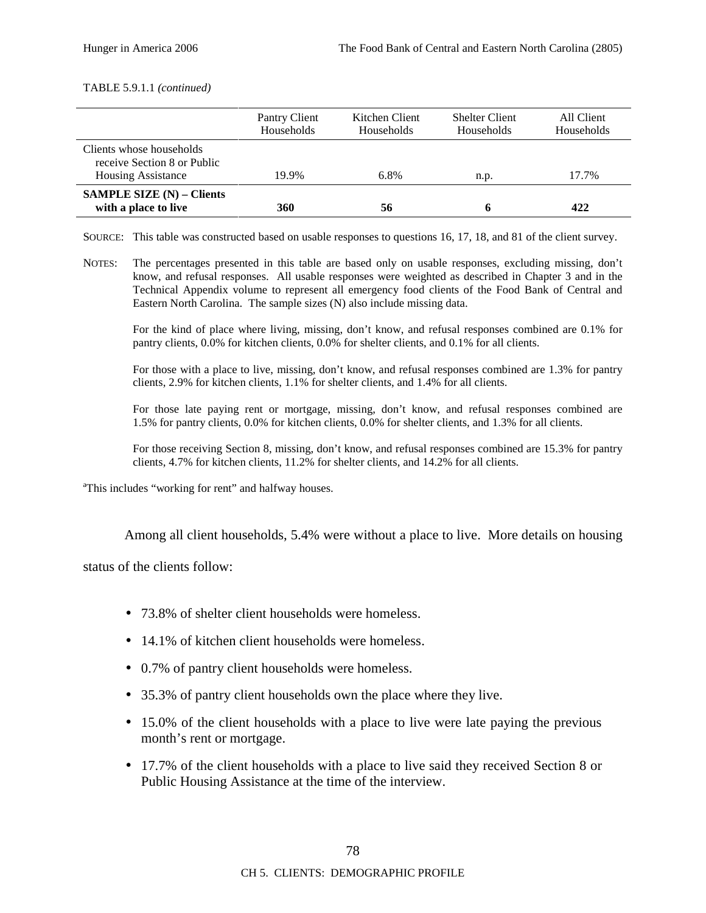TABLE 5.9.1.1 *(continued)*

| | Pantry Client Households | Kitchen Client Households | Shelter Client Households | All Client Households |
|---|---|---|---|---|
| Clients whose households receive Section 8 or Public Housing Assistance | 19.9% | 6.8% | n.p. | 17.7% |
| **SAMPLE SIZE (N) – Clients with a place to live** | **360** | **56** | **6** | **422** |

SOURCE: This table was constructed based on usable responses to questions 16, 17, 18, and 81 of the client survey.

NOTES: The percentages presented in this table are based only on usable responses, excluding missing, don't know, and refusal responses. All usable responses were weighted as described in Chapter 3 and in the Technical Appendix volume to represent all emergency food clients of the Food Bank of Central and Eastern North Carolina. The sample sizes (N) also include missing data.

For the kind of place where living, missing, don't know, and refusal responses combined are 0.1% for pantry clients, 0.0% for kitchen clients, 0.0% for shelter clients, and 0.1% for all clients.

For those with a place to live, missing, don't know, and refusal responses combined are 1.3% for pantry clients, 2.9% for kitchen clients, 1.1% for shelter clients, and 1.4% for all clients.

For those late paying rent or mortgage, missing, don't know, and refusal responses combined are 1.5% for pantry clients, 0.0% for kitchen clients, 0.0% for shelter clients, and 1.3% for all clients.

For those receiving Section 8, missing, don't know, and refusal responses combined are 15.3% for pantry clients, 4.7% for kitchen clients, 11.2% for shelter clients, and 14.2% for all clients.

[a]This includes "working for rent" and halfway houses.

Among all client households, 5.4% were without a place to live. More details on housing status of the clients follow:

- 73.8% of shelter client households were homeless.
- 14.1% of kitchen client households were homeless.
- 0.7% of pantry client households were homeless.
- 35.3% of pantry client households own the place where they live.
- 15.0% of the client households with a place to live were late paying the previous month's rent or mortgage.
- 17.7% of the client households with a place to live said they received Section 8 or Public Housing Assistance at the time of the interview.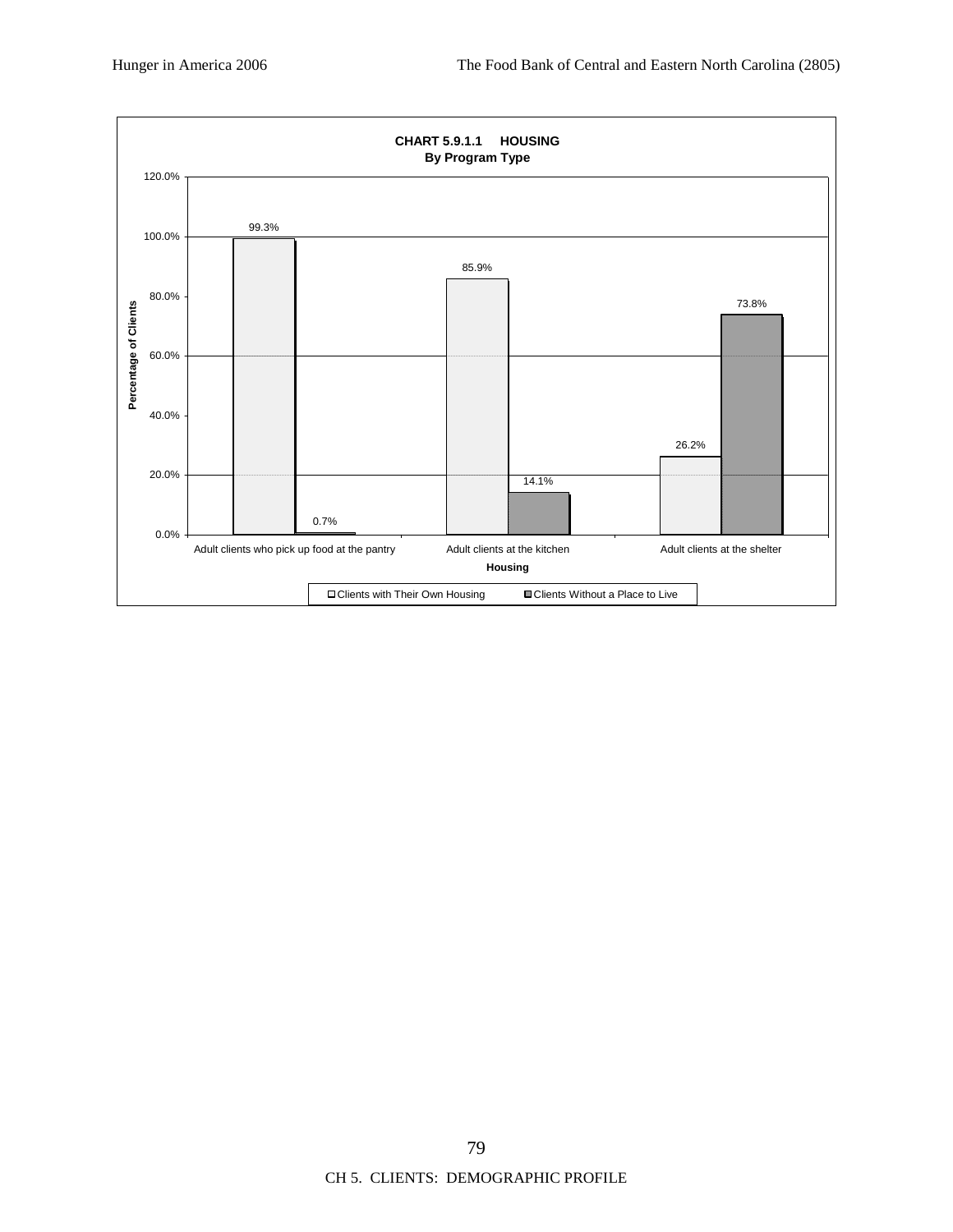**CHART 5.9.1.1 HOUSING**
**By Program Type**

| Housing | Clients with Their Own Housing | Clients Without a Place to Live |
|---|---|---|
| Adult clients who pick up food at the pantry | 99.3% | 0.7% |
| Adult clients at the kitchen | 85.9% | 14.1% |
| Adult clients at the shelter | 26.2% | 73.8% |

CH 5. CLIENTS: DEMOGRAPHIC PROFILE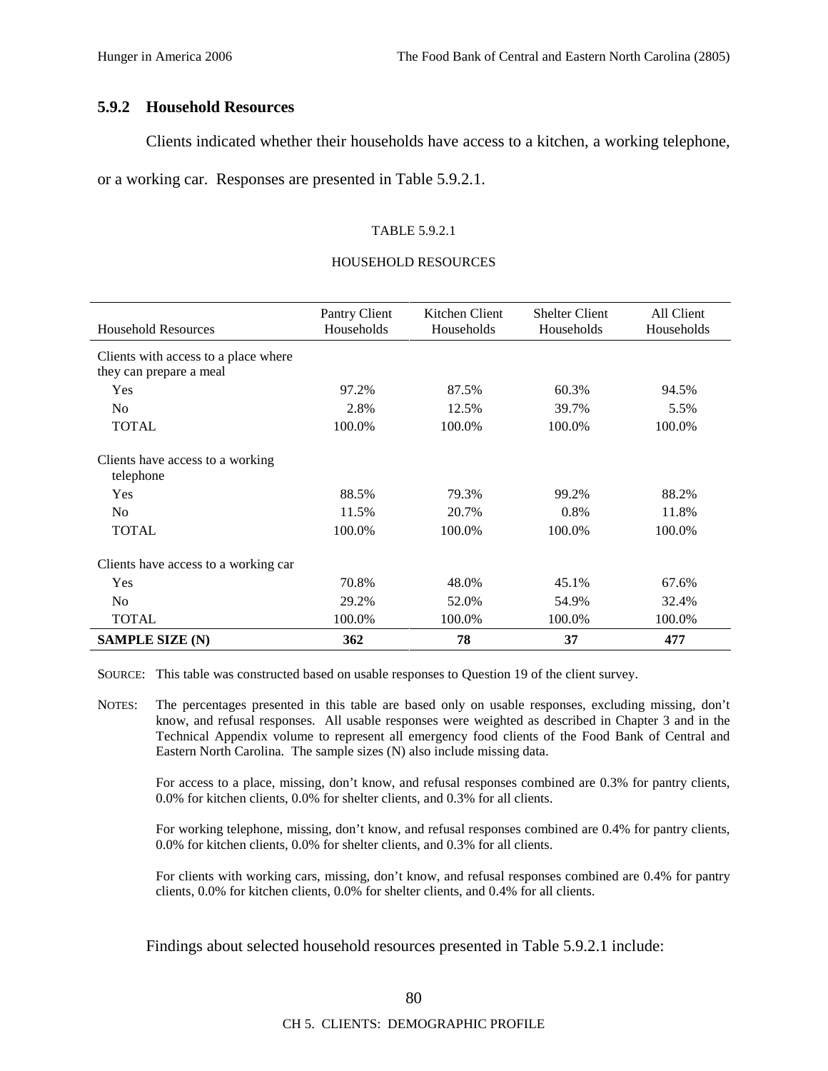### 5.9.2 Household Resources

Clients indicated whether their households have access to a kitchen, a working telephone, or a working car. Responses are presented in Table 5.9.2.1.

TABLE 5.9.2.1

HOUSEHOLD RESOURCES

| Household Resources | Pantry Client Households | Kitchen Client Households | Shelter Client Households | All Client Households |
|---|---|---|---|---|
| Clients with access to a place where they can prepare a meal | | | | |
| Yes | 97.2% | 87.5% | 60.3% | 94.5% |
| No | 2.8% | 12.5% | 39.7% | 5.5% |
| TOTAL | 100.0% | 100.0% | 100.0% | 100.0% |
| Clients have access to a working telephone | | | | |
| Yes | 88.5% | 79.3% | 99.2% | 88.2% |
| No | 11.5% | 20.7% | 0.8% | 11.8% |
| TOTAL | 100.0% | 100.0% | 100.0% | 100.0% |
| Clients have access to a working car | | | | |
| Yes | 70.8% | 48.0% | 45.1% | 67.6% |
| No | 29.2% | 52.0% | 54.9% | 32.4% |
| TOTAL | 100.0% | 100.0% | 100.0% | 100.0% |
| **SAMPLE SIZE (N)** | **362** | **78** | **37** | **477** |

SOURCE: This table was constructed based on usable responses to Question 19 of the client survey.

NOTES: The percentages presented in this table are based only on usable responses, excluding missing, don't know, and refusal responses. All usable responses were weighted as described in Chapter 3 and in the Technical Appendix volume to represent all emergency food clients of the Food Bank of Central and Eastern North Carolina. The sample sizes (N) also include missing data.

For access to a place, missing, don't know, and refusal responses combined are 0.3% for pantry clients, 0.0% for kitchen clients, 0.0% for shelter clients, and 0.3% for all clients.

For working telephone, missing, don't know, and refusal responses combined are 0.4% for pantry clients, 0.0% for kitchen clients, 0.0% for shelter clients, and 0.3% for all clients.

For clients with working cars, missing, don't know, and refusal responses combined are 0.4% for pantry clients, 0.0% for kitchen clients, 0.0% for shelter clients, and 0.4% for all clients.

Findings about selected household resources presented in Table 5.9.2.1 include: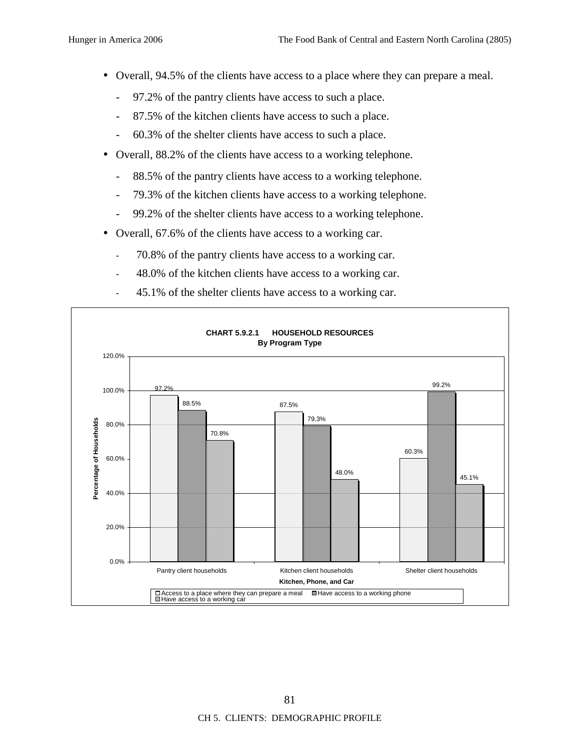- Overall, 94.5% of the clients have access to a place where they can prepare a meal.
  - 97.2% of the pantry clients have access to such a place.
  - 87.5% of the kitchen clients have access to such a place.
  - 60.3% of the shelter clients have access to such a place.
- Overall, 88.2% of the clients have access to a working telephone.
  - 88.5% of the pantry clients have access to a working telephone.
  - 79.3% of the kitchen clients have access to a working telephone.
  - 99.2% of the shelter clients have access to a working telephone.
- Overall, 67.6% of the clients have access to a working car.
  - 70.8% of the pantry clients have access to a working car.
  - 48.0% of the kitchen clients have access to a working car.
  - 45.1% of the shelter clients have access to a working car.

**CHART 5.9.2.1 HOUSEHOLD RESOURCES**
**By Program Type**

| Kitchen, Phone, and Car | Access to a place where they can prepare a meal | Have access to a working phone | Have access to a working car |
|---|---|---|---|
| Pantry client households | 97.2% | 88.5% | 70.8% |
| Kitchen client households | 87.5% | 79.3% | 48.0% |
| Shelter client households | 60.3% | 99.2% | 45.1% |

Y-axis: Percentage of Households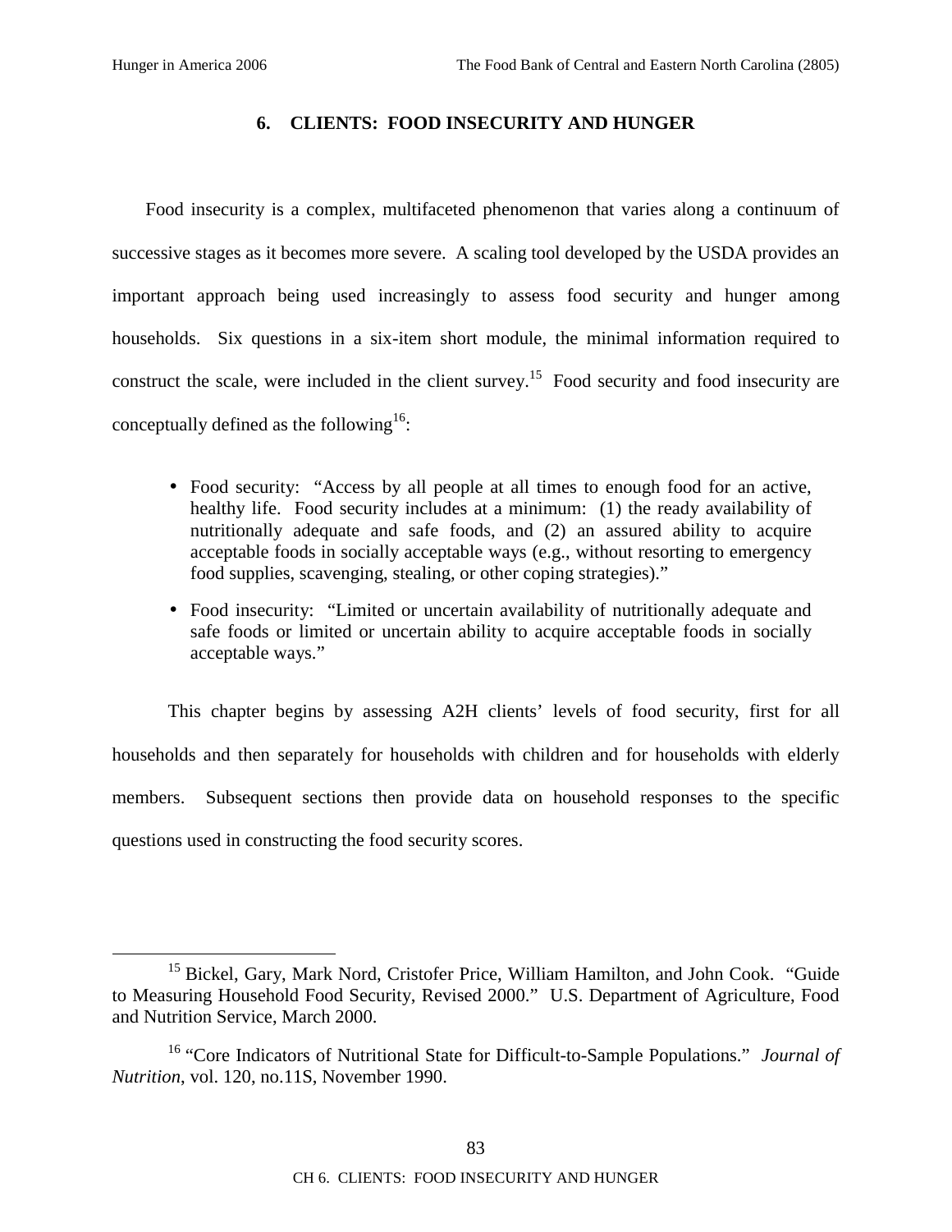## 6. CLIENTS: FOOD INSECURITY AND HUNGER

Food insecurity is a complex, multifaceted phenomenon that varies along a continuum of successive stages as it becomes more severe. A scaling tool developed by the USDA provides an important approach being used increasingly to assess food security and hunger among households. Six questions in a six-item short module, the minimal information required to construct the scale, were included in the client survey.[15] Food security and food insecurity are conceptually defined as the following[16]:

- Food security: "Access by all people at all times to enough food for an active, healthy life. Food security includes at a minimum: (1) the ready availability of nutritionally adequate and safe foods, and (2) an assured ability to acquire acceptable foods in socially acceptable ways (e.g., without resorting to emergency food supplies, scavenging, stealing, or other coping strategies)."
- Food insecurity: "Limited or uncertain availability of nutritionally adequate and safe foods or limited or uncertain ability to acquire acceptable foods in socially acceptable ways."

This chapter begins by assessing A2H clients' levels of food security, first for all households and then separately for households with children and for households with elderly members. Subsequent sections then provide data on household responses to the specific questions used in constructing the food security scores.

---

[15] Bickel, Gary, Mark Nord, Cristofer Price, William Hamilton, and John Cook. "Guide to Measuring Household Food Security, Revised 2000." U.S. Department of Agriculture, Food and Nutrition Service, March 2000.

[16] "Core Indicators of Nutritional State for Difficult-to-Sample Populations." *Journal of Nutrition*, vol. 120, no.11S, November 1990.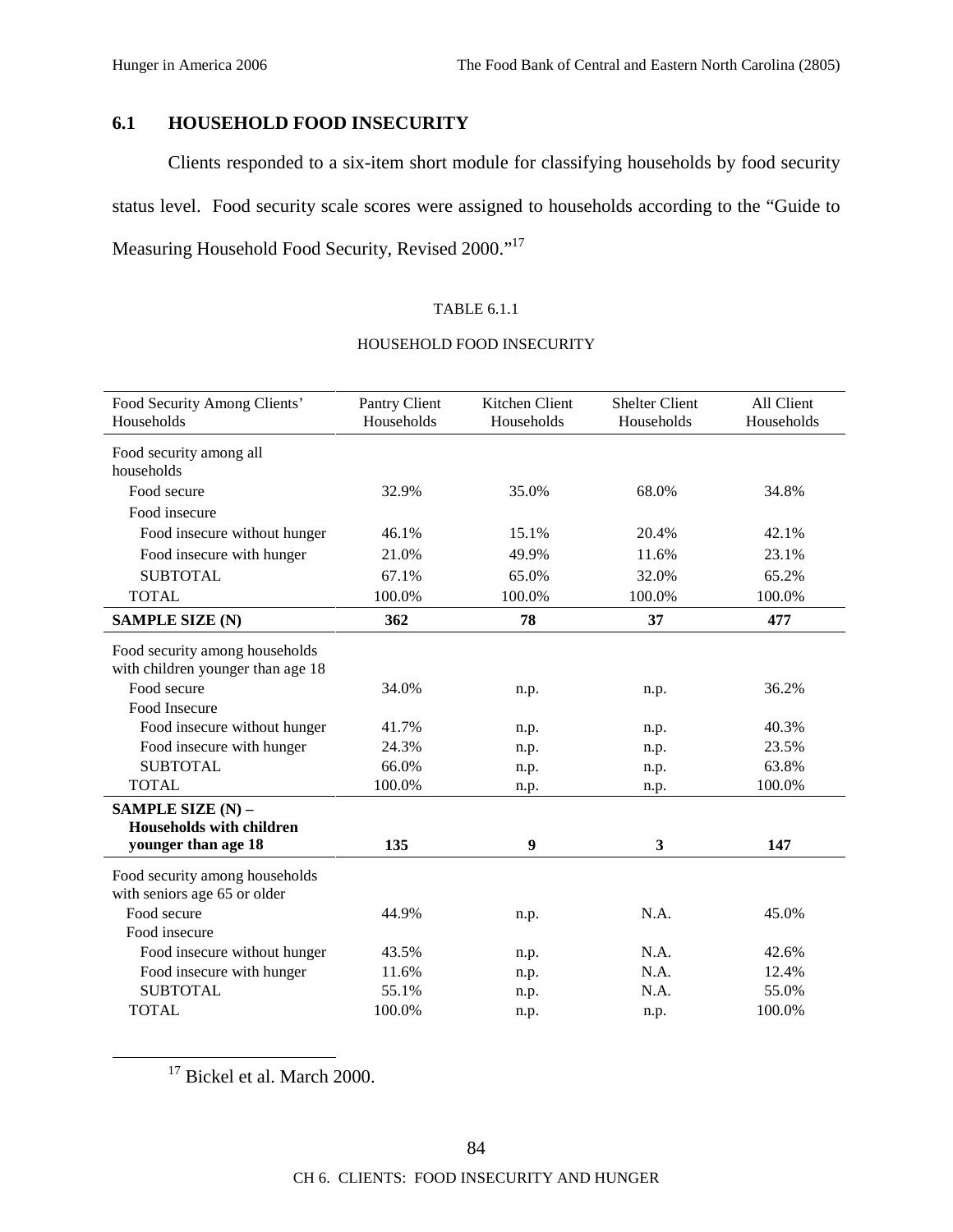## 6.1 HOUSEHOLD FOOD INSECURITY

Clients responded to a six-item short module for classifying households by food security status level. Food security scale scores were assigned to households according to the "Guide to Measuring Household Food Security, Revised 2000."[17]

TABLE 6.1.1

HOUSEHOLD FOOD INSECURITY

| Food Security Among Clients' Households | Pantry Client Households | Kitchen Client Households | Shelter Client Households | All Client Households |
|---|---|---|---|---|
| Food security among all households | | | | |
| Food secure | 32.9% | 35.0% | 68.0% | 34.8% |
| Food insecure | | | | |
| Food insecure without hunger | 46.1% | 15.1% | 20.4% | 42.1% |
| Food insecure with hunger | 21.0% | 49.9% | 11.6% | 23.1% |
| SUBTOTAL | 67.1% | 65.0% | 32.0% | 65.2% |
| TOTAL | 100.0% | 100.0% | 100.0% | 100.0% |
| **SAMPLE SIZE (N)** | **362** | **78** | **37** | **477** |
| Food security among households with children younger than age 18 | | | | |
| Food secure | 34.0% | n.p. | n.p. | 36.2% |
| Food Insecure | | | | |
| Food insecure without hunger | 41.7% | n.p. | n.p. | 40.3% |
| Food insecure with hunger | 24.3% | n.p. | n.p. | 23.5% |
| SUBTOTAL | 66.0% | n.p. | n.p. | 63.8% |
| TOTAL | 100.0% | n.p. | n.p. | 100.0% |
| **SAMPLE SIZE (N) – Households with children younger than age 18** | **135** | **9** | **3** | **147** |
| Food security among households with seniors age 65 or older | | | | |
| Food secure | 44.9% | n.p. | N.A. | 45.0% |
| Food insecure | | | | |
| Food insecure without hunger | 43.5% | n.p. | N.A. | 42.6% |
| Food insecure with hunger | 11.6% | n.p. | N.A. | 12.4% |
| SUBTOTAL | 55.1% | n.p. | N.A. | 55.0% |
| TOTAL | 100.0% | n.p. | n.p. | 100.0% |

[17] Bickel et al. March 2000.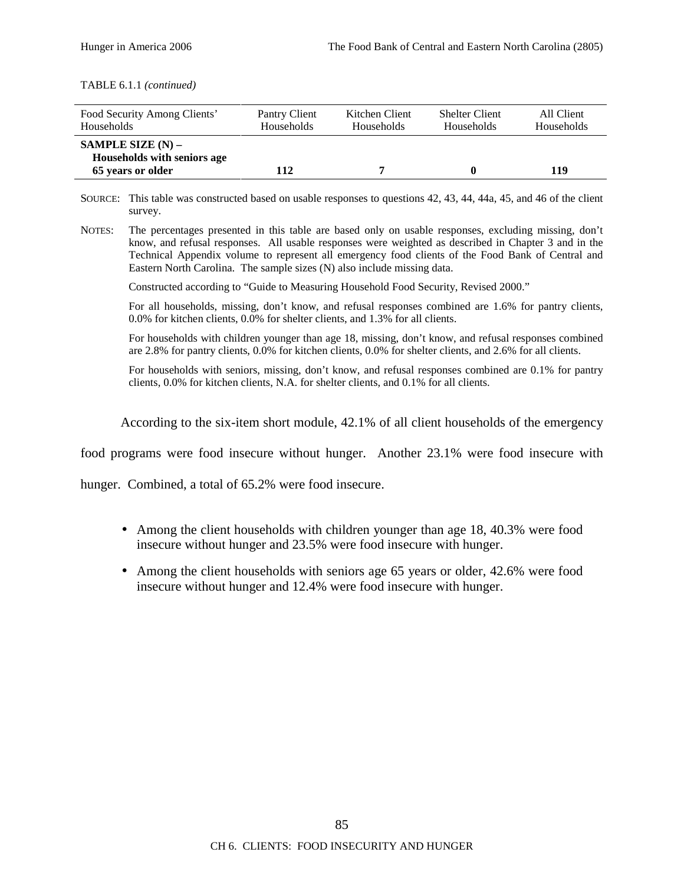TABLE 6.1.1 *(continued)*

| Food Security Among Clients' Households | Pantry Client Households | Kitchen Client Households | Shelter Client Households | All Client Households |
|---|---|---|---|---|
| **SAMPLE SIZE (N) – Households with seniors age 65 years or older** | **112** | **7** | **0** | **119** |

SOURCE: This table was constructed based on usable responses to questions 42, 43, 44, 44a, 45, and 46 of the client survey.

NOTES: The percentages presented in this table are based only on usable responses, excluding missing, don't know, and refusal responses. All usable responses were weighted as described in Chapter 3 and in the Technical Appendix volume to represent all emergency food clients of the Food Bank of Central and Eastern North Carolina. The sample sizes (N) also include missing data.

Constructed according to "Guide to Measuring Household Food Security, Revised 2000."

For all households, missing, don't know, and refusal responses combined are 1.6% for pantry clients, 0.0% for kitchen clients, 0.0% for shelter clients, and 1.3% for all clients.

For households with children younger than age 18, missing, don't know, and refusal responses combined are 2.8% for pantry clients, 0.0% for kitchen clients, 0.0% for shelter clients, and 2.6% for all clients.

For households with seniors, missing, don't know, and refusal responses combined are 0.1% for pantry clients, 0.0% for kitchen clients, N.A. for shelter clients, and 0.1% for all clients.

According to the six-item short module, 42.1% of all client households of the emergency food programs were food insecure without hunger. Another 23.1% were food insecure with hunger. Combined, a total of 65.2% were food insecure.

- Among the client households with children younger than age 18, 40.3% were food insecure without hunger and 23.5% were food insecure with hunger.
- Among the client households with seniors age 65 years or older, 42.6% were food insecure without hunger and 12.4% were food insecure with hunger.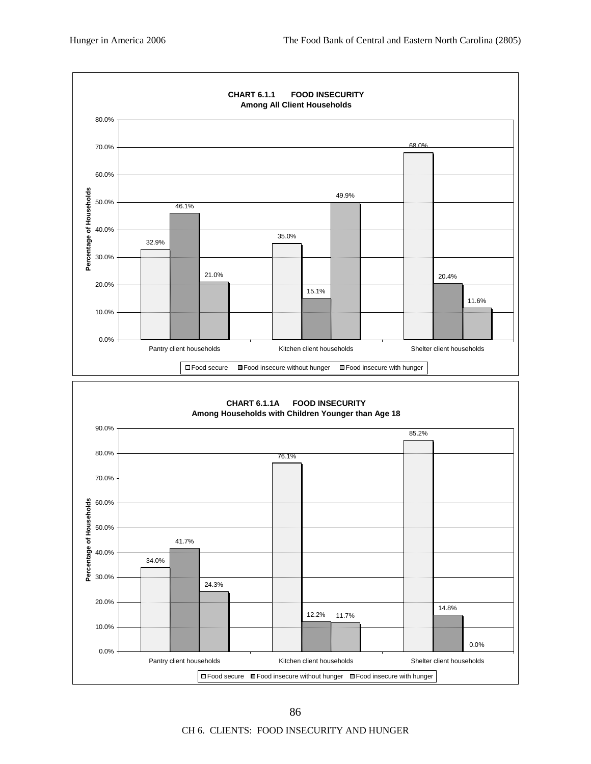**CHART 6.1.1 FOOD INSECURITY**
**Among All Client Households**

| | Food secure | Food insecure without hunger | Food insecure with hunger |
|---|---|---|---|
| Pantry client households | 32.9% | 46.1% | 21.0% |
| Kitchen client households | 35.0% | 15.1% | 49.9% |
| Shelter client households | 68.0% | 20.4% | 11.6% |

**CHART 6.1.1A FOOD INSECURITY**
**Among Households with Children Younger than Age 18**

| | Food secure | Food insecure without hunger | Food insecure with hunger |
|---|---|---|---|
| Pantry client households | 34.0% | 41.7% | 24.3% |
| Kitchen client households | 76.1% | 12.2% | 11.7% |
| Shelter client households | 85.2% | 14.8% | 0.0% |

CH 6. CLIENTS: FOOD INSECURITY AND HUNGER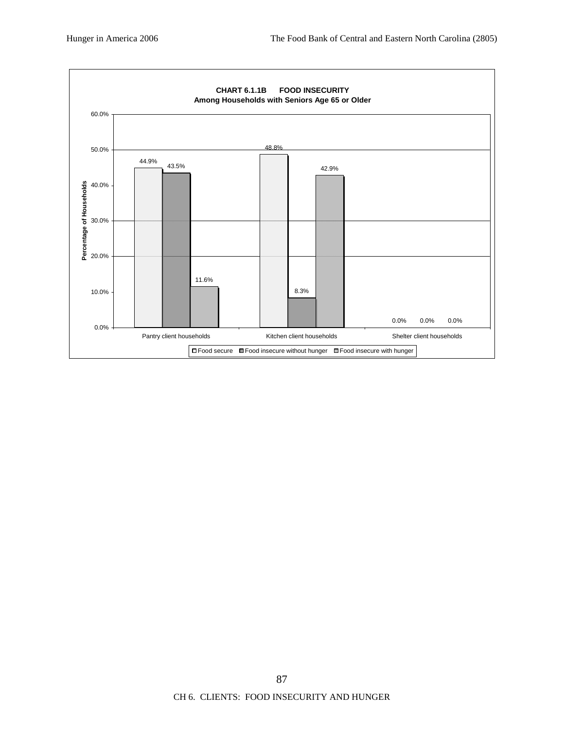**CHART 6.1.1B FOOD INSECURITY**
**Among Households with Seniors Age 65 or Older**

| | Food secure | Food insecure without hunger | Food insecure with hunger |
|---|---|---|---|
| Pantry client households | 44.9% | 43.5% | 11.6% |
| Kitchen client households | 48.8% | 8.3% | 42.9% |
| Shelter client households | 0.0% | 0.0% | 0.0% |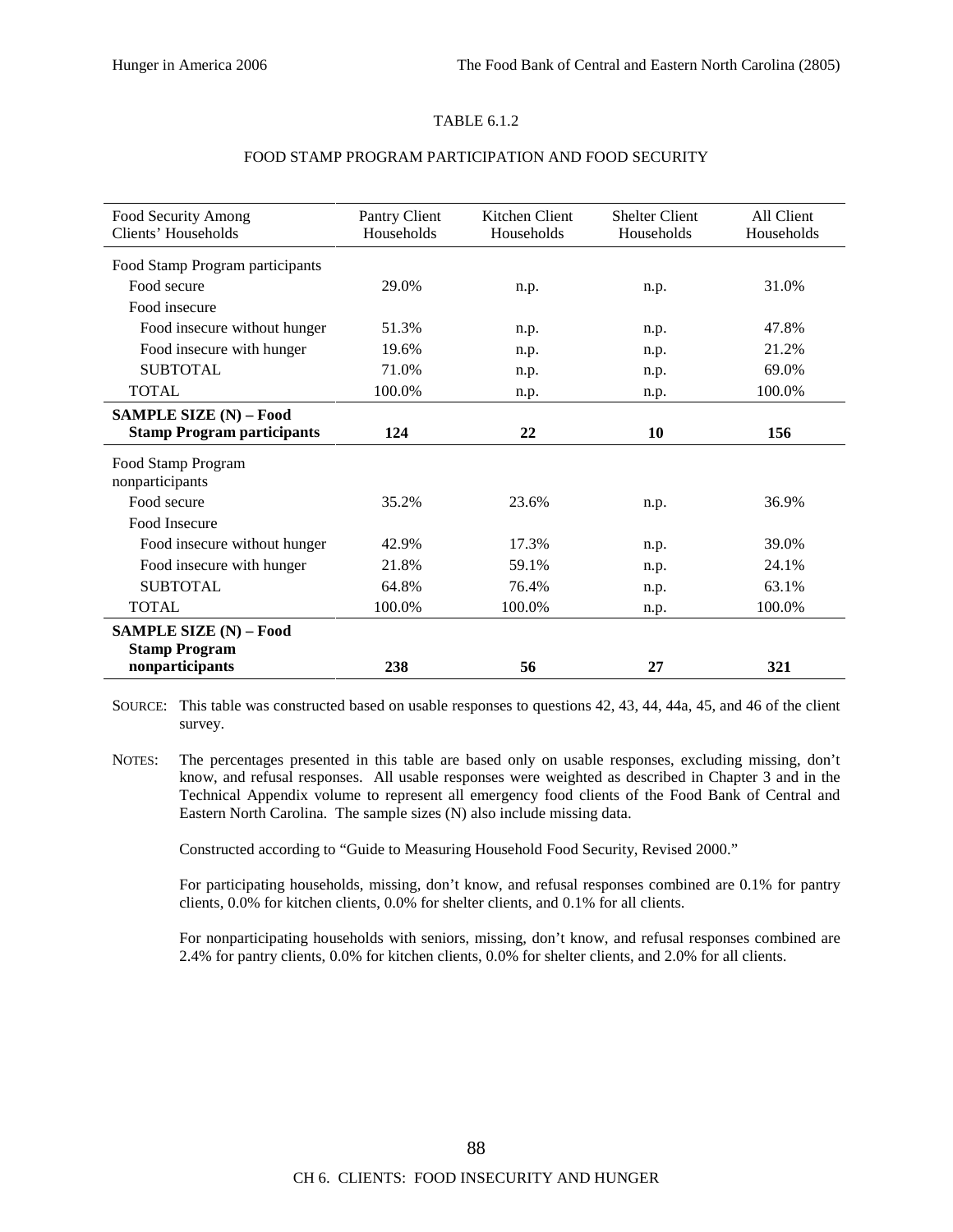TABLE 6.1.2

FOOD STAMP PROGRAM PARTICIPATION AND FOOD SECURITY

| Food Security Among Clients' Households | Pantry Client Households | Kitchen Client Households | Shelter Client Households | All Client Households |
|---|---|---|---|---|
| Food Stamp Program participants | | | | |
| Food secure | 29.0% | n.p. | n.p. | 31.0% |
| Food insecure | | | | |
| Food insecure without hunger | 51.3% | n.p. | n.p. | 47.8% |
| Food insecure with hunger | 19.6% | n.p. | n.p. | 21.2% |
| SUBTOTAL | 71.0% | n.p. | n.p. | 69.0% |
| TOTAL | 100.0% | n.p. | n.p. | 100.0% |
| **SAMPLE SIZE (N) – Food Stamp Program participants** | **124** | **22** | **10** | **156** |
| Food Stamp Program nonparticipants | | | | |
| Food secure | 35.2% | 23.6% | n.p. | 36.9% |
| Food Insecure | | | | |
| Food insecure without hunger | 42.9% | 17.3% | n.p. | 39.0% |
| Food insecure with hunger | 21.8% | 59.1% | n.p. | 24.1% |
| SUBTOTAL | 64.8% | 76.4% | n.p. | 63.1% |
| TOTAL | 100.0% | 100.0% | n.p. | 100.0% |
| **SAMPLE SIZE (N) – Food Stamp Program nonparticipants** | **238** | **56** | **27** | **321** |

SOURCE: This table was constructed based on usable responses to questions 42, 43, 44, 44a, 45, and 46 of the client survey.

NOTES: The percentages presented in this table are based only on usable responses, excluding missing, don't know, and refusal responses. All usable responses were weighted as described in Chapter 3 and in the Technical Appendix volume to represent all emergency food clients of the Food Bank of Central and Eastern North Carolina. The sample sizes (N) also include missing data.

Constructed according to "Guide to Measuring Household Food Security, Revised 2000."

For participating households, missing, don't know, and refusal responses combined are 0.1% for pantry clients, 0.0% for kitchen clients, 0.0% for shelter clients, and 0.1% for all clients.

For nonparticipating households with seniors, missing, don't know, and refusal responses combined are 2.4% for pantry clients, 0.0% for kitchen clients, 0.0% for shelter clients, and 2.0% for all clients.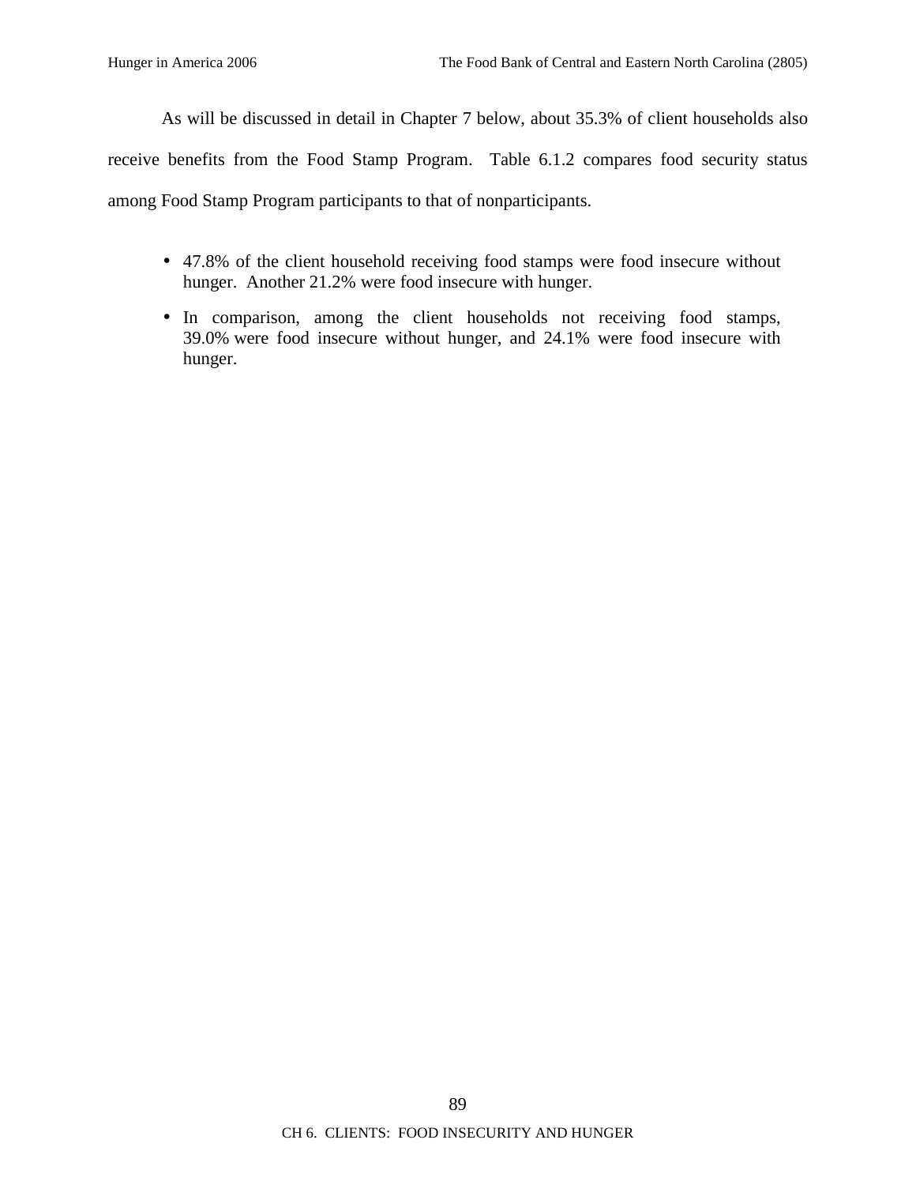As will be discussed in detail in Chapter 7 below, about 35.3% of client households also receive benefits from the Food Stamp Program. Table 6.1.2 compares food security status among Food Stamp Program participants to that of nonparticipants.

- 47.8% of the client household receiving food stamps were food insecure without hunger. Another 21.2% were food insecure with hunger.
- In comparison, among the client households not receiving food stamps, 39.0% were food insecure without hunger, and 24.1% were food insecure with hunger.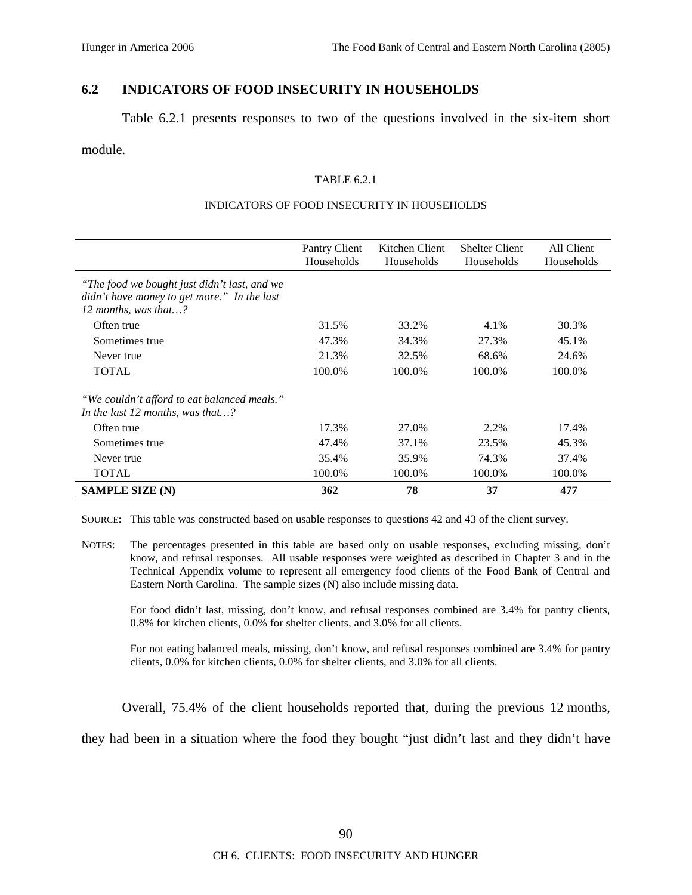## 6.2 INDICATORS OF FOOD INSECURITY IN HOUSEHOLDS

Table 6.2.1 presents responses to two of the questions involved in the six-item short module.

TABLE 6.2.1

INDICATORS OF FOOD INSECURITY IN HOUSEHOLDS

| | Pantry Client Households | Kitchen Client Households | Shelter Client Households | All Client Households |
|---|---|---|---|---|
| *"The food we bought just didn't last, and we didn't have money to get more." In the last 12 months, was that…?* | | | | |
| Often true | 31.5% | 33.2% | 4.1% | 30.3% |
| Sometimes true | 47.3% | 34.3% | 27.3% | 45.1% |
| Never true | 21.3% | 32.5% | 68.6% | 24.6% |
| TOTAL | 100.0% | 100.0% | 100.0% | 100.0% |
| *"We couldn't afford to eat balanced meals." In the last 12 months, was that…?* | | | | |
| Often true | 17.3% | 27.0% | 2.2% | 17.4% |
| Sometimes true | 47.4% | 37.1% | 23.5% | 45.3% |
| Never true | 35.4% | 35.9% | 74.3% | 37.4% |
| TOTAL | 100.0% | 100.0% | 100.0% | 100.0% |
| **SAMPLE SIZE (N)** | **362** | **78** | **37** | **477** |

SOURCE: This table was constructed based on usable responses to questions 42 and 43 of the client survey.

NOTES: The percentages presented in this table are based only on usable responses, excluding missing, don't know, and refusal responses. All usable responses were weighted as described in Chapter 3 and in the Technical Appendix volume to represent all emergency food clients of the Food Bank of Central and Eastern North Carolina. The sample sizes (N) also include missing data.

For food didn't last, missing, don't know, and refusal responses combined are 3.4% for pantry clients, 0.8% for kitchen clients, 0.0% for shelter clients, and 3.0% for all clients.

For not eating balanced meals, missing, don't know, and refusal responses combined are 3.4% for pantry clients, 0.0% for kitchen clients, 0.0% for shelter clients, and 3.0% for all clients.

Overall, 75.4% of the client households reported that, during the previous 12 months, they had been in a situation where the food they bought "just didn't last and they didn't have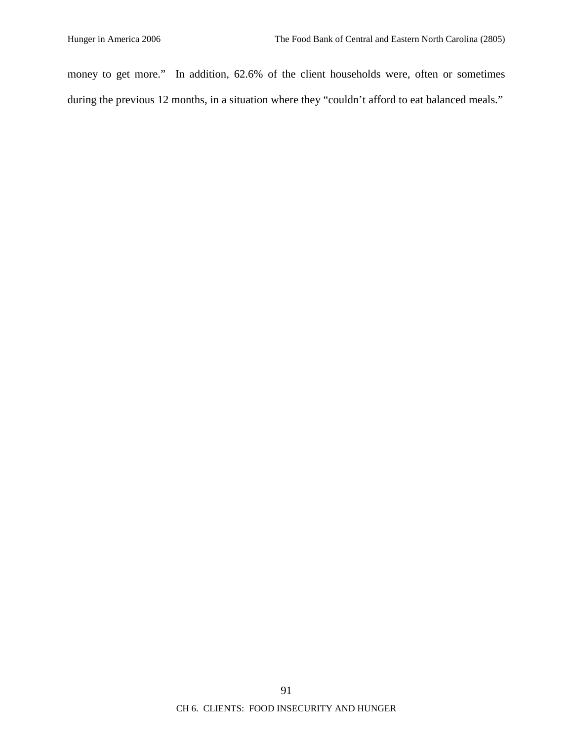money to get more." In addition, 62.6% of the client households were, often or sometimes during the previous 12 months, in a situation where they "couldn't afford to eat balanced meals."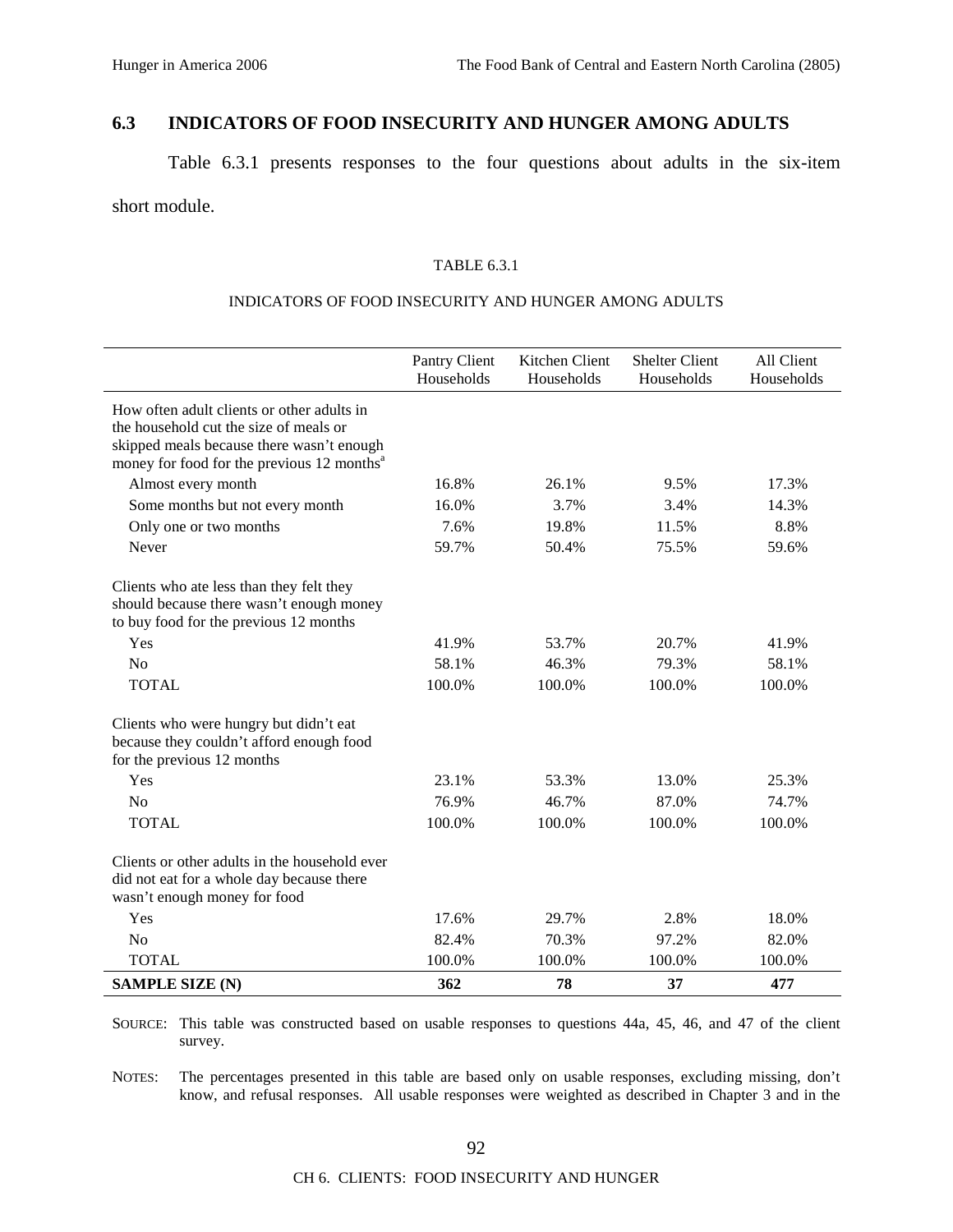## 6.3 INDICATORS OF FOOD INSECURITY AND HUNGER AMONG ADULTS

Table 6.3.1 presents responses to the four questions about adults in the six-item short module.

TABLE 6.3.1

INDICATORS OF FOOD INSECURITY AND HUNGER AMONG ADULTS

| | Pantry Client Households | Kitchen Client Households | Shelter Client Households | All Client Households |
|---|---|---|---|---|
| How often adult clients or other adults in the household cut the size of meals or skipped meals because there wasn't enough money for food for the previous 12 months[a] | | | | |
| Almost every month | 16.8% | 26.1% | 9.5% | 17.3% |
| Some months but not every month | 16.0% | 3.7% | 3.4% | 14.3% |
| Only one or two months | 7.6% | 19.8% | 11.5% | 8.8% |
| Never | 59.7% | 50.4% | 75.5% | 59.6% |
| Clients who ate less than they felt they should because there wasn't enough money to buy food for the previous 12 months | | | | |
| Yes | 41.9% | 53.7% | 20.7% | 41.9% |
| No | 58.1% | 46.3% | 79.3% | 58.1% |
| TOTAL | 100.0% | 100.0% | 100.0% | 100.0% |
| Clients who were hungry but didn't eat because they couldn't afford enough food for the previous 12 months | | | | |
| Yes | 23.1% | 53.3% | 13.0% | 25.3% |
| No | 76.9% | 46.7% | 87.0% | 74.7% |
| TOTAL | 100.0% | 100.0% | 100.0% | 100.0% |
| Clients or other adults in the household ever did not eat for a whole day because there wasn't enough money for food | | | | |
| Yes | 17.6% | 29.7% | 2.8% | 18.0% |
| No | 82.4% | 70.3% | 97.2% | 82.0% |
| TOTAL | 100.0% | 100.0% | 100.0% | 100.0% |
| **SAMPLE SIZE (N)** | **362** | **78** | **37** | **477** |

SOURCE: This table was constructed based on usable responses to questions 44a, 45, 46, and 47 of the client survey.

NOTES: The percentages presented in this table are based only on usable responses, excluding missing, don't know, and refusal responses. All usable responses were weighted as described in Chapter 3 and in the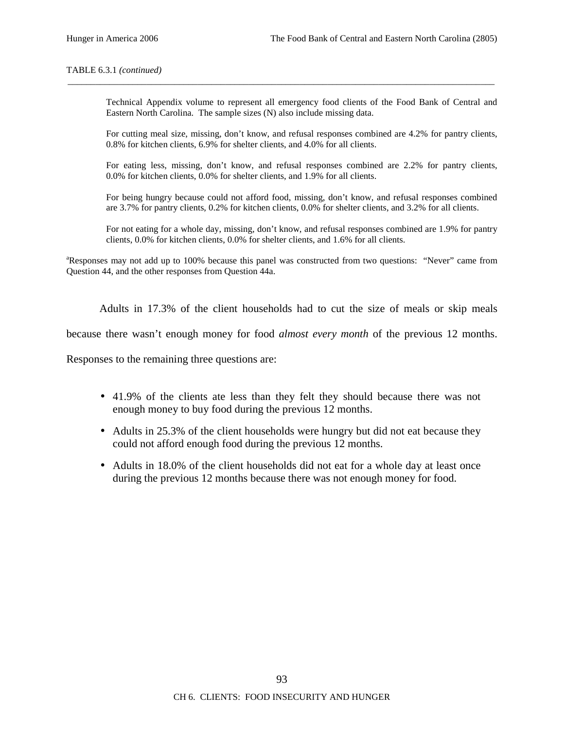TABLE 6.3.1 *(continued)*

Technical Appendix volume to represent all emergency food clients of the Food Bank of Central and Eastern North Carolina. The sample sizes (N) also include missing data.

For cutting meal size, missing, don't know, and refusal responses combined are 4.2% for pantry clients, 0.8% for kitchen clients, 6.9% for shelter clients, and 4.0% for all clients.

For eating less, missing, don't know, and refusal responses combined are 2.2% for pantry clients, 0.0% for kitchen clients, 0.0% for shelter clients, and 1.9% for all clients.

For being hungry because could not afford food, missing, don't know, and refusal responses combined are 3.7% for pantry clients, 0.2% for kitchen clients, 0.0% for shelter clients, and 3.2% for all clients.

For not eating for a whole day, missing, don't know, and refusal responses combined are 1.9% for pantry clients, 0.0% for kitchen clients, 0.0% for shelter clients, and 1.6% for all clients.

[a]Responses may not add up to 100% because this panel was constructed from two questions: "Never" came from Question 44, and the other responses from Question 44a.

Adults in 17.3% of the client households had to cut the size of meals or skip meals because there wasn't enough money for food *almost every month* of the previous 12 months. Responses to the remaining three questions are:

- 41.9% of the clients ate less than they felt they should because there was not enough money to buy food during the previous 12 months.
- Adults in 25.3% of the client households were hungry but did not eat because they could not afford enough food during the previous 12 months.
- Adults in 18.0% of the client households did not eat for a whole day at least once during the previous 12 months because there was not enough money for food.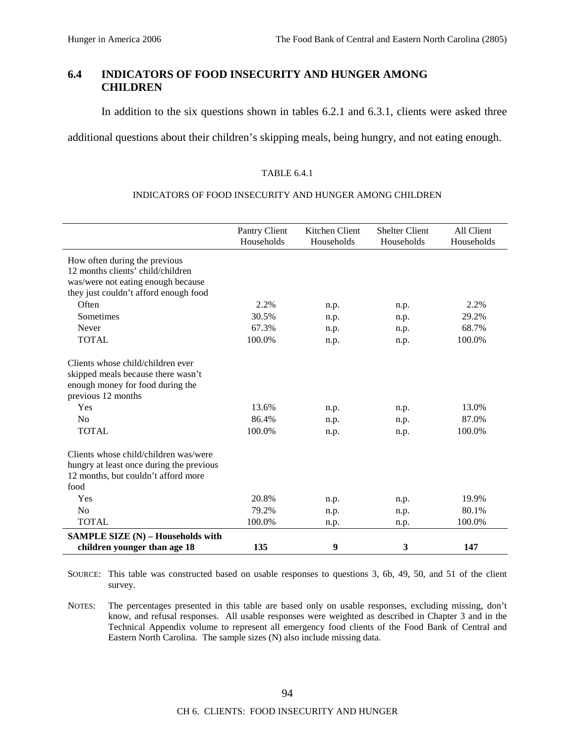## 6.4 INDICATORS OF FOOD INSECURITY AND HUNGER AMONG CHILDREN

In addition to the six questions shown in tables 6.2.1 and 6.3.1, clients were asked three additional questions about their children's skipping meals, being hungry, and not eating enough.

TABLE 6.4.1

INDICATORS OF FOOD INSECURITY AND HUNGER AMONG CHILDREN

| | Pantry Client Households | Kitchen Client Households | Shelter Client Households | All Client Households |
|---|---|---|---|---|
| How often during the previous 12 months clients' child/children was/were not eating enough because they just couldn't afford enough food | | | | |
| Often | 2.2% | n.p. | n.p. | 2.2% |
| Sometimes | 30.5% | n.p. | n.p. | 29.2% |
| Never | 67.3% | n.p. | n.p. | 68.7% |
| TOTAL | 100.0% | n.p. | n.p. | 100.0% |
| Clients whose child/children ever skipped meals because there wasn't enough money for food during the previous 12 months | | | | |
| Yes | 13.6% | n.p. | n.p. | 13.0% |
| No | 86.4% | n.p. | n.p. | 87.0% |
| TOTAL | 100.0% | n.p. | n.p. | 100.0% |
| Clients whose child/children was/were hungry at least once during the previous 12 months, but couldn't afford more food | | | | |
| Yes | 20.8% | n.p. | n.p. | 19.9% |
| No | 79.2% | n.p. | n.p. | 80.1% |
| TOTAL | 100.0% | n.p. | n.p. | 100.0% |
| **SAMPLE SIZE (N) – Households with children younger than age 18** | **135** | **9** | **3** | **147** |

SOURCE: This table was constructed based on usable responses to questions 3, 6b, 49, 50, and 51 of the client survey.

NOTES: The percentages presented in this table are based only on usable responses, excluding missing, don't know, and refusal responses. All usable responses were weighted as described in Chapter 3 and in the Technical Appendix volume to represent all emergency food clients of the Food Bank of Central and Eastern North Carolina. The sample sizes (N) also include missing data.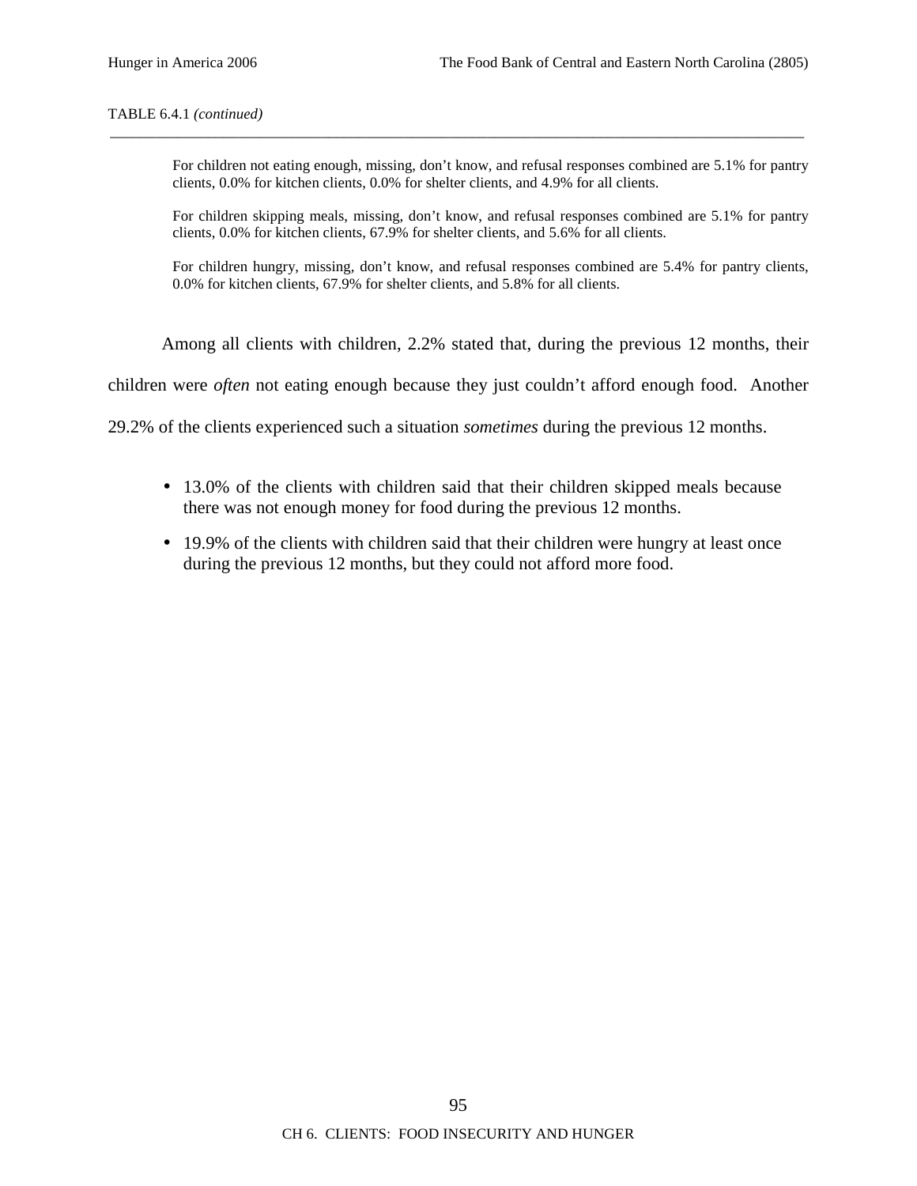TABLE 6.4.1 *(continued)*

For children not eating enough, missing, don't know, and refusal responses combined are 5.1% for pantry clients, 0.0% for kitchen clients, 0.0% for shelter clients, and 4.9% for all clients.

For children skipping meals, missing, don't know, and refusal responses combined are 5.1% for pantry clients, 0.0% for kitchen clients, 67.9% for shelter clients, and 5.6% for all clients.

For children hungry, missing, don't know, and refusal responses combined are 5.4% for pantry clients, 0.0% for kitchen clients, 67.9% for shelter clients, and 5.8% for all clients.

Among all clients with children, 2.2% stated that, during the previous 12 months, their children were *often* not eating enough because they just couldn't afford enough food. Another 29.2% of the clients experienced such a situation *sometimes* during the previous 12 months.

- 13.0% of the clients with children said that their children skipped meals because there was not enough money for food during the previous 12 months.
- 19.9% of the clients with children said that their children were hungry at least once during the previous 12 months, but they could not afford more food.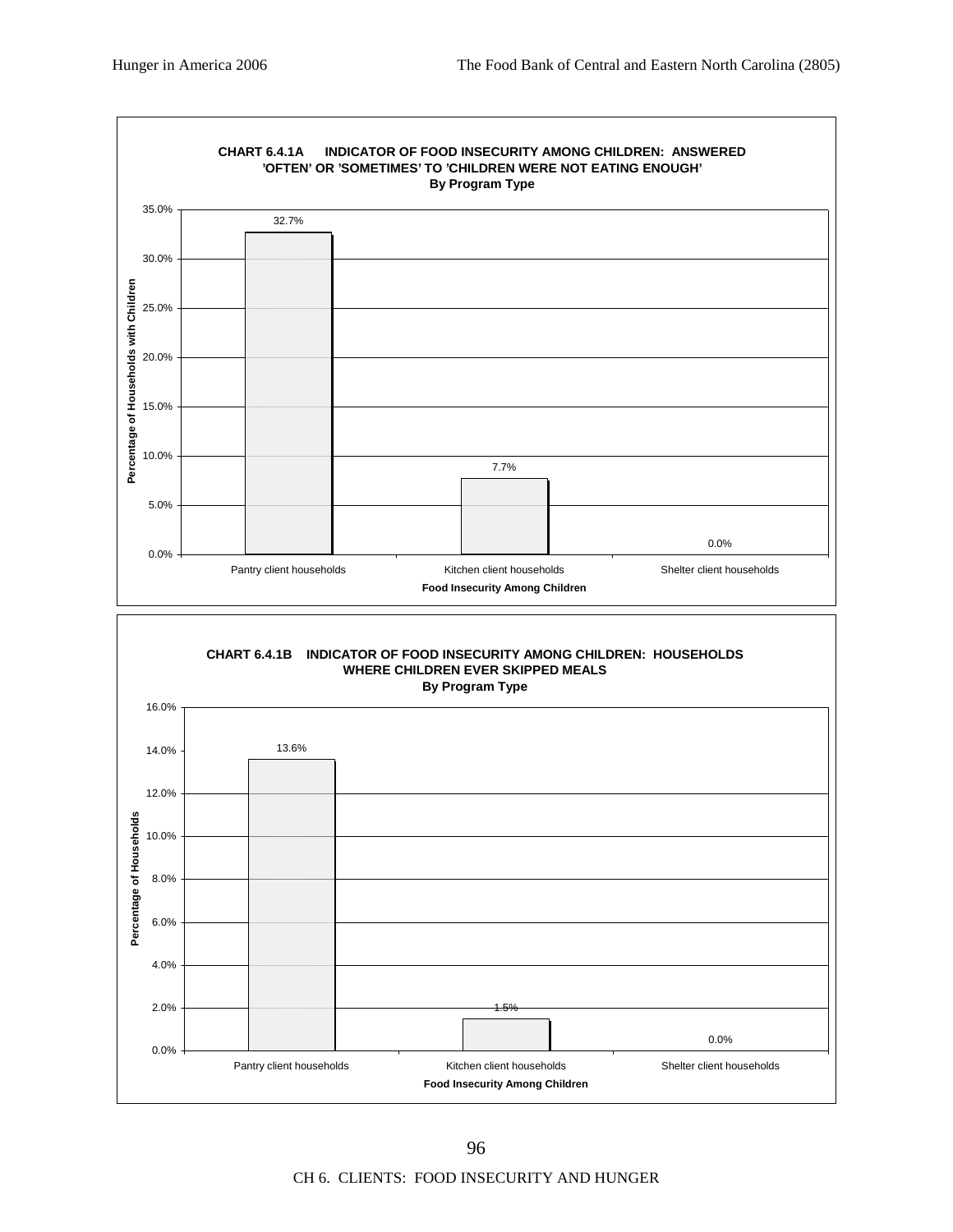**CHART 6.4.1A INDICATOR OF FOOD INSECURITY AMONG CHILDREN: ANSWERED 'OFTEN' OR 'SOMETIMES' TO 'CHILDREN WERE NOT EATING ENOUGH'**
**By Program Type**

| Food Insecurity Among Children | Percentage of Households with Children |
|---|---|
| Pantry client households | 32.7% |
| Kitchen client households | 7.7% |
| Shelter client households | 0.0% |

**CHART 6.4.1B INDICATOR OF FOOD INSECURITY AMONG CHILDREN: HOUSEHOLDS WHERE CHILDREN EVER SKIPPED MEALS**
**By Program Type**

| Food Insecurity Among Children | Percentage of Households |
|---|---|
| Pantry client households | 13.6% |
| Kitchen client households | 1.5% |
| Shelter client households | 0.0% |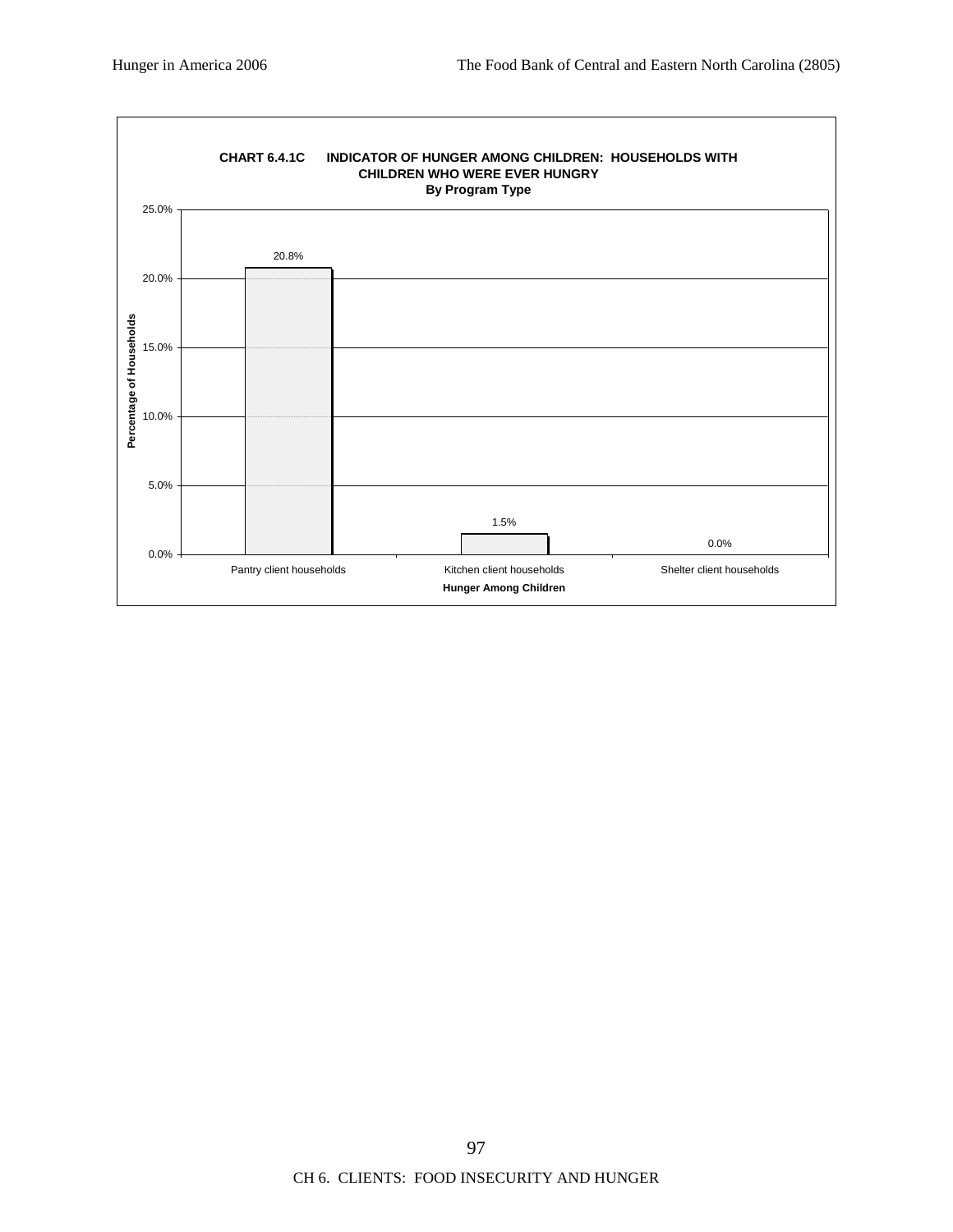**CHART 6.4.1C INDICATOR OF HUNGER AMONG CHILDREN: HOUSEHOLDS WITH CHILDREN WHO WERE EVER HUNGRY**
**By Program Type**

| Hunger Among Children | Percentage of Households |
|---|---|
| Pantry client households | 20.8% |
| Kitchen client households | 1.5% |
| Shelter client households | 0.0% |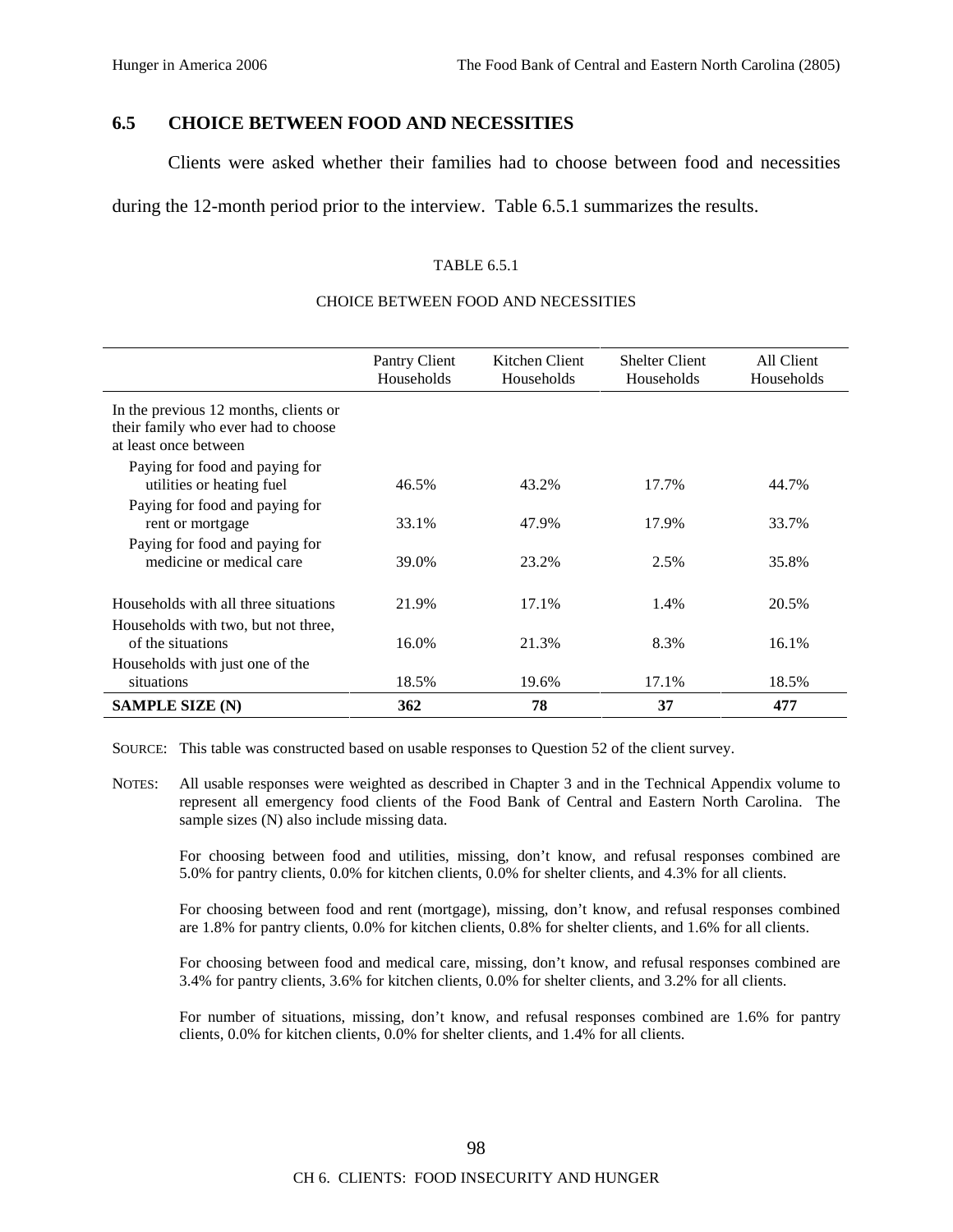## 6.5 CHOICE BETWEEN FOOD AND NECESSITIES

Clients were asked whether their families had to choose between food and necessities during the 12-month period prior to the interview. Table 6.5.1 summarizes the results.

TABLE 6.5.1

CHOICE BETWEEN FOOD AND NECESSITIES

| | Pantry Client Households | Kitchen Client Households | Shelter Client Households | All Client Households |
|---|---|---|---|---|
| In the previous 12 months, clients or their family who ever had to choose at least once between | | | | |
| Paying for food and paying for utilities or heating fuel | 46.5% | 43.2% | 17.7% | 44.7% |
| Paying for food and paying for rent or mortgage | 33.1% | 47.9% | 17.9% | 33.7% |
| Paying for food and paying for medicine or medical care | 39.0% | 23.2% | 2.5% | 35.8% |
| Households with all three situations | 21.9% | 17.1% | 1.4% | 20.5% |
| Households with two, but not three, of the situations | 16.0% | 21.3% | 8.3% | 16.1% |
| Households with just one of the situations | 18.5% | 19.6% | 17.1% | 18.5% |
| **SAMPLE SIZE (N)** | **362** | **78** | **37** | **477** |

SOURCE: This table was constructed based on usable responses to Question 52 of the client survey.

NOTES: All usable responses were weighted as described in Chapter 3 and in the Technical Appendix volume to represent all emergency food clients of the Food Bank of Central and Eastern North Carolina. The sample sizes (N) also include missing data.

For choosing between food and utilities, missing, don't know, and refusal responses combined are 5.0% for pantry clients, 0.0% for kitchen clients, 0.0% for shelter clients, and 4.3% for all clients.

For choosing between food and rent (mortgage), missing, don't know, and refusal responses combined are 1.8% for pantry clients, 0.0% for kitchen clients, 0.8% for shelter clients, and 1.6% for all clients.

For choosing between food and medical care, missing, don't know, and refusal responses combined are 3.4% for pantry clients, 3.6% for kitchen clients, 0.0% for shelter clients, and 3.2% for all clients.

For number of situations, missing, don't know, and refusal responses combined are 1.6% for pantry clients, 0.0% for kitchen clients, 0.0% for shelter clients, and 1.4% for all clients.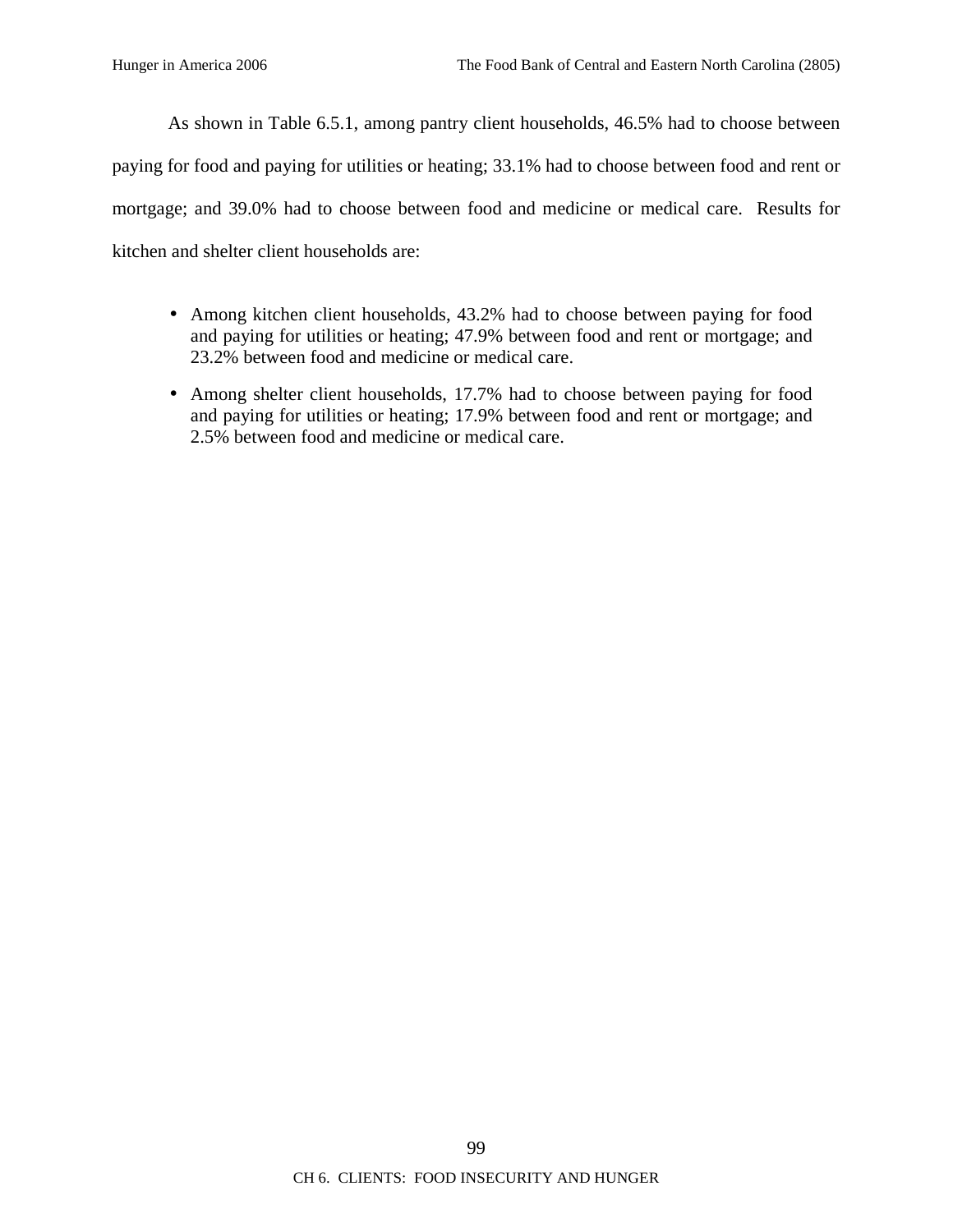As shown in Table 6.5.1, among pantry client households, 46.5% had to choose between paying for food and paying for utilities or heating; 33.1% had to choose between food and rent or mortgage; and 39.0% had to choose between food and medicine or medical care. Results for kitchen and shelter client households are:

- Among kitchen client households, 43.2% had to choose between paying for food and paying for utilities or heating; 47.9% between food and rent or mortgage; and 23.2% between food and medicine or medical care.
- Among shelter client households, 17.7% had to choose between paying for food and paying for utilities or heating; 17.9% between food and rent or mortgage; and 2.5% between food and medicine or medical care.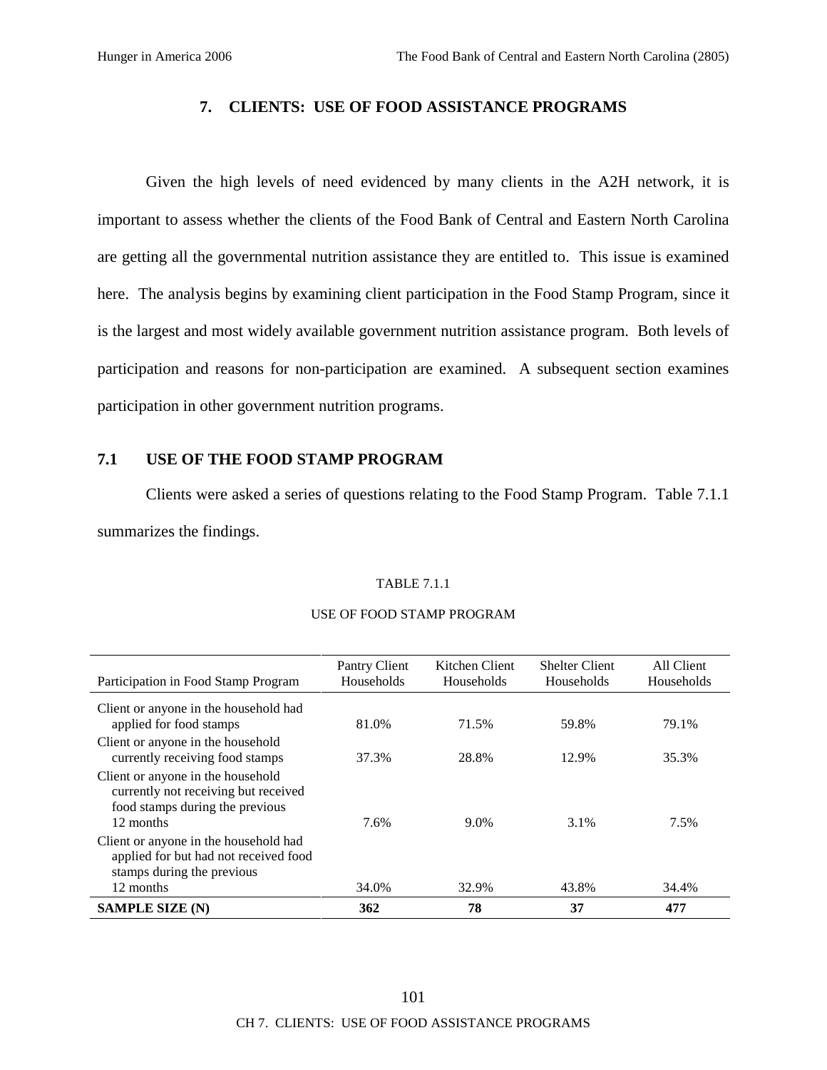# 7. CLIENTS: USE OF FOOD ASSISTANCE PROGRAMS

Given the high levels of need evidenced by many clients in the A2H network, it is important to assess whether the clients of the Food Bank of Central and Eastern North Carolina are getting all the governmental nutrition assistance they are entitled to. This issue is examined here. The analysis begins by examining client participation in the Food Stamp Program, since it is the largest and most widely available government nutrition assistance program. Both levels of participation and reasons for non-participation are examined. A subsequent section examines participation in other government nutrition programs.

## 7.1 USE OF THE FOOD STAMP PROGRAM

Clients were asked a series of questions relating to the Food Stamp Program. Table 7.1.1 summarizes the findings.

TABLE 7.1.1

USE OF FOOD STAMP PROGRAM

| Participation in Food Stamp Program | Pantry Client Households | Kitchen Client Households | Shelter Client Households | All Client Households |
|---|---|---|---|---|
| Client or anyone in the household had applied for food stamps | 81.0% | 71.5% | 59.8% | 79.1% |
| Client or anyone in the household currently receiving food stamps | 37.3% | 28.8% | 12.9% | 35.3% |
| Client or anyone in the household currently not receiving but received food stamps during the previous 12 months | 7.6% | 9.0% | 3.1% | 7.5% |
| Client or anyone in the household had applied for but had not received food stamps during the previous 12 months | 34.0% | 32.9% | 43.8% | 34.4% |
| **SAMPLE SIZE (N)** | **362** | **78** | **37** | **477** |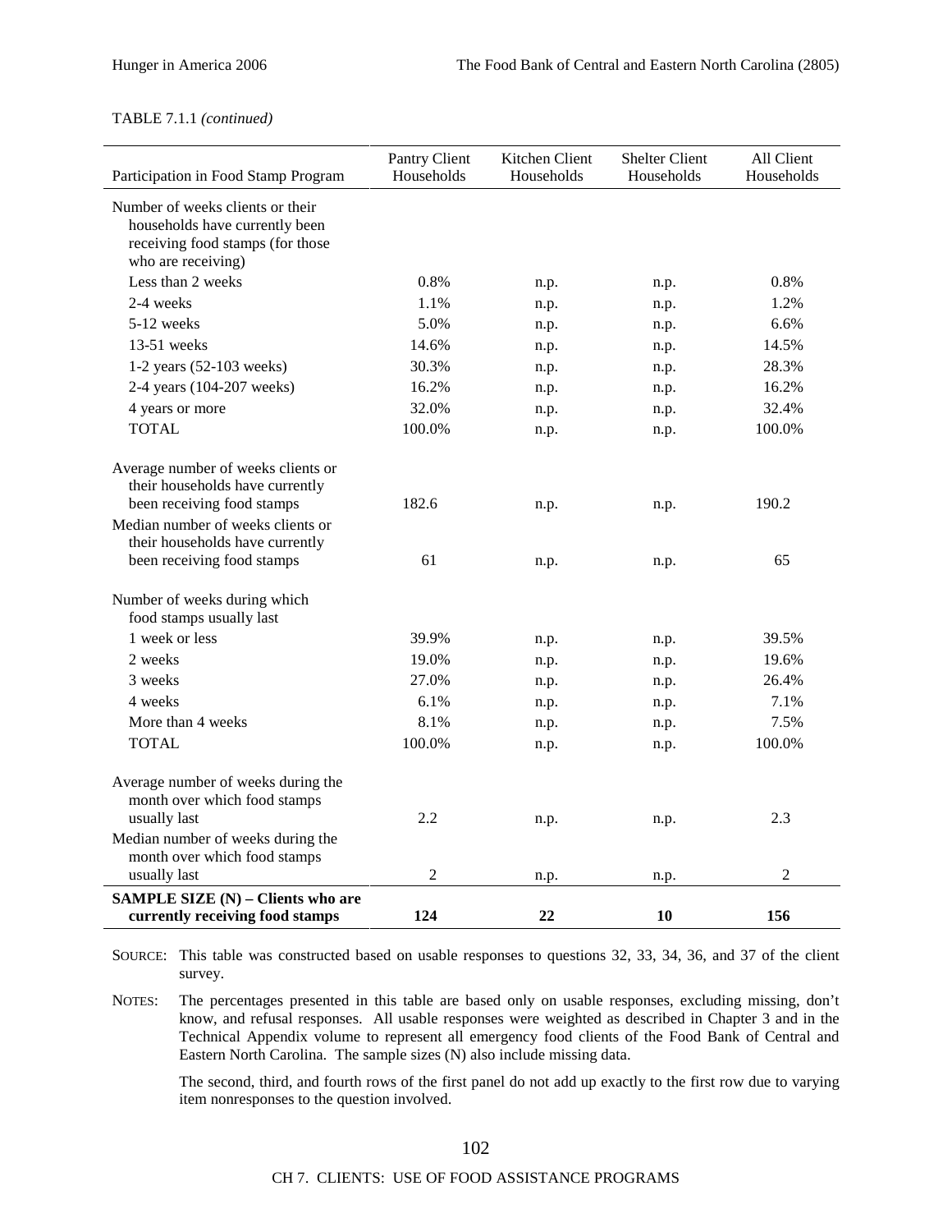TABLE 7.1.1 *(continued)*

| Participation in Food Stamp Program | Pantry Client Households | Kitchen Client Households | Shelter Client Households | All Client Households |
|---|---|---|---|---|
| Number of weeks clients or their households have currently been receiving food stamps (for those who are receiving) | | | | |
| Less than 2 weeks | 0.8% | n.p. | n.p. | 0.8% |
| 2-4 weeks | 1.1% | n.p. | n.p. | 1.2% |
| 5-12 weeks | 5.0% | n.p. | n.p. | 6.6% |
| 13-51 weeks | 14.6% | n.p. | n.p. | 14.5% |
| 1-2 years (52-103 weeks) | 30.3% | n.p. | n.p. | 28.3% |
| 2-4 years (104-207 weeks) | 16.2% | n.p. | n.p. | 16.2% |
| 4 years or more | 32.0% | n.p. | n.p. | 32.4% |
| TOTAL | 100.0% | n.p. | n.p. | 100.0% |
| Average number of weeks clients or their households have currently been receiving food stamps | 182.6 | n.p. | n.p. | 190.2 |
| Median number of weeks clients or their households have currently been receiving food stamps | 61 | n.p. | n.p. | 65 |
| Number of weeks during which food stamps usually last | | | | |
| 1 week or less | 39.9% | n.p. | n.p. | 39.5% |
| 2 weeks | 19.0% | n.p. | n.p. | 19.6% |
| 3 weeks | 27.0% | n.p. | n.p. | 26.4% |
| 4 weeks | 6.1% | n.p. | n.p. | 7.1% |
| More than 4 weeks | 8.1% | n.p. | n.p. | 7.5% |
| TOTAL | 100.0% | n.p. | n.p. | 100.0% |
| Average number of weeks during the month over which food stamps usually last | 2.2 | n.p. | n.p. | 2.3 |
| Median number of weeks during the month over which food stamps usually last | 2 | n.p. | n.p. | 2 |
| **SAMPLE SIZE (N) – Clients who are currently receiving food stamps** | **124** | **22** | **10** | **156** |

SOURCE: This table was constructed based on usable responses to questions 32, 33, 34, 36, and 37 of the client survey.

NOTES: The percentages presented in this table are based only on usable responses, excluding missing, don't know, and refusal responses. All usable responses were weighted as described in Chapter 3 and in the Technical Appendix volume to represent all emergency food clients of the Food Bank of Central and Eastern North Carolina. The sample sizes (N) also include missing data.

The second, third, and fourth rows of the first panel do not add up exactly to the first row due to varying item nonresponses to the question involved.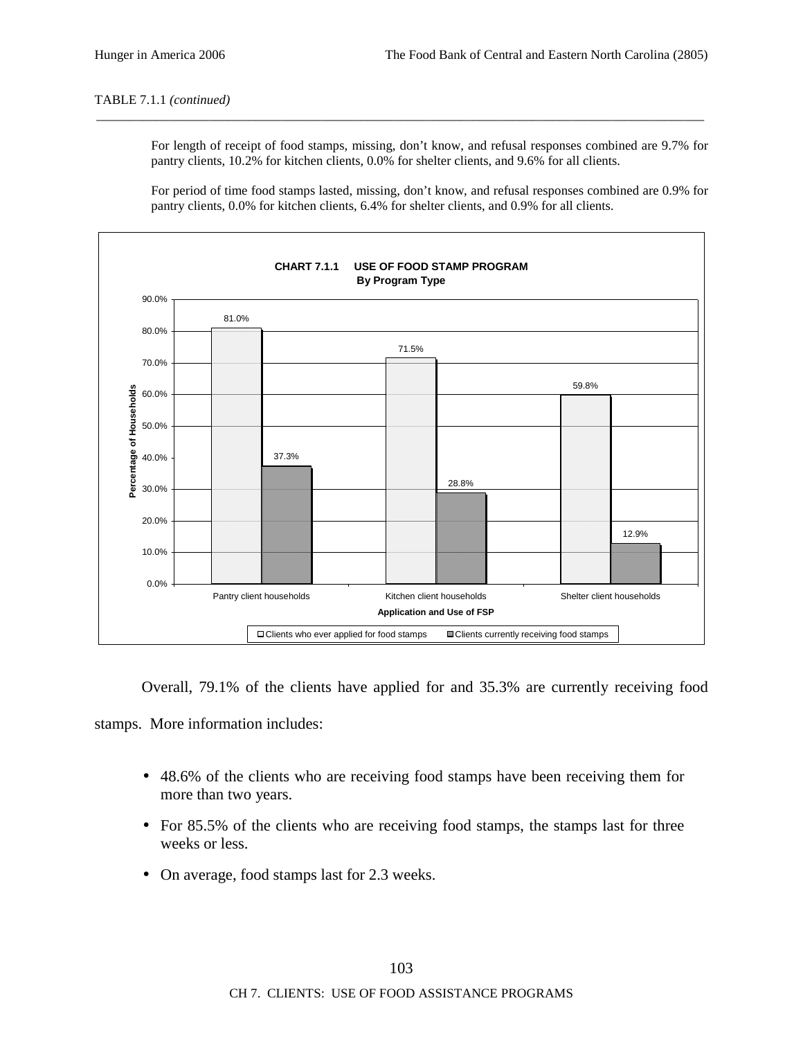TABLE 7.1.1 *(continued)*

For length of receipt of food stamps, missing, don't know, and refusal responses combined are 9.7% for pantry clients, 10.2% for kitchen clients, 0.0% for shelter clients, and 9.6% for all clients.

For period of time food stamps lasted, missing, don't know, and refusal responses combined are 0.9% for pantry clients, 0.0% for kitchen clients, 6.4% for shelter clients, and 0.9% for all clients.

**CHART 7.1.1 USE OF FOOD STAMP PROGRAM**
**By Program Type**

| Application and Use of FSP | Clients who ever applied for food stamps | Clients currently receiving food stamps |
|---|---|---|
| Pantry client households | 81.0% | 37.3% |
| Kitchen client households | 71.5% | 28.8% |
| Shelter client households | 59.8% | 12.9% |

Overall, 79.1% of the clients have applied for and 35.3% are currently receiving food stamps. More information includes:

- 48.6% of the clients who are receiving food stamps have been receiving them for more than two years.
- For 85.5% of the clients who are receiving food stamps, the stamps last for three weeks or less.
- On average, food stamps last for 2.3 weeks.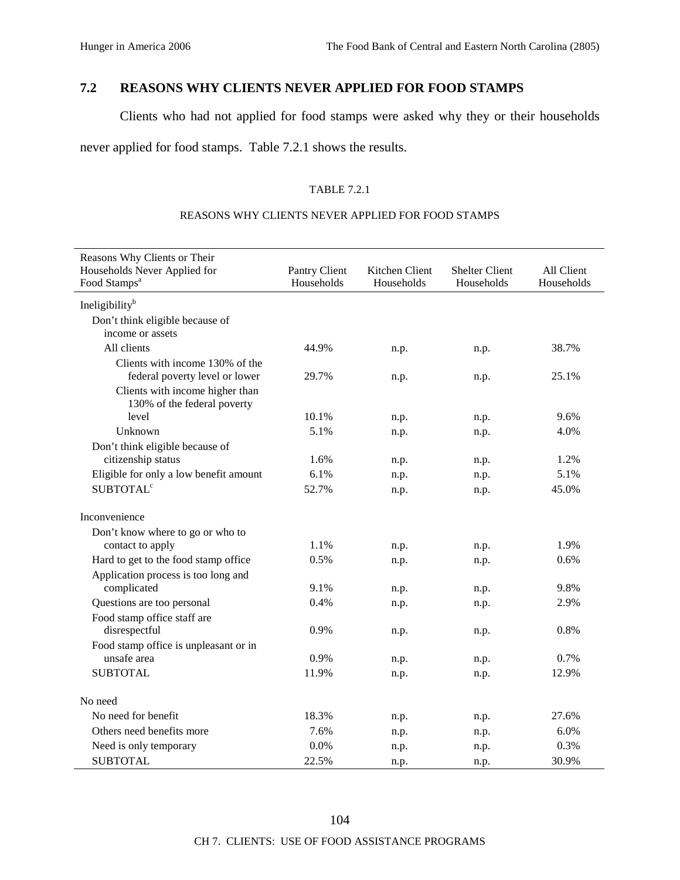## 7.2 REASONS WHY CLIENTS NEVER APPLIED FOR FOOD STAMPS

Clients who had not applied for food stamps were asked why they or their households never applied for food stamps. Table 7.2.1 shows the results.

TABLE 7.2.1

REASONS WHY CLIENTS NEVER APPLIED FOR FOOD STAMPS

| Reasons Why Clients or Their Households Never Applied for Food Stamps[a] | Pantry Client Households | Kitchen Client Households | Shelter Client Households | All Client Households |
|---|---|---|---|---|
| Ineligibility[b] | | | | |
| Don't think eligible because of income or assets | | | | |
| All clients | 44.9% | n.p. | n.p. | 38.7% |
| Clients with income 130% of the federal poverty level or lower | 29.7% | n.p. | n.p. | 25.1% |
| Clients with income higher than 130% of the federal poverty level | 10.1% | n.p. | n.p. | 9.6% |
| Unknown | 5.1% | n.p. | n.p. | 4.0% |
| Don't think eligible because of citizenship status | 1.6% | n.p. | n.p. | 1.2% |
| Eligible for only a low benefit amount | 6.1% | n.p. | n.p. | 5.1% |
| SUBTOTAL[c] | 52.7% | n.p. | n.p. | 45.0% |
| Inconvenience | | | | |
| Don't know where to go or who to contact to apply | 1.1% | n.p. | n.p. | 1.9% |
| Hard to get to the food stamp office | 0.5% | n.p. | n.p. | 0.6% |
| Application process is too long and complicated | 9.1% | n.p. | n.p. | 9.8% |
| Questions are too personal | 0.4% | n.p. | n.p. | 2.9% |
| Food stamp office staff are disrespectful | 0.9% | n.p. | n.p. | 0.8% |
| Food stamp office is unpleasant or in unsafe area | 0.9% | n.p. | n.p. | 0.7% |
| SUBTOTAL | 11.9% | n.p. | n.p. | 12.9% |
| No need | | | | |
| No need for benefit | 18.3% | n.p. | n.p. | 27.6% |
| Others need benefits more | 7.6% | n.p. | n.p. | 6.0% |
| Need is only temporary | 0.0% | n.p. | n.p. | 0.3% |
| SUBTOTAL | 22.5% | n.p. | n.p. | 30.9% |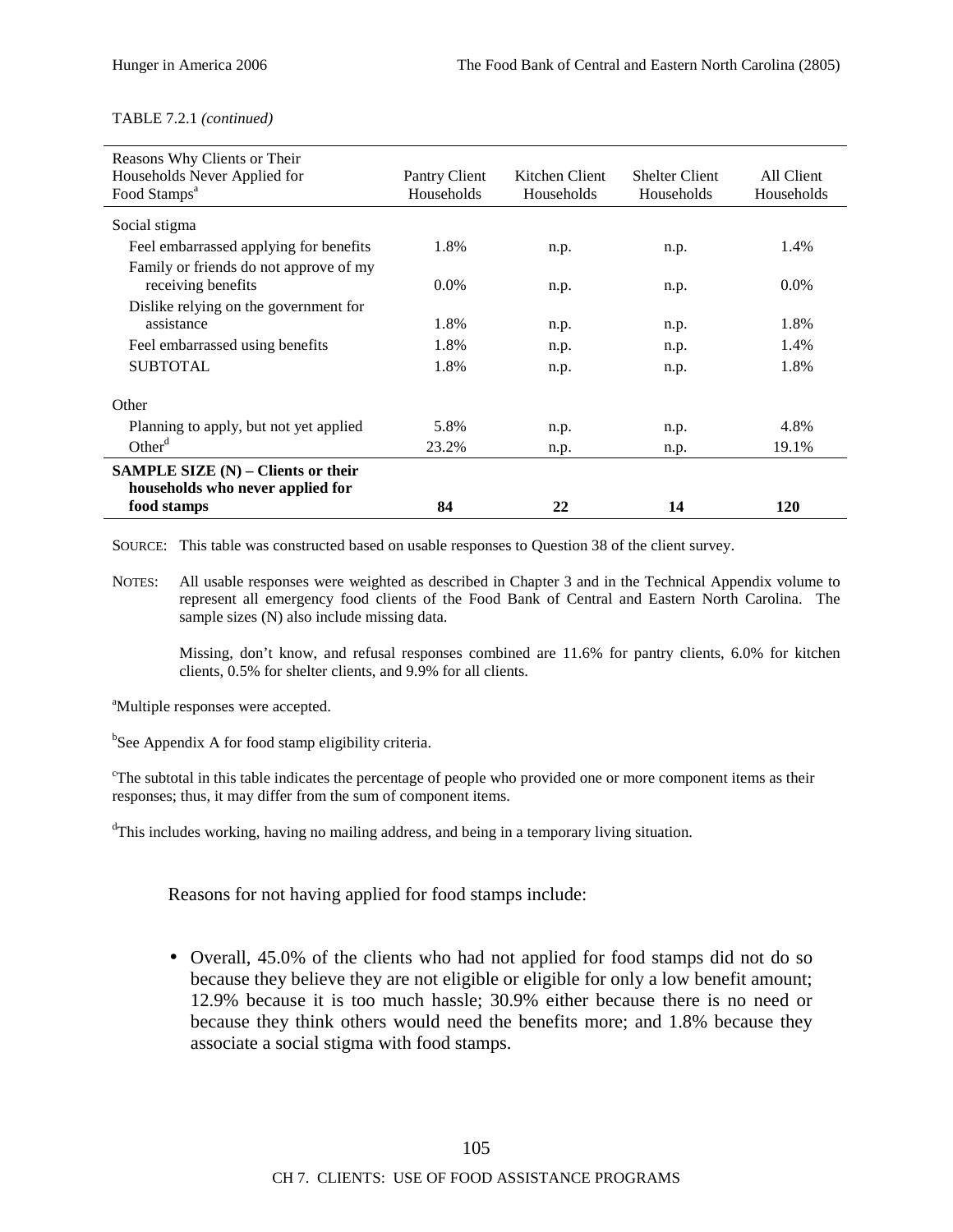TABLE 7.2.1 *(continued)*

| Reasons Why Clients or Their Households Never Applied for Food Stamps[a] | Pantry Client Households | Kitchen Client Households | Shelter Client Households | All Client Households |
|---|---|---|---|---|
| Social stigma | | | | |
| Feel embarrassed applying for benefits | 1.8% | n.p. | n.p. | 1.4% |
| Family or friends do not approve of my receiving benefits | 0.0% | n.p. | n.p. | 0.0% |
| Dislike relying on the government for assistance | 1.8% | n.p. | n.p. | 1.8% |
| Feel embarrassed using benefits | 1.8% | n.p. | n.p. | 1.4% |
| SUBTOTAL | 1.8% | n.p. | n.p. | 1.8% |
| Other | | | | |
| Planning to apply, but not yet applied | 5.8% | n.p. | n.p. | 4.8% |
| Other[d] | 23.2% | n.p. | n.p. | 19.1% |
| **SAMPLE SIZE (N) – Clients or their households who never applied for food stamps** | **84** | **22** | **14** | **120** |

SOURCE: This table was constructed based on usable responses to Question 38 of the client survey.

NOTES: All usable responses were weighted as described in Chapter 3 and in the Technical Appendix volume to represent all emergency food clients of the Food Bank of Central and Eastern North Carolina. The sample sizes (N) also include missing data.

Missing, don't know, and refusal responses combined are 11.6% for pantry clients, 6.0% for kitchen clients, 0.5% for shelter clients, and 9.9% for all clients.

[a]Multiple responses were accepted.

[b]See Appendix A for food stamp eligibility criteria.

[c]The subtotal in this table indicates the percentage of people who provided one or more component items as their responses; thus, it may differ from the sum of component items.

[d]This includes working, having no mailing address, and being in a temporary living situation.

Reasons for not having applied for food stamps include:

- Overall, 45.0% of the clients who had not applied for food stamps did not do so because they believe they are not eligible or eligible for only a low benefit amount; 12.9% because it is too much hassle; 30.9% either because there is no need or because they think others would need the benefits more; and 1.8% because they associate a social stigma with food stamps.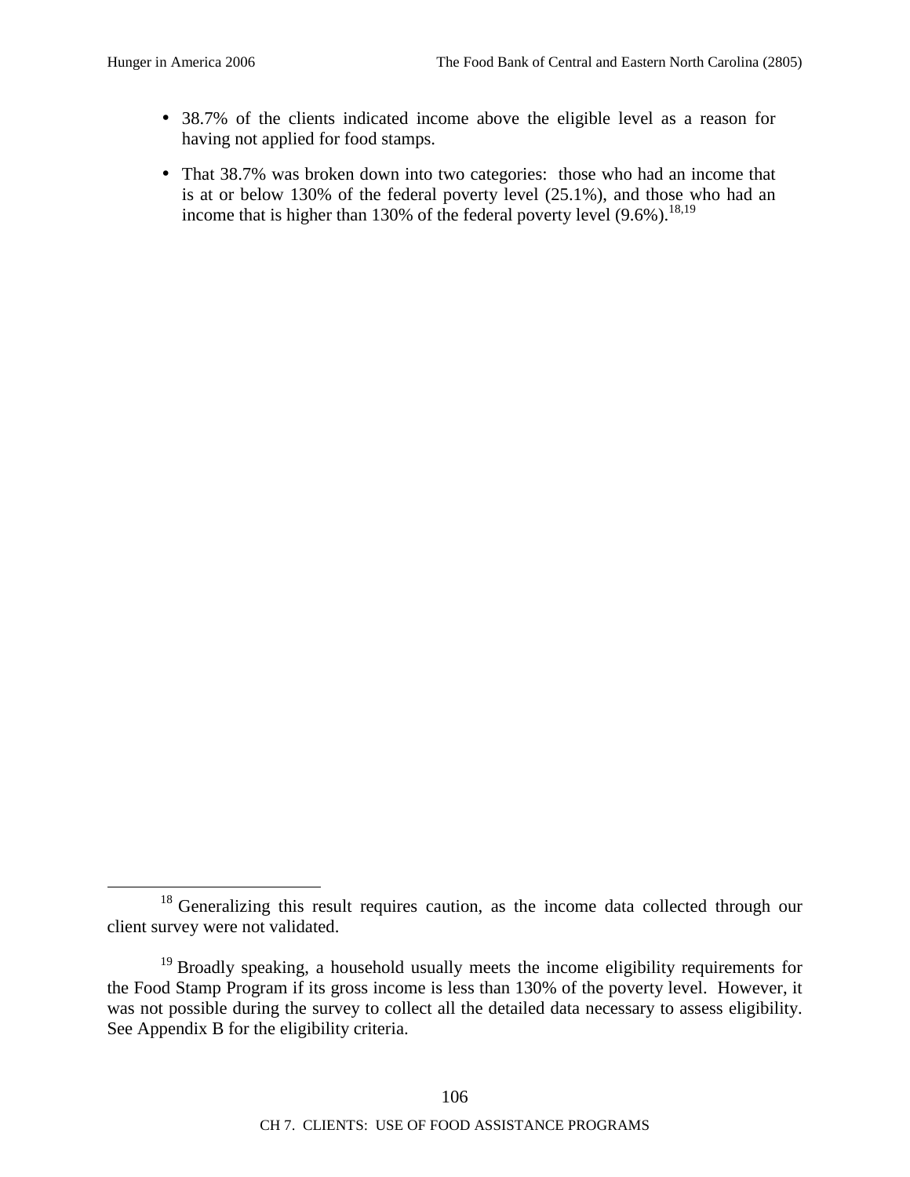- 38.7% of the clients indicated income above the eligible level as a reason for having not applied for food stamps.
- That 38.7% was broken down into two categories: those who had an income that is at or below 130% of the federal poverty level (25.1%), and those who had an income that is higher than 130% of the federal poverty level (9.6%).[18,19]

---

[18] Generalizing this result requires caution, as the income data collected through our client survey were not validated.

[19] Broadly speaking, a household usually meets the income eligibility requirements for the Food Stamp Program if its gross income is less than 130% of the poverty level. However, it was not possible during the survey to collect all the detailed data necessary to assess eligibility. See Appendix B for the eligibility criteria.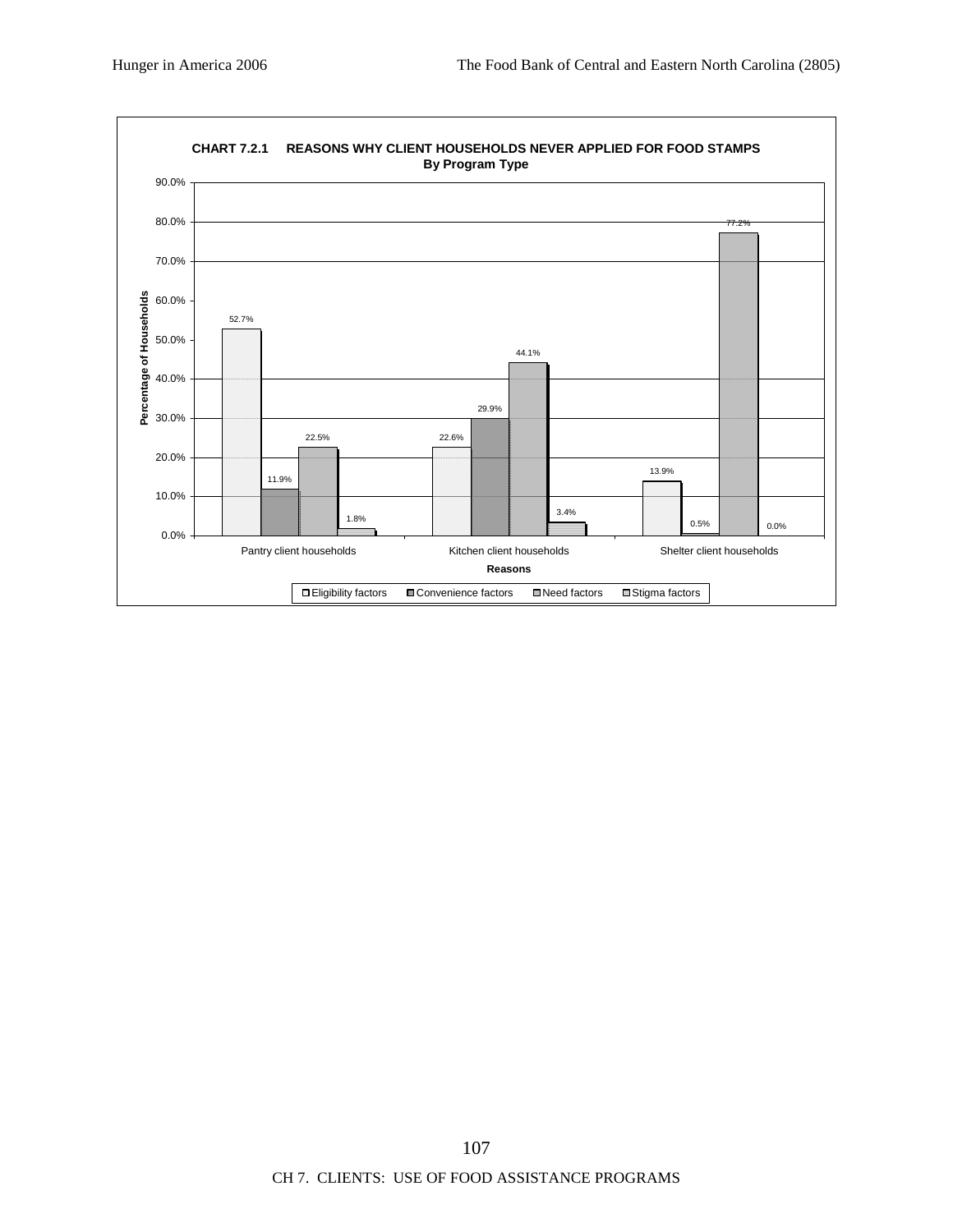**CHART 7.2.1 REASONS WHY CLIENT HOUSEHOLDS NEVER APPLIED FOR FOOD STAMPS**
**By Program Type**

| Reasons | Eligibility factors | Convenience factors | Need factors | Stigma factors |
|---|---|---|---|---|
| Pantry client households | 52.7% | 11.9% | 22.5% | 1.8% |
| Kitchen client households | 22.6% | 29.9% | 44.1% | 3.4% |
| Shelter client households | 13.9% | 0.5% | 77.2% | 0.0% |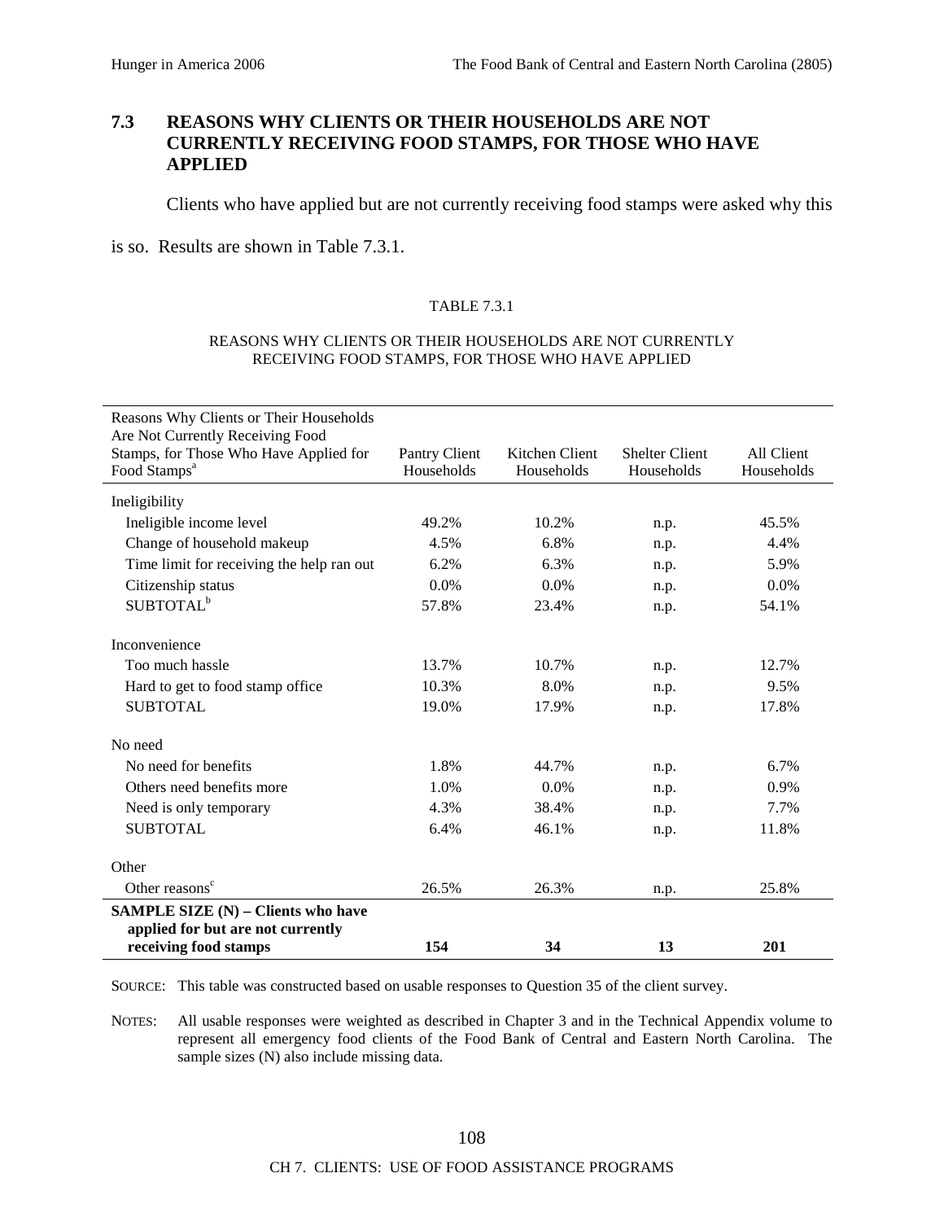## 7.3 REASONS WHY CLIENTS OR THEIR HOUSEHOLDS ARE NOT CURRENTLY RECEIVING FOOD STAMPS, FOR THOSE WHO HAVE APPLIED

Clients who have applied but are not currently receiving food stamps were asked why this is so. Results are shown in Table 7.3.1.

TABLE 7.3.1

REASONS WHY CLIENTS OR THEIR HOUSEHOLDS ARE NOT CURRENTLY RECEIVING FOOD STAMPS, FOR THOSE WHO HAVE APPLIED

| Reasons Why Clients or Their Households Are Not Currently Receiving Food Stamps, for Those Who Have Applied for Food Stamps[a] | Pantry Client Households | Kitchen Client Households | Shelter Client Households | All Client Households |
|---|---|---|---|---|
| Ineligibility | | | | |
| Ineligible income level | 49.2% | 10.2% | n.p. | 45.5% |
| Change of household makeup | 4.5% | 6.8% | n.p. | 4.4% |
| Time limit for receiving the help ran out | 6.2% | 6.3% | n.p. | 5.9% |
| Citizenship status | 0.0% | 0.0% | n.p. | 0.0% |
| SUBTOTAL[b] | 57.8% | 23.4% | n.p. | 54.1% |
| Inconvenience | | | | |
| Too much hassle | 13.7% | 10.7% | n.p. | 12.7% |
| Hard to get to food stamp office | 10.3% | 8.0% | n.p. | 9.5% |
| SUBTOTAL | 19.0% | 17.9% | n.p. | 17.8% |
| No need | | | | |
| No need for benefits | 1.8% | 44.7% | n.p. | 6.7% |
| Others need benefits more | 1.0% | 0.0% | n.p. | 0.9% |
| Need is only temporary | 4.3% | 38.4% | n.p. | 7.7% |
| SUBTOTAL | 6.4% | 46.1% | n.p. | 11.8% |
| Other | | | | |
| Other reasons[c] | 26.5% | 26.3% | n.p. | 25.8% |
| **SAMPLE SIZE (N) – Clients who have applied for but are not currently receiving food stamps** | **154** | **34** | **13** | **201** |

SOURCE: This table was constructed based on usable responses to Question 35 of the client survey.

NOTES: All usable responses were weighted as described in Chapter 3 and in the Technical Appendix volume to represent all emergency food clients of the Food Bank of Central and Eastern North Carolina. The sample sizes (N) also include missing data.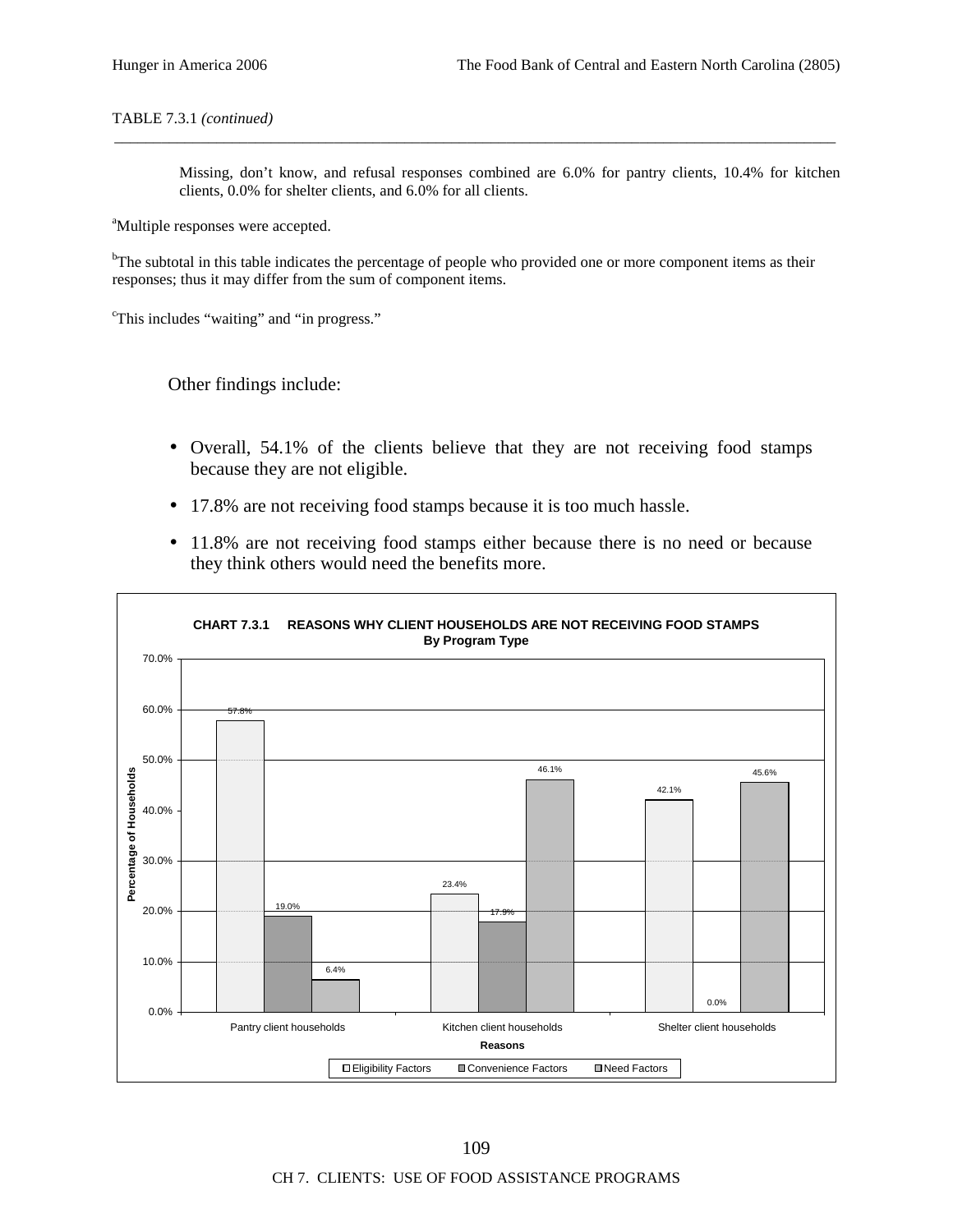TABLE 7.3.1 *(continued)*

Missing, don't know, and refusal responses combined are 6.0% for pantry clients, 10.4% for kitchen clients, 0.0% for shelter clients, and 6.0% for all clients.

[a]Multiple responses were accepted.

[b]The subtotal in this table indicates the percentage of people who provided one or more component items as their responses; thus it may differ from the sum of component items.

[c]This includes "waiting" and "in progress."

Other findings include:

- Overall, 54.1% of the clients believe that they are not receiving food stamps because they are not eligible.
- 17.8% are not receiving food stamps because it is too much hassle.
- 11.8% are not receiving food stamps either because there is no need or because they think others would need the benefits more.

**CHART 7.3.1 REASONS WHY CLIENT HOUSEHOLDS ARE NOT RECEIVING FOOD STAMPS**
**By Program Type**

| Reasons | Eligibility Factors | Convenience Factors | Need Factors |
|---|---|---|---|
| Pantry client households | 57.8% | 19.0% | 6.4% |
| Kitchen client households | 23.4% | 17.9% | 46.1% |
| Shelter client households | 42.1% | 0.0% | 45.6% |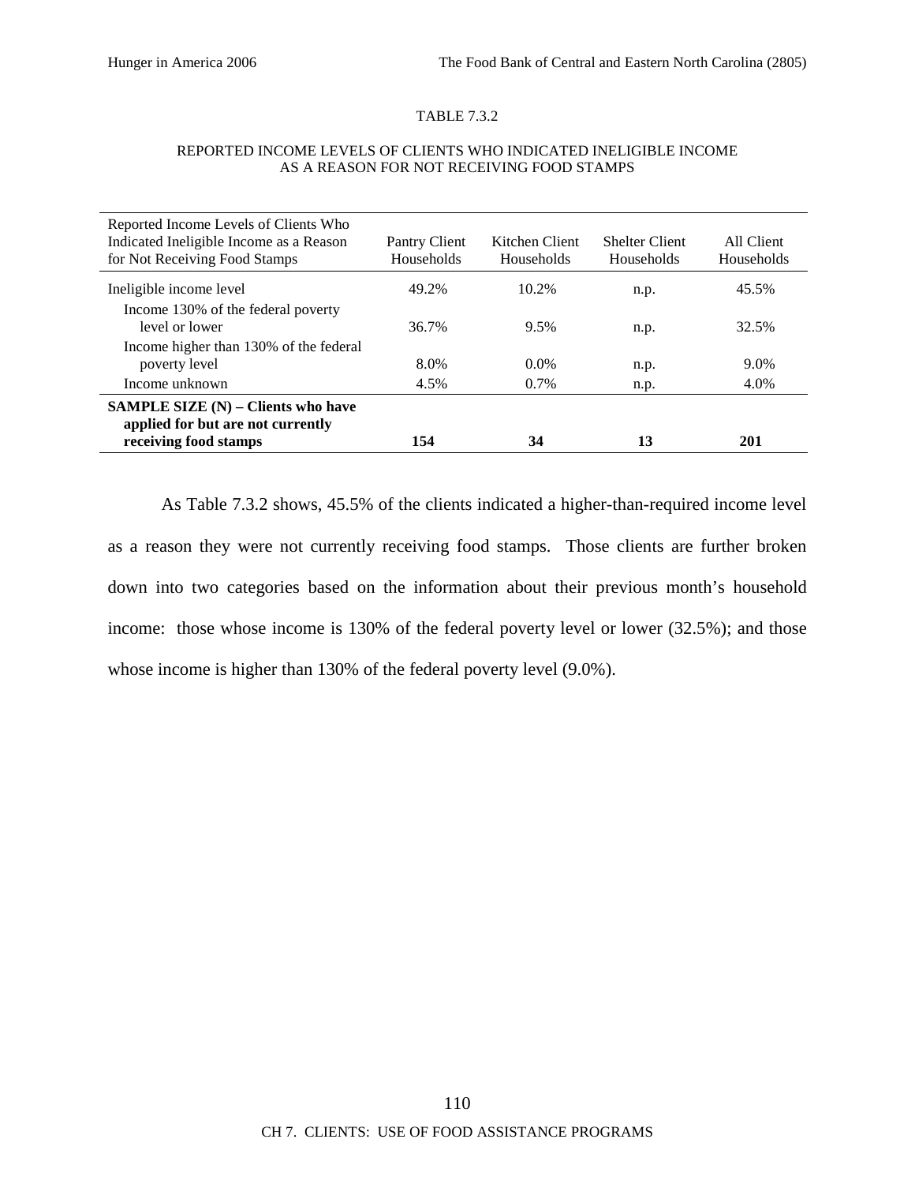TABLE 7.3.2

REPORTED INCOME LEVELS OF CLIENTS WHO INDICATED INELIGIBLE INCOME AS A REASON FOR NOT RECEIVING FOOD STAMPS

| Reported Income Levels of Clients Who Indicated Ineligible Income as a Reason for Not Receiving Food Stamps | Pantry Client Households | Kitchen Client Households | Shelter Client Households | All Client Households |
|---|---|---|---|---|
| Ineligible income level | 49.2% | 10.2% | n.p. | 45.5% |
| Income 130% of the federal poverty level or lower | 36.7% | 9.5% | n.p. | 32.5% |
| Income higher than 130% of the federal poverty level | 8.0% | 0.0% | n.p. | 9.0% |
| Income unknown | 4.5% | 0.7% | n.p. | 4.0% |
| **SAMPLE SIZE (N) – Clients who have applied for but are not currently receiving food stamps** | **154** | **34** | **13** | **201** |

As Table 7.3.2 shows, 45.5% of the clients indicated a higher-than-required income level as a reason they were not currently receiving food stamps. Those clients are further broken down into two categories based on the information about their previous month's household income: those whose income is 130% of the federal poverty level or lower (32.5%); and those whose income is higher than 130% of the federal poverty level (9.0%).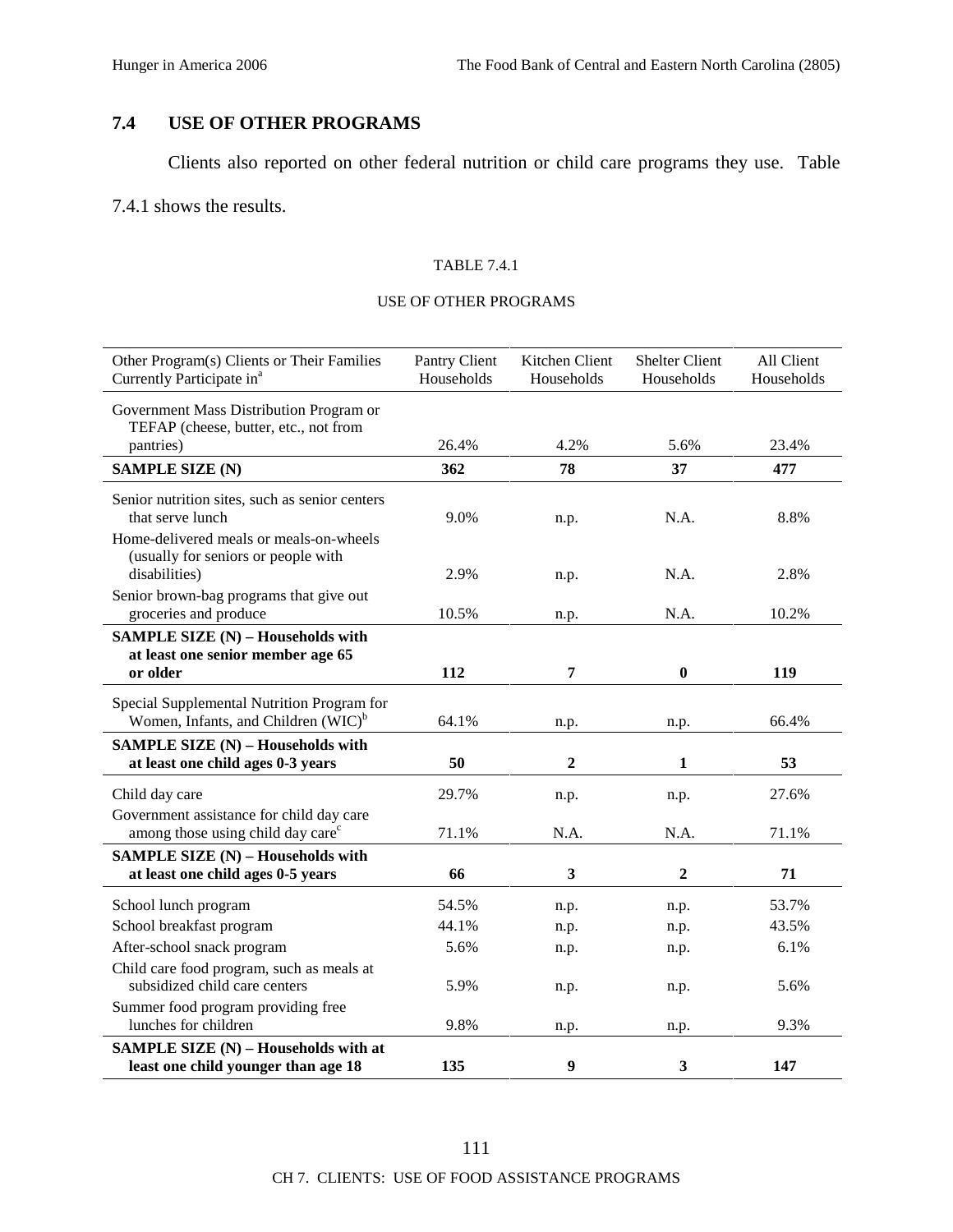## 7.4 USE OF OTHER PROGRAMS

Clients also reported on other federal nutrition or child care programs they use. Table 7.4.1 shows the results.

TABLE 7.4.1

USE OF OTHER PROGRAMS

| Other Program(s) Clients or Their Families Currently Participate in[a] | Pantry Client Households | Kitchen Client Households | Shelter Client Households | All Client Households |
|---|---|---|---|---|
| Government Mass Distribution Program or TEFAP (cheese, butter, etc., not from pantries) | 26.4% | 4.2% | 5.6% | 23.4% |
| **SAMPLE SIZE (N)** | **362** | **78** | **37** | **477** |
| Senior nutrition sites, such as senior centers that serve lunch | 9.0% | n.p. | N.A. | 8.8% |
| Home-delivered meals or meals-on-wheels (usually for seniors or people with disabilities) | 2.9% | n.p. | N.A. | 2.8% |
| Senior brown-bag programs that give out groceries and produce | 10.5% | n.p. | N.A. | 10.2% |
| **SAMPLE SIZE (N) – Households with at least one senior member age 65 or older** | **112** | **7** | **0** | **119** |
| Special Supplemental Nutrition Program for Women, Infants, and Children (WIC)[b] | 64.1% | n.p. | n.p. | 66.4% |
| **SAMPLE SIZE (N) – Households with at least one child ages 0-3 years** | **50** | **2** | **1** | **53** |
| Child day care | 29.7% | n.p. | n.p. | 27.6% |
| Government assistance for child day care among those using child day care[c] | 71.1% | N.A. | N.A. | 71.1% |
| **SAMPLE SIZE (N) – Households with at least one child ages 0-5 years** | **66** | **3** | **2** | **71** |
| School lunch program | 54.5% | n.p. | n.p. | 53.7% |
| School breakfast program | 44.1% | n.p. | n.p. | 43.5% |
| After-school snack program | 5.6% | n.p. | n.p. | 6.1% |
| Child care food program, such as meals at subsidized child care centers | 5.9% | n.p. | n.p. | 5.6% |
| Summer food program providing free lunches for children | 9.8% | n.p. | n.p. | 9.3% |
| **SAMPLE SIZE (N) – Households with at least one child younger than age 18** | **135** | **9** | **3** | **147** |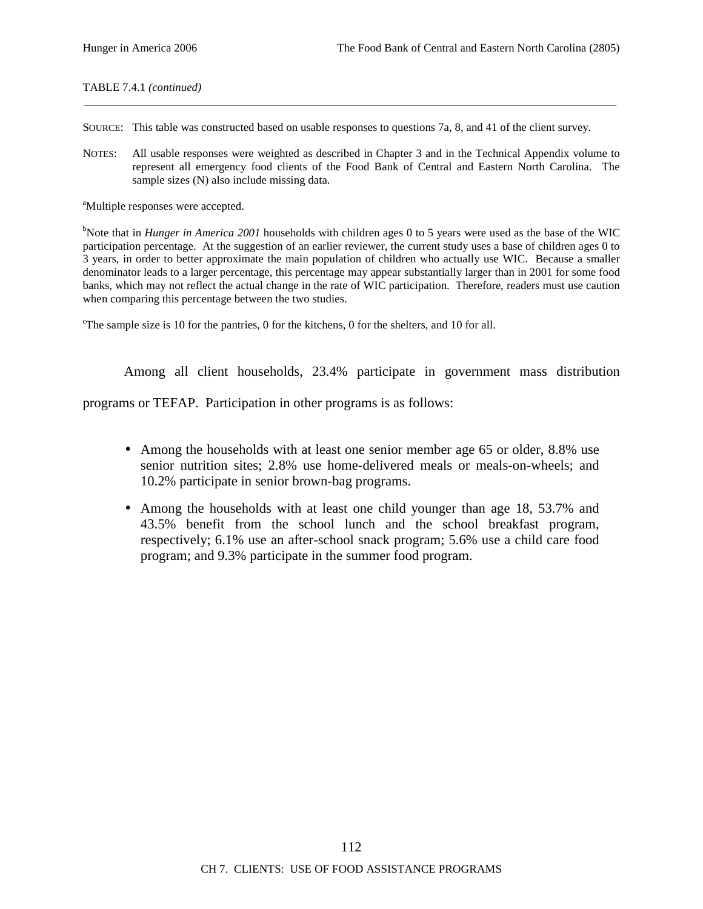TABLE 7.4.1 *(continued)*

SOURCE: This table was constructed based on usable responses to questions 7a, 8, and 41 of the client survey.

NOTES: All usable responses were weighted as described in Chapter 3 and in the Technical Appendix volume to represent all emergency food clients of the Food Bank of Central and Eastern North Carolina. The sample sizes (N) also include missing data.

[a]Multiple responses were accepted.

[b]Note that in *Hunger in America 2001* households with children ages 0 to 5 years were used as the base of the WIC participation percentage. At the suggestion of an earlier reviewer, the current study uses a base of children ages 0 to 3 years, in order to better approximate the main population of children who actually use WIC. Because a smaller denominator leads to a larger percentage, this percentage may appear substantially larger than in 2001 for some food banks, which may not reflect the actual change in the rate of WIC participation. Therefore, readers must use caution when comparing this percentage between the two studies.

[c]The sample size is 10 for the pantries, 0 for the kitchens, 0 for the shelters, and 10 for all.

Among all client households, 23.4% participate in government mass distribution programs or TEFAP. Participation in other programs is as follows:

- Among the households with at least one senior member age 65 or older, 8.8% use senior nutrition sites; 2.8% use home-delivered meals or meals-on-wheels; and 10.2% participate in senior brown-bag programs.
- Among the households with at least one child younger than age 18, 53.7% and 43.5% benefit from the school lunch and the school breakfast program, respectively; 6.1% use an after-school snack program; 5.6% use a child care food program; and 9.3% participate in the summer food program.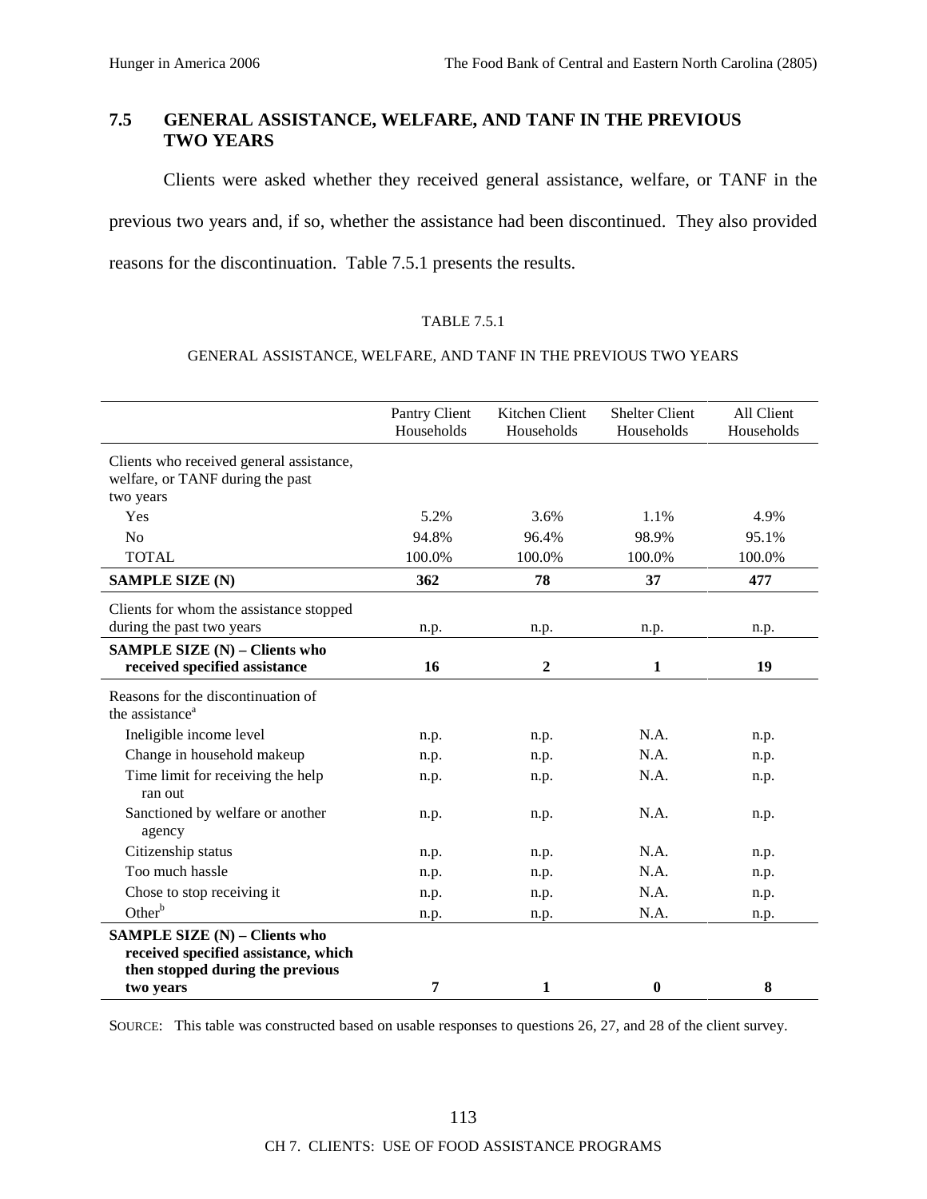## 7.5 GENERAL ASSISTANCE, WELFARE, AND TANF IN THE PREVIOUS TWO YEARS

Clients were asked whether they received general assistance, welfare, or TANF in the previous two years and, if so, whether the assistance had been discontinued. They also provided reasons for the discontinuation. Table 7.5.1 presents the results.

TABLE 7.5.1

GENERAL ASSISTANCE, WELFARE, AND TANF IN THE PREVIOUS TWO YEARS

| | Pantry Client Households | Kitchen Client Households | Shelter Client Households | All Client Households |
|---|---|---|---|---|
| Clients who received general assistance, welfare, or TANF during the past two years | | | | |
| Yes | 5.2% | 3.6% | 1.1% | 4.9% |
| No | 94.8% | 96.4% | 98.9% | 95.1% |
| TOTAL | 100.0% | 100.0% | 100.0% | 100.0% |
| **SAMPLE SIZE (N)** | **362** | **78** | **37** | **477** |
| Clients for whom the assistance stopped during the past two years | n.p. | n.p. | n.p. | n.p. |
| **SAMPLE SIZE (N) – Clients who received specified assistance** | **16** | **2** | **1** | **19** |
| Reasons for the discontinuation of the assistance[a] | | | | |
| Ineligible income level | n.p. | n.p. | N.A. | n.p. |
| Change in household makeup | n.p. | n.p. | N.A. | n.p. |
| Time limit for receiving the help ran out | n.p. | n.p. | N.A. | n.p. |
| Sanctioned by welfare or another agency | n.p. | n.p. | N.A. | n.p. |
| Citizenship status | n.p. | n.p. | N.A. | n.p. |
| Too much hassle | n.p. | n.p. | N.A. | n.p. |
| Chose to stop receiving it | n.p. | n.p. | N.A. | n.p. |
| Other[b] | n.p. | n.p. | N.A. | n.p. |
| **SAMPLE SIZE (N) – Clients who received specified assistance, which then stopped during the previous two years** | **7** | **1** | **0** | **8** |

SOURCE: This table was constructed based on usable responses to questions 26, 27, and 28 of the client survey.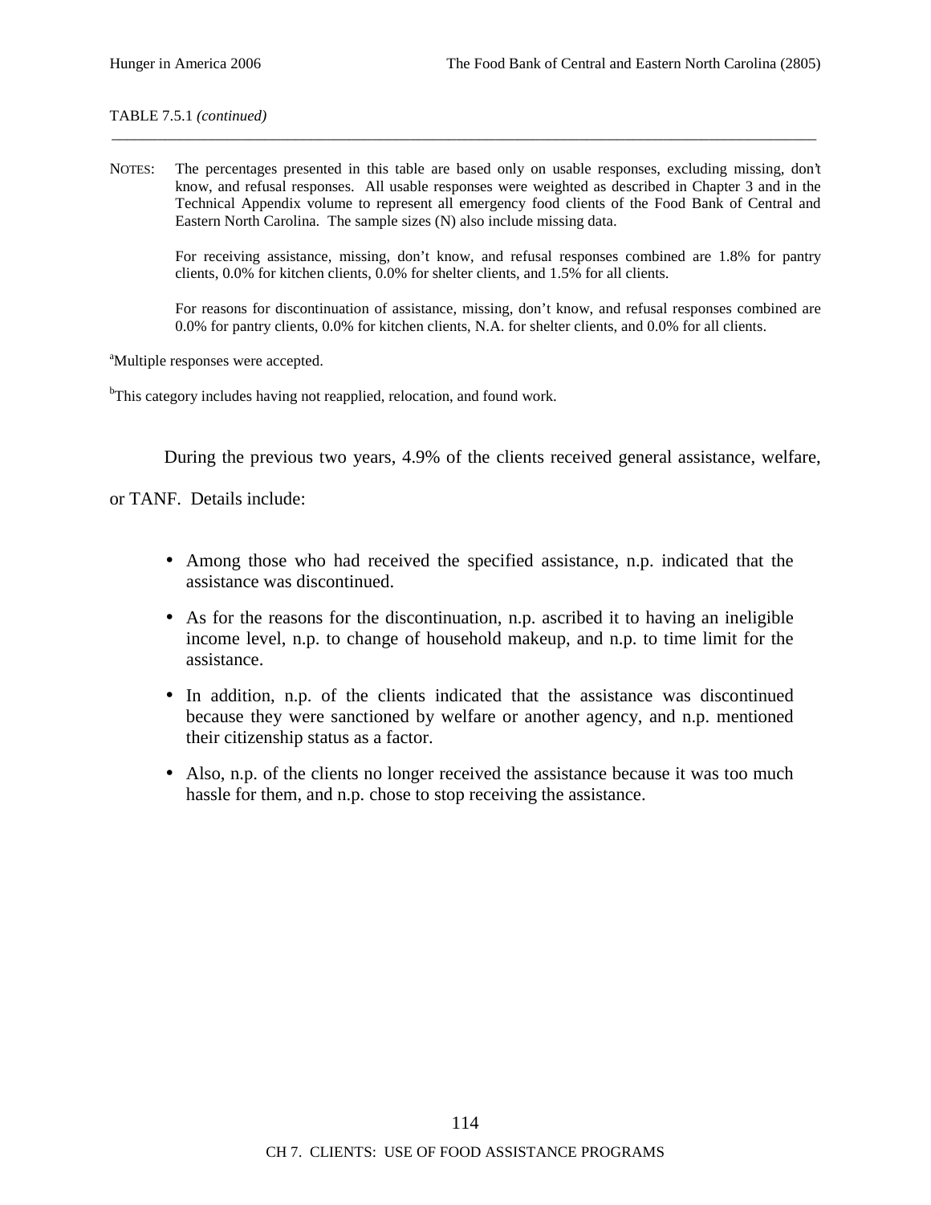TABLE 7.5.1 *(continued)*

NOTES: The percentages presented in this table are based only on usable responses, excluding missing, don't know, and refusal responses. All usable responses were weighted as described in Chapter 3 and in the Technical Appendix volume to represent all emergency food clients of the Food Bank of Central and Eastern North Carolina. The sample sizes (N) also include missing data.

For receiving assistance, missing, don't know, and refusal responses combined are 1.8% for pantry clients, 0.0% for kitchen clients, 0.0% for shelter clients, and 1.5% for all clients.

For reasons for discontinuation of assistance, missing, don't know, and refusal responses combined are 0.0% for pantry clients, 0.0% for kitchen clients, N.A. for shelter clients, and 0.0% for all clients.

[a]Multiple responses were accepted.

[b]This category includes having not reapplied, relocation, and found work.

During the previous two years, 4.9% of the clients received general assistance, welfare, or TANF. Details include:

- Among those who had received the specified assistance, n.p. indicated that the assistance was discontinued.
- As for the reasons for the discontinuation, n.p. ascribed it to having an ineligible income level, n.p. to change of household makeup, and n.p. to time limit for the assistance.
- In addition, n.p. of the clients indicated that the assistance was discontinued because they were sanctioned by welfare or another agency, and n.p. mentioned their citizenship status as a factor.
- Also, n.p. of the clients no longer received the assistance because it was too much hassle for them, and n.p. chose to stop receiving the assistance.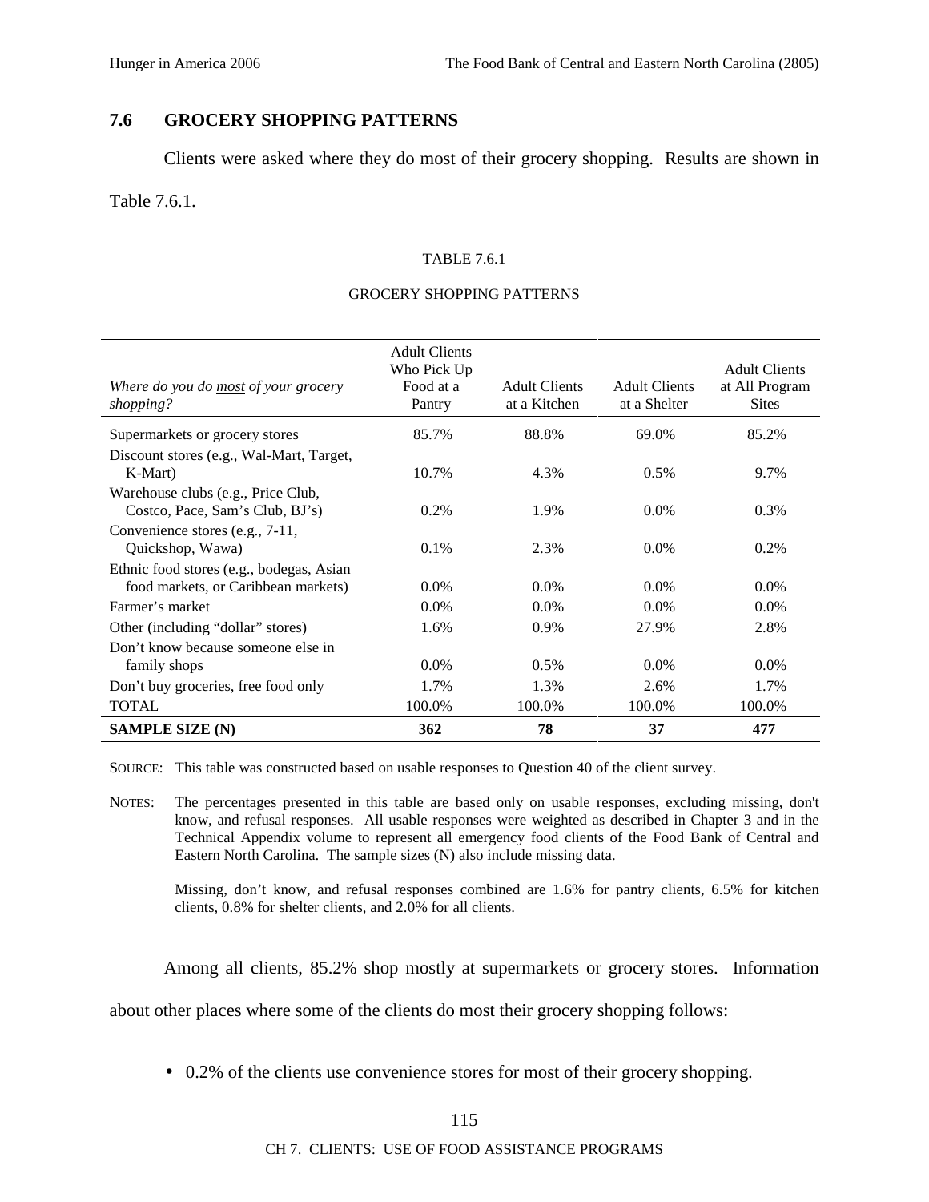## 7.6 GROCERY SHOPPING PATTERNS

Clients were asked where they do most of their grocery shopping. Results are shown in Table 7.6.1.

TABLE 7.6.1

GROCERY SHOPPING PATTERNS

| *Where do you do most of your grocery shopping?* | Adult Clients Who Pick Up Food at a Pantry | Adult Clients at a Kitchen | Adult Clients at a Shelter | Adult Clients at All Program Sites |
|---|---|---|---|---|
| Supermarkets or grocery stores | 85.7% | 88.8% | 69.0% | 85.2% |
| Discount stores (e.g., Wal-Mart, Target, K-Mart) | 10.7% | 4.3% | 0.5% | 9.7% |
| Warehouse clubs (e.g., Price Club, Costco, Pace, Sam's Club, BJ's) | 0.2% | 1.9% | 0.0% | 0.3% |
| Convenience stores (e.g., 7-11, Quickshop, Wawa) | 0.1% | 2.3% | 0.0% | 0.2% |
| Ethnic food stores (e.g., bodegas, Asian food markets, or Caribbean markets) | 0.0% | 0.0% | 0.0% | 0.0% |
| Farmer's market | 0.0% | 0.0% | 0.0% | 0.0% |
| Other (including "dollar" stores) | 1.6% | 0.9% | 27.9% | 2.8% |
| Don't know because someone else in family shops | 0.0% | 0.5% | 0.0% | 0.0% |
| Don't buy groceries, free food only | 1.7% | 1.3% | 2.6% | 1.7% |
| TOTAL | 100.0% | 100.0% | 100.0% | 100.0% |
| **SAMPLE SIZE (N)** | **362** | **78** | **37** | **477** |

SOURCE: This table was constructed based on usable responses to Question 40 of the client survey.

NOTES: The percentages presented in this table are based only on usable responses, excluding missing, don't know, and refusal responses. All usable responses were weighted as described in Chapter 3 and in the Technical Appendix volume to represent all emergency food clients of the Food Bank of Central and Eastern North Carolina. The sample sizes (N) also include missing data.

Missing, don't know, and refusal responses combined are 1.6% for pantry clients, 6.5% for kitchen clients, 0.8% for shelter clients, and 2.0% for all clients.

Among all clients, 85.2% shop mostly at supermarkets or grocery stores. Information about other places where some of the clients do most their grocery shopping follows:

- 0.2% of the clients use convenience stores for most of their grocery shopping.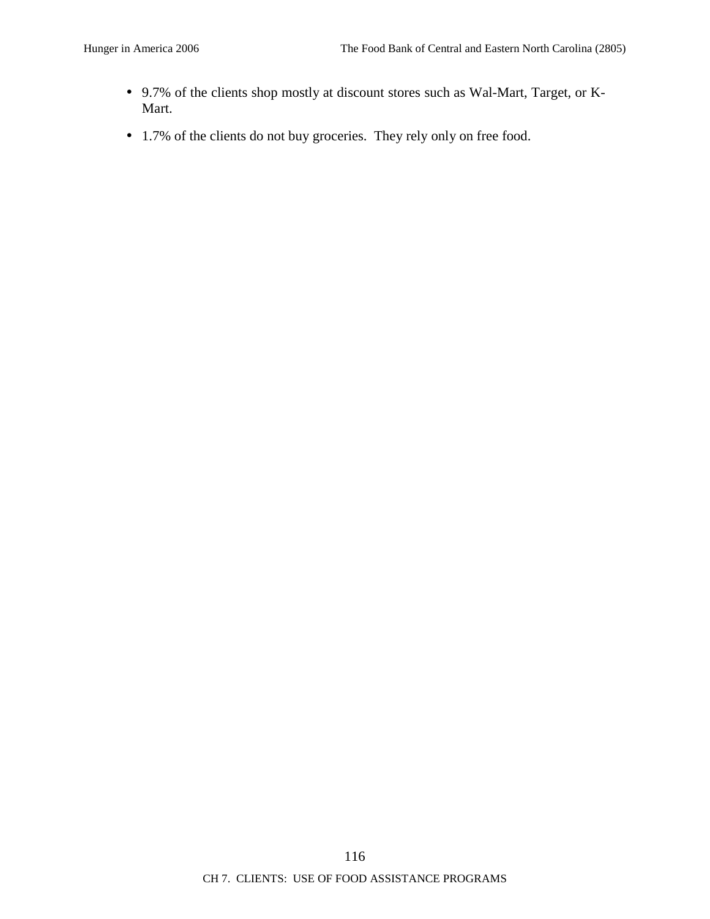- 9.7% of the clients shop mostly at discount stores such as Wal-Mart, Target, or K-Mart.
- 1.7% of the clients do not buy groceries. They rely only on free food.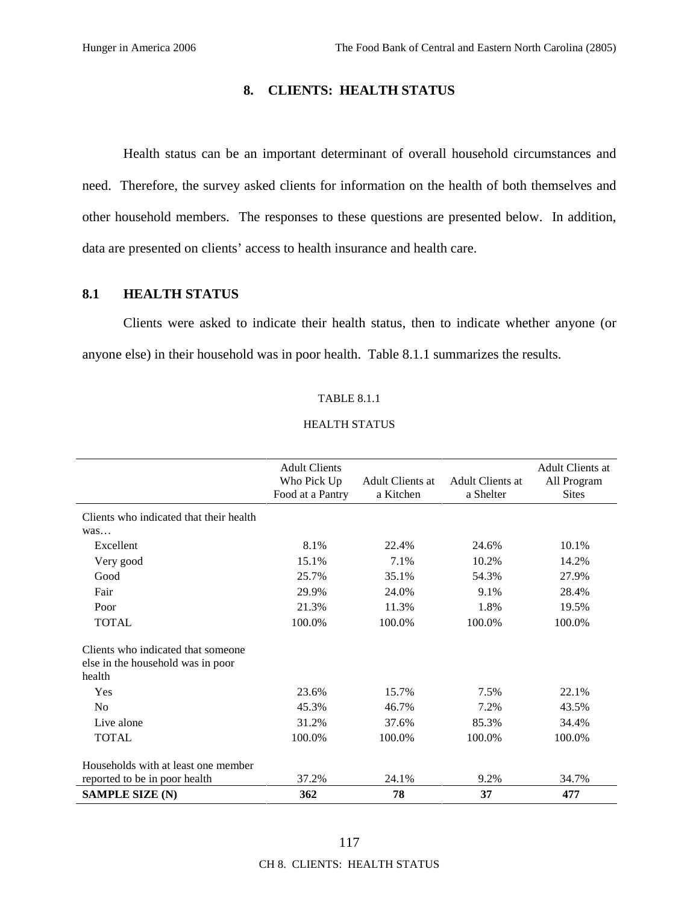# 8. CLIENTS: HEALTH STATUS

Health status can be an important determinant of overall household circumstances and need. Therefore, the survey asked clients for information on the health of both themselves and other household members. The responses to these questions are presented below. In addition, data are presented on clients' access to health insurance and health care.

## 8.1 HEALTH STATUS

Clients were asked to indicate their health status, then to indicate whether anyone (or anyone else) in their household was in poor health. Table 8.1.1 summarizes the results.

TABLE 8.1.1

HEALTH STATUS

| | Adult Clients Who Pick Up Food at a Pantry | Adult Clients at a Kitchen | Adult Clients at a Shelter | Adult Clients at All Program Sites |
|---|---|---|---|---|
| Clients who indicated that their health was… | | | | |
| Excellent | 8.1% | 22.4% | 24.6% | 10.1% |
| Very good | 15.1% | 7.1% | 10.2% | 14.2% |
| Good | 25.7% | 35.1% | 54.3% | 27.9% |
| Fair | 29.9% | 24.0% | 9.1% | 28.4% |
| Poor | 21.3% | 11.3% | 1.8% | 19.5% |
| TOTAL | 100.0% | 100.0% | 100.0% | 100.0% |
| Clients who indicated that someone else in the household was in poor health | | | | |
| Yes | 23.6% | 15.7% | 7.5% | 22.1% |
| No | 45.3% | 46.7% | 7.2% | 43.5% |
| Live alone | 31.2% | 37.6% | 85.3% | 34.4% |
| TOTAL | 100.0% | 100.0% | 100.0% | 100.0% |
| Households with at least one member reported to be in poor health | 37.2% | 24.1% | 9.2% | 34.7% |
| **SAMPLE SIZE (N)** | **362** | **78** | **37** | **477** |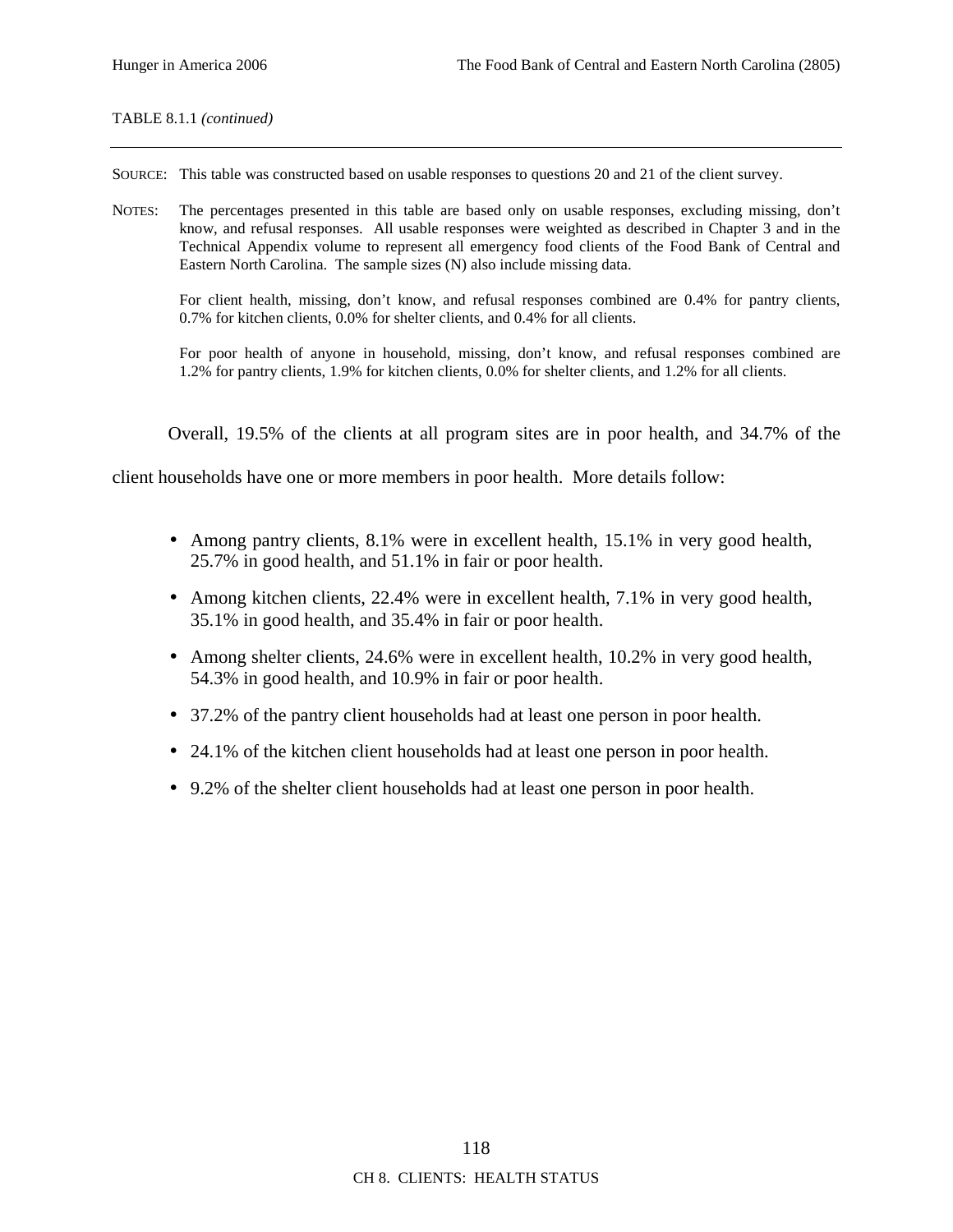TABLE 8.1.1 *(continued)*

---

SOURCE: This table was constructed based on usable responses to questions 20 and 21 of the client survey.

NOTES: The percentages presented in this table are based only on usable responses, excluding missing, don't know, and refusal responses. All usable responses were weighted as described in Chapter 3 and in the Technical Appendix volume to represent all emergency food clients of the Food Bank of Central and Eastern North Carolina. The sample sizes (N) also include missing data.

For client health, missing, don't know, and refusal responses combined are 0.4% for pantry clients, 0.7% for kitchen clients, 0.0% for shelter clients, and 0.4% for all clients.

For poor health of anyone in household, missing, don't know, and refusal responses combined are 1.2% for pantry clients, 1.9% for kitchen clients, 0.0% for shelter clients, and 1.2% for all clients.

Overall, 19.5% of the clients at all program sites are in poor health, and 34.7% of the client households have one or more members in poor health. More details follow:

- Among pantry clients, 8.1% were in excellent health, 15.1% in very good health, 25.7% in good health, and 51.1% in fair or poor health.
- Among kitchen clients, 22.4% were in excellent health, 7.1% in very good health, 35.1% in good health, and 35.4% in fair or poor health.
- Among shelter clients, 24.6% were in excellent health, 10.2% in very good health, 54.3% in good health, and 10.9% in fair or poor health.
- 37.2% of the pantry client households had at least one person in poor health.
- 24.1% of the kitchen client households had at least one person in poor health.
- 9.2% of the shelter client households had at least one person in poor health.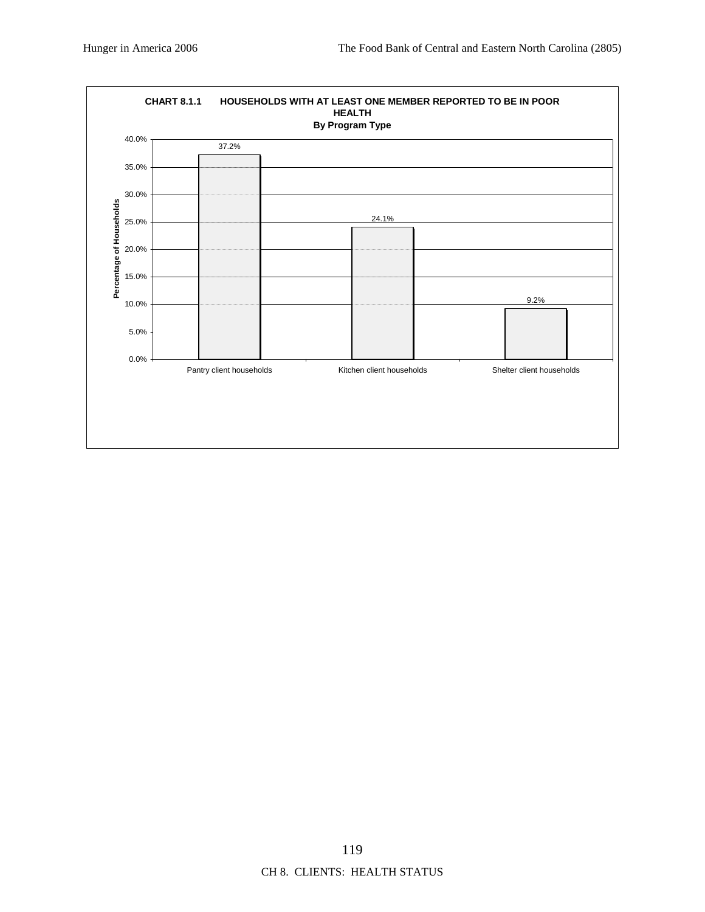**CHART 8.1.1 HOUSEHOLDS WITH AT LEAST ONE MEMBER REPORTED TO BE IN POOR HEALTH**
**By Program Type**

| Program Type | Percentage of Households |
| --- | --- |
| Pantry client households | 37.2% |
| Kitchen client households | 24.1% |
| Shelter client households | 9.2% |

CH 8. CLIENTS: HEALTH STATUS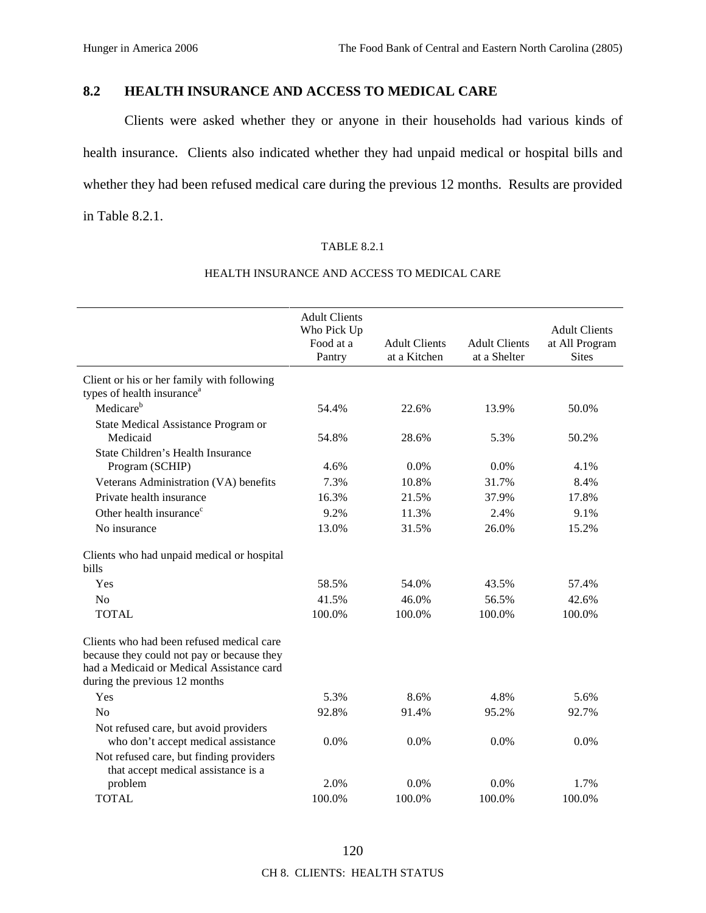## 8.2 HEALTH INSURANCE AND ACCESS TO MEDICAL CARE

Clients were asked whether they or anyone in their households had various kinds of health insurance. Clients also indicated whether they had unpaid medical or hospital bills and whether they had been refused medical care during the previous 12 months. Results are provided in Table 8.2.1.

TABLE 8.2.1

HEALTH INSURANCE AND ACCESS TO MEDICAL CARE

| | Adult Clients Who Pick Up Food at a Pantry | Adult Clients at a Kitchen | Adult Clients at a Shelter | Adult Clients at All Program Sites |
|---|---|---|---|---|
| Client or his or her family with following types of health insurance[a] | | | | |
| Medicare[b] | 54.4% | 22.6% | 13.9% | 50.0% |
| State Medical Assistance Program or Medicaid | 54.8% | 28.6% | 5.3% | 50.2% |
| State Children's Health Insurance Program (SCHIP) | 4.6% | 0.0% | 0.0% | 4.1% |
| Veterans Administration (VA) benefits | 7.3% | 10.8% | 31.7% | 8.4% |
| Private health insurance | 16.3% | 21.5% | 37.9% | 17.8% |
| Other health insurance[c] | 9.2% | 11.3% | 2.4% | 9.1% |
| No insurance | 13.0% | 31.5% | 26.0% | 15.2% |
| Clients who had unpaid medical or hospital bills | | | | |
| Yes | 58.5% | 54.0% | 43.5% | 57.4% |
| No | 41.5% | 46.0% | 56.5% | 42.6% |
| TOTAL | 100.0% | 100.0% | 100.0% | 100.0% |
| Clients who had been refused medical care because they could not pay or because they had a Medicaid or Medical Assistance card during the previous 12 months | | | | |
| Yes | 5.3% | 8.6% | 4.8% | 5.6% |
| No | 92.8% | 91.4% | 95.2% | 92.7% |
| Not refused care, but avoid providers who don't accept medical assistance | 0.0% | 0.0% | 0.0% | 0.0% |
| Not refused care, but finding providers that accept medical assistance is a problem | 2.0% | 0.0% | 0.0% | 1.7% |
| TOTAL | 100.0% | 100.0% | 100.0% | 100.0% |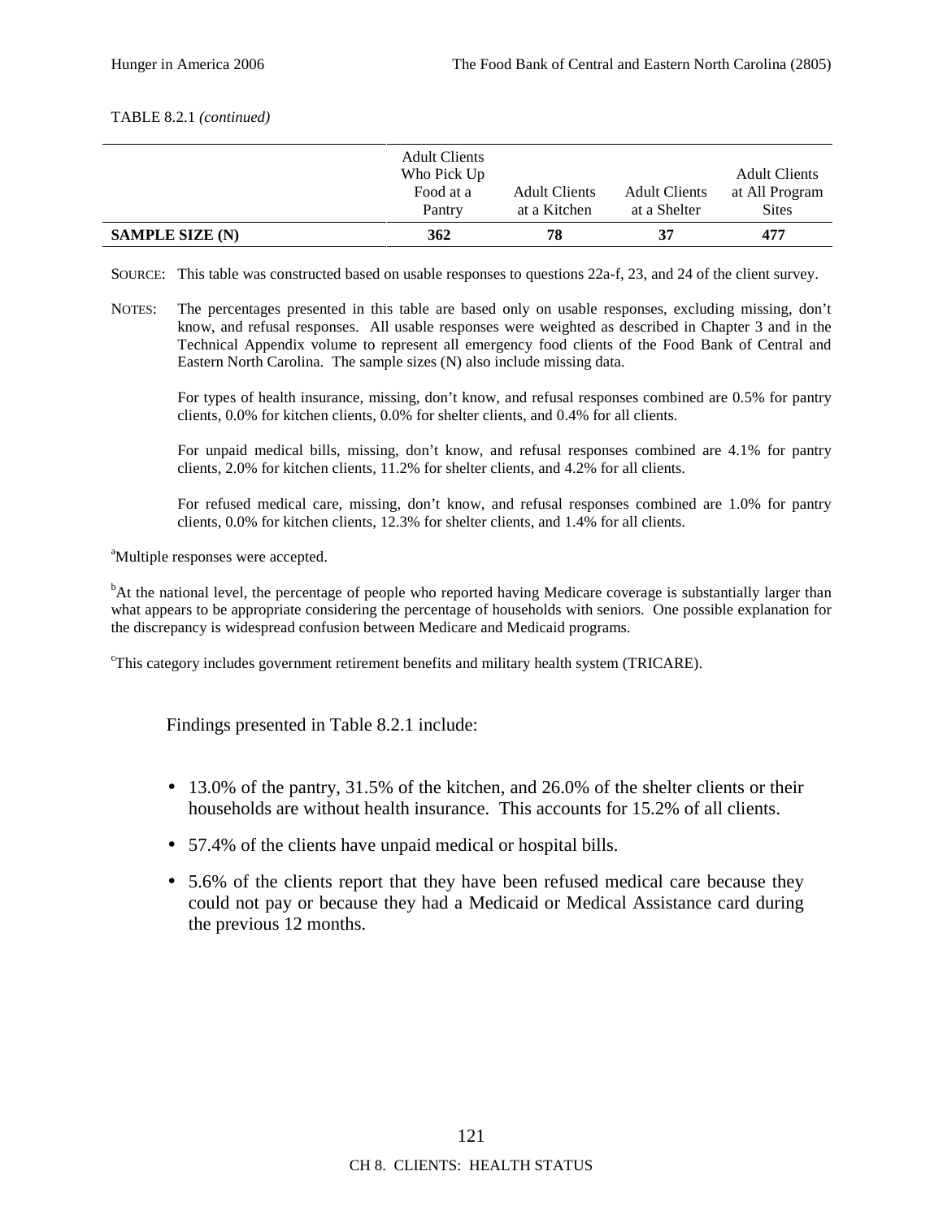TABLE 8.2.1 *(continued)*

| | Adult Clients Who Pick Up Food at a Pantry | Adult Clients at a Kitchen | Adult Clients at a Shelter | Adult Clients at All Program Sites |
|---|---|---|---|---|
| **SAMPLE SIZE (N)** | **362** | **78** | **37** | **477** |

SOURCE: This table was constructed based on usable responses to questions 22a-f, 23, and 24 of the client survey.

NOTES: The percentages presented in this table are based only on usable responses, excluding missing, don't know, and refusal responses. All usable responses were weighted as described in Chapter 3 and in the Technical Appendix volume to represent all emergency food clients of the Food Bank of Central and Eastern North Carolina. The sample sizes (N) also include missing data.

For types of health insurance, missing, don't know, and refusal responses combined are 0.5% for pantry clients, 0.0% for kitchen clients, 0.0% for shelter clients, and 0.4% for all clients.

For unpaid medical bills, missing, don't know, and refusal responses combined are 4.1% for pantry clients, 2.0% for kitchen clients, 11.2% for shelter clients, and 4.2% for all clients.

For refused medical care, missing, don't know, and refusal responses combined are 1.0% for pantry clients, 0.0% for kitchen clients, 12.3% for shelter clients, and 1.4% for all clients.

[a]Multiple responses were accepted.

[b]At the national level, the percentage of people who reported having Medicare coverage is substantially larger than what appears to be appropriate considering the percentage of households with seniors. One possible explanation for the discrepancy is widespread confusion between Medicare and Medicaid programs.

[c]This category includes government retirement benefits and military health system (TRICARE).

Findings presented in Table 8.2.1 include:

- 13.0% of the pantry, 31.5% of the kitchen, and 26.0% of the shelter clients or their households are without health insurance. This accounts for 15.2% of all clients.
- 57.4% of the clients have unpaid medical or hospital bills.
- 5.6% of the clients report that they have been refused medical care because they could not pay or because they had a Medicaid or Medical Assistance card during the previous 12 months.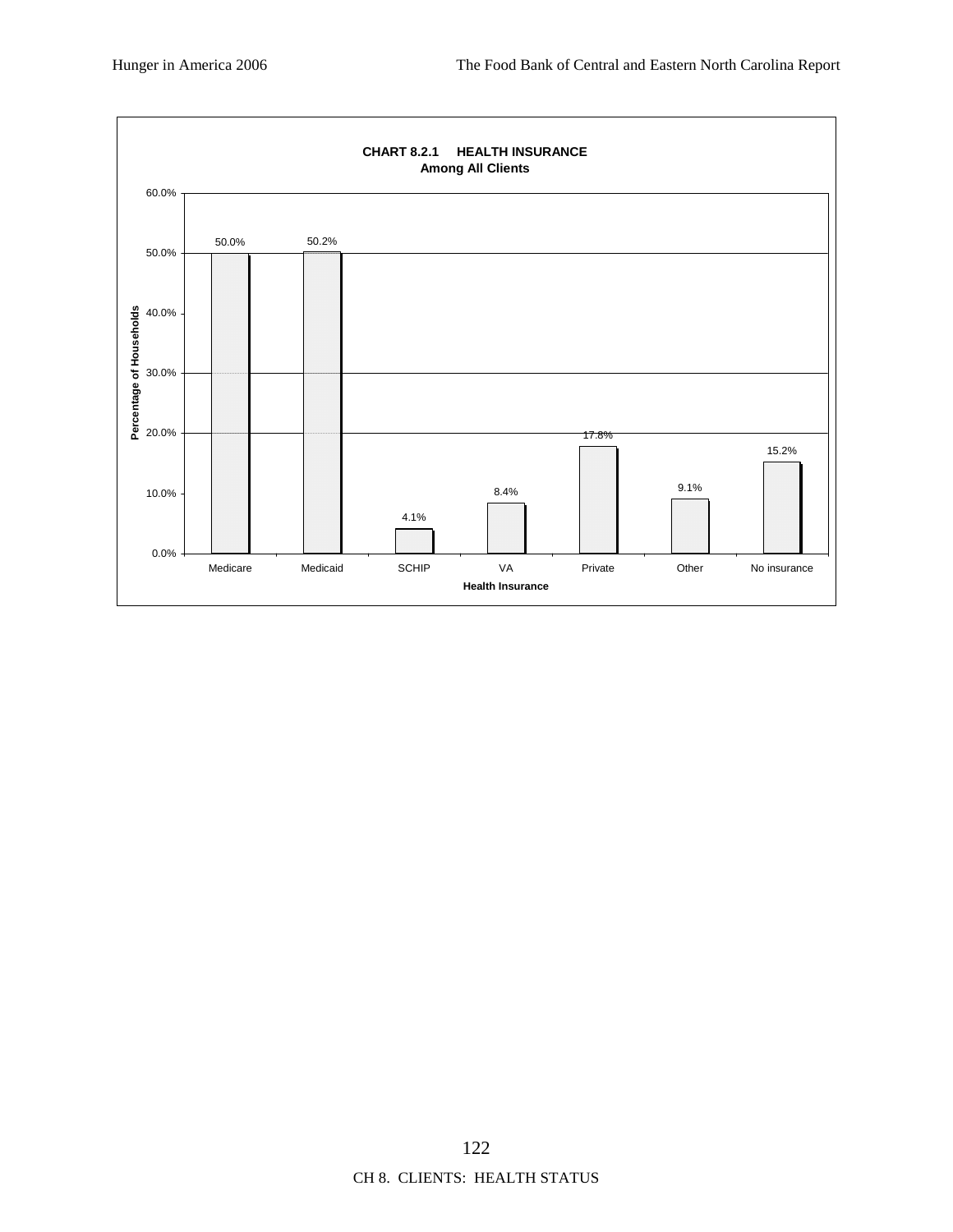**CHART 8.2.1 HEALTH INSURANCE**
**Among All Clients**

| Health Insurance | Percentage of Households |
|---|---|
| Medicare | 50.0% |
| Medicaid | 50.2% |
| SCHIP | 4.1% |
| VA | 8.4% |
| Private | 17.8% |
| Other | 9.1% |
| No insurance | 15.2% |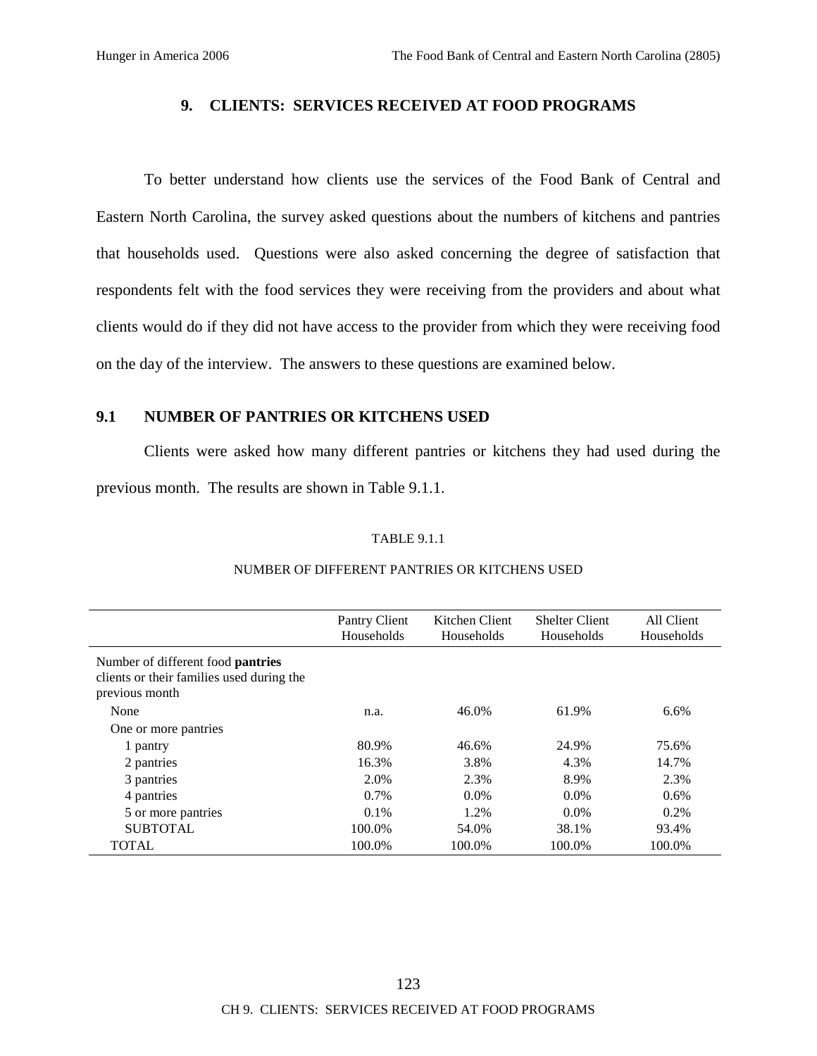## 9. CLIENTS: SERVICES RECEIVED AT FOOD PROGRAMS

To better understand how clients use the services of the Food Bank of Central and Eastern North Carolina, the survey asked questions about the numbers of kitchens and pantries that households used. Questions were also asked concerning the degree of satisfaction that respondents felt with the food services they were receiving from the providers and about what clients would do if they did not have access to the provider from which they were receiving food on the day of the interview. The answers to these questions are examined below.

### 9.1 NUMBER OF PANTRIES OR KITCHENS USED

Clients were asked how many different pantries or kitchens they had used during the previous month. The results are shown in Table 9.1.1.

TABLE 9.1.1

NUMBER OF DIFFERENT PANTRIES OR KITCHENS USED

| | Pantry Client Households | Kitchen Client Households | Shelter Client Households | All Client Households |
|---|---|---|---|---|
| Number of different food **pantries** clients or their families used during the previous month | | | | |
| None | n.a. | 46.0% | 61.9% | 6.6% |
| One or more pantries | | | | |
| 1 pantry | 80.9% | 46.6% | 24.9% | 75.6% |
| 2 pantries | 16.3% | 3.8% | 4.3% | 14.7% |
| 3 pantries | 2.0% | 2.3% | 8.9% | 2.3% |
| 4 pantries | 0.7% | 0.0% | 0.0% | 0.6% |
| 5 or more pantries | 0.1% | 1.2% | 0.0% | 0.2% |
| SUBTOTAL | 100.0% | 54.0% | 38.1% | 93.4% |
| TOTAL | 100.0% | 100.0% | 100.0% | 100.0% |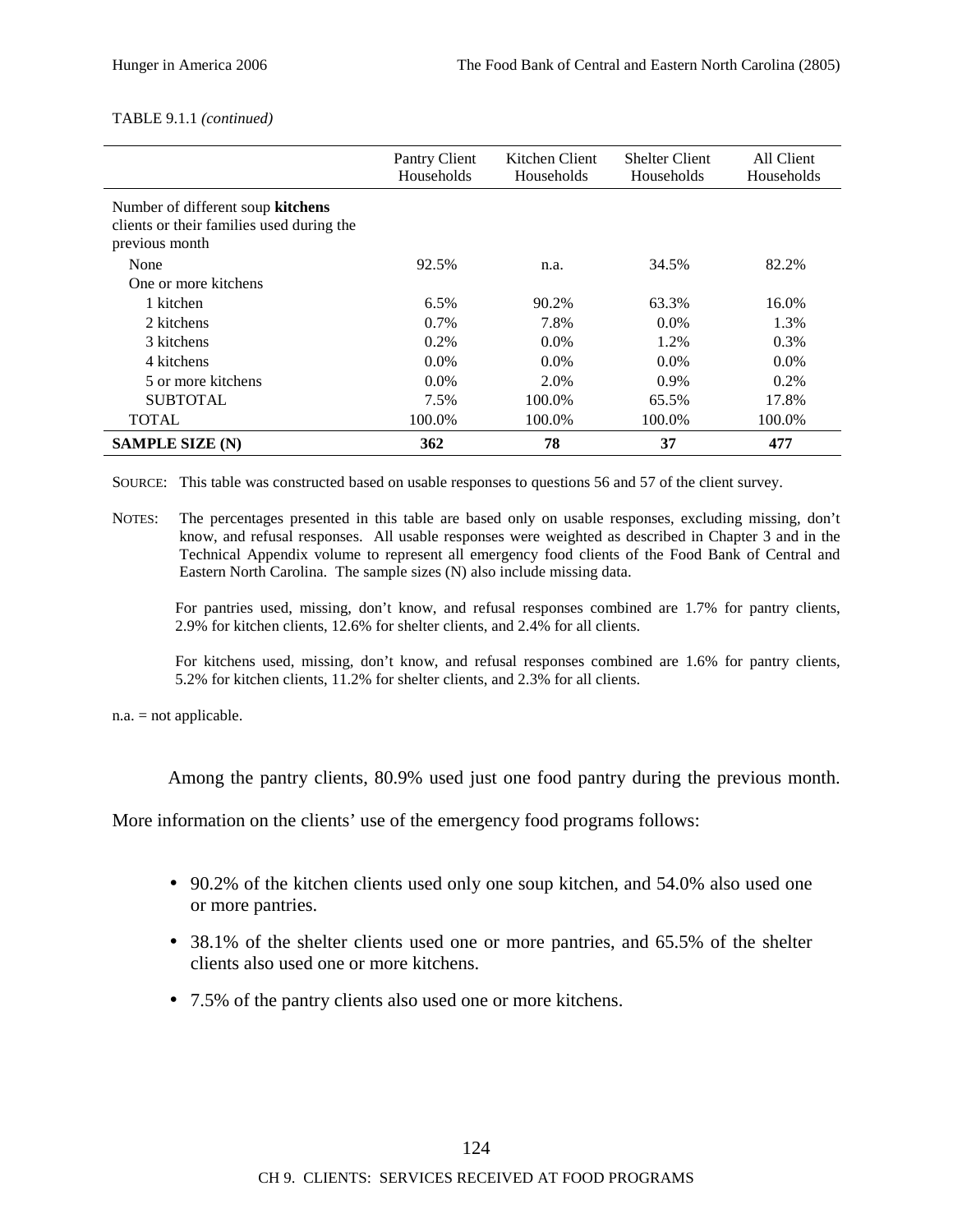TABLE 9.1.1 *(continued)*

| | Pantry Client Households | Kitchen Client Households | Shelter Client Households | All Client Households |
|---|---|---|---|---|
| Number of different soup **kitchens** clients or their families used during the previous month | | | | |
| None | 92.5% | n.a. | 34.5% | 82.2% |
| One or more kitchens | | | | |
| 1 kitchen | 6.5% | 90.2% | 63.3% | 16.0% |
| 2 kitchens | 0.7% | 7.8% | 0.0% | 1.3% |
| 3 kitchens | 0.2% | 0.0% | 1.2% | 0.3% |
| 4 kitchens | 0.0% | 0.0% | 0.0% | 0.0% |
| 5 or more kitchens | 0.0% | 2.0% | 0.9% | 0.2% |
| SUBTOTAL | 7.5% | 100.0% | 65.5% | 17.8% |
| TOTAL | 100.0% | 100.0% | 100.0% | 100.0% |
| **SAMPLE SIZE (N)** | **362** | **78** | **37** | **477** |

SOURCE: This table was constructed based on usable responses to questions 56 and 57 of the client survey.

NOTES: The percentages presented in this table are based only on usable responses, excluding missing, don't know, and refusal responses. All usable responses were weighted as described in Chapter 3 and in the Technical Appendix volume to represent all emergency food clients of the Food Bank of Central and Eastern North Carolina. The sample sizes (N) also include missing data.

For pantries used, missing, don't know, and refusal responses combined are 1.7% for pantry clients, 2.9% for kitchen clients, 12.6% for shelter clients, and 2.4% for all clients.

For kitchens used, missing, don't know, and refusal responses combined are 1.6% for pantry clients, 5.2% for kitchen clients, 11.2% for shelter clients, and 2.3% for all clients.

n.a. = not applicable.

Among the pantry clients, 80.9% used just one food pantry during the previous month. More information on the clients' use of the emergency food programs follows:

- 90.2% of the kitchen clients used only one soup kitchen, and 54.0% also used one or more pantries.
- 38.1% of the shelter clients used one or more pantries, and 65.5% of the shelter clients also used one or more kitchens.
- 7.5% of the pantry clients also used one or more kitchens.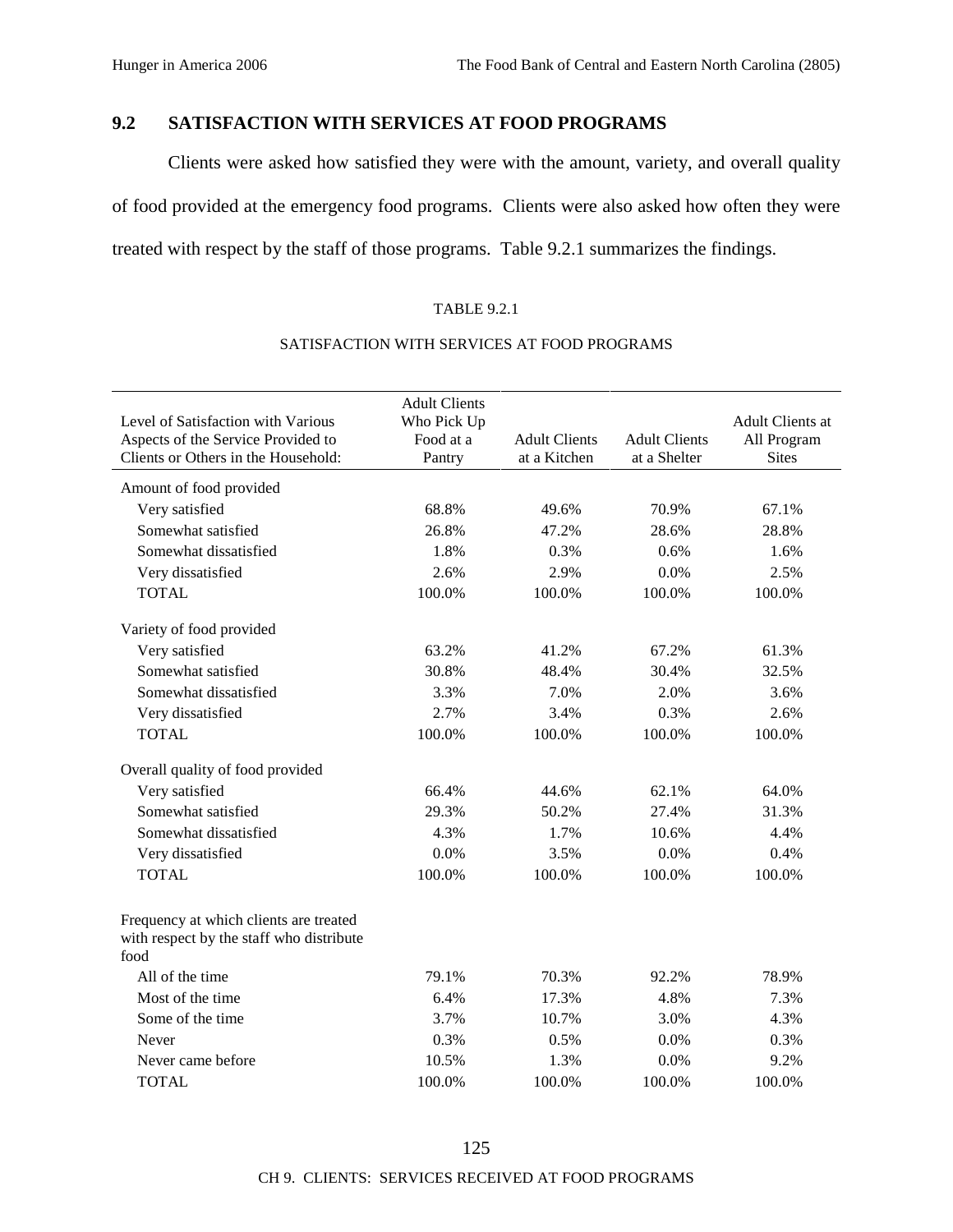## 9.2 SATISFACTION WITH SERVICES AT FOOD PROGRAMS

Clients were asked how satisfied they were with the amount, variety, and overall quality of food provided at the emergency food programs. Clients were also asked how often they were treated with respect by the staff of those programs. Table 9.2.1 summarizes the findings.

TABLE 9.2.1

SATISFACTION WITH SERVICES AT FOOD PROGRAMS

| Level of Satisfaction with Various Aspects of the Service Provided to Clients or Others in the Household: | Adult Clients Who Pick Up Food at a Pantry | Adult Clients at a Kitchen | Adult Clients at a Shelter | Adult Clients at All Program Sites |
|---|---|---|---|---|
| Amount of food provided | | | | |
| Very satisfied | 68.8% | 49.6% | 70.9% | 67.1% |
| Somewhat satisfied | 26.8% | 47.2% | 28.6% | 28.8% |
| Somewhat dissatisfied | 1.8% | 0.3% | 0.6% | 1.6% |
| Very dissatisfied | 2.6% | 2.9% | 0.0% | 2.5% |
| TOTAL | 100.0% | 100.0% | 100.0% | 100.0% |
| Variety of food provided | | | | |
| Very satisfied | 63.2% | 41.2% | 67.2% | 61.3% |
| Somewhat satisfied | 30.8% | 48.4% | 30.4% | 32.5% |
| Somewhat dissatisfied | 3.3% | 7.0% | 2.0% | 3.6% |
| Very dissatisfied | 2.7% | 3.4% | 0.3% | 2.6% |
| TOTAL | 100.0% | 100.0% | 100.0% | 100.0% |
| Overall quality of food provided | | | | |
| Very satisfied | 66.4% | 44.6% | 62.1% | 64.0% |
| Somewhat satisfied | 29.3% | 50.2% | 27.4% | 31.3% |
| Somewhat dissatisfied | 4.3% | 1.7% | 10.6% | 4.4% |
| Very dissatisfied | 0.0% | 3.5% | 0.0% | 0.4% |
| TOTAL | 100.0% | 100.0% | 100.0% | 100.0% |
| Frequency at which clients are treated with respect by the staff who distribute food | | | | |
| All of the time | 79.1% | 70.3% | 92.2% | 78.9% |
| Most of the time | 6.4% | 17.3% | 4.8% | 7.3% |
| Some of the time | 3.7% | 10.7% | 3.0% | 4.3% |
| Never | 0.3% | 0.5% | 0.0% | 0.3% |
| Never came before | 10.5% | 1.3% | 0.0% | 9.2% |
| TOTAL | 100.0% | 100.0% | 100.0% | 100.0% |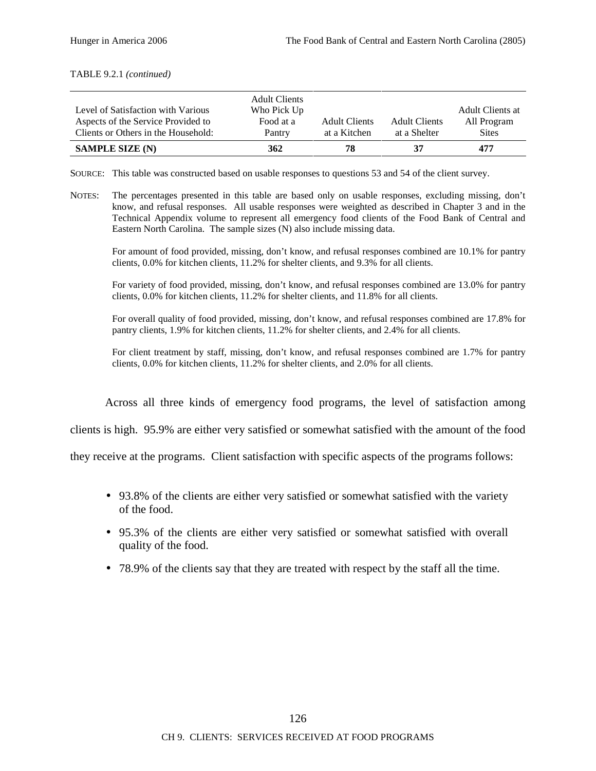TABLE 9.2.1 *(continued)*

| Level of Satisfaction with Various Aspects of the Service Provided to Clients or Others in the Household: | Adult Clients Who Pick Up Food at a Pantry | Adult Clients at a Kitchen | Adult Clients at a Shelter | Adult Clients at All Program Sites |
|---|---|---|---|---|
| **SAMPLE SIZE (N)** | **362** | **78** | **37** | **477** |

SOURCE: This table was constructed based on usable responses to questions 53 and 54 of the client survey.

NOTES: The percentages presented in this table are based only on usable responses, excluding missing, don't know, and refusal responses. All usable responses were weighted as described in Chapter 3 and in the Technical Appendix volume to represent all emergency food clients of the Food Bank of Central and Eastern North Carolina. The sample sizes (N) also include missing data.

For amount of food provided, missing, don't know, and refusal responses combined are 10.1% for pantry clients, 0.0% for kitchen clients, 11.2% for shelter clients, and 9.3% for all clients.

For variety of food provided, missing, don't know, and refusal responses combined are 13.0% for pantry clients, 0.0% for kitchen clients, 11.2% for shelter clients, and 11.8% for all clients.

For overall quality of food provided, missing, don't know, and refusal responses combined are 17.8% for pantry clients, 1.9% for kitchen clients, 11.2% for shelter clients, and 2.4% for all clients.

For client treatment by staff, missing, don't know, and refusal responses combined are 1.7% for pantry clients, 0.0% for kitchen clients, 11.2% for shelter clients, and 2.0% for all clients.

Across all three kinds of emergency food programs, the level of satisfaction among clients is high. 95.9% are either very satisfied or somewhat satisfied with the amount of the food they receive at the programs. Client satisfaction with specific aspects of the programs follows:

- 93.8% of the clients are either very satisfied or somewhat satisfied with the variety of the food.
- 95.3% of the clients are either very satisfied or somewhat satisfied with overall quality of the food.
- 78.9% of the clients say that they are treated with respect by the staff all the time.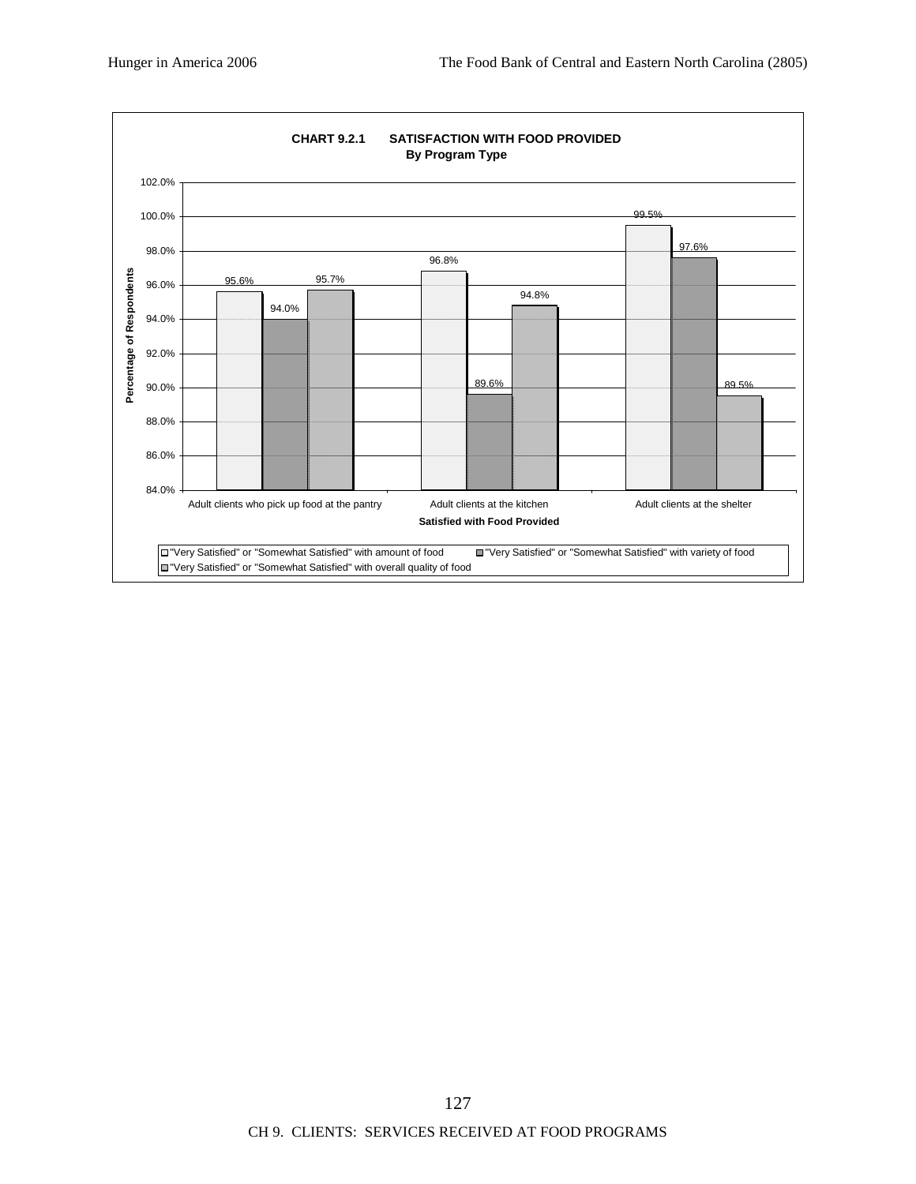**CHART 9.2.1 SATISFACTION WITH FOOD PROVIDED**
**By Program Type**

| Satisfied with Food Provided | "Very Satisfied" or "Somewhat Satisfied" with amount of food | "Very Satisfied" or "Somewhat Satisfied" with variety of food | "Very Satisfied" or "Somewhat Satisfied" with overall quality of food |
|---|---|---|---|
| Adult clients who pick up food at the pantry | 95.6% | 94.0% | 95.7% |
| Adult clients at the kitchen | 96.8% | 89.6% | 94.8% |
| Adult clients at the shelter | 99.5% | 97.6% | 89.5% |

Percentage of Respondents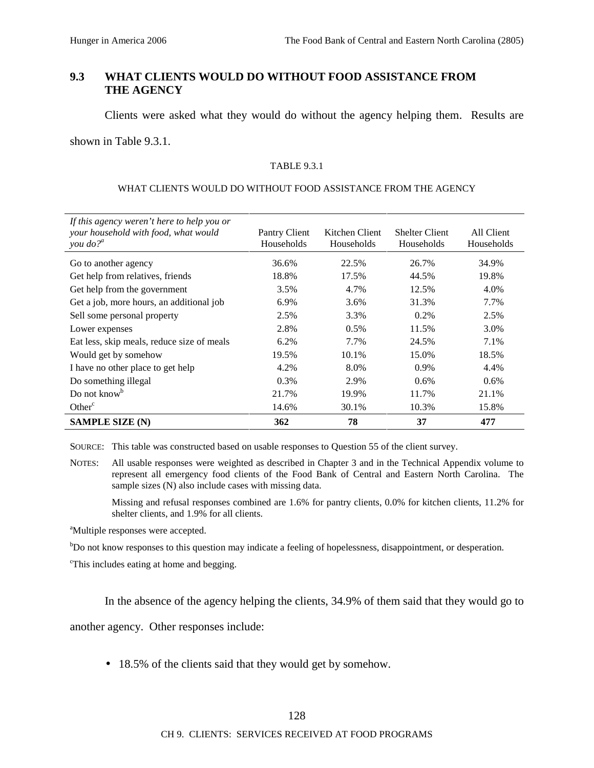## 9.3 WHAT CLIENTS WOULD DO WITHOUT FOOD ASSISTANCE FROM THE AGENCY

Clients were asked what they would do without the agency helping them. Results are shown in Table 9.3.1.

TABLE 9.3.1

WHAT CLIENTS WOULD DO WITHOUT FOOD ASSISTANCE FROM THE AGENCY

| *If this agency weren't here to help you or your household with food, what would you do?*[a] | Pantry Client Households | Kitchen Client Households | Shelter Client Households | All Client Households |
|---|---|---|---|---|
| Go to another agency | 36.6% | 22.5% | 26.7% | 34.9% |
| Get help from relatives, friends | 18.8% | 17.5% | 44.5% | 19.8% |
| Get help from the government | 3.5% | 4.7% | 12.5% | 4.0% |
| Get a job, more hours, an additional job | 6.9% | 3.6% | 31.3% | 7.7% |
| Sell some personal property | 2.5% | 3.3% | 0.2% | 2.5% |
| Lower expenses | 2.8% | 0.5% | 11.5% | 3.0% |
| Eat less, skip meals, reduce size of meals | 6.2% | 7.7% | 24.5% | 7.1% |
| Would get by somehow | 19.5% | 10.1% | 15.0% | 18.5% |
| I have no other place to get help | 4.2% | 8.0% | 0.9% | 4.4% |
| Do something illegal | 0.3% | 2.9% | 0.6% | 0.6% |
| Do not know[b] | 21.7% | 19.9% | 11.7% | 21.1% |
| Other[c] | 14.6% | 30.1% | 10.3% | 15.8% |
| **SAMPLE SIZE (N)** | **362** | **78** | **37** | **477** |

SOURCE: This table was constructed based on usable responses to Question 55 of the client survey.

NOTES: All usable responses were weighted as described in Chapter 3 and in the Technical Appendix volume to represent all emergency food clients of the Food Bank of Central and Eastern North Carolina. The sample sizes (N) also include cases with missing data.

Missing and refusal responses combined are 1.6% for pantry clients, 0.0% for kitchen clients, 11.2% for shelter clients, and 1.9% for all clients.

[a]Multiple responses were accepted.

[b]Do not know responses to this question may indicate a feeling of hopelessness, disappointment, or desperation.

[c]This includes eating at home and begging.

In the absence of the agency helping the clients, 34.9% of them said that they would go to another agency. Other responses include:

- 18.5% of the clients said that they would get by somehow.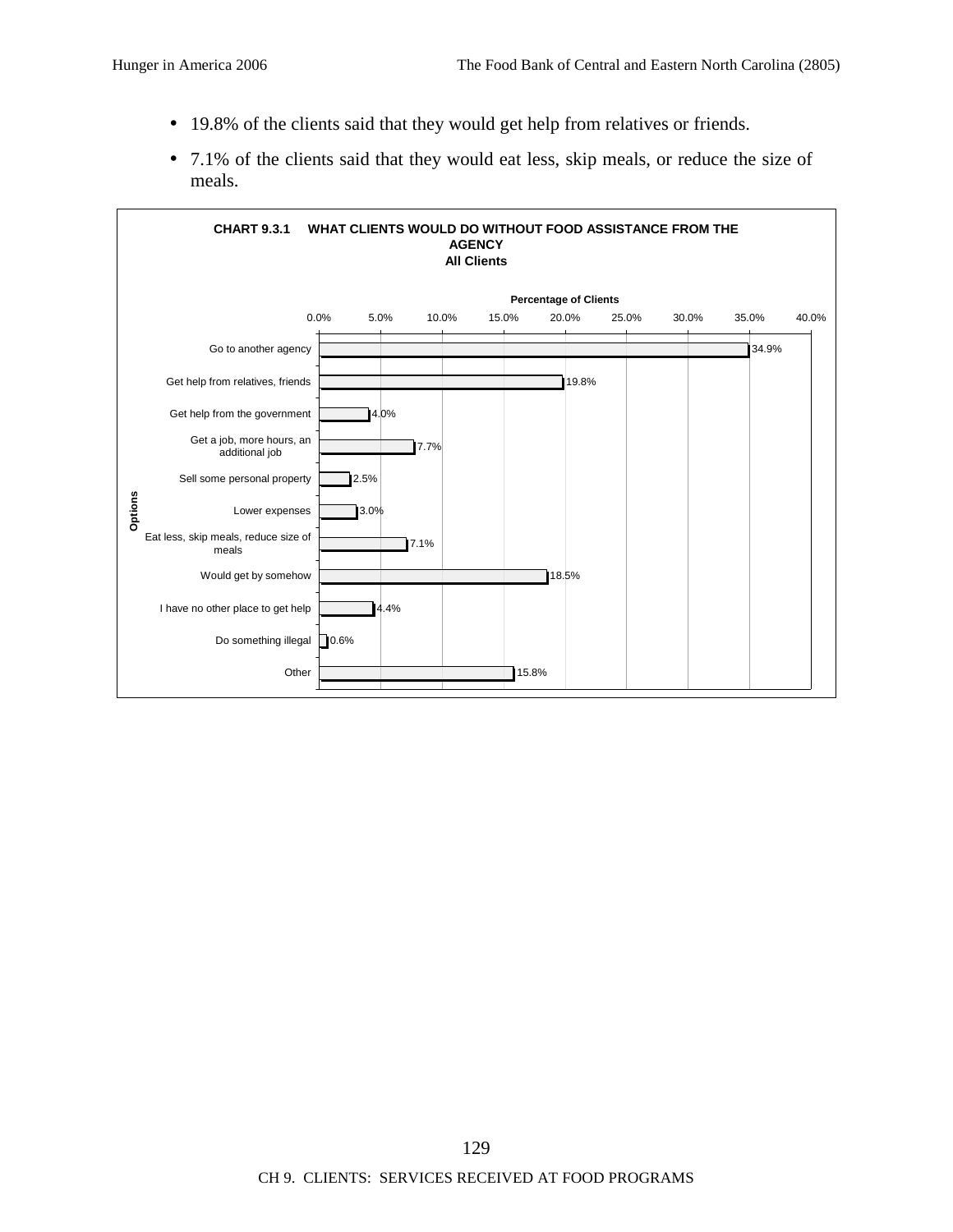- 19.8% of the clients said that they would get help from relatives or friends.
- 7.1% of the clients said that they would eat less, skip meals, or reduce the size of meals.

**CHART 9.3.1 WHAT CLIENTS WOULD DO WITHOUT FOOD ASSISTANCE FROM THE AGENCY**
**All Clients**

| Options | Percentage of Clients |
|---|---|
| Go to another agency | 34.9% |
| Get help from relatives, friends | 19.8% |
| Get help from the government | 4.0% |
| Get a job, more hours, an additional job | 7.7% |
| Sell some personal property | 2.5% |
| Lower expenses | 3.0% |
| Eat less, skip meals, reduce size of meals | 7.1% |
| Would get by somehow | 18.5% |
| I have no other place to get help | 4.4% |
| Do something illegal | 0.6% |
| Other | 15.8% |

CH 9. CLIENTS: SERVICES RECEIVED AT FOOD PROGRAMS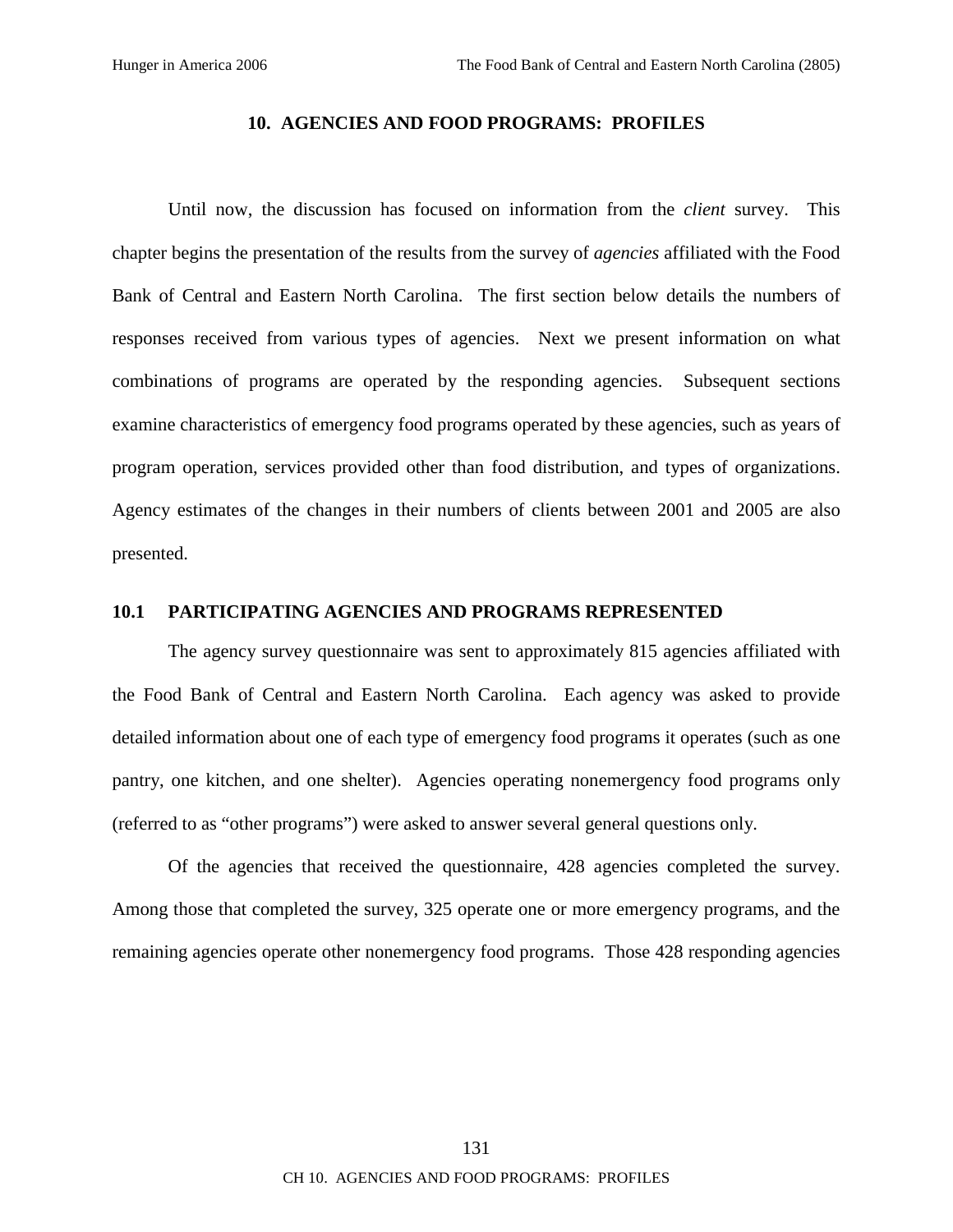# 10. AGENCIES AND FOOD PROGRAMS: PROFILES

Until now, the discussion has focused on information from the *client* survey. This chapter begins the presentation of the results from the survey of *agencies* affiliated with the Food Bank of Central and Eastern North Carolina. The first section below details the numbers of responses received from various types of agencies. Next we present information on what combinations of programs are operated by the responding agencies. Subsequent sections examine characteristics of emergency food programs operated by these agencies, such as years of program operation, services provided other than food distribution, and types of organizations. Agency estimates of the changes in their numbers of clients between 2001 and 2005 are also presented.

## 10.1 PARTICIPATING AGENCIES AND PROGRAMS REPRESENTED

The agency survey questionnaire was sent to approximately 815 agencies affiliated with the Food Bank of Central and Eastern North Carolina. Each agency was asked to provide detailed information about one of each type of emergency food programs it operates (such as one pantry, one kitchen, and one shelter). Agencies operating nonemergency food programs only (referred to as "other programs") were asked to answer several general questions only.

Of the agencies that received the questionnaire, 428 agencies completed the survey. Among those that completed the survey, 325 operate one or more emergency programs, and the remaining agencies operate other nonemergency food programs. Those 428 responding agencies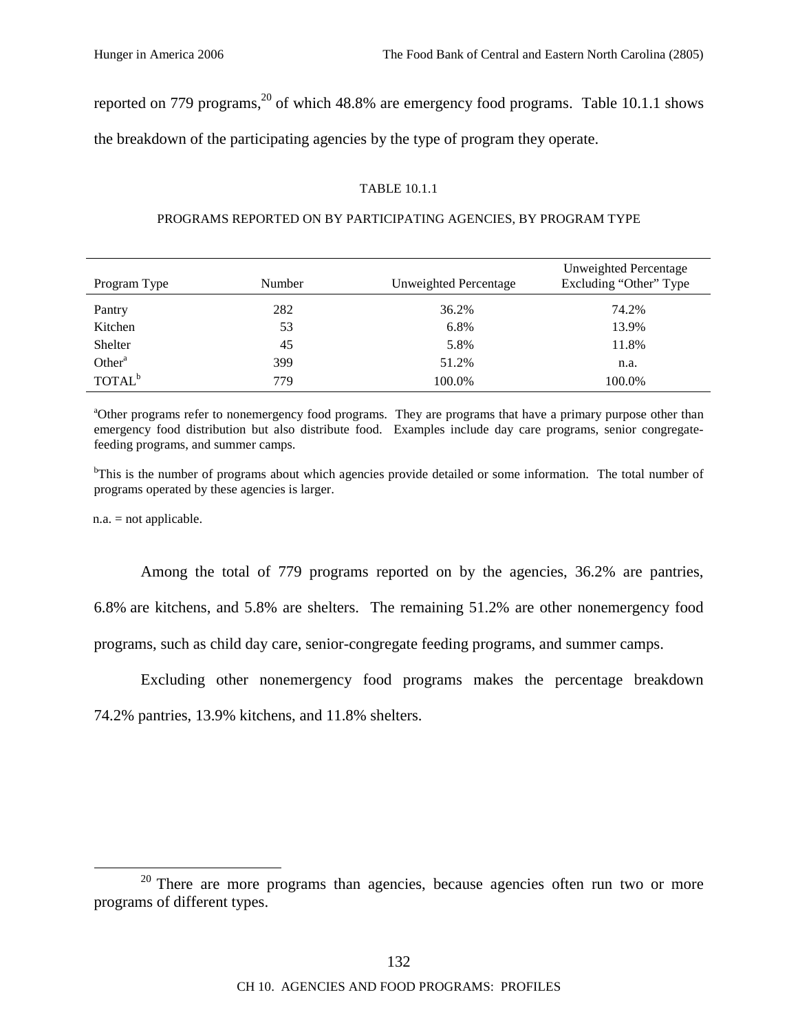reported on 779 programs,[20] of which 48.8% are emergency food programs. Table 10.1.1 shows the breakdown of the participating agencies by the type of program they operate.

TABLE 10.1.1

PROGRAMS REPORTED ON BY PARTICIPATING AGENCIES, BY PROGRAM TYPE

| Program Type | Number | Unweighted Percentage | Unweighted Percentage Excluding "Other" Type |
|---|---|---|---|
| Pantry | 282 | 36.2% | 74.2% |
| Kitchen | 53 | 6.8% | 13.9% |
| Shelter | 45 | 5.8% | 11.8% |
| Other[a] | 399 | 51.2% | n.a. |
| TOTAL[b] | 779 | 100.0% | 100.0% |

[a]Other programs refer to nonemergency food programs. They are programs that have a primary purpose other than emergency food distribution but also distribute food. Examples include day care programs, senior congregate-feeding programs, and summer camps.

[b]This is the number of programs about which agencies provide detailed or some information. The total number of programs operated by these agencies is larger.

n.a. = not applicable.

Among the total of 779 programs reported on by the agencies, 36.2% are pantries, 6.8% are kitchens, and 5.8% are shelters. The remaining 51.2% are other nonemergency food programs, such as child day care, senior-congregate feeding programs, and summer camps.

Excluding other nonemergency food programs makes the percentage breakdown 74.2% pantries, 13.9% kitchens, and 11.8% shelters.

[20] There are more programs than agencies, because agencies often run two or more programs of different types.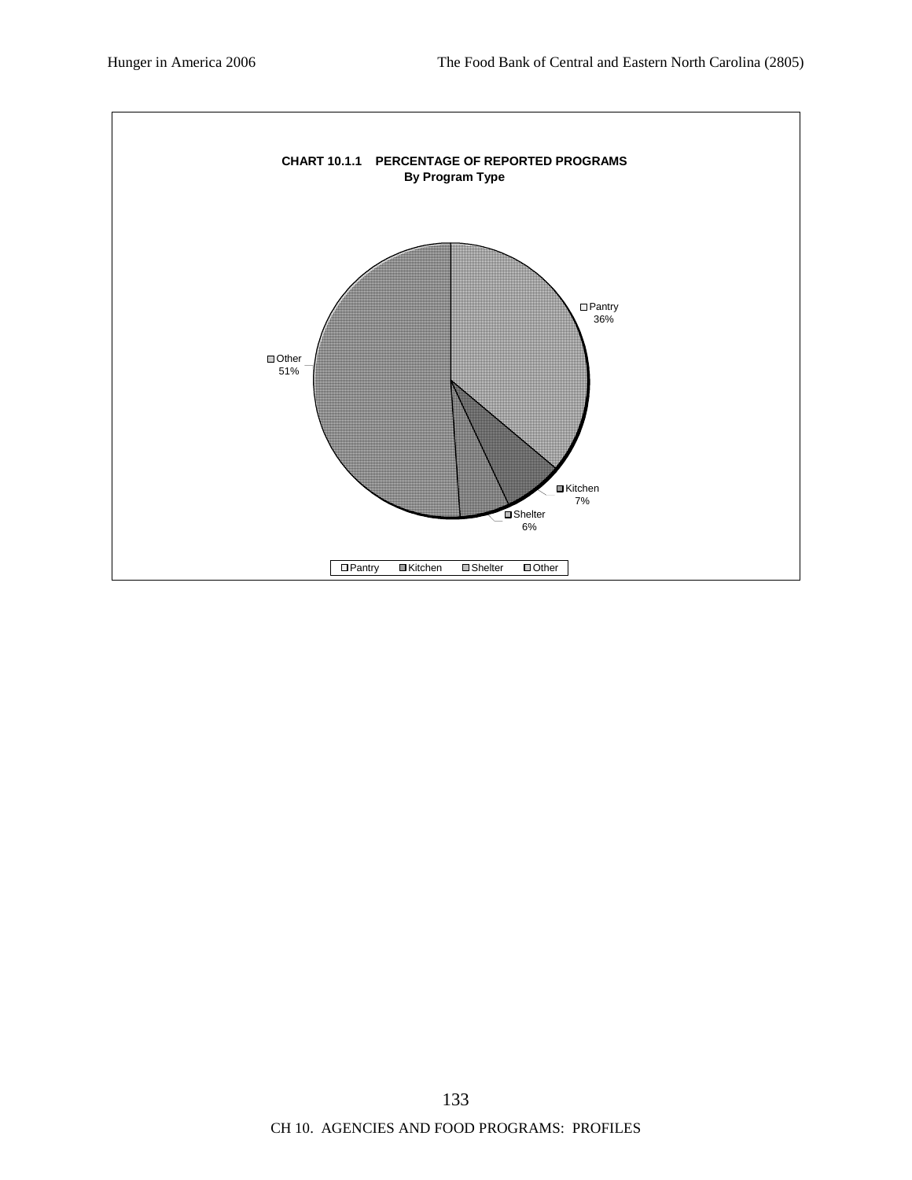**CHART 10.1.1 PERCENTAGE OF REPORTED PROGRAMS**
**By Program Type**

| Program Type | Percentage |
|---|---|
| Pantry | 36% |
| Kitchen | 7% |
| Shelter | 6% |
| Other | 51% |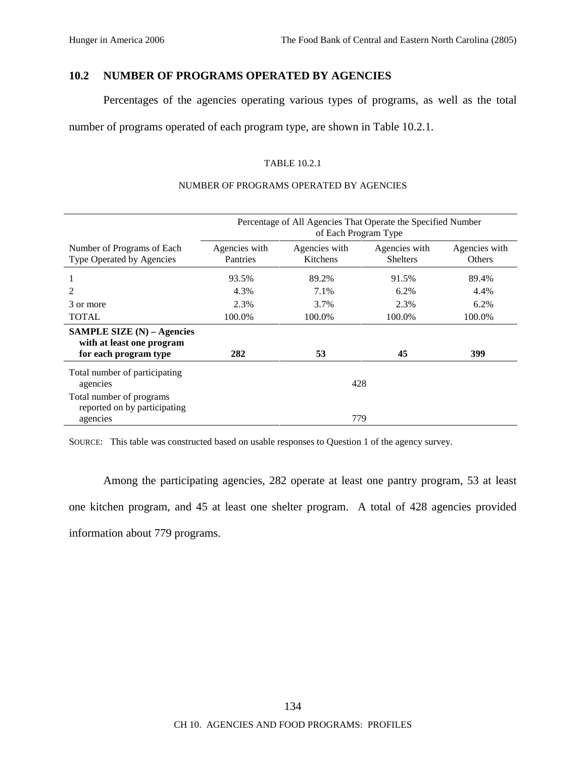## 10.2 NUMBER OF PROGRAMS OPERATED BY AGENCIES

Percentages of the agencies operating various types of programs, as well as the total number of programs operated of each program type, are shown in Table 10.2.1.

TABLE 10.2.1

NUMBER OF PROGRAMS OPERATED BY AGENCIES

| | Percentage of All Agencies That Operate the Specified Number of Each Program Type | | | |
|---|---|---|---|---|
| Number of Programs of Each Type Operated by Agencies | Agencies with Pantries | Agencies with Kitchens | Agencies with Shelters | Agencies with Others |
| 1 | 93.5% | 89.2% | 91.5% | 89.4% |
| 2 | 4.3% | 7.1% | 6.2% | 4.4% |
| 3 or more | 2.3% | 3.7% | 2.3% | 6.2% |
| TOTAL | 100.0% | 100.0% | 100.0% | 100.0% |
| **SAMPLE SIZE (N) – Agencies with at least one program for each program type** | **282** | **53** | **45** | **399** |
| Total number of participating agencies | 428 | | | |
| Total number of programs reported on by participating agencies | 779 | | | |

SOURCE: This table was constructed based on usable responses to Question 1 of the agency survey.

Among the participating agencies, 282 operate at least one pantry program, 53 at least one kitchen program, and 45 at least one shelter program. A total of 428 agencies provided information about 779 programs.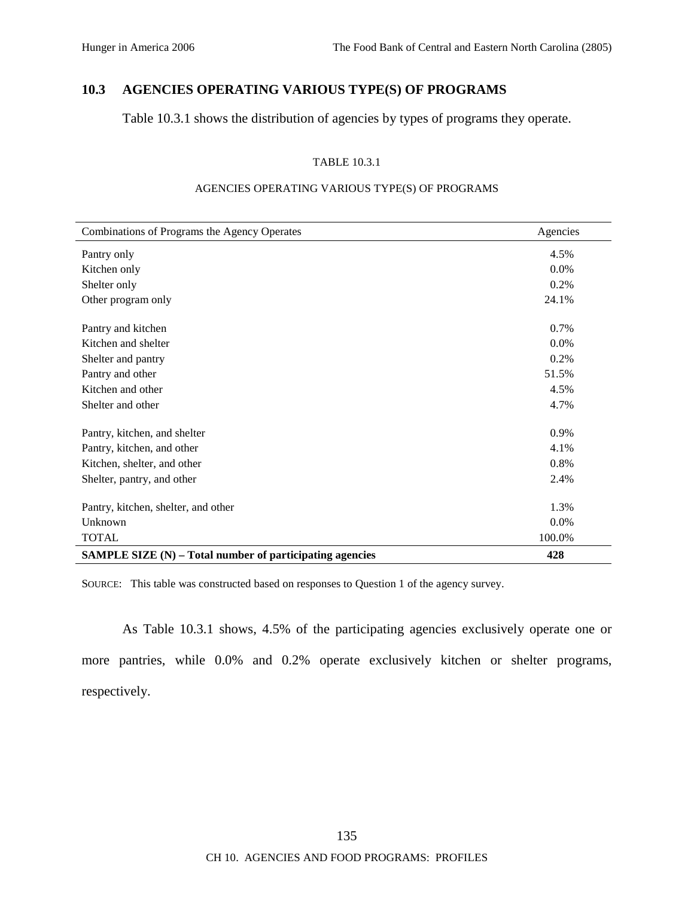## 10.3 AGENCIES OPERATING VARIOUS TYPE(S) OF PROGRAMS

Table 10.3.1 shows the distribution of agencies by types of programs they operate.

TABLE 10.3.1

AGENCIES OPERATING VARIOUS TYPE(S) OF PROGRAMS

| Combinations of Programs the Agency Operates | Agencies |
|---|---|
| Pantry only | 4.5% |
| Kitchen only | 0.0% |
| Shelter only | 0.2% |
| Other program only | 24.1% |
| Pantry and kitchen | 0.7% |
| Kitchen and shelter | 0.0% |
| Shelter and pantry | 0.2% |
| Pantry and other | 51.5% |
| Kitchen and other | 4.5% |
| Shelter and other | 4.7% |
| Pantry, kitchen, and shelter | 0.9% |
| Pantry, kitchen, and other | 4.1% |
| Kitchen, shelter, and other | 0.8% |
| Shelter, pantry, and other | 2.4% |
| Pantry, kitchen, shelter, and other | 1.3% |
| Unknown | 0.0% |
| TOTAL | 100.0% |
| **SAMPLE SIZE (N) – Total number of participating agencies** | **428** |

SOURCE: This table was constructed based on responses to Question 1 of the agency survey.

As Table 10.3.1 shows, 4.5% of the participating agencies exclusively operate one or more pantries, while 0.0% and 0.2% operate exclusively kitchen or shelter programs, respectively.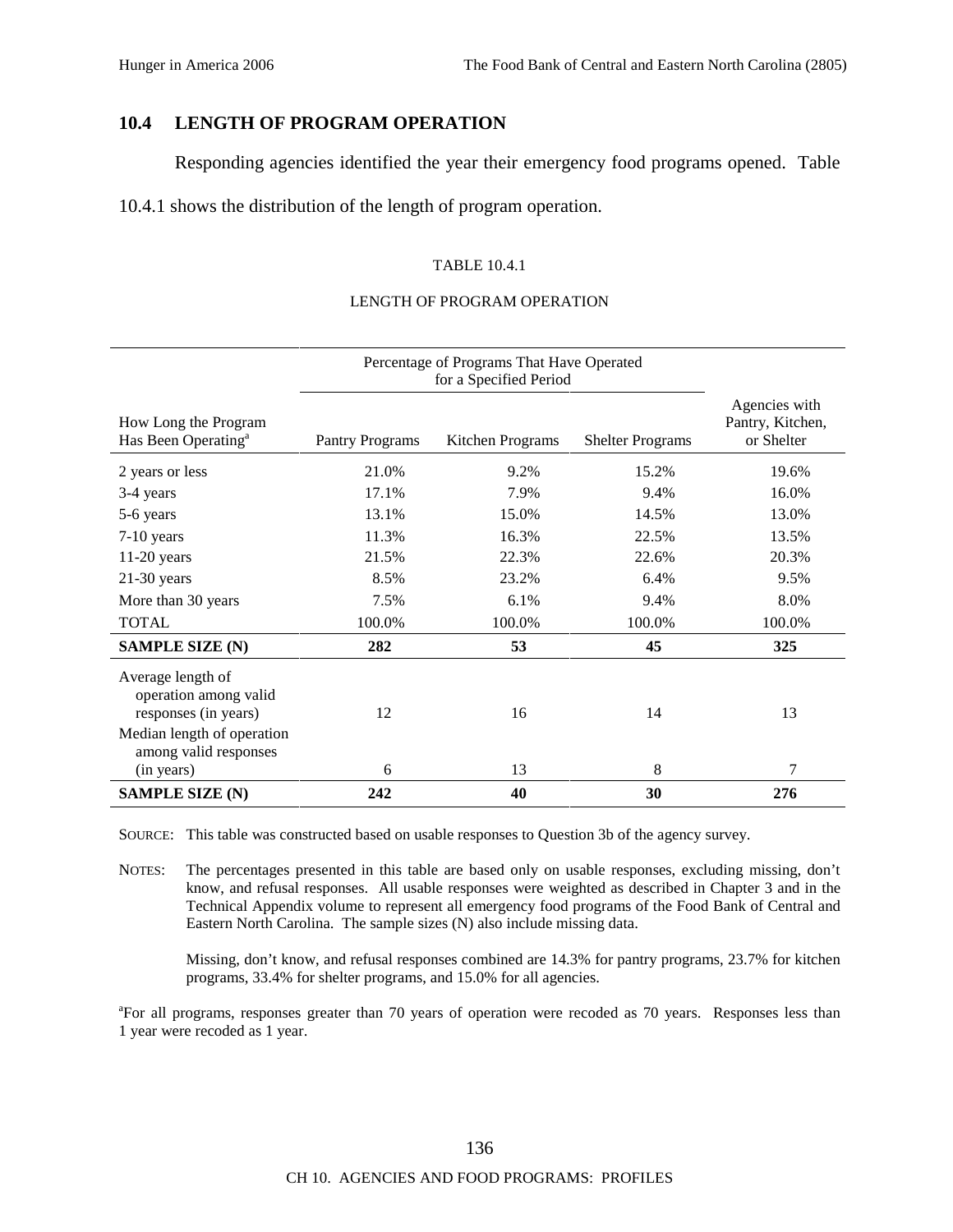## 10.4 LENGTH OF PROGRAM OPERATION

Responding agencies identified the year their emergency food programs opened. Table 10.4.1 shows the distribution of the length of program operation.

TABLE 10.4.1

LENGTH OF PROGRAM OPERATION

| How Long the Program Has Been Operating[a] | Percentage of Programs That Have Operated for a Specified Period | | | Agencies with Pantry, Kitchen, or Shelter |
|---|---|---|---|---|
| | Pantry Programs | Kitchen Programs | Shelter Programs | |
| 2 years or less | 21.0% | 9.2% | 15.2% | 19.6% |
| 3-4 years | 17.1% | 7.9% | 9.4% | 16.0% |
| 5-6 years | 13.1% | 15.0% | 14.5% | 13.0% |
| 7-10 years | 11.3% | 16.3% | 22.5% | 13.5% |
| 11-20 years | 21.5% | 22.3% | 22.6% | 20.3% |
| 21-30 years | 8.5% | 23.2% | 6.4% | 9.5% |
| More than 30 years | 7.5% | 6.1% | 9.4% | 8.0% |
| TOTAL | 100.0% | 100.0% | 100.0% | 100.0% |
| **SAMPLE SIZE (N)** | **282** | **53** | **45** | **325** |
| Average length of operation among valid responses (in years) | 12 | 16 | 14 | 13 |
| Median length of operation among valid responses (in years) | 6 | 13 | 8 | 7 |
| **SAMPLE SIZE (N)** | **242** | **40** | **30** | **276** |

SOURCE: This table was constructed based on usable responses to Question 3b of the agency survey.

NOTES: The percentages presented in this table are based only on usable responses, excluding missing, don't know, and refusal responses. All usable responses were weighted as described in Chapter 3 and in the Technical Appendix volume to represent all emergency food programs of the Food Bank of Central and Eastern North Carolina. The sample sizes (N) also include missing data.

Missing, don't know, and refusal responses combined are 14.3% for pantry programs, 23.7% for kitchen programs, 33.4% for shelter programs, and 15.0% for all agencies.

[a]For all programs, responses greater than 70 years of operation were recoded as 70 years. Responses less than 1 year were recoded as 1 year.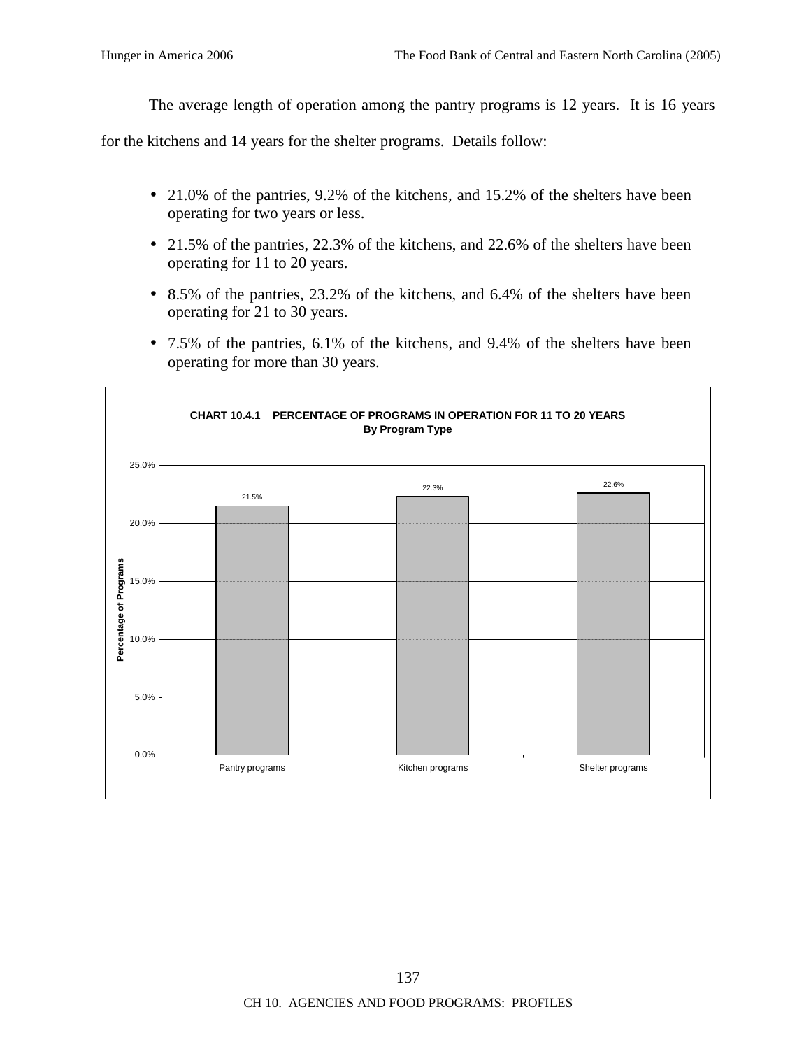The average length of operation among the pantry programs is 12 years. It is 16 years for the kitchens and 14 years for the shelter programs. Details follow:

- 21.0% of the pantries, 9.2% of the kitchens, and 15.2% of the shelters have been operating for two years or less.
- 21.5% of the pantries, 22.3% of the kitchens, and 22.6% of the shelters have been operating for 11 to 20 years.
- 8.5% of the pantries, 23.2% of the kitchens, and 6.4% of the shelters have been operating for 21 to 30 years.
- 7.5% of the pantries, 6.1% of the kitchens, and 9.4% of the shelters have been operating for more than 30 years.

**CHART 10.4.1 PERCENTAGE OF PROGRAMS IN OPERATION FOR 11 TO 20 YEARS**
**By Program Type**

| Program Type | Percentage of Programs |
|---|---|
| Pantry programs | 21.5% |
| Kitchen programs | 22.3% |
| Shelter programs | 22.6% |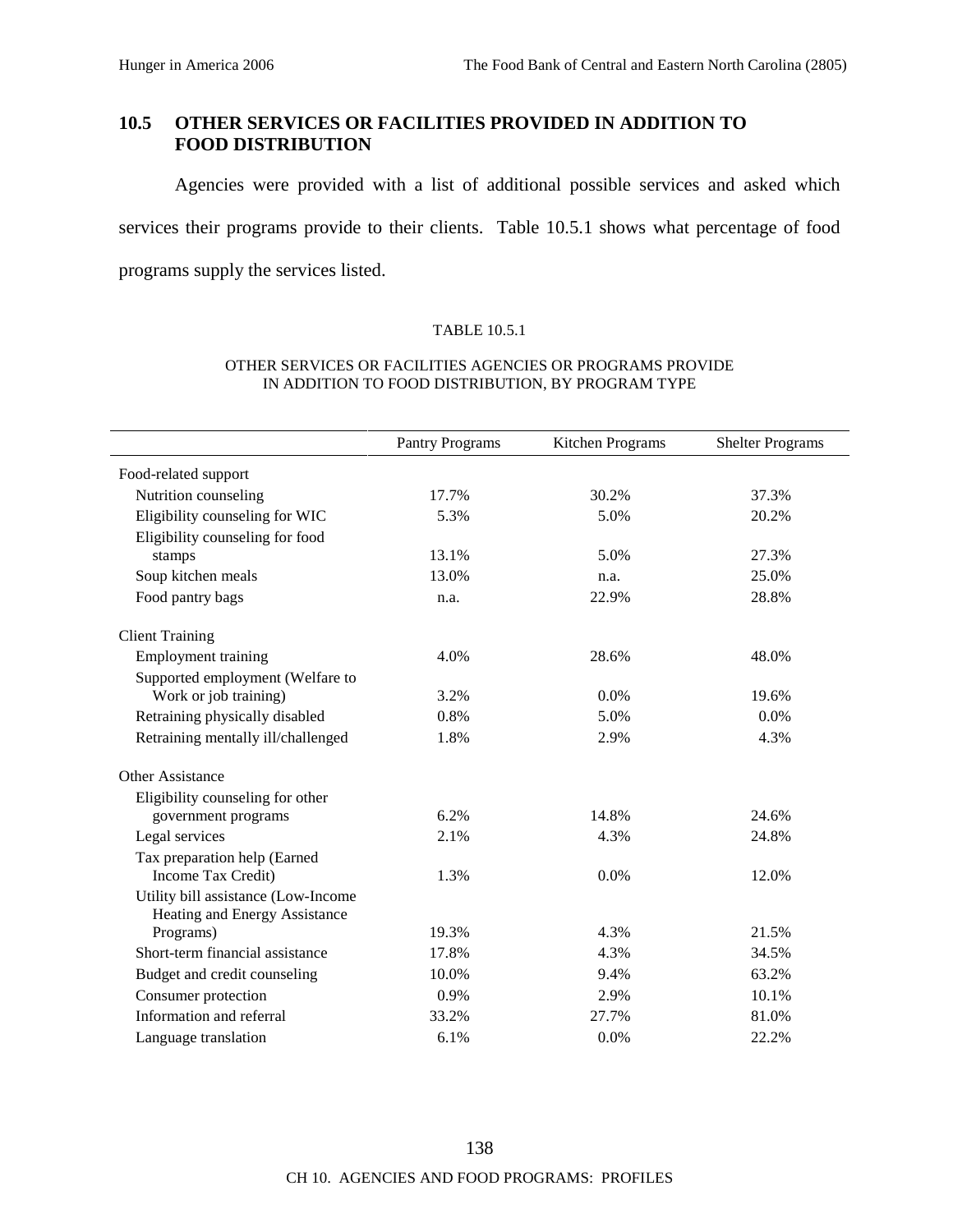## 10.5 OTHER SERVICES OR FACILITIES PROVIDED IN ADDITION TO FOOD DISTRIBUTION

Agencies were provided with a list of additional possible services and asked which services their programs provide to their clients. Table 10.5.1 shows what percentage of food programs supply the services listed.

TABLE 10.5.1

OTHER SERVICES OR FACILITIES AGENCIES OR PROGRAMS PROVIDE IN ADDITION TO FOOD DISTRIBUTION, BY PROGRAM TYPE

| | Pantry Programs | Kitchen Programs | Shelter Programs |
|---|---|---|---|
| Food-related support | | | |
| Nutrition counseling | 17.7% | 30.2% | 37.3% |
| Eligibility counseling for WIC | 5.3% | 5.0% | 20.2% |
| Eligibility counseling for food stamps | 13.1% | 5.0% | 27.3% |
| Soup kitchen meals | 13.0% | n.a. | 25.0% |
| Food pantry bags | n.a. | 22.9% | 28.8% |
| Client Training | | | |
| Employment training | 4.0% | 28.6% | 48.0% |
| Supported employment (Welfare to Work or job training) | 3.2% | 0.0% | 19.6% |
| Retraining physically disabled | 0.8% | 5.0% | 0.0% |
| Retraining mentally ill/challenged | 1.8% | 2.9% | 4.3% |
| Other Assistance | | | |
| Eligibility counseling for other government programs | 6.2% | 14.8% | 24.6% |
| Legal services | 2.1% | 4.3% | 24.8% |
| Tax preparation help (Earned Income Tax Credit) | 1.3% | 0.0% | 12.0% |
| Utility bill assistance (Low-Income Heating and Energy Assistance Programs) | 19.3% | 4.3% | 21.5% |
| Short-term financial assistance | 17.8% | 4.3% | 34.5% |
| Budget and credit counseling | 10.0% | 9.4% | 63.2% |
| Consumer protection | 0.9% | 2.9% | 10.1% |
| Information and referral | 33.2% | 27.7% | 81.0% |
| Language translation | 6.1% | 0.0% | 22.2% |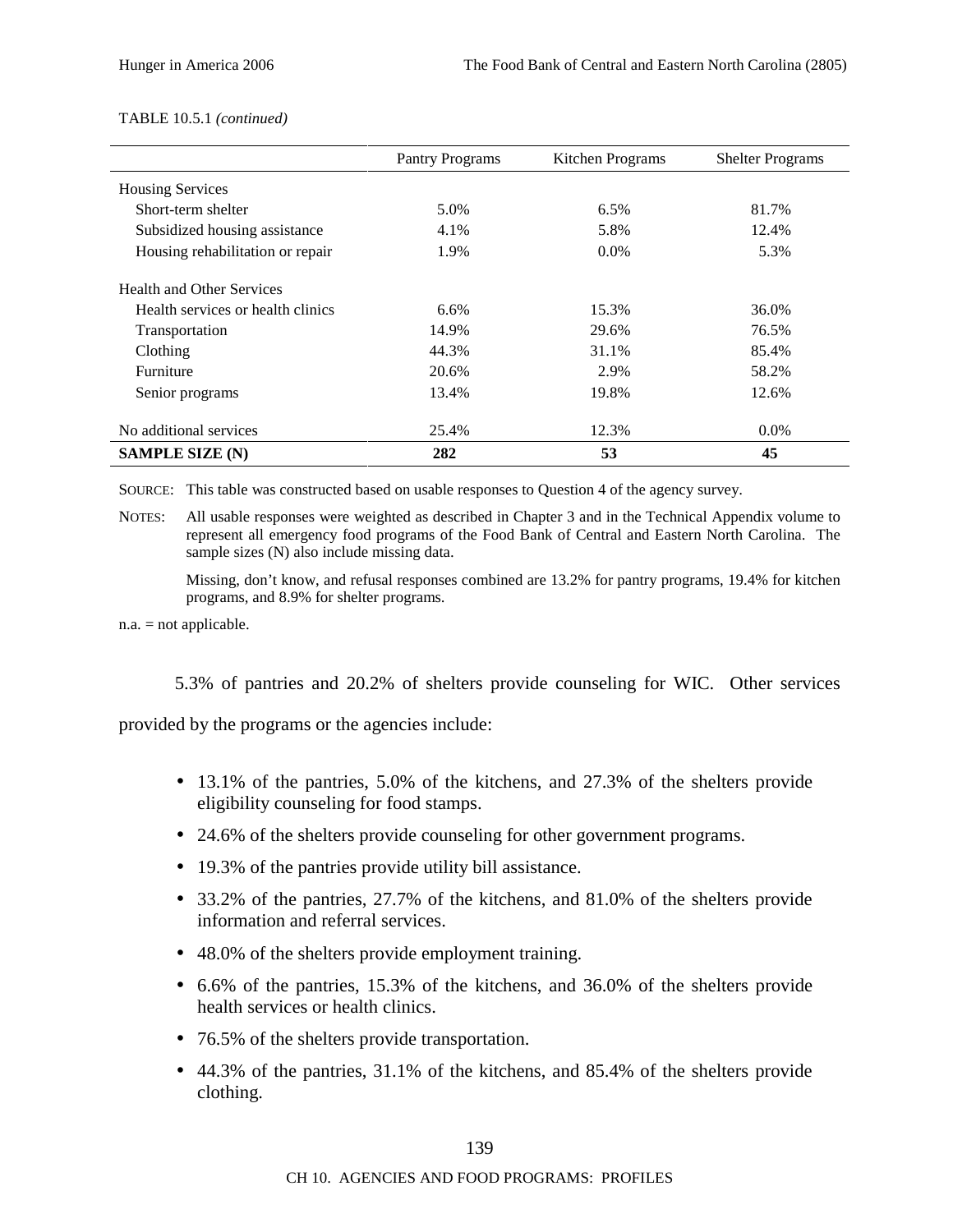TABLE 10.5.1 *(continued)*

| | Pantry Programs | Kitchen Programs | Shelter Programs |
|---|---|---|---|
| Housing Services | | | |
| Short-term shelter | 5.0% | 6.5% | 81.7% |
| Subsidized housing assistance | 4.1% | 5.8% | 12.4% |
| Housing rehabilitation or repair | 1.9% | 0.0% | 5.3% |
| Health and Other Services | | | |
| Health services or health clinics | 6.6% | 15.3% | 36.0% |
| Transportation | 14.9% | 29.6% | 76.5% |
| Clothing | 44.3% | 31.1% | 85.4% |
| Furniture | 20.6% | 2.9% | 58.2% |
| Senior programs | 13.4% | 19.8% | 12.6% |
| No additional services | 25.4% | 12.3% | 0.0% |
| **SAMPLE SIZE (N)** | **282** | **53** | **45** |

SOURCE: This table was constructed based on usable responses to Question 4 of the agency survey.

NOTES: All usable responses were weighted as described in Chapter 3 and in the Technical Appendix volume to represent all emergency food programs of the Food Bank of Central and Eastern North Carolina. The sample sizes (N) also include missing data.

Missing, don't know, and refusal responses combined are 13.2% for pantry programs, 19.4% for kitchen programs, and 8.9% for shelter programs.

n.a. = not applicable.

5.3% of pantries and 20.2% of shelters provide counseling for WIC. Other services provided by the programs or the agencies include:

- 13.1% of the pantries, 5.0% of the kitchens, and 27.3% of the shelters provide eligibility counseling for food stamps.
- 24.6% of the shelters provide counseling for other government programs.
- 19.3% of the pantries provide utility bill assistance.
- 33.2% of the pantries, 27.7% of the kitchens, and 81.0% of the shelters provide information and referral services.
- 48.0% of the shelters provide employment training.
- 6.6% of the pantries, 15.3% of the kitchens, and 36.0% of the shelters provide health services or health clinics.
- 76.5% of the shelters provide transportation.
- 44.3% of the pantries, 31.1% of the kitchens, and 85.4% of the shelters provide clothing.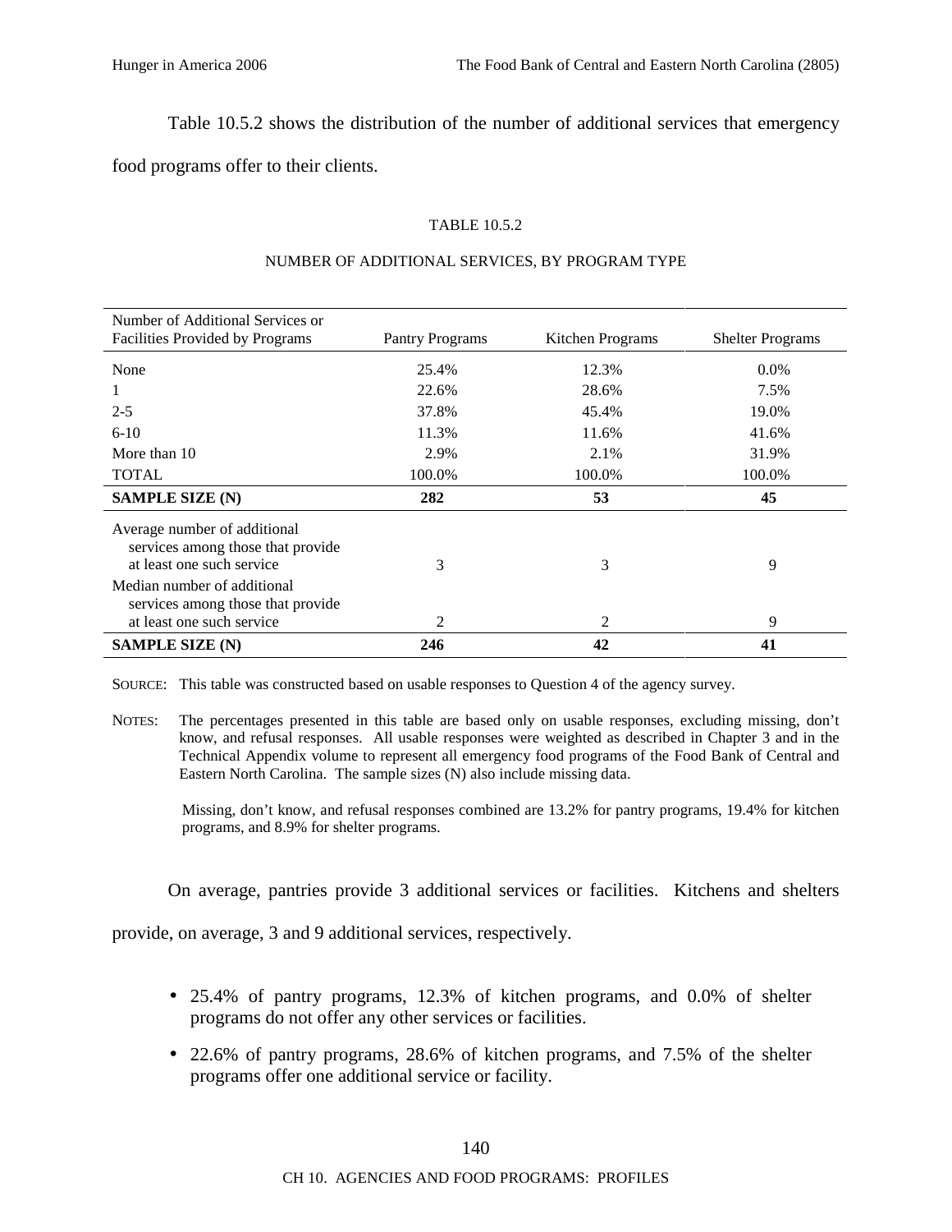Table 10.5.2 shows the distribution of the number of additional services that emergency food programs offer to their clients.

TABLE 10.5.2

NUMBER OF ADDITIONAL SERVICES, BY PROGRAM TYPE

| Number of Additional Services or Facilities Provided by Programs | Pantry Programs | Kitchen Programs | Shelter Programs |
|---|---|---|---|
| None | 25.4% | 12.3% | 0.0% |
| 1 | 22.6% | 28.6% | 7.5% |
| 2-5 | 37.8% | 45.4% | 19.0% |
| 6-10 | 11.3% | 11.6% | 41.6% |
| More than 10 | 2.9% | 2.1% | 31.9% |
| TOTAL | 100.0% | 100.0% | 100.0% |
| **SAMPLE SIZE (N)** | **282** | **53** | **45** |
| Average number of additional services among those that provide at least one such service | 3 | 3 | 9 |
| Median number of additional services among those that provide at least one such service | 2 | 2 | 9 |
| **SAMPLE SIZE (N)** | **246** | **42** | **41** |

SOURCE: This table was constructed based on usable responses to Question 4 of the agency survey.

NOTES: The percentages presented in this table are based only on usable responses, excluding missing, don't know, and refusal responses. All usable responses were weighted as described in Chapter 3 and in the Technical Appendix volume to represent all emergency food programs of the Food Bank of Central and Eastern North Carolina. The sample sizes (N) also include missing data.

Missing, don't know, and refusal responses combined are 13.2% for pantry programs, 19.4% for kitchen programs, and 8.9% for shelter programs.

On average, pantries provide 3 additional services or facilities. Kitchens and shelters provide, on average, 3 and 9 additional services, respectively.

- 25.4% of pantry programs, 12.3% of kitchen programs, and 0.0% of shelter programs do not offer any other services or facilities.
- 22.6% of pantry programs, 28.6% of kitchen programs, and 7.5% of the shelter programs offer one additional service or facility.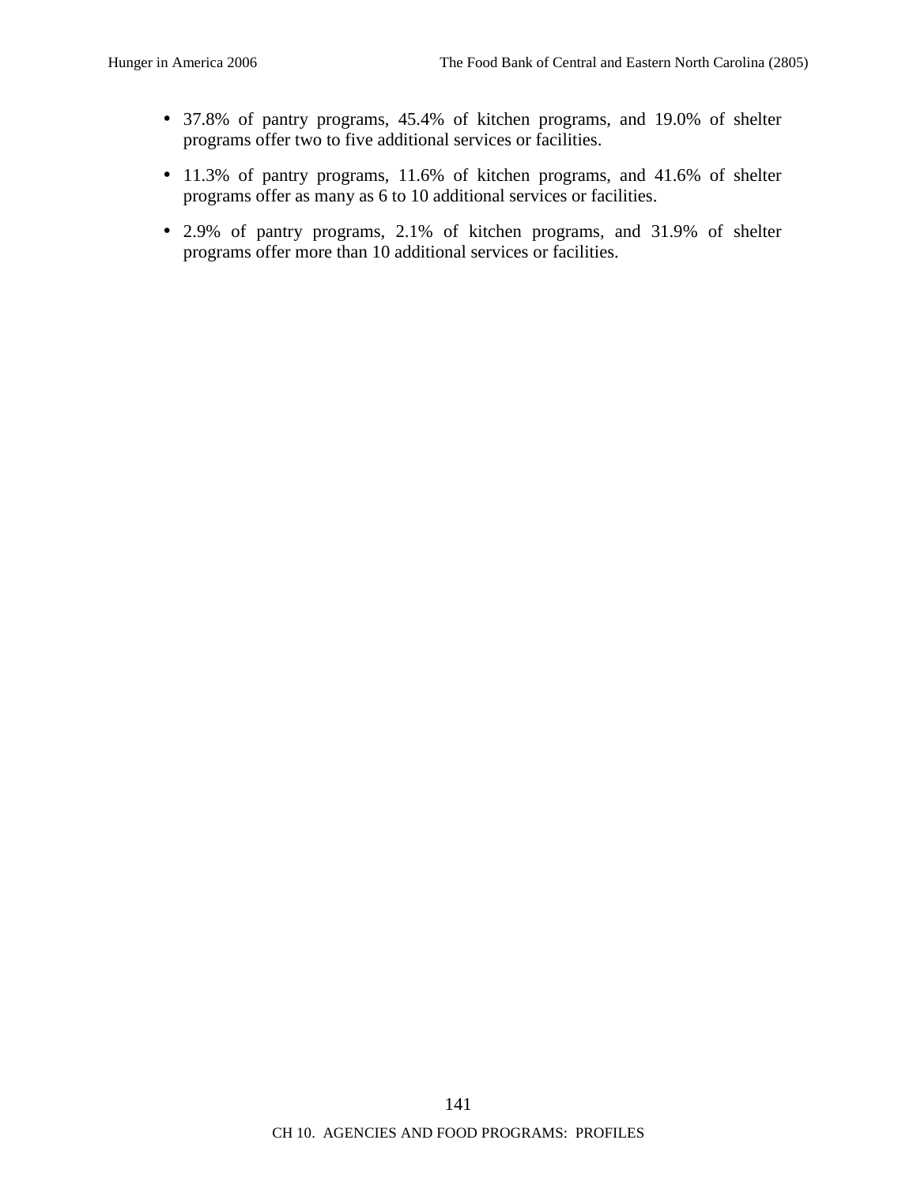- 37.8% of pantry programs, 45.4% of kitchen programs, and 19.0% of shelter programs offer two to five additional services or facilities.
- 11.3% of pantry programs, 11.6% of kitchen programs, and 41.6% of shelter programs offer as many as 6 to 10 additional services or facilities.
- 2.9% of pantry programs, 2.1% of kitchen programs, and 31.9% of shelter programs offer more than 10 additional services or facilities.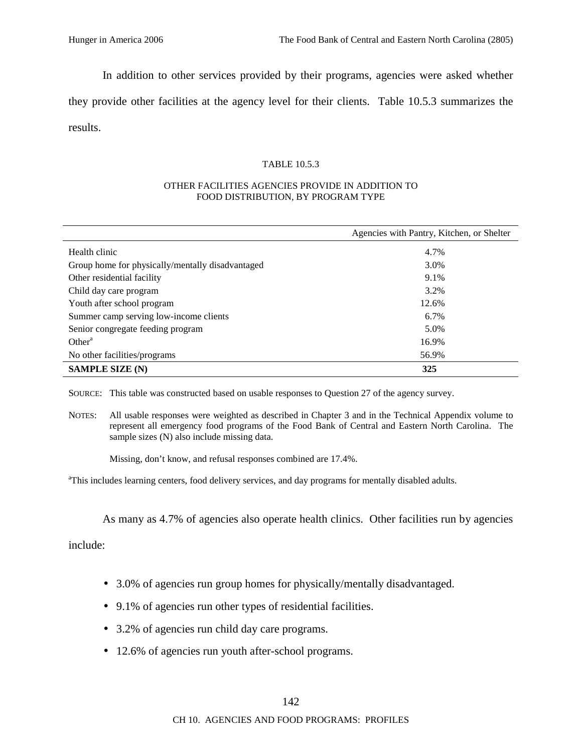In addition to other services provided by their programs, agencies were asked whether they provide other facilities at the agency level for their clients. Table 10.5.3 summarizes the results.

TABLE 10.5.3

OTHER FACILITIES AGENCIES PROVIDE IN ADDITION TO FOOD DISTRIBUTION, BY PROGRAM TYPE

| | Agencies with Pantry, Kitchen, or Shelter |
|---|---|
| Health clinic | 4.7% |
| Group home for physically/mentally disadvantaged | 3.0% |
| Other residential facility | 9.1% |
| Child day care program | 3.2% |
| Youth after school program | 12.6% |
| Summer camp serving low-income clients | 6.7% |
| Senior congregate feeding program | 5.0% |
| Other[a] | 16.9% |
| No other facilities/programs | 56.9% |
| **SAMPLE SIZE (N)** | **325** |

SOURCE: This table was constructed based on usable responses to Question 27 of the agency survey.

NOTES: All usable responses were weighted as described in Chapter 3 and in the Technical Appendix volume to represent all emergency food programs of the Food Bank of Central and Eastern North Carolina. The sample sizes (N) also include missing data.

Missing, don't know, and refusal responses combined are 17.4%.

[a]This includes learning centers, food delivery services, and day programs for mentally disabled adults.

As many as 4.7% of agencies also operate health clinics. Other facilities run by agencies include:

- 3.0% of agencies run group homes for physically/mentally disadvantaged.
- 9.1% of agencies run other types of residential facilities.
- 3.2% of agencies run child day care programs.
- 12.6% of agencies run youth after-school programs.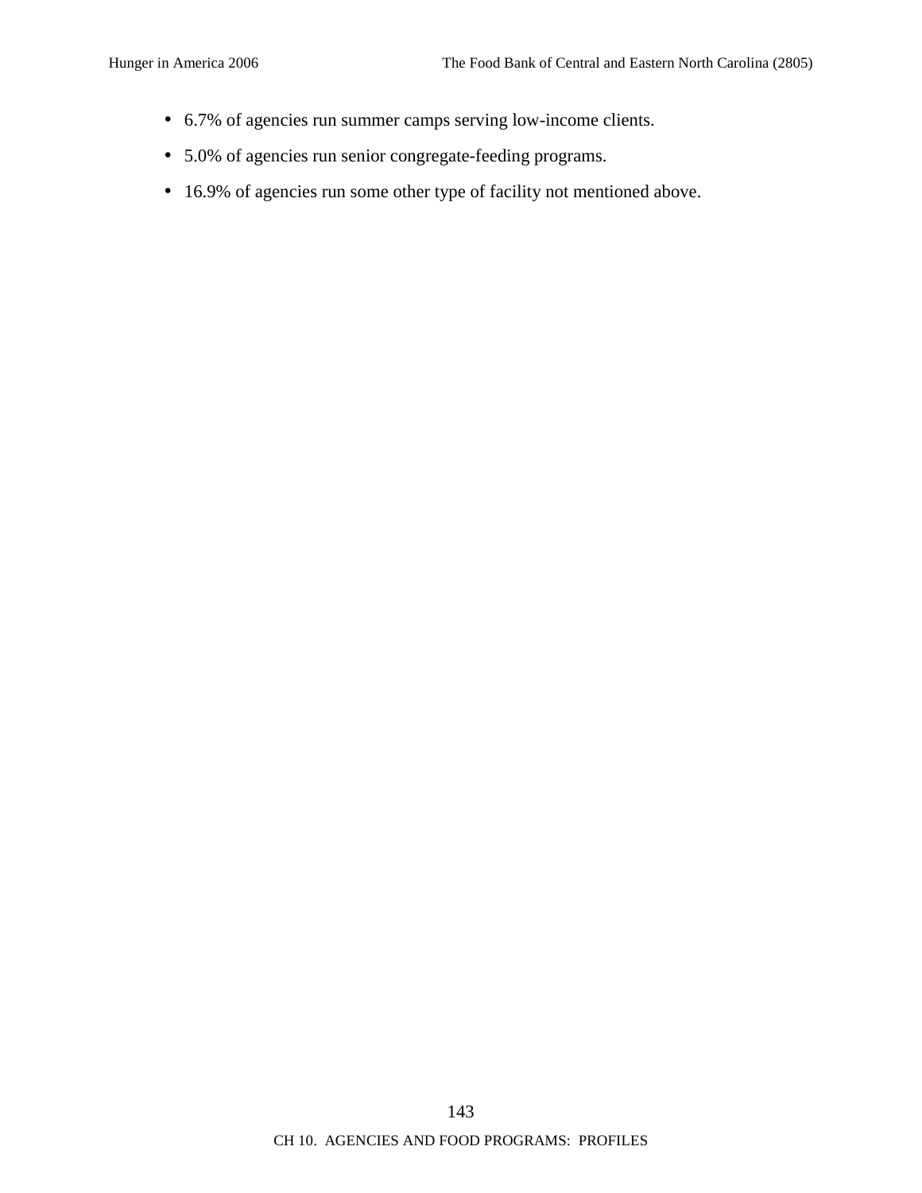- 6.7% of agencies run summer camps serving low-income clients.
- 5.0% of agencies run senior congregate-feeding programs.
- 16.9% of agencies run some other type of facility not mentioned above.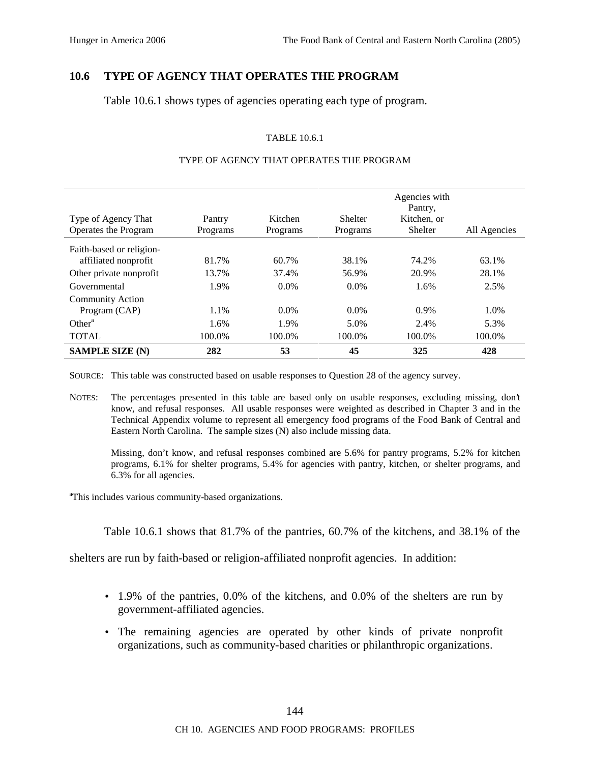## 10.6 TYPE OF AGENCY THAT OPERATES THE PROGRAM

Table 10.6.1 shows types of agencies operating each type of program.

TABLE 10.6.1

TYPE OF AGENCY THAT OPERATES THE PROGRAM

| Type of Agency That Operates the Program | Pantry Programs | Kitchen Programs | Shelter Programs | Agencies with Pantry, Kitchen, or Shelter | All Agencies |
|---|---|---|---|---|---|
| Faith-based or religion-affiliated nonprofit | 81.7% | 60.7% | 38.1% | 74.2% | 63.1% |
| Other private nonprofit | 13.7% | 37.4% | 56.9% | 20.9% | 28.1% |
| Governmental | 1.9% | 0.0% | 0.0% | 1.6% | 2.5% |
| Community Action Program (CAP) | 1.1% | 0.0% | 0.0% | 0.9% | 1.0% |
| Other[a] | 1.6% | 1.9% | 5.0% | 2.4% | 5.3% |
| TOTAL | 100.0% | 100.0% | 100.0% | 100.0% | 100.0% |
| **SAMPLE SIZE (N)** | **282** | **53** | **45** | **325** | **428** |

SOURCE: This table was constructed based on usable responses to Question 28 of the agency survey.

NOTES: The percentages presented in this table are based only on usable responses, excluding missing, don't know, and refusal responses. All usable responses were weighted as described in Chapter 3 and in the Technical Appendix volume to represent all emergency food programs of the Food Bank of Central and Eastern North Carolina. The sample sizes (N) also include missing data.

Missing, don't know, and refusal responses combined are 5.6% for pantry programs, 5.2% for kitchen programs, 6.1% for shelter programs, 5.4% for agencies with pantry, kitchen, or shelter programs, and 6.3% for all agencies.

[a]This includes various community-based organizations.

Table 10.6.1 shows that 81.7% of the pantries, 60.7% of the kitchens, and 38.1% of the shelters are run by faith-based or religion-affiliated nonprofit agencies. In addition:

- 1.9% of the pantries, 0.0% of the kitchens, and 0.0% of the shelters are run by government-affiliated agencies.
- The remaining agencies are operated by other kinds of private nonprofit organizations, such as community-based charities or philanthropic organizations.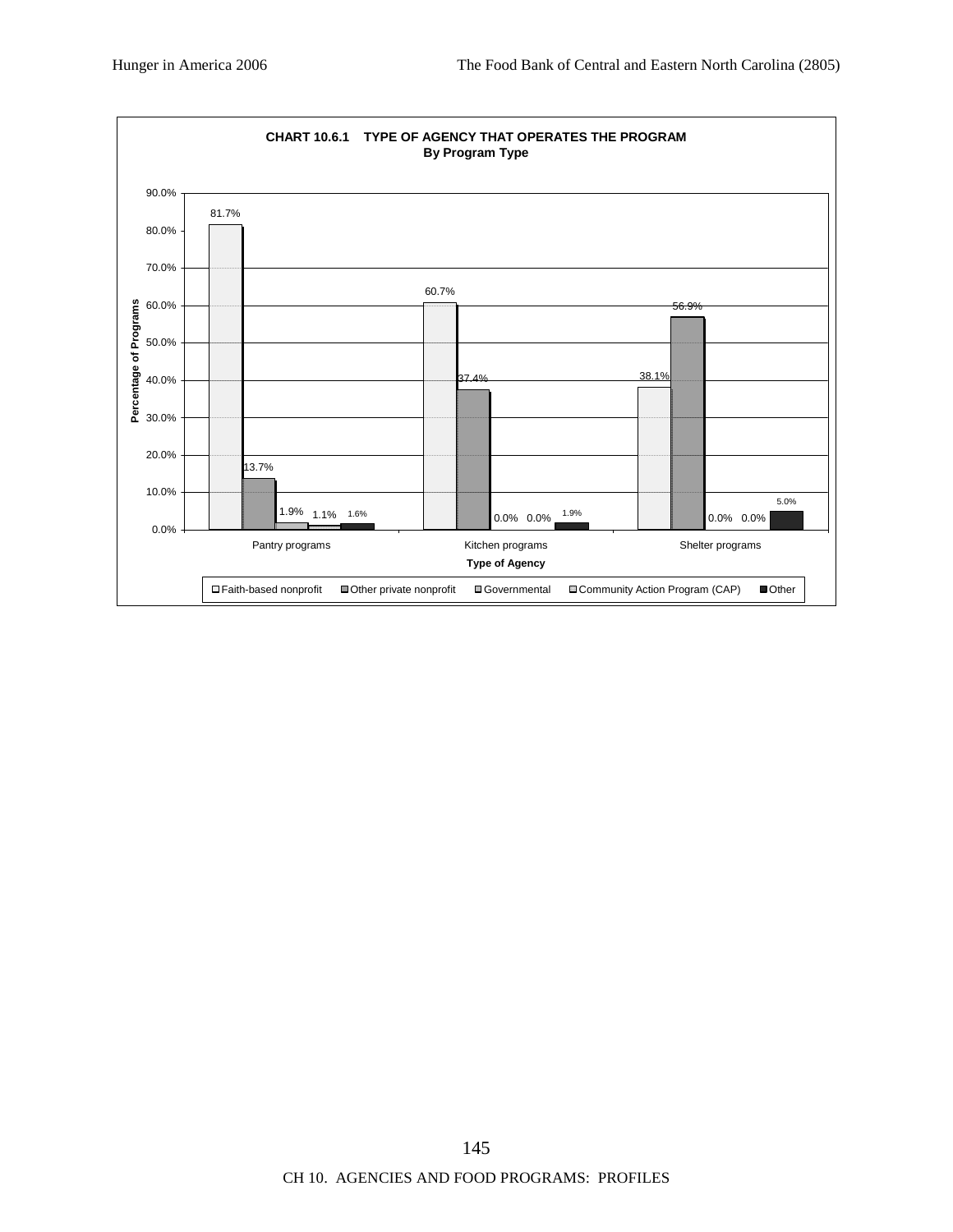**CHART 10.6.1 TYPE OF AGENCY THAT OPERATES THE PROGRAM**
**By Program Type**

| Type of Agency | Faith-based nonprofit | Other private nonprofit | Governmental | Community Action Program (CAP) | Other |
|---|---|---|---|---|---|
| Pantry programs | 81.7% | 13.7% | 1.9% | 1.1% | 1.6% |
| Kitchen programs | 60.7% | 37.4% | 0.0% | 0.0% | 1.9% |
| Shelter programs | 38.1% | 56.9% | 0.0% | 0.0% | 5.0% |

Percentage of Programs

Type of Agency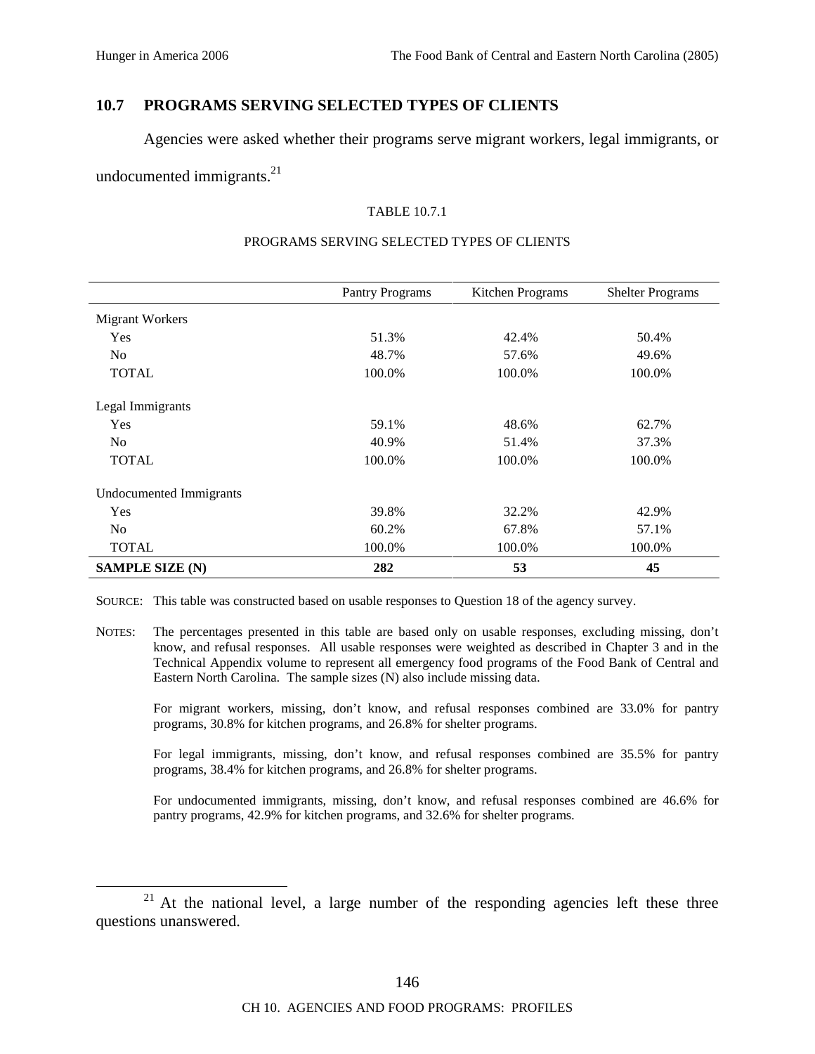## 10.7 PROGRAMS SERVING SELECTED TYPES OF CLIENTS

Agencies were asked whether their programs serve migrant workers, legal immigrants, or undocumented immigrants.[21]

TABLE 10.7.1

PROGRAMS SERVING SELECTED TYPES OF CLIENTS

| | Pantry Programs | Kitchen Programs | Shelter Programs |
|---|---|---|---|
| Migrant Workers | | | |
| Yes | 51.3% | 42.4% | 50.4% |
| No | 48.7% | 57.6% | 49.6% |
| TOTAL | 100.0% | 100.0% | 100.0% |
| Legal Immigrants | | | |
| Yes | 59.1% | 48.6% | 62.7% |
| No | 40.9% | 51.4% | 37.3% |
| TOTAL | 100.0% | 100.0% | 100.0% |
| Undocumented Immigrants | | | |
| Yes | 39.8% | 32.2% | 42.9% |
| No | 60.2% | 67.8% | 57.1% |
| TOTAL | 100.0% | 100.0% | 100.0% |
| **SAMPLE SIZE (N)** | **282** | **53** | **45** |

SOURCE: This table was constructed based on usable responses to Question 18 of the agency survey.

NOTES: The percentages presented in this table are based only on usable responses, excluding missing, don't know, and refusal responses. All usable responses were weighted as described in Chapter 3 and in the Technical Appendix volume to represent all emergency food programs of the Food Bank of Central and Eastern North Carolina. The sample sizes (N) also include missing data.

For migrant workers, missing, don't know, and refusal responses combined are 33.0% for pantry programs, 30.8% for kitchen programs, and 26.8% for shelter programs.

For legal immigrants, missing, don't know, and refusal responses combined are 35.5% for pantry programs, 38.4% for kitchen programs, and 26.8% for shelter programs.

For undocumented immigrants, missing, don't know, and refusal responses combined are 46.6% for pantry programs, 42.9% for kitchen programs, and 32.6% for shelter programs.

[21] At the national level, a large number of the responding agencies left these three questions unanswered.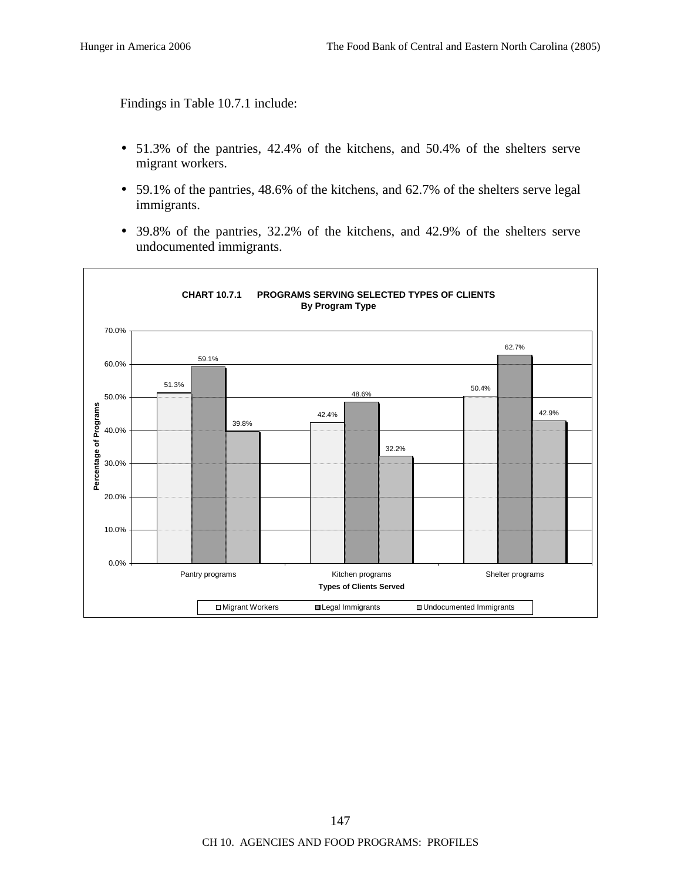Findings in Table 10.7.1 include:

- 51.3% of the pantries, 42.4% of the kitchens, and 50.4% of the shelters serve migrant workers.
- 59.1% of the pantries, 48.6% of the kitchens, and 62.7% of the shelters serve legal immigrants.
- 39.8% of the pantries, 32.2% of the kitchens, and 42.9% of the shelters serve undocumented immigrants.

**CHART 10.7.1 PROGRAMS SERVING SELECTED TYPES OF CLIENTS**
**By Program Type**

| Types of Clients Served | Migrant Workers | Legal Immigrants | Undocumented Immigrants |
|---|---|---|---|
| Pantry programs | 51.3% | 59.1% | 39.8% |
| Kitchen programs | 42.4% | 48.6% | 32.2% |
| Shelter programs | 50.4% | 62.7% | 42.9% |

Percentage of Programs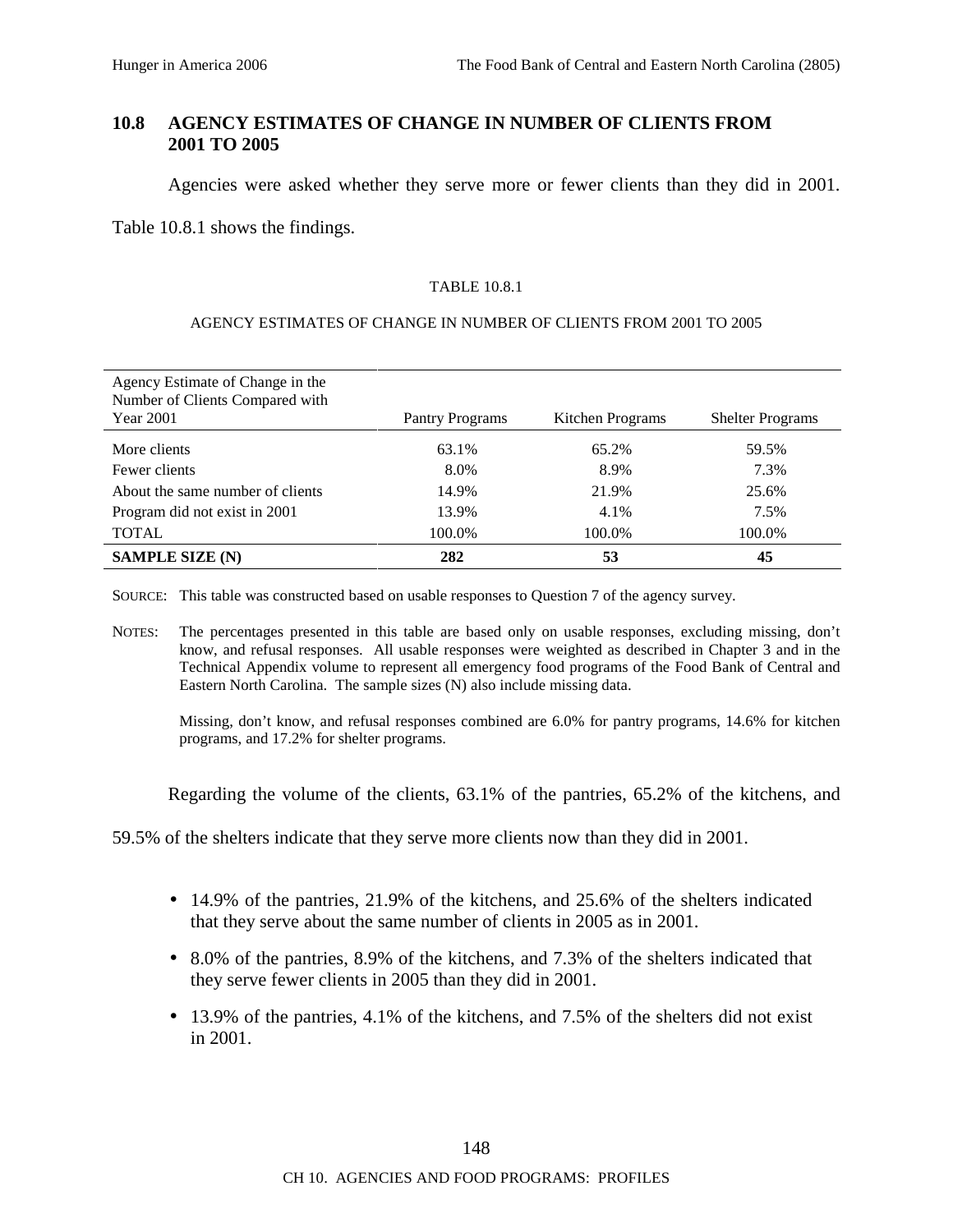## 10.8 AGENCY ESTIMATES OF CHANGE IN NUMBER OF CLIENTS FROM 2001 TO 2005

Agencies were asked whether they serve more or fewer clients than they did in 2001. Table 10.8.1 shows the findings.

TABLE 10.8.1

AGENCY ESTIMATES OF CHANGE IN NUMBER OF CLIENTS FROM 2001 TO 2005

| Agency Estimate of Change in the Number of Clients Compared with Year 2001 | Pantry Programs | Kitchen Programs | Shelter Programs |
|---|---|---|---|
| More clients | 63.1% | 65.2% | 59.5% |
| Fewer clients | 8.0% | 8.9% | 7.3% |
| About the same number of clients | 14.9% | 21.9% | 25.6% |
| Program did not exist in 2001 | 13.9% | 4.1% | 7.5% |
| TOTAL | 100.0% | 100.0% | 100.0% |
| **SAMPLE SIZE (N)** | **282** | **53** | **45** |

SOURCE: This table was constructed based on usable responses to Question 7 of the agency survey.

NOTES: The percentages presented in this table are based only on usable responses, excluding missing, don't know, and refusal responses. All usable responses were weighted as described in Chapter 3 and in the Technical Appendix volume to represent all emergency food programs of the Food Bank of Central and Eastern North Carolina. The sample sizes (N) also include missing data.

Missing, don't know, and refusal responses combined are 6.0% for pantry programs, 14.6% for kitchen programs, and 17.2% for shelter programs.

Regarding the volume of the clients, 63.1% of the pantries, 65.2% of the kitchens, and 59.5% of the shelters indicate that they serve more clients now than they did in 2001.

- 14.9% of the pantries, 21.9% of the kitchens, and 25.6% of the shelters indicated that they serve about the same number of clients in 2005 as in 2001.
- 8.0% of the pantries, 8.9% of the kitchens, and 7.3% of the shelters indicated that they serve fewer clients in 2005 than they did in 2001.
- 13.9% of the pantries, 4.1% of the kitchens, and 7.5% of the shelters did not exist in 2001.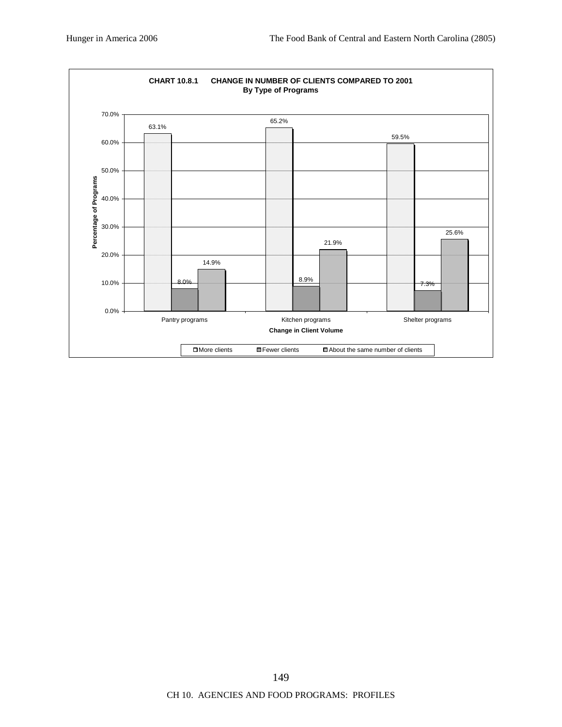**CHART 10.8.1 CHANGE IN NUMBER OF CLIENTS COMPARED TO 2001**
**By Type of Programs**

| Change in Client Volume | More clients | Fewer clients | About the same number of clients |
|---|---|---|---|
| Pantry programs | 63.1% | 8.0% | 14.9% |
| Kitchen programs | 65.2% | 8.9% | 21.9% |
| Shelter programs | 59.5% | 7.3% | 25.6% |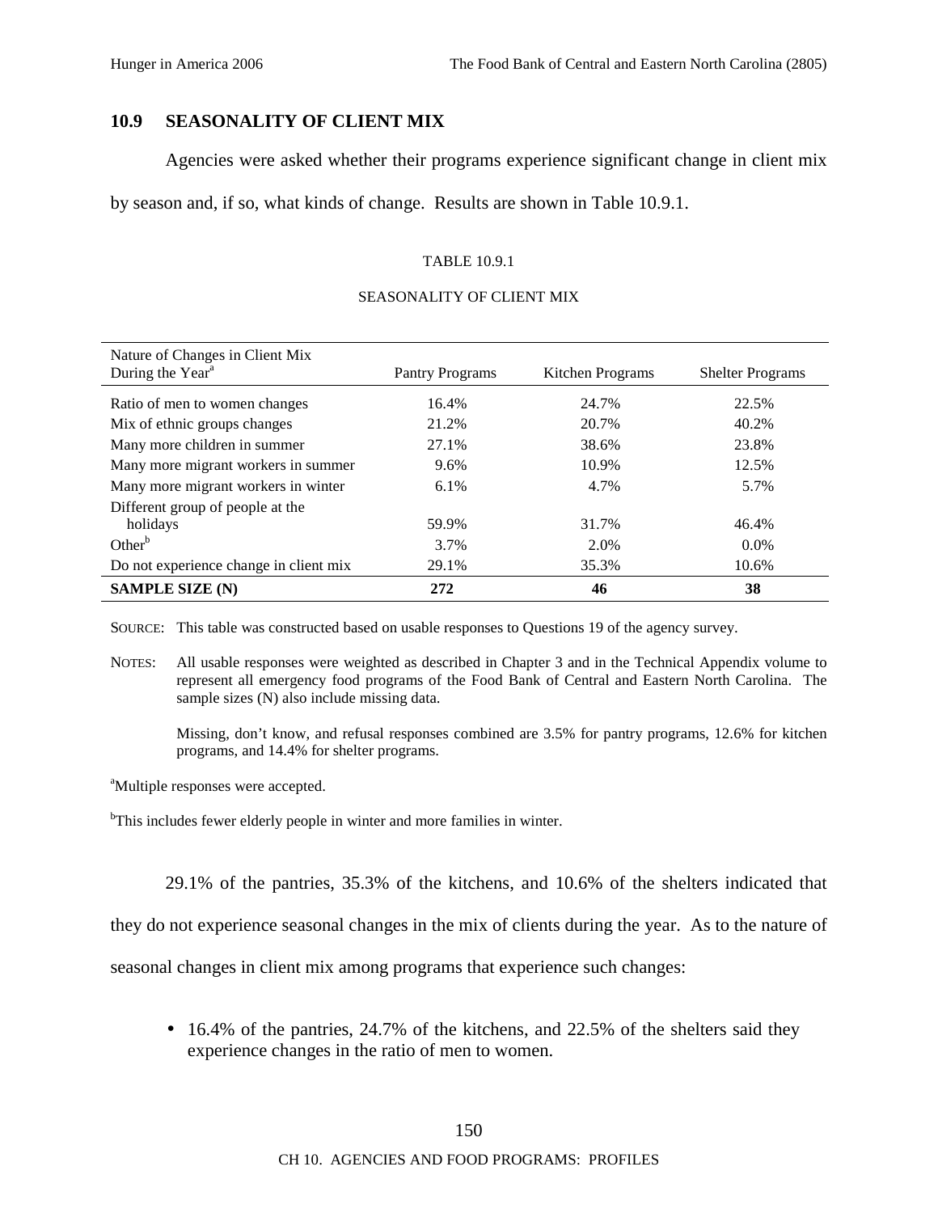## 10.9 SEASONALITY OF CLIENT MIX

Agencies were asked whether their programs experience significant change in client mix by season and, if so, what kinds of change. Results are shown in Table 10.9.1.

TABLE 10.9.1

SEASONALITY OF CLIENT MIX

| Nature of Changes in Client Mix During the Year[a] | Pantry Programs | Kitchen Programs | Shelter Programs |
|---|---|---|---|
| Ratio of men to women changes | 16.4% | 24.7% | 22.5% |
| Mix of ethnic groups changes | 21.2% | 20.7% | 40.2% |
| Many more children in summer | 27.1% | 38.6% | 23.8% |
| Many more migrant workers in summer | 9.6% | 10.9% | 12.5% |
| Many more migrant workers in winter | 6.1% | 4.7% | 5.7% |
| Different group of people at the holidays | 59.9% | 31.7% | 46.4% |
| Other[b] | 3.7% | 2.0% | 0.0% |
| Do not experience change in client mix | 29.1% | 35.3% | 10.6% |
| **SAMPLE SIZE (N)** | **272** | **46** | **38** |

SOURCE: This table was constructed based on usable responses to Questions 19 of the agency survey.

NOTES: All usable responses were weighted as described in Chapter 3 and in the Technical Appendix volume to represent all emergency food programs of the Food Bank of Central and Eastern North Carolina. The sample sizes (N) also include missing data.

Missing, don't know, and refusal responses combined are 3.5% for pantry programs, 12.6% for kitchen programs, and 14.4% for shelter programs.

[a]Multiple responses were accepted.

[b]This includes fewer elderly people in winter and more families in winter.

29.1% of the pantries, 35.3% of the kitchens, and 10.6% of the shelters indicated that they do not experience seasonal changes in the mix of clients during the year. As to the nature of seasonal changes in client mix among programs that experience such changes:

- 16.4% of the pantries, 24.7% of the kitchens, and 22.5% of the shelters said they experience changes in the ratio of men to women.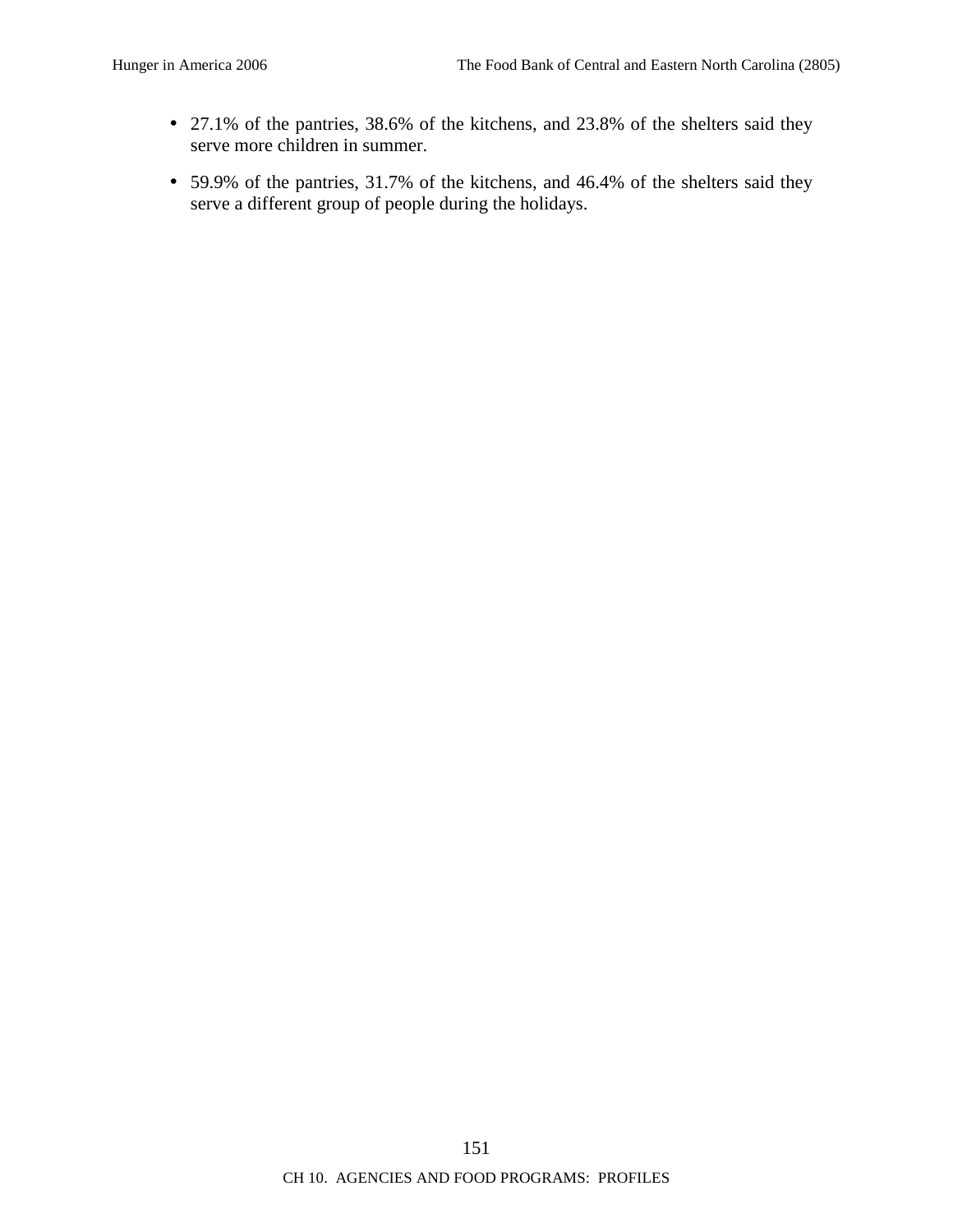- 27.1% of the pantries, 38.6% of the kitchens, and 23.8% of the shelters said they serve more children in summer.
- 59.9% of the pantries, 31.7% of the kitchens, and 46.4% of the shelters said they serve a different group of people during the holidays.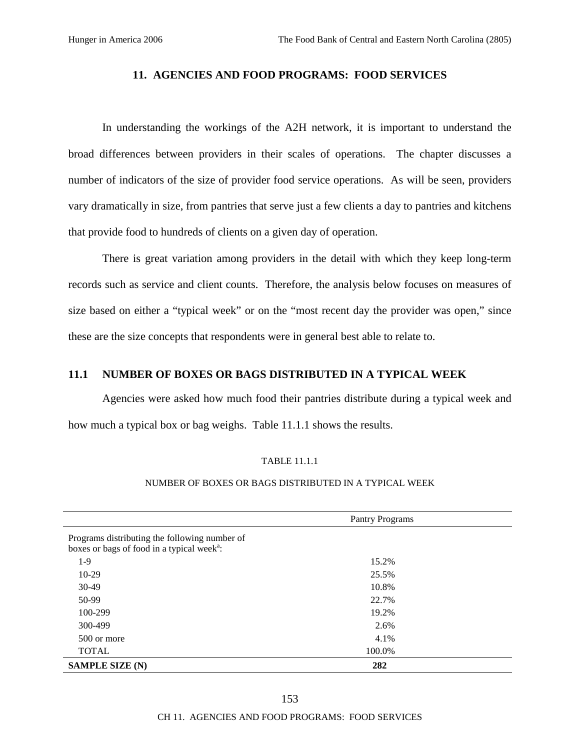## 11. AGENCIES AND FOOD PROGRAMS: FOOD SERVICES

In understanding the workings of the A2H network, it is important to understand the broad differences between providers in their scales of operations. The chapter discusses a number of indicators of the size of provider food service operations. As will be seen, providers vary dramatically in size, from pantries that serve just a few clients a day to pantries and kitchens that provide food to hundreds of clients on a given day of operation.

There is great variation among providers in the detail with which they keep long-term records such as service and client counts. Therefore, the analysis below focuses on measures of size based on either a "typical week" or on the "most recent day the provider was open," since these are the size concepts that respondents were in general best able to relate to.

### 11.1 NUMBER OF BOXES OR BAGS DISTRIBUTED IN A TYPICAL WEEK

Agencies were asked how much food their pantries distribute during a typical week and how much a typical box or bag weighs. Table 11.1.1 shows the results.

TABLE 11.1.1

NUMBER OF BOXES OR BAGS DISTRIBUTED IN A TYPICAL WEEK

| | Pantry Programs |
|---|---|
| Programs distributing the following number of boxes or bags of food in a typical week[a]: | |
| 1-9 | 15.2% |
| 10-29 | 25.5% |
| 30-49 | 10.8% |
| 50-99 | 22.7% |
| 100-299 | 19.2% |
| 300-499 | 2.6% |
| 500 or more | 4.1% |
| TOTAL | 100.0% |
| **SAMPLE SIZE (N)** | **282** |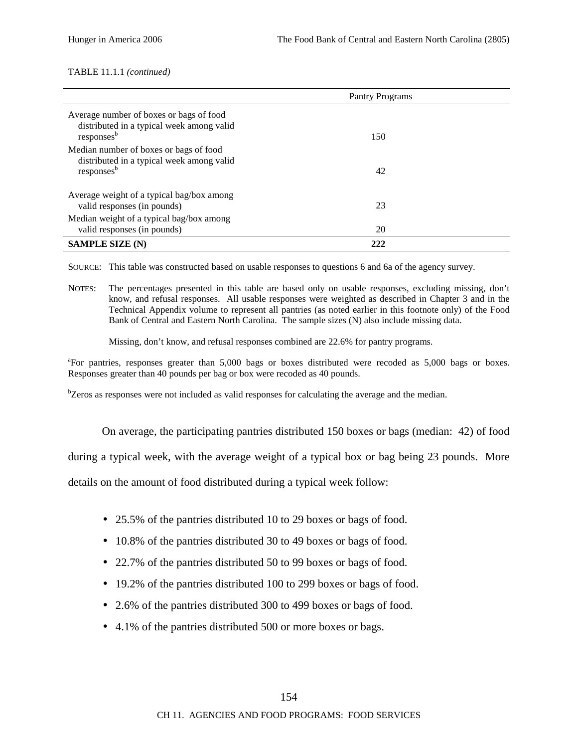TABLE 11.1.1 *(continued)*

| | Pantry Programs |
|---|---|
| Average number of boxes or bags of food distributed in a typical week among valid responses[b] | 150 |
| Median number of boxes or bags of food distributed in a typical week among valid responses[b] | 42 |
| Average weight of a typical bag/box among valid responses (in pounds) | 23 |
| Median weight of a typical bag/box among valid responses (in pounds) | 20 |
| **SAMPLE SIZE (N)** | **222** |

SOURCE: This table was constructed based on usable responses to questions 6 and 6a of the agency survey.

NOTES: The percentages presented in this table are based only on usable responses, excluding missing, don't know, and refusal responses. All usable responses were weighted as described in Chapter 3 and in the Technical Appendix volume to represent all pantries (as noted earlier in this footnote only) of the Food Bank of Central and Eastern North Carolina. The sample sizes (N) also include missing data.

Missing, don't know, and refusal responses combined are 22.6% for pantry programs.

[a]For pantries, responses greater than 5,000 bags or boxes distributed were recoded as 5,000 bags or boxes. Responses greater than 40 pounds per bag or box were recoded as 40 pounds.

[b]Zeros as responses were not included as valid responses for calculating the average and the median.

On average, the participating pantries distributed 150 boxes or bags (median: 42) of food during a typical week, with the average weight of a typical box or bag being 23 pounds. More details on the amount of food distributed during a typical week follow:

- 25.5% of the pantries distributed 10 to 29 boxes or bags of food.
- 10.8% of the pantries distributed 30 to 49 boxes or bags of food.
- 22.7% of the pantries distributed 50 to 99 boxes or bags of food.
- 19.2% of the pantries distributed 100 to 299 boxes or bags of food.
- 2.6% of the pantries distributed 300 to 499 boxes or bags of food.
- 4.1% of the pantries distributed 500 or more boxes or bags.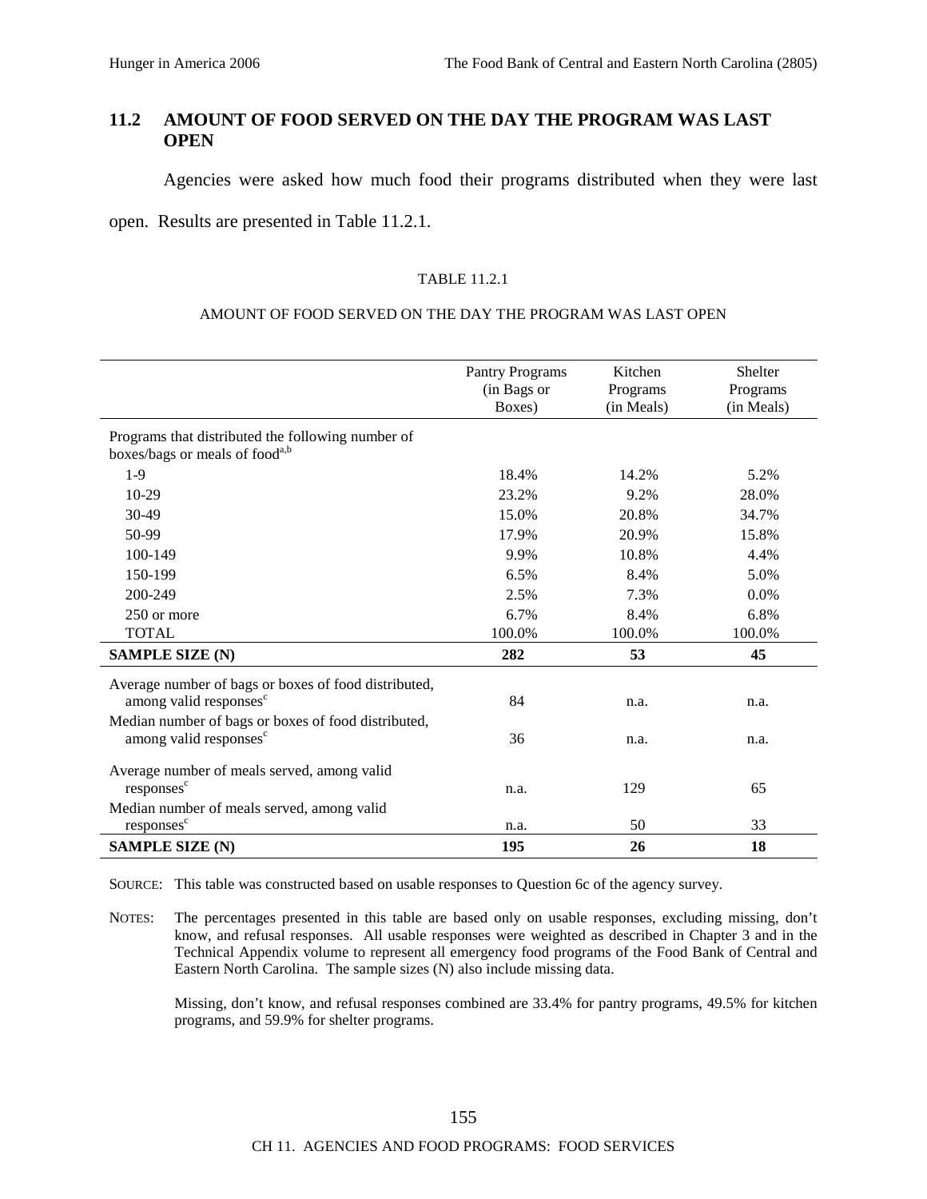## 11.2 AMOUNT OF FOOD SERVED ON THE DAY THE PROGRAM WAS LAST OPEN

Agencies were asked how much food their programs distributed when they were last open. Results are presented in Table 11.2.1.

TABLE 11.2.1

AMOUNT OF FOOD SERVED ON THE DAY THE PROGRAM WAS LAST OPEN

| | Pantry Programs (in Bags or Boxes) | Kitchen Programs (in Meals) | Shelter Programs (in Meals) |
|---|---|---|---|
| Programs that distributed the following number of boxes/bags or meals of food[a,b] | | | |
| 1-9 | 18.4% | 14.2% | 5.2% |
| 10-29 | 23.2% | 9.2% | 28.0% |
| 30-49 | 15.0% | 20.8% | 34.7% |
| 50-99 | 17.9% | 20.9% | 15.8% |
| 100-149 | 9.9% | 10.8% | 4.4% |
| 150-199 | 6.5% | 8.4% | 5.0% |
| 200-249 | 2.5% | 7.3% | 0.0% |
| 250 or more | 6.7% | 8.4% | 6.8% |
| TOTAL | 100.0% | 100.0% | 100.0% |
| **SAMPLE SIZE (N)** | **282** | **53** | **45** |
| Average number of bags or boxes of food distributed, among valid responses[c] | 84 | n.a. | n.a. |
| Median number of bags or boxes of food distributed, among valid responses[c] | 36 | n.a. | n.a. |
| Average number of meals served, among valid responses[c] | n.a. | 129 | 65 |
| Median number of meals served, among valid responses[c] | n.a. | 50 | 33 |
| **SAMPLE SIZE (N)** | **195** | **26** | **18** |

SOURCE: This table was constructed based on usable responses to Question 6c of the agency survey.

NOTES: The percentages presented in this table are based only on usable responses, excluding missing, don't know, and refusal responses. All usable responses were weighted as described in Chapter 3 and in the Technical Appendix volume to represent all emergency food programs of the Food Bank of Central and Eastern North Carolina. The sample sizes (N) also include missing data.

Missing, don't know, and refusal responses combined are 33.4% for pantry programs, 49.5% for kitchen programs, and 59.9% for shelter programs.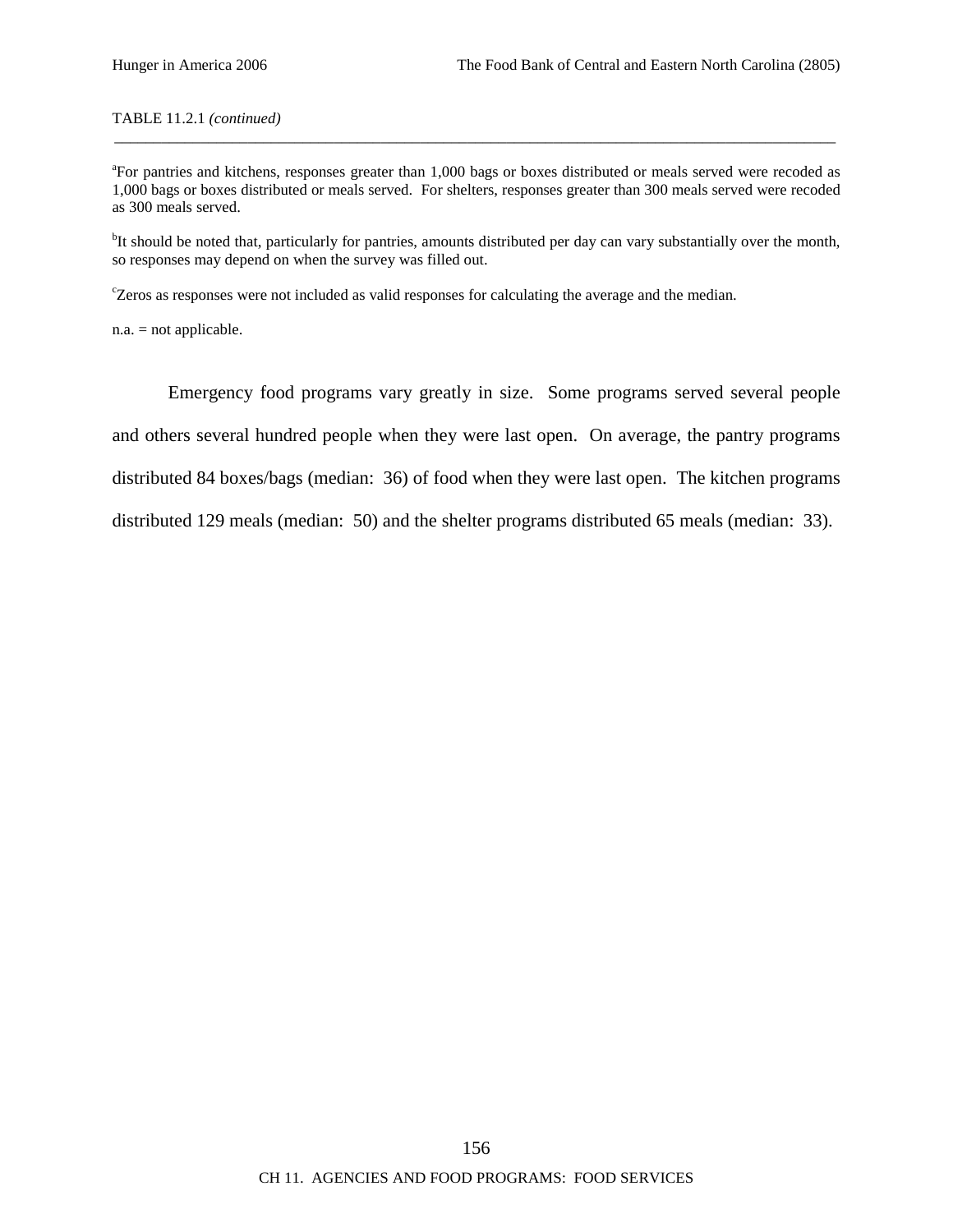TABLE 11.2.1 *(continued)*

---

[a]For pantries and kitchens, responses greater than 1,000 bags or boxes distributed or meals served were recoded as 1,000 bags or boxes distributed or meals served. For shelters, responses greater than 300 meals served were recoded as 300 meals served.

[b]It should be noted that, particularly for pantries, amounts distributed per day can vary substantially over the month, so responses may depend on when the survey was filled out.

[c]Zeros as responses were not included as valid responses for calculating the average and the median.

n.a. = not applicable.

Emergency food programs vary greatly in size. Some programs served several people and others several hundred people when they were last open. On average, the pantry programs distributed 84 boxes/bags (median: 36) of food when they were last open. The kitchen programs distributed 129 meals (median: 50) and the shelter programs distributed 65 meals (median: 33).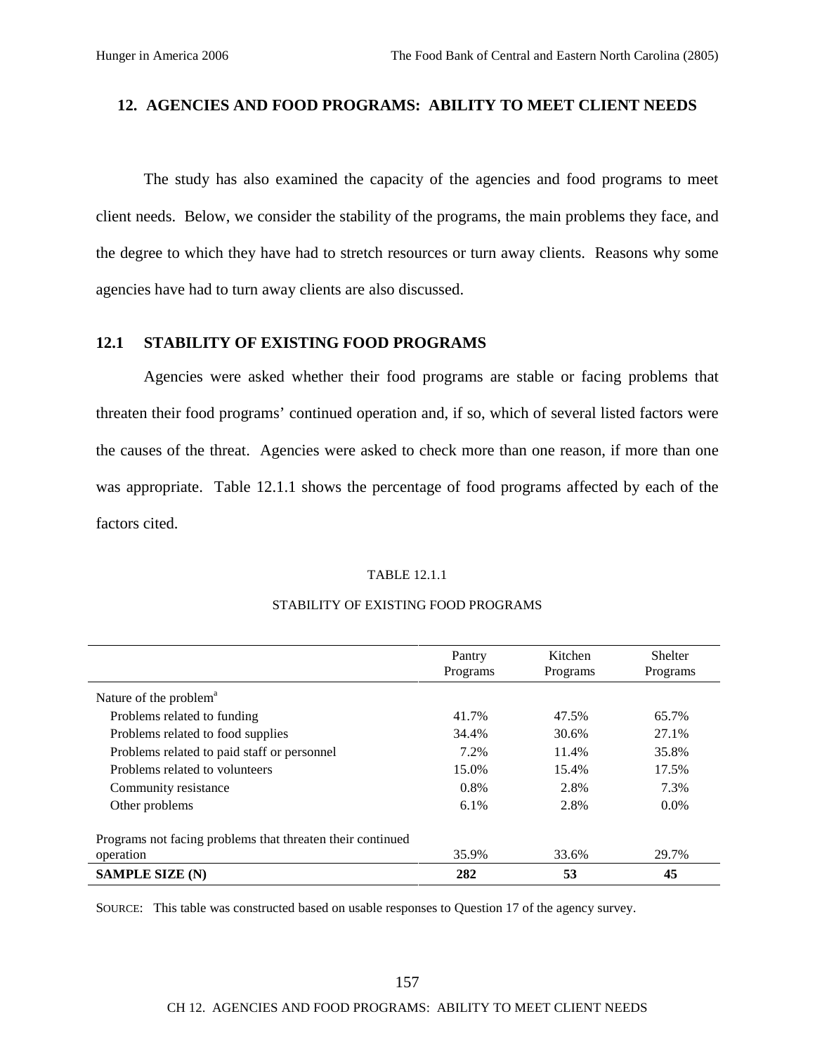## 12. AGENCIES AND FOOD PROGRAMS: ABILITY TO MEET CLIENT NEEDS

The study has also examined the capacity of the agencies and food programs to meet client needs. Below, we consider the stability of the programs, the main problems they face, and the degree to which they have had to stretch resources or turn away clients. Reasons why some agencies have had to turn away clients are also discussed.

### 12.1 STABILITY OF EXISTING FOOD PROGRAMS

Agencies were asked whether their food programs are stable or facing problems that threaten their food programs' continued operation and, if so, which of several listed factors were the causes of the threat. Agencies were asked to check more than one reason, if more than one was appropriate. Table 12.1.1 shows the percentage of food programs affected by each of the factors cited.

TABLE 12.1.1

STABILITY OF EXISTING FOOD PROGRAMS

| | Pantry Programs | Kitchen Programs | Shelter Programs |
|---|---|---|---|
| Nature of the problem[a] | | | |
| Problems related to funding | 41.7% | 47.5% | 65.7% |
| Problems related to food supplies | 34.4% | 30.6% | 27.1% |
| Problems related to paid staff or personnel | 7.2% | 11.4% | 35.8% |
| Problems related to volunteers | 15.0% | 15.4% | 17.5% |
| Community resistance | 0.8% | 2.8% | 7.3% |
| Other problems | 6.1% | 2.8% | 0.0% |
| Programs not facing problems that threaten their continued operation | 35.9% | 33.6% | 29.7% |
| **SAMPLE SIZE (N)** | **282** | **53** | **45** |

SOURCE: This table was constructed based on usable responses to Question 17 of the agency survey.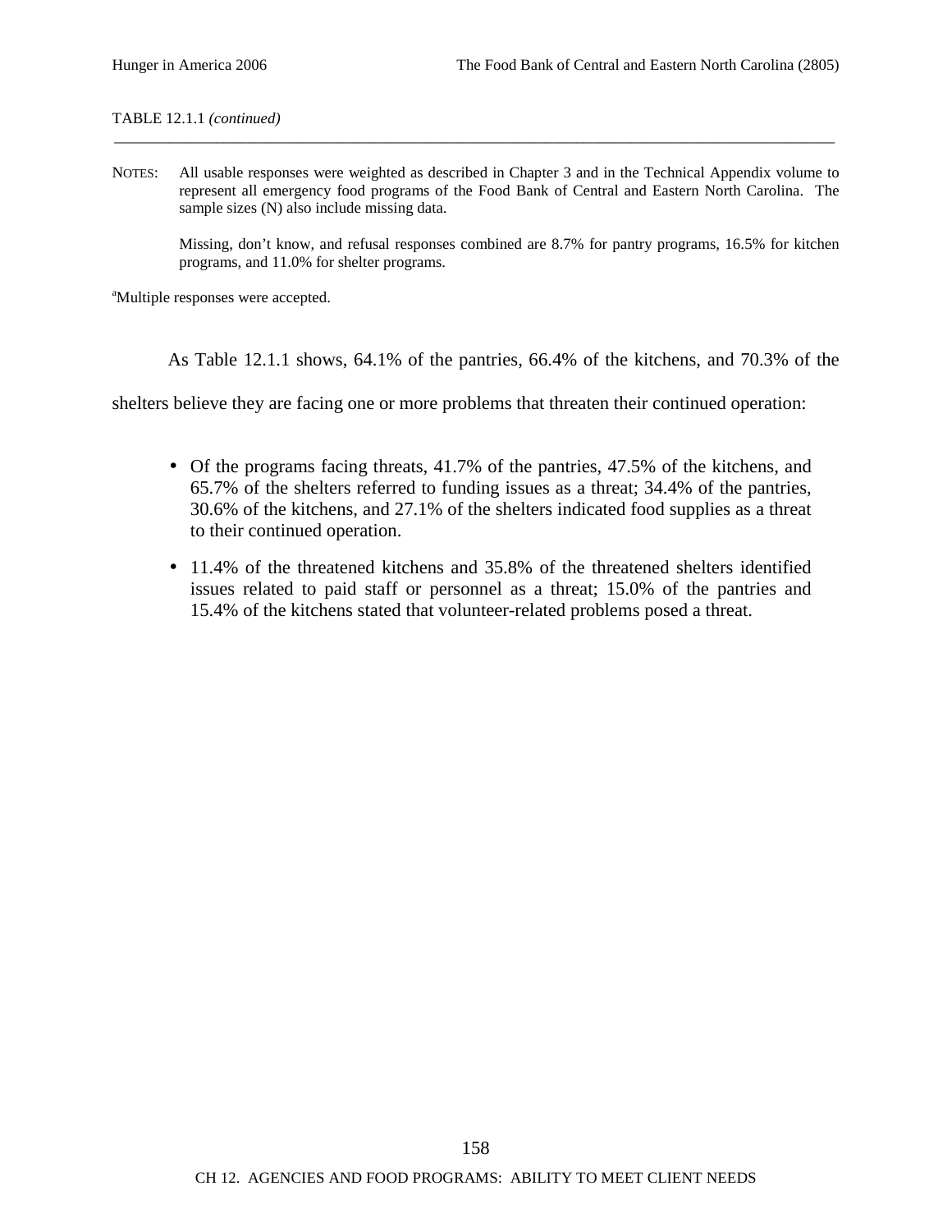TABLE 12.1.1 *(continued)*

NOTES: All usable responses were weighted as described in Chapter 3 and in the Technical Appendix volume to represent all emergency food programs of the Food Bank of Central and Eastern North Carolina. The sample sizes (N) also include missing data.

Missing, don't know, and refusal responses combined are 8.7% for pantry programs, 16.5% for kitchen programs, and 11.0% for shelter programs.

[a]Multiple responses were accepted.

As Table 12.1.1 shows, 64.1% of the pantries, 66.4% of the kitchens, and 70.3% of the shelters believe they are facing one or more problems that threaten their continued operation:

- Of the programs facing threats, 41.7% of the pantries, 47.5% of the kitchens, and 65.7% of the shelters referred to funding issues as a threat; 34.4% of the pantries, 30.6% of the kitchens, and 27.1% of the shelters indicated food supplies as a threat to their continued operation.
- 11.4% of the threatened kitchens and 35.8% of the threatened shelters identified issues related to paid staff or personnel as a threat; 15.0% of the pantries and 15.4% of the kitchens stated that volunteer-related problems posed a threat.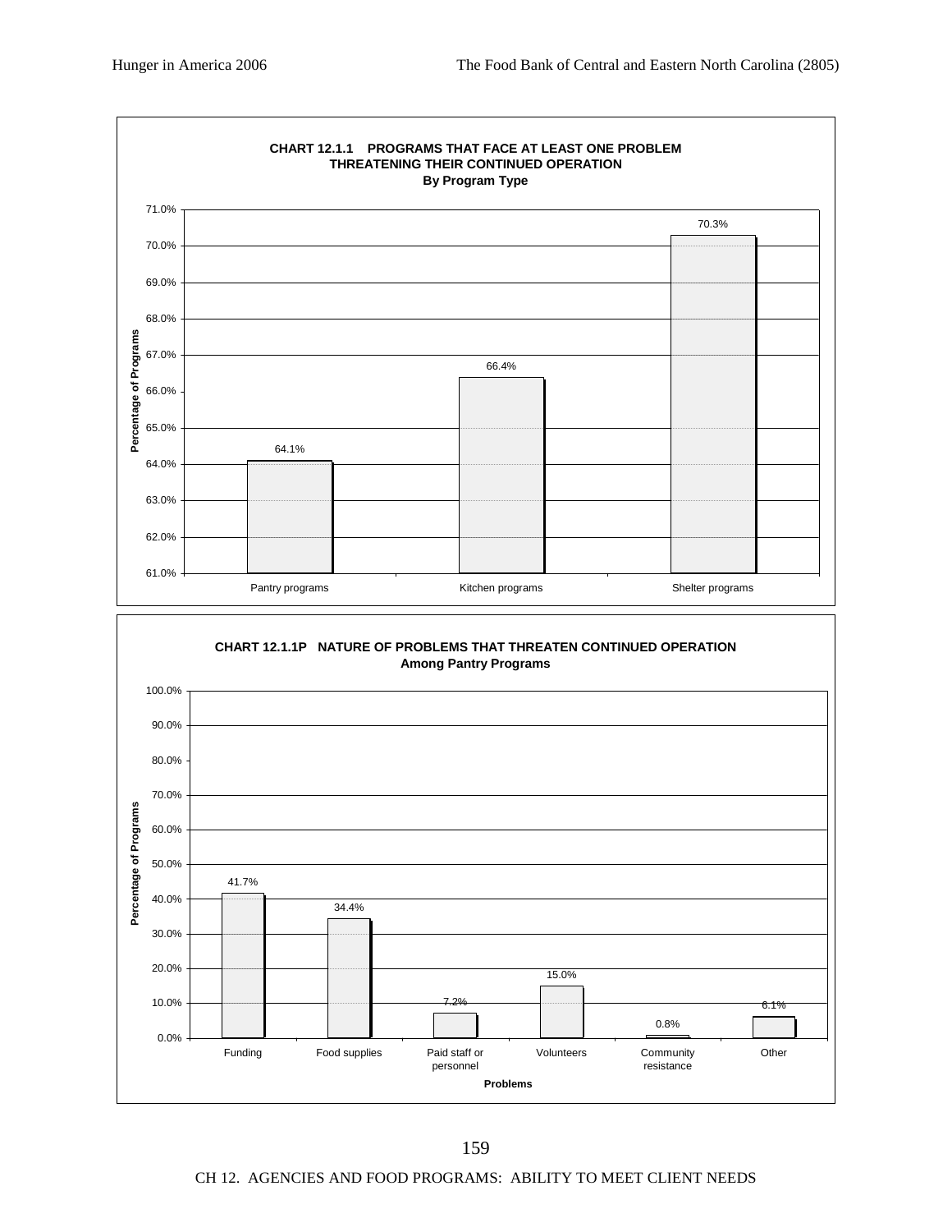**CHART 12.1.1 PROGRAMS THAT FACE AT LEAST ONE PROBLEM THREATENING THEIR CONTINUED OPERATION**
**By Program Type**

| Program Type | Percentage of Programs |
|---|---|
| Pantry programs | 64.1% |
| Kitchen programs | 66.4% |
| Shelter programs | 70.3% |

**CHART 12.1.1P NATURE OF PROBLEMS THAT THREATEN CONTINUED OPERATION**
**Among Pantry Programs**

| Problems | Percentage of Programs |
|---|---|
| Funding | 41.7% |
| Food supplies | 34.4% |
| Paid staff or personnel | 7.2% |
| Volunteers | 15.0% |
| Community resistance | 0.8% |
| Other | 6.1% |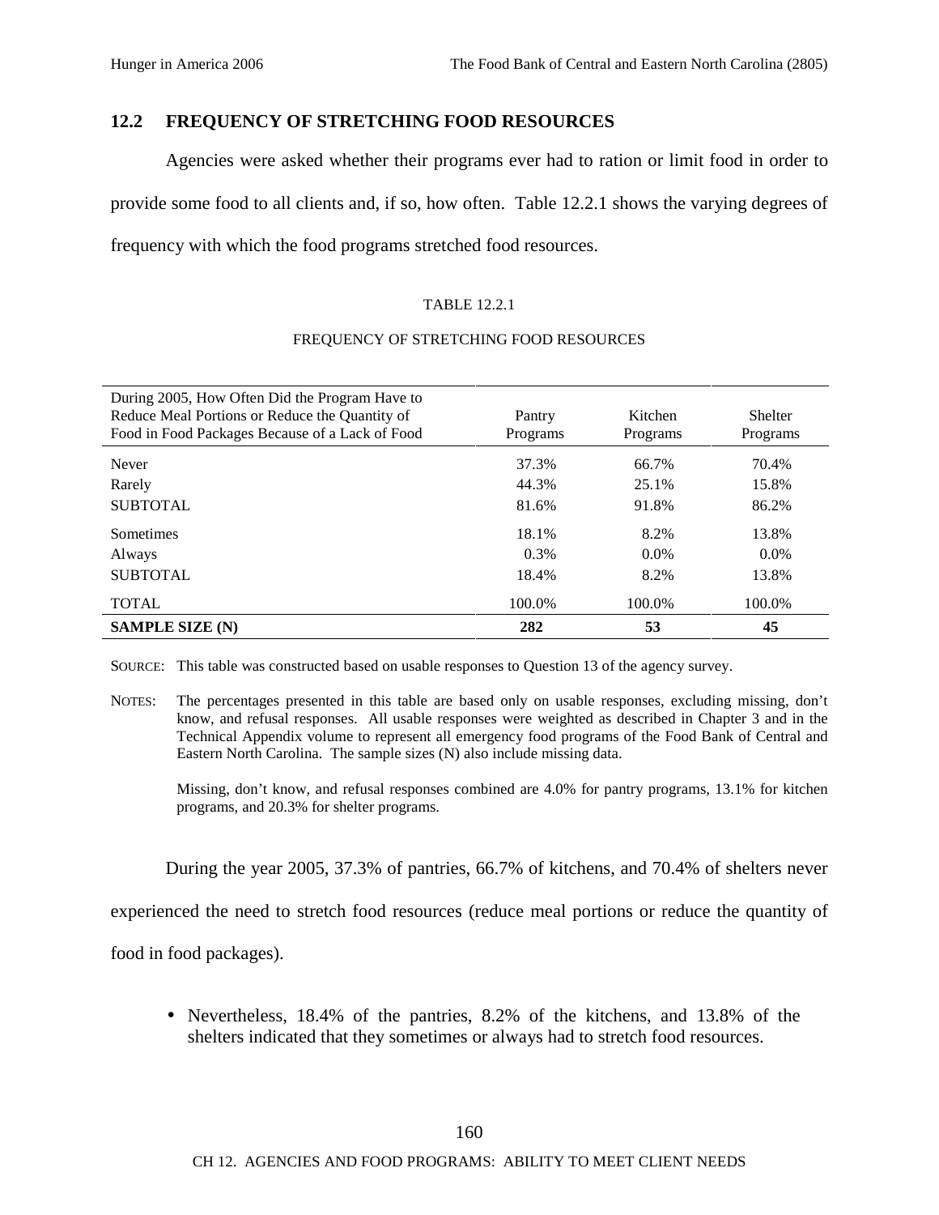## 12.2 FREQUENCY OF STRETCHING FOOD RESOURCES

Agencies were asked whether their programs ever had to ration or limit food in order to provide some food to all clients and, if so, how often. Table 12.2.1 shows the varying degrees of frequency with which the food programs stretched food resources.

TABLE 12.2.1

FREQUENCY OF STRETCHING FOOD RESOURCES

| During 2005, How Often Did the Program Have to Reduce Meal Portions or Reduce the Quantity of Food in Food Packages Because of a Lack of Food | Pantry Programs | Kitchen Programs | Shelter Programs |
|---|---|---|---|
| Never | 37.3% | 66.7% | 70.4% |
| Rarely | 44.3% | 25.1% | 15.8% |
| SUBTOTAL | 81.6% | 91.8% | 86.2% |
| Sometimes | 18.1% | 8.2% | 13.8% |
| Always | 0.3% | 0.0% | 0.0% |
| SUBTOTAL | 18.4% | 8.2% | 13.8% |
| TOTAL | 100.0% | 100.0% | 100.0% |
| **SAMPLE SIZE (N)** | **282** | **53** | **45** |

SOURCE: This table was constructed based on usable responses to Question 13 of the agency survey.

NOTES: The percentages presented in this table are based only on usable responses, excluding missing, don't know, and refusal responses. All usable responses were weighted as described in Chapter 3 and in the Technical Appendix volume to represent all emergency food programs of the Food Bank of Central and Eastern North Carolina. The sample sizes (N) also include missing data.

Missing, don't know, and refusal responses combined are 4.0% for pantry programs, 13.1% for kitchen programs, and 20.3% for shelter programs.

During the year 2005, 37.3% of pantries, 66.7% of kitchens, and 70.4% of shelters never experienced the need to stretch food resources (reduce meal portions or reduce the quantity of food in food packages).

- Nevertheless, 18.4% of the pantries, 8.2% of the kitchens, and 13.8% of the shelters indicated that they sometimes or always had to stretch food resources.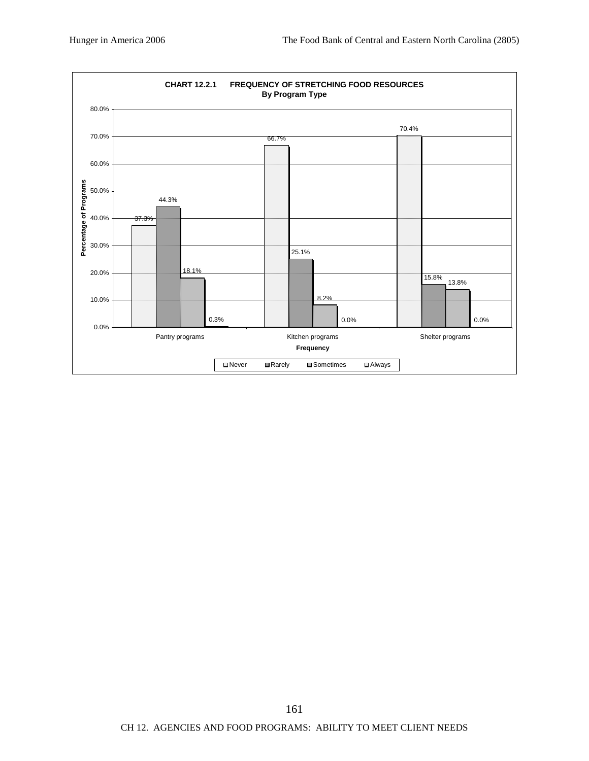**CHART 12.2.1 FREQUENCY OF STRETCHING FOOD RESOURCES**
**By Program Type**

| Frequency | Never | Rarely | Sometimes | Always |
|---|---|---|---|---|
| Pantry programs | 37.3% | 44.3% | 18.1% | 0.3% |
| Kitchen programs | 66.7% | 25.1% | 8.2% | 0.0% |
| Shelter programs | 70.4% | 15.8% | 13.8% | 0.0% |

Y-axis: Percentage of Programs
X-axis: Frequency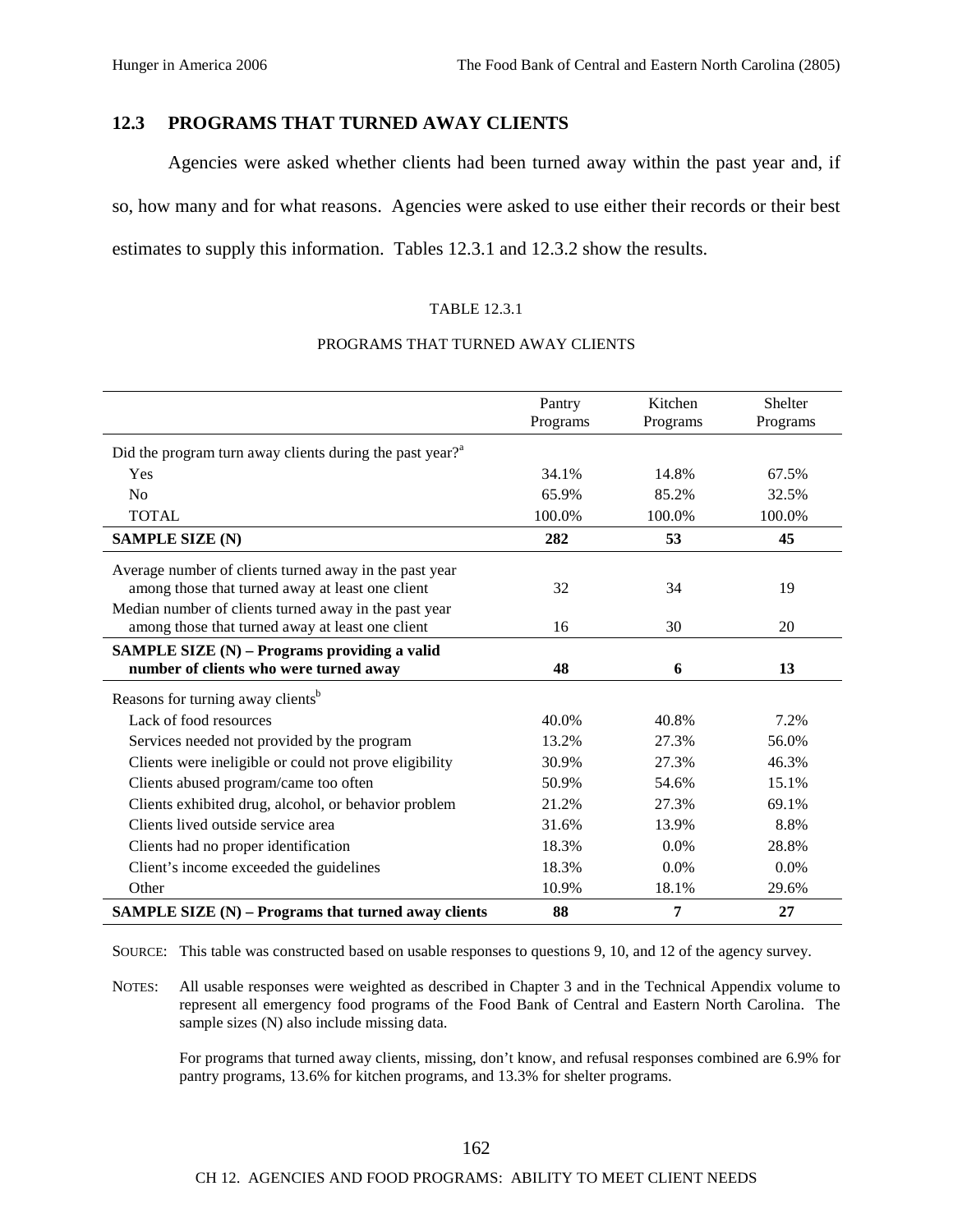## 12.3 PROGRAMS THAT TURNED AWAY CLIENTS

Agencies were asked whether clients had been turned away within the past year and, if so, how many and for what reasons. Agencies were asked to use either their records or their best estimates to supply this information. Tables 12.3.1 and 12.3.2 show the results.

TABLE 12.3.1

PROGRAMS THAT TURNED AWAY CLIENTS

| | Pantry Programs | Kitchen Programs | Shelter Programs |
|---|---|---|---|
| Did the program turn away clients during the past year?[a] | | | |
| Yes | 34.1% | 14.8% | 67.5% |
| No | 65.9% | 85.2% | 32.5% |
| TOTAL | 100.0% | 100.0% | 100.0% |
| **SAMPLE SIZE (N)** | **282** | **53** | **45** |
| Average number of clients turned away in the past year among those that turned away at least one client | 32 | 34 | 19 |
| Median number of clients turned away in the past year among those that turned away at least one client | 16 | 30 | 20 |
| **SAMPLE SIZE (N) – Programs providing a valid number of clients who were turned away** | **48** | **6** | **13** |
| Reasons for turning away clients[b] | | | |
| Lack of food resources | 40.0% | 40.8% | 7.2% |
| Services needed not provided by the program | 13.2% | 27.3% | 56.0% |
| Clients were ineligible or could not prove eligibility | 30.9% | 27.3% | 46.3% |
| Clients abused program/came too often | 50.9% | 54.6% | 15.1% |
| Clients exhibited drug, alcohol, or behavior problem | 21.2% | 27.3% | 69.1% |
| Clients lived outside service area | 31.6% | 13.9% | 8.8% |
| Clients had no proper identification | 18.3% | 0.0% | 28.8% |
| Client's income exceeded the guidelines | 18.3% | 0.0% | 0.0% |
| Other | 10.9% | 18.1% | 29.6% |
| **SAMPLE SIZE (N) – Programs that turned away clients** | **88** | **7** | **27** |

SOURCE: This table was constructed based on usable responses to questions 9, 10, and 12 of the agency survey.

NOTES: All usable responses were weighted as described in Chapter 3 and in the Technical Appendix volume to represent all emergency food programs of the Food Bank of Central and Eastern North Carolina. The sample sizes (N) also include missing data.

For programs that turned away clients, missing, don't know, and refusal responses combined are 6.9% for pantry programs, 13.6% for kitchen programs, and 13.3% for shelter programs.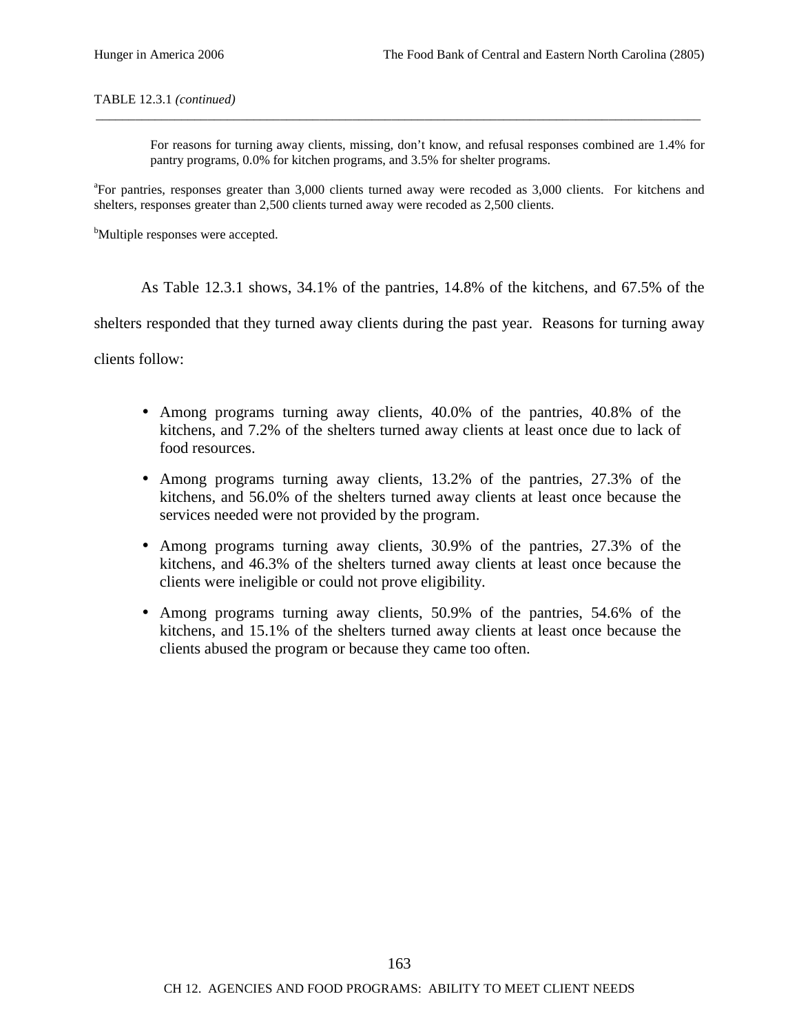TABLE 12.3.1 *(continued)*

For reasons for turning away clients, missing, don't know, and refusal responses combined are 1.4% for pantry programs, 0.0% for kitchen programs, and 3.5% for shelter programs.

[a]For pantries, responses greater than 3,000 clients turned away were recoded as 3,000 clients. For kitchens and shelters, responses greater than 2,500 clients turned away were recoded as 2,500 clients.

[b]Multiple responses were accepted.

As Table 12.3.1 shows, 34.1% of the pantries, 14.8% of the kitchens, and 67.5% of the shelters responded that they turned away clients during the past year. Reasons for turning away clients follow:

- Among programs turning away clients, 40.0% of the pantries, 40.8% of the kitchens, and 7.2% of the shelters turned away clients at least once due to lack of food resources.
- Among programs turning away clients, 13.2% of the pantries, 27.3% of the kitchens, and 56.0% of the shelters turned away clients at least once because the services needed were not provided by the program.
- Among programs turning away clients, 30.9% of the pantries, 27.3% of the kitchens, and 46.3% of the shelters turned away clients at least once because the clients were ineligible or could not prove eligibility.
- Among programs turning away clients, 50.9% of the pantries, 54.6% of the kitchens, and 15.1% of the shelters turned away clients at least once because the clients abused the program or because they came too often.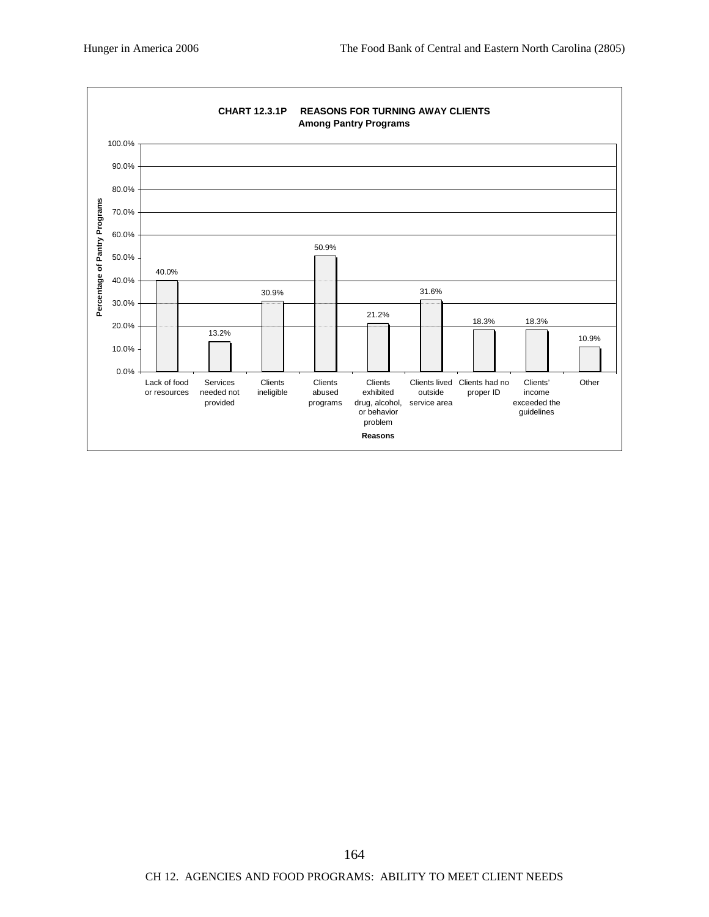**CHART 12.3.1P REASONS FOR TURNING AWAY CLIENTS**
**Among Pantry Programs**

| Reasons | Percentage of Pantry Programs |
|---|---|
| Lack of food or resources | 40.0% |
| Services needed not provided | 13.2% |
| Clients ineligible | 30.9% |
| Clients abused programs | 50.9% |
| Clients exhibited drug, alcohol, or behavior problem | 21.2% |
| Clients lived outside service area | 31.6% |
| Clients had no proper ID | 18.3% |
| Clients' income exceeded the guidelines | 18.3% |
| Other | 10.9% |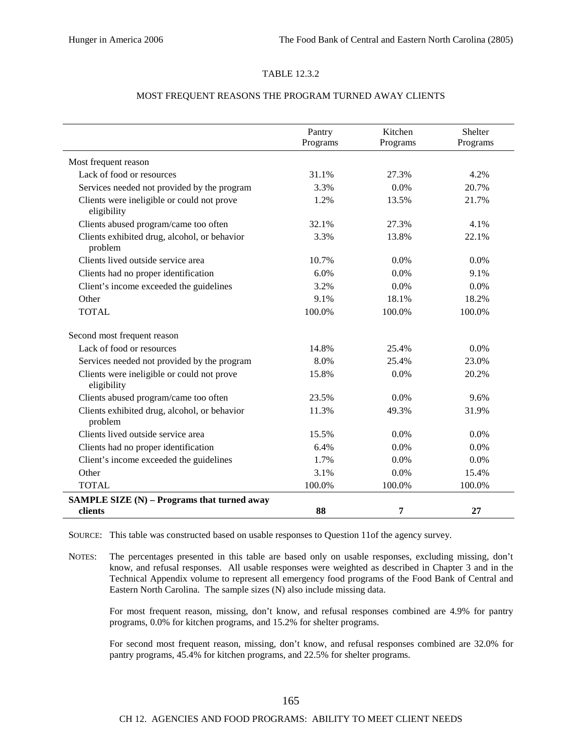TABLE 12.3.2

MOST FREQUENT REASONS THE PROGRAM TURNED AWAY CLIENTS

| | Pantry Programs | Kitchen Programs | Shelter Programs |
|---|---|---|---|
| Most frequent reason | | | |
| Lack of food or resources | 31.1% | 27.3% | 4.2% |
| Services needed not provided by the program | 3.3% | 0.0% | 20.7% |
| Clients were ineligible or could not prove eligibility | 1.2% | 13.5% | 21.7% |
| Clients abused program/came too often | 32.1% | 27.3% | 4.1% |
| Clients exhibited drug, alcohol, or behavior problem | 3.3% | 13.8% | 22.1% |
| Clients lived outside service area | 10.7% | 0.0% | 0.0% |
| Clients had no proper identification | 6.0% | 0.0% | 9.1% |
| Client's income exceeded the guidelines | 3.2% | 0.0% | 0.0% |
| Other | 9.1% | 18.1% | 18.2% |
| TOTAL | 100.0% | 100.0% | 100.0% |
| Second most frequent reason | | | |
| Lack of food or resources | 14.8% | 25.4% | 0.0% |
| Services needed not provided by the program | 8.0% | 25.4% | 23.0% |
| Clients were ineligible or could not prove eligibility | 15.8% | 0.0% | 20.2% |
| Clients abused program/came too often | 23.5% | 0.0% | 9.6% |
| Clients exhibited drug, alcohol, or behavior problem | 11.3% | 49.3% | 31.9% |
| Clients lived outside service area | 15.5% | 0.0% | 0.0% |
| Clients had no proper identification | 6.4% | 0.0% | 0.0% |
| Client's income exceeded the guidelines | 1.7% | 0.0% | 0.0% |
| Other | 3.1% | 0.0% | 15.4% |
| TOTAL | 100.0% | 100.0% | 100.0% |
| **SAMPLE SIZE (N) – Programs that turned away clients** | **88** | **7** | **27** |

SOURCE: This table was constructed based on usable responses to Question 11of the agency survey.

NOTES: The percentages presented in this table are based only on usable responses, excluding missing, don't know, and refusal responses. All usable responses were weighted as described in Chapter 3 and in the Technical Appendix volume to represent all emergency food programs of the Food Bank of Central and Eastern North Carolina. The sample sizes (N) also include missing data.

For most frequent reason, missing, don't know, and refusal responses combined are 4.9% for pantry programs, 0.0% for kitchen programs, and 15.2% for shelter programs.

For second most frequent reason, missing, don't know, and refusal responses combined are 32.0% for pantry programs, 45.4% for kitchen programs, and 22.5% for shelter programs.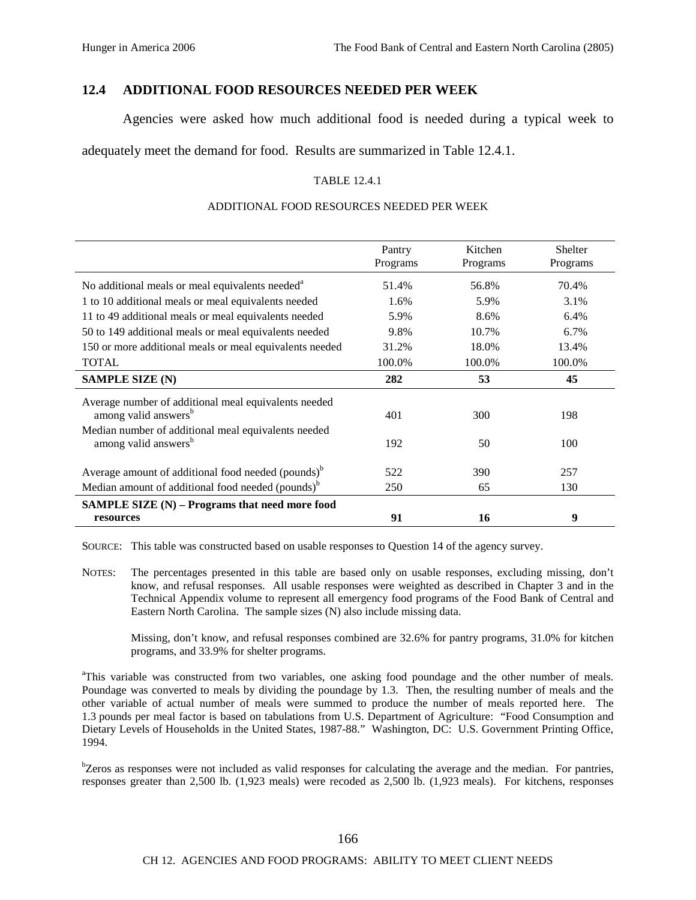## 12.4 ADDITIONAL FOOD RESOURCES NEEDED PER WEEK

Agencies were asked how much additional food is needed during a typical week to adequately meet the demand for food. Results are summarized in Table 12.4.1.

TABLE 12.4.1

ADDITIONAL FOOD RESOURCES NEEDED PER WEEK

| | Pantry Programs | Kitchen Programs | Shelter Programs |
|---|---|---|---|
| No additional meals or meal equivalents needed[a] | 51.4% | 56.8% | 70.4% |
| 1 to 10 additional meals or meal equivalents needed | 1.6% | 5.9% | 3.1% |
| 11 to 49 additional meals or meal equivalents needed | 5.9% | 8.6% | 6.4% |
| 50 to 149 additional meals or meal equivalents needed | 9.8% | 10.7% | 6.7% |
| 150 or more additional meals or meal equivalents needed | 31.2% | 18.0% | 13.4% |
| TOTAL | 100.0% | 100.0% | 100.0% |
| **SAMPLE SIZE (N)** | **282** | **53** | **45** |
| Average number of additional meal equivalents needed among valid answers[b] | 401 | 300 | 198 |
| Median number of additional meal equivalents needed among valid answers[b] | 192 | 50 | 100 |
| Average amount of additional food needed (pounds)[b] | 522 | 390 | 257 |
| Median amount of additional food needed (pounds)[b] | 250 | 65 | 130 |
| **SAMPLE SIZE (N) – Programs that need more food resources** | **91** | **16** | **9** |

SOURCE: This table was constructed based on usable responses to Question 14 of the agency survey.

NOTES: The percentages presented in this table are based only on usable responses, excluding missing, don't know, and refusal responses. All usable responses were weighted as described in Chapter 3 and in the Technical Appendix volume to represent all emergency food programs of the Food Bank of Central and Eastern North Carolina. The sample sizes (N) also include missing data.

Missing, don't know, and refusal responses combined are 32.6% for pantry programs, 31.0% for kitchen programs, and 33.9% for shelter programs.

[a]This variable was constructed from two variables, one asking food poundage and the other number of meals. Poundage was converted to meals by dividing the poundage by 1.3. Then, the resulting number of meals and the other variable of actual number of meals were summed to produce the number of meals reported here. The 1.3 pounds per meal factor is based on tabulations from U.S. Department of Agriculture: "Food Consumption and Dietary Levels of Households in the United States, 1987-88." Washington, DC: U.S. Government Printing Office, 1994.

[b]Zeros as responses were not included as valid responses for calculating the average and the median. For pantries, responses greater than 2,500 lb. (1,923 meals) were recoded as 2,500 lb. (1,923 meals). For kitchens, responses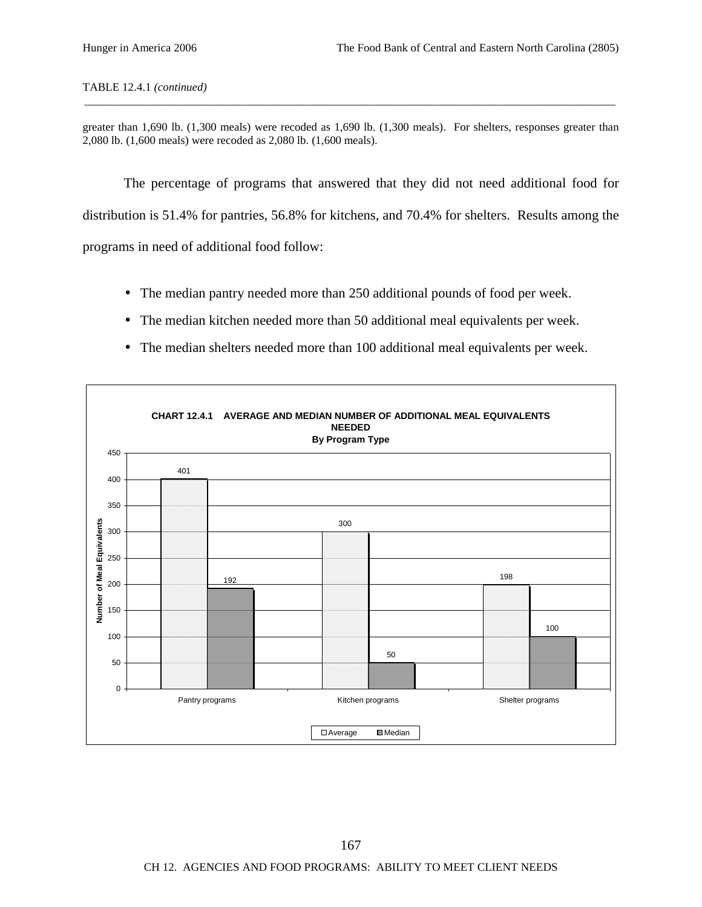TABLE 12.4.1 *(continued)*

greater than 1,690 lb. (1,300 meals) were recoded as 1,690 lb. (1,300 meals). For shelters, responses greater than 2,080 lb. (1,600 meals) were recoded as 2,080 lb. (1,600 meals).

The percentage of programs that answered that they did not need additional food for distribution is 51.4% for pantries, 56.8% for kitchens, and 70.4% for shelters. Results among the programs in need of additional food follow:

- The median pantry needed more than 250 additional pounds of food per week.
- The median kitchen needed more than 50 additional meal equivalents per week.
- The median shelters needed more than 100 additional meal equivalents per week.

**CHART 12.4.1 AVERAGE AND MEDIAN NUMBER OF ADDITIONAL MEAL EQUIVALENTS NEEDED**
**By Program Type**

| Program type | Average | Median |
|---|---|---|
| Pantry programs | 401 | 192 |
| Kitchen programs | 300 | 50 |
| Shelter programs | 198 | 100 |

Y-axis: Number of Meal Equivalents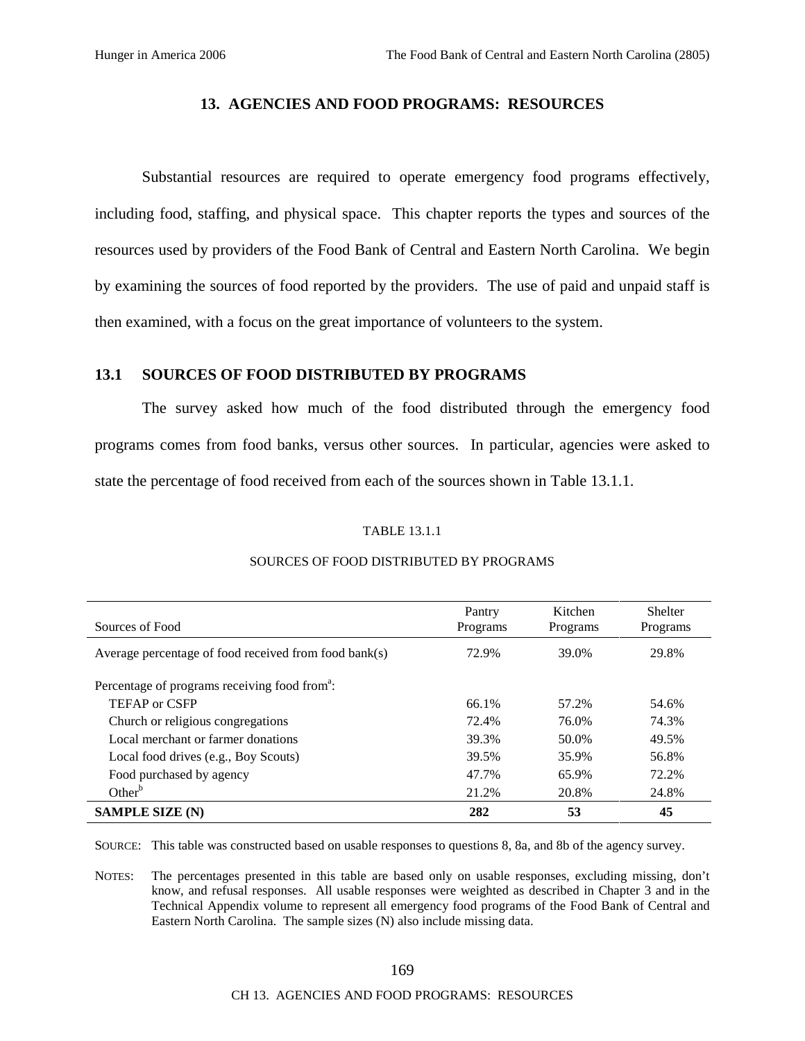# 13. AGENCIES AND FOOD PROGRAMS: RESOURCES

Substantial resources are required to operate emergency food programs effectively, including food, staffing, and physical space. This chapter reports the types and sources of the resources used by providers of the Food Bank of Central and Eastern North Carolina. We begin by examining the sources of food reported by the providers. The use of paid and unpaid staff is then examined, with a focus on the great importance of volunteers to the system.

## 13.1 SOURCES OF FOOD DISTRIBUTED BY PROGRAMS

The survey asked how much of the food distributed through the emergency food programs comes from food banks, versus other sources. In particular, agencies were asked to state the percentage of food received from each of the sources shown in Table 13.1.1.

TABLE 13.1.1

SOURCES OF FOOD DISTRIBUTED BY PROGRAMS

| Sources of Food | Pantry Programs | Kitchen Programs | Shelter Programs |
|---|---|---|---|
| Average percentage of food received from food bank(s) | 72.9% | 39.0% | 29.8% |
| Percentage of programs receiving food from[a]: | | | |
| TEFAP or CSFP | 66.1% | 57.2% | 54.6% |
| Church or religious congregations | 72.4% | 76.0% | 74.3% |
| Local merchant or farmer donations | 39.3% | 50.0% | 49.5% |
| Local food drives (e.g., Boy Scouts) | 39.5% | 35.9% | 56.8% |
| Food purchased by agency | 47.7% | 65.9% | 72.2% |
| Other[b] | 21.2% | 20.8% | 24.8% |
| **SAMPLE SIZE (N)** | **282** | **53** | **45** |

SOURCE: This table was constructed based on usable responses to questions 8, 8a, and 8b of the agency survey.

NOTES: The percentages presented in this table are based only on usable responses, excluding missing, don't know, and refusal responses. All usable responses were weighted as described in Chapter 3 and in the Technical Appendix volume to represent all emergency food programs of the Food Bank of Central and Eastern North Carolina. The sample sizes (N) also include missing data.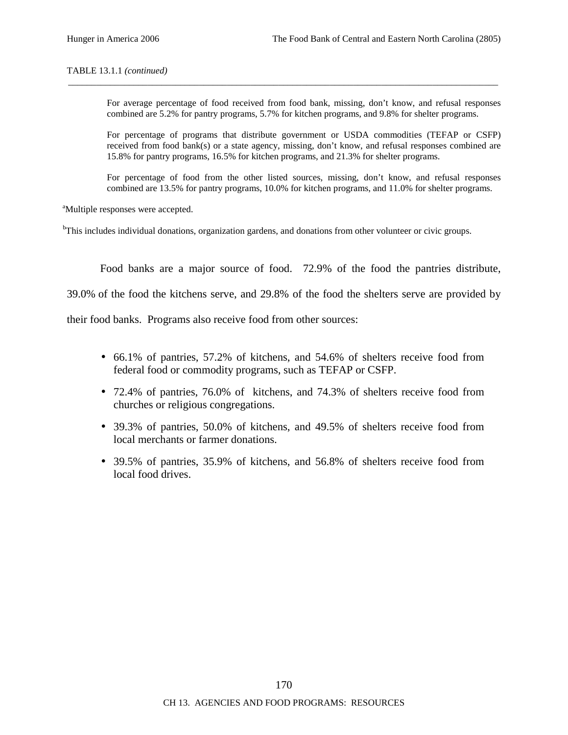TABLE 13.1.1 *(continued)*

For average percentage of food received from food bank, missing, don't know, and refusal responses combined are 5.2% for pantry programs, 5.7% for kitchen programs, and 9.8% for shelter programs.

For percentage of programs that distribute government or USDA commodities (TEFAP or CSFP) received from food bank(s) or a state agency, missing, don't know, and refusal responses combined are 15.8% for pantry programs, 16.5% for kitchen programs, and 21.3% for shelter programs.

For percentage of food from the other listed sources, missing, don't know, and refusal responses combined are 13.5% for pantry programs, 10.0% for kitchen programs, and 11.0% for shelter programs.

[a]Multiple responses were accepted.

[b]This includes individual donations, organization gardens, and donations from other volunteer or civic groups.

Food banks are a major source of food. 72.9% of the food the pantries distribute, 39.0% of the food the kitchens serve, and 29.8% of the food the shelters serve are provided by their food banks. Programs also receive food from other sources:

- 66.1% of pantries, 57.2% of kitchens, and 54.6% of shelters receive food from federal food or commodity programs, such as TEFAP or CSFP.
- 72.4% of pantries, 76.0% of kitchens, and 74.3% of shelters receive food from churches or religious congregations.
- 39.3% of pantries, 50.0% of kitchens, and 49.5% of shelters receive food from local merchants or farmer donations.
- 39.5% of pantries, 35.9% of kitchens, and 56.8% of shelters receive food from local food drives.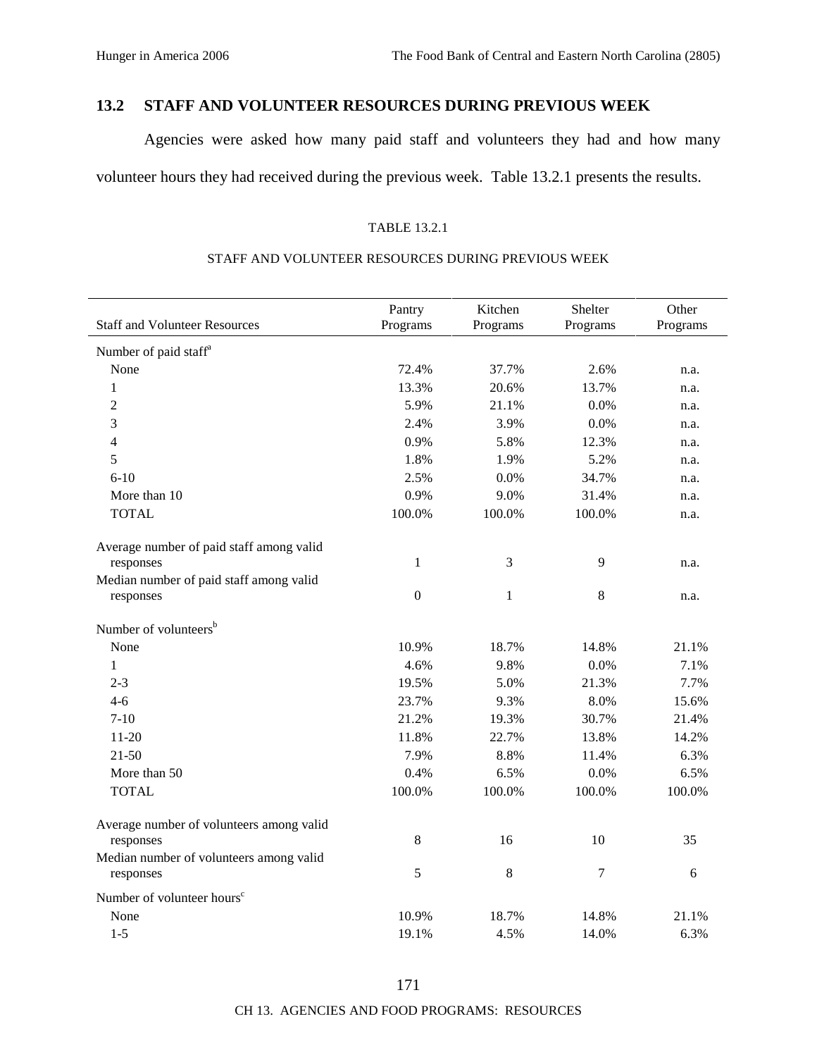## 13.2 STAFF AND VOLUNTEER RESOURCES DURING PREVIOUS WEEK

Agencies were asked how many paid staff and volunteers they had and how many volunteer hours they had received during the previous week. Table 13.2.1 presents the results.

TABLE 13.2.1

STAFF AND VOLUNTEER RESOURCES DURING PREVIOUS WEEK

| Staff and Volunteer Resources | Pantry Programs | Kitchen Programs | Shelter Programs | Other Programs |
|---|---|---|---|---|
| Number of paid staff[a] | | | | |
| None | 72.4% | 37.7% | 2.6% | n.a. |
| 1 | 13.3% | 20.6% | 13.7% | n.a. |
| 2 | 5.9% | 21.1% | 0.0% | n.a. |
| 3 | 2.4% | 3.9% | 0.0% | n.a. |
| 4 | 0.9% | 5.8% | 12.3% | n.a. |
| 5 | 1.8% | 1.9% | 5.2% | n.a. |
| 6-10 | 2.5% | 0.0% | 34.7% | n.a. |
| More than 10 | 0.9% | 9.0% | 31.4% | n.a. |
| TOTAL | 100.0% | 100.0% | 100.0% | n.a. |
| Average number of paid staff among valid responses | 1 | 3 | 9 | n.a. |
| Median number of paid staff among valid responses | 0 | 1 | 8 | n.a. |
| Number of volunteers[b] | | | | |
| None | 10.9% | 18.7% | 14.8% | 21.1% |
| 1 | 4.6% | 9.8% | 0.0% | 7.1% |
| 2-3 | 19.5% | 5.0% | 21.3% | 7.7% |
| 4-6 | 23.7% | 9.3% | 8.0% | 15.6% |
| 7-10 | 21.2% | 19.3% | 30.7% | 21.4% |
| 11-20 | 11.8% | 22.7% | 13.8% | 14.2% |
| 21-50 | 7.9% | 8.8% | 11.4% | 6.3% |
| More than 50 | 0.4% | 6.5% | 0.0% | 6.5% |
| TOTAL | 100.0% | 100.0% | 100.0% | 100.0% |
| Average number of volunteers among valid responses | 8 | 16 | 10 | 35 |
| Median number of volunteers among valid responses | 5 | 8 | 7 | 6 |
| Number of volunteer hours[c] | | | | |
| None | 10.9% | 18.7% | 14.8% | 21.1% |
| 1-5 | 19.1% | 4.5% | 14.0% | 6.3% |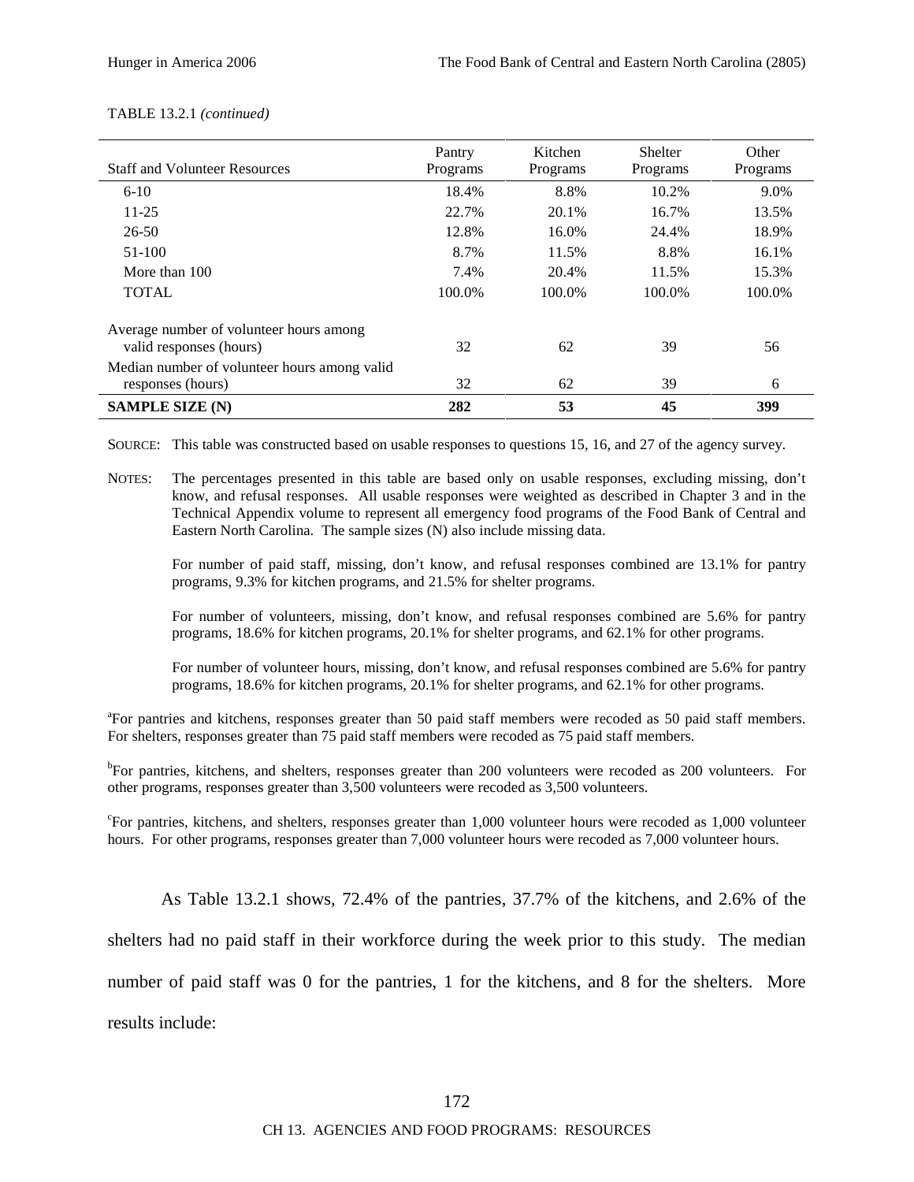TABLE 13.2.1 *(continued)*

| Staff and Volunteer Resources | Pantry Programs | Kitchen Programs | Shelter Programs | Other Programs |
|---|---|---|---|---|
| 6-10 | 18.4% | 8.8% | 10.2% | 9.0% |
| 11-25 | 22.7% | 20.1% | 16.7% | 13.5% |
| 26-50 | 12.8% | 16.0% | 24.4% | 18.9% |
| 51-100 | 8.7% | 11.5% | 8.8% | 16.1% |
| More than 100 | 7.4% | 20.4% | 11.5% | 15.3% |
| TOTAL | 100.0% | 100.0% | 100.0% | 100.0% |
| Average number of volunteer hours among valid responses (hours) | 32 | 62 | 39 | 56 |
| Median number of volunteer hours among valid responses (hours) | 32 | 62 | 39 | 6 |
| **SAMPLE SIZE (N)** | **282** | **53** | **45** | **399** |

SOURCE: This table was constructed based on usable responses to questions 15, 16, and 27 of the agency survey.

NOTES: The percentages presented in this table are based only on usable responses, excluding missing, don't know, and refusal responses. All usable responses were weighted as described in Chapter 3 and in the Technical Appendix volume to represent all emergency food programs of the Food Bank of Central and Eastern North Carolina. The sample sizes (N) also include missing data.

For number of paid staff, missing, don't know, and refusal responses combined are 13.1% for pantry programs, 9.3% for kitchen programs, and 21.5% for shelter programs.

For number of volunteers, missing, don't know, and refusal responses combined are 5.6% for pantry programs, 18.6% for kitchen programs, 20.1% for shelter programs, and 62.1% for other programs.

For number of volunteer hours, missing, don't know, and refusal responses combined are 5.6% for pantry programs, 18.6% for kitchen programs, 20.1% for shelter programs, and 62.1% for other programs.

[a]For pantries and kitchens, responses greater than 50 paid staff members were recoded as 50 paid staff members. For shelters, responses greater than 75 paid staff members were recoded as 75 paid staff members.

[b]For pantries, kitchens, and shelters, responses greater than 200 volunteers were recoded as 200 volunteers. For other programs, responses greater than 3,500 volunteers were recoded as 3,500 volunteers.

[c]For pantries, kitchens, and shelters, responses greater than 1,000 volunteer hours were recoded as 1,000 volunteer hours. For other programs, responses greater than 7,000 volunteer hours were recoded as 7,000 volunteer hours.

As Table 13.2.1 shows, 72.4% of the pantries, 37.7% of the kitchens, and 2.6% of the shelters had no paid staff in their workforce during the week prior to this study. The median number of paid staff was 0 for the pantries, 1 for the kitchens, and 8 for the shelters. More results include: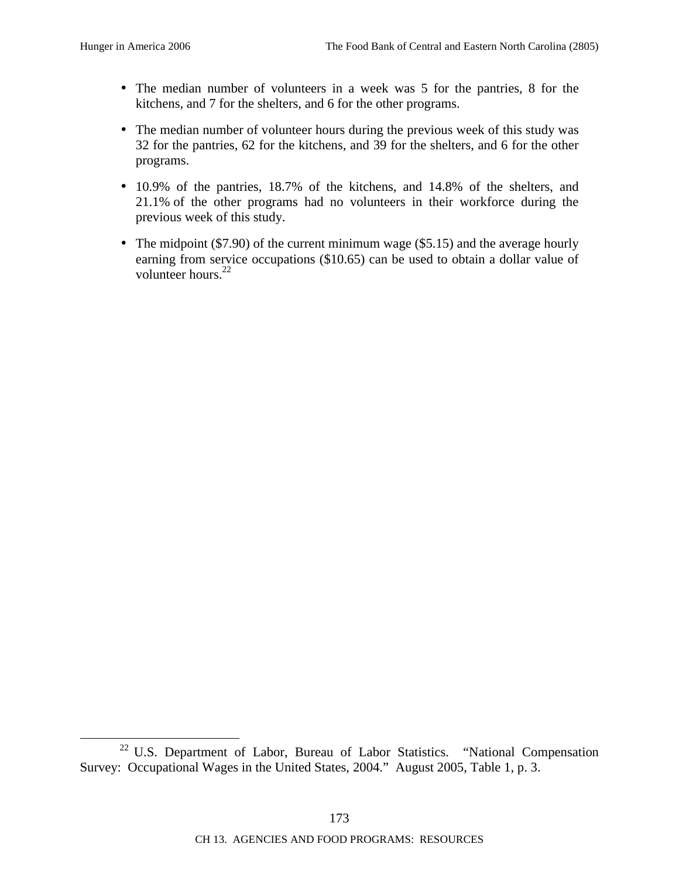- The median number of volunteers in a week was 5 for the pantries, 8 for the kitchens, and 7 for the shelters, and 6 for the other programs.
- The median number of volunteer hours during the previous week of this study was 32 for the pantries, 62 for the kitchens, and 39 for the shelters, and 6 for the other programs.
- 10.9% of the pantries, 18.7% of the kitchens, and 14.8% of the shelters, and 21.1% of the other programs had no volunteers in their workforce during the previous week of this study.
- The midpoint ($7.90) of the current minimum wage ($5.15) and the average hourly earning from service occupations ($10.65) can be used to obtain a dollar value of volunteer hours.[22]

[22] U.S. Department of Labor, Bureau of Labor Statistics. "National Compensation Survey: Occupational Wages in the United States, 2004." August 2005, Table 1, p. 3.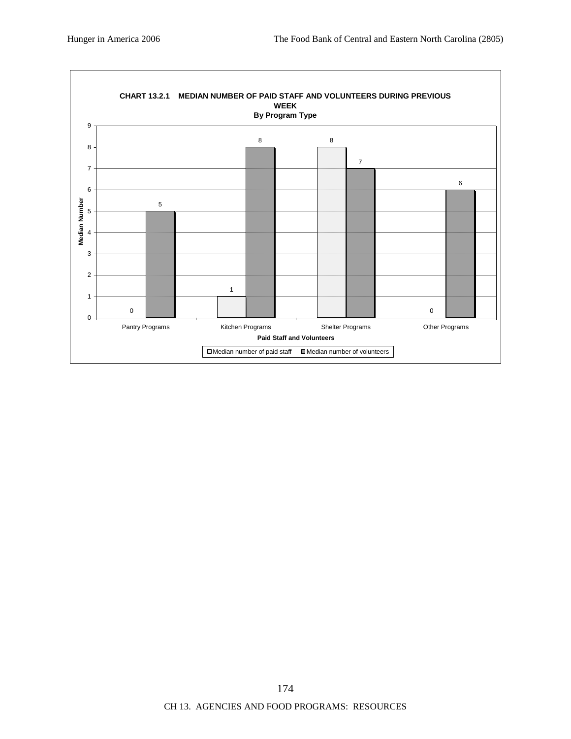**CHART 13.2.1 MEDIAN NUMBER OF PAID STAFF AND VOLUNTEERS DURING PREVIOUS WEEK**
**By Program Type**

| Paid Staff and Volunteers | Median number of paid staff | Median number of volunteers |
|---|---|---|
| Pantry Programs | 0 | 5 |
| Kitchen Programs | 1 | 8 |
| Shelter Programs | 8 | 7 |
| Other Programs | 0 | 6 |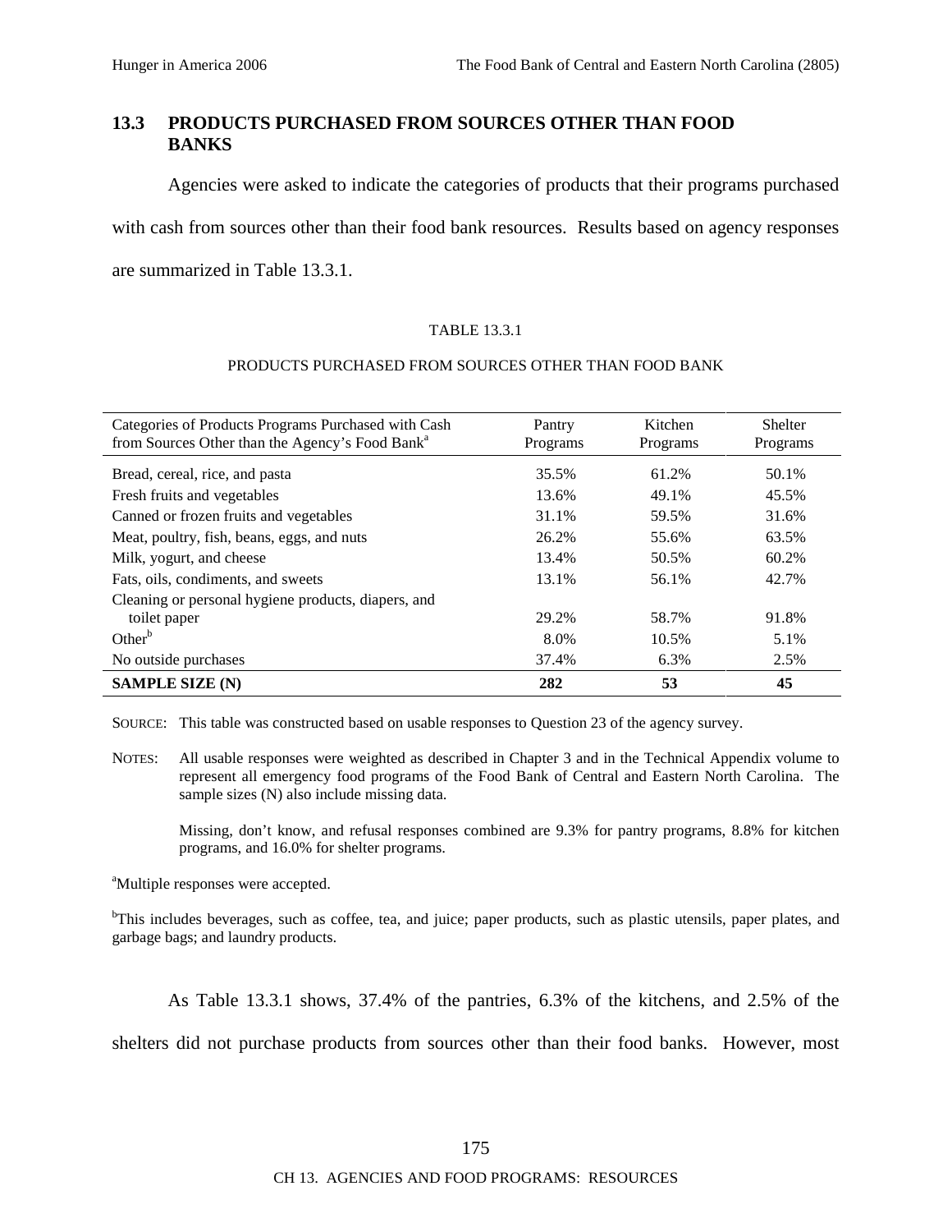## 13.3 PRODUCTS PURCHASED FROM SOURCES OTHER THAN FOOD BANKS

Agencies were asked to indicate the categories of products that their programs purchased with cash from sources other than their food bank resources. Results based on agency responses are summarized in Table 13.3.1.

TABLE 13.3.1

PRODUCTS PURCHASED FROM SOURCES OTHER THAN FOOD BANK

| Categories of Products Programs Purchased with Cash from Sources Other than the Agency's Food Bank[a] | Pantry Programs | Kitchen Programs | Shelter Programs |
|---|---|---|---|
| Bread, cereal, rice, and pasta | 35.5% | 61.2% | 50.1% |
| Fresh fruits and vegetables | 13.6% | 49.1% | 45.5% |
| Canned or frozen fruits and vegetables | 31.1% | 59.5% | 31.6% |
| Meat, poultry, fish, beans, eggs, and nuts | 26.2% | 55.6% | 63.5% |
| Milk, yogurt, and cheese | 13.4% | 50.5% | 60.2% |
| Fats, oils, condiments, and sweets | 13.1% | 56.1% | 42.7% |
| Cleaning or personal hygiene products, diapers, and toilet paper | 29.2% | 58.7% | 91.8% |
| Other[b] | 8.0% | 10.5% | 5.1% |
| No outside purchases | 37.4% | 6.3% | 2.5% |
| **SAMPLE SIZE (N)** | **282** | **53** | **45** |

SOURCE: This table was constructed based on usable responses to Question 23 of the agency survey.

NOTES: All usable responses were weighted as described in Chapter 3 and in the Technical Appendix volume to represent all emergency food programs of the Food Bank of Central and Eastern North Carolina. The sample sizes (N) also include missing data.

Missing, don't know, and refusal responses combined are 9.3% for pantry programs, 8.8% for kitchen programs, and 16.0% for shelter programs.

[a]Multiple responses were accepted.

[b]This includes beverages, such as coffee, tea, and juice; paper products, such as plastic utensils, paper plates, and garbage bags; and laundry products.

As Table 13.3.1 shows, 37.4% of the pantries, 6.3% of the kitchens, and 2.5% of the shelters did not purchase products from sources other than their food banks. However, most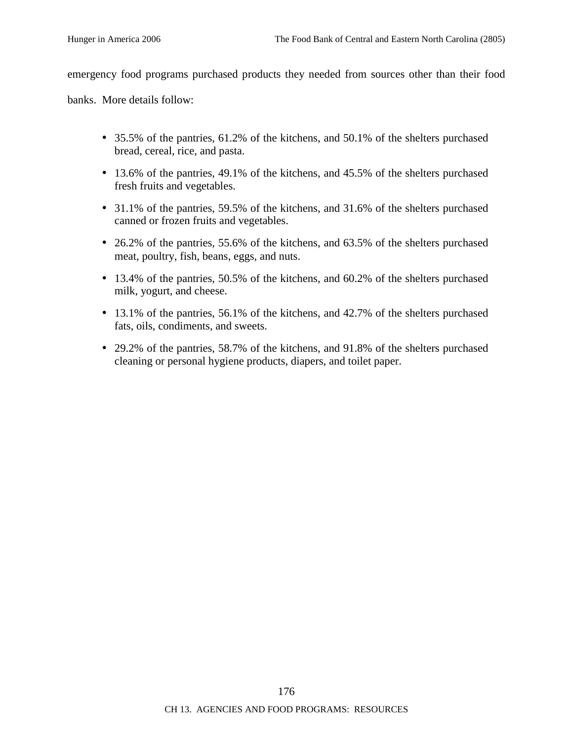emergency food programs purchased products they needed from sources other than their food banks. More details follow:

- 35.5% of the pantries, 61.2% of the kitchens, and 50.1% of the shelters purchased bread, cereal, rice, and pasta.
- 13.6% of the pantries, 49.1% of the kitchens, and 45.5% of the shelters purchased fresh fruits and vegetables.
- 31.1% of the pantries, 59.5% of the kitchens, and 31.6% of the shelters purchased canned or frozen fruits and vegetables.
- 26.2% of the pantries, 55.6% of the kitchens, and 63.5% of the shelters purchased meat, poultry, fish, beans, eggs, and nuts.
- 13.4% of the pantries, 50.5% of the kitchens, and 60.2% of the shelters purchased milk, yogurt, and cheese.
- 13.1% of the pantries, 56.1% of the kitchens, and 42.7% of the shelters purchased fats, oils, condiments, and sweets.
- 29.2% of the pantries, 58.7% of the kitchens, and 91.8% of the shelters purchased cleaning or personal hygiene products, diapers, and toilet paper.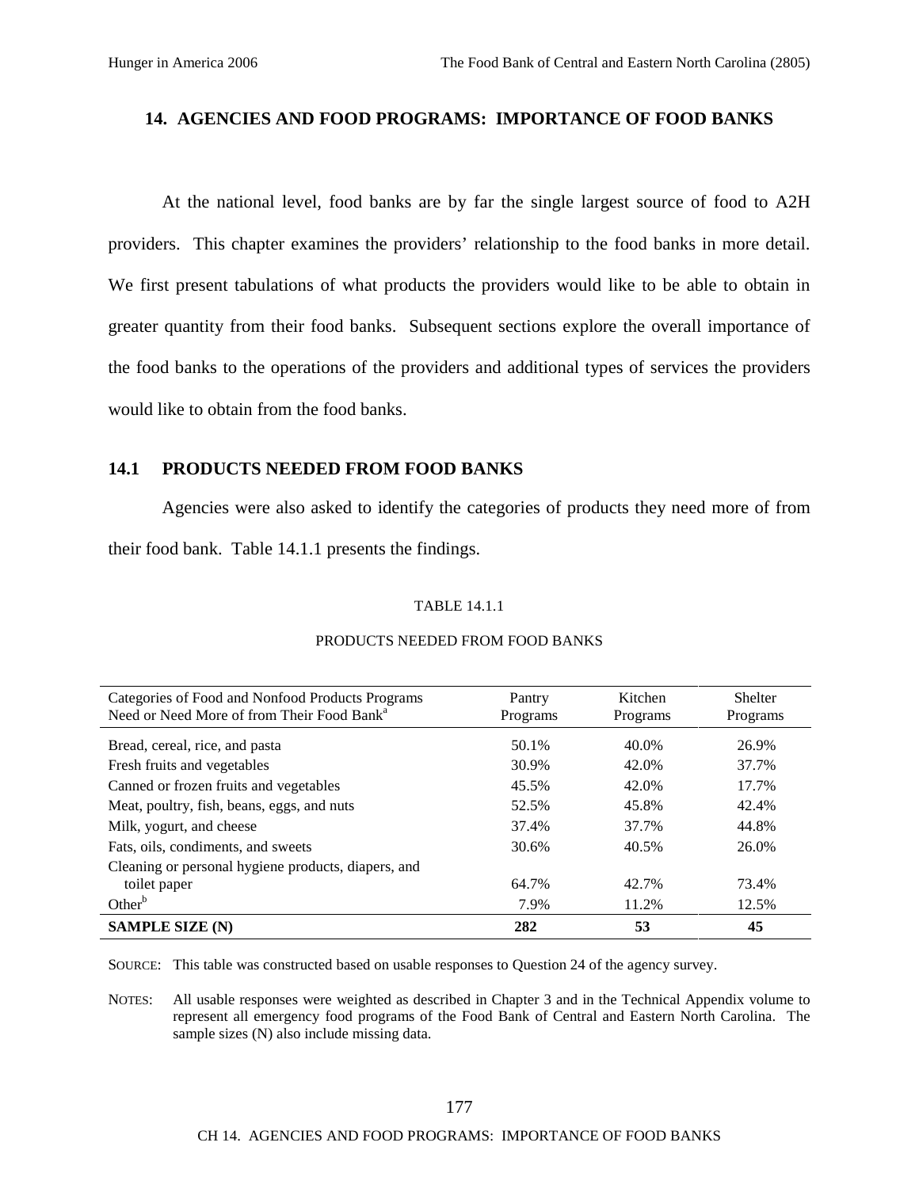## 14. AGENCIES AND FOOD PROGRAMS: IMPORTANCE OF FOOD BANKS

At the national level, food banks are by far the single largest source of food to A2H providers. This chapter examines the providers' relationship to the food banks in more detail. We first present tabulations of what products the providers would like to be able to obtain in greater quantity from their food banks. Subsequent sections explore the overall importance of the food banks to the operations of the providers and additional types of services the providers would like to obtain from the food banks.

### 14.1 PRODUCTS NEEDED FROM FOOD BANKS

Agencies were also asked to identify the categories of products they need more of from their food bank. Table 14.1.1 presents the findings.

TABLE 14.1.1

PRODUCTS NEEDED FROM FOOD BANKS

| Categories of Food and Nonfood Products Programs Need or Need More of from Their Food Bank[a] | Pantry Programs | Kitchen Programs | Shelter Programs |
|---|---|---|---|
| Bread, cereal, rice, and pasta | 50.1% | 40.0% | 26.9% |
| Fresh fruits and vegetables | 30.9% | 42.0% | 37.7% |
| Canned or frozen fruits and vegetables | 45.5% | 42.0% | 17.7% |
| Meat, poultry, fish, beans, eggs, and nuts | 52.5% | 45.8% | 42.4% |
| Milk, yogurt, and cheese | 37.4% | 37.7% | 44.8% |
| Fats, oils, condiments, and sweets | 30.6% | 40.5% | 26.0% |
| Cleaning or personal hygiene products, diapers, and toilet paper | 64.7% | 42.7% | 73.4% |
| Other[b] | 7.9% | 11.2% | 12.5% |
| **SAMPLE SIZE (N)** | **282** | **53** | **45** |

SOURCE: This table was constructed based on usable responses to Question 24 of the agency survey.

NOTES: All usable responses were weighted as described in Chapter 3 and in the Technical Appendix volume to represent all emergency food programs of the Food Bank of Central and Eastern North Carolina. The sample sizes (N) also include missing data.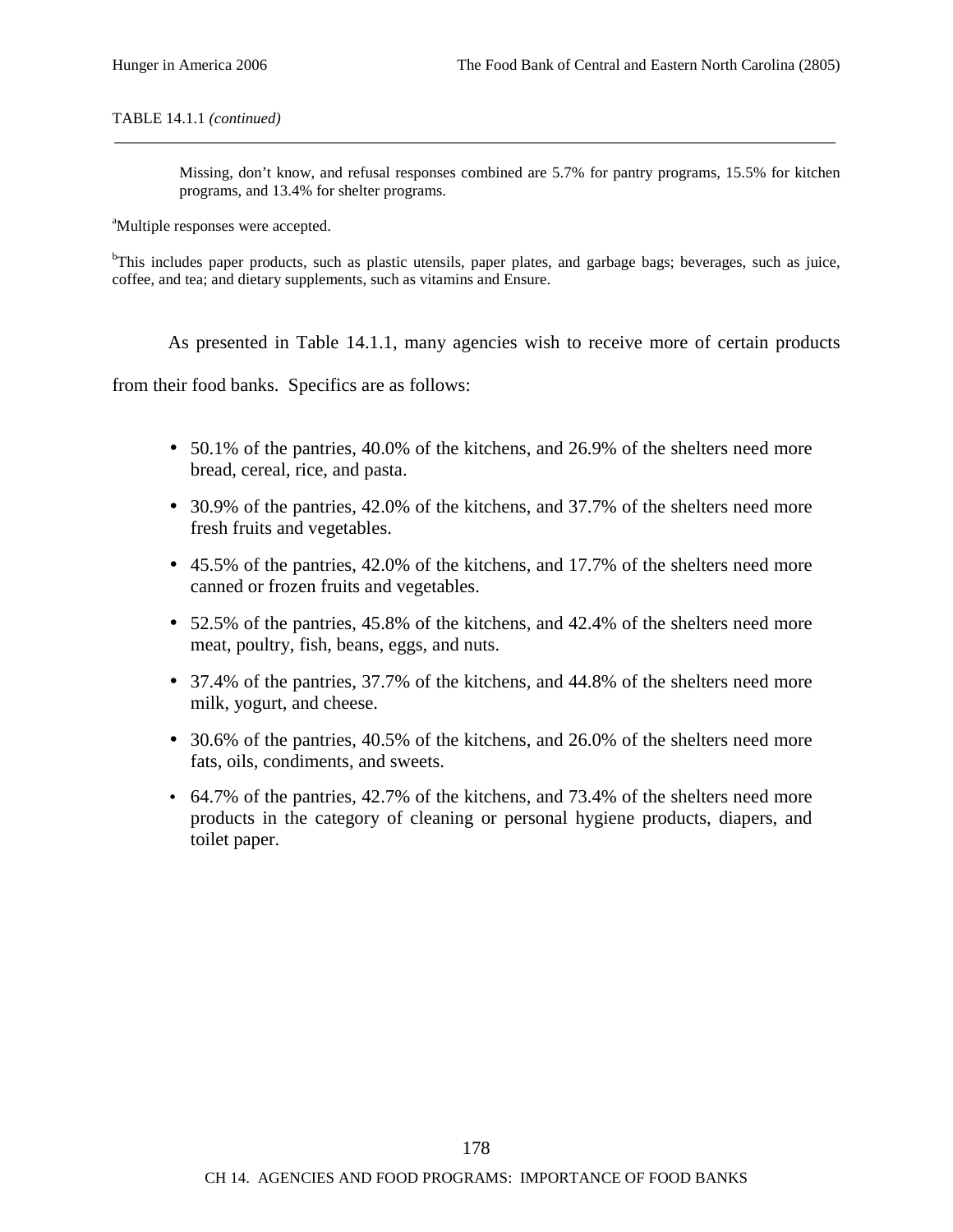TABLE 14.1.1 *(continued)*

Missing, don't know, and refusal responses combined are 5.7% for pantry programs, 15.5% for kitchen programs, and 13.4% for shelter programs.

[a]Multiple responses were accepted.

[b]This includes paper products, such as plastic utensils, paper plates, and garbage bags; beverages, such as juice, coffee, and tea; and dietary supplements, such as vitamins and Ensure.

As presented in Table 14.1.1, many agencies wish to receive more of certain products from their food banks. Specifics are as follows:

- 50.1% of the pantries, 40.0% of the kitchens, and 26.9% of the shelters need more bread, cereal, rice, and pasta.
- 30.9% of the pantries, 42.0% of the kitchens, and 37.7% of the shelters need more fresh fruits and vegetables.
- 45.5% of the pantries, 42.0% of the kitchens, and 17.7% of the shelters need more canned or frozen fruits and vegetables.
- 52.5% of the pantries, 45.8% of the kitchens, and 42.4% of the shelters need more meat, poultry, fish, beans, eggs, and nuts.
- 37.4% of the pantries, 37.7% of the kitchens, and 44.8% of the shelters need more milk, yogurt, and cheese.
- 30.6% of the pantries, 40.5% of the kitchens, and 26.0% of the shelters need more fats, oils, condiments, and sweets.
- 64.7% of the pantries, 42.7% of the kitchens, and 73.4% of the shelters need more products in the category of cleaning or personal hygiene products, diapers, and toilet paper.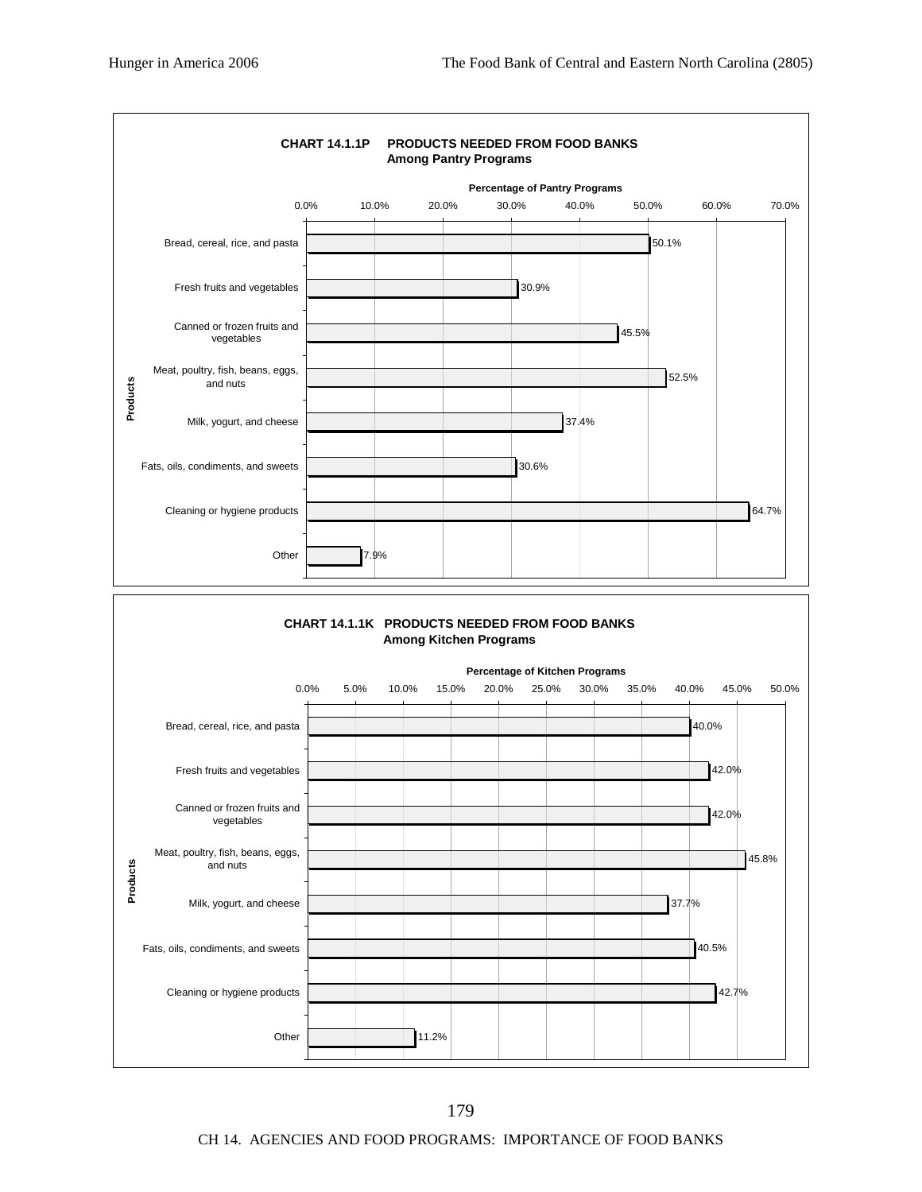**CHART 14.1.1P PRODUCTS NEEDED FROM FOOD BANKS**
**Among Pantry Programs**

| Products | Percentage of Pantry Programs |
|---|---|
| Bread, cereal, rice, and pasta | 50.1% |
| Fresh fruits and vegetables | 30.9% |
| Canned or frozen fruits and vegetables | 45.5% |
| Meat, poultry, fish, beans, eggs, and nuts | 52.5% |
| Milk, yogurt, and cheese | 37.4% |
| Fats, oils, condiments, and sweets | 30.6% |
| Cleaning or hygiene products | 64.7% |
| Other | 7.9% |

**CHART 14.1.1K PRODUCTS NEEDED FROM FOOD BANKS**
**Among Kitchen Programs**

| Products | Percentage of Kitchen Programs |
|---|---|
| Bread, cereal, rice, and pasta | 40.0% |
| Fresh fruits and vegetables | 42.0% |
| Canned or frozen fruits and vegetables | 42.0% |
| Meat, poultry, fish, beans, eggs, and nuts | 45.8% |
| Milk, yogurt, and cheese | 37.7% |
| Fats, oils, condiments, and sweets | 40.5% |
| Cleaning or hygiene products | 42.7% |
| Other | 11.2% |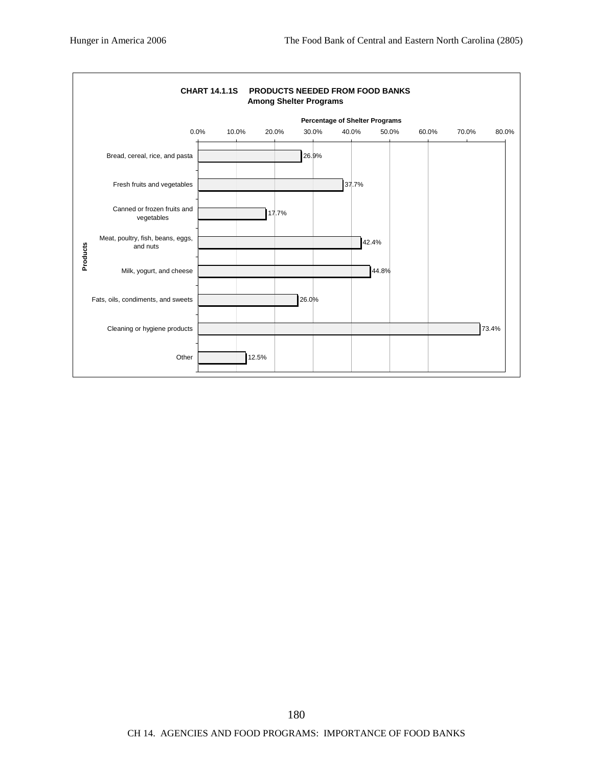**CHART 14.1.1S PRODUCTS NEEDED FROM FOOD BANKS**
**Among Shelter Programs**

| Products | Percentage of Shelter Programs |
|---|---|
| Bread, cereal, rice, and pasta | 26.9% |
| Fresh fruits and vegetables | 37.7% |
| Canned or frozen fruits and vegetables | 17.7% |
| Meat, poultry, fish, beans, eggs, and nuts | 42.4% |
| Milk, yogurt, and cheese | 44.8% |
| Fats, oils, condiments, and sweets | 26.0% |
| Cleaning or hygiene products | 73.4% |
| Other | 12.5% |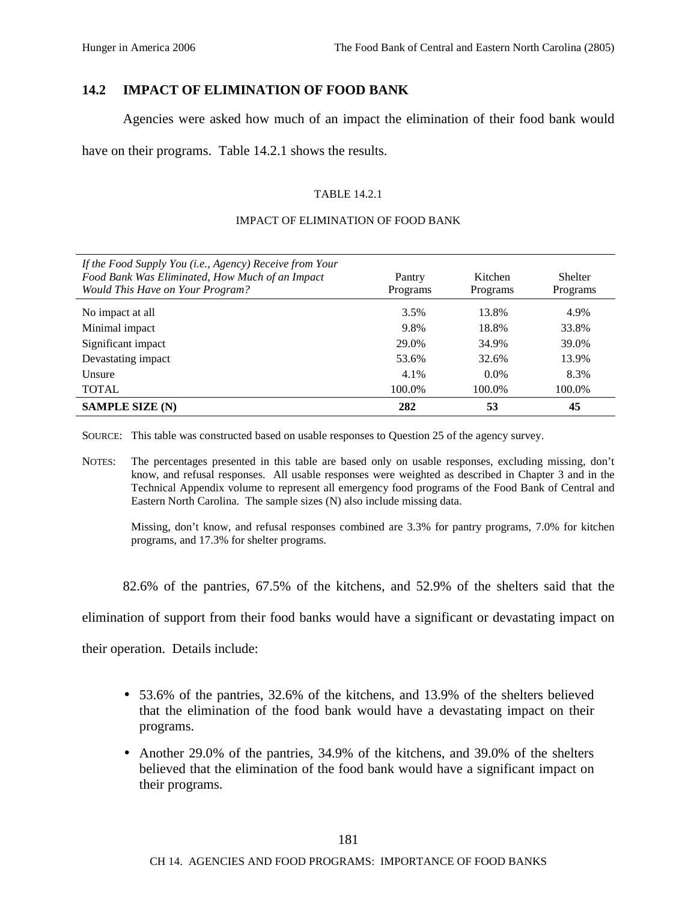## 14.2 IMPACT OF ELIMINATION OF FOOD BANK

Agencies were asked how much of an impact the elimination of their food bank would have on their programs. Table 14.2.1 shows the results.

TABLE 14.2.1

IMPACT OF ELIMINATION OF FOOD BANK

| *If the Food Supply You (i.e., Agency) Receive from Your Food Bank Was Eliminated, How Much of an Impact Would This Have on Your Program?* | Pantry Programs | Kitchen Programs | Shelter Programs |
|---|---|---|---|
| No impact at all | 3.5% | 13.8% | 4.9% |
| Minimal impact | 9.8% | 18.8% | 33.8% |
| Significant impact | 29.0% | 34.9% | 39.0% |
| Devastating impact | 53.6% | 32.6% | 13.9% |
| Unsure | 4.1% | 0.0% | 8.3% |
| TOTAL | 100.0% | 100.0% | 100.0% |
| **SAMPLE SIZE (N)** | **282** | **53** | **45** |

SOURCE: This table was constructed based on usable responses to Question 25 of the agency survey.

NOTES: The percentages presented in this table are based only on usable responses, excluding missing, don't know, and refusal responses. All usable responses were weighted as described in Chapter 3 and in the Technical Appendix volume to represent all emergency food programs of the Food Bank of Central and Eastern North Carolina. The sample sizes (N) also include missing data.

Missing, don't know, and refusal responses combined are 3.3% for pantry programs, 7.0% for kitchen programs, and 17.3% for shelter programs.

82.6% of the pantries, 67.5% of the kitchens, and 52.9% of the shelters said that the elimination of support from their food banks would have a significant or devastating impact on their operation. Details include:

- 53.6% of the pantries, 32.6% of the kitchens, and 13.9% of the shelters believed that the elimination of the food bank would have a devastating impact on their programs.
- Another 29.0% of the pantries, 34.9% of the kitchens, and 39.0% of the shelters believed that the elimination of the food bank would have a significant impact on their programs.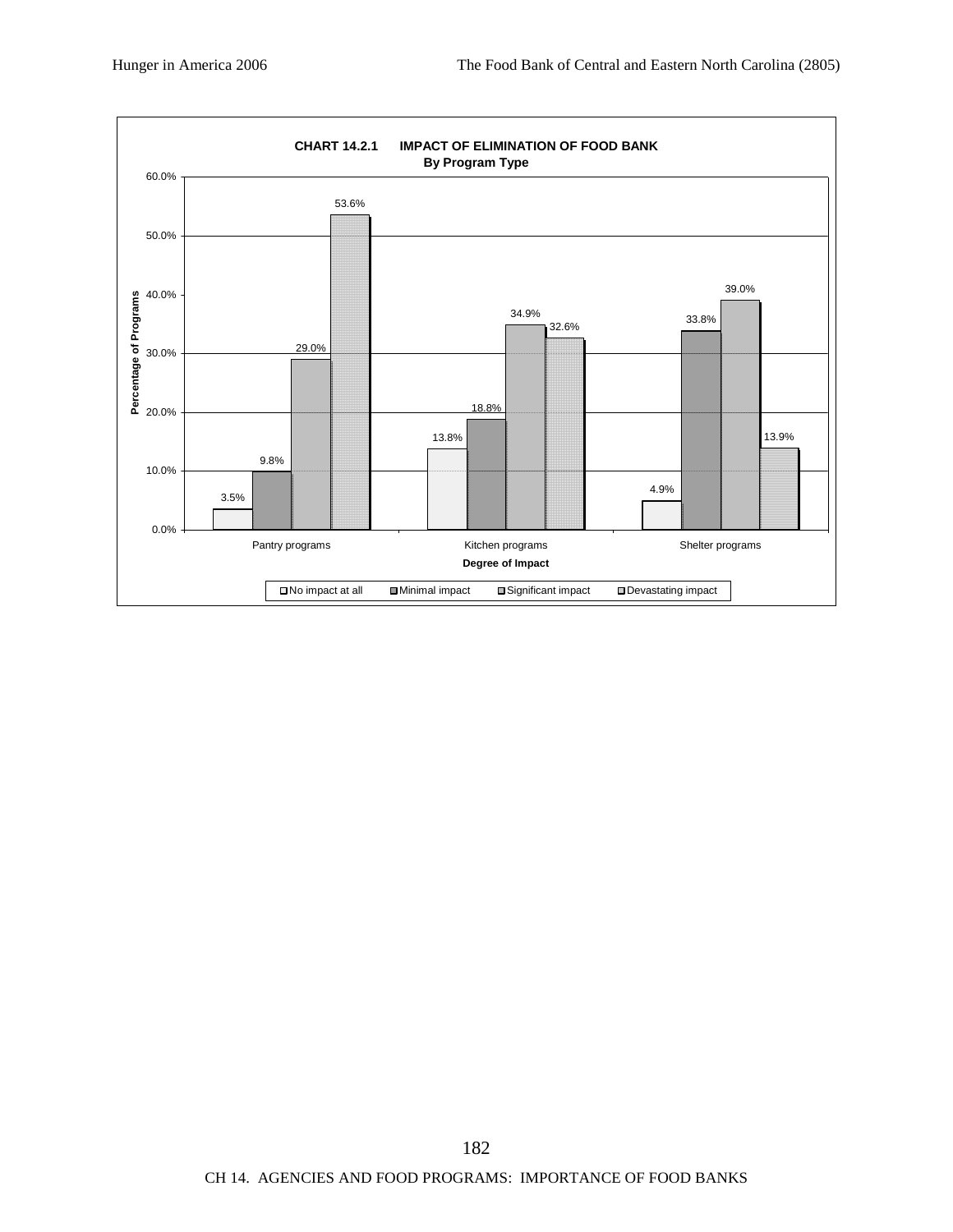**CHART 14.2.1 IMPACT OF ELIMINATION OF FOOD BANK**
**By Program Type**

| Degree of Impact | No impact at all | Minimal impact | Significant impact | Devastating impact |
|---|---|---|---|---|
| Pantry programs | 3.5% | 9.8% | 29.0% | 53.6% |
| Kitchen programs | 13.8% | 18.8% | 34.9% | 32.6% |
| Shelter programs | 4.9% | 33.8% | 39.0% | 13.9% |

Y-axis: Percentage of Programs
X-axis: Degree of Impact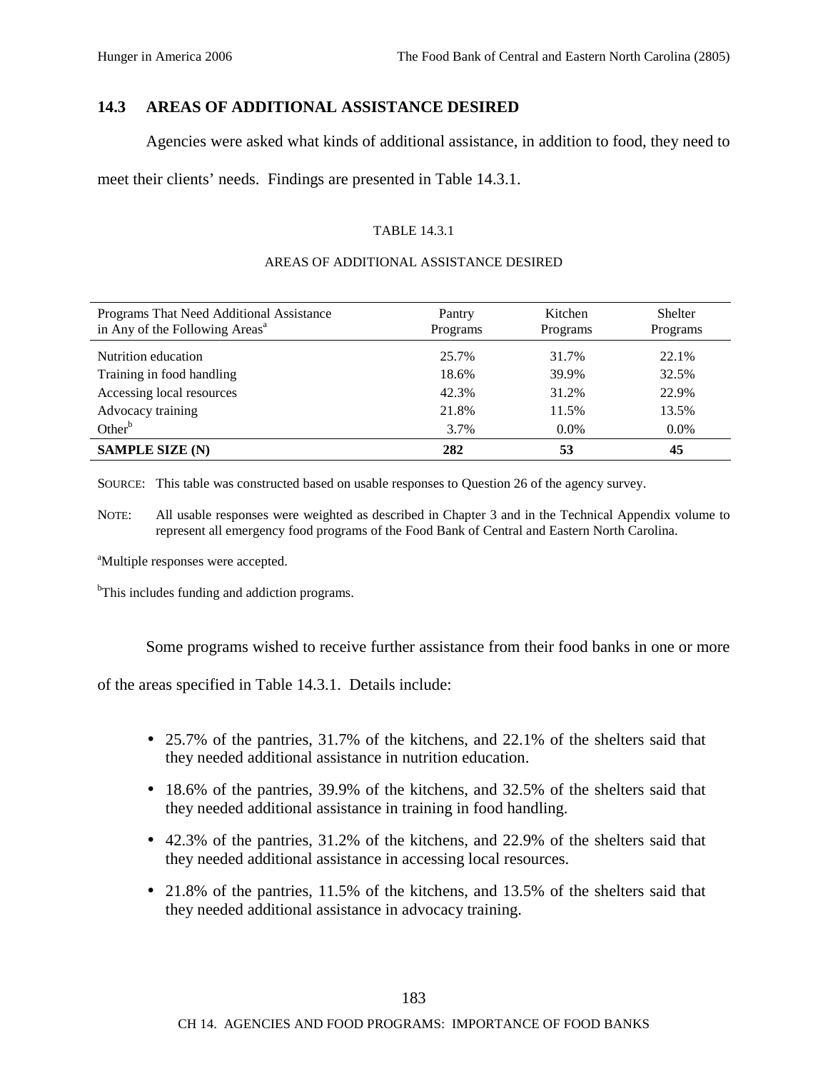## 14.3 AREAS OF ADDITIONAL ASSISTANCE DESIRED

Agencies were asked what kinds of additional assistance, in addition to food, they need to meet their clients' needs. Findings are presented in Table 14.3.1.

TABLE 14.3.1

AREAS OF ADDITIONAL ASSISTANCE DESIRED

| Programs That Need Additional Assistance in Any of the Following Areas[a] | Pantry Programs | Kitchen Programs | Shelter Programs |
|---|---|---|---|
| Nutrition education | 25.7% | 31.7% | 22.1% |
| Training in food handling | 18.6% | 39.9% | 32.5% |
| Accessing local resources | 42.3% | 31.2% | 22.9% |
| Advocacy training | 21.8% | 11.5% | 13.5% |
| Other[b] | 3.7% | 0.0% | 0.0% |
| **SAMPLE SIZE (N)** | **282** | **53** | **45** |

SOURCE: This table was constructed based on usable responses to Question 26 of the agency survey.

NOTE: All usable responses were weighted as described in Chapter 3 and in the Technical Appendix volume to represent all emergency food programs of the Food Bank of Central and Eastern North Carolina.

[a]Multiple responses were accepted.

[b]This includes funding and addiction programs.

Some programs wished to receive further assistance from their food banks in one or more of the areas specified in Table 14.3.1. Details include:

- 25.7% of the pantries, 31.7% of the kitchens, and 22.1% of the shelters said that they needed additional assistance in nutrition education.
- 18.6% of the pantries, 39.9% of the kitchens, and 32.5% of the shelters said that they needed additional assistance in training in food handling.
- 42.3% of the pantries, 31.2% of the kitchens, and 22.9% of the shelters said that they needed additional assistance in accessing local resources.
- 21.8% of the pantries, 11.5% of the kitchens, and 13.5% of the shelters said that they needed additional assistance in advocacy training.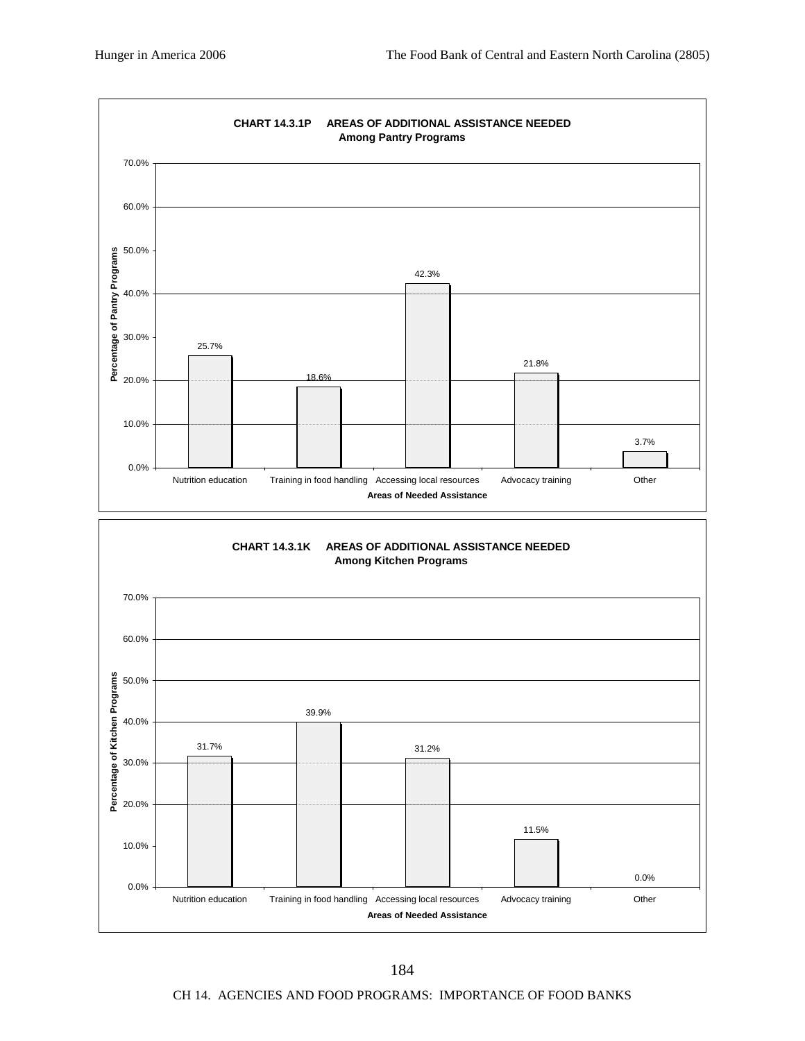**CHART 14.3.1P AREAS OF ADDITIONAL ASSISTANCE NEEDED Among Pantry Programs**

| Areas of Needed Assistance | Percentage of Pantry Programs |
|---|---|
| Nutrition education | 25.7% |
| Training in food handling | 18.6% |
| Accessing local resources | 42.3% |
| Advocacy training | 21.8% |
| Other | 3.7% |

**CHART 14.3.1K AREAS OF ADDITIONAL ASSISTANCE NEEDED Among Kitchen Programs**

| Areas of Needed Assistance | Percentage of Kitchen Programs |
|---|---|
| Nutrition education | 31.7% |
| Training in food handling | 39.9% |
| Accessing local resources | 31.2% |
| Advocacy training | 11.5% |
| Other | 0.0% |

CH 14. AGENCIES AND FOOD PROGRAMS: IMPORTANCE OF FOOD BANKS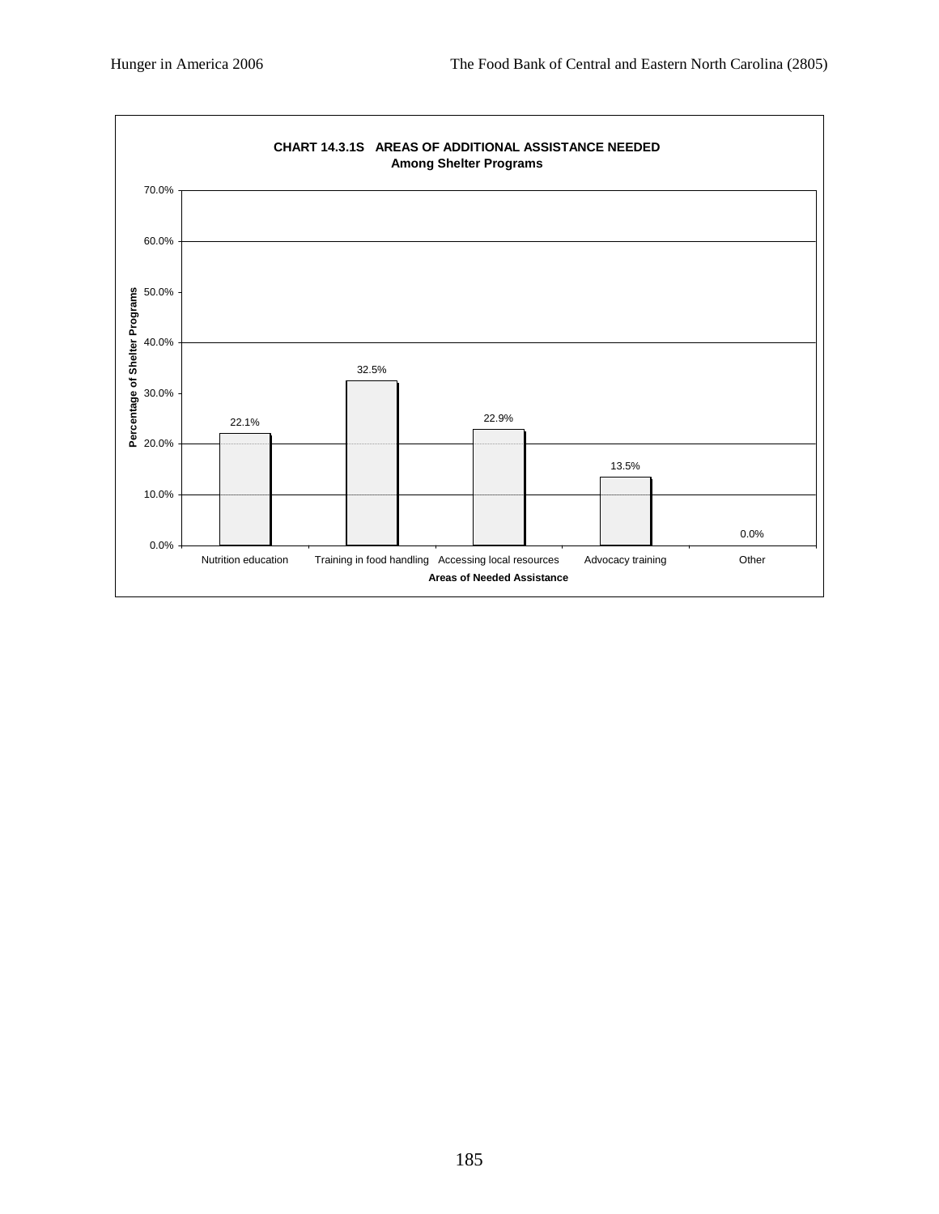**CHART 14.3.1S AREAS OF ADDITIONAL ASSISTANCE NEEDED**
**Among Shelter Programs**

| Areas of Needed Assistance | Percentage of Shelter Programs |
|---|---|
| Nutrition education | 22.1% |
| Training in food handling | 32.5% |
| Accessing local resources | 22.9% |
| Advocacy training | 13.5% |
| Other | 0.0% |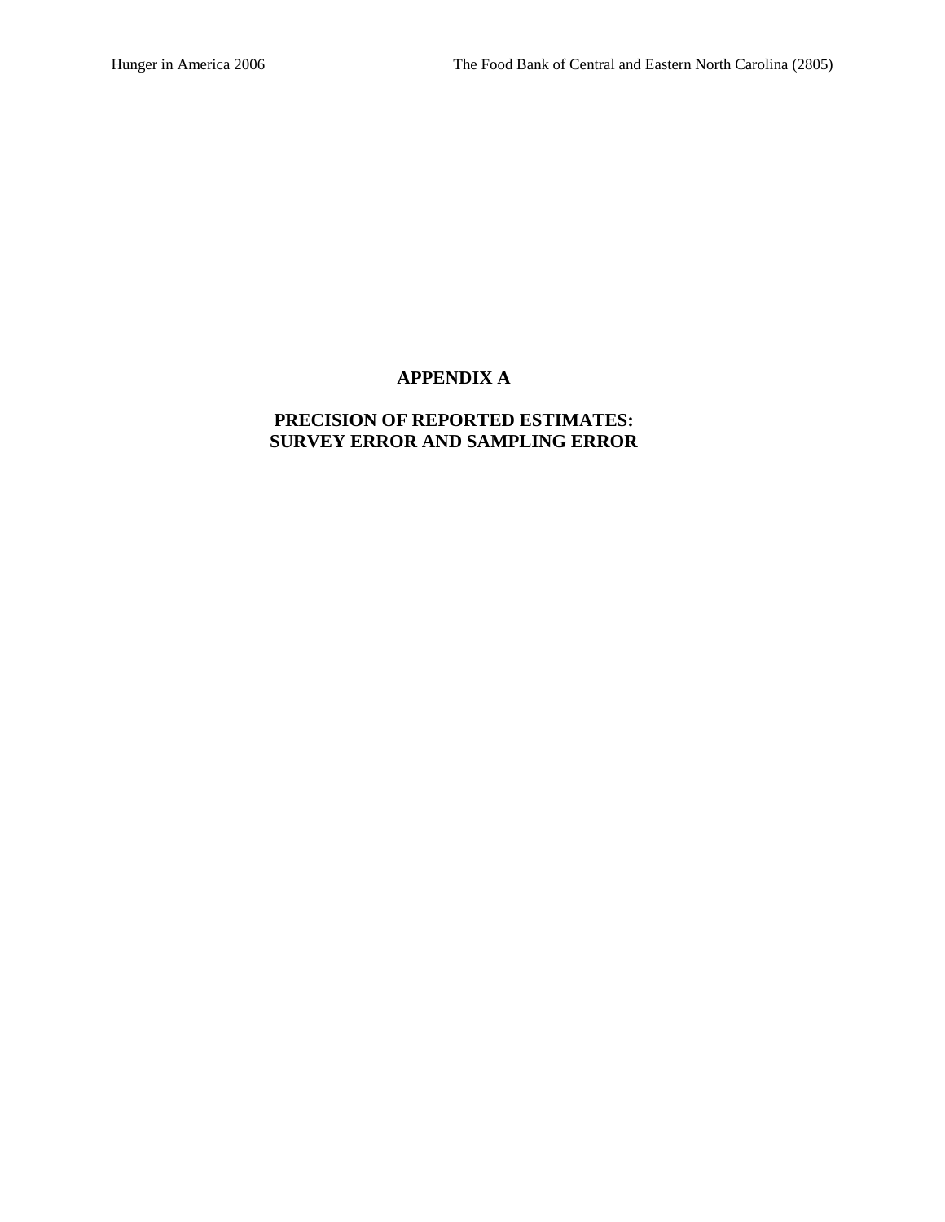# APPENDIX A

## PRECISION OF REPORTED ESTIMATES: SURVEY ERROR AND SAMPLING ERROR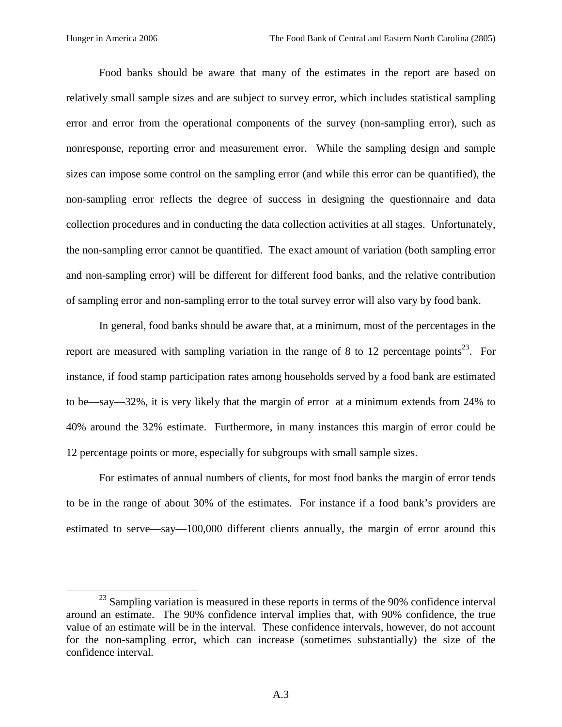Food banks should be aware that many of the estimates in the report are based on relatively small sample sizes and are subject to survey error, which includes statistical sampling error and error from the operational components of the survey (non-sampling error), such as nonresponse, reporting error and measurement error. While the sampling design and sample sizes can impose some control on the sampling error (and while this error can be quantified), the non-sampling error reflects the degree of success in designing the questionnaire and data collection procedures and in conducting the data collection activities at all stages. Unfortunately, the non-sampling error cannot be quantified. The exact amount of variation (both sampling error and non-sampling error) will be different for different food banks, and the relative contribution of sampling error and non-sampling error to the total survey error will also vary by food bank.

In general, food banks should be aware that, at a minimum, most of the percentages in the report are measured with sampling variation in the range of 8 to 12 percentage points[23]. For instance, if food stamp participation rates among households served by a food bank are estimated to be—say—32%, it is very likely that the margin of error at a minimum extends from 24% to 40% around the 32% estimate. Furthermore, in many instances this margin of error could be 12 percentage points or more, especially for subgroups with small sample sizes.

For estimates of annual numbers of clients, for most food banks the margin of error tends to be in the range of about 30% of the estimates. For instance if a food bank's providers are estimated to serve—say—100,000 different clients annually, the margin of error around this

[23] Sampling variation is measured in these reports in terms of the 90% confidence interval around an estimate. The 90% confidence interval implies that, with 90% confidence, the true value of an estimate will be in the interval. These confidence intervals, however, do not account for the non-sampling error, which can increase (sometimes substantially) the size of the confidence interval.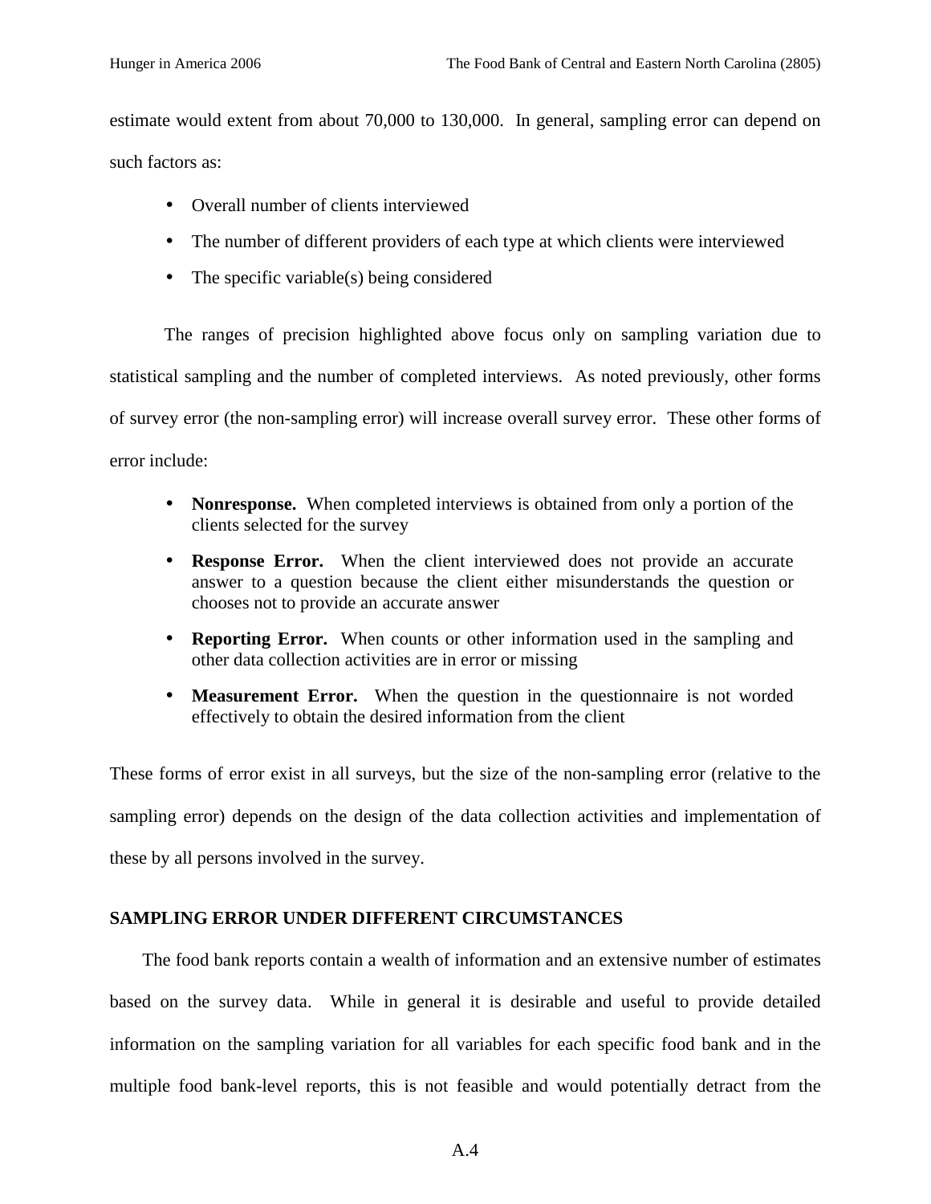estimate would extent from about 70,000 to 130,000. In general, sampling error can depend on such factors as:

- Overall number of clients interviewed
- The number of different providers of each type at which clients were interviewed
- The specific variable(s) being considered

The ranges of precision highlighted above focus only on sampling variation due to statistical sampling and the number of completed interviews. As noted previously, other forms of survey error (the non-sampling error) will increase overall survey error. These other forms of error include:

- **Nonresponse.** When completed interviews is obtained from only a portion of the clients selected for the survey
- **Response Error.** When the client interviewed does not provide an accurate answer to a question because the client either misunderstands the question or chooses not to provide an accurate answer
- **Reporting Error.** When counts or other information used in the sampling and other data collection activities are in error or missing
- **Measurement Error.** When the question in the questionnaire is not worded effectively to obtain the desired information from the client

These forms of error exist in all surveys, but the size of the non-sampling error (relative to the sampling error) depends on the design of the data collection activities and implementation of these by all persons involved in the survey.

## SAMPLING ERROR UNDER DIFFERENT CIRCUMSTANCES

The food bank reports contain a wealth of information and an extensive number of estimates based on the survey data. While in general it is desirable and useful to provide detailed information on the sampling variation for all variables for each specific food bank and in the multiple food bank-level reports, this is not feasible and would potentially detract from the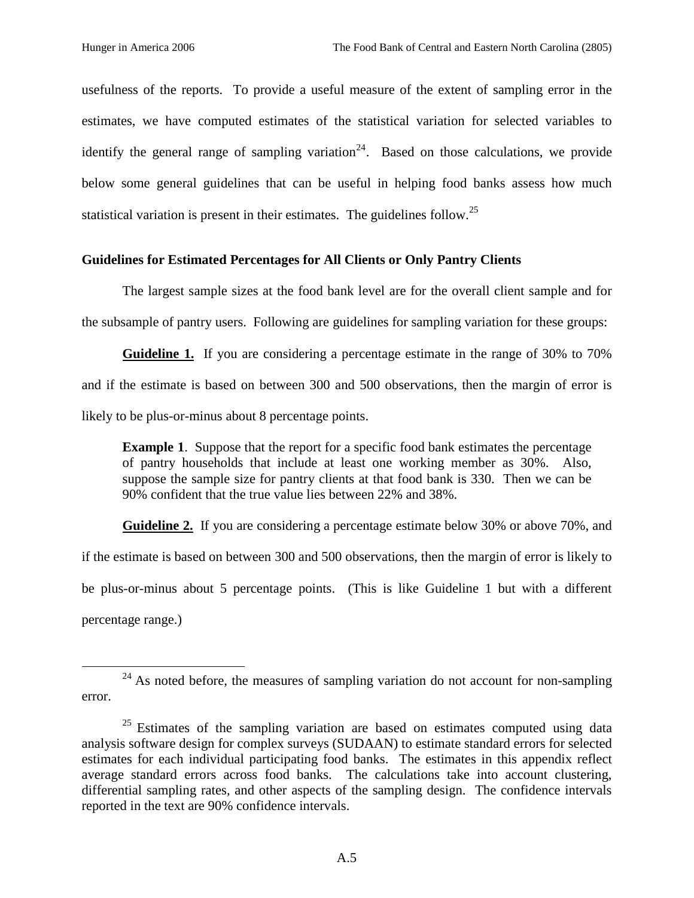usefulness of the reports. To provide a useful measure of the extent of sampling error in the estimates, we have computed estimates of the statistical variation for selected variables to identify the general range of sampling variation[24]. Based on those calculations, we provide below some general guidelines that can be useful in helping food banks assess how much statistical variation is present in their estimates. The guidelines follow.[25]

**Guidelines for Estimated Percentages for All Clients or Only Pantry Clients**

The largest sample sizes at the food bank level are for the overall client sample and for the subsample of pantry users. Following are guidelines for sampling variation for these groups:

**Guideline 1.** If you are considering a percentage estimate in the range of 30% to 70% and if the estimate is based on between 300 and 500 observations, then the margin of error is likely to be plus-or-minus about 8 percentage points.

> **Example 1**. Suppose that the report for a specific food bank estimates the percentage of pantry households that include at least one working member as 30%. Also, suppose the sample size for pantry clients at that food bank is 330. Then we can be 90% confident that the true value lies between 22% and 38%.

**Guideline 2.** If you are considering a percentage estimate below 30% or above 70%, and if the estimate is based on between 300 and 500 observations, then the margin of error is likely to be plus-or-minus about 5 percentage points. (This is like Guideline 1 but with a different percentage range.)

---

[24] As noted before, the measures of sampling variation do not account for non-sampling error.

[25] Estimates of the sampling variation are based on estimates computed using data analysis software design for complex surveys (SUDAAN) to estimate standard errors for selected estimates for each individual participating food banks. The estimates in this appendix reflect average standard errors across food banks. The calculations take into account clustering, differential sampling rates, and other aspects of the sampling design. The confidence intervals reported in the text are 90% confidence intervals.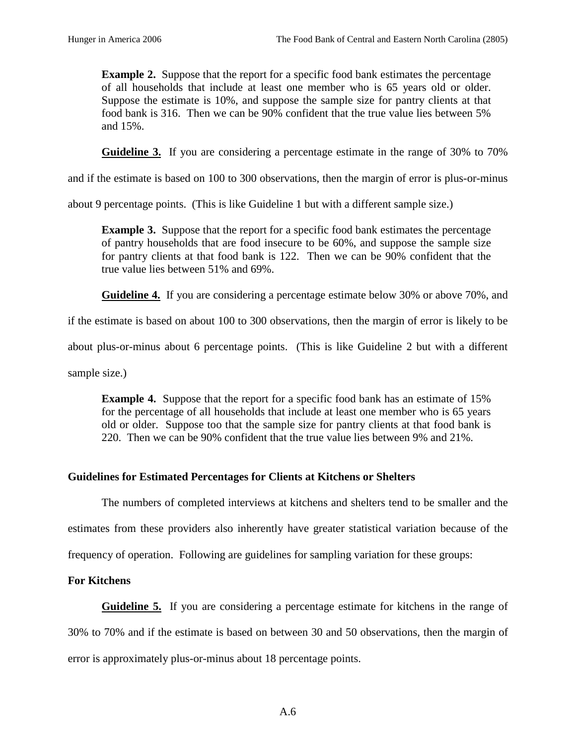**Example 2.** Suppose that the report for a specific food bank estimates the percentage of all households that include at least one member who is 65 years old or older. Suppose the estimate is 10%, and suppose the sample size for pantry clients at that food bank is 316. Then we can be 90% confident that the true value lies between 5% and 15%.

**Guideline 3.** If you are considering a percentage estimate in the range of 30% to 70% and if the estimate is based on 100 to 300 observations, then the margin of error is plus-or-minus about 9 percentage points. (This is like Guideline 1 but with a different sample size.)

**Example 3.** Suppose that the report for a specific food bank estimates the percentage of pantry households that are food insecure to be 60%, and suppose the sample size for pantry clients at that food bank is 122. Then we can be 90% confident that the true value lies between 51% and 69%.

**Guideline 4.** If you are considering a percentage estimate below 30% or above 70%, and if the estimate is based on about 100 to 300 observations, then the margin of error is likely to be about plus-or-minus about 6 percentage points. (This is like Guideline 2 but with a different sample size.)

**Example 4.** Suppose that the report for a specific food bank has an estimate of 15% for the percentage of all households that include at least one member who is 65 years old or older. Suppose too that the sample size for pantry clients at that food bank is 220. Then we can be 90% confident that the true value lies between 9% and 21%.

### Guidelines for Estimated Percentages for Clients at Kitchens or Shelters

The numbers of completed interviews at kitchens and shelters tend to be smaller and the estimates from these providers also inherently have greater statistical variation because of the frequency of operation. Following are guidelines for sampling variation for these groups:

### For Kitchens

**Guideline 5.** If you are considering a percentage estimate for kitchens in the range of 30% to 70% and if the estimate is based on between 30 and 50 observations, then the margin of error is approximately plus-or-minus about 18 percentage points.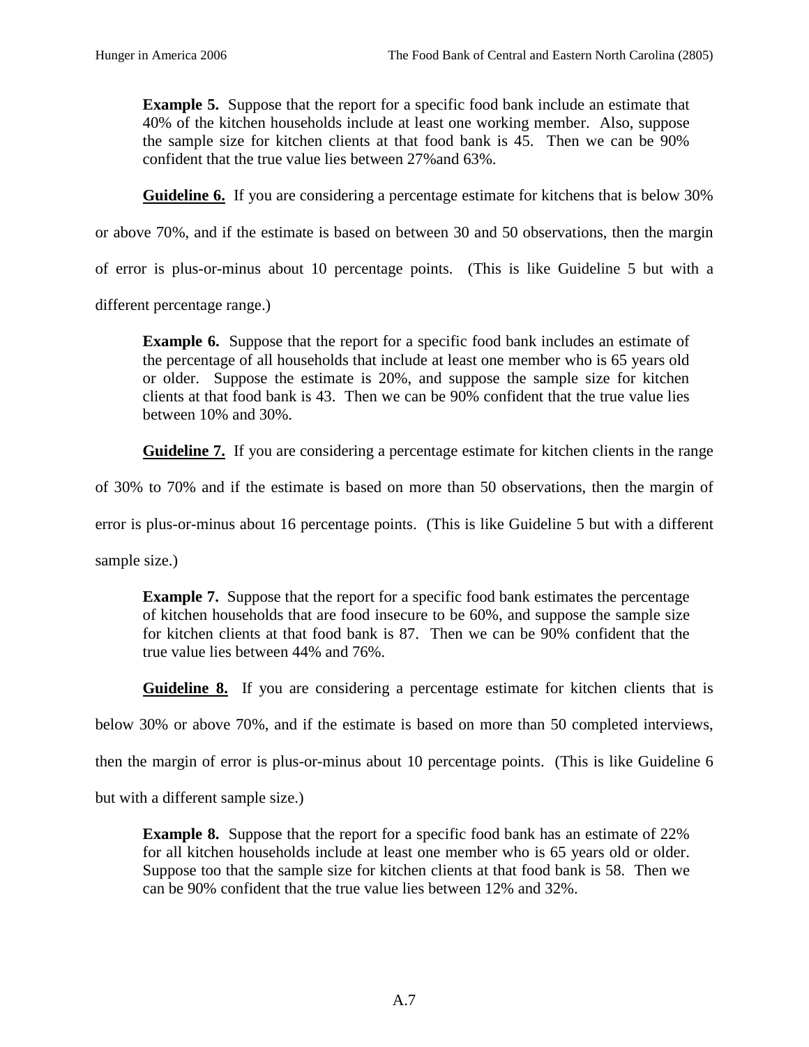**Example 5.** Suppose that the report for a specific food bank include an estimate that 40% of the kitchen households include at least one working member. Also, suppose the sample size for kitchen clients at that food bank is 45. Then we can be 90% confident that the true value lies between 27%and 63%.

**Guideline 6.** If you are considering a percentage estimate for kitchens that is below 30% or above 70%, and if the estimate is based on between 30 and 50 observations, then the margin of error is plus-or-minus about 10 percentage points. (This is like Guideline 5 but with a different percentage range.)

**Example 6.** Suppose that the report for a specific food bank includes an estimate of the percentage of all households that include at least one member who is 65 years old or older. Suppose the estimate is 20%, and suppose the sample size for kitchen clients at that food bank is 43. Then we can be 90% confident that the true value lies between 10% and 30%.

**Guideline 7.** If you are considering a percentage estimate for kitchen clients in the range of 30% to 70% and if the estimate is based on more than 50 observations, then the margin of error is plus-or-minus about 16 percentage points. (This is like Guideline 5 but with a different sample size.)

**Example 7.** Suppose that the report for a specific food bank estimates the percentage of kitchen households that are food insecure to be 60%, and suppose the sample size for kitchen clients at that food bank is 87. Then we can be 90% confident that the true value lies between 44% and 76%.

**Guideline 8.** If you are considering a percentage estimate for kitchen clients that is below 30% or above 70%, and if the estimate is based on more than 50 completed interviews, then the margin of error is plus-or-minus about 10 percentage points. (This is like Guideline 6 but with a different sample size.)

**Example 8.** Suppose that the report for a specific food bank has an estimate of 22% for all kitchen households include at least one member who is 65 years old or older. Suppose too that the sample size for kitchen clients at that food bank is 58. Then we can be 90% confident that the true value lies between 12% and 32%.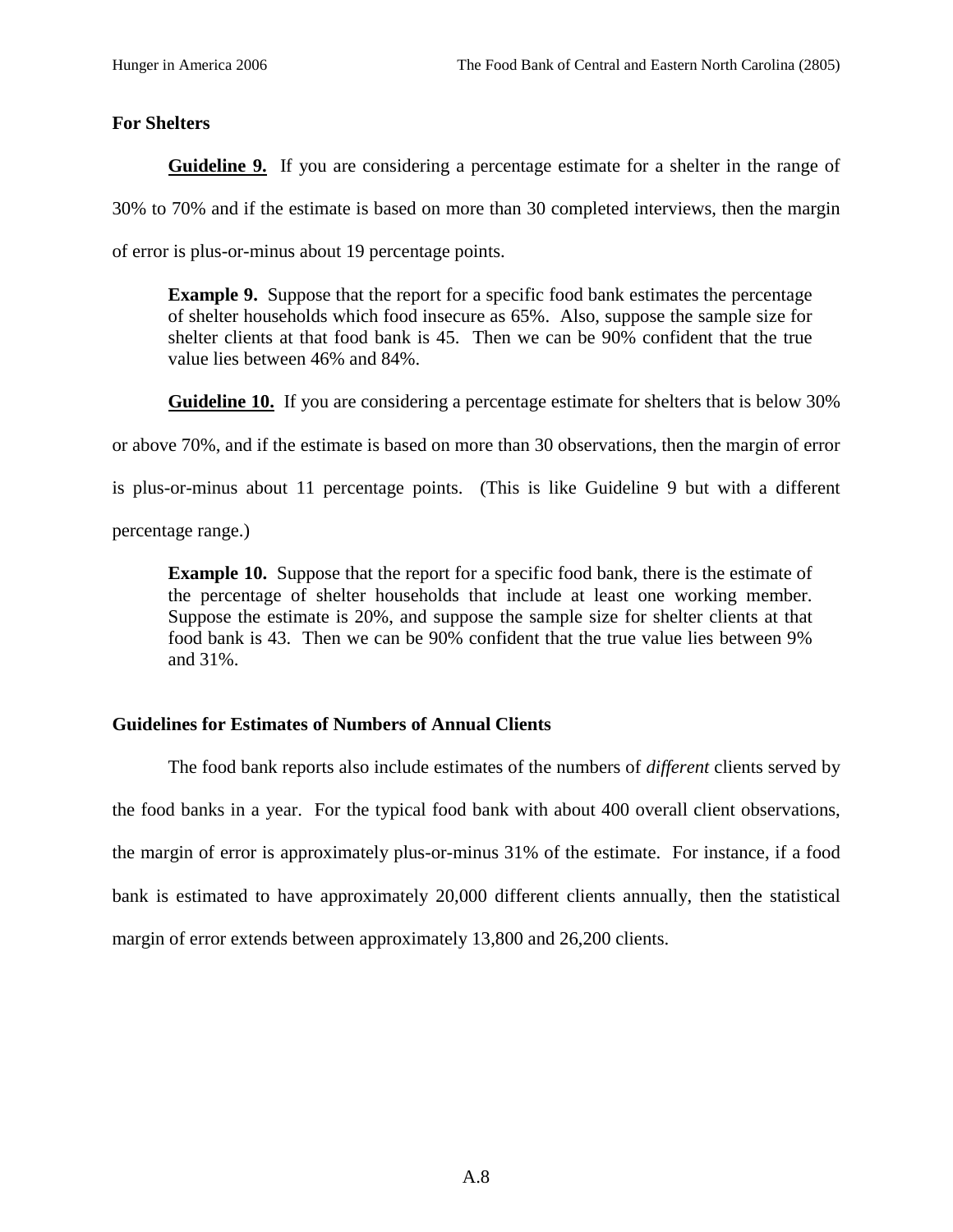### For Shelters

**Guideline 9.** If you are considering a percentage estimate for a shelter in the range of 30% to 70% and if the estimate is based on more than 30 completed interviews, then the margin of error is plus-or-minus about 19 percentage points.

> **Example 9.** Suppose that the report for a specific food bank estimates the percentage of shelter households which food insecure as 65%. Also, suppose the sample size for shelter clients at that food bank is 45. Then we can be 90% confident that the true value lies between 46% and 84%.

**Guideline 10.** If you are considering a percentage estimate for shelters that is below 30% or above 70%, and if the estimate is based on more than 30 observations, then the margin of error is plus-or-minus about 11 percentage points. (This is like Guideline 9 but with a different percentage range.)

> **Example 10.** Suppose that the report for a specific food bank, there is the estimate of the percentage of shelter households that include at least one working member. Suppose the estimate is 20%, and suppose the sample size for shelter clients at that food bank is 43. Then we can be 90% confident that the true value lies between 9% and 31%.

### Guidelines for Estimates of Numbers of Annual Clients

The food bank reports also include estimates of the numbers of *different* clients served by the food banks in a year. For the typical food bank with about 400 overall client observations, the margin of error is approximately plus-or-minus 31% of the estimate. For instance, if a food bank is estimated to have approximately 20,000 different clients annually, then the statistical margin of error extends between approximately 13,800 and 26,200 clients.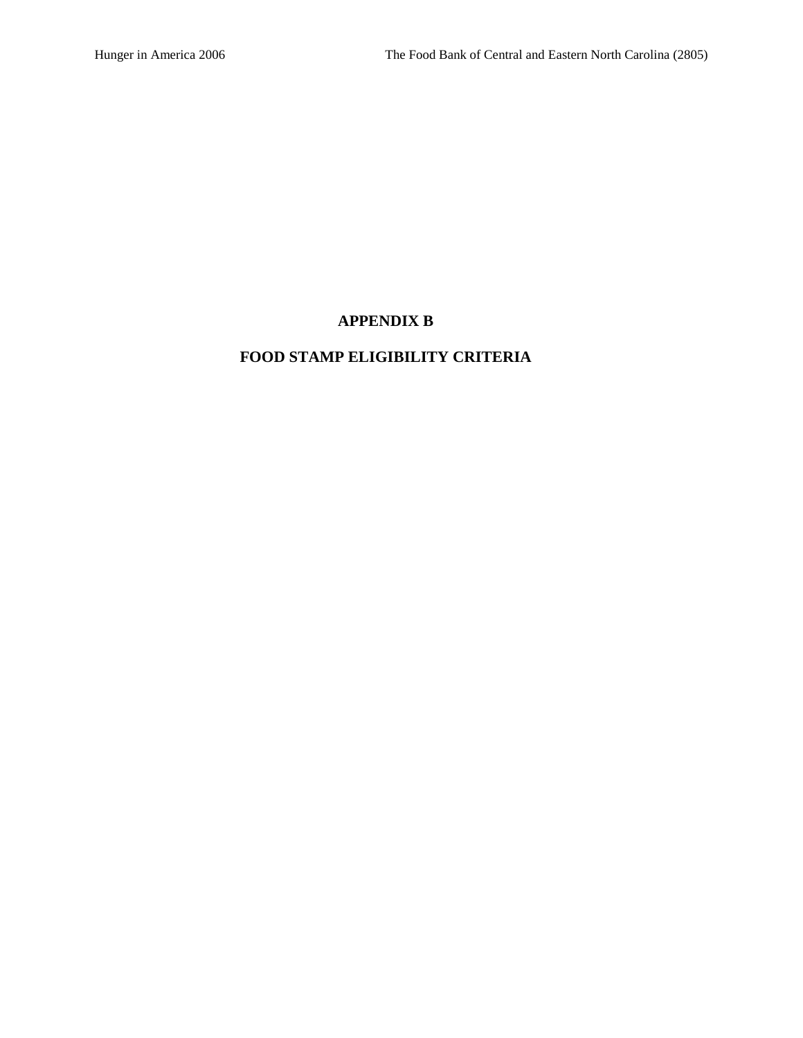# APPENDIX B

# FOOD STAMP ELIGIBILITY CRITERIA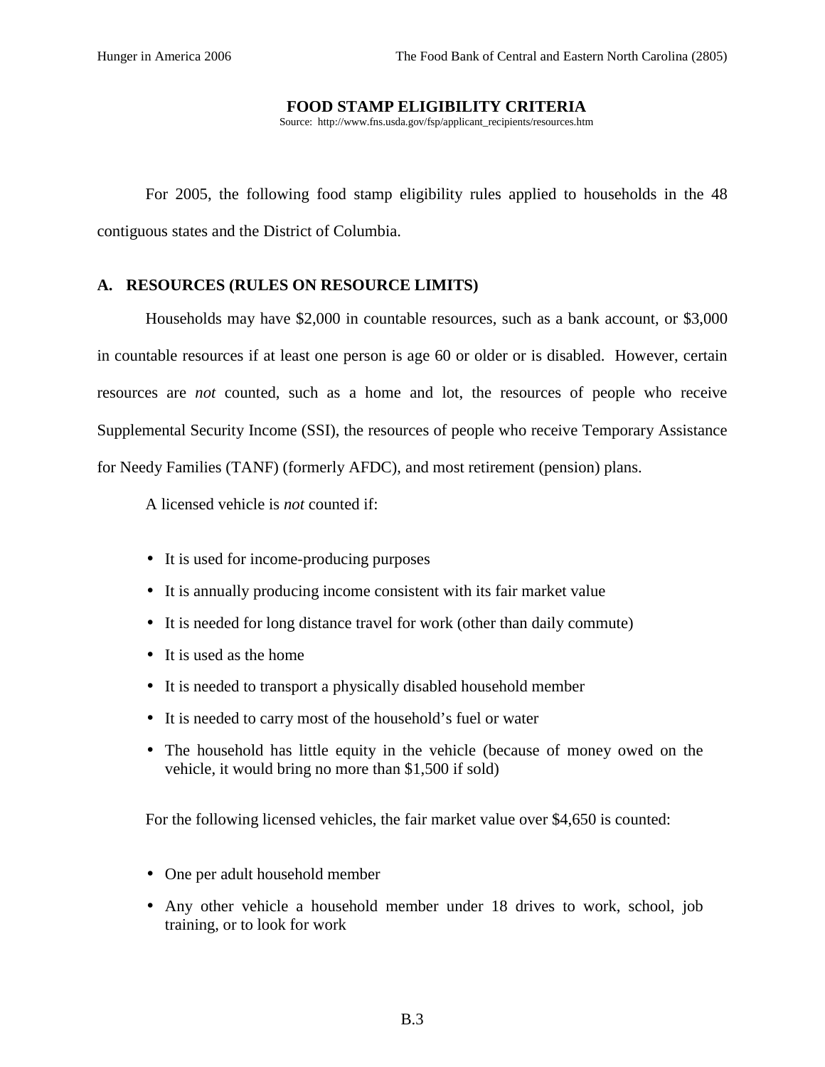**FOOD STAMP ELIGIBILITY CRITERIA**

Source: http://www.fns.usda.gov/fsp/applicant_recipients/resources.htm

For 2005, the following food stamp eligibility rules applied to households in the 48 contiguous states and the District of Columbia.

## A. RESOURCES (RULES ON RESOURCE LIMITS)

Households may have $2,000 in countable resources, such as a bank account, or $3,000 in countable resources if at least one person is age 60 or older or is disabled. However, certain resources are *not* counted, such as a home and lot, the resources of people who receive Supplemental Security Income (SSI), the resources of people who receive Temporary Assistance for Needy Families (TANF) (formerly AFDC), and most retirement (pension) plans.

A licensed vehicle is *not* counted if:

- It is used for income-producing purposes
- It is annually producing income consistent with its fair market value
- It is needed for long distance travel for work (other than daily commute)
- It is used as the home
- It is needed to transport a physically disabled household member
- It is needed to carry most of the household's fuel or water
- The household has little equity in the vehicle (because of money owed on the vehicle, it would bring no more than $1,500 if sold)

For the following licensed vehicles, the fair market value over $4,650 is counted:

- One per adult household member
- Any other vehicle a household member under 18 drives to work, school, job training, or to look for work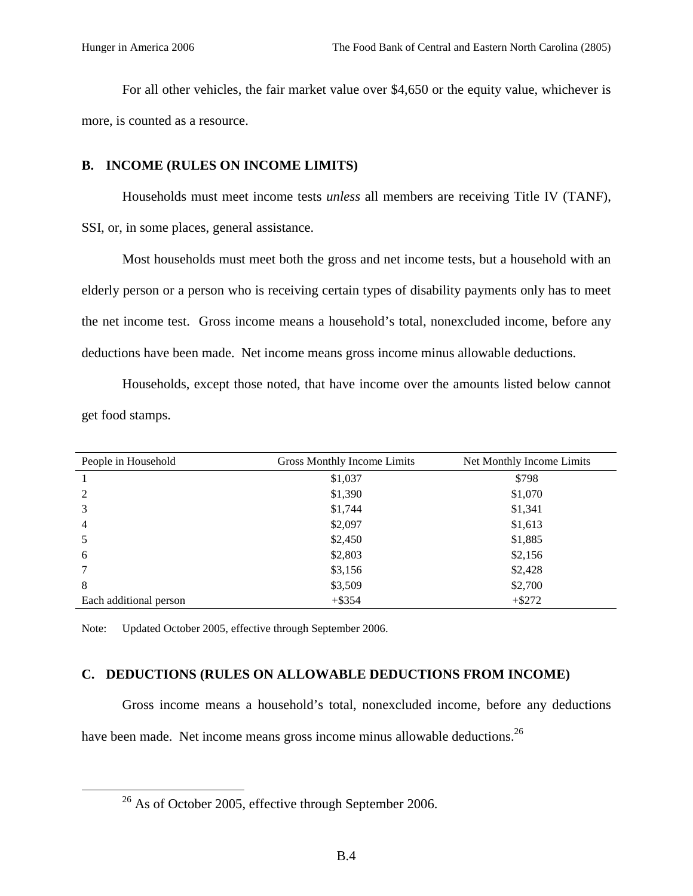For all other vehicles, the fair market value over $4,650 or the equity value, whichever is more, is counted as a resource.

## B. INCOME (RULES ON INCOME LIMITS)

Households must meet income tests *unless* all members are receiving Title IV (TANF), SSI, or, in some places, general assistance.

Most households must meet both the gross and net income tests, but a household with an elderly person or a person who is receiving certain types of disability payments only has to meet the net income test. Gross income means a household's total, nonexcluded income, before any deductions have been made. Net income means gross income minus allowable deductions.

Households, except those noted, that have income over the amounts listed below cannot get food stamps.

| People in Household | Gross Monthly Income Limits | Net Monthly Income Limits |
|---|---|---|
| 1 | $1,037 | $798 |
| 2 | $1,390 | $1,070 |
| 3 | $1,744 | $1,341 |
| 4 | $2,097 | $1,613 |
| 5 | $2,450 | $1,885 |
| 6 | $2,803 | $2,156 |
| 7 | $3,156 | $2,428 |
| 8 | $3,509 | $2,700 |
| Each additional person | +$354 | +$272 |

Note: Updated October 2005, effective through September 2006.

## C. DEDUCTIONS (RULES ON ALLOWABLE DEDUCTIONS FROM INCOME)

Gross income means a household's total, nonexcluded income, before any deductions have been made. Net income means gross income minus allowable deductions.[26]

[26] As of October 2005, effective through September 2006.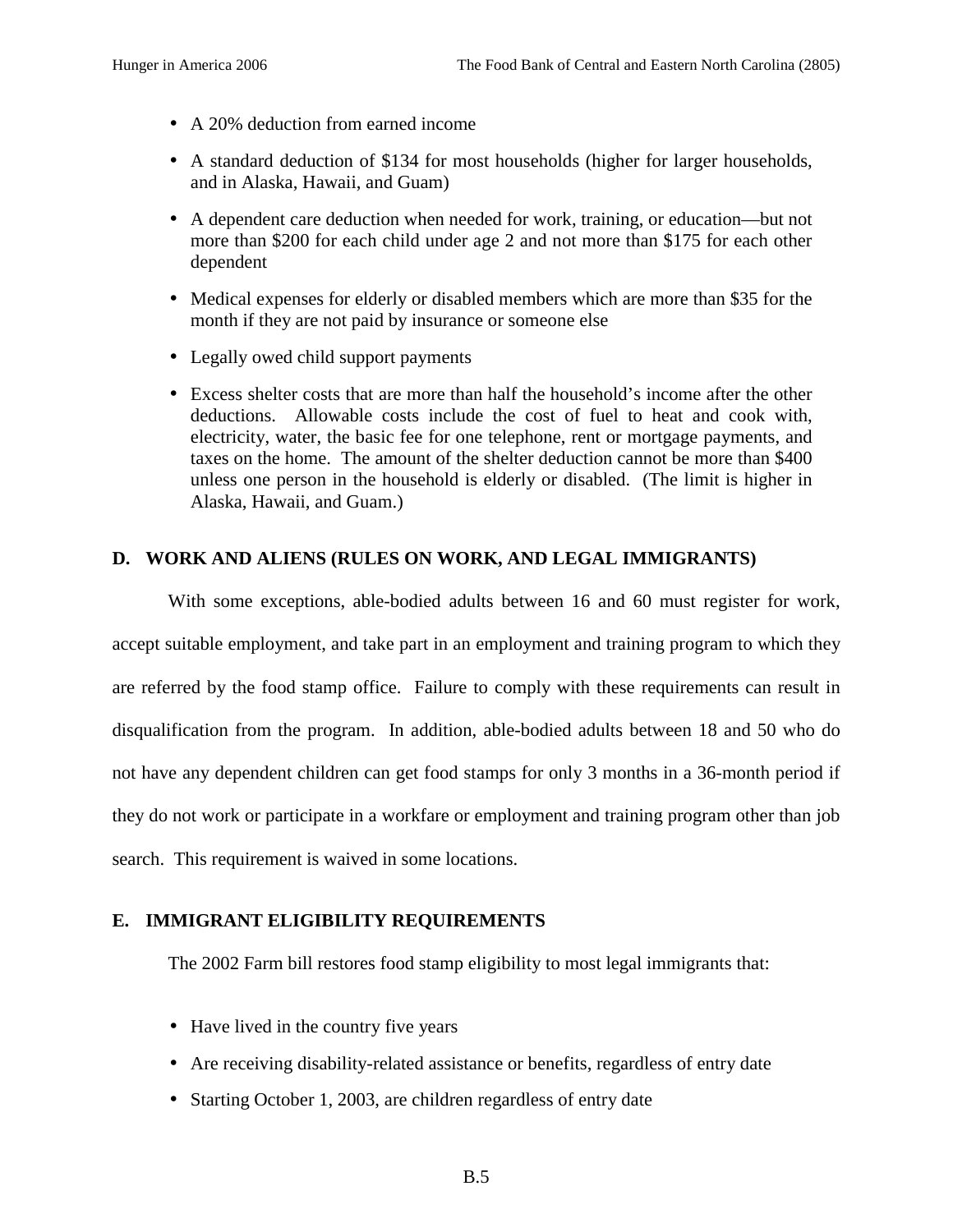- A 20% deduction from earned income
- A standard deduction of $134 for most households (higher for larger households, and in Alaska, Hawaii, and Guam)
- A dependent care deduction when needed for work, training, or education—but not more than $200 for each child under age 2 and not more than $175 for each other dependent
- Medical expenses for elderly or disabled members which are more than $35 for the month if they are not paid by insurance or someone else
- Legally owed child support payments
- Excess shelter costs that are more than half the household's income after the other deductions. Allowable costs include the cost of fuel to heat and cook with, electricity, water, the basic fee for one telephone, rent or mortgage payments, and taxes on the home. The amount of the shelter deduction cannot be more than $400 unless one person in the household is elderly or disabled. (The limit is higher in Alaska, Hawaii, and Guam.)

## D. WORK AND ALIENS (RULES ON WORK, AND LEGAL IMMIGRANTS)

With some exceptions, able-bodied adults between 16 and 60 must register for work, accept suitable employment, and take part in an employment and training program to which they are referred by the food stamp office. Failure to comply with these requirements can result in disqualification from the program. In addition, able-bodied adults between 18 and 50 who do not have any dependent children can get food stamps for only 3 months in a 36-month period if they do not work or participate in a workfare or employment and training program other than job search. This requirement is waived in some locations.

## E. IMMIGRANT ELIGIBILITY REQUIREMENTS

The 2002 Farm bill restores food stamp eligibility to most legal immigrants that:

- Have lived in the country five years
- Are receiving disability-related assistance or benefits, regardless of entry date
- Starting October 1, 2003, are children regardless of entry date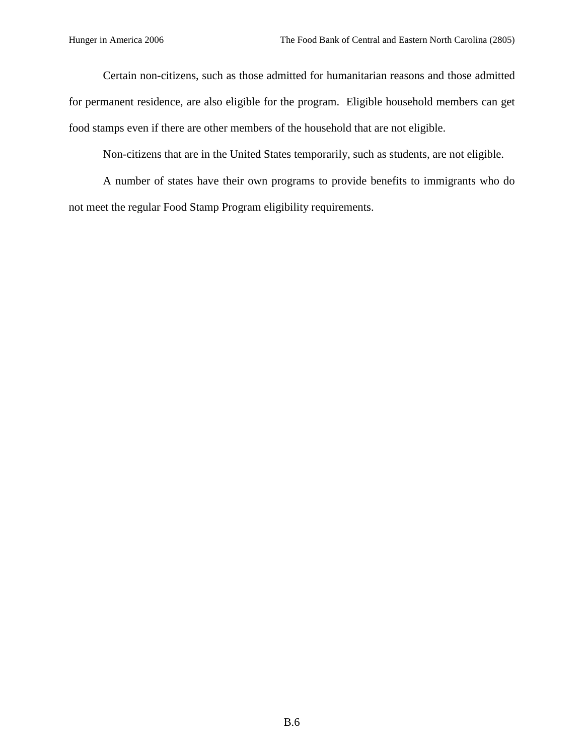Certain non-citizens, such as those admitted for humanitarian reasons and those admitted for permanent residence, are also eligible for the program. Eligible household members can get food stamps even if there are other members of the household that are not eligible.

Non-citizens that are in the United States temporarily, such as students, are not eligible.

A number of states have their own programs to provide benefits to immigrants who do not meet the regular Food Stamp Program eligibility requirements.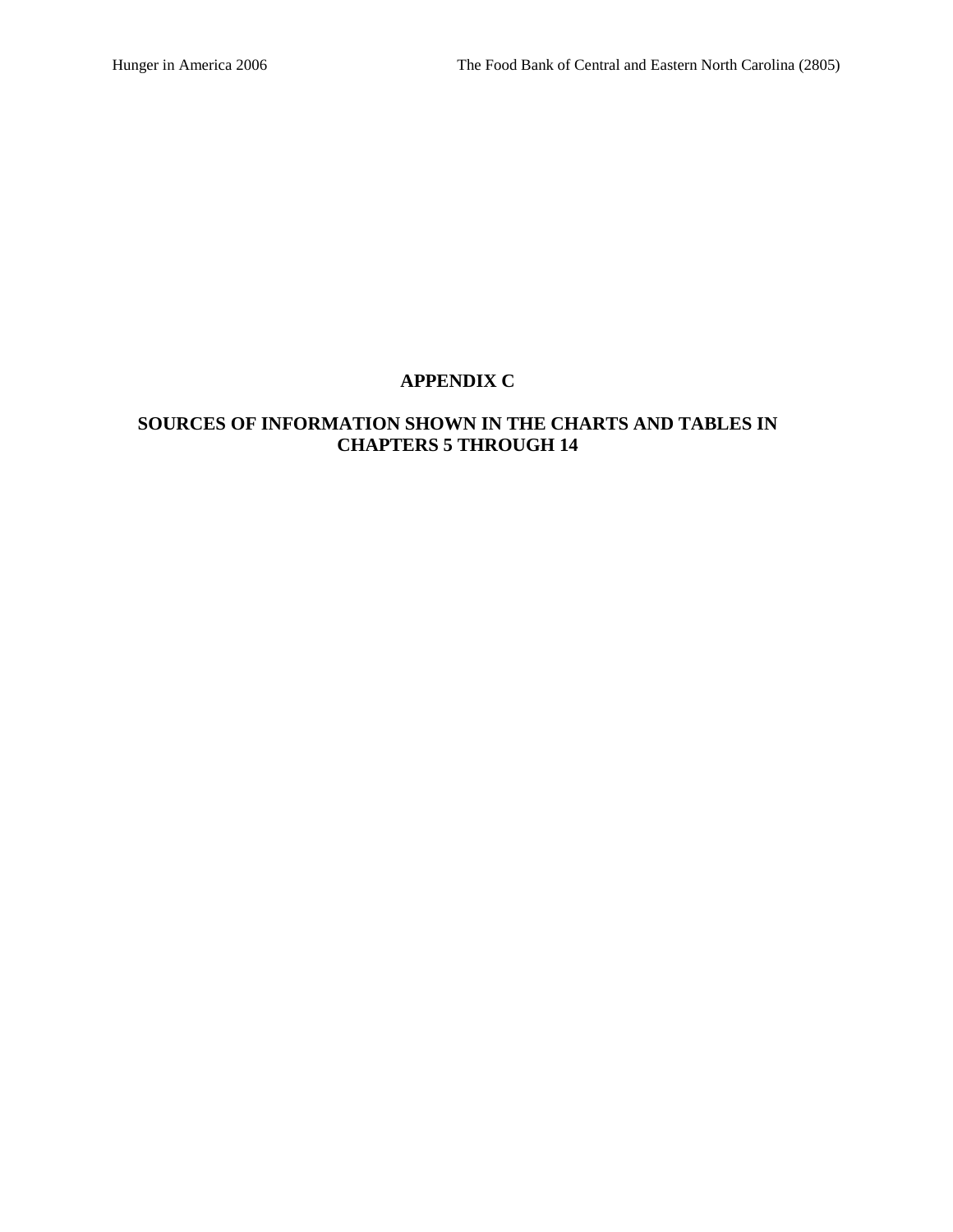# APPENDIX C

## SOURCES OF INFORMATION SHOWN IN THE CHARTS AND TABLES IN CHAPTERS 5 THROUGH 14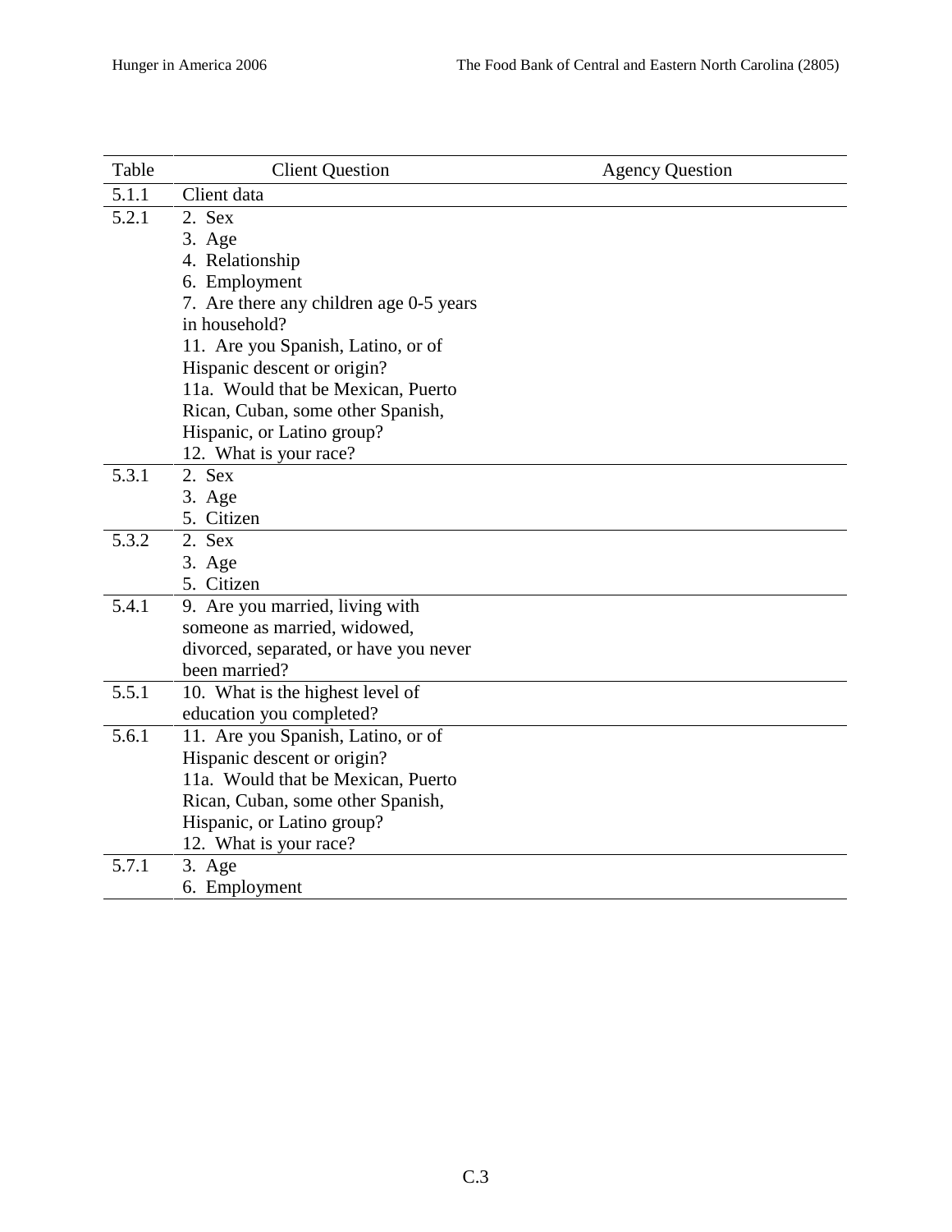| Table | Client Question | Agency Question |
| --- | --- | --- |
| 5.1.1 | Client data | |
| 5.2.1 | 2. Sex<br>3. Age<br>4. Relationship<br>6. Employment<br>7. Are there any children age 0-5 years in household?<br>11. Are you Spanish, Latino, or of Hispanic descent or origin?<br>11a. Would that be Mexican, Puerto Rican, Cuban, some other Spanish, Hispanic, or Latino group?<br>12. What is your race? | |
| 5.3.1 | 2. Sex<br>3. Age<br>5. Citizen | |
| 5.3.2 | 2. Sex<br>3. Age<br>5. Citizen | |
| 5.4.1 | 9. Are you married, living with someone as married, widowed, divorced, separated, or have you never been married? | |
| 5.5.1 | 10. What is the highest level of education you completed? | |
| 5.6.1 | 11. Are you Spanish, Latino, or of Hispanic descent or origin?<br>11a. Would that be Mexican, Puerto Rican, Cuban, some other Spanish, Hispanic, or Latino group?<br>12. What is your race? | |
| 5.7.1 | 3. Age<br>6. Employment | |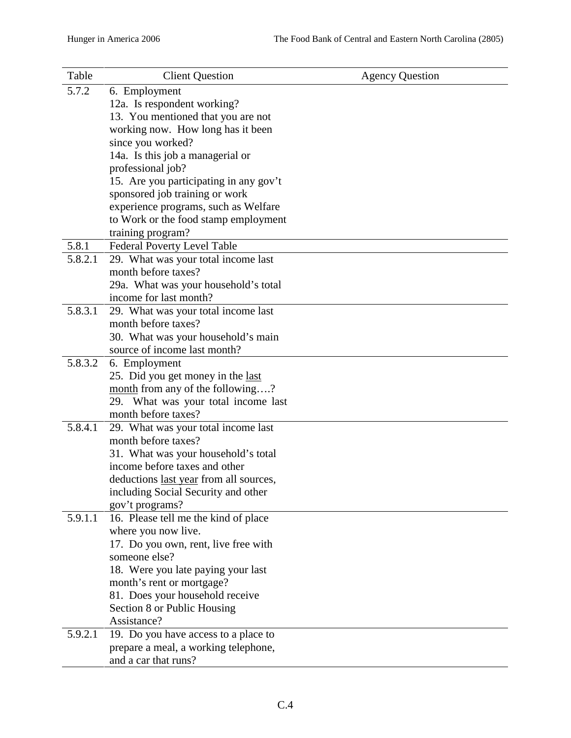| Table | Client Question | Agency Question |
|---|---|---|
| 5.7.2 | 6. Employment<br>12a. Is respondent working?<br>13. You mentioned that you are not working now. How long has it been since you worked?<br>14a. Is this job a managerial or professional job?<br>15. Are you participating in any gov't sponsored job training or work experience programs, such as Welfare to Work or the food stamp employment training program? | |
| 5.8.1 | Federal Poverty Level Table | |
| 5.8.2.1 | 29. What was your total income last month before taxes?<br>29a. What was your household's total income for last month? | |
| 5.8.3.1 | 29. What was your total income last month before taxes?<br>30. What was your household's main source of income last month? | |
| 5.8.3.2 | 6. Employment<br>25. Did you get money in the last month from any of the following….?<br>29. What was your total income last month before taxes? | |
| 5.8.4.1 | 29. What was your total income last month before taxes?<br>31. What was your household's total income before taxes and other deductions last year from all sources, including Social Security and other gov't programs? | |
| 5.9.1.1 | 16. Please tell me the kind of place where you now live.<br>17. Do you own, rent, live free with someone else?<br>18. Were you late paying your last month's rent or mortgage?<br>81. Does your household receive Section 8 or Public Housing Assistance? | |
| 5.9.2.1 | 19. Do you have access to a place to prepare a meal, a working telephone, and a car that runs? | |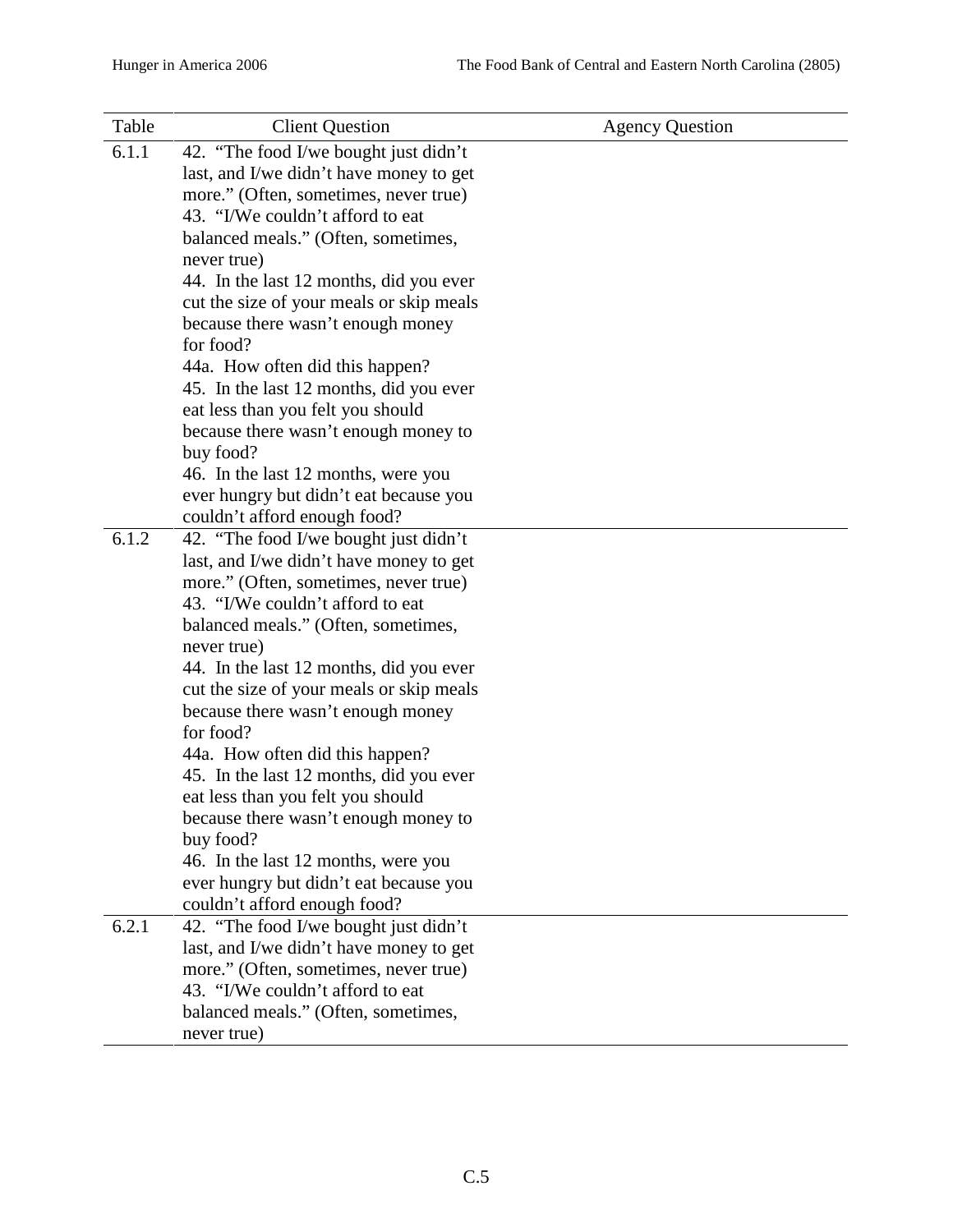| Table | Client Question | Agency Question |
|---|---|---|
| 6.1.1 | 42. "The food I/we bought just didn't last, and I/we didn't have money to get more." (Often, sometimes, never true)<br>43. "I/We couldn't afford to eat balanced meals." (Often, sometimes, never true)<br>44. In the last 12 months, did you ever cut the size of your meals or skip meals because there wasn't enough money for food?<br>44a. How often did this happen?<br>45. In the last 12 months, did you ever eat less than you felt you should because there wasn't enough money to buy food?<br>46. In the last 12 months, were you ever hungry but didn't eat because you couldn't afford enough food? | |
| 6.1.2 | 42. "The food I/we bought just didn't last, and I/we didn't have money to get more." (Often, sometimes, never true)<br>43. "I/We couldn't afford to eat balanced meals." (Often, sometimes, never true)<br>44. In the last 12 months, did you ever cut the size of your meals or skip meals because there wasn't enough money for food?<br>44a. How often did this happen?<br>45. In the last 12 months, did you ever eat less than you felt you should because there wasn't enough money to buy food?<br>46. In the last 12 months, were you ever hungry but didn't eat because you couldn't afford enough food? | |
| 6.2.1 | 42. "The food I/we bought just didn't last, and I/we didn't have money to get more." (Often, sometimes, never true)<br>43. "I/We couldn't afford to eat balanced meals." (Often, sometimes, never true) | |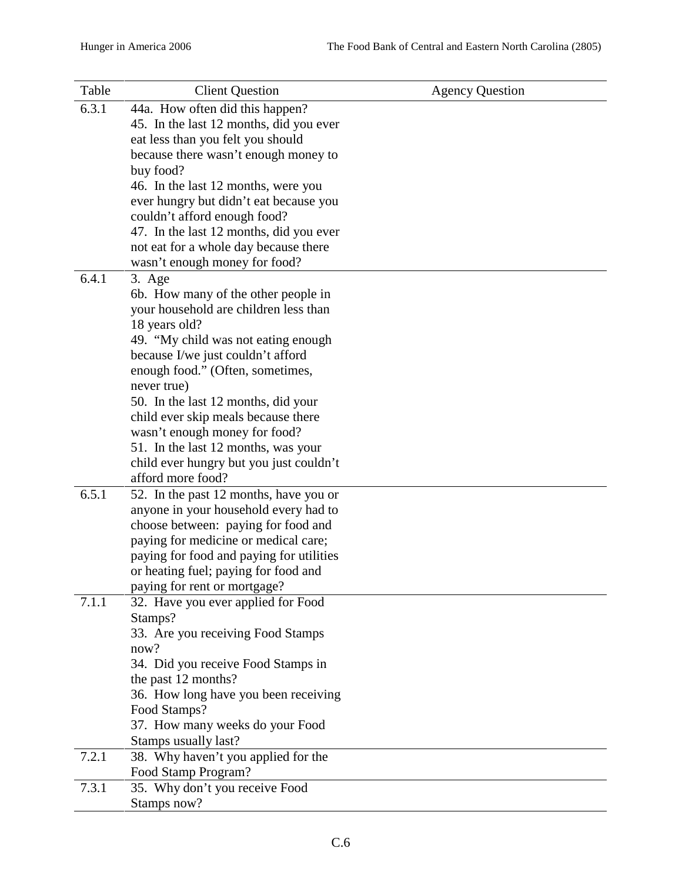| Table | Client Question | Agency Question |
|---|---|---|
| 6.3.1 | 44a. How often did this happen?<br>45. In the last 12 months, did you ever eat less than you felt you should because there wasn't enough money to buy food?<br>46. In the last 12 months, were you ever hungry but didn't eat because you couldn't afford enough food?<br>47. In the last 12 months, did you ever not eat for a whole day because there wasn't enough money for food? | |
| 6.4.1 | 3. Age<br>6b. How many of the other people in your household are children less than 18 years old?<br>49. "My child was not eating enough because I/we just couldn't afford enough food." (Often, sometimes, never true)<br>50. In the last 12 months, did your child ever skip meals because there wasn't enough money for food?<br>51. In the last 12 months, was your child ever hungry but you just couldn't afford more food? | |
| 6.5.1 | 52. In the past 12 months, have you or anyone in your household every had to choose between: paying for food and paying for medicine or medical care; paying for food and paying for utilities or heating fuel; paying for food and paying for rent or mortgage? | |
| 7.1.1 | 32. Have you ever applied for Food Stamps?<br>33. Are you receiving Food Stamps now?<br>34. Did you receive Food Stamps in the past 12 months?<br>36. How long have you been receiving Food Stamps?<br>37. How many weeks do your Food Stamps usually last? | |
| 7.2.1 | 38. Why haven't you applied for the Food Stamp Program? | |
| 7.3.1 | 35. Why don't you receive Food Stamps now? | |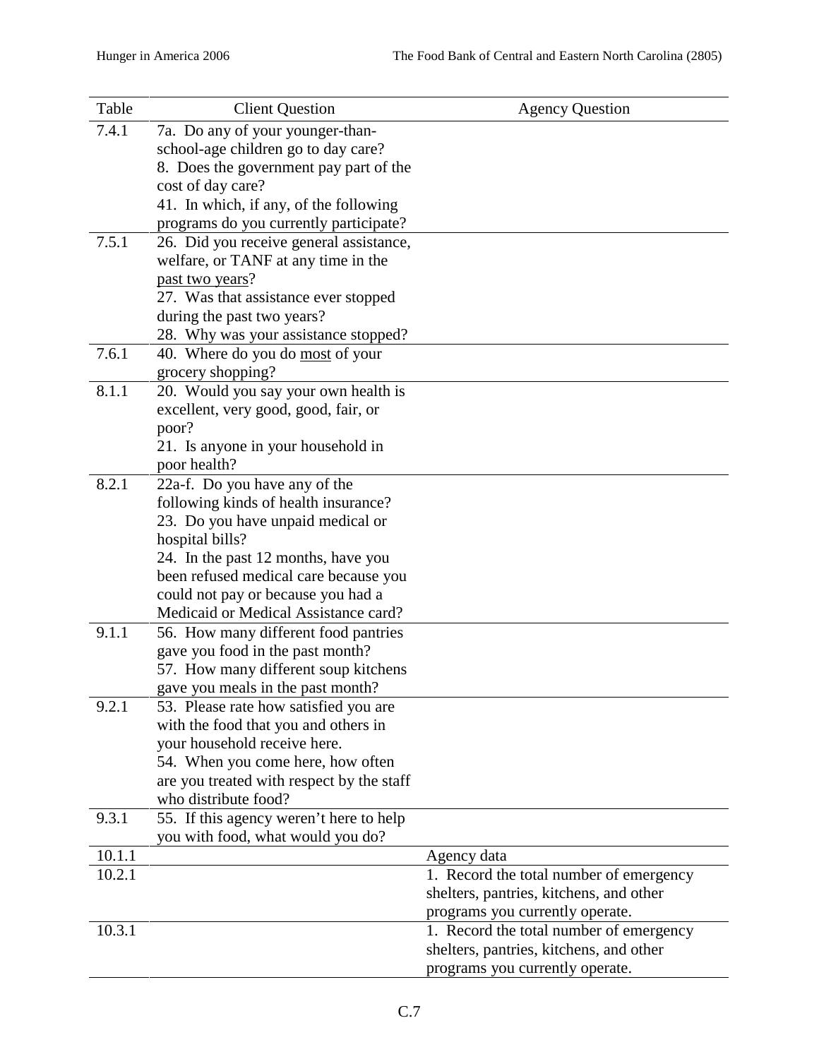| Table | Client Question | Agency Question |
|---|---|---|
| 7.4.1 | 7a. Do any of your younger-than-school-age children go to day care?<br>8. Does the government pay part of the cost of day care?<br>41. In which, if any, of the following programs do you currently participate? | |
| 7.5.1 | 26. Did you receive general assistance, welfare, or TANF at any time in the past two years?<br>27. Was that assistance ever stopped during the past two years?<br>28. Why was your assistance stopped? | |
| 7.6.1 | 40. Where do you do most of your grocery shopping? | |
| 8.1.1 | 20. Would you say your own health is excellent, very good, good, fair, or poor?<br>21. Is anyone in your household in poor health? | |
| 8.2.1 | 22a-f. Do you have any of the following kinds of health insurance?<br>23. Do you have unpaid medical or hospital bills?<br>24. In the past 12 months, have you been refused medical care because you could not pay or because you had a Medicaid or Medical Assistance card? | |
| 9.1.1 | 56. How many different food pantries gave you food in the past month?<br>57. How many different soup kitchens gave you meals in the past month? | |
| 9.2.1 | 53. Please rate how satisfied you are with the food that you and others in your household receive here.<br>54. When you come here, how often are you treated with respect by the staff who distribute food? | |
| 9.3.1 | 55. If this agency weren't here to help you with food, what would you do? | |
| 10.1.1 | | Agency data |
| 10.2.1 | | 1. Record the total number of emergency shelters, pantries, kitchens, and other programs you currently operate. |
| 10.3.1 | | 1. Record the total number of emergency shelters, pantries, kitchens, and other programs you currently operate. |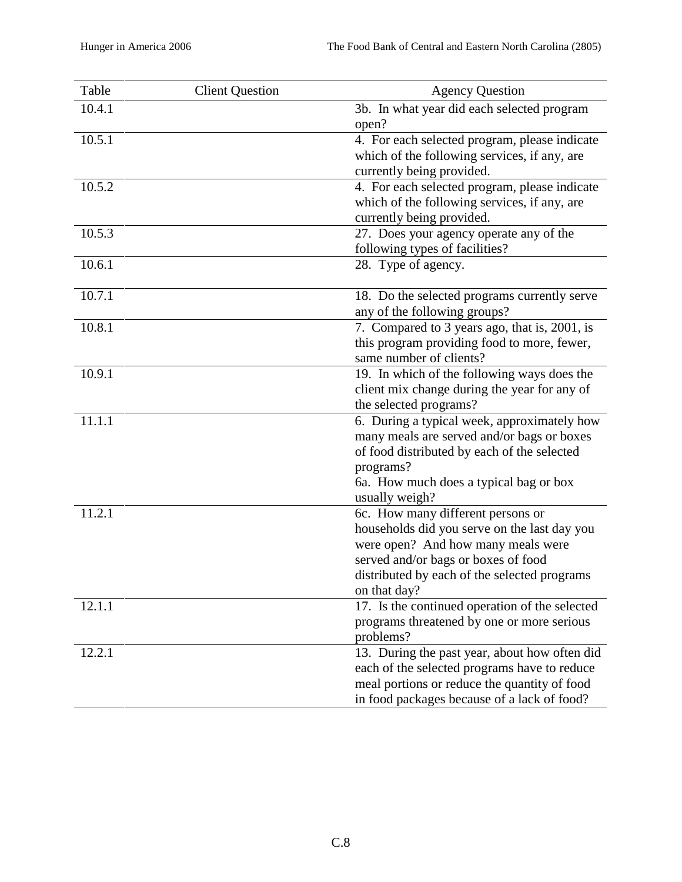| Table | Client Question | Agency Question |
|---|---|---|
| 10.4.1 | | 3b. In what year did each selected program open? |
| 10.5.1 | | 4. For each selected program, please indicate which of the following services, if any, are currently being provided. |
| 10.5.2 | | 4. For each selected program, please indicate which of the following services, if any, are currently being provided. |
| 10.5.3 | | 27. Does your agency operate any of the following types of facilities? |
| 10.6.1 | | 28. Type of agency. |
| 10.7.1 | | 18. Do the selected programs currently serve any of the following groups? |
| 10.8.1 | | 7. Compared to 3 years ago, that is, 2001, is this program providing food to more, fewer, same number of clients? |
| 10.9.1 | | 19. In which of the following ways does the client mix change during the year for any of the selected programs? |
| 11.1.1 | | 6. During a typical week, approximately how many meals are served and/or bags or boxes of food distributed by each of the selected programs?<br>6a. How much does a typical bag or box usually weigh? |
| 11.2.1 | | 6c. How many different persons or households did you serve on the last day you were open? And how many meals were served and/or bags or boxes of food distributed by each of the selected programs on that day? |
| 12.1.1 | | 17. Is the continued operation of the selected programs threatened by one or more serious problems? |
| 12.2.1 | | 13. During the past year, about how often did each of the selected programs have to reduce meal portions or reduce the quantity of food in food packages because of a lack of food? |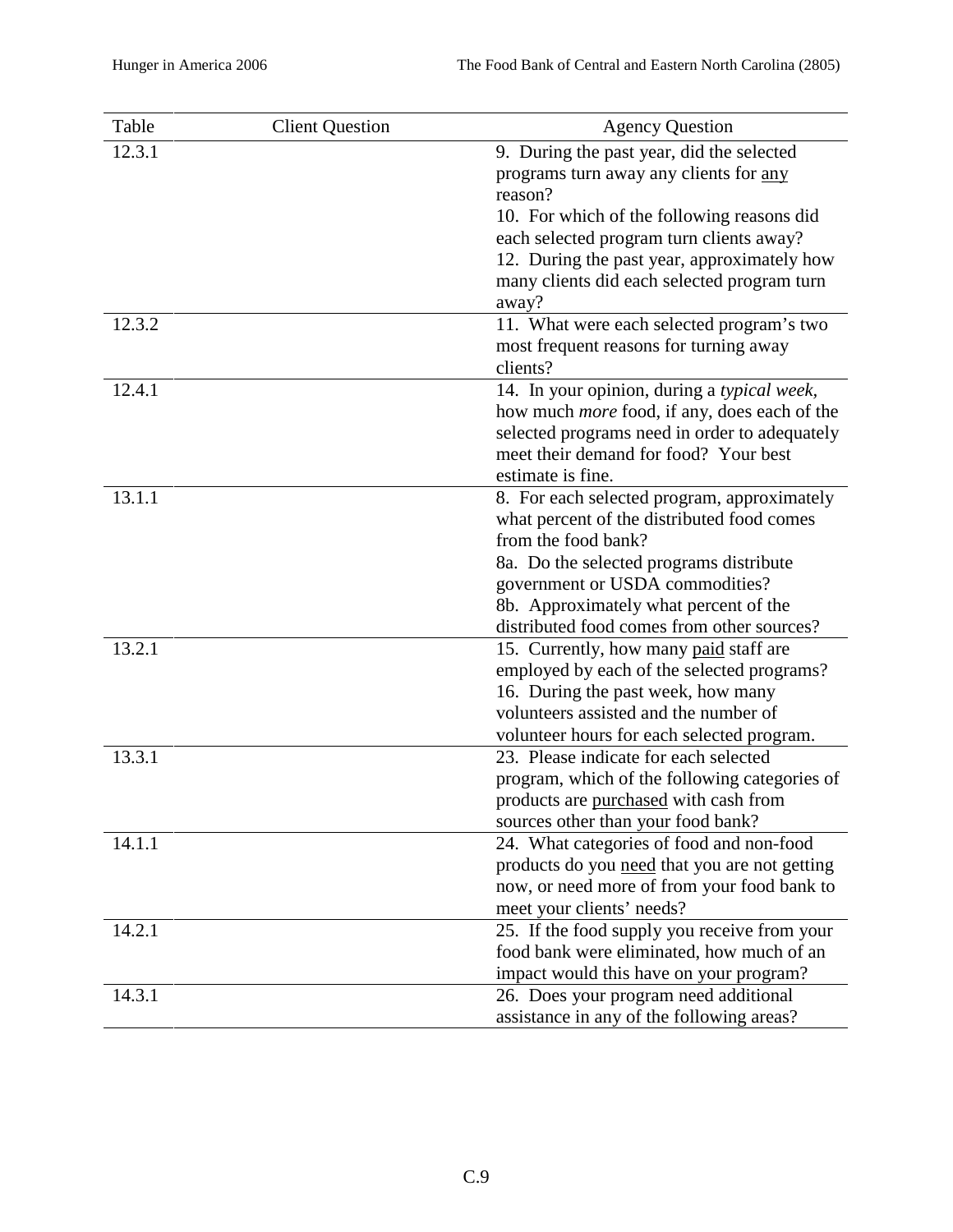| Table | Client Question | Agency Question |
|---|---|---|
| 12.3.1 | | 9. During the past year, did the selected programs turn away any clients for any reason?<br>10. For which of the following reasons did each selected program turn clients away?<br>12. During the past year, approximately how many clients did each selected program turn away? |
| 12.3.2 | | 11. What were each selected program's two most frequent reasons for turning away clients? |
| 12.4.1 | | 14. In your opinion, during a *typical week*, how much *more* food, if any, does each of the selected programs need in order to adequately meet their demand for food? Your best estimate is fine. |
| 13.1.1 | | 8. For each selected program, approximately what percent of the distributed food comes from the food bank?<br>8a. Do the selected programs distribute government or USDA commodities?<br>8b. Approximately what percent of the distributed food comes from other sources? |
| 13.2.1 | | 15. Currently, how many paid staff are employed by each of the selected programs?<br>16. During the past week, how many volunteers assisted and the number of volunteer hours for each selected program. |
| 13.3.1 | | 23. Please indicate for each selected program, which of the following categories of products are purchased with cash from sources other than your food bank? |
| 14.1.1 | | 24. What categories of food and non-food products do you need that you are not getting now, or need more of from your food bank to meet your clients' needs? |
| 14.2.1 | | 25. If the food supply you receive from your food bank were eliminated, how much of an impact would this have on your program? |
| 14.3.1 | | 26. Does your program need additional assistance in any of the following areas? |